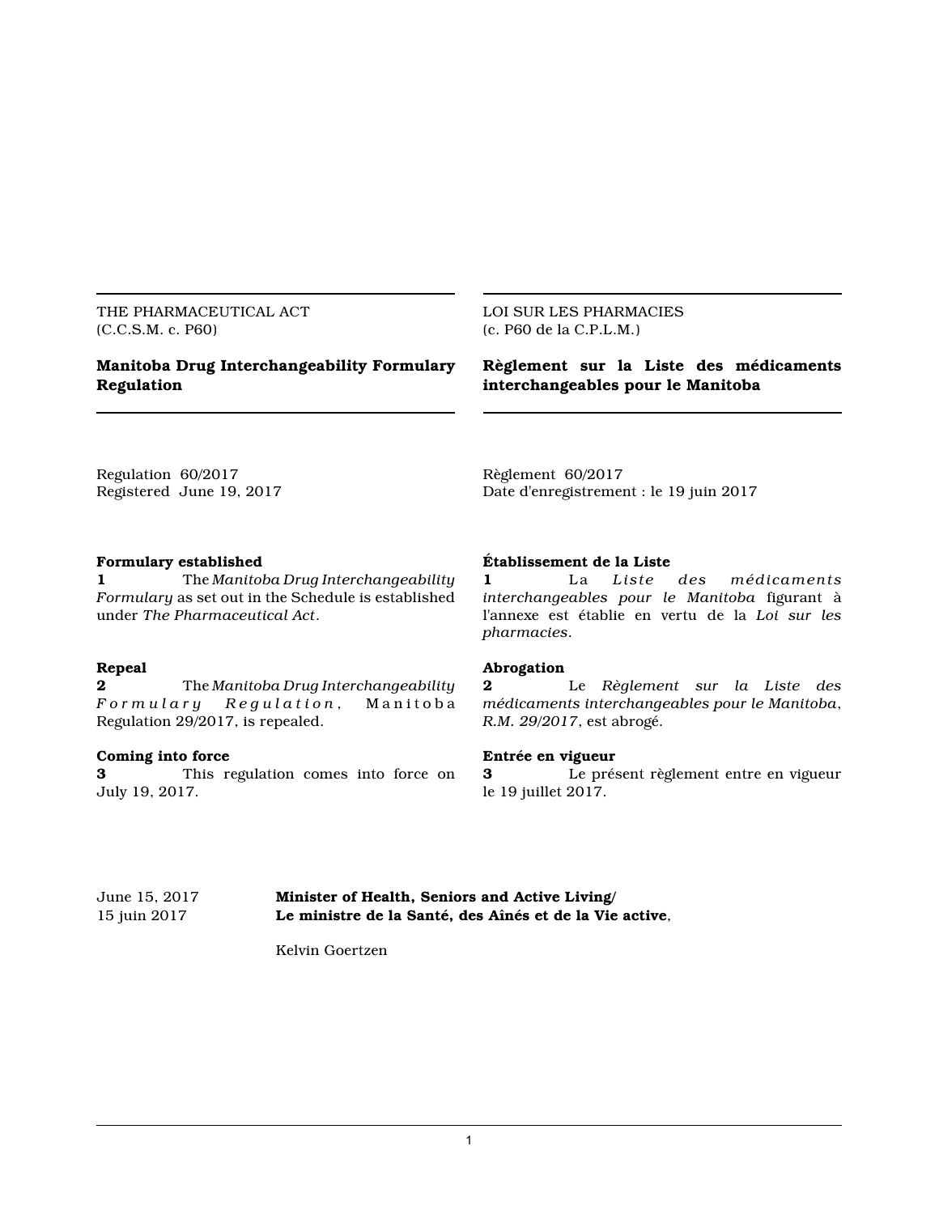THE PHARMACEUTICAL ACT
(C.C.S.M. c. P60)

## Manitoba Drug Interchangeability Formulary Regulation

Regulation 60/2017
Registered June 19, 2017

**Formulary established**
**1** The *Manitoba Drug Interchangeability Formulary* as set out in the Schedule is established under *The Pharmaceutical Act*.

**Repeal**
**2** The *Manitoba Drug Interchangeability Formulary Regulation*, Manitoba Regulation 29/2017, is repealed.

**Coming into force**
**3** This regulation comes into force on July 19, 2017.

LOI SUR LES PHARMACIES
(c. P60 de la C.P.L.M.)

## Règlement sur la Liste des médicaments interchangeables pour le Manitoba

Règlement 60/2017
Date d'enregistrement : le 19 juin 2017

**Établissement de la Liste**
**1** La *Liste des médicaments interchangeables pour le Manitoba* figurant à l'annexe est établie en vertu de la *Loi sur les pharmacies*.

**Abrogation**
**2** Le *Règlement sur la Liste des médicaments interchangeables pour le Manitoba*, *R.M. 29/2017*, est abrogé.

**Entrée en vigueur**
**3** Le présent règlement entre en vigueur le 19 juillet 2017.

June 15, 2017
15 juin 2017

**Minister of Health, Seniors and Active Living/**
**Le ministre de la Santé, des Aînés et de la Vie active**,

Kelvin Goertzen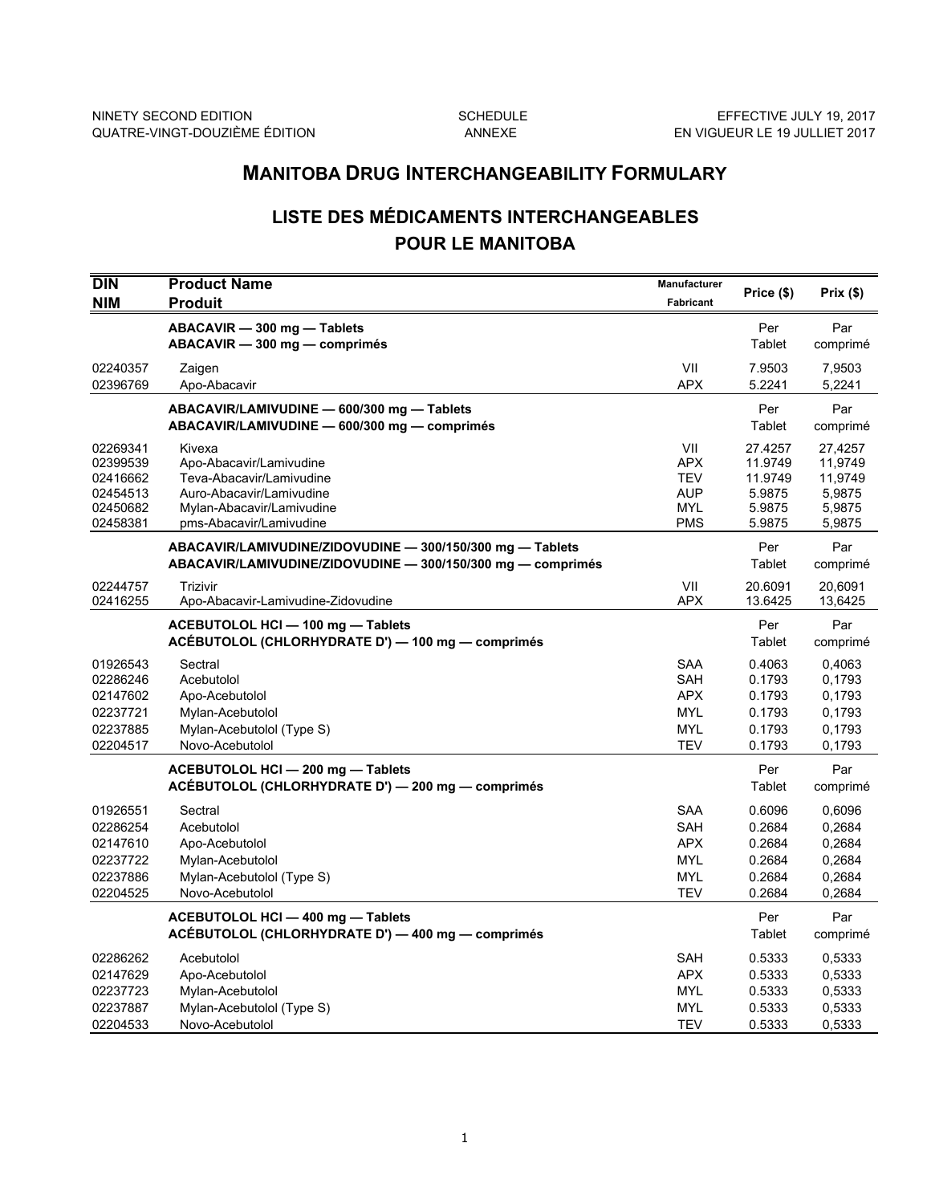NINETY SECOND EDITION
QUATRE-VINGT-DOUZIÈME ÉDITION

SCHEDULE
ANNEXE

EFFECTIVE JULY 19, 2017
EN VIGUEUR LE 19 JUILLET 2017

# MANITOBA DRUG INTERCHANGEABILITY FORMULARY

## LISTE DES MÉDICAMENTS INTERCHANGEABLES POUR LE MANITOBA

| DIN<br>NIM | Product Name<br>Produit | Manufacturer<br>Fabricant | Price ($) | Prix ($) |
|---|---|---|---|---|
| | **ABACAVIR — 300 mg — Tablets**<br>**ABACAVIR — 300 mg — comprimés** | | Per Tablet | Par comprimé |
| 02240357 | Zaigen | VII | 7.9503 | 7,9503 |
| 02396769 | Apo-Abacavir | APX | 5.2241 | 5,2241 |
| | **ABACAVIR/LAMIVUDINE — 600/300 mg — Tablets**<br>**ABACAVIR/LAMIVUDINE — 600/300 mg — comprimés** | | Per Tablet | Par comprimé |
| 02269341 | Kivexa | VII | 27.4257 | 27,4257 |
| 02399539 | Apo-Abacavir/Lamivudine | APX | 11.9749 | 11,9749 |
| 02416662 | Teva-Abacavir/Lamivudine | TEV | 11.9749 | 11,9749 |
| 02454513 | Auro-Abacavir/Lamivudine | AUP | 5.9875 | 5,9875 |
| 02450682 | Mylan-Abacavir/Lamivudine | MYL | 5.9875 | 5,9875 |
| 02458381 | pms-Abacavir/Lamivudine | PMS | 5.9875 | 5,9875 |
| | **ABACAVIR/LAMIVUDINE/ZIDOVUDINE — 300/150/300 mg — Tablets**<br>**ABACAVIR/LAMIVUDINE/ZIDOVUDINE — 300/150/300 mg — comprimés** | | Per Tablet | Par comprimé |
| 02244757 | Trizivir | VII | 20.6091 | 20,6091 |
| 02416255 | Apo-Abacavir-Lamivudine-Zidovudine | APX | 13.6425 | 13,6425 |
| | **ACEBUTOLOL HCl — 100 mg — Tablets**<br>**ACÉBUTOLOL (CHLORHYDRATE D') — 100 mg — comprimés** | | Per Tablet | Par comprimé |
| 01926543 | Sectral | SAA | 0.4063 | 0,4063 |
| 02286246 | Acebutolol | SAH | 0.1793 | 0,1793 |
| 02147602 | Apo-Acebutolol | APX | 0.1793 | 0,1793 |
| 02237721 | Mylan-Acebutolol | MYL | 0.1793 | 0,1793 |
| 02237885 | Mylan-Acebutolol (Type S) | MYL | 0.1793 | 0,1793 |
| 02204517 | Novo-Acebutolol | TEV | 0.1793 | 0,1793 |
| | **ACEBUTOLOL HCl — 200 mg — Tablets**<br>**ACÉBUTOLOL (CHLORHYDRATE D') — 200 mg — comprimés** | | Per Tablet | Par comprimé |
| 01926551 | Sectral | SAA | 0.6096 | 0,6096 |
| 02286254 | Acebutolol | SAH | 0.2684 | 0,2684 |
| 02147610 | Apo-Acebutolol | APX | 0.2684 | 0,2684 |
| 02237722 | Mylan-Acebutolol | MYL | 0.2684 | 0,2684 |
| 02237886 | Mylan-Acebutolol (Type S) | MYL | 0.2684 | 0,2684 |
| 02204525 | Novo-Acebutolol | TEV | 0.2684 | 0,2684 |
| | **ACEBUTOLOL HCl — 400 mg — Tablets**<br>**ACÉBUTOLOL (CHLORHYDRATE D') — 400 mg — comprimés** | | Per Tablet | Par comprimé |
| 02286262 | Acebutolol | SAH | 0.5333 | 0,5333 |
| 02147629 | Apo-Acebutolol | APX | 0.5333 | 0,5333 |
| 02237723 | Mylan-Acebutolol | MYL | 0.5333 | 0,5333 |
| 02237887 | Mylan-Acebutolol (Type S) | MYL | 0.5333 | 0,5333 |
| 02204533 | Novo-Acebutolol | TEV | 0.5333 | 0,5333 |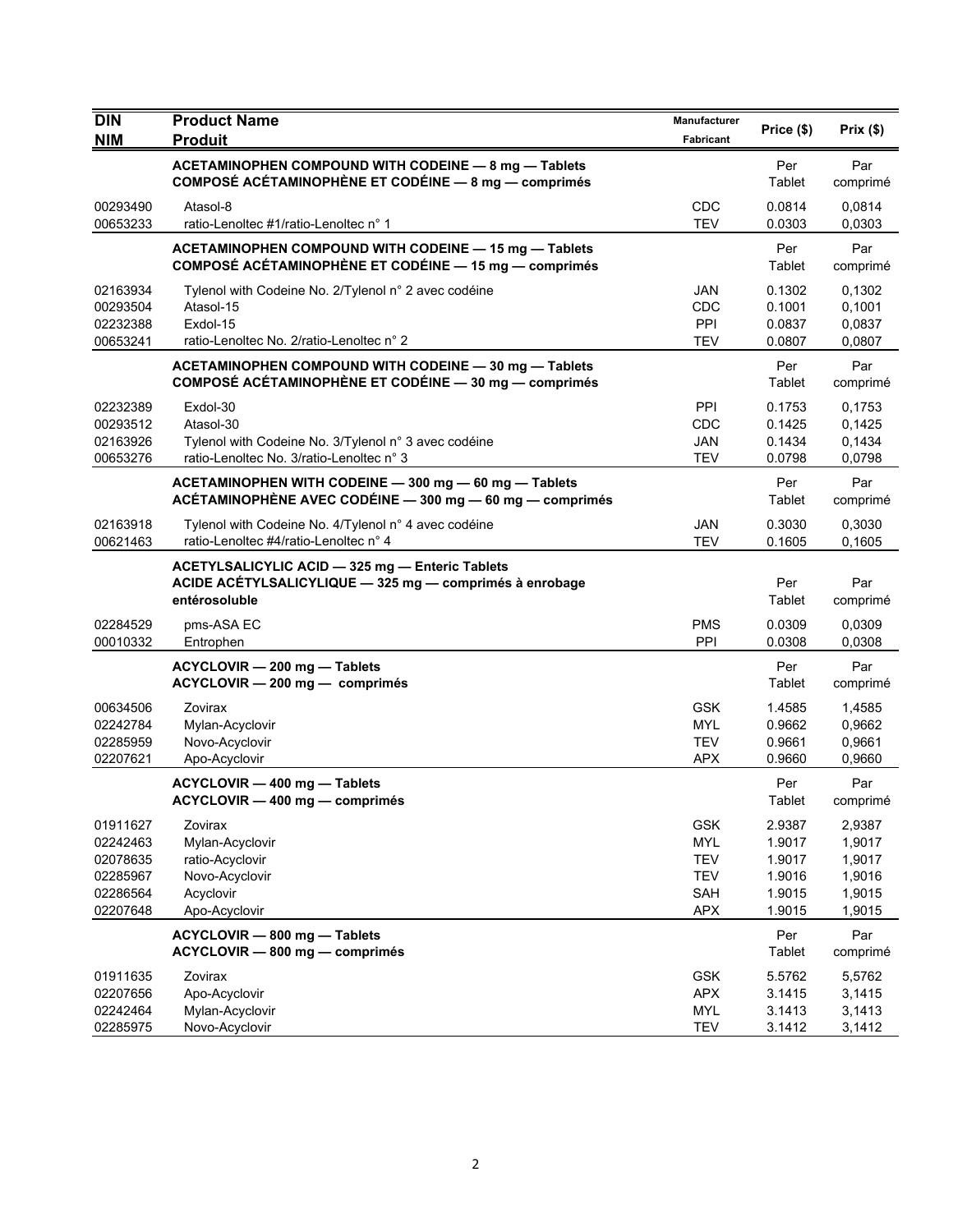| DIN<br>NIM | Product Name<br>Produit | Manufacturer<br>Fabricant | Price ($) | Prix ($) |
|---|---|---|---|---|
| | **ACETAMINOPHEN COMPOUND WITH CODEINE — 8 mg — Tablets**<br>**COMPOSÉ ACÉTAMINOPHÈNE ET CODÉINE — 8 mg — comprimés** | | Per Tablet | Par comprimé |
| 00293490 | Atasol-8 | CDC | 0.0814 | 0,0814 |
| 00653233 | ratio-Lenoltec #1/ratio-Lenoltec n° 1 | TEV | 0.0303 | 0,0303 |
| | **ACETAMINOPHEN COMPOUND WITH CODEINE — 15 mg — Tablets**<br>**COMPOSÉ ACÉTAMINOPHÈNE ET CODÉINE — 15 mg — comprimés** | | Per Tablet | Par comprimé |
| 02163934 | Tylenol with Codeine No. 2/Tylenol n° 2 avec codéine | JAN | 0.1302 | 0,1302 |
| 00293504 | Atasol-15 | CDC | 0.1001 | 0,1001 |
| 02232388 | Exdol-15 | PPI | 0.0837 | 0,0837 |
| 00653241 | ratio-Lenoltec No. 2/ratio-Lenoltec n° 2 | TEV | 0.0807 | 0,0807 |
| | **ACETAMINOPHEN COMPOUND WITH CODEINE — 30 mg — Tablets**<br>**COMPOSÉ ACÉTAMINOPHÈNE ET CODÉINE — 30 mg — comprimés** | | Per Tablet | Par comprimé |
| 02232389 | Exdol-30 | PPI | 0.1753 | 0,1753 |
| 00293512 | Atasol-30 | CDC | 0.1425 | 0,1425 |
| 02163926 | Tylenol with Codeine No. 3/Tylenol n° 3 avec codéine | JAN | 0.1434 | 0,1434 |
| 00653276 | ratio-Lenoltec No. 3/ratio-Lenoltec n° 3 | TEV | 0.0798 | 0,0798 |
| | **ACETAMINOPHEN WITH CODEINE — 300 mg — 60 mg — Tablets**<br>**ACÉTAMINOPHÈNE AVEC CODÉINE — 300 mg — 60 mg — comprimés** | | Per Tablet | Par comprimé |
| 02163918 | Tylenol with Codeine No. 4/Tylenol n° 4 avec codéine | JAN | 0.3030 | 0,3030 |
| 00621463 | ratio-Lenoltec #4/ratio-Lenoltec n° 4 | TEV | 0.1605 | 0,1605 |
| | **ACETYLSALICYLIC ACID — 325 mg — Enteric Tablets**<br>**ACIDE ACÉTYLSALICYLIQUE — 325 mg — comprimés à enrobage entérosoluble** | | Per Tablet | Par comprimé |
| 02284529 | pms-ASA EC | PMS | 0.0309 | 0,0309 |
| 00010332 | Entrophen | PPI | 0.0308 | 0,0308 |
| | **ACYCLOVIR — 200 mg — Tablets**<br>**ACYCLOVIR — 200 mg — comprimés** | | Per Tablet | Par comprimé |
| 00634506 | Zovirax | GSK | 1.4585 | 1,4585 |
| 02242784 | Mylan-Acyclovir | MYL | 0.9662 | 0,9662 |
| 02285959 | Novo-Acyclovir | TEV | 0.9661 | 0,9661 |
| 02207621 | Apo-Acyclovir | APX | 0.9660 | 0,9660 |
| | **ACYCLOVIR — 400 mg — Tablets**<br>**ACYCLOVIR — 400 mg — comprimés** | | Per Tablet | Par comprimé |
| 01911627 | Zovirax | GSK | 2.9387 | 2,9387 |
| 02242463 | Mylan-Acyclovir | MYL | 1.9017 | 1,9017 |
| 02078635 | ratio-Acyclovir | TEV | 1.9017 | 1,9017 |
| 02285967 | Novo-Acyclovir | TEV | 1.9016 | 1,9016 |
| 02286564 | Acyclovir | SAH | 1.9015 | 1,9015 |
| 02207648 | Apo-Acyclovir | APX | 1.9015 | 1,9015 |
| | **ACYCLOVIR — 800 mg — Tablets**<br>**ACYCLOVIR — 800 mg — comprimés** | | Per Tablet | Par comprimé |
| 01911635 | Zovirax | GSK | 5.5762 | 5,5762 |
| 02207656 | Apo-Acyclovir | APX | 3.1415 | 3,1415 |
| 02242464 | Mylan-Acyclovir | MYL | 3.1413 | 3,1413 |
| 02285975 | Novo-Acyclovir | TEV | 3.1412 | 3,1412 |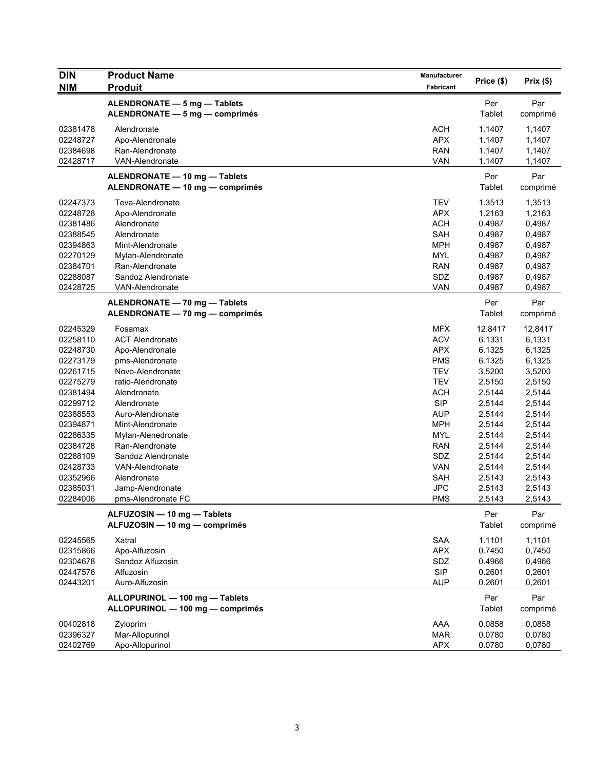| DIN<br>NIM | Product Name<br>Produit | Manufacturer<br>Fabricant | Price ($) | Prix ($) |
|---|---|---|---|---|
| | **ALENDRONATE — 5 mg — Tablets**<br>**ALENDRONATE — 5 mg — comprimés** | | Per Tablet | Par comprimé |
| 02381478 | Alendronate | ACH | 1.1407 | 1,1407 |
| 02248727 | Apo-Alendronate | APX | 1.1407 | 1,1407 |
| 02384698 | Ran-Alendronate | RAN | 1.1407 | 1,1407 |
| 02428717 | VAN-Alendronate | VAN | 1.1407 | 1,1407 |
| | **ALENDRONATE — 10 mg — Tablets**<br>**ALENDRONATE — 10 mg — comprimés** | | Per Tablet | Par comprimé |
| 02247373 | Teva-Alendronate | TEV | 1.3513 | 1,3513 |
| 02248728 | Apo-Alendronate | APX | 1.2163 | 1,2163 |
| 02381486 | Alendronate | ACH | 0.4987 | 0,4987 |
| 02388545 | Alendronate | SAH | 0.4987 | 0,4987 |
| 02394863 | Mint-Alendronate | MPH | 0.4987 | 0,4987 |
| 02270129 | Mylan-Alendronate | MYL | 0.4987 | 0,4987 |
| 02384701 | Ran-Alendronate | RAN | 0.4987 | 0,4987 |
| 02288087 | Sandoz Alendronate | SDZ | 0.4987 | 0,4987 |
| 02428725 | VAN-Alendronate | VAN | 0.4987 | 0,4987 |
| | **ALENDRONATE — 70 mg — Tablets**<br>**ALENDRONATE — 70 mg — comprimés** | | Per Tablet | Par comprimé |
| 02245329 | Fosamax | MFX | 12.8417 | 12,8417 |
| 02258110 | ACT Alendronate | ACV | 6.1331 | 6,1331 |
| 02248730 | Apo-Alendronate | APX | 6.1325 | 6,1325 |
| 02273179 | pms-Alendronate | PMS | 6.1325 | 6,1325 |
| 02261715 | Novo-Alendronate | TEV | 3.5200 | 3,5200 |
| 02275279 | ratio-Alendronate | TEV | 2.5150 | 2,5150 |
| 02381494 | Alendronate | ACH | 2.5144 | 2,5144 |
| 02299712 | Alendronate | SIP | 2.5144 | 2,5144 |
| 02388553 | Auro-Alendronate | AUP | 2.5144 | 2,5144 |
| 02394871 | Mint-Alendronate | MPH | 2.5144 | 2,5144 |
| 02286335 | Mylan-Alenedronate | MYL | 2.5144 | 2,5144 |
| 02384728 | Ran-Alendronate | RAN | 2.5144 | 2,5144 |
| 02288109 | Sandoz Alendronate | SDZ | 2.5144 | 2,5144 |
| 02428733 | VAN-Alendronate | VAN | 2.5144 | 2,5144 |
| 02352966 | Alendronate | SAH | 2.5143 | 2,5143 |
| 02385031 | Jamp-Alendronate | JPC | 2.5143 | 2,5143 |
| 02284006 | pms-Alendronate FC | PMS | 2.5143 | 2,5143 |
| | **ALFUZOSIN — 10 mg — Tablets**<br>**ALFUZOSIN — 10 mg — comprimés** | | Per Tablet | Par comprimé |
| 02245565 | Xatral | SAA | 1.1101 | 1,1101 |
| 02315866 | Apo-Alfuzosin | APX | 0.7450 | 0,7450 |
| 02304678 | Sandoz Alfuzosin | SDZ | 0.4966 | 0,4966 |
| 02447576 | Alfuzosin | SIP | 0.2601 | 0,2601 |
| 02443201 | Auro-Alfuzosin | AUP | 0.2601 | 0,2601 |
| | **ALLOPURINOL — 100 mg — Tablets**<br>**ALLOPURINOL — 100 mg — comprimés** | | Per Tablet | Par comprimé |
| 00402818 | Zyloprim | AAA | 0.0858 | 0,0858 |
| 02396327 | Mar-Allopurinol | MAR | 0.0780 | 0,0780 |
| 02402769 | Apo-Allopurinol | APX | 0.0780 | 0,0780 |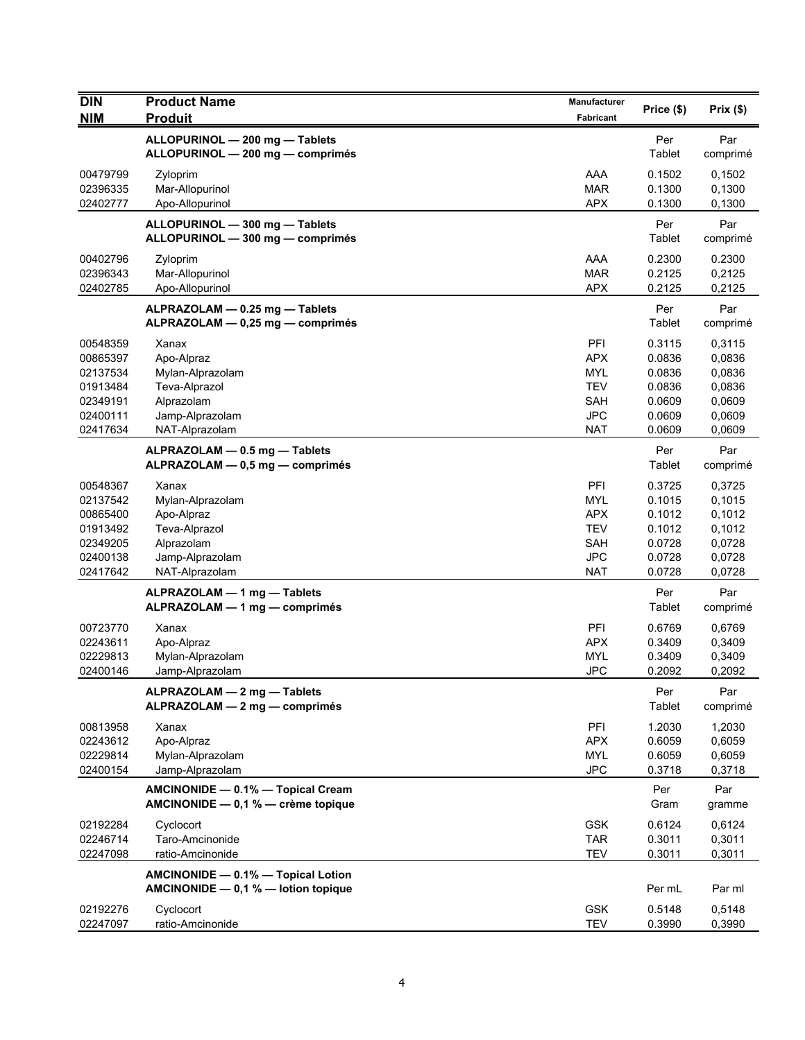| DIN<br>NIM | Product Name<br>Produit | Manufacturer<br>Fabricant | Price ($) | Prix ($) |
|---|---|---|---|---|
| | **ALLOPURINOL — 200 mg — Tablets**<br>**ALLOPURINOL — 200 mg — comprimés** | | Per Tablet | Par comprimé |
| 00479799 | Zyloprim | AAA | 0.1502 | 0,1502 |
| 02396335 | Mar-Allopurinol | MAR | 0.1300 | 0,1300 |
| 02402777 | Apo-Allopurinol | APX | 0.1300 | 0,1300 |
| | **ALLOPURINOL — 300 mg — Tablets**<br>**ALLOPURINOL — 300 mg — comprimés** | | Per Tablet | Par comprimé |
| 00402796 | Zyloprim | AAA | 0.2300 | 0.2300 |
| 02396343 | Mar-Allopurinol | MAR | 0.2125 | 0,2125 |
| 02402785 | Apo-Allopurinol | APX | 0.2125 | 0,2125 |
| | **ALPRAZOLAM — 0.25 mg — Tablets**<br>**ALPRAZOLAM — 0,25 mg — comprimés** | | Per Tablet | Par comprimé |
| 00548359 | Xanax | PFI | 0.3115 | 0,3115 |
| 00865397 | Apo-Alpraz | APX | 0.0836 | 0,0836 |
| 02137534 | Mylan-Alprazolam | MYL | 0.0836 | 0,0836 |
| 01913484 | Teva-Alprazol | TEV | 0.0836 | 0,0836 |
| 02349191 | Alprazolam | SAH | 0.0609 | 0,0609 |
| 02400111 | Jamp-Alprazolam | JPC | 0.0609 | 0,0609 |
| 02417634 | NAT-Alprazolam | NAT | 0.0609 | 0,0609 |
| | **ALPRAZOLAM — 0.5 mg — Tablets**<br>**ALPRAZOLAM — 0,5 mg — comprimés** | | Per Tablet | Par comprimé |
| 00548367 | Xanax | PFI | 0.3725 | 0,3725 |
| 02137542 | Mylan-Alprazolam | MYL | 0.1015 | 0,1015 |
| 00865400 | Apo-Alpraz | APX | 0.1012 | 0,1012 |
| 01913492 | Teva-Alprazol | TEV | 0.1012 | 0,1012 |
| 02349205 | Alprazolam | SAH | 0.0728 | 0,0728 |
| 02400138 | Jamp-Alprazolam | JPC | 0.0728 | 0,0728 |
| 02417642 | NAT-Alprazolam | NAT | 0.0728 | 0,0728 |
| | **ALPRAZOLAM — 1 mg — Tablets**<br>**ALPRAZOLAM — 1 mg — comprimés** | | Per Tablet | Par comprimé |
| 00723770 | Xanax | PFI | 0.6769 | 0,6769 |
| 02243611 | Apo-Alpraz | APX | 0.3409 | 0,3409 |
| 02229813 | Mylan-Alprazolam | MYL | 0.3409 | 0,3409 |
| 02400146 | Jamp-Alprazolam | JPC | 0.2092 | 0,2092 |
| | **ALPRAZOLAM — 2 mg — Tablets**<br>**ALPRAZOLAM — 2 mg — comprimés** | | Per Tablet | Par comprimé |
| 00813958 | Xanax | PFI | 1.2030 | 1,2030 |
| 02243612 | Apo-Alpraz | APX | 0.6059 | 0,6059 |
| 02229814 | Mylan-Alprazolam | MYL | 0.6059 | 0,6059 |
| 02400154 | Jamp-Alprazolam | JPC | 0.3718 | 0,3718 |
| | **AMCINONIDE — 0.1% — Topical Cream**<br>**AMCINONIDE — 0,1 % — crème topique** | | Per Gram | Par gramme |
| 02192284 | Cyclocort | GSK | 0.6124 | 0,6124 |
| 02246714 | Taro-Amcinonide | TAR | 0.3011 | 0,3011 |
| 02247098 | ratio-Amcinonide | TEV | 0.3011 | 0,3011 |
| | **AMCINONIDE — 0.1% — Topical Lotion**<br>**AMCINONIDE — 0,1 % — lotion topique** | | Per mL | Par ml |
| 02192276 | Cyclocort | GSK | 0.5148 | 0,5148 |
| 02247097 | ratio-Amcinonide | TEV | 0.3990 | 0,3990 |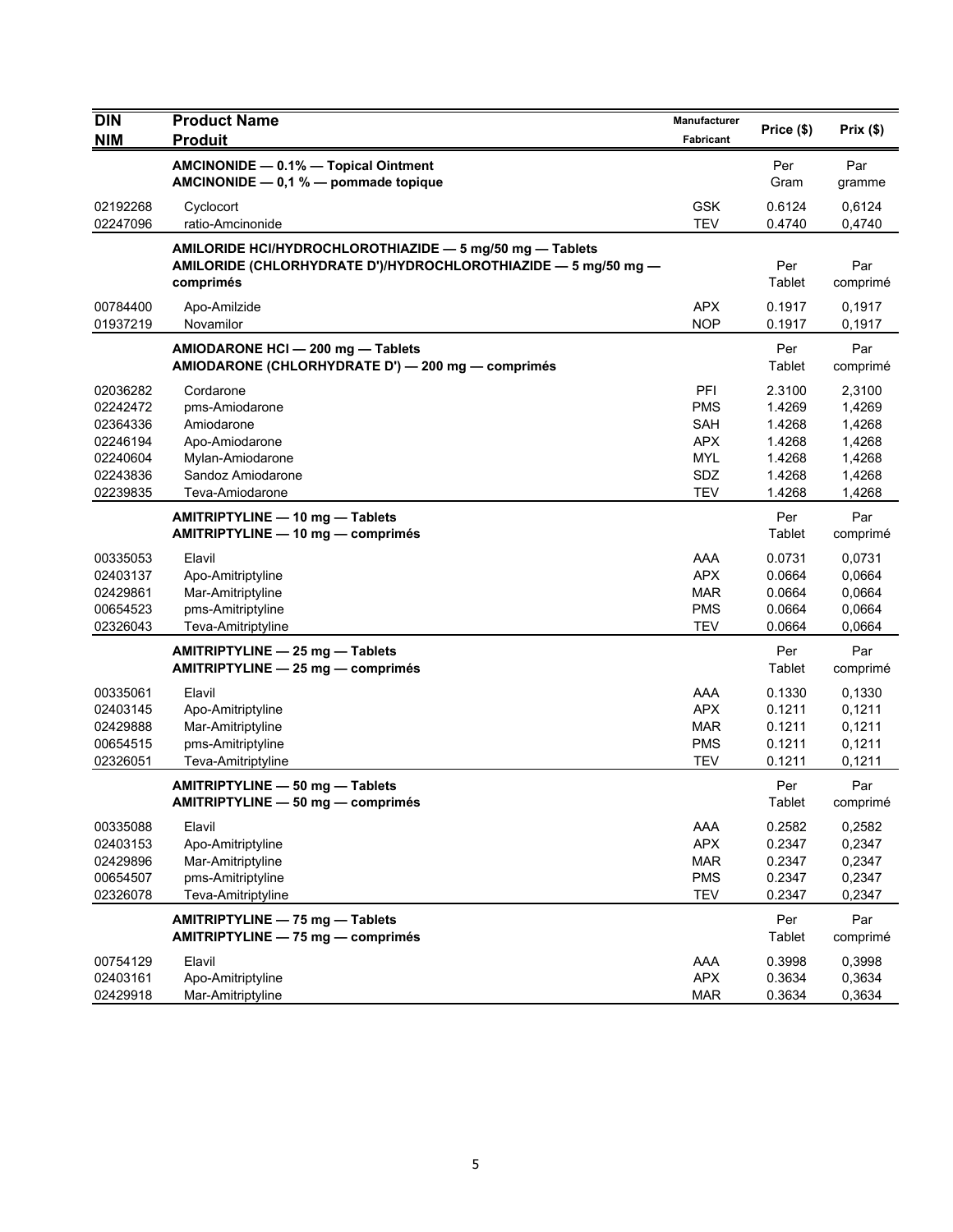| DIN<br>NIM | Product Name<br>Produit | Manufacturer<br>Fabricant | Price ($) | Prix ($) |
|---|---|---|---|---|
| | **AMCINONIDE — 0.1% — Topical Ointment**<br>**AMCINONIDE — 0,1 % — pommade topique** | | Per Gram | Par gramme |
| 02192268 | Cyclocort | GSK | 0.6124 | 0,6124 |
| 02247096 | ratio-Amcinonide | TEV | 0.4740 | 0,4740 |
| | **AMILORIDE HCl/HYDROCHLOROTHIAZIDE — 5 mg/50 mg — Tablets**<br>**AMILORIDE (CHLORHYDRATE D')/HYDROCHLOROTHIAZIDE — 5 mg/50 mg — comprimés** | | Per Tablet | Par comprimé |
| 00784400 | Apo-Amilzide | APX | 0.1917 | 0,1917 |
| 01937219 | Novamilor | NOP | 0.1917 | 0,1917 |
| | **AMIODARONE HCl — 200 mg — Tablets**<br>**AMIODARONE (CHLORHYDRATE D') — 200 mg — comprimés** | | Per Tablet | Par comprimé |
| 02036282 | Cordarone | PFI | 2.3100 | 2,3100 |
| 02242472 | pms-Amiodarone | PMS | 1.4269 | 1,4269 |
| 02364336 | Amiodarone | SAH | 1.4268 | 1,4268 |
| 02246194 | Apo-Amiodarone | APX | 1.4268 | 1,4268 |
| 02240604 | Mylan-Amiodarone | MYL | 1.4268 | 1,4268 |
| 02243836 | Sandoz Amiodarone | SDZ | 1.4268 | 1,4268 |
| 02239835 | Teva-Amiodarone | TEV | 1.4268 | 1,4268 |
| | **AMITRIPTYLINE — 10 mg — Tablets**<br>**AMITRIPTYLINE — 10 mg — comprimés** | | Per Tablet | Par comprimé |
| 00335053 | Elavil | AAA | 0.0731 | 0,0731 |
| 02403137 | Apo-Amitriptyline | APX | 0.0664 | 0,0664 |
| 02429861 | Mar-Amitriptyline | MAR | 0.0664 | 0,0664 |
| 00654523 | pms-Amitriptyline | PMS | 0.0664 | 0,0664 |
| 02326043 | Teva-Amitriptyline | TEV | 0.0664 | 0,0664 |
| | **AMITRIPTYLINE — 25 mg — Tablets**<br>**AMITRIPTYLINE — 25 mg — comprimés** | | Per Tablet | Par comprimé |
| 00335061 | Elavil | AAA | 0.1330 | 0,1330 |
| 02403145 | Apo-Amitriptyline | APX | 0.1211 | 0,1211 |
| 02429888 | Mar-Amitriptyline | MAR | 0.1211 | 0,1211 |
| 00654515 | pms-Amitriptyline | PMS | 0.1211 | 0,1211 |
| 02326051 | Teva-Amitriptyline | TEV | 0.1211 | 0,1211 |
| | **AMITRIPTYLINE — 50 mg — Tablets**<br>**AMITRIPTYLINE — 50 mg — comprimés** | | Per Tablet | Par comprimé |
| 00335088 | Elavil | AAA | 0.2582 | 0,2582 |
| 02403153 | Apo-Amitriptyline | APX | 0.2347 | 0,2347 |
| 02429896 | Mar-Amitriptyline | MAR | 0.2347 | 0,2347 |
| 00654507 | pms-Amitriptyline | PMS | 0.2347 | 0,2347 |
| 02326078 | Teva-Amitriptyline | TEV | 0.2347 | 0,2347 |
| | **AMITRIPTYLINE — 75 mg — Tablets**<br>**AMITRIPTYLINE — 75 mg — comprimés** | | Per Tablet | Par comprimé |
| 00754129 | Elavil | AAA | 0.3998 | 0,3998 |
| 02403161 | Apo-Amitriptyline | APX | 0.3634 | 0,3634 |
| 02429918 | Mar-Amitriptyline | MAR | 0.3634 | 0,3634 |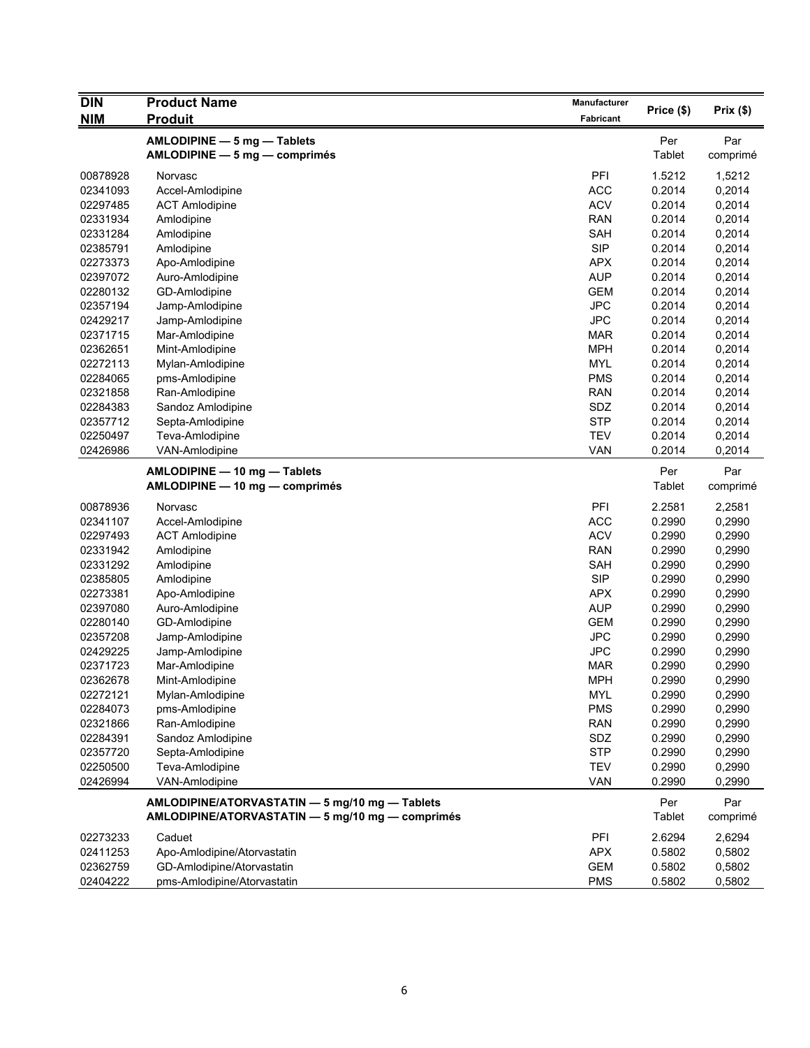| DIN<br>NIM | Product Name<br>Produit | Manufacturer<br>Fabricant | Price ($) | Prix ($) |
|---|---|---|---|---|
| | **AMLODIPINE — 5 mg — Tablets**<br>**AMLODIPINE — 5 mg — comprimés** | | Per Tablet | Par comprimé |
| 00878928 | Norvasc | PFI | 1.5212 | 1,5212 |
| 02341093 | Accel-Amlodipine | ACC | 0.2014 | 0,2014 |
| 02297485 | ACT Amlodipine | ACV | 0.2014 | 0,2014 |
| 02331934 | Amlodipine | RAN | 0.2014 | 0,2014 |
| 02331284 | Amlodipine | SAH | 0.2014 | 0,2014 |
| 02385791 | Amlodipine | SIP | 0.2014 | 0,2014 |
| 02273373 | Apo-Amlodipine | APX | 0.2014 | 0,2014 |
| 02397072 | Auro-Amlodipine | AUP | 0.2014 | 0,2014 |
| 02280132 | GD-Amlodipine | GEM | 0.2014 | 0,2014 |
| 02357194 | Jamp-Amlodipine | JPC | 0.2014 | 0,2014 |
| 02429217 | Jamp-Amlodipine | JPC | 0.2014 | 0,2014 |
| 02371715 | Mar-Amlodipine | MAR | 0.2014 | 0,2014 |
| 02362651 | Mint-Amlodipine | MPH | 0.2014 | 0,2014 |
| 02272113 | Mylan-Amlodipine | MYL | 0.2014 | 0,2014 |
| 02284065 | pms-Amlodipine | PMS | 0.2014 | 0,2014 |
| 02321858 | Ran-Amlodipine | RAN | 0.2014 | 0,2014 |
| 02284383 | Sandoz Amlodipine | SDZ | 0.2014 | 0,2014 |
| 02357712 | Septa-Amlodipine | STP | 0.2014 | 0,2014 |
| 02250497 | Teva-Amlodipine | TEV | 0.2014 | 0,2014 |
| 02426986 | VAN-Amlodipine | VAN | 0.2014 | 0,2014 |
| | **AMLODIPINE — 10 mg — Tablets**<br>**AMLODIPINE — 10 mg — comprimés** | | Per Tablet | Par comprimé |
| 00878936 | Norvasc | PFI | 2.2581 | 2,2581 |
| 02341107 | Accel-Amlodipine | ACC | 0.2990 | 0,2990 |
| 02297493 | ACT Amlodipine | ACV | 0.2990 | 0,2990 |
| 02331942 | Amlodipine | RAN | 0.2990 | 0,2990 |
| 02331292 | Amlodipine | SAH | 0.2990 | 0,2990 |
| 02385805 | Amlodipine | SIP | 0.2990 | 0,2990 |
| 02273381 | Apo-Amlodipine | APX | 0.2990 | 0,2990 |
| 02397080 | Auro-Amlodipine | AUP | 0.2990 | 0,2990 |
| 02280140 | GD-Amlodipine | GEM | 0.2990 | 0,2990 |
| 02357208 | Jamp-Amlodipine | JPC | 0.2990 | 0,2990 |
| 02429225 | Jamp-Amlodipine | JPC | 0.2990 | 0,2990 |
| 02371723 | Mar-Amlodipine | MAR | 0.2990 | 0,2990 |
| 02362678 | Mint-Amlodipine | MPH | 0.2990 | 0,2990 |
| 02272121 | Mylan-Amlodipine | MYL | 0.2990 | 0,2990 |
| 02284073 | pms-Amlodipine | PMS | 0.2990 | 0,2990 |
| 02321866 | Ran-Amlodipine | RAN | 0.2990 | 0,2990 |
| 02284391 | Sandoz Amlodipine | SDZ | 0.2990 | 0,2990 |
| 02357720 | Septa-Amlodipine | STP | 0.2990 | 0,2990 |
| 02250500 | Teva-Amlodipine | TEV | 0.2990 | 0,2990 |
| 02426994 | VAN-Amlodipine | VAN | 0.2990 | 0,2990 |
| | **AMLODIPINE/ATORVASTATIN — 5 mg/10 mg — Tablets**<br>**AMLODIPINE/ATORVASTATIN — 5 mg/10 mg — comprimés** | | Per Tablet | Par comprimé |
| 02273233 | Caduet | PFI | 2.6294 | 2,6294 |
| 02411253 | Apo-Amlodipine/Atorvastatin | APX | 0.5802 | 0,5802 |
| 02362759 | GD-Amlodipine/Atorvastatin | GEM | 0.5802 | 0,5802 |
| 02404222 | pms-Amlodipine/Atorvastatin | PMS | 0.5802 | 0,5802 |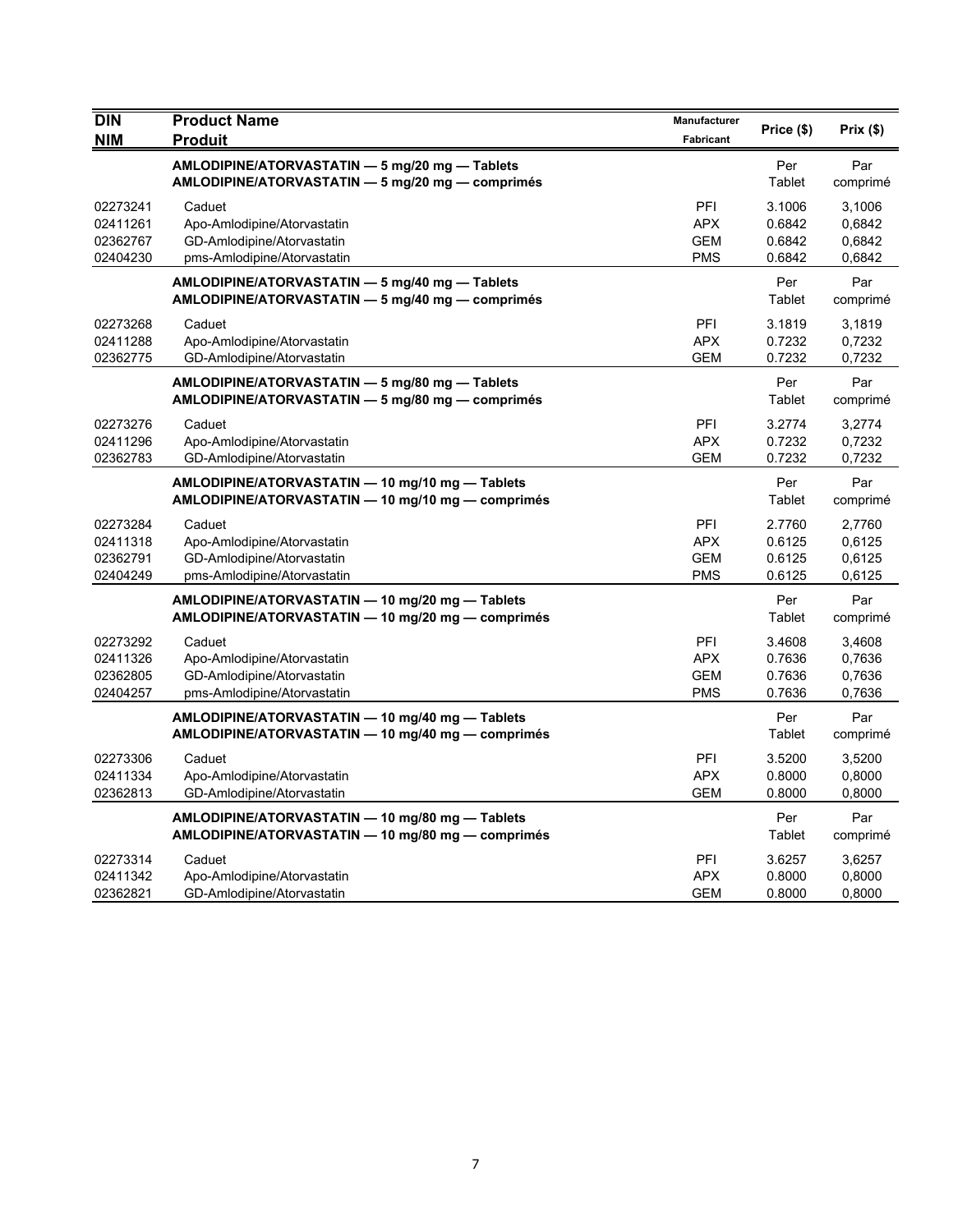| DIN<br>NIM | Product Name<br>Produit | Manufacturer<br>Fabricant | Price ($) | Prix ($) |
|---|---|---|---|---|
| | **AMLODIPINE/ATORVASTATIN — 5 mg/20 mg — Tablets**<br>**AMLODIPINE/ATORVASTATIN — 5 mg/20 mg — comprimés** | | Per Tablet | Par comprimé |
| 02273241 | Caduet | PFI | 3.1006 | 3,1006 |
| 02411261 | Apo-Amlodipine/Atorvastatin | APX | 0.6842 | 0,6842 |
| 02362767 | GD-Amlodipine/Atorvastatin | GEM | 0.6842 | 0,6842 |
| 02404230 | pms-Amlodipine/Atorvastatin | PMS | 0.6842 | 0,6842 |
| | **AMLODIPINE/ATORVASTATIN — 5 mg/40 mg — Tablets**<br>**AMLODIPINE/ATORVASTATIN — 5 mg/40 mg — comprimés** | | Per Tablet | Par comprimé |
| 02273268 | Caduet | PFI | 3.1819 | 3,1819 |
| 02411288 | Apo-Amlodipine/Atorvastatin | APX | 0.7232 | 0,7232 |
| 02362775 | GD-Amlodipine/Atorvastatin | GEM | 0.7232 | 0,7232 |
| | **AMLODIPINE/ATORVASTATIN — 5 mg/80 mg — Tablets**<br>**AMLODIPINE/ATORVASTATIN — 5 mg/80 mg — comprimés** | | Per Tablet | Par comprimé |
| 02273276 | Caduet | PFI | 3.2774 | 3,2774 |
| 02411296 | Apo-Amlodipine/Atorvastatin | APX | 0.7232 | 0,7232 |
| 02362783 | GD-Amlodipine/Atorvastatin | GEM | 0.7232 | 0,7232 |
| | **AMLODIPINE/ATORVASTATIN — 10 mg/10 mg — Tablets**<br>**AMLODIPINE/ATORVASTATIN — 10 mg/10 mg — comprimés** | | Per Tablet | Par comprimé |
| 02273284 | Caduet | PFI | 2.7760 | 2,7760 |
| 02411318 | Apo-Amlodipine/Atorvastatin | APX | 0.6125 | 0,6125 |
| 02362791 | GD-Amlodipine/Atorvastatin | GEM | 0.6125 | 0,6125 |
| 02404249 | pms-Amlodipine/Atorvastatin | PMS | 0.6125 | 0,6125 |
| | **AMLODIPINE/ATORVASTATIN — 10 mg/20 mg — Tablets**<br>**AMLODIPINE/ATORVASTATIN — 10 mg/20 mg — comprimés** | | Per Tablet | Par comprimé |
| 02273292 | Caduet | PFI | 3.4608 | 3,4608 |
| 02411326 | Apo-Amlodipine/Atorvastatin | APX | 0.7636 | 0,7636 |
| 02362805 | GD-Amlodipine/Atorvastatin | GEM | 0.7636 | 0,7636 |
| 02404257 | pms-Amlodipine/Atorvastatin | PMS | 0.7636 | 0,7636 |
| | **AMLODIPINE/ATORVASTATIN — 10 mg/40 mg — Tablets**<br>**AMLODIPINE/ATORVASTATIN — 10 mg/40 mg — comprimés** | | Per Tablet | Par comprimé |
| 02273306 | Caduet | PFI | 3.5200 | 3,5200 |
| 02411334 | Apo-Amlodipine/Atorvastatin | APX | 0.8000 | 0,8000 |
| 02362813 | GD-Amlodipine/Atorvastatin | GEM | 0.8000 | 0,8000 |
| | **AMLODIPINE/ATORVASTATIN — 10 mg/80 mg — Tablets**<br>**AMLODIPINE/ATORVASTATIN — 10 mg/80 mg — comprimés** | | Per Tablet | Par comprimé |
| 02273314 | Caduet | PFI | 3.6257 | 3,6257 |
| 02411342 | Apo-Amlodipine/Atorvastatin | APX | 0.8000 | 0,8000 |
| 02362821 | GD-Amlodipine/Atorvastatin | GEM | 0.8000 | 0,8000 |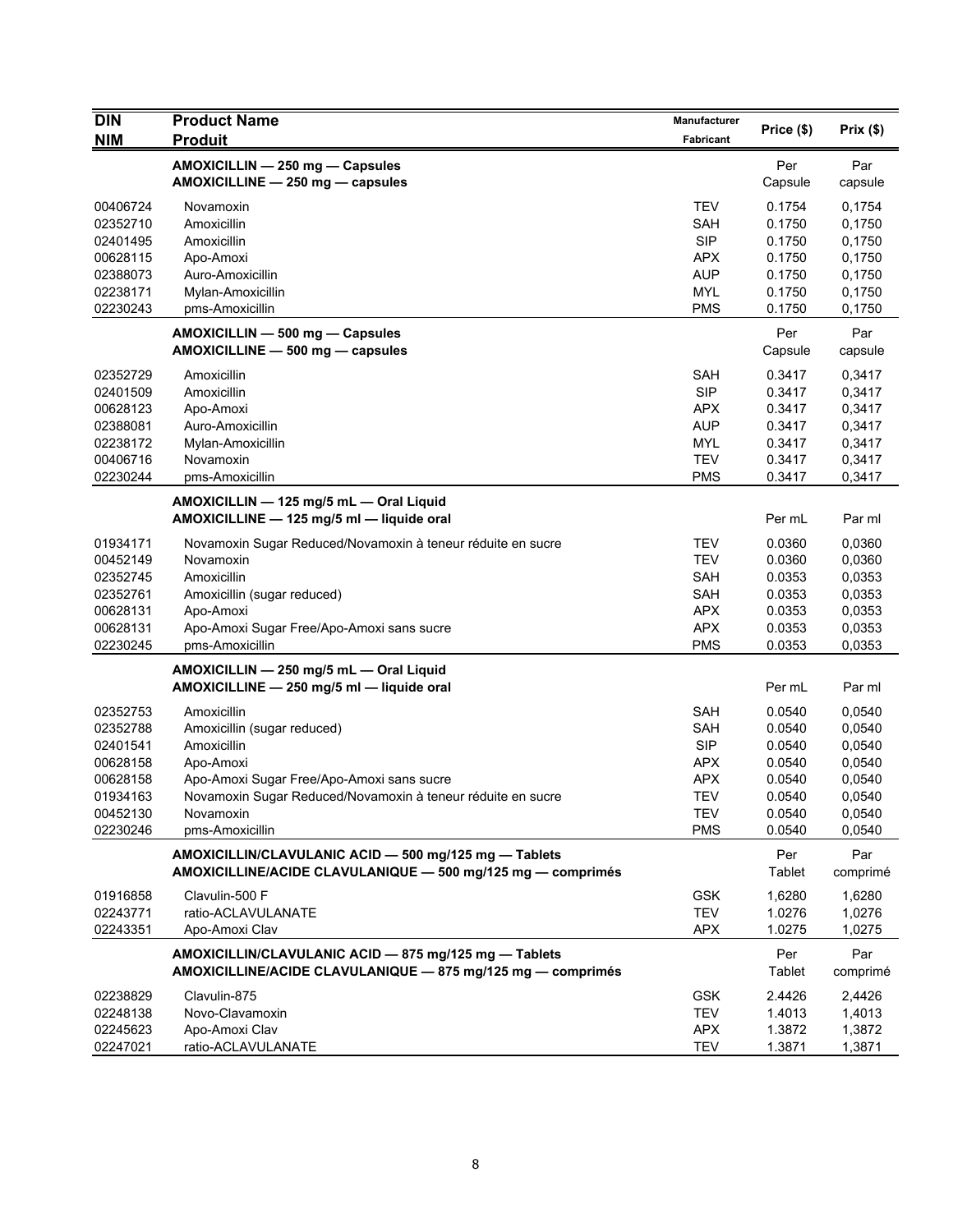| DIN<br>NIM | Product Name<br>Produit | Manufacturer<br>Fabricant | Price ($) | Prix ($) |
|---|---|---|---|---|
| | **AMOXICILLIN — 250 mg — Capsules**<br>**AMOXICILLINE — 250 mg — capsules** | | Per Capsule | Par capsule |
| 00406724 | Novamoxin | TEV | 0.1754 | 0,1754 |
| 02352710 | Amoxicillin | SAH | 0.1750 | 0,1750 |
| 02401495 | Amoxicillin | SIP | 0.1750 | 0,1750 |
| 00628115 | Apo-Amoxi | APX | 0.1750 | 0,1750 |
| 02388073 | Auro-Amoxicillin | AUP | 0.1750 | 0,1750 |
| 02238171 | Mylan-Amoxicillin | MYL | 0.1750 | 0,1750 |
| 02230243 | pms-Amoxicillin | PMS | 0.1750 | 0,1750 |
| | **AMOXICILLIN — 500 mg — Capsules**<br>**AMOXICILLINE — 500 mg — capsules** | | Per Capsule | Par capsule |
| 02352729 | Amoxicillin | SAH | 0.3417 | 0,3417 |
| 02401509 | Amoxicillin | SIP | 0.3417 | 0,3417 |
| 00628123 | Apo-Amoxi | APX | 0.3417 | 0,3417 |
| 02388081 | Auro-Amoxicillin | AUP | 0.3417 | 0,3417 |
| 02238172 | Mylan-Amoxicillin | MYL | 0.3417 | 0,3417 |
| 00406716 | Novamoxin | TEV | 0.3417 | 0,3417 |
| 02230244 | pms-Amoxicillin | PMS | 0.3417 | 0,3417 |
| | **AMOXICILLIN — 125 mg/5 mL — Oral Liquid**<br>**AMOXICILLINE — 125 mg/5 ml — liquide oral** | | Per mL | Par ml |
| 01934171 | Novamoxin Sugar Reduced/Novamoxin à teneur réduite en sucre | TEV | 0.0360 | 0,0360 |
| 00452149 | Novamoxin | TEV | 0.0360 | 0,0360 |
| 02352745 | Amoxicillin | SAH | 0.0353 | 0,0353 |
| 02352761 | Amoxicillin (sugar reduced) | SAH | 0.0353 | 0,0353 |
| 00628131 | Apo-Amoxi | APX | 0.0353 | 0,0353 |
| 00628131 | Apo-Amoxi Sugar Free/Apo-Amoxi sans sucre | APX | 0.0353 | 0,0353 |
| 02230245 | pms-Amoxicillin | PMS | 0.0353 | 0,0353 |
| | **AMOXICILLIN — 250 mg/5 mL — Oral Liquid**<br>**AMOXICILLINE — 250 mg/5 ml — liquide oral** | | Per mL | Par ml |
| 02352753 | Amoxicillin | SAH | 0.0540 | 0,0540 |
| 02352788 | Amoxicillin (sugar reduced) | SAH | 0.0540 | 0,0540 |
| 02401541 | Amoxicillin | SIP | 0.0540 | 0,0540 |
| 00628158 | Apo-Amoxi | APX | 0.0540 | 0,0540 |
| 00628158 | Apo-Amoxi Sugar Free/Apo-Amoxi sans sucre | APX | 0.0540 | 0,0540 |
| 01934163 | Novamoxin Sugar Reduced/Novamoxin à teneur réduite en sucre | TEV | 0.0540 | 0,0540 |
| 00452130 | Novamoxin | TEV | 0.0540 | 0,0540 |
| 02230246 | pms-Amoxicillin | PMS | 0.0540 | 0,0540 |
| | **AMOXICILLIN/CLAVULANIC ACID — 500 mg/125 mg — Tablets**<br>**AMOXICILLINE/ACIDE CLAVULANIQUE — 500 mg/125 mg — comprimés** | | Per Tablet | Par comprimé |
| 01916858 | Clavulin-500 F | GSK | 1,6280 | 1,6280 |
| 02243771 | ratio-ACLAVULANATE | TEV | 1.0276 | 1,0276 |
| 02243351 | Apo-Amoxi Clav | APX | 1.0275 | 1,0275 |
| | **AMOXICILLIN/CLAVULANIC ACID — 875 mg/125 mg — Tablets**<br>**AMOXICILLINE/ACIDE CLAVULANIQUE — 875 mg/125 mg — comprimés** | | Per Tablet | Par comprimé |
| 02238829 | Clavulin-875 | GSK | 2.4426 | 2,4426 |
| 02248138 | Novo-Clavamoxin | TEV | 1.4013 | 1,4013 |
| 02245623 | Apo-Amoxi Clav | APX | 1.3872 | 1,3872 |
| 02247021 | ratio-ACLAVULANATE | TEV | 1.3871 | 1,3871 |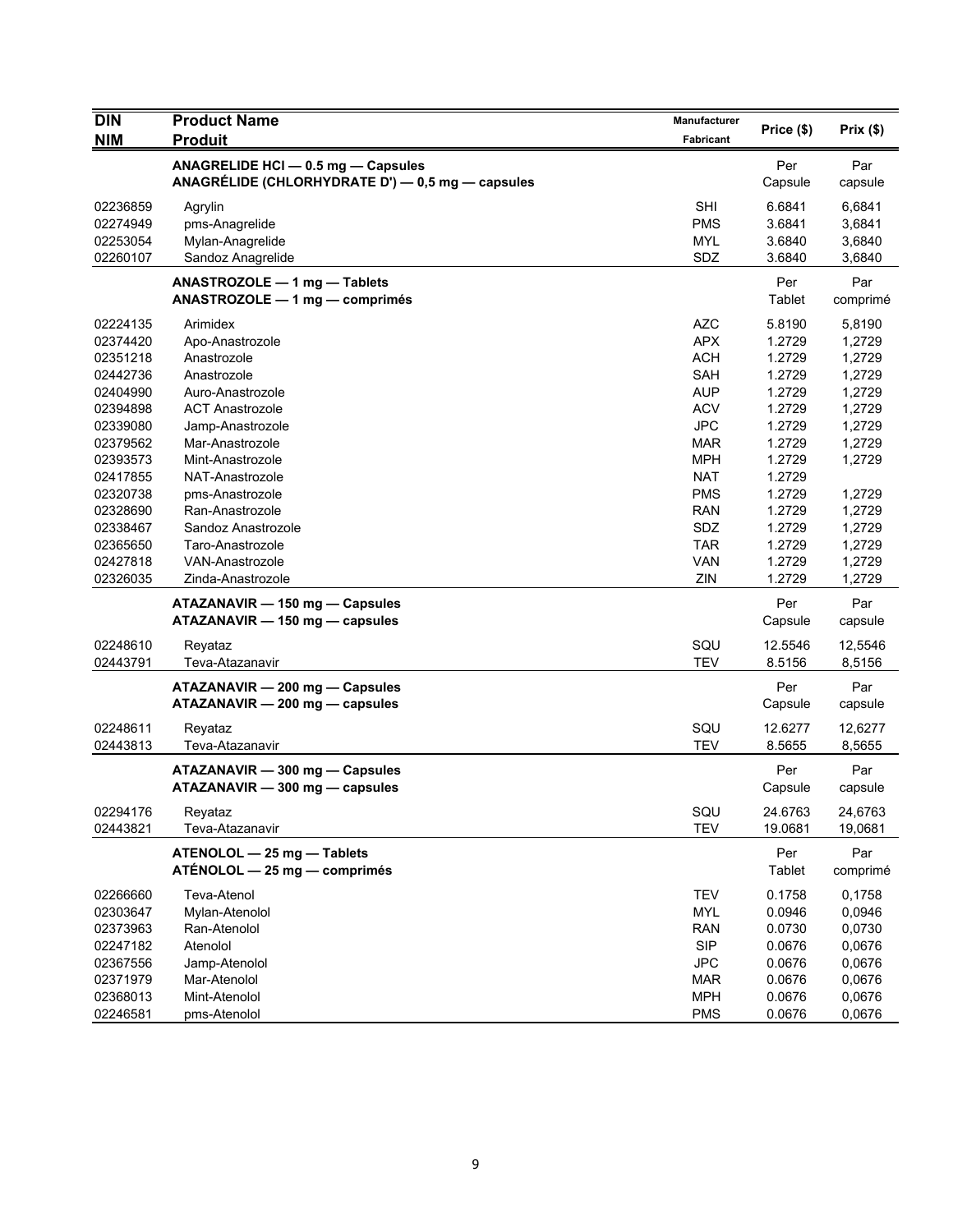| DIN<br>NIM | Product Name<br>Produit | Manufacturer<br>Fabricant | Price ($) | Prix ($) |
|---|---|---|---|---|
| | **ANAGRELIDE HCl — 0.5 mg — Capsules**<br>**ANAGRÉLIDE (CHLORHYDRATE D') — 0,5 mg — capsules** | | Per Capsule | Par capsule |
| 02236859 | Agrylin | SHI | 6.6841 | 6,6841 |
| 02274949 | pms-Anagrelide | PMS | 3.6841 | 3,6841 |
| 02253054 | Mylan-Anagrelide | MYL | 3.6840 | 3,6840 |
| 02260107 | Sandoz Anagrelide | SDZ | 3.6840 | 3,6840 |
| | **ANASTROZOLE — 1 mg — Tablets**<br>**ANASTROZOLE — 1 mg — comprimés** | | Per Tablet | Par comprimé |
| 02224135 | Arimidex | AZC | 5.8190 | 5,8190 |
| 02374420 | Apo-Anastrozole | APX | 1.2729 | 1,2729 |
| 02351218 | Anastrozole | ACH | 1.2729 | 1,2729 |
| 02442736 | Anastrozole | SAH | 1.2729 | 1,2729 |
| 02404990 | Auro-Anastrozole | AUP | 1.2729 | 1,2729 |
| 02394898 | ACT Anastrozole | ACV | 1.2729 | 1,2729 |
| 02339080 | Jamp-Anastrozole | JPC | 1.2729 | 1,2729 |
| 02379562 | Mar-Anastrozole | MAR | 1.2729 | 1,2729 |
| 02393573 | Mint-Anastrozole | MPH | 1.2729 | 1,2729 |
| 02417855 | NAT-Anastrozole | NAT | 1.2729 | |
| 02320738 | pms-Anastrozole | PMS | 1.2729 | 1,2729 |
| 02328690 | Ran-Anastrozole | RAN | 1.2729 | 1,2729 |
| 02338467 | Sandoz Anastrozole | SDZ | 1.2729 | 1,2729 |
| 02365650 | Taro-Anastrozole | TAR | 1.2729 | 1,2729 |
| 02427818 | VAN-Anastrozole | VAN | 1.2729 | 1,2729 |
| 02326035 | Zinda-Anastrozole | ZIN | 1.2729 | 1,2729 |
| | **ATAZANAVIR — 150 mg — Capsules**<br>**ATAZANAVIR — 150 mg — capsules** | | Per Capsule | Par capsule |
| 02248610 | Reyataz | SQU | 12.5546 | 12,5546 |
| 02443791 | Teva-Atazanavir | TEV | 8.5156 | 8,5156 |
| | **ATAZANAVIR — 200 mg — Capsules**<br>**ATAZANAVIR — 200 mg — capsules** | | Per Capsule | Par capsule |
| 02248611 | Reyataz | SQU | 12.6277 | 12,6277 |
| 02443813 | Teva-Atazanavir | TEV | 8.5655 | 8,5655 |
| | **ATAZANAVIR — 300 mg — Capsules**<br>**ATAZANAVIR — 300 mg — capsules** | | Per Capsule | Par capsule |
| 02294176 | Reyataz | SQU | 24.6763 | 24,6763 |
| 02443821 | Teva-Atazanavir | TEV | 19.0681 | 19,0681 |
| | **ATENOLOL — 25 mg — Tablets**<br>**ATÉNOLOL — 25 mg — comprimés** | | Per Tablet | Par comprimé |
| 02266660 | Teva-Atenol | TEV | 0.1758 | 0,1758 |
| 02303647 | Mylan-Atenolol | MYL | 0.0946 | 0,0946 |
| 02373963 | Ran-Atenolol | RAN | 0.0730 | 0,0730 |
| 02247182 | Atenolol | SIP | 0.0676 | 0,0676 |
| 02367556 | Jamp-Atenolol | JPC | 0.0676 | 0,0676 |
| 02371979 | Mar-Atenolol | MAR | 0.0676 | 0,0676 |
| 02368013 | Mint-Atenolol | MPH | 0.0676 | 0,0676 |
| 02246581 | pms-Atenolol | PMS | 0.0676 | 0,0676 |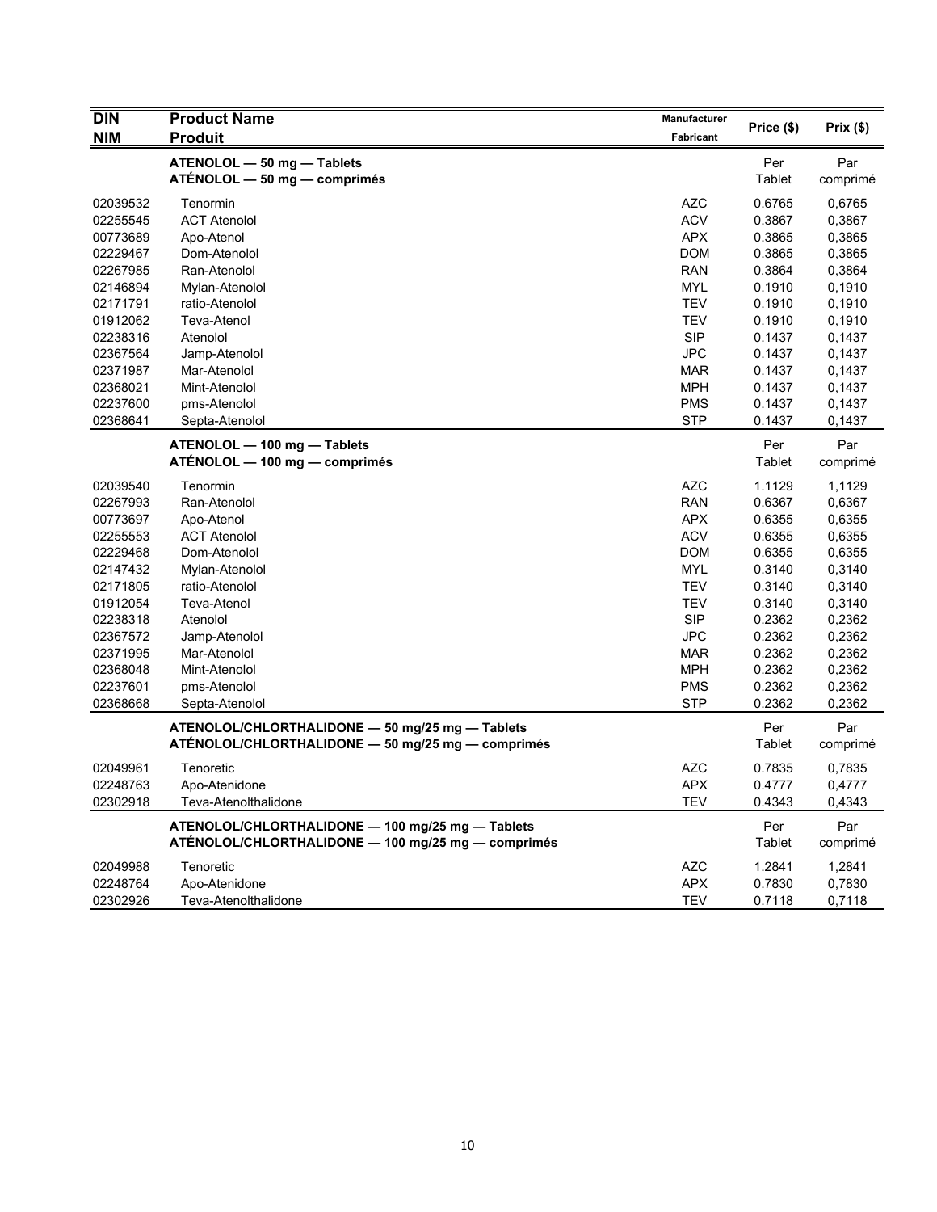| DIN<br>NIM | Product Name<br>Produit | Manufacturer<br>Fabricant | Price ($) | Prix ($) |
|---|---|---|---|---|
| | **ATENOLOL — 50 mg — Tablets**<br>**ATÉNOLOL — 50 mg — comprimés** | | Per Tablet | Par comprimé |
| 02039532 | Tenormin | AZC | 0.6765 | 0,6765 |
| 02255545 | ACT Atenolol | ACV | 0.3867 | 0,3867 |
| 00773689 | Apo-Atenol | APX | 0.3865 | 0,3865 |
| 02229467 | Dom-Atenolol | DOM | 0.3865 | 0,3865 |
| 02267985 | Ran-Atenolol | RAN | 0.3864 | 0,3864 |
| 02146894 | Mylan-Atenolol | MYL | 0.1910 | 0,1910 |
| 02171791 | ratio-Atenolol | TEV | 0.1910 | 0,1910 |
| 01912062 | Teva-Atenol | TEV | 0.1910 | 0,1910 |
| 02238316 | Atenolol | SIP | 0.1437 | 0,1437 |
| 02367564 | Jamp-Atenolol | JPC | 0.1437 | 0,1437 |
| 02371987 | Mar-Atenolol | MAR | 0.1437 | 0,1437 |
| 02368021 | Mint-Atenolol | MPH | 0.1437 | 0,1437 |
| 02237600 | pms-Atenolol | PMS | 0.1437 | 0,1437 |
| 02368641 | Septa-Atenolol | STP | 0.1437 | 0,1437 |
| | **ATENOLOL — 100 mg — Tablets**<br>**ATÉNOLOL — 100 mg — comprimés** | | Per Tablet | Par comprimé |
| 02039540 | Tenormin | AZC | 1.1129 | 1,1129 |
| 02267993 | Ran-Atenolol | RAN | 0.6367 | 0,6367 |
| 00773697 | Apo-Atenol | APX | 0.6355 | 0,6355 |
| 02255553 | ACT Atenolol | ACV | 0.6355 | 0,6355 |
| 02229468 | Dom-Atenolol | DOM | 0.6355 | 0,6355 |
| 02147432 | Mylan-Atenolol | MYL | 0.3140 | 0,3140 |
| 02171805 | ratio-Atenolol | TEV | 0.3140 | 0,3140 |
| 01912054 | Teva-Atenol | TEV | 0.3140 | 0,3140 |
| 02238318 | Atenolol | SIP | 0.2362 | 0,2362 |
| 02367572 | Jamp-Atenolol | JPC | 0.2362 | 0,2362 |
| 02371995 | Mar-Atenolol | MAR | 0.2362 | 0,2362 |
| 02368048 | Mint-Atenolol | MPH | 0.2362 | 0,2362 |
| 02237601 | pms-Atenolol | PMS | 0.2362 | 0,2362 |
| 02368668 | Septa-Atenolol | STP | 0.2362 | 0,2362 |
| | **ATENOLOL/CHLORTHALIDONE — 50 mg/25 mg — Tablets**<br>**ATÉNOLOL/CHLORTHALIDONE — 50 mg/25 mg — comprimés** | | Per Tablet | Par comprimé |
| 02049961 | Tenoretic | AZC | 0.7835 | 0,7835 |
| 02248763 | Apo-Atenidone | APX | 0.4777 | 0,4777 |
| 02302918 | Teva-Atenolthalidone | TEV | 0.4343 | 0,4343 |
| | **ATENOLOL/CHLORTHALIDONE — 100 mg/25 mg — Tablets**<br>**ATÉNOLOL/CHLORTHALIDONE — 100 mg/25 mg — comprimés** | | Per Tablet | Par comprimé |
| 02049988 | Tenoretic | AZC | 1.2841 | 1,2841 |
| 02248764 | Apo-Atenidone | APX | 0.7830 | 0,7830 |
| 02302926 | Teva-Atenolthalidone | TEV | 0.7118 | 0,7118 |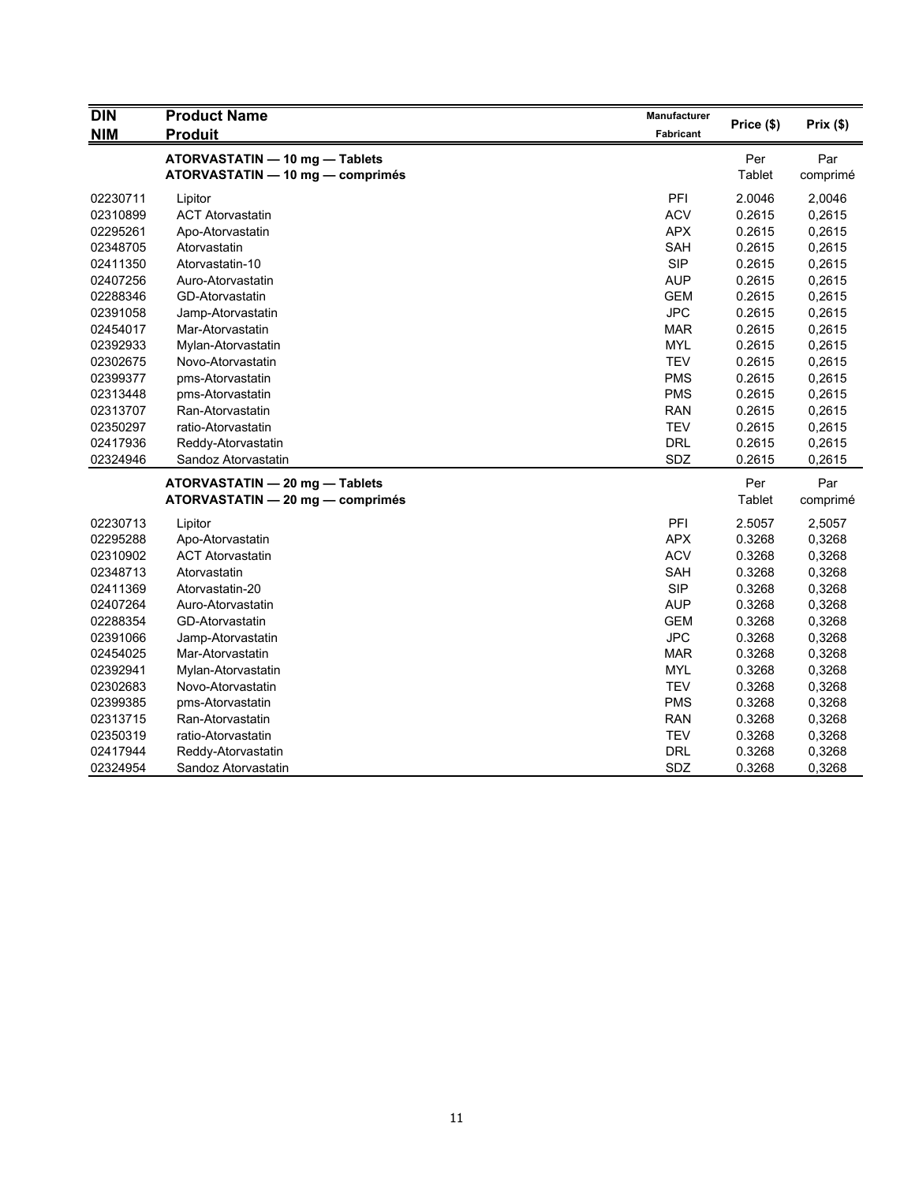| DIN<br>NIM | Product Name<br>Produit | Manufacturer<br>Fabricant | Price ($) | Prix ($) |
|---|---|---|---|---|
| | **ATORVASTATIN — 10 mg — Tablets**<br>**ATORVASTATIN — 10 mg — comprimés** | | Per Tablet | Par comprimé |
| 02230711 | Lipitor | PFI | 2.0046 | 2,0046 |
| 02310899 | ACT Atorvastatin | ACV | 0.2615 | 0,2615 |
| 02295261 | Apo-Atorvastatin | APX | 0.2615 | 0,2615 |
| 02348705 | Atorvastatin | SAH | 0.2615 | 0,2615 |
| 02411350 | Atorvastatin-10 | SIP | 0.2615 | 0,2615 |
| 02407256 | Auro-Atorvastatin | AUP | 0.2615 | 0,2615 |
| 02288346 | GD-Atorvastatin | GEM | 0.2615 | 0,2615 |
| 02391058 | Jamp-Atorvastatin | JPC | 0.2615 | 0,2615 |
| 02454017 | Mar-Atorvastatin | MAR | 0.2615 | 0,2615 |
| 02392933 | Mylan-Atorvastatin | MYL | 0.2615 | 0,2615 |
| 02302675 | Novo-Atorvastatin | TEV | 0.2615 | 0,2615 |
| 02399377 | pms-Atorvastatin | PMS | 0.2615 | 0,2615 |
| 02313448 | pms-Atorvastatin | PMS | 0.2615 | 0,2615 |
| 02313707 | Ran-Atorvastatin | RAN | 0.2615 | 0,2615 |
| 02350297 | ratio-Atorvastatin | TEV | 0.2615 | 0,2615 |
| 02417936 | Reddy-Atorvastatin | DRL | 0.2615 | 0,2615 |
| 02324946 | Sandoz Atorvastatin | SDZ | 0.2615 | 0,2615 |
| | **ATORVASTATIN — 20 mg — Tablets**<br>**ATORVASTATIN — 20 mg — comprimés** | | Per Tablet | Par comprimé |
| 02230713 | Lipitor | PFI | 2.5057 | 2,5057 |
| 02295288 | Apo-Atorvastatin | APX | 0.3268 | 0,3268 |
| 02310902 | ACT Atorvastatin | ACV | 0.3268 | 0,3268 |
| 02348713 | Atorvastatin | SAH | 0.3268 | 0,3268 |
| 02411369 | Atorvastatin-20 | SIP | 0.3268 | 0,3268 |
| 02407264 | Auro-Atorvastatin | AUP | 0.3268 | 0,3268 |
| 02288354 | GD-Atorvastatin | GEM | 0.3268 | 0,3268 |
| 02391066 | Jamp-Atorvastatin | JPC | 0.3268 | 0,3268 |
| 02454025 | Mar-Atorvastatin | MAR | 0.3268 | 0,3268 |
| 02392941 | Mylan-Atorvastatin | MYL | 0.3268 | 0,3268 |
| 02302683 | Novo-Atorvastatin | TEV | 0.3268 | 0,3268 |
| 02399385 | pms-Atorvastatin | PMS | 0.3268 | 0,3268 |
| 02313715 | Ran-Atorvastatin | RAN | 0.3268 | 0,3268 |
| 02350319 | ratio-Atorvastatin | TEV | 0.3268 | 0,3268 |
| 02417944 | Reddy-Atorvastatin | DRL | 0.3268 | 0,3268 |
| 02324954 | Sandoz Atorvastatin | SDZ | 0.3268 | 0,3268 |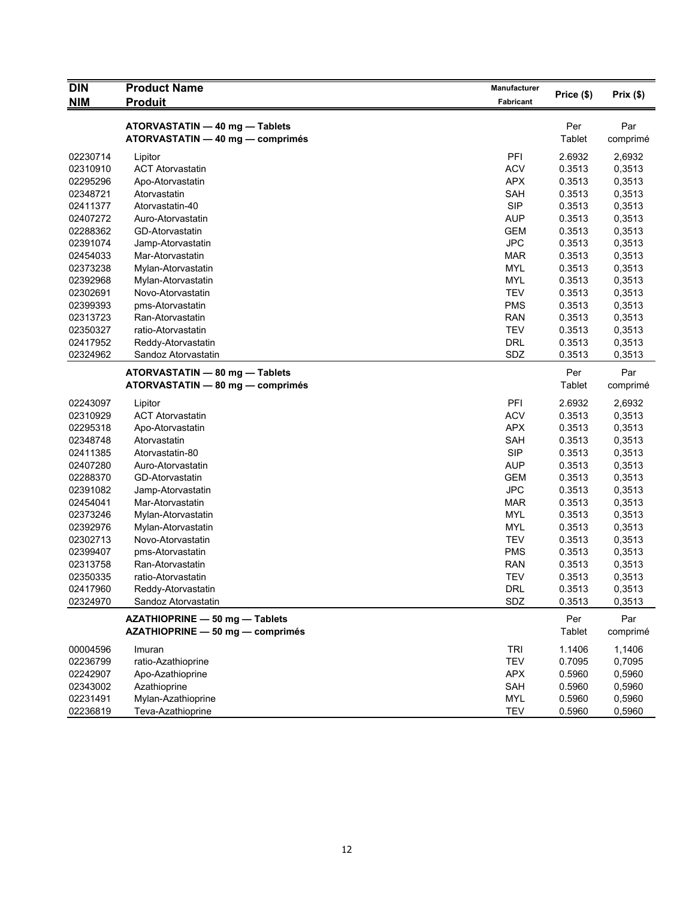| DIN<br>NIM | Product Name<br>Produit | Manufacturer<br>Fabricant | Price ($) | Prix ($) |
|---|---|---|---|---|
| | **ATORVASTATIN — 40 mg — Tablets**<br>**ATORVASTATIN — 40 mg — comprimés** | | Per<br>Tablet | Par<br>comprimé |
| 02230714 | Lipitor | PFI | 2.6932 | 2,6932 |
| 02310910 | ACT Atorvastatin | ACV | 0.3513 | 0,3513 |
| 02295296 | Apo-Atorvastatin | APX | 0.3513 | 0,3513 |
| 02348721 | Atorvastatin | SAH | 0.3513 | 0,3513 |
| 02411377 | Atorvastatin-40 | SIP | 0.3513 | 0,3513 |
| 02407272 | Auro-Atorvastatin | AUP | 0.3513 | 0,3513 |
| 02288362 | GD-Atorvastatin | GEM | 0.3513 | 0,3513 |
| 02391074 | Jamp-Atorvastatin | JPC | 0.3513 | 0,3513 |
| 02454033 | Mar-Atorvastatin | MAR | 0.3513 | 0,3513 |
| 02373238 | Mylan-Atorvastatin | MYL | 0.3513 | 0,3513 |
| 02392968 | Mylan-Atorvastatin | MYL | 0.3513 | 0,3513 |
| 02302691 | Novo-Atorvastatin | TEV | 0.3513 | 0,3513 |
| 02399393 | pms-Atorvastatin | PMS | 0.3513 | 0,3513 |
| 02313723 | Ran-Atorvastatin | RAN | 0.3513 | 0,3513 |
| 02350327 | ratio-Atorvastatin | TEV | 0.3513 | 0,3513 |
| 02417952 | Reddy-Atorvastatin | DRL | 0.3513 | 0,3513 |
| 02324962 | Sandoz Atorvastatin | SDZ | 0.3513 | 0,3513 |
| | **ATORVASTATIN — 80 mg — Tablets**<br>**ATORVASTATIN — 80 mg — comprimés** | | Per<br>Tablet | Par<br>comprimé |
| 02243097 | Lipitor | PFI | 2.6932 | 2,6932 |
| 02310929 | ACT Atorvastatin | ACV | 0.3513 | 0,3513 |
| 02295318 | Apo-Atorvastatin | APX | 0.3513 | 0,3513 |
| 02348748 | Atorvastatin | SAH | 0.3513 | 0,3513 |
| 02411385 | Atorvastatin-80 | SIP | 0.3513 | 0,3513 |
| 02407280 | Auro-Atorvastatin | AUP | 0.3513 | 0,3513 |
| 02288370 | GD-Atorvastatin | GEM | 0.3513 | 0,3513 |
| 02391082 | Jamp-Atorvastatin | JPC | 0.3513 | 0,3513 |
| 02454041 | Mar-Atorvastatin | MAR | 0.3513 | 0,3513 |
| 02373246 | Mylan-Atorvastatin | MYL | 0.3513 | 0,3513 |
| 02392976 | Mylan-Atorvastatin | MYL | 0.3513 | 0,3513 |
| 02302713 | Novo-Atorvastatin | TEV | 0.3513 | 0,3513 |
| 02399407 | pms-Atorvastatin | PMS | 0.3513 | 0,3513 |
| 02313758 | Ran-Atorvastatin | RAN | 0.3513 | 0,3513 |
| 02350335 | ratio-Atorvastatin | TEV | 0.3513 | 0,3513 |
| 02417960 | Reddy-Atorvastatin | DRL | 0.3513 | 0,3513 |
| 02324970 | Sandoz Atorvastatin | SDZ | 0.3513 | 0,3513 |
| | **AZATHIOPRINE — 50 mg — Tablets**<br>**AZATHIOPRINE — 50 mg — comprimés** | | Per<br>Tablet | Par<br>comprimé |
| 00004596 | Imuran | TRI | 1.1406 | 1,1406 |
| 02236799 | ratio-Azathioprine | TEV | 0.7095 | 0,7095 |
| 02242907 | Apo-Azathioprine | APX | 0.5960 | 0,5960 |
| 02343002 | Azathioprine | SAH | 0.5960 | 0,5960 |
| 02231491 | Mylan-Azathioprine | MYL | 0.5960 | 0,5960 |
| 02236819 | Teva-Azathioprine | TEV | 0.5960 | 0,5960 |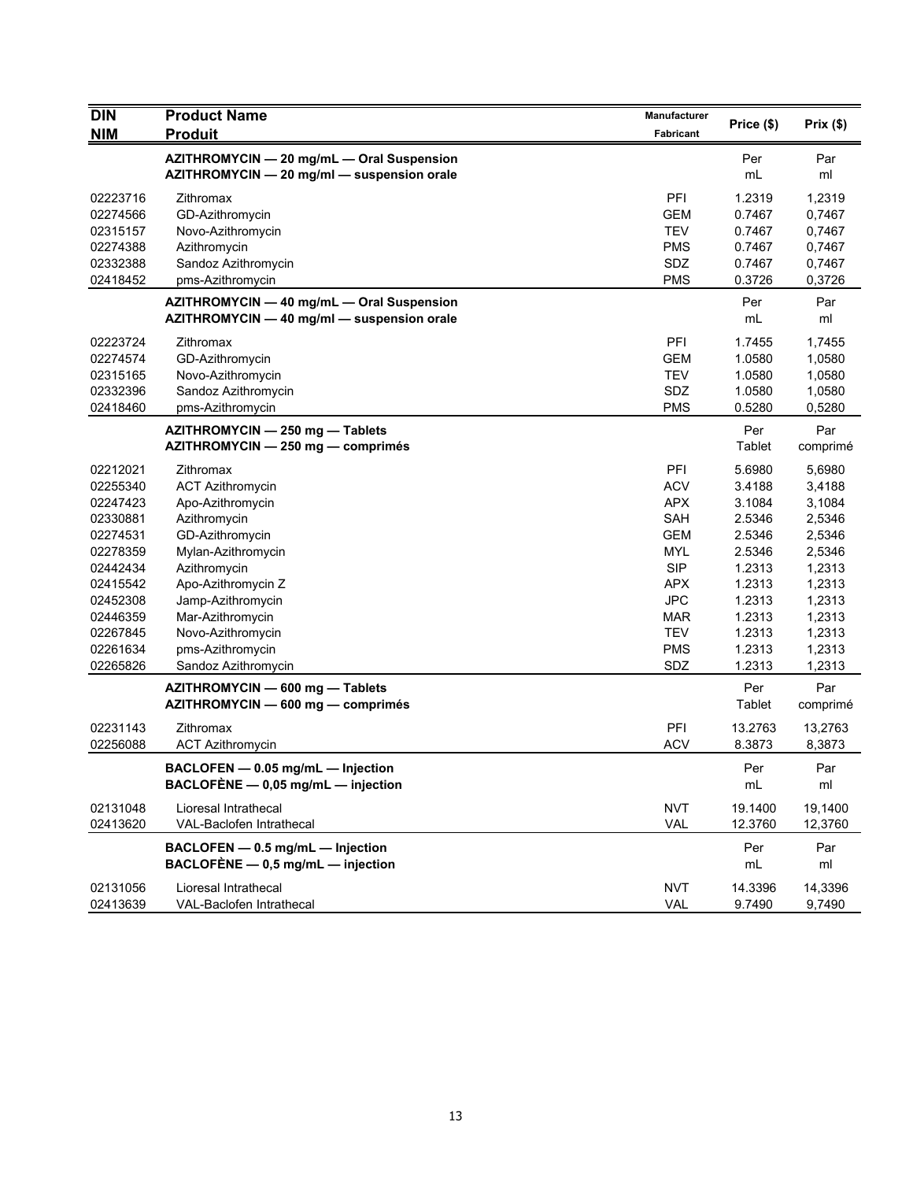| DIN<br>NIM | Product Name<br>Produit | Manufacturer<br>Fabricant | Price ($) | Prix ($) |
|---|---|---|---|---|
| | **AZITHROMYCIN — 20 mg/mL — Oral Suspension**<br>**AZITHROMYCIN — 20 mg/ml — suspension orale** | | Per mL | Par ml |
| 02223716 | Zithromax | PFI | 1.2319 | 1,2319 |
| 02274566 | GD-Azithromycin | GEM | 0.7467 | 0,7467 |
| 02315157 | Novo-Azithromycin | TEV | 0.7467 | 0,7467 |
| 02274388 | Azithromycin | PMS | 0.7467 | 0,7467 |
| 02332388 | Sandoz Azithromycin | SDZ | 0.7467 | 0,7467 |
| 02418452 | pms-Azithromycin | PMS | 0.3726 | 0,3726 |
| | **AZITHROMYCIN — 40 mg/mL — Oral Suspension**<br>**AZITHROMYCIN — 40 mg/ml — suspension orale** | | Per mL | Par ml |
| 02223724 | Zithromax | PFI | 1.7455 | 1,7455 |
| 02274574 | GD-Azithromycin | GEM | 1.0580 | 1,0580 |
| 02315165 | Novo-Azithromycin | TEV | 1.0580 | 1,0580 |
| 02332396 | Sandoz Azithromycin | SDZ | 1.0580 | 1,0580 |
| 02418460 | pms-Azithromycin | PMS | 0.5280 | 0,5280 |
| | **AZITHROMYCIN — 250 mg — Tablets**<br>**AZITHROMYCIN — 250 mg — comprimés** | | Per Tablet | Par comprimé |
| 02212021 | Zithromax | PFI | 5.6980 | 5,6980 |
| 02255340 | ACT Azithromycin | ACV | 3.4188 | 3,4188 |
| 02247423 | Apo-Azithromycin | APX | 3.1084 | 3,1084 |
| 02330881 | Azithromycin | SAH | 2.5346 | 2,5346 |
| 02274531 | GD-Azithromycin | GEM | 2.5346 | 2,5346 |
| 02278359 | Mylan-Azithromycin | MYL | 2.5346 | 2,5346 |
| 02442434 | Azithromycin | SIP | 1.2313 | 1,2313 |
| 02415542 | Apo-Azithromycin Z | APX | 1.2313 | 1,2313 |
| 02452308 | Jamp-Azithromycin | JPC | 1.2313 | 1,2313 |
| 02446359 | Mar-Azithromycin | MAR | 1.2313 | 1,2313 |
| 02267845 | Novo-Azithromycin | TEV | 1.2313 | 1,2313 |
| 02261634 | pms-Azithromycin | PMS | 1.2313 | 1,2313 |
| 02265826 | Sandoz Azithromycin | SDZ | 1.2313 | 1,2313 |
| | **AZITHROMYCIN — 600 mg — Tablets**<br>**AZITHROMYCIN — 600 mg — comprimés** | | Per Tablet | Par comprimé |
| 02231143 | Zithromax | PFI | 13.2763 | 13,2763 |
| 02256088 | ACT Azithromycin | ACV | 8.3873 | 8,3873 |
| | **BACLOFEN — 0.05 mg/mL — Injection**<br>**BACLOFÈNE — 0,05 mg/mL — injection** | | Per mL | Par ml |
| 02131048 | Lioresal Intrathecal | NVT | 19.1400 | 19,1400 |
| 02413620 | VAL-Baclofen Intrathecal | VAL | 12.3760 | 12,3760 |
| | **BACLOFEN — 0.5 mg/mL — Injection**<br>**BACLOFÈNE — 0,5 mg/mL — injection** | | Per mL | Par ml |
| 02131056 | Lioresal Intrathecal | NVT | 14.3396 | 14,3396 |
| 02413639 | VAL-Baclofen Intrathecal | VAL | 9.7490 | 9,7490 |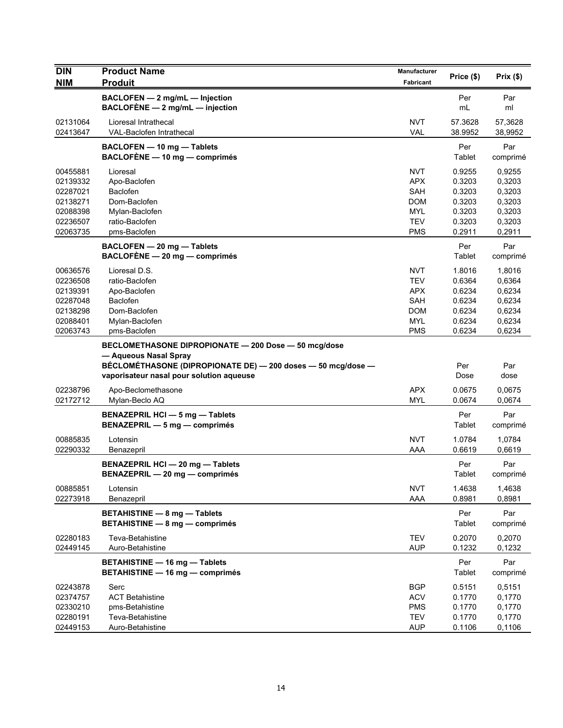| DIN<br>NIM | Product Name<br>Produit | Manufacturer<br>Fabricant | Price ($) | Prix ($) |
|---|---|---|---|---|
| | **BACLOFEN — 2 mg/mL — Injection**<br>**BACLOFÈNE — 2 mg/mL — injection** | | Per<br>mL | Par<br>ml |
| 02131064 | Lioresal Intrathecal | NVT | 57.3628 | 57,3628 |
| 02413647 | VAL-Baclofen Intrathecal | VAL | 38.9952 | 38,9952 |
| | **BACLOFEN — 10 mg — Tablets**<br>**BACLOFÈNE — 10 mg — comprimés** | | Per<br>Tablet | Par<br>comprimé |
| 00455881 | Lioresal | NVT | 0.9255 | 0,9255 |
| 02139332 | Apo-Baclofen | APX | 0.3203 | 0,3203 |
| 02287021 | Baclofen | SAH | 0.3203 | 0,3203 |
| 02138271 | Dom-Baclofen | DOM | 0.3203 | 0,3203 |
| 02088398 | Mylan-Baclofen | MYL | 0.3203 | 0,3203 |
| 02236507 | ratio-Baclofen | TEV | 0.3203 | 0,3203 |
| 02063735 | pms-Baclofen | PMS | 0.2911 | 0,2911 |
| | **BACLOFEN — 20 mg — Tablets**<br>**BACLOFÈNE — 20 mg — comprimés** | | Per<br>Tablet | Par<br>comprimé |
| 00636576 | Lioresal D.S. | NVT | 1.8016 | 1,8016 |
| 02236508 | ratio-Baclofen | TEV | 0.6364 | 0,6364 |
| 02139391 | Apo-Baclofen | APX | 0.6234 | 0,6234 |
| 02287048 | Baclofen | SAH | 0.6234 | 0,6234 |
| 02138298 | Dom-Baclofen | DOM | 0.6234 | 0,6234 |
| 02088401 | Mylan-Baclofen | MYL | 0.6234 | 0,6234 |
| 02063743 | pms-Baclofen | PMS | 0.6234 | 0,6234 |
| | **BECLOMETHASONE DIPROPIONATE — 200 Dose — 50 mcg/dose — Aqueous Nasal Spray**<br>**BÉCLOMÉTHASONE (DIPROPIONATE DE) — 200 doses — 50 mcg/dose — vaporisateur nasal pour solution aqueuse** | | Per<br>Dose | Par<br>dose |
| 02238796 | Apo-Beclomethasone | APX | 0.0675 | 0,0675 |
| 02172712 | Mylan-Beclo AQ | MYL | 0.0674 | 0,0674 |
| | **BENAZEPRIL HCl — 5 mg — Tablets**<br>**BENAZEPRIL — 5 mg — comprimés** | | Per<br>Tablet | Par<br>comprimé |
| 00885835 | Lotensin | NVT | 1.0784 | 1,0784 |
| 02290332 | Benazepril | AAA | 0.6619 | 0,6619 |
| | **BENAZEPRIL HCl — 20 mg — Tablets**<br>**BENAZEPRIL — 20 mg — comprimés** | | Per<br>Tablet | Par<br>comprimé |
| 00885851 | Lotensin | NVT | 1.4638 | 1,4638 |
| 02273918 | Benazepril | AAA | 0.8981 | 0,8981 |
| | **BETAHISTINE — 8 mg — Tablets**<br>**BETAHISTINE — 8 mg — comprimés** | | Per<br>Tablet | Par<br>comprimé |
| 02280183 | Teva-Betahistine | TEV | 0.2070 | 0,2070 |
| 02449145 | Auro-Betahistine | AUP | 0.1232 | 0,1232 |
| | **BETAHISTINE — 16 mg — Tablets**<br>**BETAHISTINE — 16 mg — comprimés** | | Per<br>Tablet | Par<br>comprimé |
| 02243878 | Serc | BGP | 0.5151 | 0,5151 |
| 02374757 | ACT Betahistine | ACV | 0.1770 | 0,1770 |
| 02330210 | pms-Betahistine | PMS | 0.1770 | 0,1770 |
| 02280191 | Teva-Betahistine | TEV | 0.1770 | 0,1770 |
| 02449153 | Auro-Betahistine | AUP | 0.1106 | 0,1106 |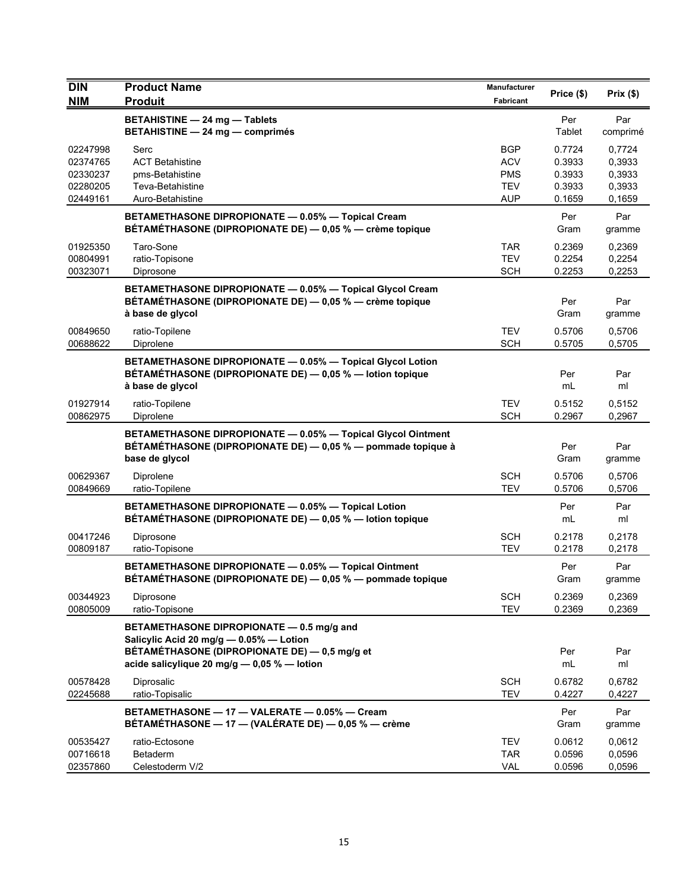| DIN / NIM | Product Name / Produit | Manufacturer / Fabricant | Price ($) | Prix ($) |
|---|---|---|---|---|
| | **BETAHISTINE — 24 mg — Tablets**<br>**BETAHISTINE — 24 mg — comprimés** | | Per Tablet | Par comprimé |
| 02247998 | Serc | BGP | 0.7724 | 0,7724 |
| 02374765 | ACT Betahistine | ACV | 0.3933 | 0,3933 |
| 02330237 | pms-Betahistine | PMS | 0.3933 | 0,3933 |
| 02280205 | Teva-Betahistine | TEV | 0.3933 | 0,3933 |
| 02449161 | Auro-Betahistine | AUP | 0.1659 | 0,1659 |
| | **BETAMETHASONE DIPROPIONATE — 0.05% — Topical Cream**<br>**BÉTAMÉTHASONE (DIPROPIONATE DE) — 0,05 % — crème topique** | | Per Gram | Par gramme |
| 01925350 | Taro-Sone | TAR | 0.2369 | 0,2369 |
| 00804991 | ratio-Topisone | TEV | 0.2254 | 0,2254 |
| 00323071 | Diprosone | SCH | 0.2253 | 0,2253 |
| | **BETAMETHASONE DIPROPIONATE — 0.05% — Topical Glycol Cream**<br>**BÉTAMÉTHASONE (DIPROPIONATE DE) — 0,05 % — crème topique à base de glycol** | | Per Gram | Par gramme |
| 00849650 | ratio-Topilene | TEV | 0.5706 | 0,5706 |
| 00688622 | Diprolene | SCH | 0.5705 | 0,5705 |
| | **BETAMETHASONE DIPROPIONATE — 0.05% — Topical Glycol Lotion**<br>**BÉTAMÉTHASONE (DIPROPIONATE DE) — 0,05 % — lotion topique à base de glycol** | | Per mL | Par ml |
| 01927914 | ratio-Topilene | TEV | 0.5152 | 0,5152 |
| 00862975 | Diprolene | SCH | 0.2967 | 0,2967 |
| | **BETAMETHASONE DIPROPIONATE — 0.05% — Topical Glycol Ointment**<br>**BÉTAMÉTHASONE (DIPROPIONATE DE) — 0,05 % — pommade topique à base de glycol** | | Per Gram | Par gramme |
| 00629367 | Diprolene | SCH | 0.5706 | 0,5706 |
| 00849669 | ratio-Topilene | TEV | 0.5706 | 0,5706 |
| | **BETAMETHASONE DIPROPIONATE — 0.05% — Topical Lotion**<br>**BÉTAMÉTHASONE (DIPROPIONATE DE) — 0,05 % — lotion topique** | | Per mL | Par ml |
| 00417246 | Diprosone | SCH | 0.2178 | 0,2178 |
| 00809187 | ratio-Topisone | TEV | 0.2178 | 0,2178 |
| | **BETAMETHASONE DIPROPIONATE — 0.05% — Topical Ointment**<br>**BÉTAMÉTHASONE (DIPROPIONATE DE) — 0,05 % — pommade topique** | | Per Gram | Par gramme |
| 00344923 | Diprosone | SCH | 0.2369 | 0,2369 |
| 00805009 | ratio-Topisone | TEV | 0.2369 | 0,2369 |
| | **BETAMETHASONE DIPROPIONATE — 0.5 mg/g and Salicylic Acid 20 mg/g — 0.05% — Lotion**<br>**BÉTAMÉTHASONE (DIPROPIONATE DE) — 0,5 mg/g et acide salicylique 20 mg/g — 0,05 % — lotion** | | Per mL | Par ml |
| 00578428 | Diprosalic | SCH | 0.6782 | 0,6782 |
| 02245688 | ratio-Topisalic | TEV | 0.4227 | 0,4227 |
| | **BETAMETHASONE — 17 — VALERATE — 0.05% — Cream**<br>**BÉTAMÉTHASONE — 17 — (VALÉRATE DE) — 0,05 % — crème** | | Per Gram | Par gramme |
| 00535427 | ratio-Ectosone | TEV | 0.0612 | 0,0612 |
| 00716618 | Betaderm | TAR | 0.0596 | 0,0596 |
| 02357860 | Celestoderm V/2 | VAL | 0.0596 | 0,0596 |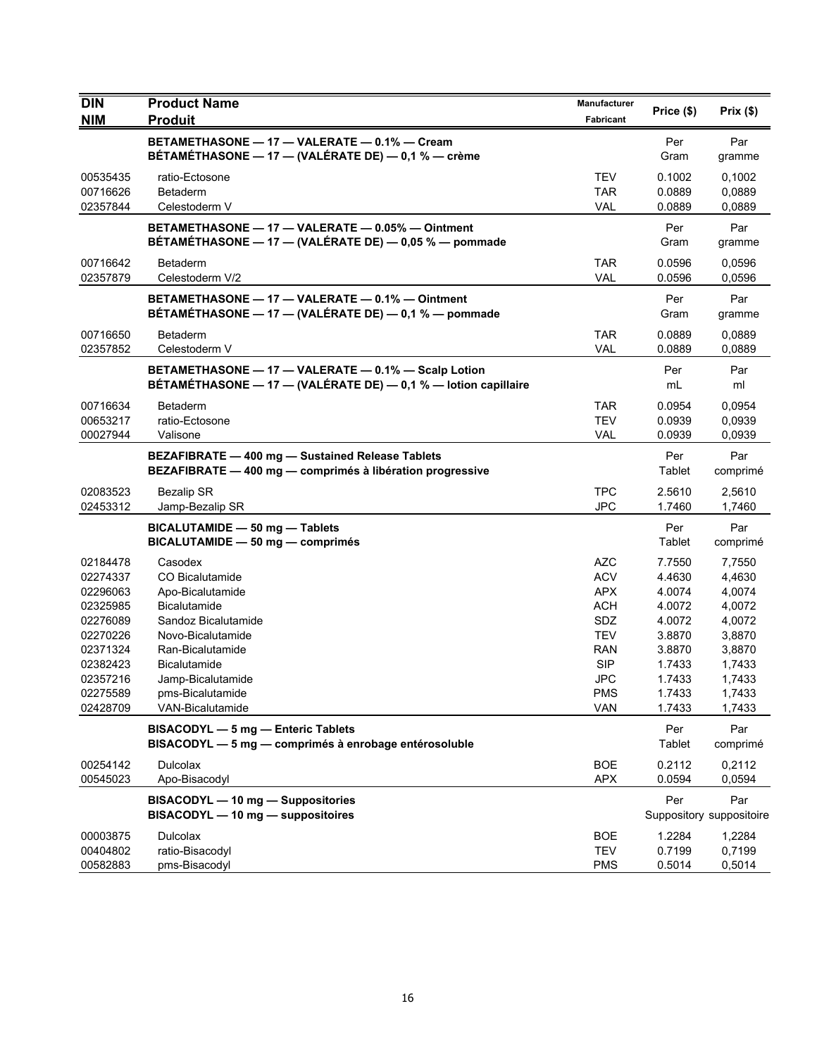| DIN<br>NIM | Product Name<br>Produit | Manufacturer<br>Fabricant | Price ($) | Prix ($) |
|---|---|---|---|---|
| | **BETAMETHASONE — 17 — VALERATE — 0.1% — Cream**<br>**BÉTAMÉTHASONE — 17 — (VALÉRATE DE) — 0,1 % — crème** | | Per Gram | Par gramme |
| 00535435 | ratio-Ectosone | TEV | 0.1002 | 0,1002 |
| 00716626 | Betaderm | TAR | 0.0889 | 0,0889 |
| 02357844 | Celestoderm V | VAL | 0.0889 | 0,0889 |
| | **BETAMETHASONE — 17 — VALERATE — 0.05% — Ointment**<br>**BÉTAMÉTHASONE — 17 — (VALÉRATE DE) — 0,05 % — pommade** | | Per Gram | Par gramme |
| 00716642 | Betaderm | TAR | 0.0596 | 0,0596 |
| 02357879 | Celestoderm V/2 | VAL | 0.0596 | 0,0596 |
| | **BETAMETHASONE — 17 — VALERATE — 0.1% — Ointment**<br>**BÉTAMÉTHASONE — 17 — (VALÉRATE DE) — 0,1 % — pommade** | | Per Gram | Par gramme |
| 00716650 | Betaderm | TAR | 0.0889 | 0,0889 |
| 02357852 | Celestoderm V | VAL | 0.0889 | 0,0889 |
| | **BETAMETHASONE — 17 — VALERATE — 0.1% — Scalp Lotion**<br>**BÉTAMÉTHASONE — 17 — (VALÉRATE DE) — 0,1 % — lotion capillaire** | | Per mL | Par ml |
| 00716634 | Betaderm | TAR | 0.0954 | 0,0954 |
| 00653217 | ratio-Ectosone | TEV | 0.0939 | 0,0939 |
| 00027944 | Valisone | VAL | 0.0939 | 0,0939 |
| | **BEZAFIBRATE — 400 mg — Sustained Release Tablets**<br>**BEZAFIBRATE — 400 mg — comprimés à libération progressive** | | Per Tablet | Par comprimé |
| 02083523 | Bezalip SR | TPC | 2.5610 | 2,5610 |
| 02453312 | Jamp-Bezalip SR | JPC | 1.7460 | 1,7460 |
| | **BICALUTAMIDE — 50 mg — Tablets**<br>**BICALUTAMIDE — 50 mg — comprimés** | | Per Tablet | Par comprimé |
| 02184478 | Casodex | AZC | 7.7550 | 7,7550 |
| 02274337 | CO Bicalutamide | ACV | 4.4630 | 4,4630 |
| 02296063 | Apo-Bicalutamide | APX | 4.0074 | 4,0074 |
| 02325985 | Bicalutamide | ACH | 4.0072 | 4,0072 |
| 02276089 | Sandoz Bicalutamide | SDZ | 4.0072 | 4,0072 |
| 02270226 | Novo-Bicalutamide | TEV | 3.8870 | 3,8870 |
| 02371324 | Ran-Bicalutamide | RAN | 3.8870 | 3,8870 |
| 02382423 | Bicalutamide | SIP | 1.7433 | 1,7433 |
| 02357216 | Jamp-Bicalutamide | JPC | 1.7433 | 1,7433 |
| 02275589 | pms-Bicalutamide | PMS | 1.7433 | 1,7433 |
| 02428709 | VAN-Bicalutamide | VAN | 1.7433 | 1,7433 |
| | **BISACODYL — 5 mg — Enteric Tablets**<br>**BISACODYL — 5 mg — comprimés à enrobage entérosoluble** | | Per Tablet | Par comprimé |
| 00254142 | Dulcolax | BOE | 0.2112 | 0,2112 |
| 00545023 | Apo-Bisacodyl | APX | 0.0594 | 0,0594 |
| | **BISACODYL — 10 mg — Suppositories**<br>**BISACODYL — 10 mg — suppositoires** | | Per Suppository | Par suppositoire |
| 00003875 | Dulcolax | BOE | 1.2284 | 1,2284 |
| 00404802 | ratio-Bisacodyl | TEV | 0.7199 | 0,7199 |
| 00582883 | pms-Bisacodyl | PMS | 0.5014 | 0,5014 |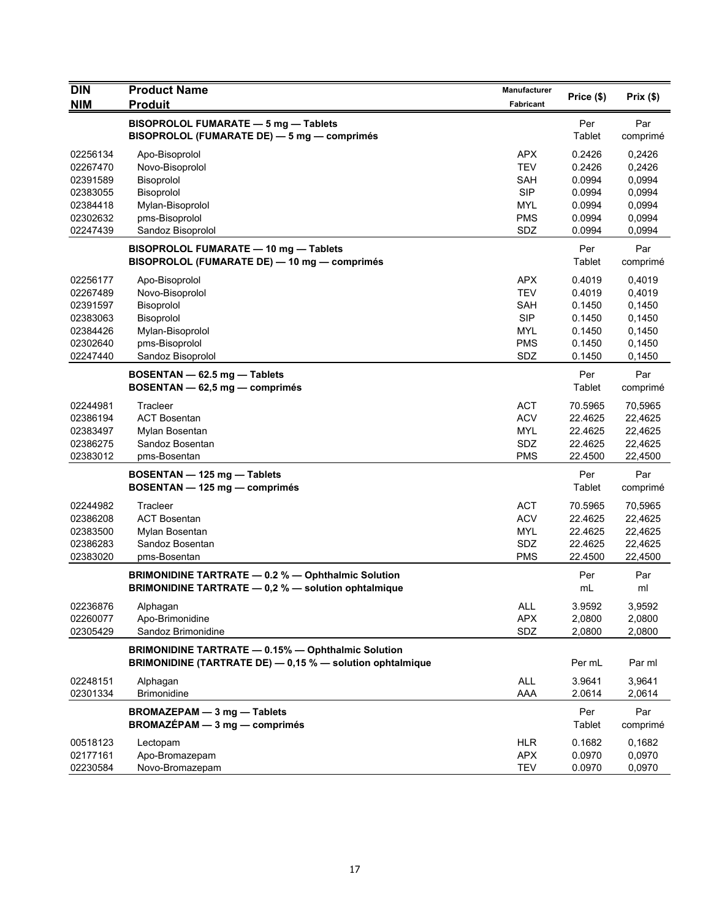| DIN<br>NIM | Product Name<br>Produit | Manufacturer<br>Fabricant | Price ($) | Prix ($) |
|---|---|---|---|---|
| | **BISOPROLOL FUMARATE — 5 mg — Tablets**<br>**BISOPROLOL (FUMARATE DE) — 5 mg — comprimés** | | Per Tablet | Par comprimé |
| 02256134 | Apo-Bisoprolol | APX | 0.2426 | 0,2426 |
| 02267470 | Novo-Bisoprolol | TEV | 0.2426 | 0,2426 |
| 02391589 | Bisoprolol | SAH | 0.0994 | 0,0994 |
| 02383055 | Bisoprolol | SIP | 0.0994 | 0,0994 |
| 02384418 | Mylan-Bisoprolol | MYL | 0.0994 | 0,0994 |
| 02302632 | pms-Bisoprolol | PMS | 0.0994 | 0,0994 |
| 02247439 | Sandoz Bisoprolol | SDZ | 0.0994 | 0,0994 |
| | **BISOPROLOL FUMARATE — 10 mg — Tablets**<br>**BISOPROLOL (FUMARATE DE) — 10 mg — comprimés** | | Per Tablet | Par comprimé |
| 02256177 | Apo-Bisoprolol | APX | 0.4019 | 0,4019 |
| 02267489 | Novo-Bisoprolol | TEV | 0.4019 | 0,4019 |
| 02391597 | Bisoprolol | SAH | 0.1450 | 0,1450 |
| 02383063 | Bisoprolol | SIP | 0.1450 | 0,1450 |
| 02384426 | Mylan-Bisoprolol | MYL | 0.1450 | 0,1450 |
| 02302640 | pms-Bisoprolol | PMS | 0.1450 | 0,1450 |
| 02247440 | Sandoz Bisoprolol | SDZ | 0.1450 | 0,1450 |
| | **BOSENTAN — 62.5 mg — Tablets**<br>**BOSENTAN — 62,5 mg — comprimés** | | Per Tablet | Par comprimé |
| 02244981 | Tracleer | ACT | 70.5965 | 70,5965 |
| 02386194 | ACT Bosentan | ACV | 22.4625 | 22,4625 |
| 02383497 | Mylan Bosentan | MYL | 22.4625 | 22,4625 |
| 02386275 | Sandoz Bosentan | SDZ | 22.4625 | 22,4625 |
| 02383012 | pms-Bosentan | PMS | 22.4500 | 22,4500 |
| | **BOSENTAN — 125 mg — Tablets**<br>**BOSENTAN — 125 mg — comprimés** | | Per Tablet | Par comprimé |
| 02244982 | Tracleer | ACT | 70.5965 | 70,5965 |
| 02386208 | ACT Bosentan | ACV | 22.4625 | 22,4625 |
| 02383500 | Mylan Bosentan | MYL | 22.4625 | 22,4625 |
| 02386283 | Sandoz Bosentan | SDZ | 22.4625 | 22,4625 |
| 02383020 | pms-Bosentan | PMS | 22.4500 | 22,4500 |
| | **BRIMONIDINE TARTRATE — 0.2 % — Ophthalmic Solution**<br>**BRIMONIDINE TARTRATE — 0,2 % — solution ophtalmique** | | Per mL | Par ml |
| 02236876 | Alphagan | ALL | 3.9592 | 3,9592 |
| 02260077 | Apo-Brimonidine | APX | 2,0800 | 2,0800 |
| 02305429 | Sandoz Brimonidine | SDZ | 2,0800 | 2,0800 |
| | **BRIMONIDINE TARTRATE — 0.15% — Ophthalmic Solution**<br>**BRIMONIDINE (TARTRATE DE) — 0,15 % — solution ophtalmique** | | Per mL | Par ml |
| 02248151 | Alphagan | ALL | 3.9641 | 3,9641 |
| 02301334 | Brimonidine | AAA | 2.0614 | 2,0614 |
| | **BROMAZEPAM — 3 mg — Tablets**<br>**BROMAZÉPAM — 3 mg — comprimés** | | Per Tablet | Par comprimé |
| 00518123 | Lectopam | HLR | 0.1682 | 0,1682 |
| 02177161 | Apo-Bromazepam | APX | 0.0970 | 0,0970 |
| 02230584 | Novo-Bromazepam | TEV | 0.0970 | 0,0970 |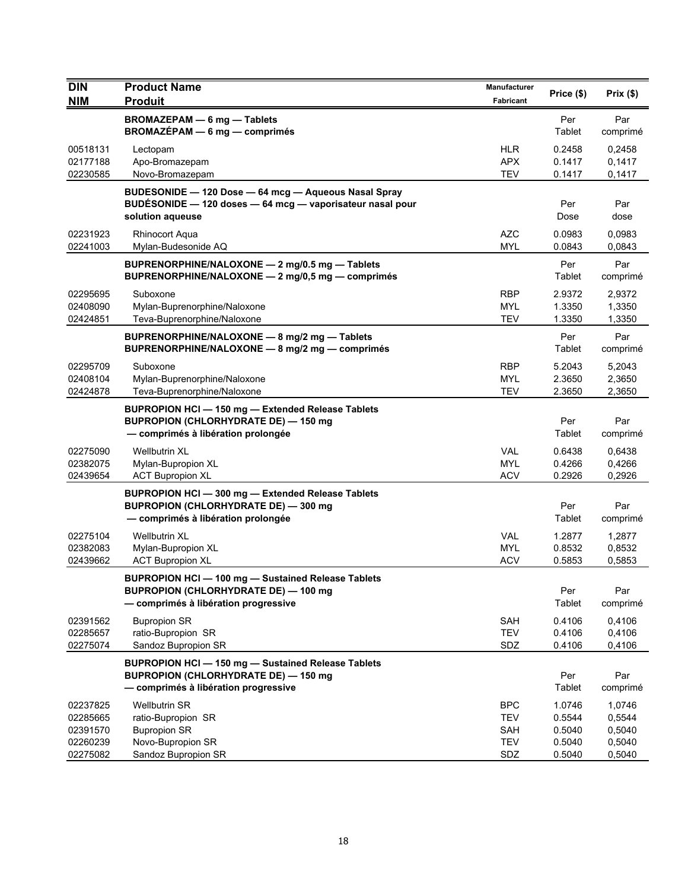| DIN<br>NIM | Product Name<br>Produit | Manufacturer<br>Fabricant | Price ($) | Prix ($) |
|---|---|---|---|---|
| | **BROMAZEPAM — 6 mg — Tablets**<br>**BROMAZÉPAM — 6 mg — comprimés** | | Per Tablet | Par comprimé |
| 00518131 | Lectopam | HLR | 0.2458 | 0,2458 |
| 02177188 | Apo-Bromazepam | APX | 0.1417 | 0,1417 |
| 02230585 | Novo-Bromazepam | TEV | 0.1417 | 0,1417 |
| | **BUDESONIDE — 120 Dose — 64 mcg — Aqueous Nasal Spray**<br>**BUDÉSONIDE — 120 doses — 64 mcg — vaporisateur nasal pour solution aqueuse** | | Per Dose | Par dose |
| 02231923 | Rhinocort Aqua | AZC | 0.0983 | 0,0983 |
| 02241003 | Mylan-Budesonide AQ | MYL | 0.0843 | 0,0843 |
| | **BUPRENORPHINE/NALOXONE — 2 mg/0.5 mg — Tablets**<br>**BUPRENORPHINE/NALOXONE — 2 mg/0,5 mg — comprimés** | | Per Tablet | Par comprimé |
| 02295695 | Suboxone | RBP | 2.9372 | 2,9372 |
| 02408090 | Mylan-Buprenorphine/Naloxone | MYL | 1.3350 | 1,3350 |
| 02424851 | Teva-Buprenorphine/Naloxone | TEV | 1.3350 | 1,3350 |
| | **BUPRENORPHINE/NALOXONE — 8 mg/2 mg — Tablets**<br>**BUPRENORPHINE/NALOXONE — 8 mg/2 mg — comprimés** | | Per Tablet | Par comprimé |
| 02295709 | Suboxone | RBP | 5.2043 | 5,2043 |
| 02408104 | Mylan-Buprenorphine/Naloxone | MYL | 2.3650 | 2,3650 |
| 02424878 | Teva-Buprenorphine/Naloxone | TEV | 2.3650 | 2,3650 |
| | **BUPROPION HCl — 150 mg — Extended Release Tablets**<br>**BUPROPION (CHLORHYDRATE DE) — 150 mg — comprimés à libération prolongée** | | Per Tablet | Par comprimé |
| 02275090 | Wellbutrin XL | VAL | 0.6438 | 0,6438 |
| 02382075 | Mylan-Bupropion XL | MYL | 0.4266 | 0,4266 |
| 02439654 | ACT Bupropion XL | ACV | 0.2926 | 0,2926 |
| | **BUPROPION HCl — 300 mg — Extended Release Tablets**<br>**BUPROPION (CHLORHYDRATE DE) — 300 mg — comprimés à libération prolongée** | | Per Tablet | Par comprimé |
| 02275104 | Wellbutrin XL | VAL | 1.2877 | 1,2877 |
| 02382083 | Mylan-Bupropion XL | MYL | 0.8532 | 0,8532 |
| 02439662 | ACT Bupropion XL | ACV | 0.5853 | 0,5853 |
| | **BUPROPION HCl — 100 mg — Sustained Release Tablets**<br>**BUPROPION (CHLORHYDRATE DE) — 100 mg — comprimés à libération progressive** | | Per Tablet | Par comprimé |
| 02391562 | Bupropion SR | SAH | 0.4106 | 0,4106 |
| 02285657 | ratio-Bupropion SR | TEV | 0.4106 | 0,4106 |
| 02275074 | Sandoz Bupropion SR | SDZ | 0.4106 | 0,4106 |
| | **BUPROPION HCl — 150 mg — Sustained Release Tablets**<br>**BUPROPION (CHLORHYDRATE DE) — 150 mg — comprimés à libération progressive** | | Per Tablet | Par comprimé |
| 02237825 | Wellbutrin SR | BPC | 1.0746 | 1,0746 |
| 02285665 | ratio-Bupropion SR | TEV | 0.5544 | 0,5544 |
| 02391570 | Bupropion SR | SAH | 0.5040 | 0,5040 |
| 02260239 | Novo-Bupropion SR | TEV | 0.5040 | 0,5040 |
| 02275082 | Sandoz Bupropion SR | SDZ | 0.5040 | 0,5040 |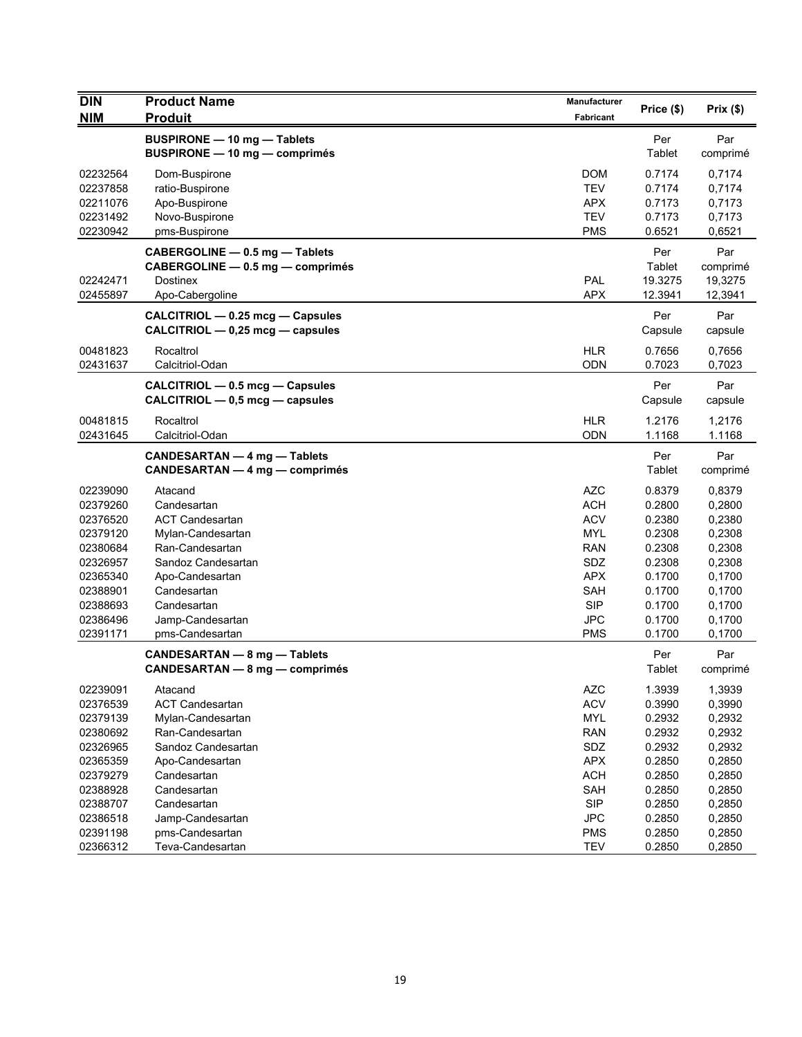| DIN<br>NIM | Product Name<br>Produit | Manufacturer<br>Fabricant | Price ($) | Prix ($) |
|---|---|---|---|---|
| | **BUSPIRONE — 10 mg — Tablets**<br>**BUSPIRONE — 10 mg — comprimés** | | Per Tablet | Par comprimé |
| 02232564 | Dom-Buspirone | DOM | 0.7174 | 0,7174 |
| 02237858 | ratio-Buspirone | TEV | 0.7174 | 0,7174 |
| 02211076 | Apo-Buspirone | APX | 0.7173 | 0,7173 |
| 02231492 | Novo-Buspirone | TEV | 0.7173 | 0,7173 |
| 02230942 | pms-Buspirone | PMS | 0.6521 | 0,6521 |
| | **CABERGOLINE — 0.5 mg — Tablets**<br>**CABERGOLINE — 0.5 mg — comprimés** | | Per Tablet | Par comprimé |
| 02242471 | Dostinex | PAL | 19.3275 | 19,3275 |
| 02455897 | Apo-Cabergoline | APX | 12.3941 | 12,3941 |
| | **CALCITRIOL — 0.25 mcg — Capsules**<br>**CALCITRIOL — 0,25 mcg — capsules** | | Per Capsule | Par capsule |
| 00481823 | Rocaltrol | HLR | 0.7656 | 0,7656 |
| 02431637 | Calcitriol-Odan | ODN | 0.7023 | 0,7023 |
| | **CALCITRIOL — 0.5 mcg — Capsules**<br>**CALCITRIOL — 0,5 mcg — capsules** | | Per Capsule | Par capsule |
| 00481815 | Rocaltrol | HLR | 1.2176 | 1,2176 |
| 02431645 | Calcitriol-Odan | ODN | 1.1168 | 1.1168 |
| | **CANDESARTAN — 4 mg — Tablets**<br>**CANDESARTAN — 4 mg — comprimés** | | Per Tablet | Par comprimé |
| 02239090 | Atacand | AZC | 0.8379 | 0,8379 |
| 02379260 | Candesartan | ACH | 0.2800 | 0,2800 |
| 02376520 | ACT Candesartan | ACV | 0.2380 | 0,2380 |
| 02379120 | Mylan-Candesartan | MYL | 0.2308 | 0,2308 |
| 02380684 | Ran-Candesartan | RAN | 0.2308 | 0,2308 |
| 02326957 | Sandoz Candesartan | SDZ | 0.2308 | 0,2308 |
| 02365340 | Apo-Candesartan | APX | 0.1700 | 0,1700 |
| 02388901 | Candesartan | SAH | 0.1700 | 0,1700 |
| 02388693 | Candesartan | SIP | 0.1700 | 0,1700 |
| 02386496 | Jamp-Candesartan | JPC | 0.1700 | 0,1700 |
| 02391171 | pms-Candesartan | PMS | 0.1700 | 0,1700 |
| | **CANDESARTAN — 8 mg — Tablets**<br>**CANDESARTAN — 8 mg — comprimés** | | Per Tablet | Par comprimé |
| 02239091 | Atacand | AZC | 1.3939 | 1,3939 |
| 02376539 | ACT Candesartan | ACV | 0.3990 | 0,3990 |
| 02379139 | Mylan-Candesartan | MYL | 0.2932 | 0,2932 |
| 02380692 | Ran-Candesartan | RAN | 0.2932 | 0,2932 |
| 02326965 | Sandoz Candesartan | SDZ | 0.2932 | 0,2932 |
| 02365359 | Apo-Candesartan | APX | 0.2850 | 0,2850 |
| 02379279 | Candesartan | ACH | 0.2850 | 0,2850 |
| 02388928 | Candesartan | SAH | 0.2850 | 0,2850 |
| 02388707 | Candesartan | SIP | 0.2850 | 0,2850 |
| 02386518 | Jamp-Candesartan | JPC | 0.2850 | 0,2850 |
| 02391198 | pms-Candesartan | PMS | 0.2850 | 0,2850 |
| 02366312 | Teva-Candesartan | TEV | 0.2850 | 0,2850 |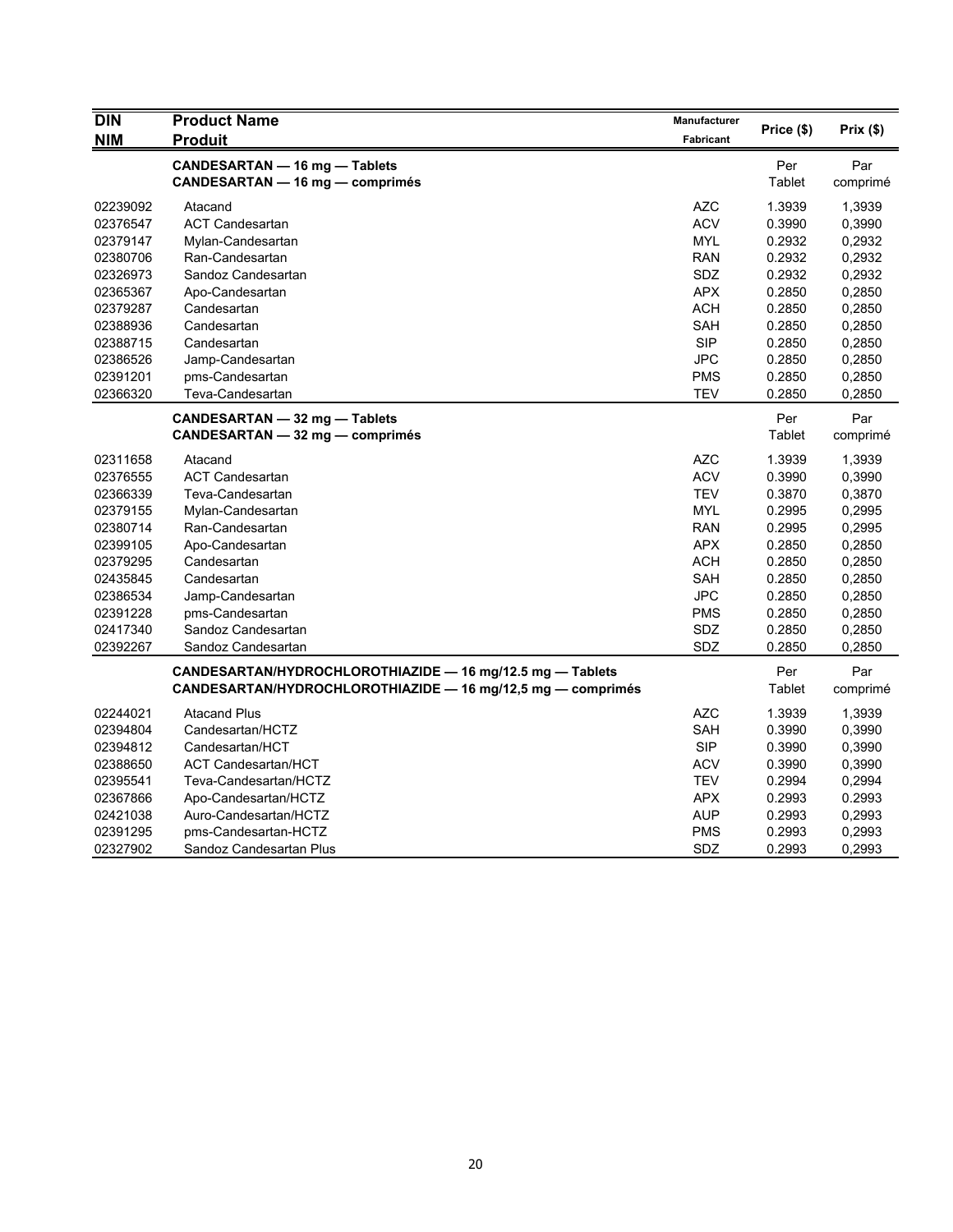| DIN<br>NIM | Product Name<br>Produit | Manufacturer<br>Fabricant | Price ($) | Prix ($) |
|---|---|---|---|---|
| | **CANDESARTAN — 16 mg — Tablets<br>CANDESARTAN — 16 mg — comprimés** | | Per Tablet | Par comprimé |
| 02239092 | Atacand | AZC | 1.3939 | 1,3939 |
| 02376547 | ACT Candesartan | ACV | 0.3990 | 0,3990 |
| 02379147 | Mylan-Candesartan | MYL | 0.2932 | 0,2932 |
| 02380706 | Ran-Candesartan | RAN | 0.2932 | 0,2932 |
| 02326973 | Sandoz Candesartan | SDZ | 0.2932 | 0,2932 |
| 02365367 | Apo-Candesartan | APX | 0.2850 | 0,2850 |
| 02379287 | Candesartan | ACH | 0.2850 | 0,2850 |
| 02388936 | Candesartan | SAH | 0.2850 | 0,2850 |
| 02388715 | Candesartan | SIP | 0.2850 | 0,2850 |
| 02386526 | Jamp-Candesartan | JPC | 0.2850 | 0,2850 |
| 02391201 | pms-Candesartan | PMS | 0.2850 | 0,2850 |
| 02366320 | Teva-Candesartan | TEV | 0.2850 | 0,2850 |
| | **CANDESARTAN — 32 mg — Tablets<br>CANDESARTAN — 32 mg — comprimés** | | Per Tablet | Par comprimé |
| 02311658 | Atacand | AZC | 1.3939 | 1,3939 |
| 02376555 | ACT Candesartan | ACV | 0.3990 | 0,3990 |
| 02366339 | Teva-Candesartan | TEV | 0.3870 | 0,3870 |
| 02379155 | Mylan-Candesartan | MYL | 0.2995 | 0,2995 |
| 02380714 | Ran-Candesartan | RAN | 0.2995 | 0,2995 |
| 02399105 | Apo-Candesartan | APX | 0.2850 | 0,2850 |
| 02379295 | Candesartan | ACH | 0.2850 | 0,2850 |
| 02435845 | Candesartan | SAH | 0.2850 | 0,2850 |
| 02386534 | Jamp-Candesartan | JPC | 0.2850 | 0,2850 |
| 02391228 | pms-Candesartan | PMS | 0.2850 | 0,2850 |
| 02417340 | Sandoz Candesartan | SDZ | 0.2850 | 0,2850 |
| 02392267 | Sandoz Candesartan | SDZ | 0.2850 | 0,2850 |
| | **CANDESARTAN/HYDROCHLOROTHIAZIDE — 16 mg/12.5 mg — Tablets<br>CANDESARTAN/HYDROCHLOROTHIAZIDE — 16 mg/12,5 mg — comprimés** | | Per Tablet | Par comprimé |
| 02244021 | Atacand Plus | AZC | 1.3939 | 1,3939 |
| 02394804 | Candesartan/HCTZ | SAH | 0.3990 | 0,3990 |
| 02394812 | Candesartan/HCT | SIP | 0.3990 | 0,3990 |
| 02388650 | ACT Candesartan/HCT | ACV | 0.3990 | 0,3990 |
| 02395541 | Teva-Candesartan/HCTZ | TEV | 0.2994 | 0,2994 |
| 02367866 | Apo-Candesartan/HCTZ | APX | 0.2993 | 0.2993 |
| 02421038 | Auro-Candesartan/HCTZ | AUP | 0.2993 | 0,2993 |
| 02391295 | pms-Candesartan-HCTZ | PMS | 0.2993 | 0,2993 |
| 02327902 | Sandoz Candesartan Plus | SDZ | 0.2993 | 0,2993 |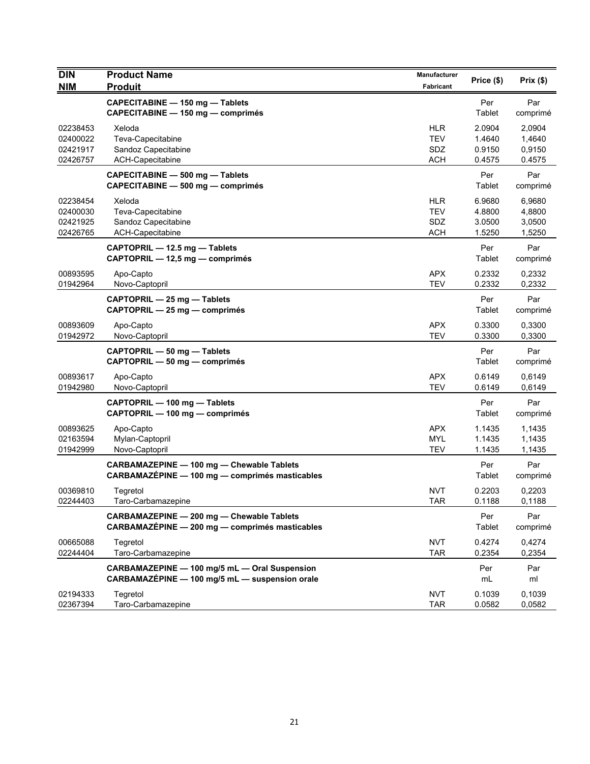| DIN<br>NIM | Product Name<br>Produit | Manufacturer<br>Fabricant | Price ($) | Prix ($) |
|---|---|---|---|---|
| | **CAPECITABINE — 150 mg — Tablets**<br>**CAPECITABINE — 150 mg — comprimés** | | Per Tablet | Par comprimé |
| 02238453 | Xeloda | HLR | 2.0904 | 2,0904 |
| 02400022 | Teva-Capecitabine | TEV | 1.4640 | 1,4640 |
| 02421917 | Sandoz Capecitabine | SDZ | 0.9150 | 0,9150 |
| 02426757 | ACH-Capecitabine | ACH | 0.4575 | 0.4575 |
| | **CAPECITABINE — 500 mg — Tablets**<br>**CAPECITABINE — 500 mg — comprimés** | | Per Tablet | Par comprimé |
| 02238454 | Xeloda | HLR | 6.9680 | 6,9680 |
| 02400030 | Teva-Capecitabine | TEV | 4.8800 | 4,8800 |
| 02421925 | Sandoz Capecitabine | SDZ | 3.0500 | 3,0500 |
| 02426765 | ACH-Capecitabine | ACH | 1.5250 | 1,5250 |
| | **CAPTOPRIL — 12.5 mg — Tablets**<br>**CAPTOPRIL — 12,5 mg — comprimés** | | Per Tablet | Par comprimé |
| 00893595 | Apo-Capto | APX | 0.2332 | 0,2332 |
| 01942964 | Novo-Captopril | TEV | 0.2332 | 0,2332 |
| | **CAPTOPRIL — 25 mg — Tablets**<br>**CAPTOPRIL — 25 mg — comprimés** | | Per Tablet | Par comprimé |
| 00893609 | Apo-Capto | APX | 0.3300 | 0,3300 |
| 01942972 | Novo-Captopril | TEV | 0.3300 | 0,3300 |
| | **CAPTOPRIL — 50 mg — Tablets**<br>**CAPTOPRIL — 50 mg — comprimés** | | Per Tablet | Par comprimé |
| 00893617 | Apo-Capto | APX | 0.6149 | 0,6149 |
| 01942980 | Novo-Captopril | TEV | 0.6149 | 0,6149 |
| | **CAPTOPRIL — 100 mg — Tablets**<br>**CAPTOPRIL — 100 mg — comprimés** | | Per Tablet | Par comprimé |
| 00893625 | Apo-Capto | APX | 1.1435 | 1,1435 |
| 02163594 | Mylan-Captopril | MYL | 1.1435 | 1,1435 |
| 01942999 | Novo-Captopril | TEV | 1.1435 | 1,1435 |
| | **CARBAMAZEPINE — 100 mg — Chewable Tablets**<br>**CARBAMAZÉPINE — 100 mg — comprimés masticables** | | Per Tablet | Par comprimé |
| 00369810 | Tegretol | NVT | 0.2203 | 0,2203 |
| 02244403 | Taro-Carbamazepine | TAR | 0.1188 | 0,1188 |
| | **CARBAMAZEPINE — 200 mg — Chewable Tablets**<br>**CARBAMAZÉPINE — 200 mg — comprimés masticables** | | Per Tablet | Par comprimé |
| 00665088 | Tegretol | NVT | 0.4274 | 0,4274 |
| 02244404 | Taro-Carbamazepine | TAR | 0.2354 | 0,2354 |
| | **CARBAMAZEPINE — 100 mg/5 mL — Oral Suspension**<br>**CARBAMAZÉPINE — 100 mg/5 mL — suspension orale** | | Per mL | Par ml |
| 02194333 | Tegretol | NVT | 0.1039 | 0,1039 |
| 02367394 | Taro-Carbamazepine | TAR | 0.0582 | 0,0582 |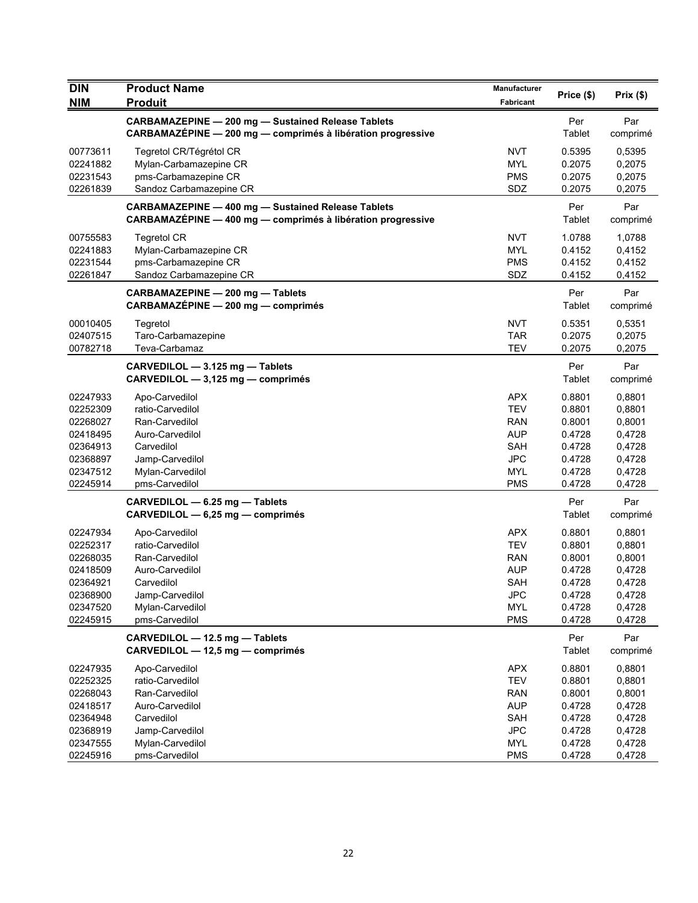| DIN<br>NIM | Product Name<br>Produit | Manufacturer<br>Fabricant | Price ($) | Prix ($) |
|---|---|---|---|---|
| | **CARBAMAZEPINE — 200 mg — Sustained Release Tablets**<br>**CARBAMAZÉPINE — 200 mg — comprimés à libération progressive** | | Per Tablet | Par comprimé |
| 00773611 | Tegretol CR/Tégrétol CR | NVT | 0.5395 | 0,5395 |
| 02241882 | Mylan-Carbamazepine CR | MYL | 0.2075 | 0,2075 |
| 02231543 | pms-Carbamazepine CR | PMS | 0.2075 | 0,2075 |
| 02261839 | Sandoz Carbamazepine CR | SDZ | 0.2075 | 0,2075 |
| | **CARBAMAZEPINE — 400 mg — Sustained Release Tablets**<br>**CARBAMAZÉPINE — 400 mg — comprimés à libération progressive** | | Per Tablet | Par comprimé |
| 00755583 | Tegretol CR | NVT | 1.0788 | 1,0788 |
| 02241883 | Mylan-Carbamazepine CR | MYL | 0.4152 | 0,4152 |
| 02231544 | pms-Carbamazepine CR | PMS | 0.4152 | 0,4152 |
| 02261847 | Sandoz Carbamazepine CR | SDZ | 0.4152 | 0,4152 |
| | **CARBAMAZEPINE — 200 mg — Tablets**<br>**CARBAMAZÉPINE — 200 mg — comprimés** | | Per Tablet | Par comprimé |
| 00010405 | Tegretol | NVT | 0.5351 | 0,5351 |
| 02407515 | Taro-Carbamazepine | TAR | 0.2075 | 0,2075 |
| 00782718 | Teva-Carbamaz | TEV | 0.2075 | 0,2075 |
| | **CARVEDILOL — 3.125 mg — Tablets**<br>**CARVEDILOL — 3,125 mg — comprimés** | | Per Tablet | Par comprimé |
| 02247933 | Apo-Carvedilol | APX | 0.8801 | 0,8801 |
| 02252309 | ratio-Carvedilol | TEV | 0.8801 | 0,8801 |
| 02268027 | Ran-Carvedilol | RAN | 0.8001 | 0,8001 |
| 02418495 | Auro-Carvedilol | AUP | 0.4728 | 0,4728 |
| 02364913 | Carvedilol | SAH | 0.4728 | 0,4728 |
| 02368897 | Jamp-Carvedilol | JPC | 0.4728 | 0,4728 |
| 02347512 | Mylan-Carvedilol | MYL | 0.4728 | 0,4728 |
| 02245914 | pms-Carvedilol | PMS | 0.4728 | 0,4728 |
| | **CARVEDILOL — 6.25 mg — Tablets**<br>**CARVEDILOL — 6,25 mg — comprimés** | | Per Tablet | Par comprimé |
| 02247934 | Apo-Carvedilol | APX | 0.8801 | 0,8801 |
| 02252317 | ratio-Carvedilol | TEV | 0.8801 | 0,8801 |
| 02268035 | Ran-Carvedilol | RAN | 0.8001 | 0,8001 |
| 02418509 | Auro-Carvedilol | AUP | 0.4728 | 0,4728 |
| 02364921 | Carvedilol | SAH | 0.4728 | 0,4728 |
| 02368900 | Jamp-Carvedilol | JPC | 0.4728 | 0,4728 |
| 02347520 | Mylan-Carvedilol | MYL | 0.4728 | 0,4728 |
| 02245915 | pms-Carvedilol | PMS | 0.4728 | 0,4728 |
| | **CARVEDILOL — 12.5 mg — Tablets**<br>**CARVEDILOL — 12,5 mg — comprimés** | | Per Tablet | Par comprimé |
| 02247935 | Apo-Carvedilol | APX | 0.8801 | 0,8801 |
| 02252325 | ratio-Carvedilol | TEV | 0.8801 | 0,8801 |
| 02268043 | Ran-Carvedilol | RAN | 0.8001 | 0,8001 |
| 02418517 | Auro-Carvedilol | AUP | 0.4728 | 0,4728 |
| 02364948 | Carvedilol | SAH | 0.4728 | 0,4728 |
| 02368919 | Jamp-Carvedilol | JPC | 0.4728 | 0,4728 |
| 02347555 | Mylan-Carvedilol | MYL | 0.4728 | 0,4728 |
| 02245916 | pms-Carvedilol | PMS | 0.4728 | 0,4728 |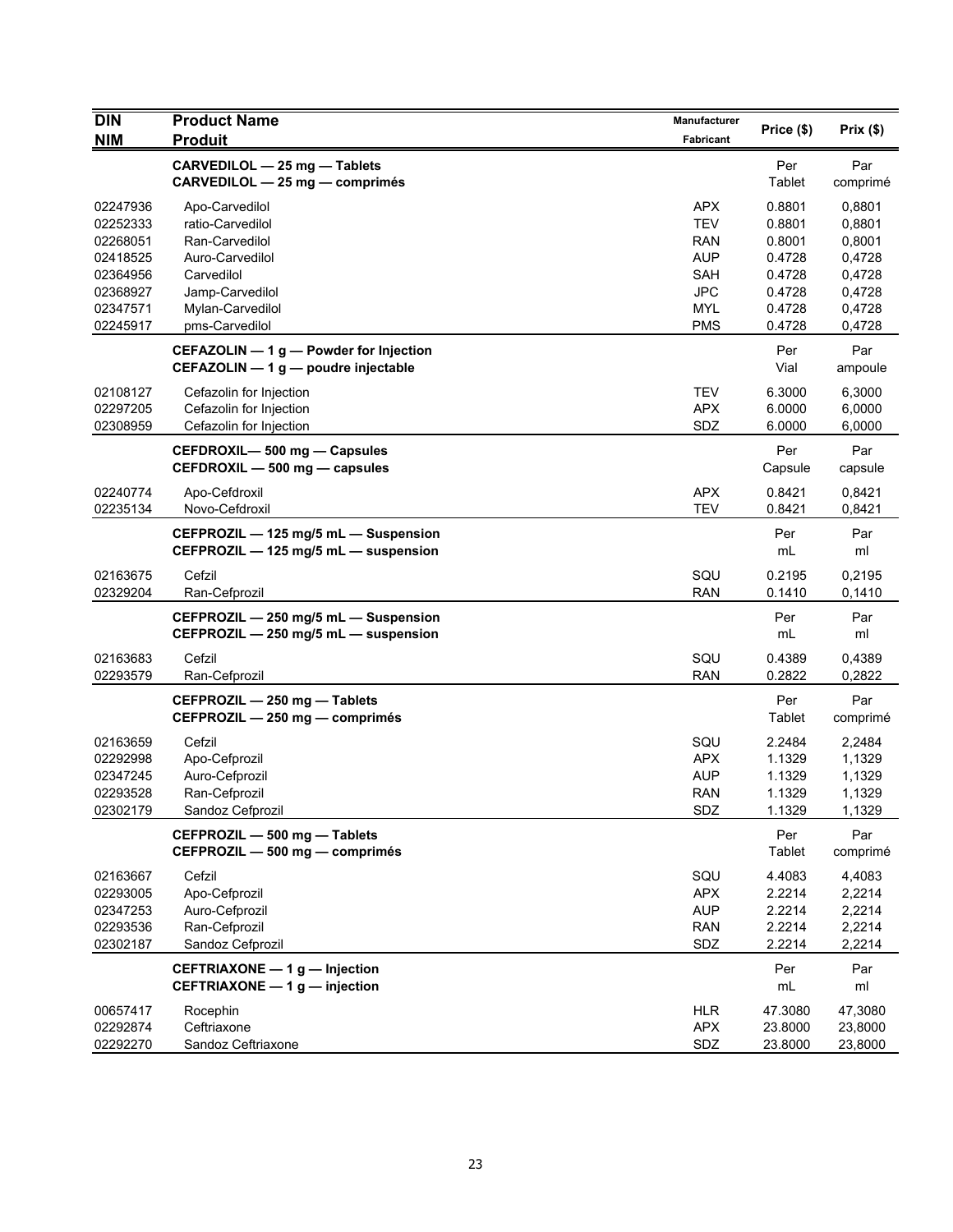| DIN<br>NIM | Product Name<br>Produit | Manufacturer<br>Fabricant | Price ($) | Prix ($) |
|---|---|---|---|---|
| | **CARVEDILOL — 25 mg — Tablets**<br>**CARVEDILOL — 25 mg — comprimés** | | Per Tablet | Par comprimé |
| 02247936 | Apo-Carvedilol | APX | 0.8801 | 0,8801 |
| 02252333 | ratio-Carvedilol | TEV | 0.8801 | 0,8801 |
| 02268051 | Ran-Carvedilol | RAN | 0.8001 | 0,8001 |
| 02418525 | Auro-Carvedilol | AUP | 0.4728 | 0,4728 |
| 02364956 | Carvedilol | SAH | 0.4728 | 0,4728 |
| 02368927 | Jamp-Carvedilol | JPC | 0.4728 | 0,4728 |
| 02347571 | Mylan-Carvedilol | MYL | 0.4728 | 0,4728 |
| 02245917 | pms-Carvedilol | PMS | 0.4728 | 0,4728 |
| | **CEFAZOLIN — 1 g — Powder for Injection**<br>**CEFAZOLIN — 1 g — poudre injectable** | | Per Vial | Par ampoule |
| 02108127 | Cefazolin for Injection | TEV | 6.3000 | 6,3000 |
| 02297205 | Cefazolin for Injection | APX | 6.0000 | 6,0000 |
| 02308959 | Cefazolin for Injection | SDZ | 6.0000 | 6,0000 |
| | **CEFDROXIL— 500 mg — Capsules**<br>**CEFDROXIL — 500 mg — capsules** | | Per Capsule | Par capsule |
| 02240774 | Apo-Cefdroxil | APX | 0.8421 | 0,8421 |
| 02235134 | Novo-Cefdroxil | TEV | 0.8421 | 0,8421 |
| | **CEFPROZIL — 125 mg/5 mL — Suspension**<br>**CEFPROZIL — 125 mg/5 mL — suspension** | | Per mL | Par ml |
| 02163675 | Cefzil | SQU | 0.2195 | 0,2195 |
| 02329204 | Ran-Cefprozil | RAN | 0.1410 | 0,1410 |
| | **CEFPROZIL — 250 mg/5 mL — Suspension**<br>**CEFPROZIL — 250 mg/5 mL — suspension** | | Per mL | Par ml |
| 02163683 | Cefzil | SQU | 0.4389 | 0,4389 |
| 02293579 | Ran-Cefprozil | RAN | 0.2822 | 0,2822 |
| | **CEFPROZIL — 250 mg — Tablets**<br>**CEFPROZIL — 250 mg — comprimés** | | Per Tablet | Par comprimé |
| 02163659 | Cefzil | SQU | 2.2484 | 2,2484 |
| 02292998 | Apo-Cefprozil | APX | 1.1329 | 1,1329 |
| 02347245 | Auro-Cefprozil | AUP | 1.1329 | 1,1329 |
| 02293528 | Ran-Cefprozil | RAN | 1.1329 | 1,1329 |
| 02302179 | Sandoz Cefprozil | SDZ | 1.1329 | 1,1329 |
| | **CEFPROZIL — 500 mg — Tablets**<br>**CEFPROZIL — 500 mg — comprimés** | | Per Tablet | Par comprimé |
| 02163667 | Cefzil | SQU | 4.4083 | 4,4083 |
| 02293005 | Apo-Cefprozil | APX | 2.2214 | 2,2214 |
| 02347253 | Auro-Cefprozil | AUP | 2.2214 | 2,2214 |
| 02293536 | Ran-Cefprozil | RAN | 2.2214 | 2,2214 |
| 02302187 | Sandoz Cefprozil | SDZ | 2.2214 | 2,2214 |
| | **CEFTRIAXONE — 1 g — Injection**<br>**CEFTRIAXONE — 1 g — injection** | | Per mL | Par ml |
| 00657417 | Rocephin | HLR | 47.3080 | 47,3080 |
| 02292874 | Ceftriaxone | APX | 23.8000 | 23,8000 |
| 02292270 | Sandoz Ceftriaxone | SDZ | 23.8000 | 23,8000 |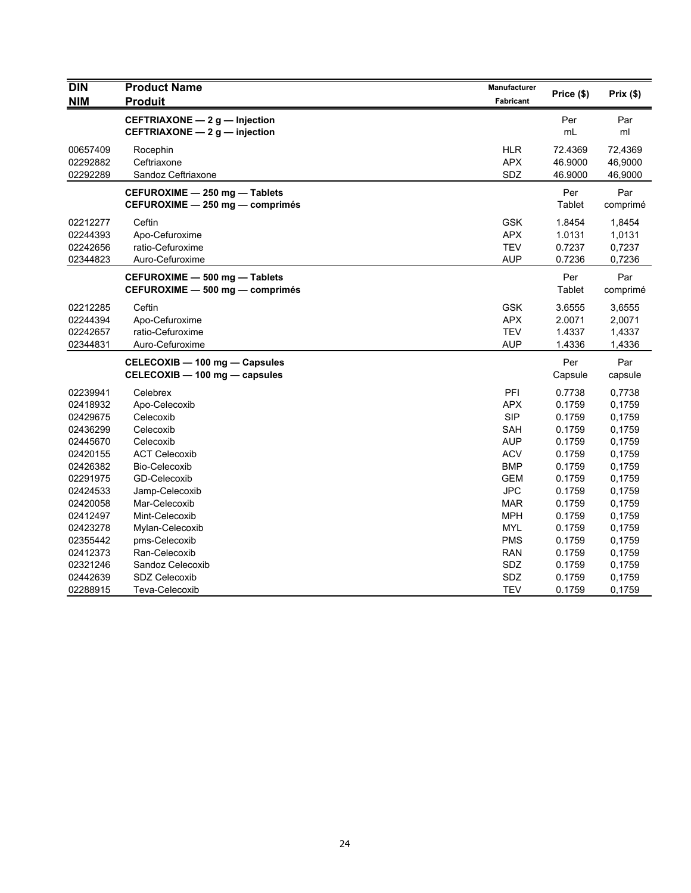| DIN<br>NIM | Product Name<br>Produit | Manufacturer<br>Fabricant | Price ($) | Prix ($) |
|---|---|---|---|---|
| | **CEFTRIAXONE — 2 g — Injection**<br>**CEFTRIAXONE — 2 g — injection** | | Per<br>mL | Par<br>ml |
| 00657409 | Rocephin | HLR | 72.4369 | 72,4369 |
| 02292882 | Ceftriaxone | APX | 46.9000 | 46,9000 |
| 02292289 | Sandoz Ceftriaxone | SDZ | 46.9000 | 46,9000 |
| | **CEFUROXIME — 250 mg — Tablets**<br>**CEFUROXIME — 250 mg — comprimés** | | Per<br>Tablet | Par<br>comprimé |
| 02212277 | Ceftin | GSK | 1.8454 | 1,8454 |
| 02244393 | Apo-Cefuroxime | APX | 1.0131 | 1,0131 |
| 02242656 | ratio-Cefuroxime | TEV | 0.7237 | 0,7237 |
| 02344823 | Auro-Cefuroxime | AUP | 0.7236 | 0,7236 |
| | **CEFUROXIME — 500 mg — Tablets**<br>**CEFUROXIME — 500 mg — comprimés** | | Per<br>Tablet | Par<br>comprimé |
| 02212285 | Ceftin | GSK | 3.6555 | 3,6555 |
| 02244394 | Apo-Cefuroxime | APX | 2.0071 | 2,0071 |
| 02242657 | ratio-Cefuroxime | TEV | 1.4337 | 1,4337 |
| 02344831 | Auro-Cefuroxime | AUP | 1.4336 | 1,4336 |
| | **CELECOXIB — 100 mg — Capsules**<br>**CELECOXIB — 100 mg — capsules** | | Per<br>Capsule | Par<br>capsule |
| 02239941 | Celebrex | PFI | 0.7738 | 0,7738 |
| 02418932 | Apo-Celecoxib | APX | 0.1759 | 0,1759 |
| 02429675 | Celecoxib | SIP | 0.1759 | 0,1759 |
| 02436299 | Celecoxib | SAH | 0.1759 | 0,1759 |
| 02445670 | Celecoxib | AUP | 0.1759 | 0,1759 |
| 02420155 | ACT Celecoxib | ACV | 0.1759 | 0,1759 |
| 02426382 | Bio-Celecoxib | BMP | 0.1759 | 0,1759 |
| 02291975 | GD-Celecoxib | GEM | 0.1759 | 0,1759 |
| 02424533 | Jamp-Celecoxib | JPC | 0.1759 | 0,1759 |
| 02420058 | Mar-Celecoxib | MAR | 0.1759 | 0,1759 |
| 02412497 | Mint-Celecoxib | MPH | 0.1759 | 0,1759 |
| 02423278 | Mylan-Celecoxib | MYL | 0.1759 | 0,1759 |
| 02355442 | pms-Celecoxib | PMS | 0.1759 | 0,1759 |
| 02412373 | Ran-Celecoxib | RAN | 0.1759 | 0,1759 |
| 02321246 | Sandoz Celecoxib | SDZ | 0.1759 | 0,1759 |
| 02442639 | SDZ Celecoxib | SDZ | 0.1759 | 0,1759 |
| 02288915 | Teva-Celecoxib | TEV | 0.1759 | 0,1759 |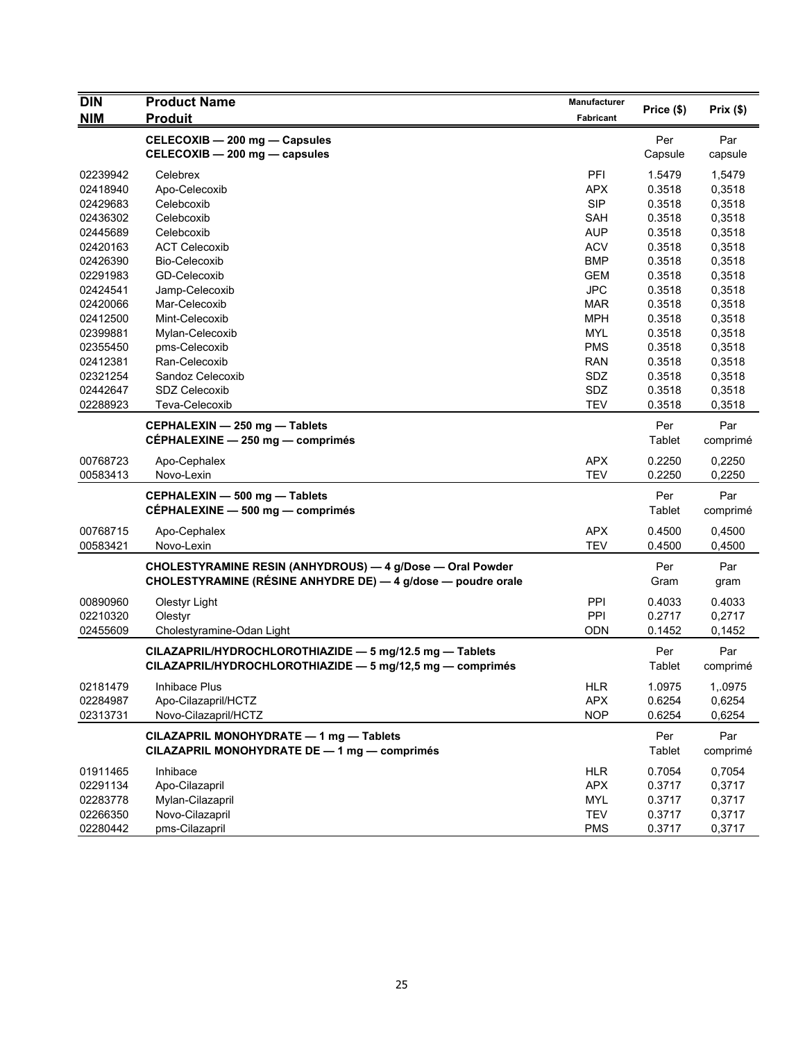| DIN<br>NIM | Product Name<br>Produit | Manufacturer<br>Fabricant | Price ($) | Prix ($) |
|---|---|---|---|---|
| | **CELECOXIB — 200 mg — Capsules**<br>**CELECOXIB — 200 mg — capsules** | | Per<br>Capsule | Par<br>capsule |
| 02239942 | Celebrex | PFI | 1.5479 | 1,5479 |
| 02418940 | Apo-Celecoxib | APX | 0.3518 | 0,3518 |
| 02429683 | Celebcoxib | SIP | 0.3518 | 0,3518 |
| 02436302 | Celebcoxib | SAH | 0.3518 | 0,3518 |
| 02445689 | Celebcoxib | AUP | 0.3518 | 0,3518 |
| 02420163 | ACT Celecoxib | ACV | 0.3518 | 0,3518 |
| 02426390 | Bio-Celecoxib | BMP | 0.3518 | 0,3518 |
| 02291983 | GD-Celecoxib | GEM | 0.3518 | 0,3518 |
| 02424541 | Jamp-Celecoxib | JPC | 0.3518 | 0,3518 |
| 02420066 | Mar-Celecoxib | MAR | 0.3518 | 0,3518 |
| 02412500 | Mint-Celecoxib | MPH | 0.3518 | 0,3518 |
| 02399881 | Mylan-Celecoxib | MYL | 0.3518 | 0,3518 |
| 02355450 | pms-Celecoxib | PMS | 0.3518 | 0,3518 |
| 02412381 | Ran-Celecoxib | RAN | 0.3518 | 0,3518 |
| 02321254 | Sandoz Celecoxib | SDZ | 0.3518 | 0,3518 |
| 02442647 | SDZ Celecoxib | SDZ | 0.3518 | 0,3518 |
| 02288923 | Teva-Celecoxib | TEV | 0.3518 | 0,3518 |
| | **CEPHALEXIN — 250 mg — Tablets**<br>**CÉPHALEXINE — 250 mg — comprimés** | | Per<br>Tablet | Par<br>comprimé |
| 00768723 | Apo-Cephalex | APX | 0.2250 | 0,2250 |
| 00583413 | Novo-Lexin | TEV | 0.2250 | 0,2250 |
| | **CEPHALEXIN — 500 mg — Tablets**<br>**CÉPHALEXINE — 500 mg — comprimés** | | Per<br>Tablet | Par<br>comprimé |
| 00768715 | Apo-Cephalex | APX | 0.4500 | 0,4500 |
| 00583421 | Novo-Lexin | TEV | 0.4500 | 0,4500 |
| | **CHOLESTYRAMINE RESIN (ANHYDROUS) — 4 g/Dose — Oral Powder**<br>**CHOLESTYRAMINE (RÉSINE ANHYDRE DE) — 4 g/dose — poudre orale** | | Per<br>Gram | Par<br>gram |
| 00890960 | Olestyr Light | PPI | 0.4033 | 0.4033 |
| 02210320 | Olestyr | PPI | 0.2717 | 0,2717 |
| 02455609 | Cholestyramine-Odan Light | ODN | 0.1452 | 0,1452 |
| | **CILAZAPRIL/HYDROCHLOROTHIAZIDE — 5 mg/12.5 mg — Tablets**<br>**CILAZAPRIL/HYDROCHLOROTHIAZIDE — 5 mg/12,5 mg — comprimés** | | Per<br>Tablet | Par<br>comprimé |
| 02181479 | Inhibace Plus | HLR | 1.0975 | 1,.0975 |
| 02284987 | Apo-Cilazapril/HCTZ | APX | 0.6254 | 0,6254 |
| 02313731 | Novo-Cilazapril/HCTZ | NOP | 0.6254 | 0,6254 |
| | **CILAZAPRIL MONOHYDRATE — 1 mg — Tablets**<br>**CILAZAPRIL MONOHYDRATE DE — 1 mg — comprimés** | | Per<br>Tablet | Par<br>comprimé |
| 01911465 | Inhibace | HLR | 0.7054 | 0,7054 |
| 02291134 | Apo-Cilazapril | APX | 0.3717 | 0,3717 |
| 02283778 | Mylan-Cilazapril | MYL | 0.3717 | 0,3717 |
| 02266350 | Novo-Cilazapril | TEV | 0.3717 | 0,3717 |
| 02280442 | pms-Cilazapril | PMS | 0.3717 | 0,3717 |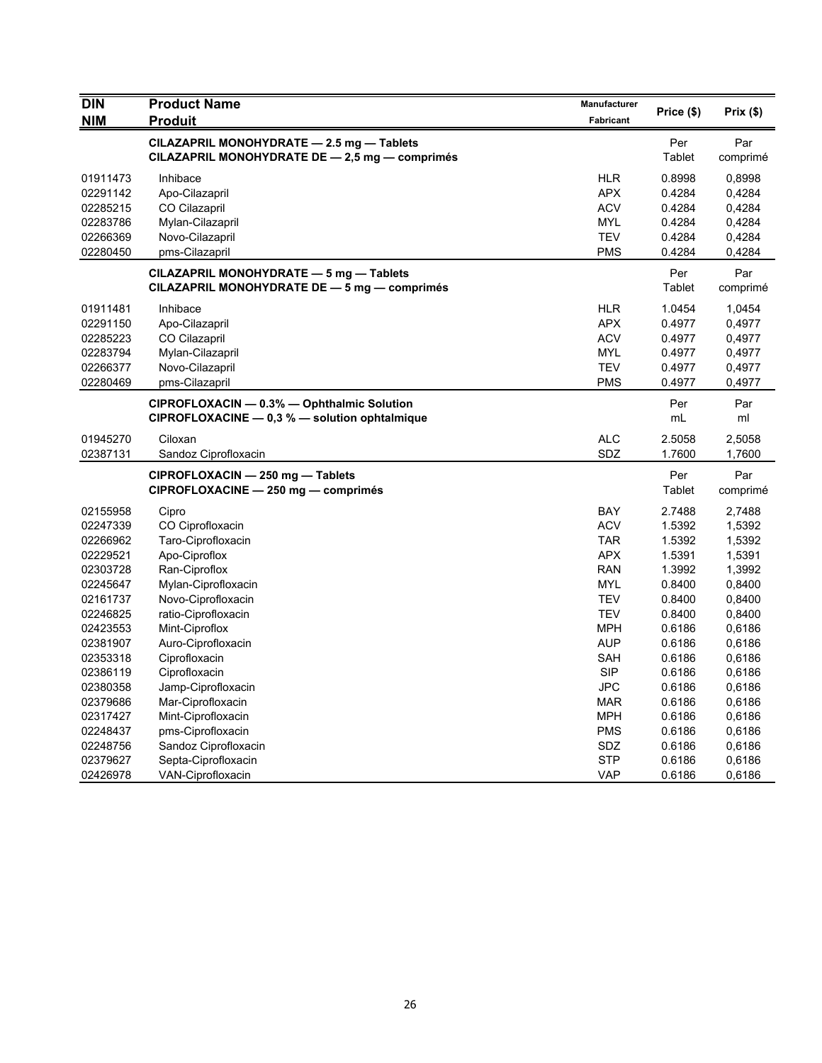| DIN<br>NIM | Product Name<br>Produit | Manufacturer<br>Fabricant | Price ($) | Prix ($) |
|---|---|---|---|---|
| | **CILAZAPRIL MONOHYDRATE — 2.5 mg — Tablets**<br>**CILAZAPRIL MONOHYDRATE DE — 2,5 mg — comprimés** | | Per Tablet | Par comprimé |
| 01911473 | Inhibace | HLR | 0.8998 | 0,8998 |
| 02291142 | Apo-Cilazapril | APX | 0.4284 | 0,4284 |
| 02285215 | CO Cilazapril | ACV | 0.4284 | 0,4284 |
| 02283786 | Mylan-Cilazapril | MYL | 0.4284 | 0,4284 |
| 02266369 | Novo-Cilazapril | TEV | 0.4284 | 0,4284 |
| 02280450 | pms-Cilazapril | PMS | 0.4284 | 0,4284 |
| | **CILAZAPRIL MONOHYDRATE — 5 mg — Tablets**<br>**CILAZAPRIL MONOHYDRATE DE — 5 mg — comprimés** | | Per Tablet | Par comprimé |
| 01911481 | Inhibace | HLR | 1.0454 | 1,0454 |
| 02291150 | Apo-Cilazapril | APX | 0.4977 | 0,4977 |
| 02285223 | CO Cilazapril | ACV | 0.4977 | 0,4977 |
| 02283794 | Mylan-Cilazapril | MYL | 0.4977 | 0,4977 |
| 02266377 | Novo-Cilazapril | TEV | 0.4977 | 0,4977 |
| 02280469 | pms-Cilazapril | PMS | 0.4977 | 0,4977 |
| | **CIPROFLOXACIN — 0.3% — Ophthalmic Solution**<br>**CIPROFLOXACINE — 0,3 % — solution ophtalmique** | | Per mL | Par ml |
| 01945270 | Ciloxan | ALC | 2.5058 | 2,5058 |
| 02387131 | Sandoz Ciprofloxacin | SDZ | 1.7600 | 1,7600 |
| | **CIPROFLOXACIN — 250 mg — Tablets**<br>**CIPROFLOXACINE — 250 mg — comprimés** | | Per Tablet | Par comprimé |
| 02155958 | Cipro | BAY | 2.7488 | 2,7488 |
| 02247339 | CO Ciprofloxacin | ACV | 1.5392 | 1,5392 |
| 02266962 | Taro-Ciprofloxacin | TAR | 1.5392 | 1,5392 |
| 02229521 | Apo-Ciproflox | APX | 1.5391 | 1,5391 |
| 02303728 | Ran-Ciproflox | RAN | 1.3992 | 1,3992 |
| 02245647 | Mylan-Ciprofloxacin | MYL | 0.8400 | 0,8400 |
| 02161737 | Novo-Ciprofloxacin | TEV | 0.8400 | 0,8400 |
| 02246825 | ratio-Ciprofloxacin | TEV | 0.8400 | 0,8400 |
| 02423553 | Mint-Ciproflox | MPH | 0.6186 | 0,6186 |
| 02381907 | Auro-Ciprofloxacin | AUP | 0.6186 | 0,6186 |
| 02353318 | Ciprofloxacin | SAH | 0.6186 | 0,6186 |
| 02386119 | Ciprofloxacin | SIP | 0.6186 | 0,6186 |
| 02380358 | Jamp-Ciprofloxacin | JPC | 0.6186 | 0,6186 |
| 02379686 | Mar-Ciprofloxacin | MAR | 0.6186 | 0,6186 |
| 02317427 | Mint-Ciprofloxacin | MPH | 0.6186 | 0,6186 |
| 02248437 | pms-Ciprofloxacin | PMS | 0.6186 | 0,6186 |
| 02248756 | Sandoz Ciprofloxacin | SDZ | 0.6186 | 0,6186 |
| 02379627 | Septa-Ciprofloxacin | STP | 0.6186 | 0,6186 |
| 02426978 | VAN-Ciprofloxacin | VAP | 0.6186 | 0,6186 |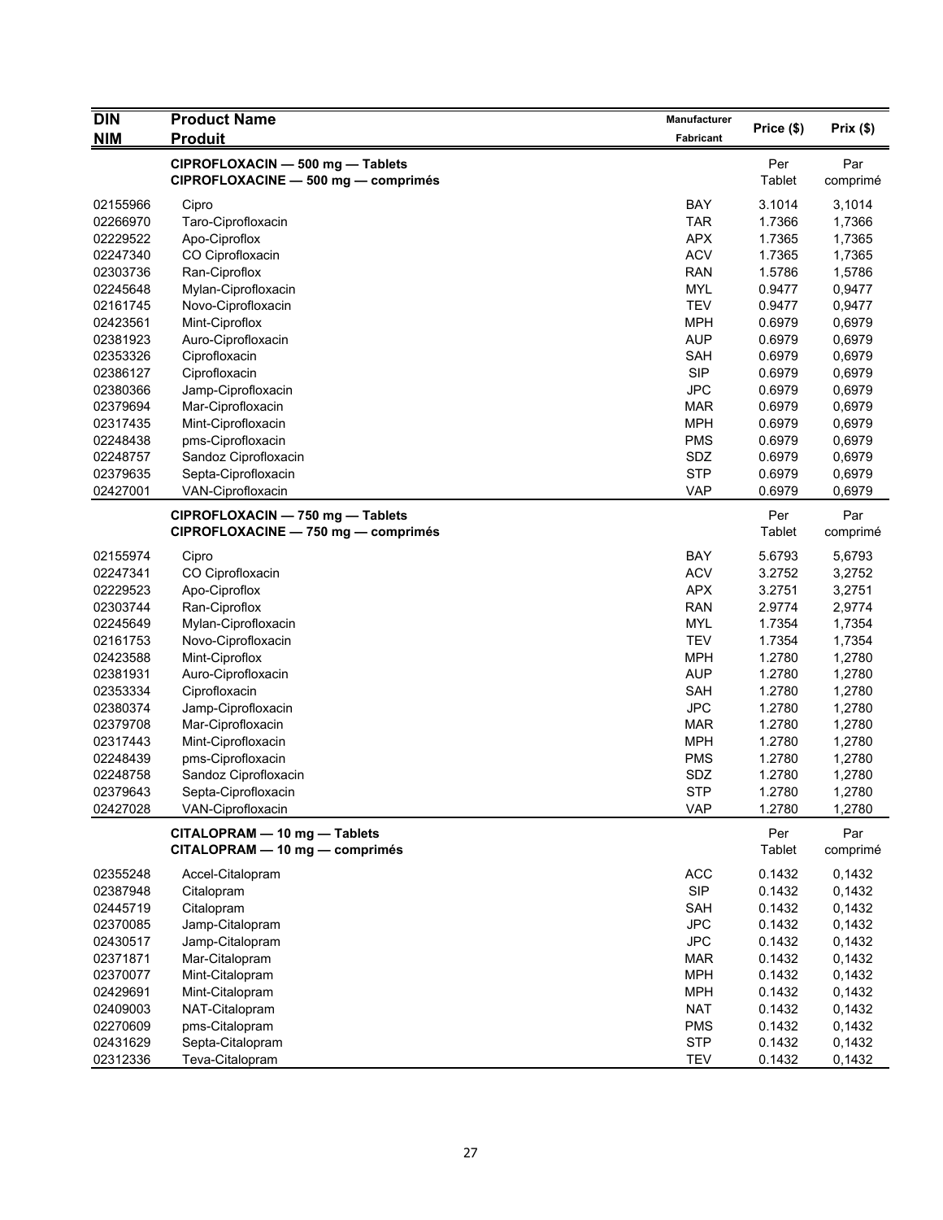| DIN<br>NIM | Product Name<br>Produit | Manufacturer<br>Fabricant | Price ($) | Prix ($) |
|---|---|---|---|---|
| | **CIPROFLOXACIN — 500 mg — Tablets**<br>**CIPROFLOXACINE — 500 mg — comprimés** | | Per Tablet | Par comprimé |
| 02155966 | Cipro | BAY | 3.1014 | 3,1014 |
| 02266970 | Taro-Ciprofloxacin | TAR | 1.7366 | 1,7366 |
| 02229522 | Apo-Ciproflox | APX | 1.7365 | 1,7365 |
| 02247340 | CO Ciprofloxacin | ACV | 1.7365 | 1,7365 |
| 02303736 | Ran-Ciproflox | RAN | 1.5786 | 1,5786 |
| 02245648 | Mylan-Ciprofloxacin | MYL | 0.9477 | 0,9477 |
| 02161745 | Novo-Ciprofloxacin | TEV | 0.9477 | 0,9477 |
| 02423561 | Mint-Ciproflox | MPH | 0.6979 | 0,6979 |
| 02381923 | Auro-Ciprofloxacin | AUP | 0.6979 | 0,6979 |
| 02353326 | Ciprofloxacin | SAH | 0.6979 | 0,6979 |
| 02386127 | Ciprofloxacin | SIP | 0.6979 | 0,6979 |
| 02380366 | Jamp-Ciprofloxacin | JPC | 0.6979 | 0,6979 |
| 02379694 | Mar-Ciprofloxacin | MAR | 0.6979 | 0,6979 |
| 02317435 | Mint-Ciprofloxacin | MPH | 0.6979 | 0,6979 |
| 02248438 | pms-Ciprofloxacin | PMS | 0.6979 | 0,6979 |
| 02248757 | Sandoz Ciprofloxacin | SDZ | 0.6979 | 0,6979 |
| 02379635 | Septa-Ciprofloxacin | STP | 0.6979 | 0,6979 |
| 02427001 | VAN-Ciprofloxacin | VAP | 0.6979 | 0,6979 |
| | **CIPROFLOXACIN — 750 mg — Tablets**<br>**CIPROFLOXACINE — 750 mg — comprimés** | | Per Tablet | Par comprimé |
| 02155974 | Cipro | BAY | 5.6793 | 5,6793 |
| 02247341 | CO Ciprofloxacin | ACV | 3.2752 | 3,2752 |
| 02229523 | Apo-Ciproflox | APX | 3.2751 | 3,2751 |
| 02303744 | Ran-Ciproflox | RAN | 2.9774 | 2,9774 |
| 02245649 | Mylan-Ciprofloxacin | MYL | 1.7354 | 1,7354 |
| 02161753 | Novo-Ciprofloxacin | TEV | 1.7354 | 1,7354 |
| 02423588 | Mint-Ciproflox | MPH | 1.2780 | 1,2780 |
| 02381931 | Auro-Ciprofloxacin | AUP | 1.2780 | 1,2780 |
| 02353334 | Ciprofloxacin | SAH | 1.2780 | 1,2780 |
| 02380374 | Jamp-Ciprofloxacin | JPC | 1.2780 | 1,2780 |
| 02379708 | Mar-Ciprofloxacin | MAR | 1.2780 | 1,2780 |
| 02317443 | Mint-Ciprofloxacin | MPH | 1.2780 | 1,2780 |
| 02248439 | pms-Ciprofloxacin | PMS | 1.2780 | 1,2780 |
| 02248758 | Sandoz Ciprofloxacin | SDZ | 1.2780 | 1,2780 |
| 02379643 | Septa-Ciprofloxacin | STP | 1.2780 | 1,2780 |
| 02427028 | VAN-Ciprofloxacin | VAP | 1.2780 | 1,2780 |
| | **CITALOPRAM — 10 mg — Tablets**<br>**CITALOPRAM — 10 mg — comprimés** | | Per Tablet | Par comprimé |
| 02355248 | Accel-Citalopram | ACC | 0.1432 | 0,1432 |
| 02387948 | Citalopram | SIP | 0.1432 | 0,1432 |
| 02445719 | Citalopram | SAH | 0.1432 | 0,1432 |
| 02370085 | Jamp-Citalopram | JPC | 0.1432 | 0,1432 |
| 02430517 | Jamp-Citalopram | JPC | 0.1432 | 0,1432 |
| 02371871 | Mar-Citalopram | MAR | 0.1432 | 0,1432 |
| 02370077 | Mint-Citalopram | MPH | 0.1432 | 0,1432 |
| 02429691 | Mint-Citalopram | MPH | 0.1432 | 0,1432 |
| 02409003 | NAT-Citalopram | NAT | 0.1432 | 0,1432 |
| 02270609 | pms-Citalopram | PMS | 0.1432 | 0,1432 |
| 02431629 | Septa-Citalopram | STP | 0.1432 | 0,1432 |
| 02312336 | Teva-Citalopram | TEV | 0.1432 | 0,1432 |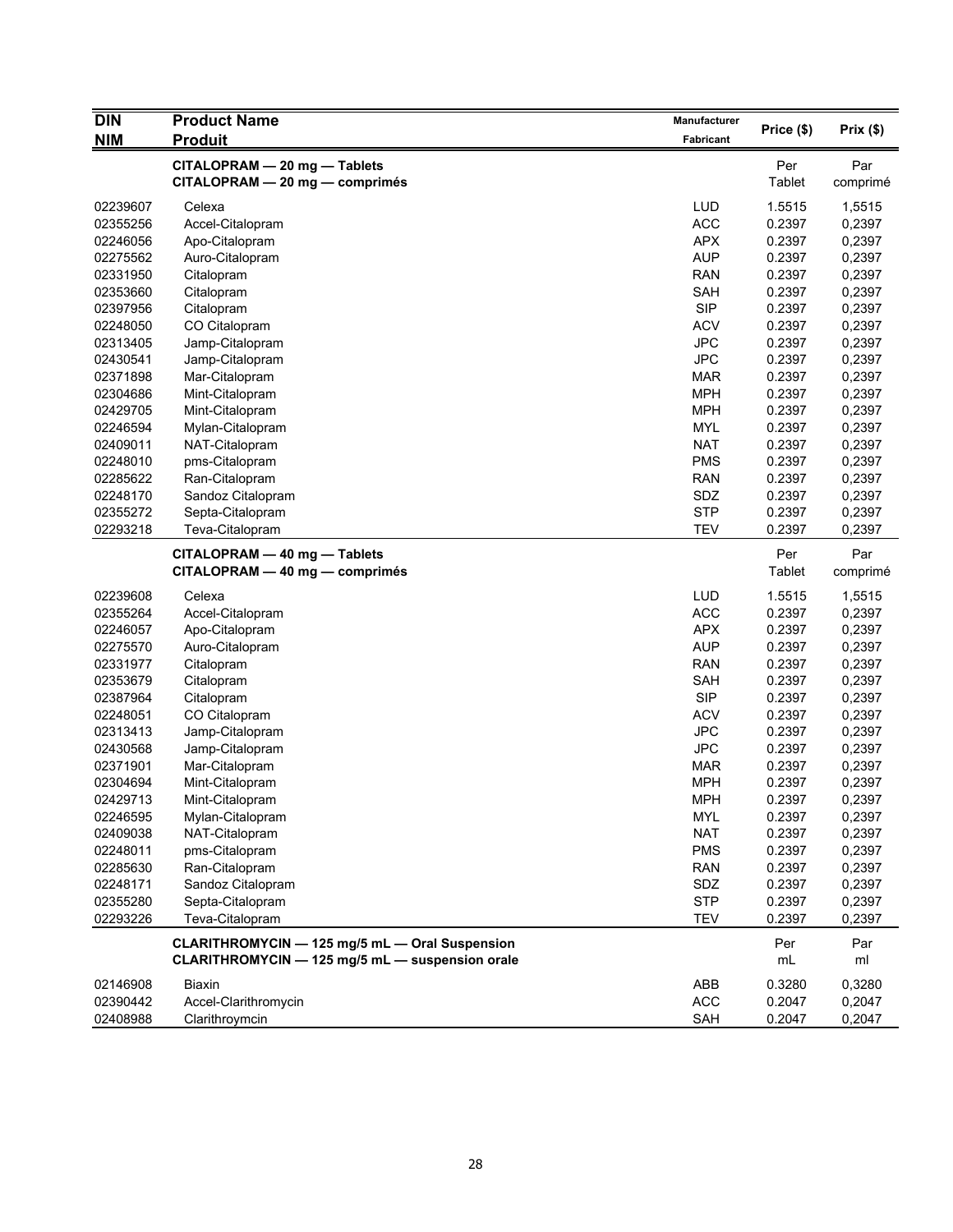| DIN<br>NIM | Product Name<br>Produit | Manufacturer<br>Fabricant | Price ($) | Prix ($) |
|---|---|---|---|---|
| | **CITALOPRAM — 20 mg — Tablets**<br>**CITALOPRAM — 20 mg — comprimés** | | Per<br>Tablet | Par<br>comprimé |
| 02239607 | Celexa | LUD | 1.5515 | 1,5515 |
| 02355256 | Accel-Citalopram | ACC | 0.2397 | 0,2397 |
| 02246056 | Apo-Citalopram | APX | 0.2397 | 0,2397 |
| 02275562 | Auro-Citalopram | AUP | 0.2397 | 0,2397 |
| 02331950 | Citalopram | RAN | 0.2397 | 0,2397 |
| 02353660 | Citalopram | SAH | 0.2397 | 0,2397 |
| 02397956 | Citalopram | SIP | 0.2397 | 0,2397 |
| 02248050 | CO Citalopram | ACV | 0.2397 | 0,2397 |
| 02313405 | Jamp-Citalopram | JPC | 0.2397 | 0,2397 |
| 02430541 | Jamp-Citalopram | JPC | 0.2397 | 0,2397 |
| 02371898 | Mar-Citalopram | MAR | 0.2397 | 0,2397 |
| 02304686 | Mint-Citalopram | MPH | 0.2397 | 0,2397 |
| 02429705 | Mint-Citalopram | MPH | 0.2397 | 0,2397 |
| 02246594 | Mylan-Citalopram | MYL | 0.2397 | 0,2397 |
| 02409011 | NAT-Citalopram | NAT | 0.2397 | 0,2397 |
| 02248010 | pms-Citalopram | PMS | 0.2397 | 0,2397 |
| 02285622 | Ran-Citalopram | RAN | 0.2397 | 0,2397 |
| 02248170 | Sandoz Citalopram | SDZ | 0.2397 | 0,2397 |
| 02355272 | Septa-Citalopram | STP | 0.2397 | 0,2397 |
| 02293218 | Teva-Citalopram | TEV | 0.2397 | 0,2397 |
| | **CITALOPRAM — 40 mg — Tablets**<br>**CITALOPRAM — 40 mg — comprimés** | | Per<br>Tablet | Par<br>comprimé |
| 02239608 | Celexa | LUD | 1.5515 | 1,5515 |
| 02355264 | Accel-Citalopram | ACC | 0.2397 | 0,2397 |
| 02246057 | Apo-Citalopram | APX | 0.2397 | 0,2397 |
| 02275570 | Auro-Citalopram | AUP | 0.2397 | 0,2397 |
| 02331977 | Citalopram | RAN | 0.2397 | 0,2397 |
| 02353679 | Citalopram | SAH | 0.2397 | 0,2397 |
| 02387964 | Citalopram | SIP | 0.2397 | 0,2397 |
| 02248051 | CO Citalopram | ACV | 0.2397 | 0,2397 |
| 02313413 | Jamp-Citalopram | JPC | 0.2397 | 0,2397 |
| 02430568 | Jamp-Citalopram | JPC | 0.2397 | 0,2397 |
| 02371901 | Mar-Citalopram | MAR | 0.2397 | 0,2397 |
| 02304694 | Mint-Citalopram | MPH | 0.2397 | 0,2397 |
| 02429713 | Mint-Citalopram | MPH | 0.2397 | 0,2397 |
| 02246595 | Mylan-Citalopram | MYL | 0.2397 | 0,2397 |
| 02409038 | NAT-Citalopram | NAT | 0.2397 | 0,2397 |
| 02248011 | pms-Citalopram | PMS | 0.2397 | 0,2397 |
| 02285630 | Ran-Citalopram | RAN | 0.2397 | 0,2397 |
| 02248171 | Sandoz Citalopram | SDZ | 0.2397 | 0,2397 |
| 02355280 | Septa-Citalopram | STP | 0.2397 | 0,2397 |
| 02293226 | Teva-Citalopram | TEV | 0.2397 | 0,2397 |
| | **CLARITHROMYCIN — 125 mg/5 mL — Oral Suspension**<br>**CLARITHROMYCIN — 125 mg/5 mL — suspension orale** | | Per<br>mL | Par<br>ml |
| 02146908 | Biaxin | ABB | 0.3280 | 0,3280 |
| 02390442 | Accel-Clarithromycin | ACC | 0.2047 | 0,2047 |
| 02408988 | Clarithroymcin | SAH | 0.2047 | 0,2047 |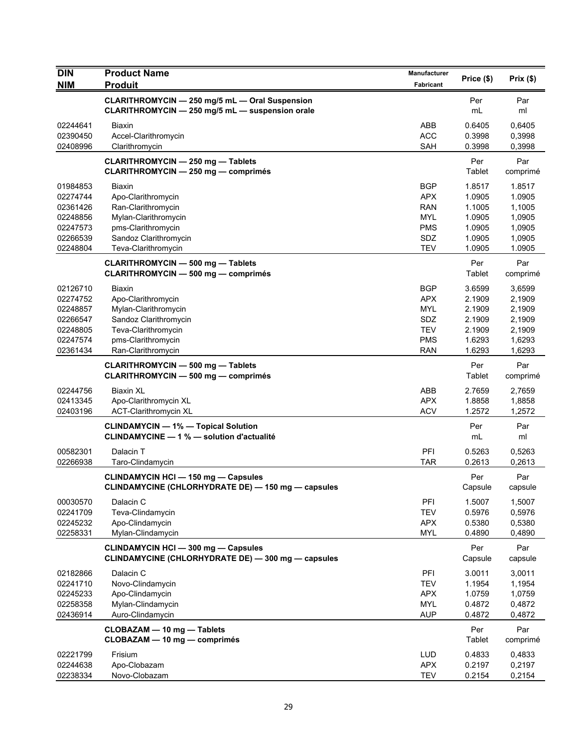| DIN<br>NIM | Product Name<br>Produit | Manufacturer<br>Fabricant | Price ($) | Prix ($) |
|---|---|---|---|---|
| | **CLARITHROMYCIN — 250 mg/5 mL — Oral Suspension**<br>**CLARITHROMYCIN — 250 mg/5 mL — suspension orale** | | Per mL | Par ml |
| 02244641 | Biaxin | ABB | 0.6405 | 0,6405 |
| 02390450 | Accel-Clarithromycin | ACC | 0.3998 | 0,3998 |
| 02408996 | Clarithromycin | SAH | 0.3998 | 0,3998 |
| | **CLARITHROMYCIN — 250 mg — Tablets**<br>**CLARITHROMYCIN — 250 mg — comprimés** | | Per Tablet | Par comprimé |
| 01984853 | Biaxin | BGP | 1.8517 | 1.8517 |
| 02274744 | Apo-Clarithromycin | APX | 1.0905 | 1.0905 |
| 02361426 | Ran-Clarithromycin | RAN | 1.1005 | 1,1005 |
| 02248856 | Mylan-Clarithromycin | MYL | 1.0905 | 1,0905 |
| 02247573 | pms-Clarithromycin | PMS | 1.0905 | 1,0905 |
| 02266539 | Sandoz Clarithromycin | SDZ | 1.0905 | 1,0905 |
| 02248804 | Teva-Clarithromycin | TEV | 1.0905 | 1.0905 |
| | **CLARITHROMYCIN — 500 mg — Tablets**<br>**CLARITHROMYCIN — 500 mg — comprimés** | | Per Tablet | Par comprimé |
| 02126710 | Biaxin | BGP | 3.6599 | 3,6599 |
| 02274752 | Apo-Clarithromycin | APX | 2.1909 | 2,1909 |
| 02248857 | Mylan-Clarithromycin | MYL | 2.1909 | 2,1909 |
| 02266547 | Sandoz Clarithromycin | SDZ | 2.1909 | 2,1909 |
| 02248805 | Teva-Clarithromycin | TEV | 2.1909 | 2,1909 |
| 02247574 | pms-Clarithromycin | PMS | 1.6293 | 1,6293 |
| 02361434 | Ran-Clarithromycin | RAN | 1.6293 | 1,6293 |
| | **CLARITHROMYCIN — 500 mg — Tablets**<br>**CLARITHROMYCIN — 500 mg — comprimés** | | Per Tablet | Par comprimé |
| 02244756 | Biaxin XL | ABB | 2.7659 | 2,7659 |
| 02413345 | Apo-Clarithromycin XL | APX | 1.8858 | 1,8858 |
| 02403196 | ACT-Clarithromycin XL | ACV | 1.2572 | 1,2572 |
| | **CLINDAMYCIN — 1% — Topical Solution**<br>**CLINDAMYCINE — 1 % — solution d'actualité** | | Per mL | Par ml |
| 00582301 | Dalacin T | PFI | 0.5263 | 0,5263 |
| 02266938 | Taro-Clindamycin | TAR | 0.2613 | 0,2613 |
| | **CLINDAMYCIN HCl — 150 mg — Capsules**<br>**CLINDAMYCINE (CHLORHYDRATE DE) — 150 mg — capsules** | | Per Capsule | Par capsule |
| 00030570 | Dalacin C | PFI | 1.5007 | 1,5007 |
| 02241709 | Teva-Clindamycin | TEV | 0.5976 | 0,5976 |
| 02245232 | Apo-Clindamycin | APX | 0.5380 | 0,5380 |
| 02258331 | Mylan-Clindamycin | MYL | 0.4890 | 0,4890 |
| | **CLINDAMYCIN HCl — 300 mg — Capsules**<br>**CLINDAMYCINE (CHLORHYDRATE DE) — 300 mg — capsules** | | Per Capsule | Par capsule |
| 02182866 | Dalacin C | PFI | 3.0011 | 3,0011 |
| 02241710 | Novo-Clindamycin | TEV | 1.1954 | 1,1954 |
| 02245233 | Apo-Clindamycin | APX | 1.0759 | 1,0759 |
| 02258358 | Mylan-Clindamycin | MYL | 0.4872 | 0,4872 |
| 02436914 | Auro-Clindamycin | AUP | 0.4872 | 0,4872 |
| | **CLOBAZAM — 10 mg — Tablets**<br>**CLOBAZAM — 10 mg — comprimés** | | Per Tablet | Par comprimé |
| 02221799 | Frisium | LUD | 0.4833 | 0,4833 |
| 02244638 | Apo-Clobazam | APX | 0.2197 | 0,2197 |
| 02238334 | Novo-Clobazam | TEV | 0.2154 | 0,2154 |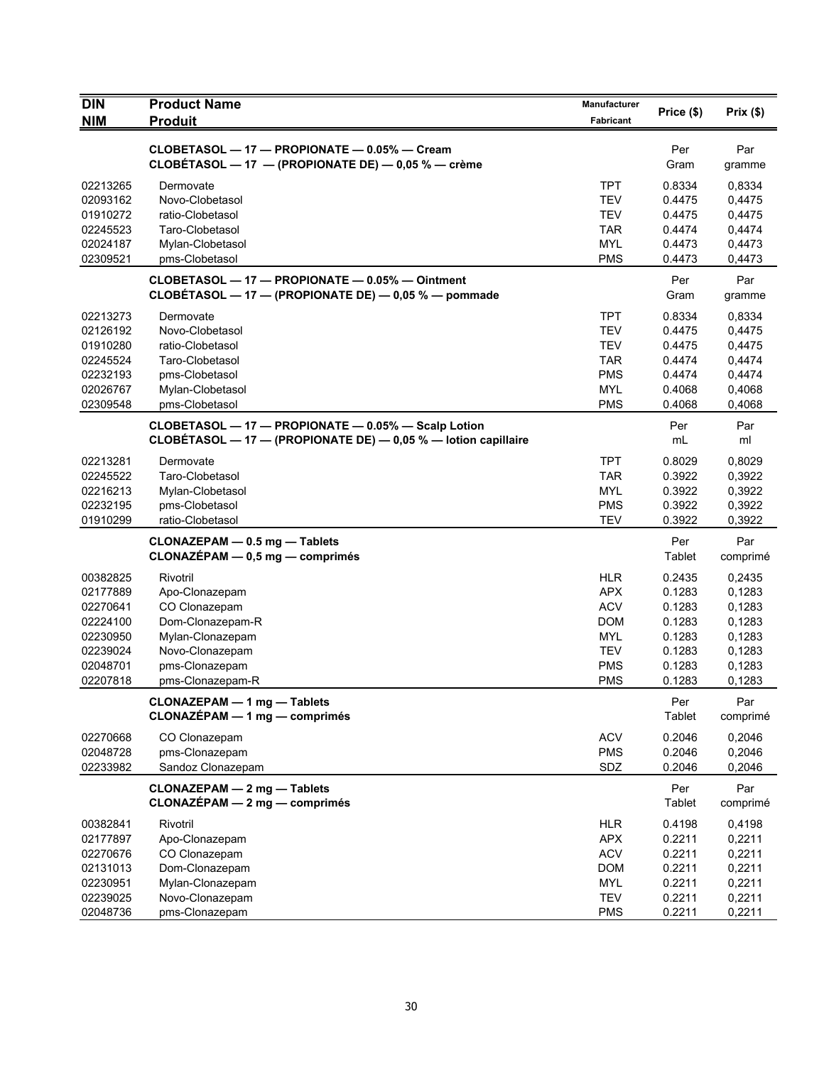| DIN<br>NIM | Product Name<br>Produit | Manufacturer<br>Fabricant | Price ($) | Prix ($) |
|---|---|---|---|---|
| | **CLOBETASOL — 17 — PROPIONATE — 0.05% — Cream**<br>**CLOBÉTASOL — 17 — (PROPIONATE DE) — 0,05 % — crème** | | Per Gram | Par gramme |
| 02213265 | Dermovate | TPT | 0.8334 | 0,8334 |
| 02093162 | Novo-Clobetasol | TEV | 0.4475 | 0,4475 |
| 01910272 | ratio-Clobetasol | TEV | 0.4475 | 0,4475 |
| 02245523 | Taro-Clobetasol | TAR | 0.4474 | 0,4474 |
| 02024187 | Mylan-Clobetasol | MYL | 0.4473 | 0,4473 |
| 02309521 | pms-Clobetasol | PMS | 0.4473 | 0,4473 |
| | **CLOBETASOL — 17 — PROPIONATE — 0.05% — Ointment**<br>**CLOBÉTASOL — 17 — (PROPIONATE DE) — 0,05 % — pommade** | | Per Gram | Par gramme |
| 02213273 | Dermovate | TPT | 0.8334 | 0,8334 |
| 02126192 | Novo-Clobetasol | TEV | 0.4475 | 0,4475 |
| 01910280 | ratio-Clobetasol | TEV | 0.4475 | 0,4475 |
| 02245524 | Taro-Clobetasol | TAR | 0.4474 | 0,4474 |
| 02232193 | pms-Clobetasol | PMS | 0.4474 | 0,4474 |
| 02026767 | Mylan-Clobetasol | MYL | 0.4068 | 0,4068 |
| 02309548 | pms-Clobetasol | PMS | 0.4068 | 0,4068 |
| | **CLOBETASOL — 17 — PROPIONATE — 0.05% — Scalp Lotion**<br>**CLOBÉTASOL — 17 — (PROPIONATE DE) — 0,05 % — lotion capillaire** | | Per mL | Par ml |
| 02213281 | Dermovate | TPT | 0.8029 | 0,8029 |
| 02245522 | Taro-Clobetasol | TAR | 0.3922 | 0,3922 |
| 02216213 | Mylan-Clobetasol | MYL | 0.3922 | 0,3922 |
| 02232195 | pms-Clobetasol | PMS | 0.3922 | 0,3922 |
| 01910299 | ratio-Clobetasol | TEV | 0.3922 | 0,3922 |
| | **CLONAZEPAM — 0.5 mg — Tablets**<br>**CLONAZÉPAM — 0,5 mg — comprimés** | | Per Tablet | Par comprimé |
| 00382825 | Rivotril | HLR | 0.2435 | 0,2435 |
| 02177889 | Apo-Clonazepam | APX | 0.1283 | 0,1283 |
| 02270641 | CO Clonazepam | ACV | 0.1283 | 0,1283 |
| 02224100 | Dom-Clonazepam-R | DOM | 0.1283 | 0,1283 |
| 02230950 | Mylan-Clonazepam | MYL | 0.1283 | 0,1283 |
| 02239024 | Novo-Clonazepam | TEV | 0.1283 | 0,1283 |
| 02048701 | pms-Clonazepam | PMS | 0.1283 | 0,1283 |
| 02207818 | pms-Clonazepam-R | PMS | 0.1283 | 0,1283 |
| | **CLONAZEPAM — 1 mg — Tablets**<br>**CLONAZÉPAM — 1 mg — comprimés** | | Per Tablet | Par comprimé |
| 02270668 | CO Clonazepam | ACV | 0.2046 | 0,2046 |
| 02048728 | pms-Clonazepam | PMS | 0.2046 | 0,2046 |
| 02233982 | Sandoz Clonazepam | SDZ | 0.2046 | 0,2046 |
| | **CLONAZEPAM — 2 mg — Tablets**<br>**CLONAZÉPAM — 2 mg — comprimés** | | Per Tablet | Par comprimé |
| 00382841 | Rivotril | HLR | 0.4198 | 0,4198 |
| 02177897 | Apo-Clonazepam | APX | 0.2211 | 0,2211 |
| 02270676 | CO Clonazepam | ACV | 0.2211 | 0,2211 |
| 02131013 | Dom-Clonazepam | DOM | 0.2211 | 0,2211 |
| 02230951 | Mylan-Clonazepam | MYL | 0.2211 | 0,2211 |
| 02239025 | Novo-Clonazepam | TEV | 0.2211 | 0,2211 |
| 02048736 | pms-Clonazepam | PMS | 0.2211 | 0,2211 |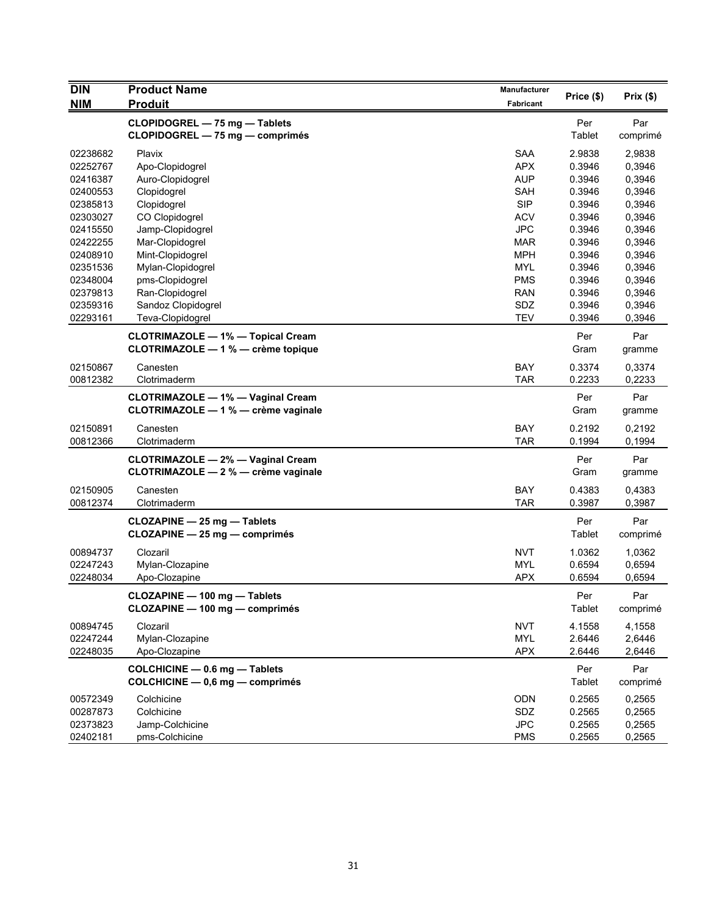| DIN<br>NIM | Product Name<br>Produit | Manufacturer<br>Fabricant | Price ($) | Prix ($) |
|---|---|---|---|---|
| | **CLOPIDOGREL — 75 mg — Tablets**<br>**CLOPIDOGREL — 75 mg — comprimés** | | Per Tablet | Par comprimé |
| 02238682 | Plavix | SAA | 2.9838 | 2,9838 |
| 02252767 | Apo-Clopidogrel | APX | 0.3946 | 0,3946 |
| 02416387 | Auro-Clopidogrel | AUP | 0.3946 | 0,3946 |
| 02400553 | Clopidogrel | SAH | 0.3946 | 0,3946 |
| 02385813 | Clopidogrel | SIP | 0.3946 | 0,3946 |
| 02303027 | CO Clopidogrel | ACV | 0.3946 | 0,3946 |
| 02415550 | Jamp-Clopidogrel | JPC | 0.3946 | 0,3946 |
| 02422255 | Mar-Clopidogrel | MAR | 0.3946 | 0,3946 |
| 02408910 | Mint-Clopidogrel | MPH | 0.3946 | 0,3946 |
| 02351536 | Mylan-Clopidogrel | MYL | 0.3946 | 0,3946 |
| 02348004 | pms-Clopidogrel | PMS | 0.3946 | 0,3946 |
| 02379813 | Ran-Clopidogrel | RAN | 0.3946 | 0,3946 |
| 02359316 | Sandoz Clopidogrel | SDZ | 0.3946 | 0,3946 |
| 02293161 | Teva-Clopidogrel | TEV | 0.3946 | 0,3946 |
| | **CLOTRIMAZOLE — 1% — Topical Cream**<br>**CLOTRIMAZOLE — 1 % — crème topique** | | Per Gram | Par gramme |
| 02150867 | Canesten | BAY | 0.3374 | 0,3374 |
| 00812382 | Clotrimaderm | TAR | 0.2233 | 0,2233 |
| | **CLOTRIMAZOLE — 1% — Vaginal Cream**<br>**CLOTRIMAZOLE — 1 % — crème vaginale** | | Per Gram | Par gramme |
| 02150891 | Canesten | BAY | 0.2192 | 0,2192 |
| 00812366 | Clotrimaderm | TAR | 0.1994 | 0,1994 |
| | **CLOTRIMAZOLE — 2% — Vaginal Cream**<br>**CLOTRIMAZOLE — 2 % — crème vaginale** | | Per Gram | Par gramme |
| 02150905 | Canesten | BAY | 0.4383 | 0,4383 |
| 00812374 | Clotrimaderm | TAR | 0.3987 | 0,3987 |
| | **CLOZAPINE — 25 mg — Tablets**<br>**CLOZAPINE — 25 mg — comprimés** | | Per Tablet | Par comprimé |
| 00894737 | Clozaril | NVT | 1.0362 | 1,0362 |
| 02247243 | Mylan-Clozapine | MYL | 0.6594 | 0,6594 |
| 02248034 | Apo-Clozapine | APX | 0.6594 | 0,6594 |
| | **CLOZAPINE — 100 mg — Tablets**<br>**CLOZAPINE — 100 mg — comprimés** | | Per Tablet | Par comprimé |
| 00894745 | Clozaril | NVT | 4.1558 | 4,1558 |
| 02247244 | Mylan-Clozapine | MYL | 2.6446 | 2,6446 |
| 02248035 | Apo-Clozapine | APX | 2.6446 | 2,6446 |
| | **COLCHICINE — 0.6 mg — Tablets**<br>**COLCHICINE — 0,6 mg — comprimés** | | Per Tablet | Par comprimé |
| 00572349 | Colchicine | ODN | 0.2565 | 0,2565 |
| 00287873 | Colchicine | SDZ | 0.2565 | 0,2565 |
| 02373823 | Jamp-Colchicine | JPC | 0.2565 | 0,2565 |
| 02402181 | pms-Colchicine | PMS | 0.2565 | 0,2565 |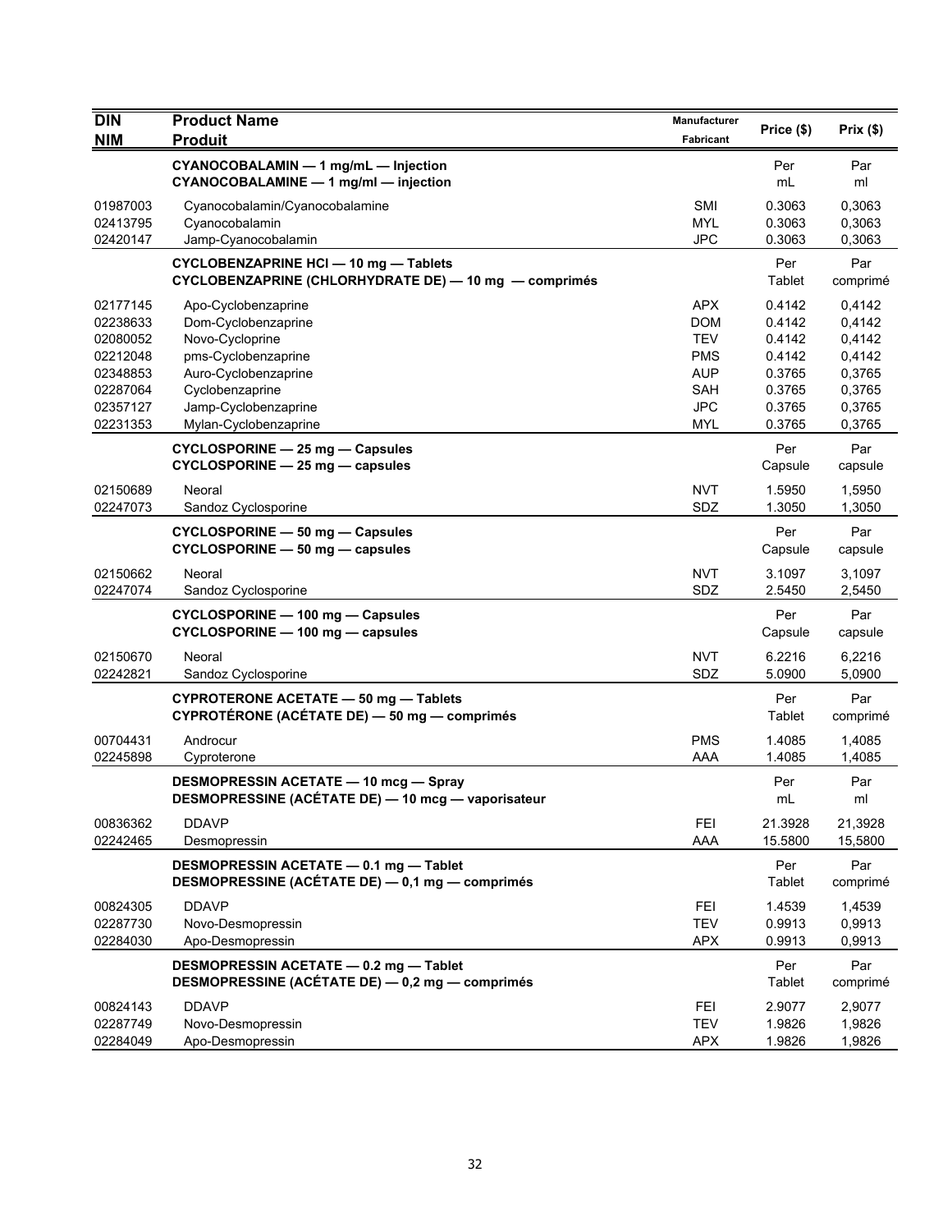| DIN<br>NIM | Product Name<br>Produit | Manufacturer<br>Fabricant | Price ($) | Prix ($) |
|---|---|---|---|---|
| | **CYANOCOBALAMIN — 1 mg/mL — Injection**<br>**CYANOCOBALAMINE — 1 mg/ml — injection** | | Per<br>mL | Par<br>ml |
| 01987003 | Cyanocobalamin/Cyanocobalamine | SMI | 0.3063 | 0,3063 |
| 02413795 | Cyanocobalamin | MYL | 0.3063 | 0,3063 |
| 02420147 | Jamp-Cyanocobalamin | JPC | 0.3063 | 0,3063 |
| | **CYCLOBENZAPRINE HCl — 10 mg — Tablets**<br>**CYCLOBENZAPRINE (CHLORHYDRATE DE) — 10 mg — comprimés** | | Per<br>Tablet | Par<br>comprimé |
| 02177145 | Apo-Cyclobenzaprine | APX | 0.4142 | 0,4142 |
| 02238633 | Dom-Cyclobenzaprine | DOM | 0.4142 | 0,4142 |
| 02080052 | Novo-Cycloprine | TEV | 0.4142 | 0,4142 |
| 02212048 | pms-Cyclobenzaprine | PMS | 0.4142 | 0,4142 |
| 02348853 | Auro-Cyclobenzaprine | AUP | 0.3765 | 0,3765 |
| 02287064 | Cyclobenzaprine | SAH | 0.3765 | 0,3765 |
| 02357127 | Jamp-Cyclobenzaprine | JPC | 0.3765 | 0,3765 |
| 02231353 | Mylan-Cyclobenzaprine | MYL | 0.3765 | 0,3765 |
| | **CYCLOSPORINE — 25 mg — Capsules**<br>**CYCLOSPORINE — 25 mg — capsules** | | Per<br>Capsule | Par<br>capsule |
| 02150689 | Neoral | NVT | 1.5950 | 1,5950 |
| 02247073 | Sandoz Cyclosporine | SDZ | 1.3050 | 1,3050 |
| | **CYCLOSPORINE — 50 mg — Capsules**<br>**CYCLOSPORINE — 50 mg — capsules** | | Per<br>Capsule | Par<br>capsule |
| 02150662 | Neoral | NVT | 3.1097 | 3,1097 |
| 02247074 | Sandoz Cyclosporine | SDZ | 2.5450 | 2,5450 |
| | **CYCLOSPORINE — 100 mg — Capsules**<br>**CYCLOSPORINE — 100 mg — capsules** | | Per<br>Capsule | Par<br>capsule |
| 02150670 | Neoral | NVT | 6.2216 | 6,2216 |
| 02242821 | Sandoz Cyclosporine | SDZ | 5.0900 | 5,0900 |
| | **CYPROTERONE ACETATE — 50 mg — Tablets**<br>**CYPROTÉRONE (ACÉTATE DE) — 50 mg — comprimés** | | Per<br>Tablet | Par<br>comprimé |
| 00704431 | Androcur | PMS | 1.4085 | 1,4085 |
| 02245898 | Cyproterone | AAA | 1.4085 | 1,4085 |
| | **DESMOPRESSIN ACETATE — 10 mcg — Spray**<br>**DESMOPRESSINE (ACÉTATE DE) — 10 mcg — vaporisateur** | | Per<br>mL | Par<br>ml |
| 00836362 | DDAVP | FEI | 21.3928 | 21,3928 |
| 02242465 | Desmopressin | AAA | 15.5800 | 15,5800 |
| | **DESMOPRESSIN ACETATE — 0.1 mg — Tablet**<br>**DESMOPRESSINE (ACÉTATE DE) — 0,1 mg — comprimés** | | Per<br>Tablet | Par<br>comprimé |
| 00824305 | DDAVP | FEI | 1.4539 | 1,4539 |
| 02287730 | Novo-Desmopressin | TEV | 0.9913 | 0,9913 |
| 02284030 | Apo-Desmopressin | APX | 0.9913 | 0,9913 |
| | **DESMOPRESSIN ACETATE — 0.2 mg — Tablet**<br>**DESMOPRESSINE (ACÉTATE DE) — 0,2 mg — comprimés** | | Per<br>Tablet | Par<br>comprimé |
| 00824143 | DDAVP | FEI | 2.9077 | 2,9077 |
| 02287749 | Novo-Desmopressin | TEV | 1.9826 | 1,9826 |
| 02284049 | Apo-Desmopressin | APX | 1.9826 | 1,9826 |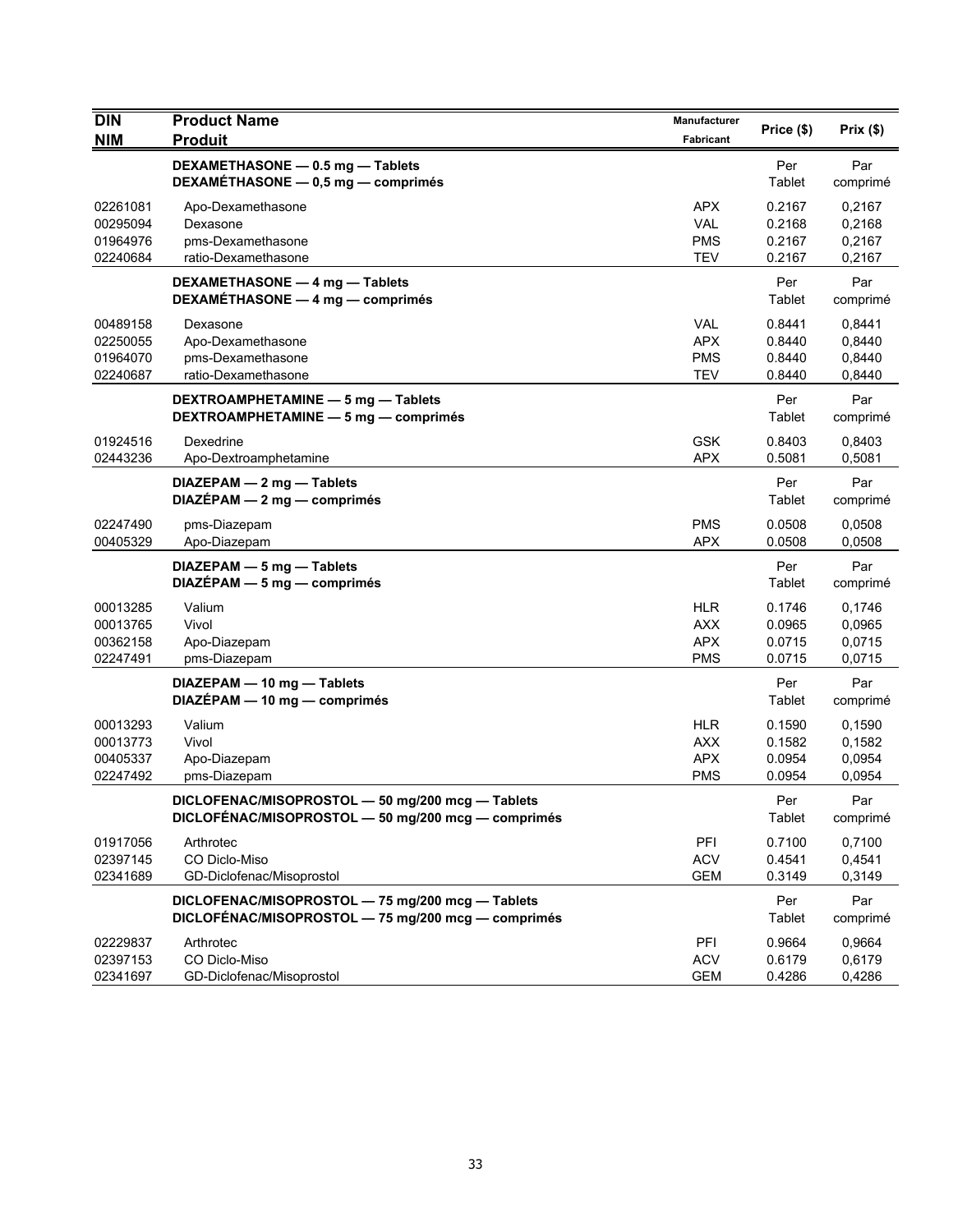| DIN<br>NIM | Product Name<br>Produit | Manufacturer<br>Fabricant | Price ($) | Prix ($) |
|---|---|---|---|---|
| | **DEXAMETHASONE — 0.5 mg — Tablets**<br>**DEXAMÉTHASONE — 0,5 mg — comprimés** | | Per Tablet | Par comprimé |
| 02261081 | Apo-Dexamethasone | APX | 0.2167 | 0,2167 |
| 00295094 | Dexasone | VAL | 0.2168 | 0,2168 |
| 01964976 | pms-Dexamethasone | PMS | 0.2167 | 0,2167 |
| 02240684 | ratio-Dexamethasone | TEV | 0.2167 | 0,2167 |
| | **DEXAMETHASONE — 4 mg — Tablets**<br>**DEXAMÉTHASONE — 4 mg — comprimés** | | Per Tablet | Par comprimé |
| 00489158 | Dexasone | VAL | 0.8441 | 0,8441 |
| 02250055 | Apo-Dexamethasone | APX | 0.8440 | 0,8440 |
| 01964070 | pms-Dexamethasone | PMS | 0.8440 | 0,8440 |
| 02240687 | ratio-Dexamethasone | TEV | 0.8440 | 0,8440 |
| | **DEXTROAMPHETAMINE — 5 mg — Tablets**<br>**DEXTROAMPHETAMINE — 5 mg — comprimés** | | Per Tablet | Par comprimé |
| 01924516 | Dexedrine | GSK | 0.8403 | 0,8403 |
| 02443236 | Apo-Dextroamphetamine | APX | 0.5081 | 0,5081 |
| | **DIAZEPAM — 2 mg — Tablets**<br>**DIAZÉPAM — 2 mg — comprimés** | | Per Tablet | Par comprimé |
| 02247490 | pms-Diazepam | PMS | 0.0508 | 0,0508 |
| 00405329 | Apo-Diazepam | APX | 0.0508 | 0,0508 |
| | **DIAZEPAM — 5 mg — Tablets**<br>**DIAZÉPAM — 5 mg — comprimés** | | Per Tablet | Par comprimé |
| 00013285 | Valium | HLR | 0.1746 | 0,1746 |
| 00013765 | Vivol | AXX | 0.0965 | 0,0965 |
| 00362158 | Apo-Diazepam | APX | 0.0715 | 0,0715 |
| 02247491 | pms-Diazepam | PMS | 0.0715 | 0,0715 |
| | **DIAZEPAM — 10 mg — Tablets**<br>**DIAZÉPAM — 10 mg — comprimés** | | Per Tablet | Par comprimé |
| 00013293 | Valium | HLR | 0.1590 | 0,1590 |
| 00013773 | Vivol | AXX | 0.1582 | 0,1582 |
| 00405337 | Apo-Diazepam | APX | 0.0954 | 0,0954 |
| 02247492 | pms-Diazepam | PMS | 0.0954 | 0,0954 |
| | **DICLOFENAC/MISOPROSTOL — 50 mg/200 mcg — Tablets**<br>**DICLOFÉNAC/MISOPROSTOL — 50 mg/200 mcg — comprimés** | | Per Tablet | Par comprimé |
| 01917056 | Arthrotec | PFI | 0.7100 | 0,7100 |
| 02397145 | CO Diclo-Miso | ACV | 0.4541 | 0,4541 |
| 02341689 | GD-Diclofenac/Misoprostol | GEM | 0.3149 | 0,3149 |
| | **DICLOFENAC/MISOPROSTOL — 75 mg/200 mcg — Tablets**<br>**DICLOFÉNAC/MISOPROSTOL — 75 mg/200 mcg — comprimés** | | Per Tablet | Par comprimé |
| 02229837 | Arthrotec | PFI | 0.9664 | 0,9664 |
| 02397153 | CO Diclo-Miso | ACV | 0.6179 | 0,6179 |
| 02341697 | GD-Diclofenac/Misoprostol | GEM | 0.4286 | 0,4286 |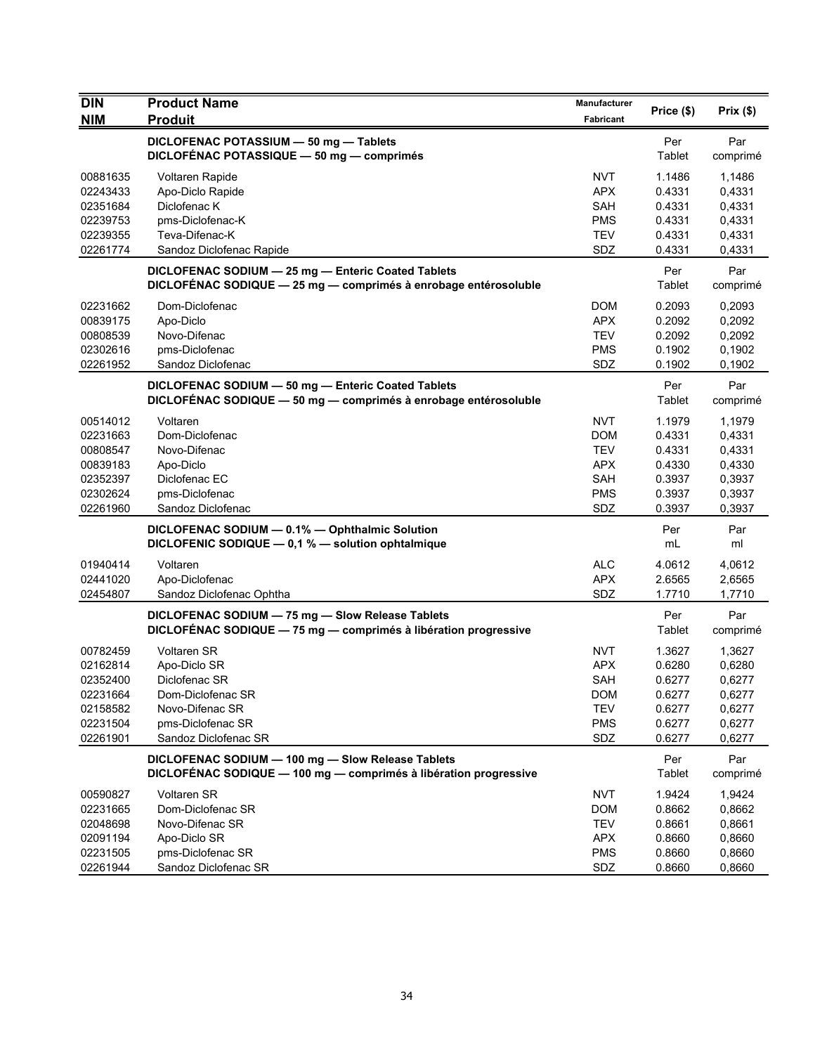| DIN<br>NIM | Product Name<br>Produit | Manufacturer<br>Fabricant | Price ($) | Prix ($) |
|---|---|---|---|---|
| | **DICLOFENAC POTASSIUM — 50 mg — Tablets**<br>**DICLOFÉNAC POTASSIQUE — 50 mg — comprimés** | | Per Tablet | Par comprimé |
| 00881635 | Voltaren Rapide | NVT | 1.1486 | 1,1486 |
| 02243433 | Apo-Diclo Rapide | APX | 0.4331 | 0,4331 |
| 02351684 | Diclofenac K | SAH | 0.4331 | 0,4331 |
| 02239753 | pms-Diclofenac-K | PMS | 0.4331 | 0,4331 |
| 02239355 | Teva-Difenac-K | TEV | 0.4331 | 0,4331 |
| 02261774 | Sandoz Diclofenac Rapide | SDZ | 0.4331 | 0,4331 |
| | **DICLOFENAC SODIUM — 25 mg — Enteric Coated Tablets**<br>**DICLOFÉNAC SODIQUE — 25 mg — comprimés à enrobage entérosoluble** | | Per Tablet | Par comprimé |
| 02231662 | Dom-Diclofenac | DOM | 0.2093 | 0,2093 |
| 00839175 | Apo-Diclo | APX | 0.2092 | 0,2092 |
| 00808539 | Novo-Difenac | TEV | 0.2092 | 0,2092 |
| 02302616 | pms-Diclofenac | PMS | 0.1902 | 0,1902 |
| 02261952 | Sandoz Diclofenac | SDZ | 0.1902 | 0,1902 |
| | **DICLOFENAC SODIUM — 50 mg — Enteric Coated Tablets**<br>**DICLOFÉNAC SODIQUE — 50 mg — comprimés à enrobage entérosoluble** | | Per Tablet | Par comprimé |
| 00514012 | Voltaren | NVT | 1.1979 | 1,1979 |
| 02231663 | Dom-Diclofenac | DOM | 0.4331 | 0,4331 |
| 00808547 | Novo-Difenac | TEV | 0.4331 | 0,4331 |
| 00839183 | Apo-Diclo | APX | 0.4330 | 0,4330 |
| 02352397 | Diclofenac EC | SAH | 0.3937 | 0,3937 |
| 02302624 | pms-Diclofenac | PMS | 0.3937 | 0,3937 |
| 02261960 | Sandoz Diclofenac | SDZ | 0.3937 | 0,3937 |
| | **DICLOFENAC SODIUM — 0.1% — Ophthalmic Solution**<br>**DICLOFENIC SODIQUE — 0,1 % — solution ophtalmique** | | Per mL | Par ml |
| 01940414 | Voltaren | ALC | 4.0612 | 4,0612 |
| 02441020 | Apo-Diclofenac | APX | 2.6565 | 2,6565 |
| 02454807 | Sandoz Diclofenac Ophtha | SDZ | 1.7710 | 1,7710 |
| | **DICLOFENAC SODIUM — 75 mg — Slow Release Tablets**<br>**DICLOFÉNAC SODIQUE — 75 mg — comprimés à libération progressive** | | Per Tablet | Par comprimé |
| 00782459 | Voltaren SR | NVT | 1.3627 | 1,3627 |
| 02162814 | Apo-Diclo SR | APX | 0.6280 | 0,6280 |
| 02352400 | Diclofenac SR | SAH | 0.6277 | 0,6277 |
| 02231664 | Dom-Diclofenac SR | DOM | 0.6277 | 0,6277 |
| 02158582 | Novo-Difenac SR | TEV | 0.6277 | 0,6277 |
| 02231504 | pms-Diclofenac SR | PMS | 0.6277 | 0,6277 |
| 02261901 | Sandoz Diclofenac SR | SDZ | 0.6277 | 0,6277 |
| | **DICLOFENAC SODIUM — 100 mg — Slow Release Tablets**<br>**DICLOFÉNAC SODIQUE — 100 mg — comprimés à libération progressive** | | Per Tablet | Par comprimé |
| 00590827 | Voltaren SR | NVT | 1.9424 | 1,9424 |
| 02231665 | Dom-Diclofenac SR | DOM | 0.8662 | 0,8662 |
| 02048698 | Novo-Difenac SR | TEV | 0.8661 | 0,8661 |
| 02091194 | Apo-Diclo SR | APX | 0.8660 | 0,8660 |
| 02231505 | pms-Diclofenac SR | PMS | 0.8660 | 0,8660 |
| 02261944 | Sandoz Diclofenac SR | SDZ | 0.8660 | 0,8660 |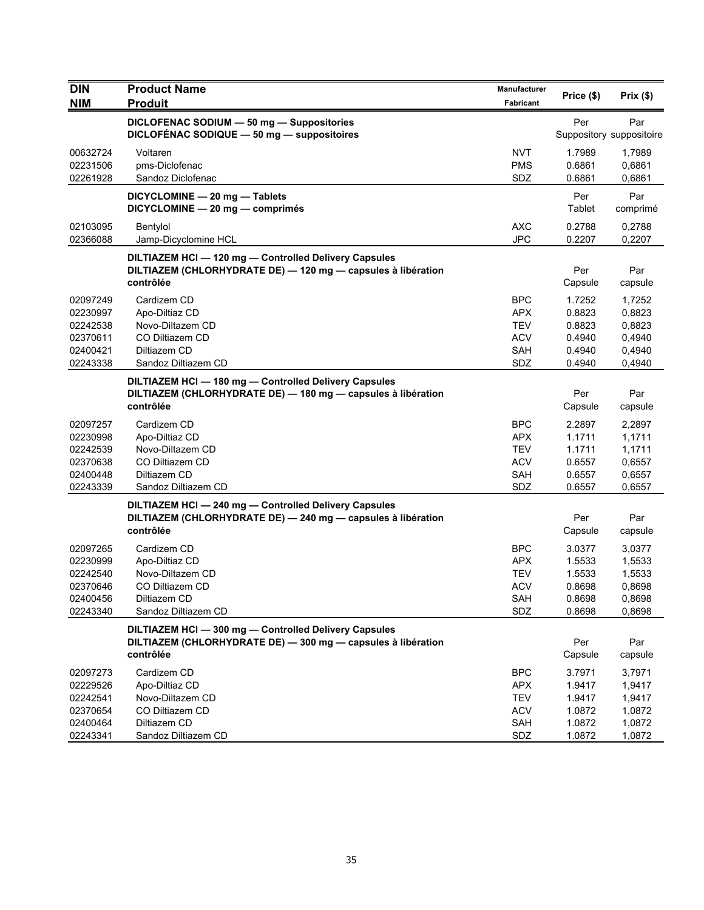| DIN<br>NIM | Product Name<br>Produit | Manufacturer<br>Fabricant | Price ($) | Prix ($) |
|---|---|---|---|---|
| | **DICLOFENAC SODIUM — 50 mg — Suppositories**<br>**DICLOFÉNAC SODIQUE — 50 mg — suppositoires** | | Per Suppository | Par suppositoire |
| 00632724 | Voltaren | NVT | 1.7989 | 1,7989 |
| 02231506 | pms-Diclofenac | PMS | 0.6861 | 0,6861 |
| 02261928 | Sandoz Diclofenac | SDZ | 0.6861 | 0,6861 |
| | **DICYCLOMINE — 20 mg — Tablets**<br>**DICYCLOMINE — 20 mg — comprimés** | | Per Tablet | Par comprimé |
| 02103095 | Bentylol | AXC | 0.2788 | 0,2788 |
| 02366088 | Jamp-Dicyclomine HCL | JPC | 0.2207 | 0,2207 |
| | **DILTIAZEM HCl — 120 mg — Controlled Delivery Capsules**<br>**DILTIAZEM (CHLORHYDRATE DE) — 120 mg — capsules à libération contrôlée** | | Per Capsule | Par capsule |
| 02097249 | Cardizem CD | BPC | 1.7252 | 1,7252 |
| 02230997 | Apo-Diltiaz CD | APX | 0.8823 | 0,8823 |
| 02242538 | Novo-Diltazem CD | TEV | 0.8823 | 0,8823 |
| 02370611 | CO Diltiazem CD | ACV | 0.4940 | 0,4940 |
| 02400421 | Diltiazem CD | SAH | 0.4940 | 0,4940 |
| 02243338 | Sandoz Diltiazem CD | SDZ | 0.4940 | 0,4940 |
| | **DILTIAZEM HCl — 180 mg — Controlled Delivery Capsules**<br>**DILTIAZEM (CHLORHYDRATE DE) — 180 mg — capsules à libération contrôlée** | | Per Capsule | Par capsule |
| 02097257 | Cardizem CD | BPC | 2.2897 | 2,2897 |
| 02230998 | Apo-Diltiaz CD | APX | 1.1711 | 1,1711 |
| 02242539 | Novo-Diltazem CD | TEV | 1.1711 | 1,1711 |
| 02370638 | CO Diltiazem CD | ACV | 0.6557 | 0,6557 |
| 02400448 | Diltiazem CD | SAH | 0.6557 | 0,6557 |
| 02243339 | Sandoz Diltiazem CD | SDZ | 0.6557 | 0,6557 |
| | **DILTIAZEM HCl — 240 mg — Controlled Delivery Capsules**<br>**DILTIAZEM (CHLORHYDRATE DE) — 240 mg — capsules à libération contrôlée** | | Per Capsule | Par capsule |
| 02097265 | Cardizem CD | BPC | 3.0377 | 3,0377 |
| 02230999 | Apo-Diltiaz CD | APX | 1.5533 | 1,5533 |
| 02242540 | Novo-Diltazem CD | TEV | 1.5533 | 1,5533 |
| 02370646 | CO Diltiazem CD | ACV | 0.8698 | 0,8698 |
| 02400456 | Diltiazem CD | SAH | 0.8698 | 0,8698 |
| 02243340 | Sandoz Diltiazem CD | SDZ | 0.8698 | 0,8698 |
| | **DILTIAZEM HCl — 300 mg — Controlled Delivery Capsules**<br>**DILTIAZEM (CHLORHYDRATE DE) — 300 mg — capsules à libération contrôlée** | | Per Capsule | Par capsule |
| 02097273 | Cardizem CD | BPC | 3.7971 | 3,7971 |
| 02229526 | Apo-Diltiaz CD | APX | 1.9417 | 1,9417 |
| 02242541 | Novo-Diltazem CD | TEV | 1.9417 | 1,9417 |
| 02370654 | CO Diltiazem CD | ACV | 1.0872 | 1,0872 |
| 02400464 | Diltiazem CD | SAH | 1.0872 | 1,0872 |
| 02243341 | Sandoz Diltiazem CD | SDZ | 1.0872 | 1,0872 |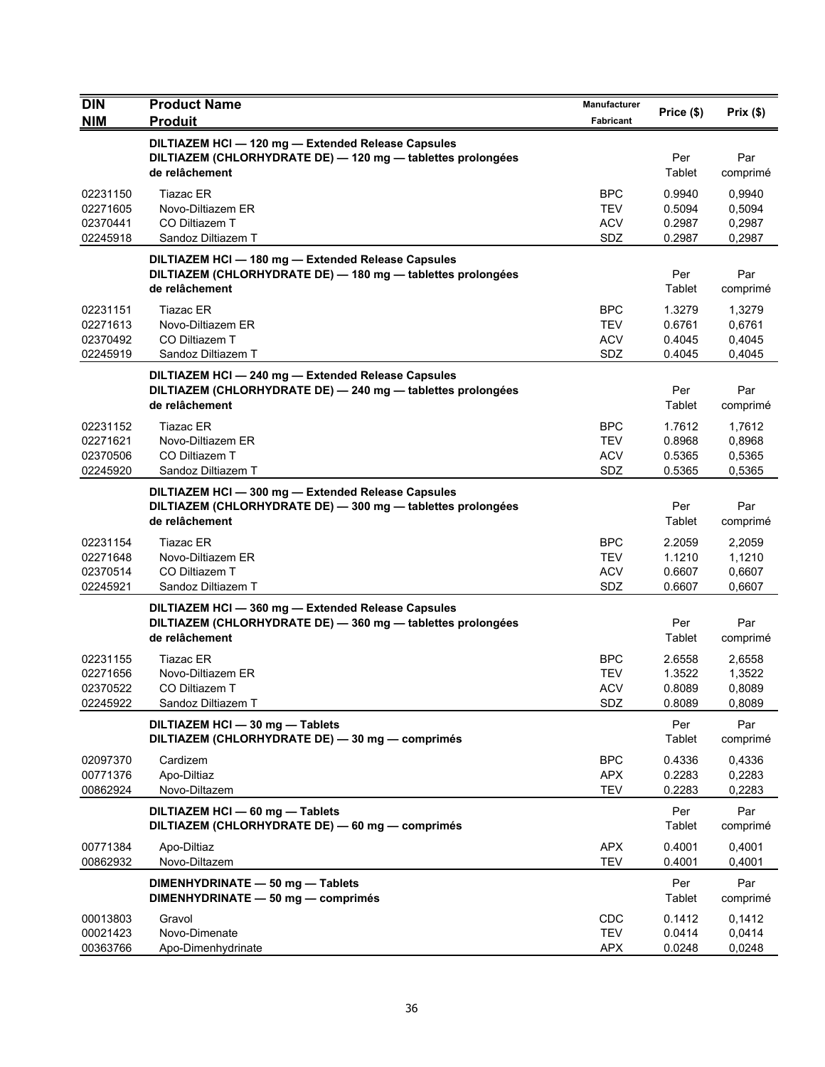| DIN<br>NIM | Product Name<br>Produit | Manufacturer<br>Fabricant | Price ($) | Prix ($) |
|---|---|---|---|---|
| | **DILTIAZEM HCl — 120 mg — Extended Release Capsules**<br>**DILTIAZEM (CHLORHYDRATE DE) — 120 mg — tablettes prolongées de relâchement** | | Per Tablet | Par comprimé |
| 02231150 | Tiazac ER | BPC | 0.9940 | 0,9940 |
| 02271605 | Novo-Diltiazem ER | TEV | 0.5094 | 0,5094 |
| 02370441 | CO Diltiazem T | ACV | 0.2987 | 0,2987 |
| 02245918 | Sandoz Diltiazem T | SDZ | 0.2987 | 0,2987 |
| | **DILTIAZEM HCl — 180 mg — Extended Release Capsules**<br>**DILTIAZEM (CHLORHYDRATE DE) — 180 mg — tablettes prolongées de relâchement** | | Per Tablet | Par comprimé |
| 02231151 | Tiazac ER | BPC | 1.3279 | 1,3279 |
| 02271613 | Novo-Diltiazem ER | TEV | 0.6761 | 0,6761 |
| 02370492 | CO Diltiazem T | ACV | 0.4045 | 0,4045 |
| 02245919 | Sandoz Diltiazem T | SDZ | 0.4045 | 0,4045 |
| | **DILTIAZEM HCl — 240 mg — Extended Release Capsules**<br>**DILTIAZEM (CHLORHYDRATE DE) — 240 mg — tablettes prolongées de relâchement** | | Per Tablet | Par comprimé |
| 02231152 | Tiazac ER | BPC | 1.7612 | 1,7612 |
| 02271621 | Novo-Diltiazem ER | TEV | 0.8968 | 0,8968 |
| 02370506 | CO Diltiazem T | ACV | 0.5365 | 0,5365 |
| 02245920 | Sandoz Diltiazem T | SDZ | 0.5365 | 0,5365 |
| | **DILTIAZEM HCl — 300 mg — Extended Release Capsules**<br>**DILTIAZEM (CHLORHYDRATE DE) — 300 mg — tablettes prolongées de relâchement** | | Per Tablet | Par comprimé |
| 02231154 | Tiazac ER | BPC | 2.2059 | 2,2059 |
| 02271648 | Novo-Diltiazem ER | TEV | 1.1210 | 1,1210 |
| 02370514 | CO Diltiazem T | ACV | 0.6607 | 0,6607 |
| 02245921 | Sandoz Diltiazem T | SDZ | 0.6607 | 0,6607 |
| | **DILTIAZEM HCl — 360 mg — Extended Release Capsules**<br>**DILTIAZEM (CHLORHYDRATE DE) — 360 mg — tablettes prolongées de relâchement** | | Per Tablet | Par comprimé |
| 02231155 | Tiazac ER | BPC | 2.6558 | 2,6558 |
| 02271656 | Novo-Diltiazem ER | TEV | 1.3522 | 1,3522 |
| 02370522 | CO Diltiazem T | ACV | 0.8089 | 0,8089 |
| 02245922 | Sandoz Diltiazem T | SDZ | 0.8089 | 0,8089 |
| | **DILTIAZEM HCl — 30 mg — Tablets**<br>**DILTIAZEM (CHLORHYDRATE DE) — 30 mg — comprimés** | | Per Tablet | Par comprimé |
| 02097370 | Cardizem | BPC | 0.4336 | 0,4336 |
| 00771376 | Apo-Diltiaz | APX | 0.2283 | 0,2283 |
| 00862924 | Novo-Diltazem | TEV | 0.2283 | 0,2283 |
| | **DILTIAZEM HCl — 60 mg — Tablets**<br>**DILTIAZEM (CHLORHYDRATE DE) — 60 mg — comprimés** | | Per Tablet | Par comprimé |
| 00771384 | Apo-Diltiaz | APX | 0.4001 | 0,4001 |
| 00862932 | Novo-Diltazem | TEV | 0.4001 | 0,4001 |
| | **DIMENHYDRINATE — 50 mg — Tablets**<br>**DIMENHYDRINATE — 50 mg — comprimés** | | Per Tablet | Par comprimé |
| 00013803 | Gravol | CDC | 0.1412 | 0,1412 |
| 00021423 | Novo-Dimenate | TEV | 0.0414 | 0,0414 |
| 00363766 | Apo-Dimenhydrinate | APX | 0.0248 | 0,0248 |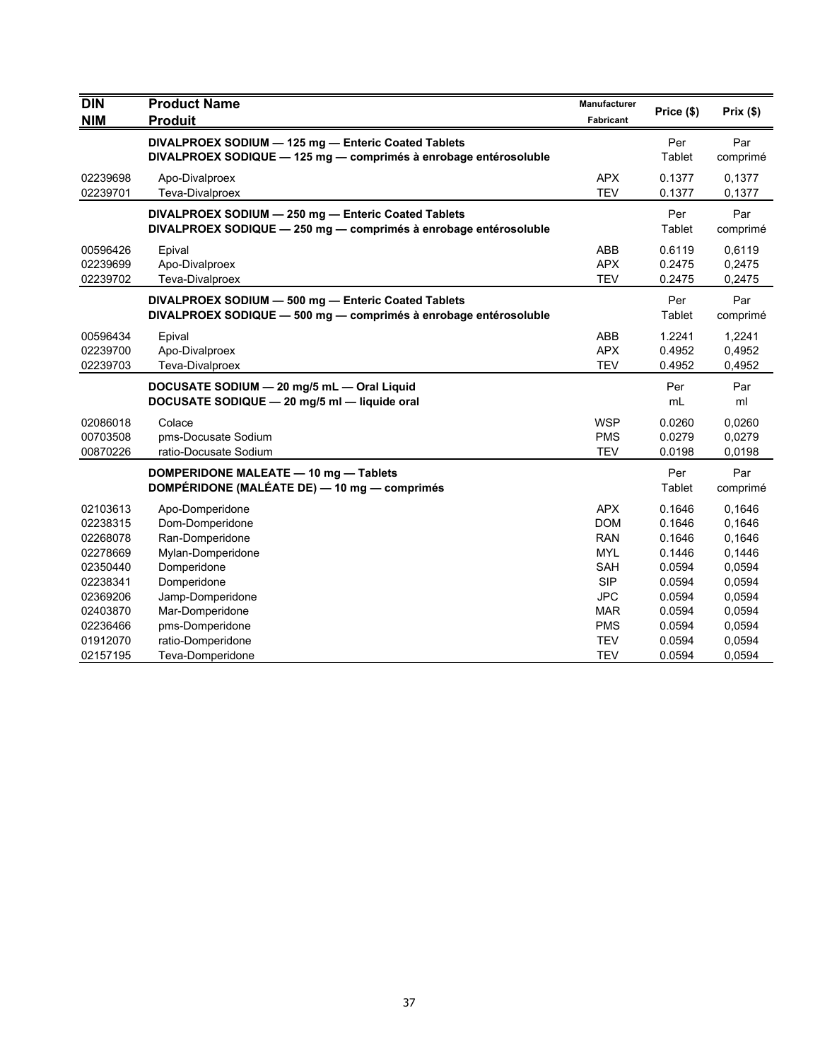| DIN<br>NIM | Product Name<br>Produit | Manufacturer<br>Fabricant | Price ($) | Prix ($) |
|---|---|---|---|---|
| | **DIVALPROEX SODIUM — 125 mg — Enteric Coated Tablets**<br>**DIVALPROEX SODIQUE — 125 mg — comprimés à enrobage entérosoluble** | | Per Tablet | Par comprimé |
| 02239698 | Apo-Divalproex | APX | 0.1377 | 0,1377 |
| 02239701 | Teva-Divalproex | TEV | 0.1377 | 0,1377 |
| | **DIVALPROEX SODIUM — 250 mg — Enteric Coated Tablets**<br>**DIVALPROEX SODIQUE — 250 mg — comprimés à enrobage entérosoluble** | | Per Tablet | Par comprimé |
| 00596426 | Epival | ABB | 0.6119 | 0,6119 |
| 02239699 | Apo-Divalproex | APX | 0.2475 | 0,2475 |
| 02239702 | Teva-Divalproex | TEV | 0.2475 | 0,2475 |
| | **DIVALPROEX SODIUM — 500 mg — Enteric Coated Tablets**<br>**DIVALPROEX SODIQUE — 500 mg — comprimés à enrobage entérosoluble** | | Per Tablet | Par comprimé |
| 00596434 | Epival | ABB | 1.2241 | 1,2241 |
| 02239700 | Apo-Divalproex | APX | 0.4952 | 0,4952 |
| 02239703 | Teva-Divalproex | TEV | 0.4952 | 0,4952 |
| | **DOCUSATE SODIUM — 20 mg/5 mL — Oral Liquid**<br>**DOCUSATE SODIQUE — 20 mg/5 ml — liquide oral** | | Per mL | Par ml |
| 02086018 | Colace | WSP | 0.0260 | 0,0260 |
| 00703508 | pms-Docusate Sodium | PMS | 0.0279 | 0,0279 |
| 00870226 | ratio-Docusate Sodium | TEV | 0.0198 | 0,0198 |
| | **DOMPERIDONE MALEATE — 10 mg — Tablets**<br>**DOMPÉRIDONE (MALÉATE DE) — 10 mg — comprimés** | | Per Tablet | Par comprimé |
| 02103613 | Apo-Domperidone | APX | 0.1646 | 0,1646 |
| 02238315 | Dom-Domperidone | DOM | 0.1646 | 0,1646 |
| 02268078 | Ran-Domperidone | RAN | 0.1646 | 0,1646 |
| 02278669 | Mylan-Domperidone | MYL | 0.1446 | 0,1446 |
| 02350440 | Domperidone | SAH | 0.0594 | 0,0594 |
| 02238341 | Domperidone | SIP | 0.0594 | 0,0594 |
| 02369206 | Jamp-Domperidone | JPC | 0.0594 | 0,0594 |
| 02403870 | Mar-Domperidone | MAR | 0.0594 | 0,0594 |
| 02236466 | pms-Domperidone | PMS | 0.0594 | 0,0594 |
| 01912070 | ratio-Domperidone | TEV | 0.0594 | 0,0594 |
| 02157195 | Teva-Domperidone | TEV | 0.0594 | 0,0594 |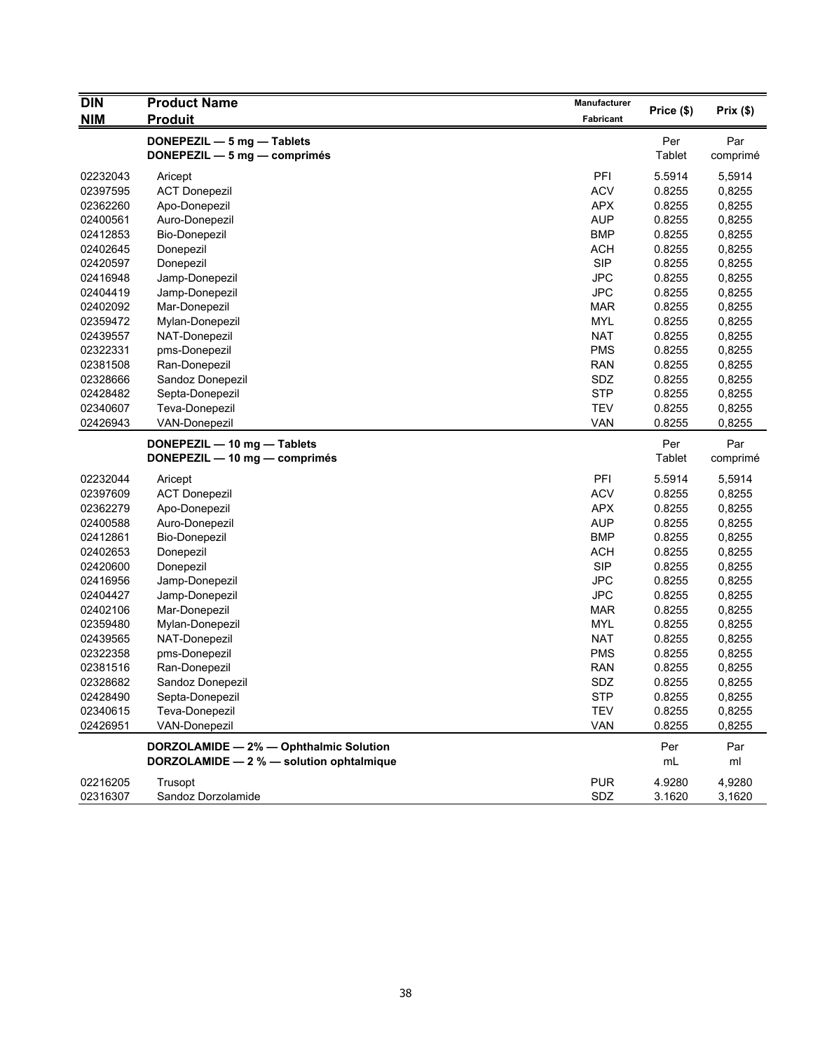| DIN<br>NIM | Product Name<br>Produit | Manufacturer<br>Fabricant | Price ($) | Prix ($) |
|---|---|---|---|---|
| | **DONEPEZIL — 5 mg — Tablets**<br>**DONEPEZIL — 5 mg — comprimés** | | Per<br>Tablet | Par<br>comprimé |
| 02232043 | Aricept | PFI | 5.5914 | 5,5914 |
| 02397595 | ACT Donepezil | ACV | 0.8255 | 0,8255 |
| 02362260 | Apo-Donepezil | APX | 0.8255 | 0,8255 |
| 02400561 | Auro-Donepezil | AUP | 0.8255 | 0,8255 |
| 02412853 | Bio-Donepezil | BMP | 0.8255 | 0,8255 |
| 02402645 | Donepezil | ACH | 0.8255 | 0,8255 |
| 02420597 | Donepezil | SIP | 0.8255 | 0,8255 |
| 02416948 | Jamp-Donepezil | JPC | 0.8255 | 0,8255 |
| 02404419 | Jamp-Donepezil | JPC | 0.8255 | 0,8255 |
| 02402092 | Mar-Donepezil | MAR | 0.8255 | 0,8255 |
| 02359472 | Mylan-Donepezil | MYL | 0.8255 | 0,8255 |
| 02439557 | NAT-Donepezil | NAT | 0.8255 | 0,8255 |
| 02322331 | pms-Donepezil | PMS | 0.8255 | 0,8255 |
| 02381508 | Ran-Donepezil | RAN | 0.8255 | 0,8255 |
| 02328666 | Sandoz Donepezil | SDZ | 0.8255 | 0,8255 |
| 02428482 | Septa-Donepezil | STP | 0.8255 | 0,8255 |
| 02340607 | Teva-Donepezil | TEV | 0.8255 | 0,8255 |
| 02426943 | VAN-Donepezil | VAN | 0.8255 | 0,8255 |
| | **DONEPEZIL — 10 mg — Tablets**<br>**DONEPEZIL — 10 mg — comprimés** | | Per<br>Tablet | Par<br>comprimé |
| 02232044 | Aricept | PFI | 5.5914 | 5,5914 |
| 02397609 | ACT Donepezil | ACV | 0.8255 | 0,8255 |
| 02362279 | Apo-Donepezil | APX | 0.8255 | 0,8255 |
| 02400588 | Auro-Donepezil | AUP | 0.8255 | 0,8255 |
| 02412861 | Bio-Donepezil | BMP | 0.8255 | 0,8255 |
| 02402653 | Donepezil | ACH | 0.8255 | 0,8255 |
| 02420600 | Donepezil | SIP | 0.8255 | 0,8255 |
| 02416956 | Jamp-Donepezil | JPC | 0.8255 | 0,8255 |
| 02404427 | Jamp-Donepezil | JPC | 0.8255 | 0,8255 |
| 02402106 | Mar-Donepezil | MAR | 0.8255 | 0,8255 |
| 02359480 | Mylan-Donepezil | MYL | 0.8255 | 0,8255 |
| 02439565 | NAT-Donepezil | NAT | 0.8255 | 0,8255 |
| 02322358 | pms-Donepezil | PMS | 0.8255 | 0,8255 |
| 02381516 | Ran-Donepezil | RAN | 0.8255 | 0,8255 |
| 02328682 | Sandoz Donepezil | SDZ | 0.8255 | 0,8255 |
| 02428490 | Septa-Donepezil | STP | 0.8255 | 0,8255 |
| 02340615 | Teva-Donepezil | TEV | 0.8255 | 0,8255 |
| 02426951 | VAN-Donepezil | VAN | 0.8255 | 0,8255 |
| | **DORZOLAMIDE — 2% — Ophthalmic Solution**<br>**DORZOLAMIDE — 2 % — solution ophtalmique** | | Per<br>mL | Par<br>ml |
| 02216205 | Trusopt | PUR | 4.9280 | 4,9280 |
| 02316307 | Sandoz Dorzolamide | SDZ | 3.1620 | 3,1620 |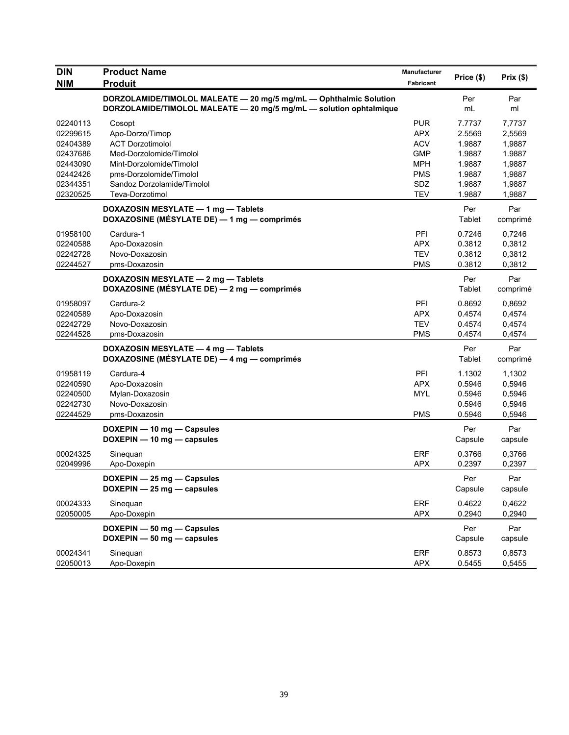| DIN<br>NIM | Product Name<br>Produit | Manufacturer<br>Fabricant | Price ($) | Prix ($) |
|---|---|---|---|---|
| | **DORZOLAMIDE/TIMOLOL MALEATE — 20 mg/5 mg/mL — Ophthalmic Solution**<br>**DORZOLAMIDE/TIMOLOL MALEATE — 20 mg/5 mg/mL — solution ophtalmique** | | Per<br>mL | Par<br>ml |
| 02240113 | Cosopt | PUR | 7.7737 | 7,7737 |
| 02299615 | Apo-Dorzo/Timop | APX | 2.5569 | 2,5569 |
| 02404389 | ACT Dorzotimolol | ACV | 1.9887 | 1,9887 |
| 02437686 | Med-Dorzolomide/Timolol | GMP | 1.9887 | 1.9887 |
| 02443090 | Mint-Dorzolomide/Timolol | MPH | 1.9887 | 1,9887 |
| 02442426 | pms-Dorzolomide/Timolol | PMS | 1.9887 | 1,9887 |
| 02344351 | Sandoz Dorzolamide/Timolol | SDZ | 1.9887 | 1,9887 |
| 02320525 | Teva-Dorzotimol | TEV | 1.9887 | 1,9887 |
| | **DOXAZOSIN MESYLATE — 1 mg — Tablets**<br>**DOXAZOSINE (MÉSYLATE DE) — 1 mg — comprimés** | | Per<br>Tablet | Par<br>comprimé |
| 01958100 | Cardura-1 | PFI | 0.7246 | 0,7246 |
| 02240588 | Apo-Doxazosin | APX | 0.3812 | 0,3812 |
| 02242728 | Novo-Doxazosin | TEV | 0.3812 | 0,3812 |
| 02244527 | pms-Doxazosin | PMS | 0.3812 | 0,3812 |
| | **DOXAZOSIN MESYLATE — 2 mg — Tablets**<br>**DOXAZOSINE (MÉSYLATE DE) — 2 mg — comprimés** | | Per<br>Tablet | Par<br>comprimé |
| 01958097 | Cardura-2 | PFI | 0.8692 | 0,8692 |
| 02240589 | Apo-Doxazosin | APX | 0.4574 | 0,4574 |
| 02242729 | Novo-Doxazosin | TEV | 0.4574 | 0,4574 |
| 02244528 | pms-Doxazosin | PMS | 0.4574 | 0,4574 |
| | **DOXAZOSIN MESYLATE — 4 mg — Tablets**<br>**DOXAZOSINE (MÉSYLATE DE) — 4 mg — comprimés** | | Per<br>Tablet | Par<br>comprimé |
| 01958119 | Cardura-4 | PFI | 1.1302 | 1,1302 |
| 02240590 | Apo-Doxazosin | APX | 0.5946 | 0,5946 |
| 02240500 | Mylan-Doxazosin | MYL | 0.5946 | 0,5946 |
| 02242730 | Novo-Doxazosin | | 0.5946 | 0,5946 |
| 02244529 | pms-Doxazosin | PMS | 0.5946 | 0,5946 |
| | **DOXEPIN — 10 mg — Capsules**<br>**DOXEPIN — 10 mg — capsules** | | Per<br>Capsule | Par<br>capsule |
| 00024325 | Sinequan | ERF | 0.3766 | 0,3766 |
| 02049996 | Apo-Doxepin | APX | 0.2397 | 0,2397 |
| | **DOXEPIN — 25 mg — Capsules**<br>**DOXEPIN — 25 mg — capsules** | | Per<br>Capsule | Par<br>capsule |
| 00024333 | Sinequan | ERF | 0.4622 | 0,4622 |
| 02050005 | Apo-Doxepin | APX | 0.2940 | 0,2940 |
| | **DOXEPIN — 50 mg — Capsules**<br>**DOXEPIN — 50 mg — capsules** | | Per<br>Capsule | Par<br>capsule |
| 00024341 | Sinequan | ERF | 0.8573 | 0,8573 |
| 02050013 | Apo-Doxepin | APX | 0.5455 | 0,5455 |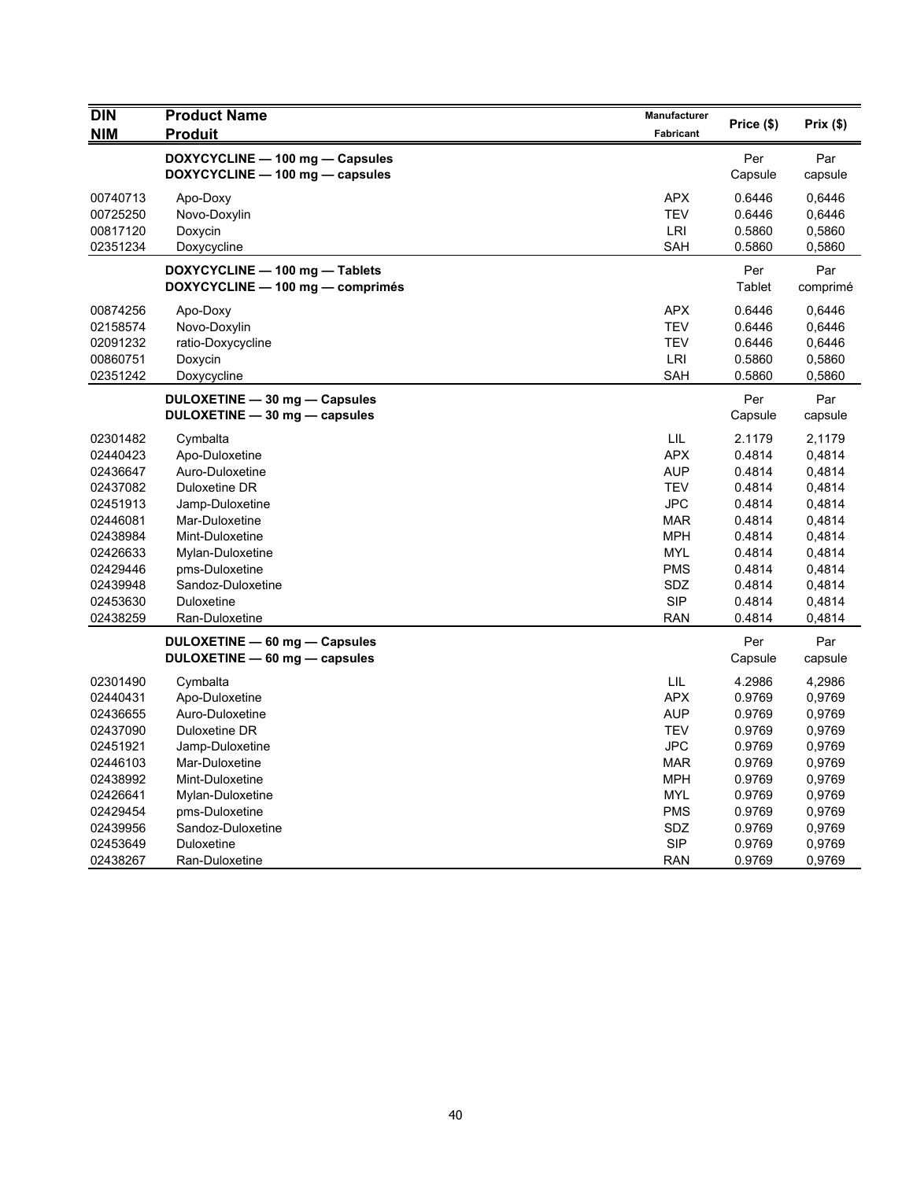| DIN<br>NIM | Product Name<br>Produit | Manufacturer<br>Fabricant | Price ($) | Prix ($) |
|---|---|---|---|---|
| | **DOXYCYCLINE — 100 mg — Capsules**<br>**DOXYCYCLINE — 100 mg — capsules** | | Per Capsule | Par capsule |
| 00740713 | Apo-Doxy | APX | 0.6446 | 0,6446 |
| 00725250 | Novo-Doxylin | TEV | 0.6446 | 0,6446 |
| 00817120 | Doxycin | LRI | 0.5860 | 0,5860 |
| 02351234 | Doxycycline | SAH | 0.5860 | 0,5860 |
| | **DOXYCYCLINE — 100 mg — Tablets**<br>**DOXYCYCLINE — 100 mg — comprimés** | | Per Tablet | Par comprimé |
| 00874256 | Apo-Doxy | APX | 0.6446 | 0,6446 |
| 02158574 | Novo-Doxylin | TEV | 0.6446 | 0,6446 |
| 02091232 | ratio-Doxycycline | TEV | 0.6446 | 0,6446 |
| 00860751 | Doxycin | LRI | 0.5860 | 0,5860 |
| 02351242 | Doxycycline | SAH | 0.5860 | 0,5860 |
| | **DULOXETINE — 30 mg — Capsules**<br>**DULOXETINE — 30 mg — capsules** | | Per Capsule | Par capsule |
| 02301482 | Cymbalta | LIL | 2.1179 | 2,1179 |
| 02440423 | Apo-Duloxetine | APX | 0.4814 | 0,4814 |
| 02436647 | Auro-Duloxetine | AUP | 0.4814 | 0,4814 |
| 02437082 | Duloxetine DR | TEV | 0.4814 | 0,4814 |
| 02451913 | Jamp-Duloxetine | JPC | 0.4814 | 0,4814 |
| 02446081 | Mar-Duloxetine | MAR | 0.4814 | 0,4814 |
| 02438984 | Mint-Duloxetine | MPH | 0.4814 | 0,4814 |
| 02426633 | Mylan-Duloxetine | MYL | 0.4814 | 0,4814 |
| 02429446 | pms-Duloxetine | PMS | 0.4814 | 0,4814 |
| 02439948 | Sandoz-Duloxetine | SDZ | 0.4814 | 0,4814 |
| 02453630 | Duloxetine | SIP | 0.4814 | 0,4814 |
| 02438259 | Ran-Duloxetine | RAN | 0.4814 | 0,4814 |
| | **DULOXETINE — 60 mg — Capsules**<br>**DULOXETINE — 60 mg — capsules** | | Per Capsule | Par capsule |
| 02301490 | Cymbalta | LIL | 4.2986 | 4,2986 |
| 02440431 | Apo-Duloxetine | APX | 0.9769 | 0,9769 |
| 02436655 | Auro-Duloxetine | AUP | 0.9769 | 0,9769 |
| 02437090 | Duloxetine DR | TEV | 0.9769 | 0,9769 |
| 02451921 | Jamp-Duloxetine | JPC | 0.9769 | 0,9769 |
| 02446103 | Mar-Duloxetine | MAR | 0.9769 | 0,9769 |
| 02438992 | Mint-Duloxetine | MPH | 0.9769 | 0,9769 |
| 02426641 | Mylan-Duloxetine | MYL | 0.9769 | 0,9769 |
| 02429454 | pms-Duloxetine | PMS | 0.9769 | 0,9769 |
| 02439956 | Sandoz-Duloxetine | SDZ | 0.9769 | 0,9769 |
| 02453649 | Duloxetine | SIP | 0.9769 | 0,9769 |
| 02438267 | Ran-Duloxetine | RAN | 0.9769 | 0,9769 |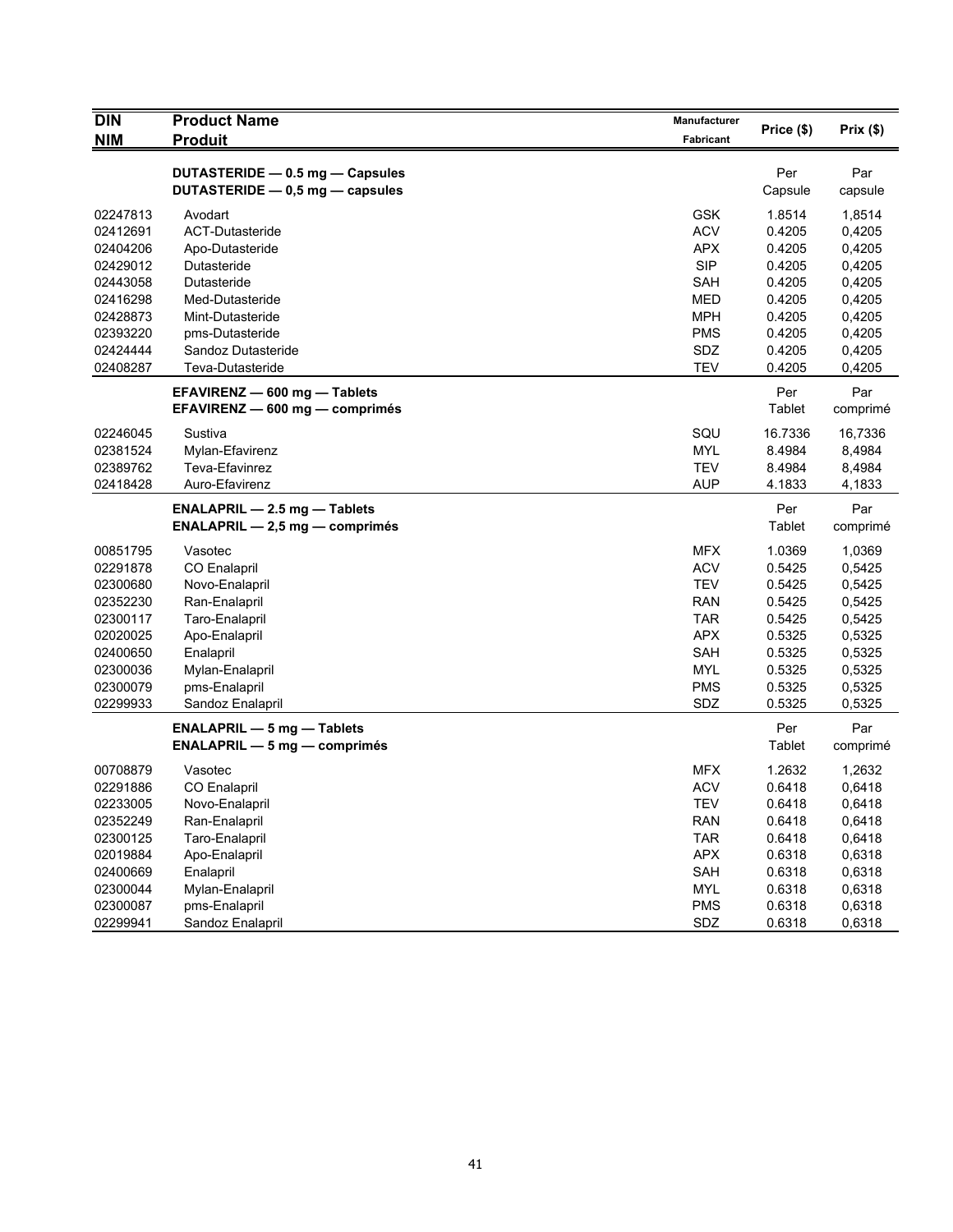| DIN<br>NIM | Product Name<br>Produit | Manufacturer<br>Fabricant | Price ($) | Prix ($) |
|---|---|---|---|---|
| | **DUTASTERIDE — 0.5 mg — Capsules**<br>**DUTASTERIDE — 0,5 mg — capsules** | | Per Capsule | Par capsule |
| 02247813 | Avodart | GSK | 1.8514 | 1,8514 |
| 02412691 | ACT-Dutasteride | ACV | 0.4205 | 0,4205 |
| 02404206 | Apo-Dutasteride | APX | 0.4205 | 0,4205 |
| 02429012 | Dutasteride | SIP | 0.4205 | 0,4205 |
| 02443058 | Dutasteride | SAH | 0.4205 | 0,4205 |
| 02416298 | Med-Dutasteride | MED | 0.4205 | 0,4205 |
| 02428873 | Mint-Dutasteride | MPH | 0.4205 | 0,4205 |
| 02393220 | pms-Dutasteride | PMS | 0.4205 | 0,4205 |
| 02424444 | Sandoz Dutasteride | SDZ | 0.4205 | 0,4205 |
| 02408287 | Teva-Dutasteride | TEV | 0.4205 | 0,4205 |
| | **EFAVIRENZ — 600 mg — Tablets**<br>**EFAVIRENZ — 600 mg — comprimés** | | Per Tablet | Par comprimé |
| 02246045 | Sustiva | SQU | 16.7336 | 16,7336 |
| 02381524 | Mylan-Efavirenz | MYL | 8.4984 | 8,4984 |
| 02389762 | Teva-Efavinrez | TEV | 8.4984 | 8,4984 |
| 02418428 | Auro-Efavirenz | AUP | 4.1833 | 4,1833 |
| | **ENALAPRIL — 2.5 mg — Tablets**<br>**ENALAPRIL — 2,5 mg — comprimés** | | Per Tablet | Par comprimé |
| 00851795 | Vasotec | MFX | 1.0369 | 1,0369 |
| 02291878 | CO Enalapril | ACV | 0.5425 | 0,5425 |
| 02300680 | Novo-Enalapril | TEV | 0.5425 | 0,5425 |
| 02352230 | Ran-Enalapril | RAN | 0.5425 | 0,5425 |
| 02300117 | Taro-Enalapril | TAR | 0.5425 | 0,5425 |
| 02020025 | Apo-Enalapril | APX | 0.5325 | 0,5325 |
| 02400650 | Enalapril | SAH | 0.5325 | 0,5325 |
| 02300036 | Mylan-Enalapril | MYL | 0.5325 | 0,5325 |
| 02300079 | pms-Enalapril | PMS | 0.5325 | 0,5325 |
| 02299933 | Sandoz Enalapril | SDZ | 0.5325 | 0,5325 |
| | **ENALAPRIL — 5 mg — Tablets**<br>**ENALAPRIL — 5 mg — comprimés** | | Per Tablet | Par comprimé |
| 00708879 | Vasotec | MFX | 1.2632 | 1,2632 |
| 02291886 | CO Enalapril | ACV | 0.6418 | 0,6418 |
| 02233005 | Novo-Enalapril | TEV | 0.6418 | 0,6418 |
| 02352249 | Ran-Enalapril | RAN | 0.6418 | 0,6418 |
| 02300125 | Taro-Enalapril | TAR | 0.6418 | 0,6418 |
| 02019884 | Apo-Enalapril | APX | 0.6318 | 0,6318 |
| 02400669 | Enalapril | SAH | 0.6318 | 0,6318 |
| 02300044 | Mylan-Enalapril | MYL | 0.6318 | 0,6318 |
| 02300087 | pms-Enalapril | PMS | 0.6318 | 0,6318 |
| 02299941 | Sandoz Enalapril | SDZ | 0.6318 | 0,6318 |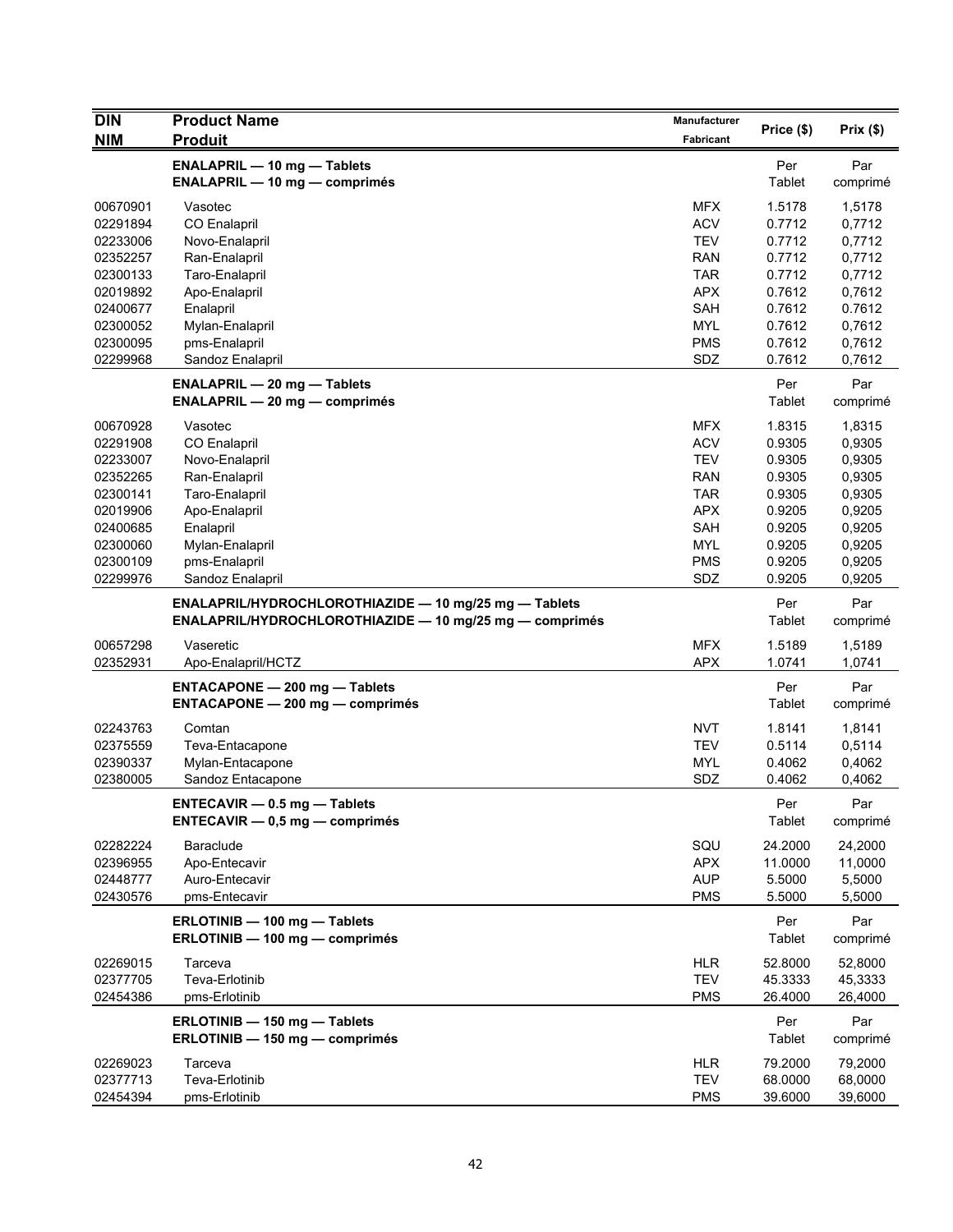| DIN<br>NIM | Product Name<br>Produit | Manufacturer<br>Fabricant | Price ($) | Prix ($) |
|---|---|---|---|---|
| | **ENALAPRIL — 10 mg — Tablets**<br>**ENALAPRIL — 10 mg — comprimés** | | Per<br>Tablet | Par<br>comprimé |
| 00670901 | Vasotec | MFX | 1.5178 | 1,5178 |
| 02291894 | CO Enalapril | ACV | 0.7712 | 0,7712 |
| 02233006 | Novo-Enalapril | TEV | 0.7712 | 0,7712 |
| 02352257 | Ran-Enalapril | RAN | 0.7712 | 0,7712 |
| 02300133 | Taro-Enalapril | TAR | 0.7712 | 0,7712 |
| 02019892 | Apo-Enalapril | APX | 0.7612 | 0,7612 |
| 02400677 | Enalapril | SAH | 0.7612 | 0.7612 |
| 02300052 | Mylan-Enalapril | MYL | 0.7612 | 0,7612 |
| 02300095 | pms-Enalapril | PMS | 0.7612 | 0,7612 |
| 02299968 | Sandoz Enalapril | SDZ | 0.7612 | 0,7612 |
| | **ENALAPRIL — 20 mg — Tablets**<br>**ENALAPRIL — 20 mg — comprimés** | | Per<br>Tablet | Par<br>comprimé |
| 00670928 | Vasotec | MFX | 1.8315 | 1,8315 |
| 02291908 | CO Enalapril | ACV | 0.9305 | 0,9305 |
| 02233007 | Novo-Enalapril | TEV | 0.9305 | 0,9305 |
| 02352265 | Ran-Enalapril | RAN | 0.9305 | 0,9305 |
| 02300141 | Taro-Enalapril | TAR | 0.9305 | 0,9305 |
| 02019906 | Apo-Enalapril | APX | 0.9205 | 0,9205 |
| 02400685 | Enalapril | SAH | 0.9205 | 0,9205 |
| 02300060 | Mylan-Enalapril | MYL | 0.9205 | 0,9205 |
| 02300109 | pms-Enalapril | PMS | 0.9205 | 0,9205 |
| 02299976 | Sandoz Enalapril | SDZ | 0.9205 | 0,9205 |
| | **ENALAPRIL/HYDROCHLOROTHIAZIDE — 10 mg/25 mg — Tablets**<br>**ENALAPRIL/HYDROCHLOROTHIAZIDE — 10 mg/25 mg — comprimés** | | Per<br>Tablet | Par<br>comprimé |
| 00657298 | Vaseretic | MFX | 1.5189 | 1,5189 |
| 02352931 | Apo-Enalapril/HCTZ | APX | 1.0741 | 1,0741 |
| | **ENTACAPONE — 200 mg — Tablets**<br>**ENTACAPONE — 200 mg — comprimés** | | Per<br>Tablet | Par<br>comprimé |
| 02243763 | Comtan | NVT | 1.8141 | 1,8141 |
| 02375559 | Teva-Entacapone | TEV | 0.5114 | 0,5114 |
| 02390337 | Mylan-Entacapone | MYL | 0.4062 | 0,4062 |
| 02380005 | Sandoz Entacapone | SDZ | 0.4062 | 0,4062 |
| | **ENTECAVIR — 0.5 mg — Tablets**<br>**ENTECAVIR — 0,5 mg — comprimés** | | Per<br>Tablet | Par<br>comprimé |
| 02282224 | Baraclude | SQU | 24.2000 | 24,2000 |
| 02396955 | Apo-Entecavir | APX | 11.0000 | 11,0000 |
| 02448777 | Auro-Entecavir | AUP | 5.5000 | 5,5000 |
| 02430576 | pms-Entecavir | PMS | 5.5000 | 5,5000 |
| | **ERLOTINIB — 100 mg — Tablets**<br>**ERLOTINIB — 100 mg — comprimés** | | Per<br>Tablet | Par<br>comprimé |
| 02269015 | Tarceva | HLR | 52.8000 | 52,8000 |
| 02377705 | Teva-Erlotinib | TEV | 45.3333 | 45,3333 |
| 02454386 | pms-Erlotinib | PMS | 26.4000 | 26,4000 |
| | **ERLOTINIB — 150 mg — Tablets**<br>**ERLOTINIB — 150 mg — comprimés** | | Per<br>Tablet | Par<br>comprimé |
| 02269023 | Tarceva | HLR | 79.2000 | 79,2000 |
| 02377713 | Teva-Erlotinib | TEV | 68.0000 | 68,0000 |
| 02454394 | pms-Erlotinib | PMS | 39.6000 | 39,6000 |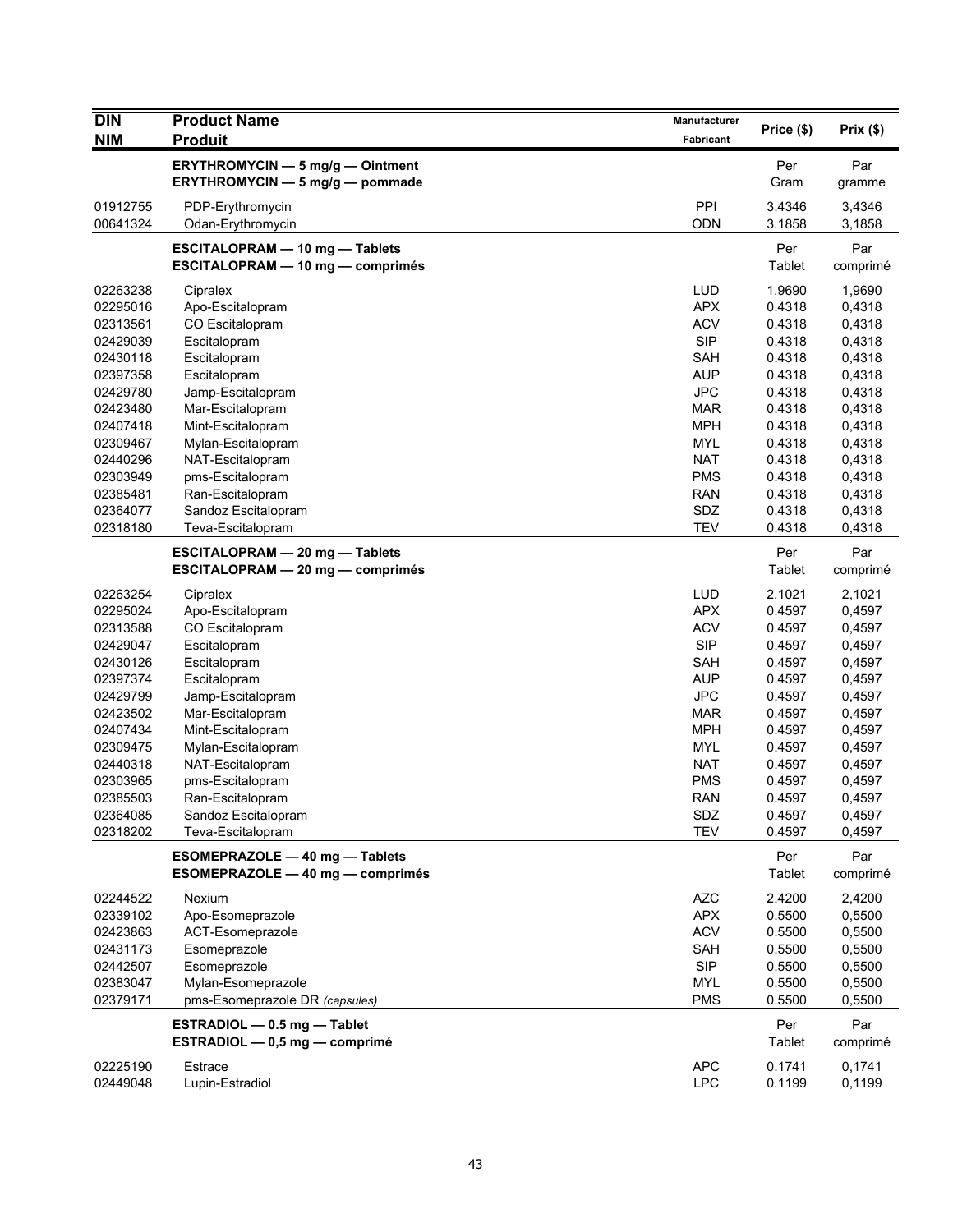| DIN<br>NIM | Product Name<br>Produit | Manufacturer<br>Fabricant | Price ($) | Prix ($) |
|---|---|---|---|---|
| | **ERYTHROMYCIN — 5 mg/g — Ointment**<br>**ERYTHROMYCIN — 5 mg/g — pommade** | | Per<br>Gram | Par<br>gramme |
| 01912755 | PDP-Erythromycin | PPI | 3.4346 | 3,4346 |
| 00641324 | Odan-Erythromycin | ODN | 3.1858 | 3,1858 |
| | **ESCITALOPRAM — 10 mg — Tablets**<br>**ESCITALOPRAM — 10 mg — comprimés** | | Per<br>Tablet | Par<br>comprimé |
| 02263238 | Cipralex | LUD | 1.9690 | 1,9690 |
| 02295016 | Apo-Escitalopram | APX | 0.4318 | 0,4318 |
| 02313561 | CO Escitalopram | ACV | 0.4318 | 0,4318 |
| 02429039 | Escitalopram | SIP | 0.4318 | 0,4318 |
| 02430118 | Escitalopram | SAH | 0.4318 | 0,4318 |
| 02397358 | Escitalopram | AUP | 0.4318 | 0,4318 |
| 02429780 | Jamp-Escitalopram | JPC | 0.4318 | 0,4318 |
| 02423480 | Mar-Escitalopram | MAR | 0.4318 | 0,4318 |
| 02407418 | Mint-Escitalopram | MPH | 0.4318 | 0,4318 |
| 02309467 | Mylan-Escitalopram | MYL | 0.4318 | 0,4318 |
| 02440296 | NAT-Escitalopram | NAT | 0.4318 | 0,4318 |
| 02303949 | pms-Escitalopram | PMS | 0.4318 | 0,4318 |
| 02385481 | Ran-Escitalopram | RAN | 0.4318 | 0,4318 |
| 02364077 | Sandoz Escitalopram | SDZ | 0.4318 | 0,4318 |
| 02318180 | Teva-Escitalopram | TEV | 0.4318 | 0,4318 |
| | **ESCITALOPRAM — 20 mg — Tablets**<br>**ESCITALOPRAM — 20 mg — comprimés** | | Per<br>Tablet | Par<br>comprimé |
| 02263254 | Cipralex | LUD | 2.1021 | 2,1021 |
| 02295024 | Apo-Escitalopram | APX | 0.4597 | 0,4597 |
| 02313588 | CO Escitalopram | ACV | 0.4597 | 0,4597 |
| 02429047 | Escitalopram | SIP | 0.4597 | 0,4597 |
| 02430126 | Escitalopram | SAH | 0.4597 | 0,4597 |
| 02397374 | Escitalopram | AUP | 0.4597 | 0,4597 |
| 02429799 | Jamp-Escitalopram | JPC | 0.4597 | 0,4597 |
| 02423502 | Mar-Escitalopram | MAR | 0.4597 | 0,4597 |
| 02407434 | Mint-Escitalopram | MPH | 0.4597 | 0,4597 |
| 02309475 | Mylan-Escitalopram | MYL | 0.4597 | 0,4597 |
| 02440318 | NAT-Escitalopram | NAT | 0.4597 | 0,4597 |
| 02303965 | pms-Escitalopram | PMS | 0.4597 | 0,4597 |
| 02385503 | Ran-Escitalopram | RAN | 0.4597 | 0,4597 |
| 02364085 | Sandoz Escitalopram | SDZ | 0.4597 | 0,4597 |
| 02318202 | Teva-Escitalopram | TEV | 0.4597 | 0,4597 |
| | **ESOMEPRAZOLE — 40 mg — Tablets**<br>**ESOMEPRAZOLE — 40 mg — comprimés** | | Per<br>Tablet | Par<br>comprimé |
| 02244522 | Nexium | AZC | 2.4200 | 2,4200 |
| 02339102 | Apo-Esomeprazole | APX | 0.5500 | 0,5500 |
| 02423863 | ACT-Esomeprazole | ACV | 0.5500 | 0,5500 |
| 02431173 | Esomeprazole | SAH | 0.5500 | 0,5500 |
| 02442507 | Esomeprazole | SIP | 0.5500 | 0,5500 |
| 02383047 | Mylan-Esomeprazole | MYL | 0.5500 | 0,5500 |
| 02379171 | pms-Esomeprazole DR *(capsules)* | PMS | 0.5500 | 0,5500 |
| | **ESTRADIOL — 0.5 mg — Tablet**<br>**ESTRADIOL — 0,5 mg — comprimé** | | Per<br>Tablet | Par<br>comprimé |
| 02225190 | Estrace | APC | 0.1741 | 0,1741 |
| 02449048 | Lupin-Estradiol | LPC | 0.1199 | 0,1199 |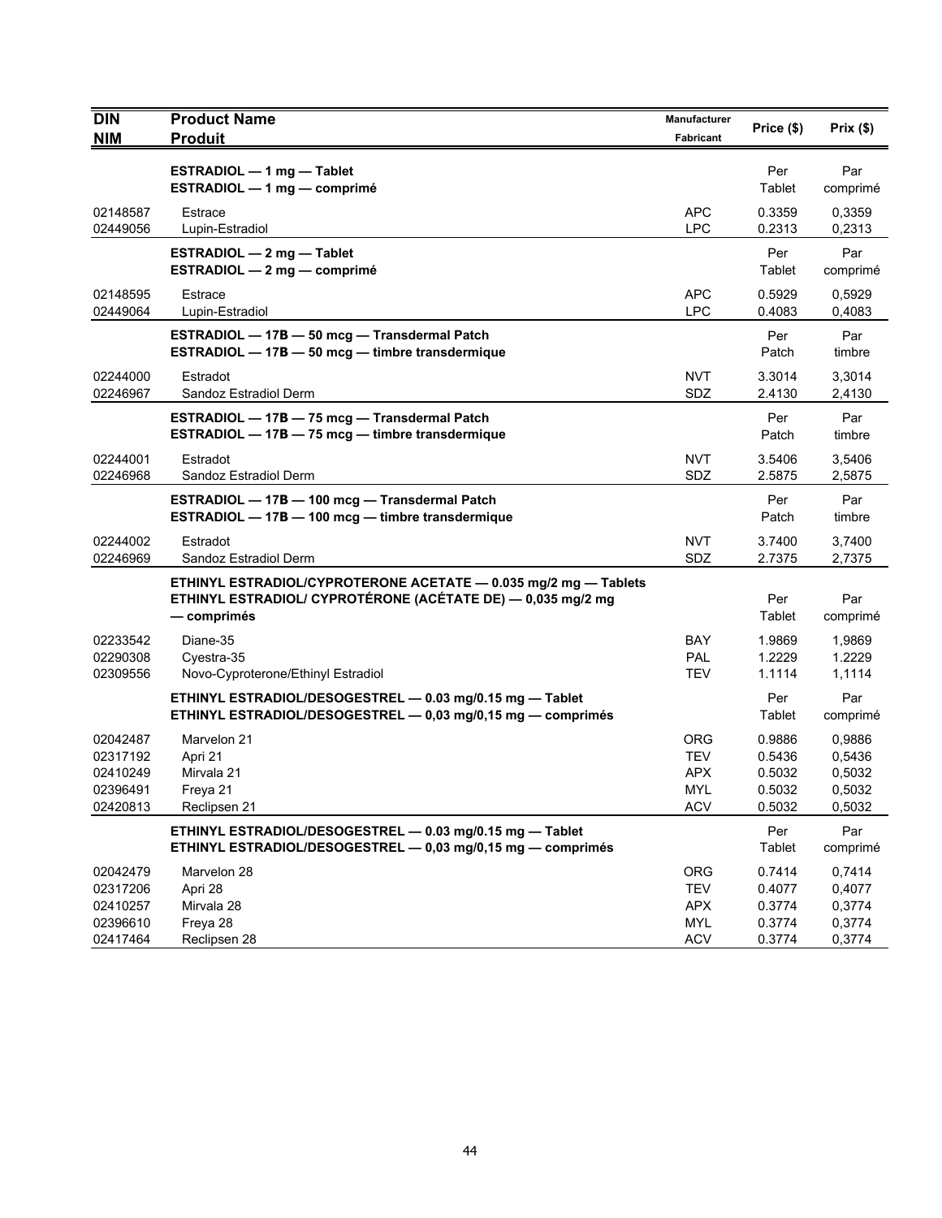| DIN<br>NIM | Product Name<br>Produit | Manufacturer<br>Fabricant | Price ($) | Prix ($) |
|---|---|---|---|---|
| | **ESTRADIOL — 1 mg — Tablet**<br>**ESTRADIOL — 1 mg — comprimé** | | Per Tablet | Par comprimé |
| 02148587 | Estrace | APC | 0.3359 | 0,3359 |
| 02449056 | Lupin-Estradiol | LPC | 0.2313 | 0,2313 |
| | **ESTRADIOL — 2 mg — Tablet**<br>**ESTRADIOL — 2 mg — comprimé** | | Per Tablet | Par comprimé |
| 02148595 | Estrace | APC | 0.5929 | 0,5929 |
| 02449064 | Lupin-Estradiol | LPC | 0.4083 | 0,4083 |
| | **ESTRADIOL — 17B — 50 mcg — Transdermal Patch**<br>**ESTRADIOL — 17B — 50 mcg — timbre transdermique** | | Per Patch | Par timbre |
| 02244000 | Estradot | NVT | 3.3014 | 3,3014 |
| 02246967 | Sandoz Estradiol Derm | SDZ | 2.4130 | 2,4130 |
| | **ESTRADIOL — 17B — 75 mcg — Transdermal Patch**<br>**ESTRADIOL — 17B — 75 mcg — timbre transdermique** | | Per Patch | Par timbre |
| 02244001 | Estradot | NVT | 3.5406 | 3,5406 |
| 02246968 | Sandoz Estradiol Derm | SDZ | 2.5875 | 2,5875 |
| | **ESTRADIOL — 17B — 100 mcg — Transdermal Patch**<br>**ESTRADIOL — 17B — 100 mcg — timbre transdermique** | | Per Patch | Par timbre |
| 02244002 | Estradot | NVT | 3.7400 | 3,7400 |
| 02246969 | Sandoz Estradiol Derm | SDZ | 2.7375 | 2,7375 |
| | **ETHINYL ESTRADIOL/CYPROTERONE ACETATE — 0.035 mg/2 mg — Tablets**<br>**ETHINYL ESTRADIOL/ CYPROTÉRONE (ACÉTATE DE) — 0,035 mg/2 mg — comprimés** | | Per Tablet | Par comprimé |
| 02233542 | Diane-35 | BAY | 1.9869 | 1,9869 |
| 02290308 | Cyestra-35 | PAL | 1.2229 | 1.2229 |
| 02309556 | Novo-Cyproterone/Ethinyl Estradiol | TEV | 1.1114 | 1,1114 |
| | **ETHINYL ESTRADIOL/DESOGESTREL — 0.03 mg/0.15 mg — Tablet**<br>**ETHINYL ESTRADIOL/DESOGESTREL — 0,03 mg/0,15 mg — comprimés** | | Per Tablet | Par comprimé |
| 02042487 | Marvelon 21 | ORG | 0.9886 | 0,9886 |
| 02317192 | Apri 21 | TEV | 0.5436 | 0,5436 |
| 02410249 | Mirvala 21 | APX | 0.5032 | 0,5032 |
| 02396491 | Freya 21 | MYL | 0.5032 | 0,5032 |
| 02420813 | Reclipsen 21 | ACV | 0.5032 | 0,5032 |
| | **ETHINYL ESTRADIOL/DESOGESTREL — 0.03 mg/0.15 mg — Tablet**<br>**ETHINYL ESTRADIOL/DESOGESTREL — 0,03 mg/0,15 mg — comprimés** | | Per Tablet | Par comprimé |
| 02042479 | Marvelon 28 | ORG | 0.7414 | 0,7414 |
| 02317206 | Apri 28 | TEV | 0.4077 | 0,4077 |
| 02410257 | Mirvala 28 | APX | 0.3774 | 0,3774 |
| 02396610 | Freya 28 | MYL | 0.3774 | 0,3774 |
| 02417464 | Reclipsen 28 | ACV | 0.3774 | 0,3774 |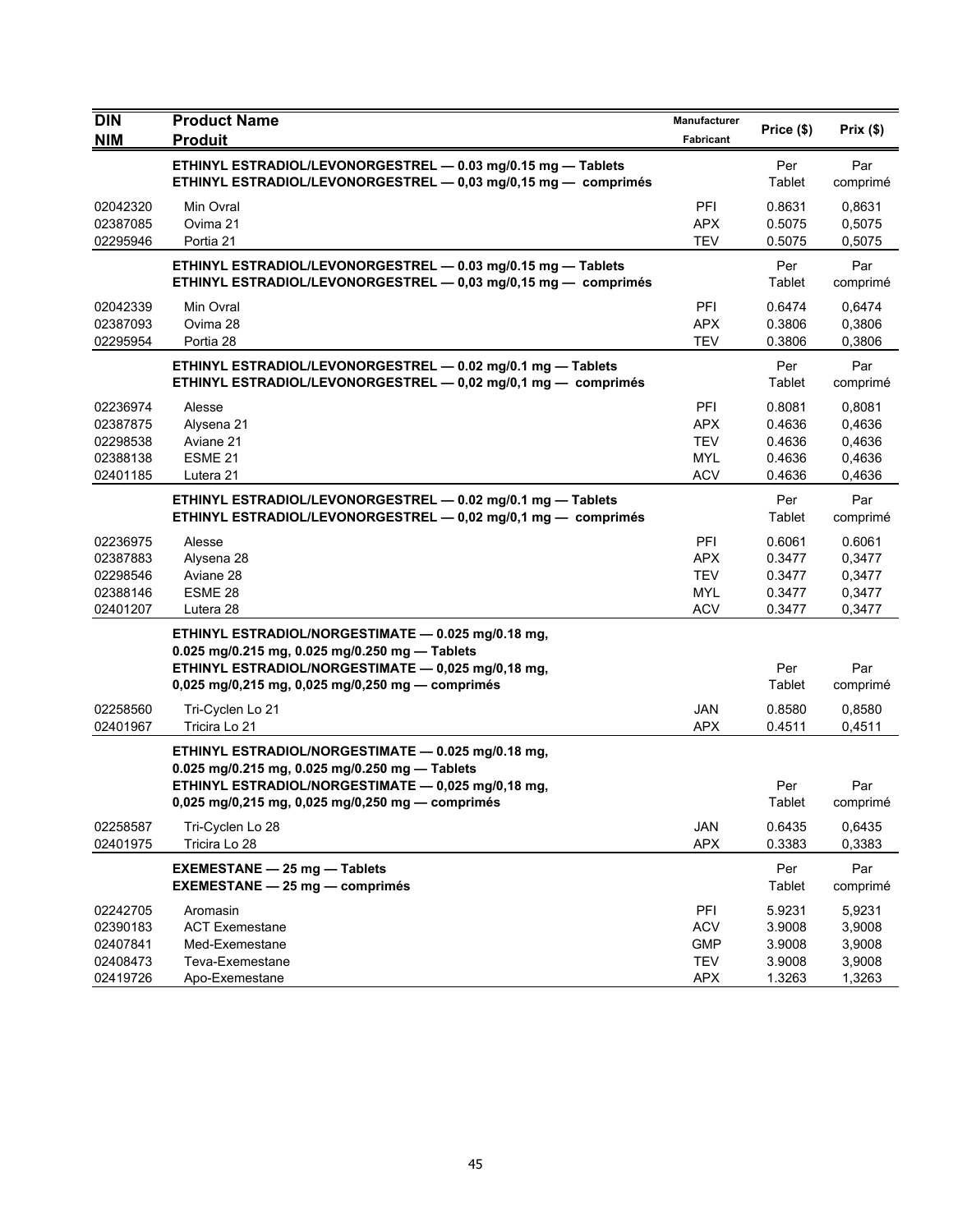| DIN<br>NIM | Product Name<br>Produit | Manufacturer<br>Fabricant | Price ($) | Prix ($) |
|---|---|---|---|---|
| | **ETHINYL ESTRADIOL/LEVONORGESTREL — 0.03 mg/0.15 mg — Tablets**<br>**ETHINYL ESTRADIOL/LEVONORGESTREL — 0,03 mg/0,15 mg — comprimés** | | Per Tablet | Par comprimé |
| 02042320 | Min Ovral | PFI | 0.8631 | 0,8631 |
| 02387085 | Ovima 21 | APX | 0.5075 | 0,5075 |
| 02295946 | Portia 21 | TEV | 0.5075 | 0,5075 |
| | **ETHINYL ESTRADIOL/LEVONORGESTREL — 0.03 mg/0.15 mg — Tablets**<br>**ETHINYL ESTRADIOL/LEVONORGESTREL — 0,03 mg/0,15 mg — comprimés** | | Per Tablet | Par comprimé |
| 02042339 | Min Ovral | PFI | 0.6474 | 0,6474 |
| 02387093 | Ovima 28 | APX | 0.3806 | 0,3806 |
| 02295954 | Portia 28 | TEV | 0.3806 | 0,3806 |
| | **ETHINYL ESTRADIOL/LEVONORGESTREL — 0.02 mg/0.1 mg — Tablets**<br>**ETHINYL ESTRADIOL/LEVONORGESTREL — 0,02 mg/0,1 mg — comprimés** | | Per Tablet | Par comprimé |
| 02236974 | Alesse | PFI | 0.8081 | 0,8081 |
| 02387875 | Alysena 21 | APX | 0.4636 | 0,4636 |
| 02298538 | Aviane 21 | TEV | 0.4636 | 0,4636 |
| 02388138 | ESME 21 | MYL | 0.4636 | 0,4636 |
| 02401185 | Lutera 21 | ACV | 0.4636 | 0,4636 |
| | **ETHINYL ESTRADIOL/LEVONORGESTREL — 0.02 mg/0.1 mg — Tablets**<br>**ETHINYL ESTRADIOL/LEVONORGESTREL — 0,02 mg/0,1 mg — comprimés** | | Per Tablet | Par comprimé |
| 02236975 | Alesse | PFI | 0.6061 | 0.6061 |
| 02387883 | Alysena 28 | APX | 0.3477 | 0,3477 |
| 02298546 | Aviane 28 | TEV | 0.3477 | 0,3477 |
| 02388146 | ESME 28 | MYL | 0.3477 | 0,3477 |
| 02401207 | Lutera 28 | ACV | 0.3477 | 0,3477 |
| | **ETHINYL ESTRADIOL/NORGESTIMATE — 0.025 mg/0.18 mg, 0.025 mg/0.215 mg, 0.025 mg/0.250 mg — Tablets**<br>**ETHINYL ESTRADIOL/NORGESTIMATE — 0,025 mg/0,18 mg, 0,025 mg/0,215 mg, 0,025 mg/0,250 mg — comprimés** | | Per Tablet | Par comprimé |
| 02258560 | Tri-Cyclen Lo 21 | JAN | 0.8580 | 0,8580 |
| 02401967 | Tricira Lo 21 | APX | 0.4511 | 0,4511 |
| | **ETHINYL ESTRADIOL/NORGESTIMATE — 0.025 mg/0.18 mg, 0.025 mg/0.215 mg, 0.025 mg/0.250 mg — Tablets**<br>**ETHINYL ESTRADIOL/NORGESTIMATE — 0,025 mg/0,18 mg, 0,025 mg/0,215 mg, 0,025 mg/0,250 mg — comprimés** | | Per Tablet | Par comprimé |
| 02258587 | Tri-Cyclen Lo 28 | JAN | 0.6435 | 0,6435 |
| 02401975 | Tricira Lo 28 | APX | 0.3383 | 0,3383 |
| | **EXEMESTANE — 25 mg — Tablets**<br>**EXEMESTANE — 25 mg — comprimés** | | Per Tablet | Par comprimé |
| 02242705 | Aromasin | PFI | 5.9231 | 5,9231 |
| 02390183 | ACT Exemestane | ACV | 3.9008 | 3,9008 |
| 02407841 | Med-Exemestane | GMP | 3.9008 | 3,9008 |
| 02408473 | Teva-Exemestane | TEV | 3.9008 | 3,9008 |
| 02419726 | Apo-Exemestane | APX | 1.3263 | 1,3263 |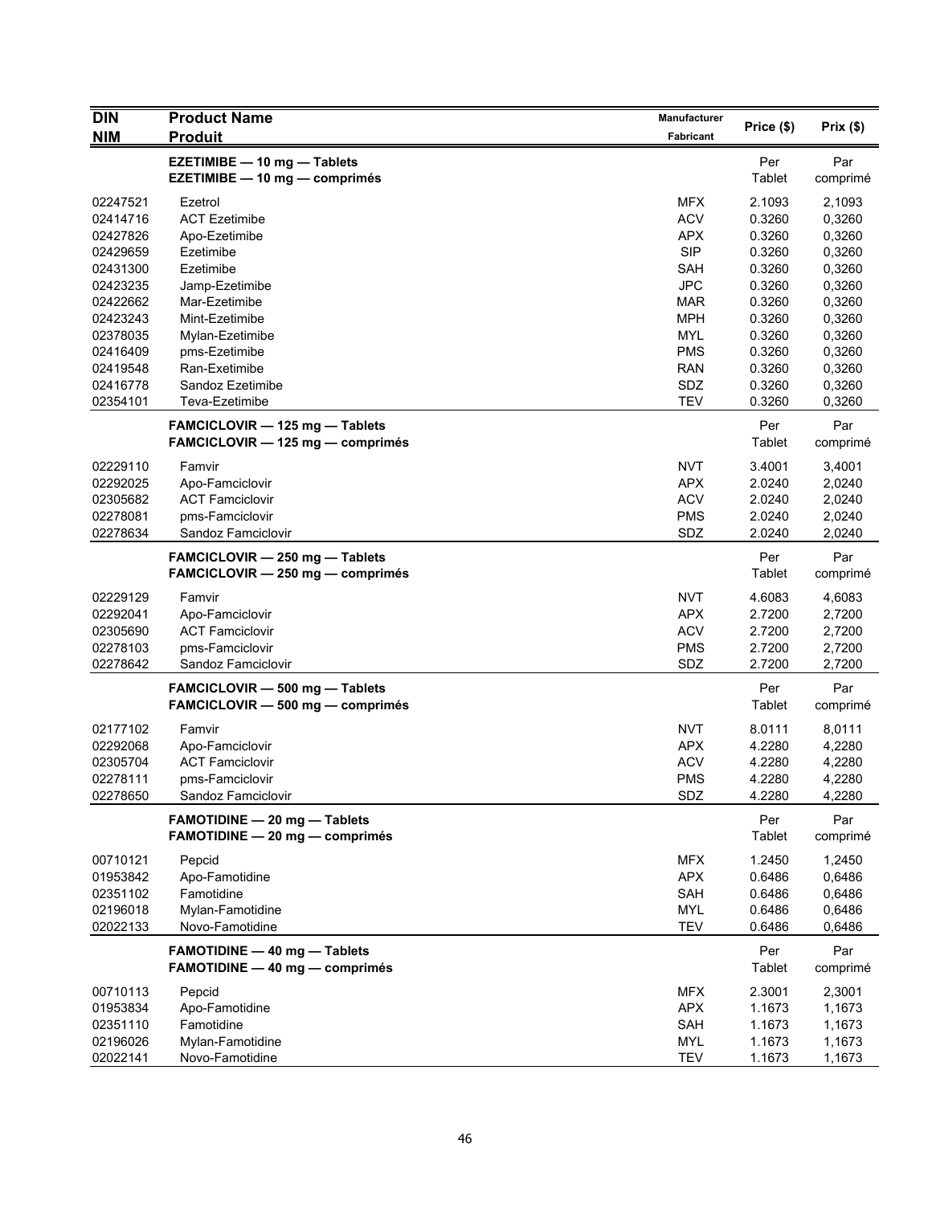| DIN<br>NIM | Product Name<br>Produit | Manufacturer<br>Fabricant | Price ($) | Prix ($) |
|---|---|---|---|---|
| | **EZETIMIBE — 10 mg — Tablets**<br>**EZETIMIBE — 10 mg — comprimés** | | Per Tablet | Par comprimé |
| 02247521 | Ezetrol | MFX | 2.1093 | 2,1093 |
| 02414716 | ACT Ezetimibe | ACV | 0.3260 | 0,3260 |
| 02427826 | Apo-Ezetimibe | APX | 0.3260 | 0,3260 |
| 02429659 | Ezetimibe | SIP | 0.3260 | 0,3260 |
| 02431300 | Ezetimibe | SAH | 0.3260 | 0,3260 |
| 02423235 | Jamp-Ezetimibe | JPC | 0.3260 | 0,3260 |
| 02422662 | Mar-Ezetimibe | MAR | 0.3260 | 0,3260 |
| 02423243 | Mint-Ezetimibe | MPH | 0.3260 | 0,3260 |
| 02378035 | Mylan-Ezetimibe | MYL | 0.3260 | 0,3260 |
| 02416409 | pms-Ezetimibe | PMS | 0.3260 | 0,3260 |
| 02419548 | Ran-Exetimibe | RAN | 0.3260 | 0,3260 |
| 02416778 | Sandoz Ezetimibe | SDZ | 0.3260 | 0,3260 |
| 02354101 | Teva-Ezetimibe | TEV | 0.3260 | 0,3260 |
| | **FAMCICLOVIR — 125 mg — Tablets**<br>**FAMCICLOVIR — 125 mg — comprimés** | | Per Tablet | Par comprimé |
| 02229110 | Famvir | NVT | 3.4001 | 3,4001 |
| 02292025 | Apo-Famciclovir | APX | 2.0240 | 2,0240 |
| 02305682 | ACT Famciclovir | ACV | 2.0240 | 2,0240 |
| 02278081 | pms-Famciclovir | PMS | 2.0240 | 2,0240 |
| 02278634 | Sandoz Famciclovir | SDZ | 2.0240 | 2,0240 |
| | **FAMCICLOVIR — 250 mg — Tablets**<br>**FAMCICLOVIR — 250 mg — comprimés** | | Per Tablet | Par comprimé |
| 02229129 | Famvir | NVT | 4.6083 | 4,6083 |
| 02292041 | Apo-Famciclovir | APX | 2.7200 | 2,7200 |
| 02305690 | ACT Famciclovir | ACV | 2.7200 | 2,7200 |
| 02278103 | pms-Famciclovir | PMS | 2.7200 | 2,7200 |
| 02278642 | Sandoz Famciclovir | SDZ | 2.7200 | 2,7200 |
| | **FAMCICLOVIR — 500 mg — Tablets**<br>**FAMCICLOVIR — 500 mg — comprimés** | | Per Tablet | Par comprimé |
| 02177102 | Famvir | NVT | 8.0111 | 8,0111 |
| 02292068 | Apo-Famciclovir | APX | 4.2280 | 4,2280 |
| 02305704 | ACT Famciclovir | ACV | 4.2280 | 4,2280 |
| 02278111 | pms-Famciclovir | PMS | 4.2280 | 4,2280 |
| 02278650 | Sandoz Famciclovir | SDZ | 4.2280 | 4,2280 |
| | **FAMOTIDINE — 20 mg — Tablets**<br>**FAMOTIDINE — 20 mg — comprimés** | | Per Tablet | Par comprimé |
| 00710121 | Pepcid | MFX | 1.2450 | 1,2450 |
| 01953842 | Apo-Famotidine | APX | 0.6486 | 0,6486 |
| 02351102 | Famotidine | SAH | 0.6486 | 0,6486 |
| 02196018 | Mylan-Famotidine | MYL | 0.6486 | 0,6486 |
| 02022133 | Novo-Famotidine | TEV | 0.6486 | 0,6486 |
| | **FAMOTIDINE — 40 mg — Tablets**<br>**FAMOTIDINE — 40 mg — comprimés** | | Per Tablet | Par comprimé |
| 00710113 | Pepcid | MFX | 2.3001 | 2,3001 |
| 01953834 | Apo-Famotidine | APX | 1.1673 | 1,1673 |
| 02351110 | Famotidine | SAH | 1.1673 | 1,1673 |
| 02196026 | Mylan-Famotidine | MYL | 1.1673 | 1,1673 |
| 02022141 | Novo-Famotidine | TEV | 1.1673 | 1,1673 |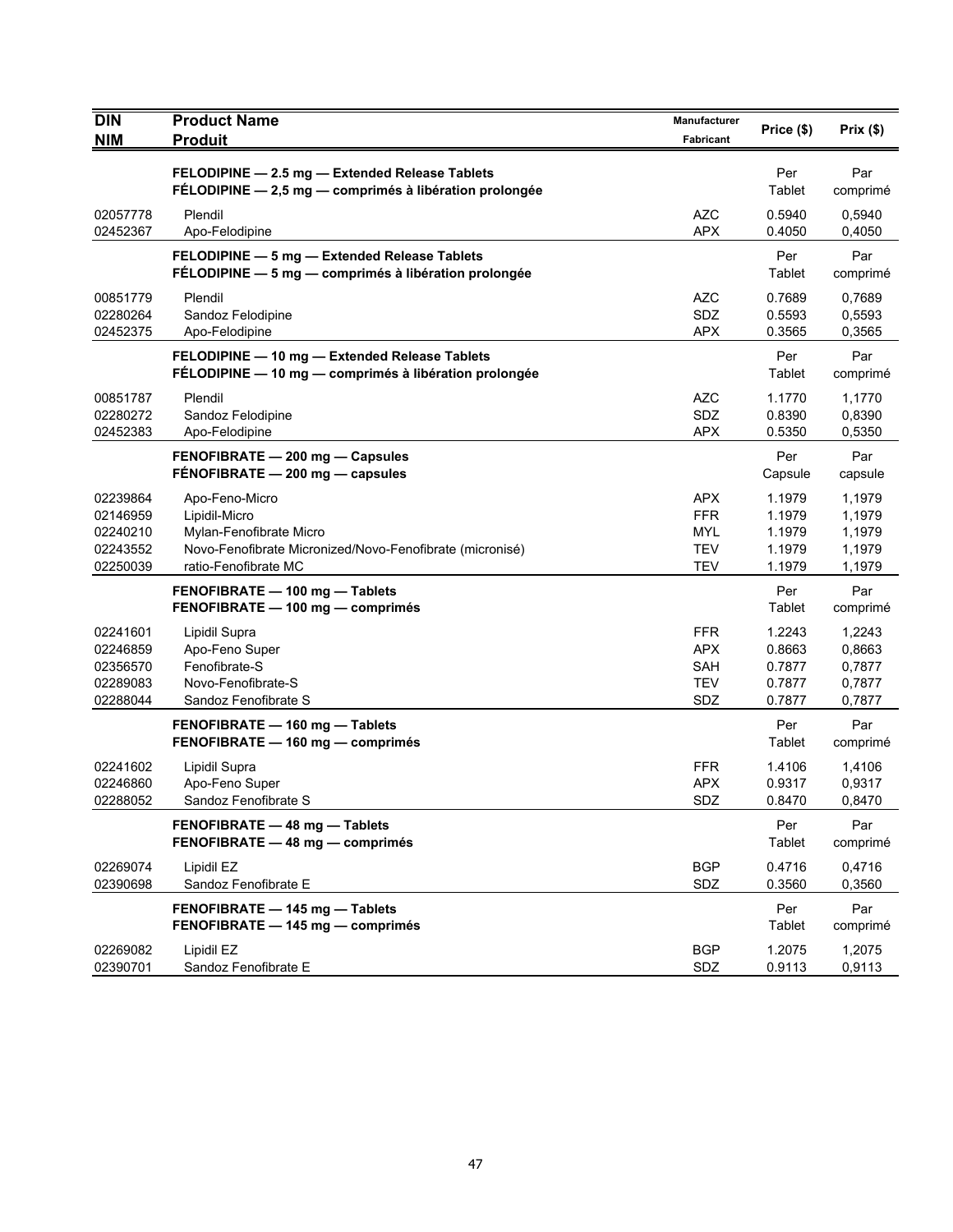| DIN<br>NIM | Product Name<br>Produit | Manufacturer<br>Fabricant | Price ($) | Prix ($) |
|---|---|---|---|---|
| | **FELODIPINE — 2.5 mg — Extended Release Tablets**<br>**FÉLODIPINE — 2,5 mg — comprimés à libération prolongée** | | Per Tablet | Par comprimé |
| 02057778 | Plendil | AZC | 0.5940 | 0,5940 |
| 02452367 | Apo-Felodipine | APX | 0.4050 | 0,4050 |
| | **FELODIPINE — 5 mg — Extended Release Tablets**<br>**FÉLODIPINE — 5 mg — comprimés à libération prolongée** | | Per Tablet | Par comprimé |
| 00851779 | Plendil | AZC | 0.7689 | 0,7689 |
| 02280264 | Sandoz Felodipine | SDZ | 0.5593 | 0,5593 |
| 02452375 | Apo-Felodipine | APX | 0.3565 | 0,3565 |
| | **FELODIPINE — 10 mg — Extended Release Tablets**<br>**FÉLODIPINE — 10 mg — comprimés à libération prolongée** | | Per Tablet | Par comprimé |
| 00851787 | Plendil | AZC | 1.1770 | 1,1770 |
| 02280272 | Sandoz Felodipine | SDZ | 0.8390 | 0,8390 |
| 02452383 | Apo-Felodipine | APX | 0.5350 | 0,5350 |
| | **FENOFIBRATE — 200 mg — Capsules**<br>**FÉNOFIBRATE — 200 mg — capsules** | | Per Capsule | Par capsule |
| 02239864 | Apo-Feno-Micro | APX | 1.1979 | 1,1979 |
| 02146959 | Lipidil-Micro | FFR | 1.1979 | 1,1979 |
| 02240210 | Mylan-Fenofibrate Micro | MYL | 1.1979 | 1,1979 |
| 02243552 | Novo-Fenofibrate Micronized/Novo-Fenofibrate (micronisé) | TEV | 1.1979 | 1,1979 |
| 02250039 | ratio-Fenofibrate MC | TEV | 1.1979 | 1,1979 |
| | **FENOFIBRATE — 100 mg — Tablets**<br>**FENOFIBRATE — 100 mg — comprimés** | | Per Tablet | Par comprimé |
| 02241601 | Lipidil Supra | FFR | 1.2243 | 1,2243 |
| 02246859 | Apo-Feno Super | APX | 0.8663 | 0,8663 |
| 02356570 | Fenofibrate-S | SAH | 0.7877 | 0,7877 |
| 02289083 | Novo-Fenofibrate-S | TEV | 0.7877 | 0,7877 |
| 02288044 | Sandoz Fenofibrate S | SDZ | 0.7877 | 0,7877 |
| | **FENOFIBRATE — 160 mg — Tablets**<br>**FENOFIBRATE — 160 mg — comprimés** | | Per Tablet | Par comprimé |
| 02241602 | Lipidil Supra | FFR | 1.4106 | 1,4106 |
| 02246860 | Apo-Feno Super | APX | 0.9317 | 0,9317 |
| 02288052 | Sandoz Fenofibrate S | SDZ | 0.8470 | 0,8470 |
| | **FENOFIBRATE — 48 mg — Tablets**<br>**FENOFIBRATE — 48 mg — comprimés** | | Per Tablet | Par comprimé |
| 02269074 | Lipidil EZ | BGP | 0.4716 | 0,4716 |
| 02390698 | Sandoz Fenofibrate E | SDZ | 0.3560 | 0,3560 |
| | **FENOFIBRATE — 145 mg — Tablets**<br>**FENOFIBRATE — 145 mg — comprimés** | | Per Tablet | Par comprimé |
| 02269082 | Lipidil EZ | BGP | 1.2075 | 1,2075 |
| 02390701 | Sandoz Fenofibrate E | SDZ | 0.9113 | 0,9113 |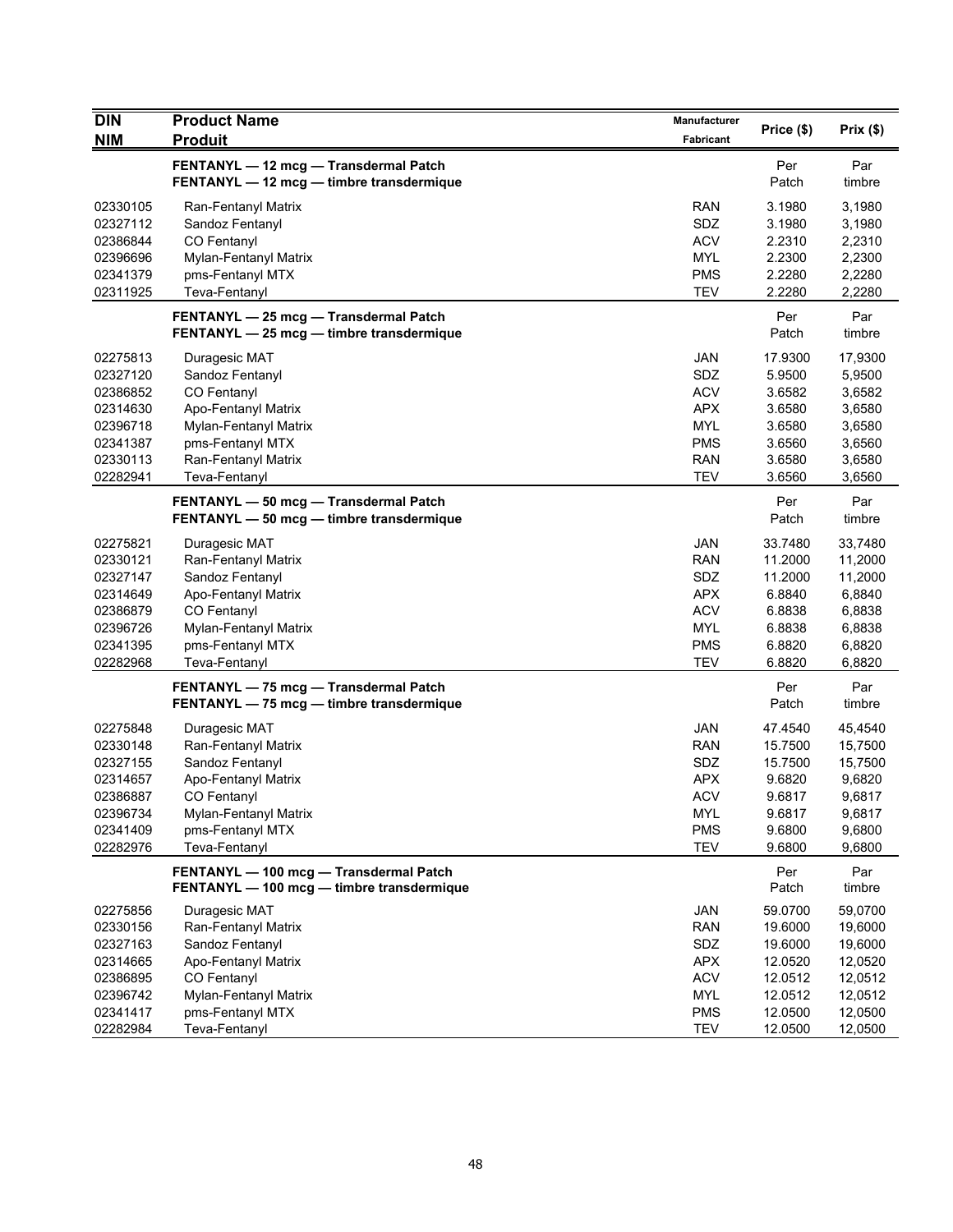| DIN<br>NIM | Product Name<br>Produit | Manufacturer<br>Fabricant | Price ($) | Prix ($) |
|---|---|---|---|---|
| | **FENTANYL — 12 mcg — Transdermal Patch**<br>**FENTANYL — 12 mcg — timbre transdermique** | | Per Patch | Par timbre |
| 02330105 | Ran-Fentanyl Matrix | RAN | 3.1980 | 3,1980 |
| 02327112 | Sandoz Fentanyl | SDZ | 3.1980 | 3,1980 |
| 02386844 | CO Fentanyl | ACV | 2.2310 | 2,2310 |
| 02396696 | Mylan-Fentanyl Matrix | MYL | 2.2300 | 2,2300 |
| 02341379 | pms-Fentanyl MTX | PMS | 2.2280 | 2,2280 |
| 02311925 | Teva-Fentanyl | TEV | 2.2280 | 2,2280 |
| | **FENTANYL — 25 mcg — Transdermal Patch**<br>**FENTANYL — 25 mcg — timbre transdermique** | | Per Patch | Par timbre |
| 02275813 | Duragesic MAT | JAN | 17.9300 | 17,9300 |
| 02327120 | Sandoz Fentanyl | SDZ | 5.9500 | 5,9500 |
| 02386852 | CO Fentanyl | ACV | 3.6582 | 3,6582 |
| 02314630 | Apo-Fentanyl Matrix | APX | 3.6580 | 3,6580 |
| 02396718 | Mylan-Fentanyl Matrix | MYL | 3.6580 | 3,6580 |
| 02341387 | pms-Fentanyl MTX | PMS | 3.6560 | 3,6560 |
| 02330113 | Ran-Fentanyl Matrix | RAN | 3.6580 | 3,6580 |
| 02282941 | Teva-Fentanyl | TEV | 3.6560 | 3,6560 |
| | **FENTANYL — 50 mcg — Transdermal Patch**<br>**FENTANYL — 50 mcg — timbre transdermique** | | Per Patch | Par timbre |
| 02275821 | Duragesic MAT | JAN | 33.7480 | 33,7480 |
| 02330121 | Ran-Fentanyl Matrix | RAN | 11.2000 | 11,2000 |
| 02327147 | Sandoz Fentanyl | SDZ | 11.2000 | 11,2000 |
| 02314649 | Apo-Fentanyl Matrix | APX | 6.8840 | 6,8840 |
| 02386879 | CO Fentanyl | ACV | 6.8838 | 6,8838 |
| 02396726 | Mylan-Fentanyl Matrix | MYL | 6.8838 | 6,8838 |
| 02341395 | pms-Fentanyl MTX | PMS | 6.8820 | 6,8820 |
| 02282968 | Teva-Fentanyl | TEV | 6.8820 | 6,8820 |
| | **FENTANYL — 75 mcg — Transdermal Patch**<br>**FENTANYL — 75 mcg — timbre transdermique** | | Per Patch | Par timbre |
| 02275848 | Duragesic MAT | JAN | 47.4540 | 45,4540 |
| 02330148 | Ran-Fentanyl Matrix | RAN | 15.7500 | 15,7500 |
| 02327155 | Sandoz Fentanyl | SDZ | 15.7500 | 15,7500 |
| 02314657 | Apo-Fentanyl Matrix | APX | 9.6820 | 9,6820 |
| 02386887 | CO Fentanyl | ACV | 9.6817 | 9,6817 |
| 02396734 | Mylan-Fentanyl Matrix | MYL | 9.6817 | 9,6817 |
| 02341409 | pms-Fentanyl MTX | PMS | 9.6800 | 9,6800 |
| 02282976 | Teva-Fentanyl | TEV | 9.6800 | 9,6800 |
| | **FENTANYL — 100 mcg — Transdermal Patch**<br>**FENTANYL — 100 mcg — timbre transdermique** | | Per Patch | Par timbre |
| 02275856 | Duragesic MAT | JAN | 59.0700 | 59,0700 |
| 02330156 | Ran-Fentanyl Matrix | RAN | 19.6000 | 19,6000 |
| 02327163 | Sandoz Fentanyl | SDZ | 19.6000 | 19,6000 |
| 02314665 | Apo-Fentanyl Matrix | APX | 12.0520 | 12,0520 |
| 02386895 | CO Fentanyl | ACV | 12.0512 | 12,0512 |
| 02396742 | Mylan-Fentanyl Matrix | MYL | 12.0512 | 12,0512 |
| 02341417 | pms-Fentanyl MTX | PMS | 12.0500 | 12,0500 |
| 02282984 | Teva-Fentanyl | TEV | 12.0500 | 12,0500 |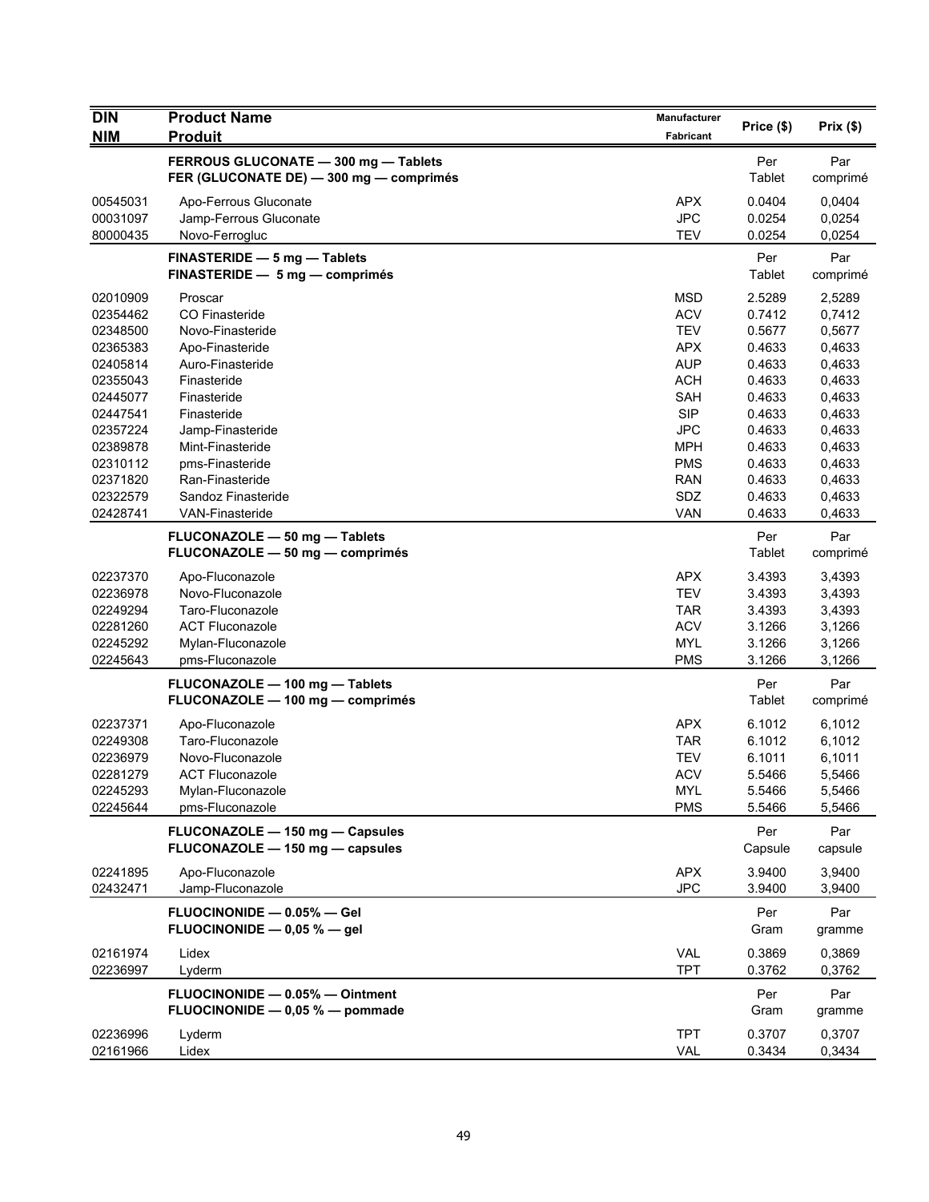| DIN<br>NIM | Product Name<br>Produit | Manufacturer<br>Fabricant | Price ($) | Prix ($) |
|---|---|---|---|---|
| | **FERROUS GLUCONATE — 300 mg — Tablets**<br>**FER (GLUCONATE DE) — 300 mg — comprimés** | | Per Tablet | Par comprimé |
| 00545031 | Apo-Ferrous Gluconate | APX | 0.0404 | 0,0404 |
| 00031097 | Jamp-Ferrous Gluconate | JPC | 0.0254 | 0,0254 |
| 80000435 | Novo-Ferrogluc | TEV | 0.0254 | 0,0254 |
| | **FINASTERIDE — 5 mg — Tablets**<br>**FINASTERIDE — 5 mg — comprimés** | | Per Tablet | Par comprimé |
| 02010909 | Proscar | MSD | 2.5289 | 2,5289 |
| 02354462 | CO Finasteride | ACV | 0.7412 | 0,7412 |
| 02348500 | Novo-Finasteride | TEV | 0.5677 | 0,5677 |
| 02365383 | Apo-Finasteride | APX | 0.4633 | 0,4633 |
| 02405814 | Auro-Finasteride | AUP | 0.4633 | 0,4633 |
| 02355043 | Finasteride | ACH | 0.4633 | 0,4633 |
| 02445077 | Finasteride | SAH | 0.4633 | 0,4633 |
| 02447541 | Finasteride | SIP | 0.4633 | 0,4633 |
| 02357224 | Jamp-Finasteride | JPC | 0.4633 | 0,4633 |
| 02389878 | Mint-Finasteride | MPH | 0.4633 | 0,4633 |
| 02310112 | pms-Finasteride | PMS | 0.4633 | 0,4633 |
| 02371820 | Ran-Finasteride | RAN | 0.4633 | 0,4633 |
| 02322579 | Sandoz Finasteride | SDZ | 0.4633 | 0,4633 |
| 02428741 | VAN-Finasteride | VAN | 0.4633 | 0,4633 |
| | **FLUCONAZOLE — 50 mg — Tablets**<br>**FLUCONAZOLE — 50 mg — comprimés** | | Per Tablet | Par comprimé |
| 02237370 | Apo-Fluconazole | APX | 3.4393 | 3,4393 |
| 02236978 | Novo-Fluconazole | TEV | 3.4393 | 3,4393 |
| 02249294 | Taro-Fluconazole | TAR | 3.4393 | 3,4393 |
| 02281260 | ACT Fluconazole | ACV | 3.1266 | 3,1266 |
| 02245292 | Mylan-Fluconazole | MYL | 3.1266 | 3,1266 |
| 02245643 | pms-Fluconazole | PMS | 3.1266 | 3,1266 |
| | **FLUCONAZOLE — 100 mg — Tablets**<br>**FLUCONAZOLE — 100 mg — comprimés** | | Per Tablet | Par comprimé |
| 02237371 | Apo-Fluconazole | APX | 6.1012 | 6,1012 |
| 02249308 | Taro-Fluconazole | TAR | 6.1012 | 6,1012 |
| 02236979 | Novo-Fluconazole | TEV | 6.1011 | 6,1011 |
| 02281279 | ACT Fluconazole | ACV | 5.5466 | 5,5466 |
| 02245293 | Mylan-Fluconazole | MYL | 5.5466 | 5,5466 |
| 02245644 | pms-Fluconazole | PMS | 5.5466 | 5,5466 |
| | **FLUCONAZOLE — 150 mg — Capsules**<br>**FLUCONAZOLE — 150 mg — capsules** | | Per Capsule | Par capsule |
| 02241895 | Apo-Fluconazole | APX | 3.9400 | 3,9400 |
| 02432471 | Jamp-Fluconazole | JPC | 3.9400 | 3,9400 |
| | **FLUOCINONIDE — 0.05% — Gel**<br>**FLUOCINONIDE — 0,05 % — gel** | | Per Gram | Par gramme |
| 02161974 | Lidex | VAL | 0.3869 | 0,3869 |
| 02236997 | Lyderm | TPT | 0.3762 | 0,3762 |
| | **FLUOCINONIDE — 0.05% — Ointment**<br>**FLUOCINONIDE — 0,05 % — pommade** | | Per Gram | Par gramme |
| 02236996 | Lyderm | TPT | 0.3707 | 0,3707 |
| 02161966 | Lidex | VAL | 0.3434 | 0,3434 |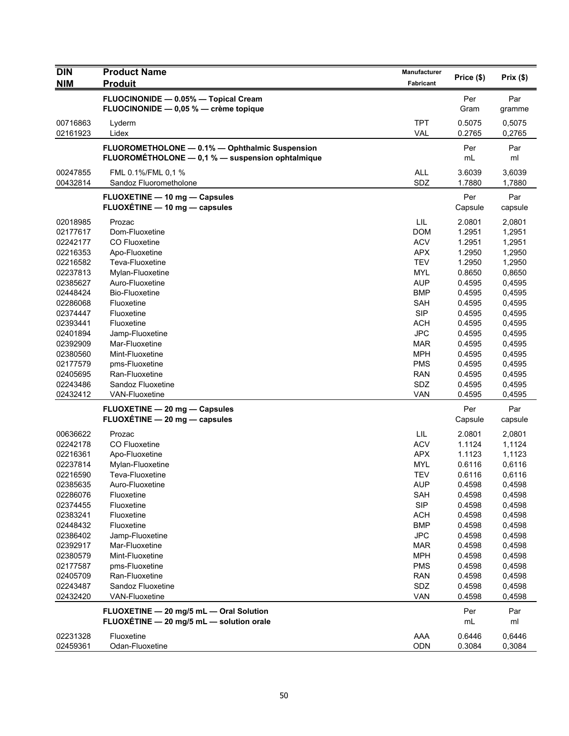| DIN<br>NIM | Product Name<br>Produit | Manufacturer<br>Fabricant | Price ($) | Prix ($) |
|---|---|---|---|---|
| | **FLUOCINONIDE — 0.05% — Topical Cream**<br>**FLUOCINONIDE — 0,05 % — crème topique** | | Per<br>Gram | Par<br>gramme |
| 00716863 | Lyderm | TPT | 0.5075 | 0,5075 |
| 02161923 | Lidex | VAL | 0.2765 | 0,2765 |
| | **FLUOROMETHOLONE — 0.1% — Ophthalmic Suspension**<br>**FLUOROMÉTHOLONE — 0,1 % — suspension ophtalmique** | | Per<br>mL | Par<br>ml |
| 00247855 | FML 0.1%/FML 0,1 % | ALL | 3.6039 | 3,6039 |
| 00432814 | Sandoz Fluorometholone | SDZ | 1.7880 | 1,7880 |
| | **FLUOXETINE — 10 mg — Capsules**<br>**FLUOXÉTINE — 10 mg — capsules** | | Per<br>Capsule | Par<br>capsule |
| 02018985 | Prozac | LIL | 2.0801 | 2,0801 |
| 02177617 | Dom-Fluoxetine | DOM | 1.2951 | 1,2951 |
| 02242177 | CO Fluoxetine | ACV | 1.2951 | 1,2951 |
| 02216353 | Apo-Fluoxetine | APX | 1.2950 | 1,2950 |
| 02216582 | Teva-Fluoxetine | TEV | 1.2950 | 1,2950 |
| 02237813 | Mylan-Fluoxetine | MYL | 0.8650 | 0,8650 |
| 02385627 | Auro-Fluoxetine | AUP | 0.4595 | 0,4595 |
| 02448424 | Bio-Fluoxetine | BMP | 0.4595 | 0,4595 |
| 02286068 | Fluoxetine | SAH | 0.4595 | 0,4595 |
| 02374447 | Fluoxetine | SIP | 0.4595 | 0,4595 |
| 02393441 | Fluoxetine | ACH | 0.4595 | 0,4595 |
| 02401894 | Jamp-Fluoxetine | JPC | 0.4595 | 0,4595 |
| 02392909 | Mar-Fluoxetine | MAR | 0.4595 | 0,4595 |
| 02380560 | Mint-Fluoxetine | MPH | 0.4595 | 0,4595 |
| 02177579 | pms-Fluoxetine | PMS | 0.4595 | 0,4595 |
| 02405695 | Ran-Fluoxetine | RAN | 0.4595 | 0,4595 |
| 02243486 | Sandoz Fluoxetine | SDZ | 0.4595 | 0,4595 |
| 02432412 | VAN-Fluoxetine | VAN | 0.4595 | 0,4595 |
| | **FLUOXETINE — 20 mg — Capsules**<br>**FLUOXÉTINE — 20 mg — capsules** | | Per<br>Capsule | Par<br>capsule |
| 00636622 | Prozac | LIL | 2.0801 | 2,0801 |
| 02242178 | CO Fluoxetine | ACV | 1.1124 | 1,1124 |
| 02216361 | Apo-Fluoxetine | APX | 1.1123 | 1,1123 |
| 02237814 | Mylan-Fluoxetine | MYL | 0.6116 | 0,6116 |
| 02216590 | Teva-Fluoxetine | TEV | 0.6116 | 0,6116 |
| 02385635 | Auro-Fluoxetine | AUP | 0.4598 | 0,4598 |
| 02286076 | Fluoxetine | SAH | 0.4598 | 0,4598 |
| 02374455 | Fluoxetine | SIP | 0.4598 | 0,4598 |
| 02383241 | Fluoxetine | ACH | 0.4598 | 0,4598 |
| 02448432 | Fluoxetine | BMP | 0.4598 | 0,4598 |
| 02386402 | Jamp-Fluoxetine | JPC | 0.4598 | 0,4598 |
| 02392917 | Mar-Fluoxetine | MAR | 0.4598 | 0,4598 |
| 02380579 | Mint-Fluoxetine | MPH | 0.4598 | 0,4598 |
| 02177587 | pms-Fluoxetine | PMS | 0.4598 | 0,4598 |
| 02405709 | Ran-Fluoxetine | RAN | 0.4598 | 0,4598 |
| 02243487 | Sandoz Fluoxetine | SDZ | 0.4598 | 0,4598 |
| 02432420 | VAN-Fluoxetine | VAN | 0.4598 | 0,4598 |
| | **FLUOXETINE — 20 mg/5 mL — Oral Solution**<br>**FLUOXÉTINE — 20 mg/5 mL — solution orale** | | Per<br>mL | Par<br>ml |
| 02231328 | Fluoxetine | AAA | 0.6446 | 0,6446 |
| 02459361 | Odan-Fluoxetine | ODN | 0.3084 | 0,3084 |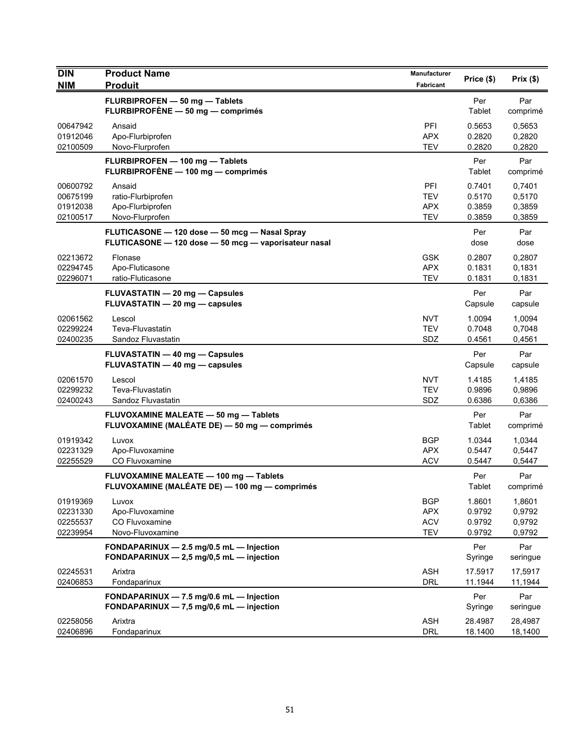| DIN<br>NIM | Product Name<br>Produit | Manufacturer<br>Fabricant | Price ($) | Prix ($) |
|---|---|---|---|---|
| | **FLURBIPROFEN — 50 mg — Tablets**<br>**FLURBIPROFÈNE — 50 mg — comprimés** | | Per Tablet | Par comprimé |
| 00647942 | Ansaid | PFI | 0.5653 | 0,5653 |
| 01912046 | Apo-Flurbiprofen | APX | 0.2820 | 0,2820 |
| 02100509 | Novo-Flurprofen | TEV | 0.2820 | 0,2820 |
| | **FLURBIPROFEN — 100 mg — Tablets**<br>**FLURBIPROFÈNE — 100 mg — comprimés** | | Per Tablet | Par comprimé |
| 00600792 | Ansaid | PFI | 0.7401 | 0,7401 |
| 00675199 | ratio-Flurbiprofen | TEV | 0.5170 | 0,5170 |
| 01912038 | Apo-Flurbiprofen | APX | 0.3859 | 0,3859 |
| 02100517 | Novo-Flurprofen | TEV | 0.3859 | 0,3859 |
| | **FLUTICASONE — 120 dose — 50 mcg — Nasal Spray**<br>**FLUTICASONE — 120 dose — 50 mcg — vaporisateur nasal** | | Per dose | Par dose |
| 02213672 | Flonase | GSK | 0.2807 | 0,2807 |
| 02294745 | Apo-Fluticasone | APX | 0.1831 | 0,1831 |
| 02296071 | ratio-Fluticasone | TEV | 0.1831 | 0,1831 |
| | **FLUVASTATIN — 20 mg — Capsules**<br>**FLUVASTATIN — 20 mg — capsules** | | Per Capsule | Par capsule |
| 02061562 | Lescol | NVT | 1.0094 | 1,0094 |
| 02299224 | Teva-Fluvastatin | TEV | 0.7048 | 0,7048 |
| 02400235 | Sandoz Fluvastatin | SDZ | 0.4561 | 0,4561 |
| | **FLUVASTATIN — 40 mg — Capsules**<br>**FLUVASTATIN — 40 mg — capsules** | | Per Capsule | Par capsule |
| 02061570 | Lescol | NVT | 1.4185 | 1,4185 |
| 02299232 | Teva-Fluvastatin | TEV | 0.9896 | 0,9896 |
| 02400243 | Sandoz Fluvastatin | SDZ | 0.6386 | 0,6386 |
| | **FLUVOXAMINE MALEATE — 50 mg — Tablets**<br>**FLUVOXAMINE (MALÉATE DE) — 50 mg — comprimés** | | Per Tablet | Par comprimé |
| 01919342 | Luvox | BGP | 1.0344 | 1,0344 |
| 02231329 | Apo-Fluvoxamine | APX | 0.5447 | 0,5447 |
| 02255529 | CO Fluvoxamine | ACV | 0.5447 | 0,5447 |
| | **FLUVOXAMINE MALEATE — 100 mg — Tablets**<br>**FLUVOXAMINE (MALÉATE DE) — 100 mg — comprimés** | | Per Tablet | Par comprimé |
| 01919369 | Luvox | BGP | 1.8601 | 1,8601 |
| 02231330 | Apo-Fluvoxamine | APX | 0.9792 | 0,9792 |
| 02255537 | CO Fluvoxamine | ACV | 0.9792 | 0,9792 |
| 02239954 | Novo-Fluvoxamine | TEV | 0.9792 | 0,9792 |
| | **FONDAPARINUX — 2.5 mg/0.5 mL — Injection**<br>**FONDAPARINUX — 2,5 mg/0,5 mL — injection** | | Per Syringe | Par seringue |
| 02245531 | Arixtra | ASH | 17.5917 | 17,5917 |
| 02406853 | Fondaparinux | DRL | 11.1944 | 11,1944 |
| | **FONDAPARINUX — 7.5 mg/0.6 mL — Injection**<br>**FONDAPARINUX — 7,5 mg/0,6 mL — injection** | | Per Syringe | Par seringue |
| 02258056 | Arixtra | ASH | 28.4987 | 28,4987 |
| 02406896 | Fondaparinux | DRL | 18.1400 | 18,1400 |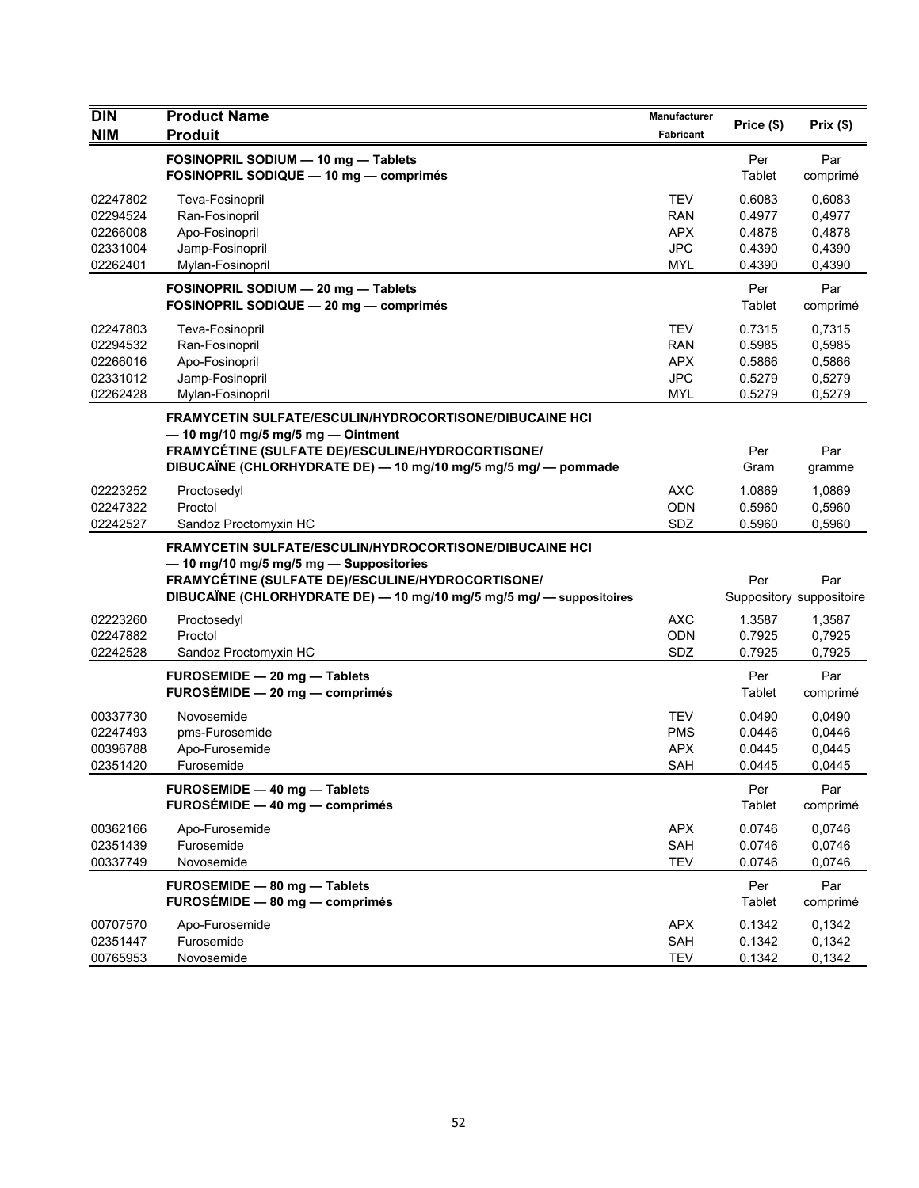| DIN<br>NIM | Product Name<br>Produit | Manufacturer<br>Fabricant | Price ($) | Prix ($) |
|---|---|---|---|---|
| | **FOSINOPRIL SODIUM — 10 mg — Tablets**<br>**FOSINOPRIL SODIQUE — 10 mg — comprimés** | | Per Tablet | Par comprimé |
| 02247802 | Teva-Fosinopril | TEV | 0.6083 | 0,6083 |
| 02294524 | Ran-Fosinopril | RAN | 0.4977 | 0,4977 |
| 02266008 | Apo-Fosinopril | APX | 0.4878 | 0,4878 |
| 02331004 | Jamp-Fosinopril | JPC | 0.4390 | 0,4390 |
| 02262401 | Mylan-Fosinopril | MYL | 0.4390 | 0,4390 |
| | **FOSINOPRIL SODIUM — 20 mg — Tablets**<br>**FOSINOPRIL SODIQUE — 20 mg — comprimés** | | Per Tablet | Par comprimé |
| 02247803 | Teva-Fosinopril | TEV | 0.7315 | 0,7315 |
| 02294532 | Ran-Fosinopril | RAN | 0.5985 | 0,5985 |
| 02266016 | Apo-Fosinopril | APX | 0.5866 | 0,5866 |
| 02331012 | Jamp-Fosinopril | JPC | 0.5279 | 0,5279 |
| 02262428 | Mylan-Fosinopril | MYL | 0.5279 | 0,5279 |
| | **FRAMYCETIN SULFATE/ESCULIN/HYDROCORTISONE/DIBUCAINE HCl — 10 mg/10 mg/5 mg/5 mg — Ointment**<br>**FRAMYCÉTINE (SULFATE DE)/ESCULINE/HYDROCORTISONE/ DIBUCAÏNE (CHLORHYDRATE DE) — 10 mg/10 mg/5 mg/5 mg/ — pommade** | | Per Gram | Par gramme |
| 02223252 | Proctosedyl | AXC | 1.0869 | 1,0869 |
| 02247322 | Proctol | ODN | 0.5960 | 0,5960 |
| 02242527 | Sandoz Proctomyxin HC | SDZ | 0.5960 | 0,5960 |
| | **FRAMYCETIN SULFATE/ESCULIN/HYDROCORTISONE/DIBUCAINE HCl — 10 mg/10 mg/5 mg/5 mg — Suppositories**<br>**FRAMYCÉTINE (SULFATE DE)/ESCULINE/HYDROCORTISONE/ DIBUCAÏNE (CHLORHYDRATE DE) — 10 mg/10 mg/5 mg/5 mg/ — suppositoires** | | Per Suppository | Par suppositoire |
| 02223260 | Proctosedyl | AXC | 1.3587 | 1,3587 |
| 02247882 | Proctol | ODN | 0.7925 | 0,7925 |
| 02242528 | Sandoz Proctomyxin HC | SDZ | 0.7925 | 0,7925 |
| | **FUROSEMIDE — 20 mg — Tablets**<br>**FUROSÉMIDE — 20 mg — comprimés** | | Per Tablet | Par comprimé |
| 00337730 | Novosemide | TEV | 0.0490 | 0,0490 |
| 02247493 | pms-Furosemide | PMS | 0.0446 | 0,0446 |
| 00396788 | Apo-Furosemide | APX | 0.0445 | 0,0445 |
| 02351420 | Furosemide | SAH | 0.0445 | 0,0445 |
| | **FUROSEMIDE — 40 mg — Tablets**<br>**FUROSÉMIDE — 40 mg — comprimés** | | Per Tablet | Par comprimé |
| 00362166 | Apo-Furosemide | APX | 0.0746 | 0,0746 |
| 02351439 | Furosemide | SAH | 0.0746 | 0,0746 |
| 00337749 | Novosemide | TEV | 0.0746 | 0,0746 |
| | **FUROSEMIDE — 80 mg — Tablets**<br>**FUROSÉMIDE — 80 mg — comprimés** | | Per Tablet | Par comprimé |
| 00707570 | Apo-Furosemide | APX | 0.1342 | 0,1342 |
| 02351447 | Furosemide | SAH | 0.1342 | 0,1342 |
| 00765953 | Novosemide | TEV | 0.1342 | 0,1342 |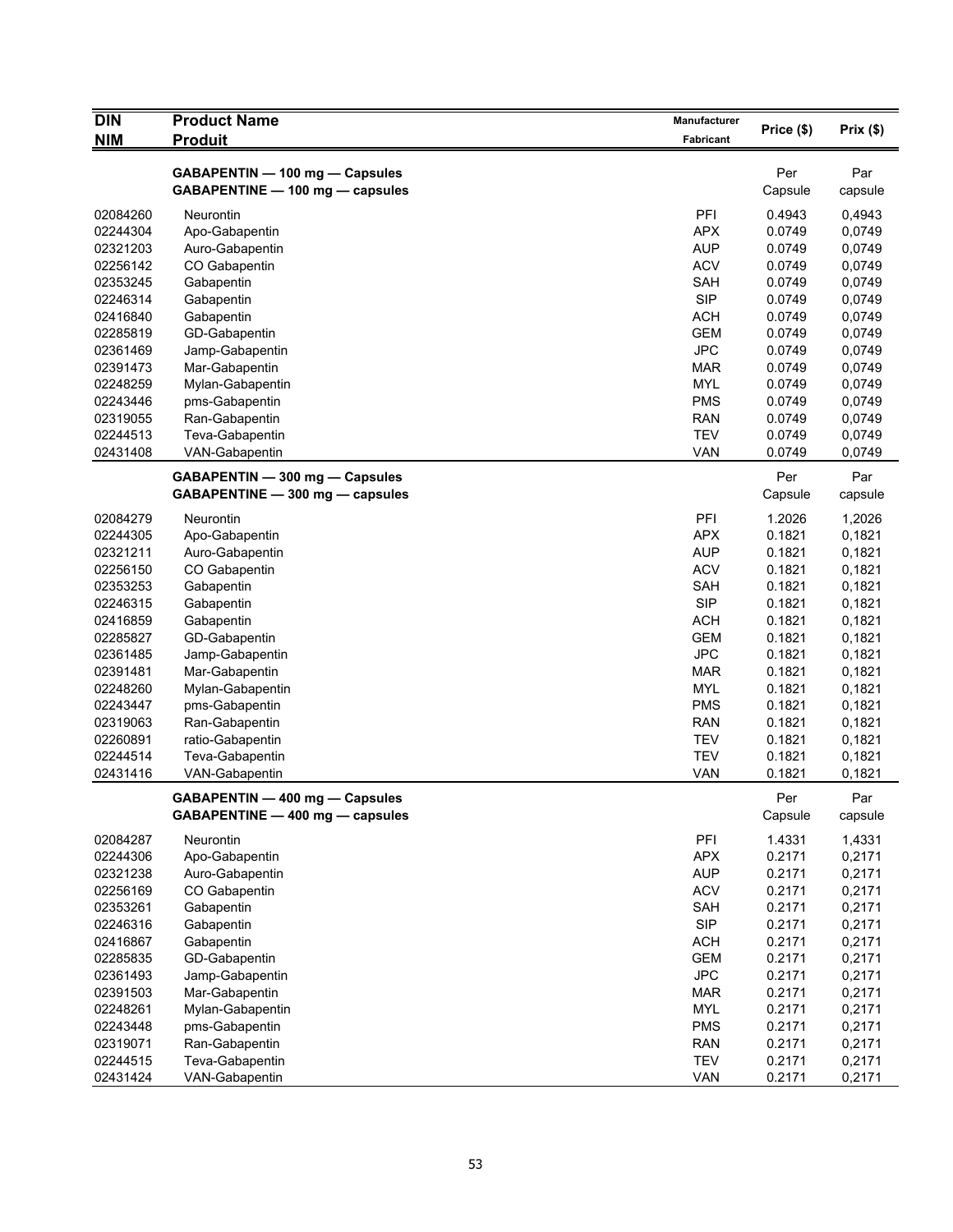| DIN<br>NIM | Product Name<br>Produit | Manufacturer<br>Fabricant | Price ($) | Prix ($) |
|---|---|---|---|---|
| | **GABAPENTIN — 100 mg — Capsules**<br>**GABAPENTINE — 100 mg — capsules** | | Per Capsule | Par capsule |
| 02084260 | Neurontin | PFI | 0.4943 | 0,4943 |
| 02244304 | Apo-Gabapentin | APX | 0.0749 | 0,0749 |
| 02321203 | Auro-Gabapentin | AUP | 0.0749 | 0,0749 |
| 02256142 | CO Gabapentin | ACV | 0.0749 | 0,0749 |
| 02353245 | Gabapentin | SAH | 0.0749 | 0,0749 |
| 02246314 | Gabapentin | SIP | 0.0749 | 0,0749 |
| 02416840 | Gabapentin | ACH | 0.0749 | 0,0749 |
| 02285819 | GD-Gabapentin | GEM | 0.0749 | 0,0749 |
| 02361469 | Jamp-Gabapentin | JPC | 0.0749 | 0,0749 |
| 02391473 | Mar-Gabapentin | MAR | 0.0749 | 0,0749 |
| 02248259 | Mylan-Gabapentin | MYL | 0.0749 | 0,0749 |
| 02243446 | pms-Gabapentin | PMS | 0.0749 | 0,0749 |
| 02319055 | Ran-Gabapentin | RAN | 0.0749 | 0,0749 |
| 02244513 | Teva-Gabapentin | TEV | 0.0749 | 0,0749 |
| 02431408 | VAN-Gabapentin | VAN | 0.0749 | 0,0749 |
| | **GABAPENTIN — 300 mg — Capsules**<br>**GABAPENTINE — 300 mg — capsules** | | Per Capsule | Par capsule |
| 02084279 | Neurontin | PFI | 1.2026 | 1,2026 |
| 02244305 | Apo-Gabapentin | APX | 0.1821 | 0,1821 |
| 02321211 | Auro-Gabapentin | AUP | 0.1821 | 0,1821 |
| 02256150 | CO Gabapentin | ACV | 0.1821 | 0,1821 |
| 02353253 | Gabapentin | SAH | 0.1821 | 0,1821 |
| 02246315 | Gabapentin | SIP | 0.1821 | 0,1821 |
| 02416859 | Gabapentin | ACH | 0.1821 | 0,1821 |
| 02285827 | GD-Gabapentin | GEM | 0.1821 | 0,1821 |
| 02361485 | Jamp-Gabapentin | JPC | 0.1821 | 0,1821 |
| 02391481 | Mar-Gabapentin | MAR | 0.1821 | 0,1821 |
| 02248260 | Mylan-Gabapentin | MYL | 0.1821 | 0,1821 |
| 02243447 | pms-Gabapentin | PMS | 0.1821 | 0,1821 |
| 02319063 | Ran-Gabapentin | RAN | 0.1821 | 0,1821 |
| 02260891 | ratio-Gabapentin | TEV | 0.1821 | 0,1821 |
| 02244514 | Teva-Gabapentin | TEV | 0.1821 | 0,1821 |
| 02431416 | VAN-Gabapentin | VAN | 0.1821 | 0,1821 |
| | **GABAPENTIN — 400 mg — Capsules**<br>**GABAPENTINE — 400 mg — capsules** | | Per Capsule | Par capsule |
| 02084287 | Neurontin | PFI | 1.4331 | 1,4331 |
| 02244306 | Apo-Gabapentin | APX | 0.2171 | 0,2171 |
| 02321238 | Auro-Gabapentin | AUP | 0.2171 | 0,2171 |
| 02256169 | CO Gabapentin | ACV | 0.2171 | 0,2171 |
| 02353261 | Gabapentin | SAH | 0.2171 | 0,2171 |
| 02246316 | Gabapentin | SIP | 0.2171 | 0,2171 |
| 02416867 | Gabapentin | ACH | 0.2171 | 0,2171 |
| 02285835 | GD-Gabapentin | GEM | 0.2171 | 0,2171 |
| 02361493 | Jamp-Gabapentin | JPC | 0.2171 | 0,2171 |
| 02391503 | Mar-Gabapentin | MAR | 0.2171 | 0,2171 |
| 02248261 | Mylan-Gabapentin | MYL | 0.2171 | 0,2171 |
| 02243448 | pms-Gabapentin | PMS | 0.2171 | 0,2171 |
| 02319071 | Ran-Gabapentin | RAN | 0.2171 | 0,2171 |
| 02244515 | Teva-Gabapentin | TEV | 0.2171 | 0,2171 |
| 02431424 | VAN-Gabapentin | VAN | 0.2171 | 0,2171 |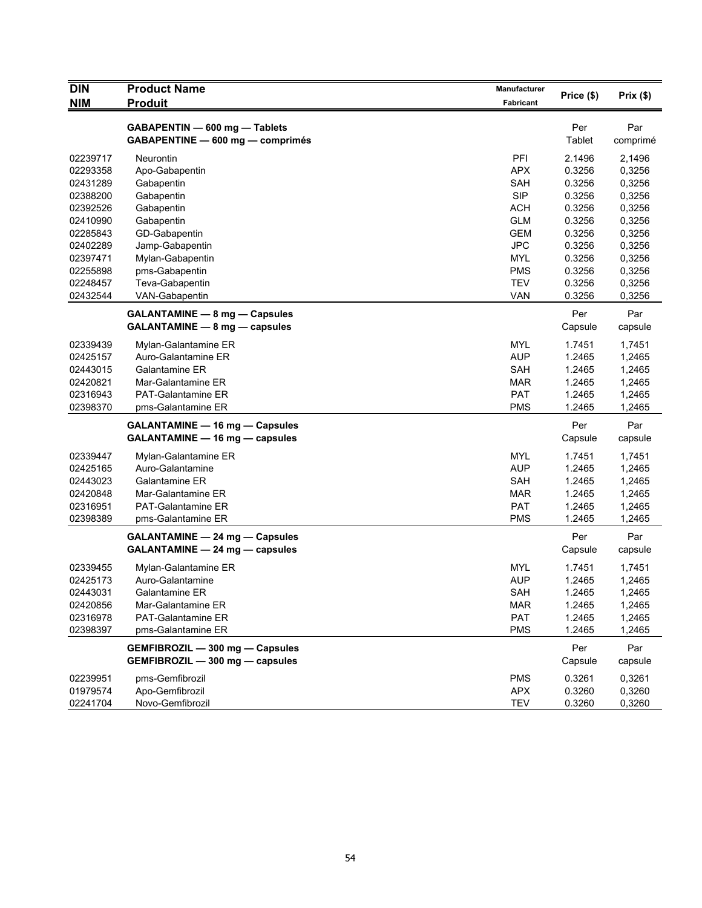| DIN<br>NIM | Product Name<br>Produit | Manufacturer<br>Fabricant | Price ($) | Prix ($) |
|---|---|---|---|---|
| | **GABAPENTIN — 600 mg — Tablets**<br>**GABAPENTINE — 600 mg — comprimés** | | Per<br>Tablet | Par<br>comprimé |
| 02239717 | Neurontin | PFI | 2.1496 | 2,1496 |
| 02293358 | Apo-Gabapentin | APX | 0.3256 | 0,3256 |
| 02431289 | Gabapentin | SAH | 0.3256 | 0,3256 |
| 02388200 | Gabapentin | SIP | 0.3256 | 0,3256 |
| 02392526 | Gabapentin | ACH | 0.3256 | 0,3256 |
| 02410990 | Gabapentin | GLM | 0.3256 | 0,3256 |
| 02285843 | GD-Gabapentin | GEM | 0.3256 | 0,3256 |
| 02402289 | Jamp-Gabapentin | JPC | 0.3256 | 0,3256 |
| 02397471 | Mylan-Gabapentin | MYL | 0.3256 | 0,3256 |
| 02255898 | pms-Gabapentin | PMS | 0.3256 | 0,3256 |
| 02248457 | Teva-Gabapentin | TEV | 0.3256 | 0,3256 |
| 02432544 | VAN-Gabapentin | VAN | 0.3256 | 0,3256 |
| | **GALANTAMINE — 8 mg — Capsules**<br>**GALANTAMINE — 8 mg — capsules** | | Per<br>Capsule | Par<br>capsule |
| 02339439 | Mylan-Galantamine ER | MYL | 1.7451 | 1,7451 |
| 02425157 | Auro-Galantamine ER | AUP | 1.2465 | 1,2465 |
| 02443015 | Galantamine ER | SAH | 1.2465 | 1,2465 |
| 02420821 | Mar-Galantamine ER | MAR | 1.2465 | 1,2465 |
| 02316943 | PAT-Galantamine ER | PAT | 1.2465 | 1,2465 |
| 02398370 | pms-Galantamine ER | PMS | 1.2465 | 1,2465 |
| | **GALANTAMINE — 16 mg — Capsules**<br>**GALANTAMINE — 16 mg — capsules** | | Per<br>Capsule | Par<br>capsule |
| 02339447 | Mylan-Galantamine ER | MYL | 1.7451 | 1,7451 |
| 02425165 | Auro-Galantamine | AUP | 1.2465 | 1,2465 |
| 02443023 | Galantamine ER | SAH | 1.2465 | 1,2465 |
| 02420848 | Mar-Galantamine ER | MAR | 1.2465 | 1,2465 |
| 02316951 | PAT-Galantamine ER | PAT | 1.2465 | 1,2465 |
| 02398389 | pms-Galantamine ER | PMS | 1.2465 | 1,2465 |
| | **GALANTAMINE — 24 mg — Capsules**<br>**GALANTAMINE — 24 mg — capsules** | | Per<br>Capsule | Par<br>capsule |
| 02339455 | Mylan-Galantamine ER | MYL | 1.7451 | 1,7451 |
| 02425173 | Auro-Galantamine | AUP | 1.2465 | 1,2465 |
| 02443031 | Galantamine ER | SAH | 1.2465 | 1,2465 |
| 02420856 | Mar-Galantamine ER | MAR | 1.2465 | 1,2465 |
| 02316978 | PAT-Galantamine ER | PAT | 1.2465 | 1,2465 |
| 02398397 | pms-Galantamine ER | PMS | 1.2465 | 1,2465 |
| | **GEMFIBROZIL — 300 mg — Capsules**<br>**GEMFIBROZIL — 300 mg — capsules** | | Per<br>Capsule | Par<br>capsule |
| 02239951 | pms-Gemfibrozil | PMS | 0.3261 | 0,3261 |
| 01979574 | Apo-Gemfibrozil | APX | 0.3260 | 0,3260 |
| 02241704 | Novo-Gemfibrozil | TEV | 0.3260 | 0,3260 |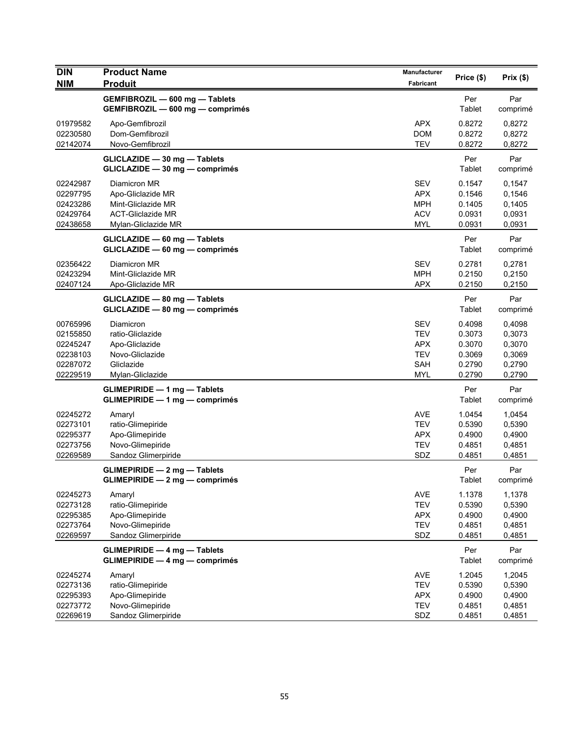| DIN<br>NIM | Product Name<br>Produit | Manufacturer<br>Fabricant | Price ($) | Prix ($) |
|---|---|---|---|---|
| | **GEMFIBROZIL — 600 mg — Tablets**<br>**GEMFIBROZIL — 600 mg — comprimés** | | Per Tablet | Par comprimé |
| 01979582 | Apo-Gemfibrozil | APX | 0.8272 | 0,8272 |
| 02230580 | Dom-Gemfibrozil | DOM | 0.8272 | 0,8272 |
| 02142074 | Novo-Gemfibrozil | TEV | 0.8272 | 0,8272 |
| | **GLICLAZIDE — 30 mg — Tablets**<br>**GLICLAZIDE — 30 mg — comprimés** | | Per Tablet | Par comprimé |
| 02242987 | Diamicron MR | SEV | 0.1547 | 0,1547 |
| 02297795 | Apo-Gliclazide MR | APX | 0.1546 | 0,1546 |
| 02423286 | Mint-Gliclazide MR | MPH | 0.1405 | 0,1405 |
| 02429764 | ACT-Gliclazide MR | ACV | 0.0931 | 0,0931 |
| 02438658 | Mylan-Gliclazide MR | MYL | 0.0931 | 0,0931 |
| | **GLICLAZIDE — 60 mg — Tablets**<br>**GLICLAZIDE — 60 mg — comprimés** | | Per Tablet | Par comprimé |
| 02356422 | Diamicron MR | SEV | 0.2781 | 0,2781 |
| 02423294 | Mint-Gliclazide MR | MPH | 0.2150 | 0,2150 |
| 02407124 | Apo-Gliclazide MR | APX | 0.2150 | 0,2150 |
| | **GLICLAZIDE — 80 mg — Tablets**<br>**GLICLAZIDE — 80 mg — comprimés** | | Per Tablet | Par comprimé |
| 00765996 | Diamicron | SEV | 0.4098 | 0,4098 |
| 02155850 | ratio-Gliclazide | TEV | 0.3073 | 0,3073 |
| 02245247 | Apo-Gliclazide | APX | 0.3070 | 0,3070 |
| 02238103 | Novo-Gliclazide | TEV | 0.3069 | 0,3069 |
| 02287072 | Gliclazide | SAH | 0.2790 | 0,2790 |
| 02229519 | Mylan-Gliclazide | MYL | 0.2790 | 0,2790 |
| | **GLIMEPIRIDE — 1 mg — Tablets**<br>**GLIMEPIRIDE — 1 mg — comprimés** | | Per Tablet | Par comprimé |
| 02245272 | Amaryl | AVE | 1.0454 | 1,0454 |
| 02273101 | ratio-Glimepiride | TEV | 0.5390 | 0,5390 |
| 02295377 | Apo-Glimepiride | APX | 0.4900 | 0,4900 |
| 02273756 | Novo-Glimepiride | TEV | 0.4851 | 0,4851 |
| 02269589 | Sandoz Glimerpiride | SDZ | 0.4851 | 0,4851 |
| | **GLIMEPIRIDE — 2 mg — Tablets**<br>**GLIMEPIRIDE — 2 mg — comprimés** | | Per Tablet | Par comprimé |
| 02245273 | Amaryl | AVE | 1.1378 | 1,1378 |
| 02273128 | ratio-Glimepiride | TEV | 0.5390 | 0,5390 |
| 02295385 | Apo-Glimepiride | APX | 0.4900 | 0,4900 |
| 02273764 | Novo-Glimepiride | TEV | 0.4851 | 0,4851 |
| 02269597 | Sandoz Glimerpiride | SDZ | 0.4851 | 0,4851 |
| | **GLIMEPIRIDE — 4 mg — Tablets**<br>**GLIMEPIRIDE — 4 mg — comprimés** | | Per Tablet | Par comprimé |
| 02245274 | Amaryl | AVE | 1.2045 | 1,2045 |
| 02273136 | ratio-Glimepiride | TEV | 0.5390 | 0,5390 |
| 02295393 | Apo-Glimepiride | APX | 0.4900 | 0,4900 |
| 02273772 | Novo-Glimepiride | TEV | 0.4851 | 0,4851 |
| 02269619 | Sandoz Glimerpiride | SDZ | 0.4851 | 0,4851 |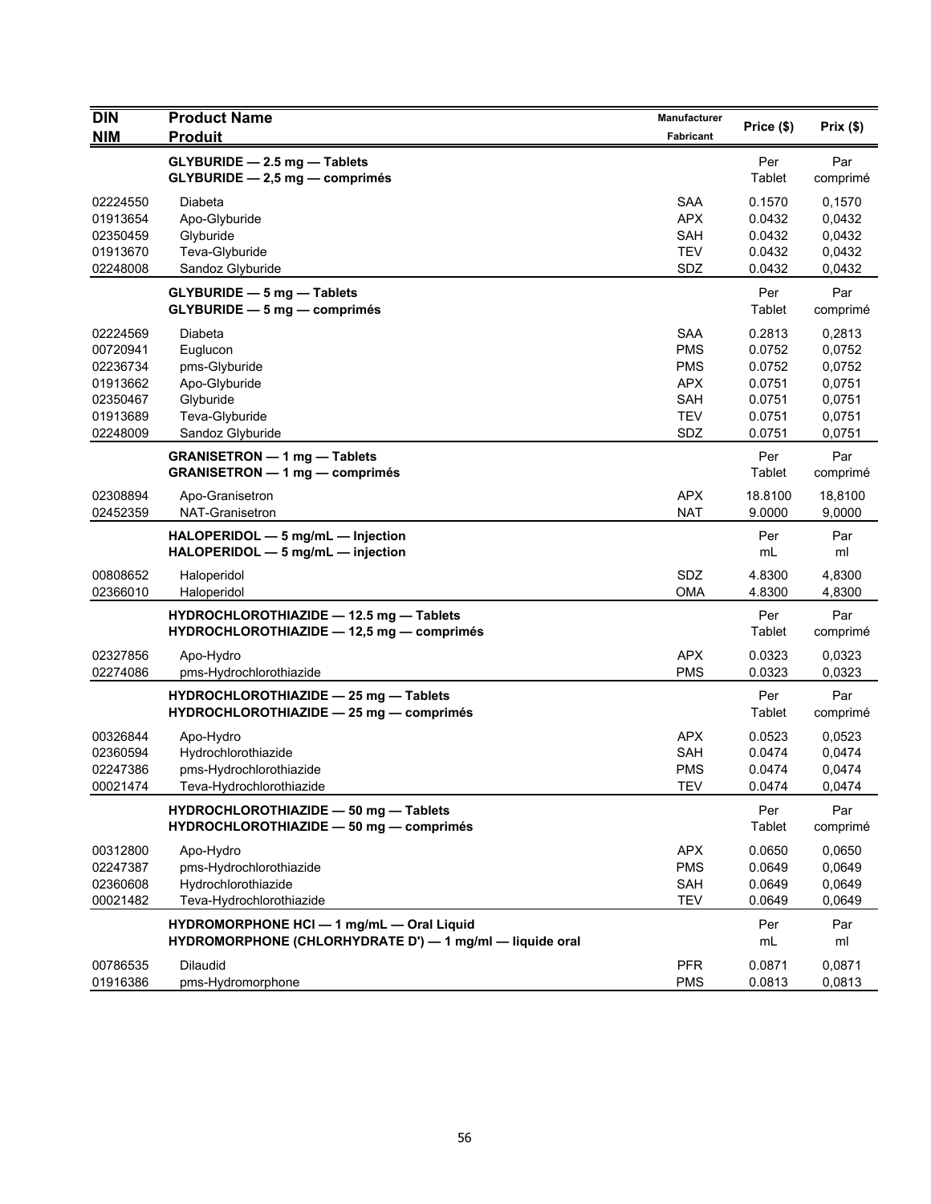| DIN<br>NIM | Product Name<br>Produit | Manufacturer<br>Fabricant | Price ($) | Prix ($) |
|---|---|---|---|---|
| | **GLYBURIDE — 2.5 mg — Tablets**<br>**GLYBURIDE — 2,5 mg — comprimés** | | Per Tablet | Par comprimé |
| 02224550 | Diabeta | SAA | 0.1570 | 0,1570 |
| 01913654 | Apo-Glyburide | APX | 0.0432 | 0,0432 |
| 02350459 | Glyburide | SAH | 0.0432 | 0,0432 |
| 01913670 | Teva-Glyburide | TEV | 0.0432 | 0,0432 |
| 02248008 | Sandoz Glyburide | SDZ | 0.0432 | 0,0432 |
| | **GLYBURIDE — 5 mg — Tablets**<br>**GLYBURIDE — 5 mg — comprimés** | | Per Tablet | Par comprimé |
| 02224569 | Diabeta | SAA | 0.2813 | 0,2813 |
| 00720941 | Euglucon | PMS | 0.0752 | 0,0752 |
| 02236734 | pms-Glyburide | PMS | 0.0752 | 0,0752 |
| 01913662 | Apo-Glyburide | APX | 0.0751 | 0,0751 |
| 02350467 | Glyburide | SAH | 0.0751 | 0,0751 |
| 01913689 | Teva-Glyburide | TEV | 0.0751 | 0,0751 |
| 02248009 | Sandoz Glyburide | SDZ | 0.0751 | 0,0751 |
| | **GRANISETRON — 1 mg — Tablets**<br>**GRANISETRON — 1 mg — comprimés** | | Per Tablet | Par comprimé |
| 02308894 | Apo-Granisetron | APX | 18.8100 | 18,8100 |
| 02452359 | NAT-Granisetron | NAT | 9.0000 | 9,0000 |
| | **HALOPERIDOL — 5 mg/mL — Injection**<br>**HALOPERIDOL — 5 mg/mL — injection** | | Per mL | Par ml |
| 00808652 | Haloperidol | SDZ | 4.8300 | 4,8300 |
| 02366010 | Haloperidol | OMA | 4.8300 | 4,8300 |
| | **HYDROCHLOROTHIAZIDE — 12.5 mg — Tablets**<br>**HYDROCHLOROTHIAZIDE — 12,5 mg — comprimés** | | Per Tablet | Par comprimé |
| 02327856 | Apo-Hydro | APX | 0.0323 | 0,0323 |
| 02274086 | pms-Hydrochlorothiazide | PMS | 0.0323 | 0,0323 |
| | **HYDROCHLOROTHIAZIDE — 25 mg — Tablets**<br>**HYDROCHLOROTHIAZIDE — 25 mg — comprimés** | | Per Tablet | Par comprimé |
| 00326844 | Apo-Hydro | APX | 0.0523 | 0,0523 |
| 02360594 | Hydrochlorothiazide | SAH | 0.0474 | 0,0474 |
| 02247386 | pms-Hydrochlorothiazide | PMS | 0.0474 | 0,0474 |
| 00021474 | Teva-Hydrochlorothiazide | TEV | 0.0474 | 0,0474 |
| | **HYDROCHLOROTHIAZIDE — 50 mg — Tablets**<br>**HYDROCHLOROTHIAZIDE — 50 mg — comprimés** | | Per Tablet | Par comprimé |
| 00312800 | Apo-Hydro | APX | 0.0650 | 0,0650 |
| 02247387 | pms-Hydrochlorothiazide | PMS | 0.0649 | 0,0649 |
| 02360608 | Hydrochlorothiazide | SAH | 0.0649 | 0,0649 |
| 00021482 | Teva-Hydrochlorothiazide | TEV | 0.0649 | 0,0649 |
| | **HYDROMORPHONE HCl — 1 mg/mL — Oral Liquid**<br>**HYDROMORPHONE (CHLORHYDRATE D') — 1 mg/ml — liquide oral** | | Per mL | Par ml |
| 00786535 | Dilaudid | PFR | 0.0871 | 0,0871 |
| 01916386 | pms-Hydromorphone | PMS | 0.0813 | 0,0813 |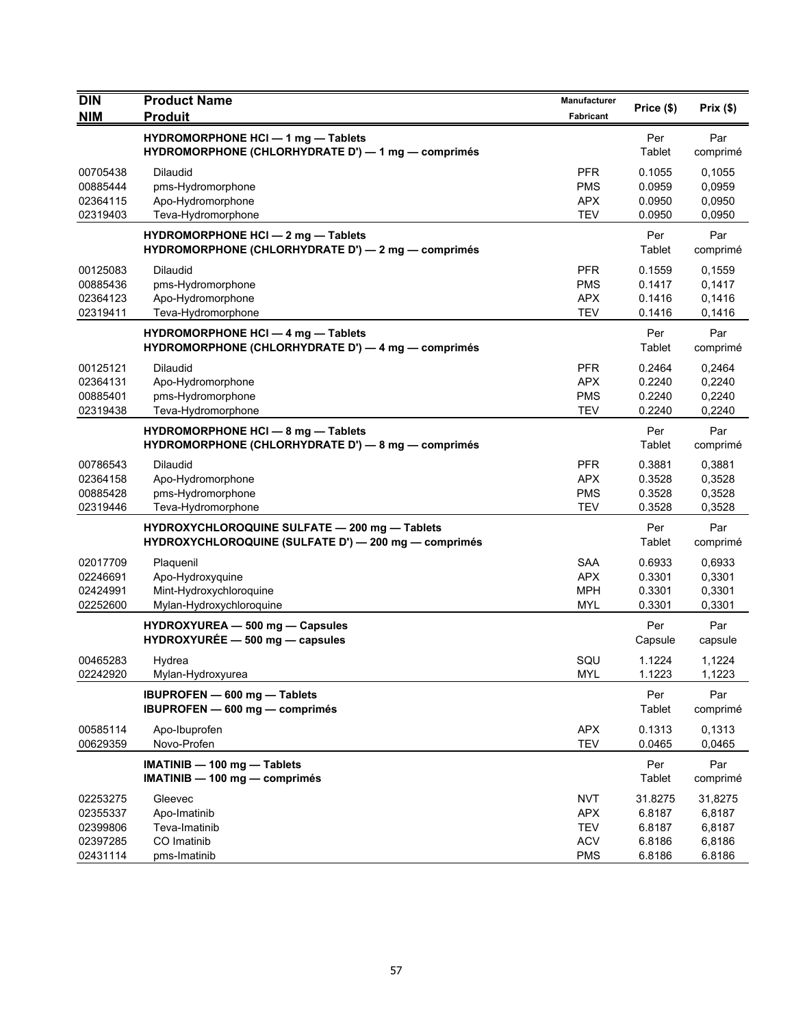| DIN<br>NIM | Product Name<br>Produit | Manufacturer<br>Fabricant | Price ($) | Prix ($) |
|---|---|---|---|---|
| | **HYDROMORPHONE HCl — 1 mg — Tablets<br>HYDROMORPHONE (CHLORHYDRATE D') — 1 mg — comprimés** | | Per Tablet | Par comprimé |
| 00705438 | Dilaudid | PFR | 0.1055 | 0,1055 |
| 00885444 | pms-Hydromorphone | PMS | 0.0959 | 0,0959 |
| 02364115 | Apo-Hydromorphone | APX | 0.0950 | 0,0950 |
| 02319403 | Teva-Hydromorphone | TEV | 0.0950 | 0,0950 |
| | **HYDROMORPHONE HCl — 2 mg — Tablets<br>HYDROMORPHONE (CHLORHYDRATE D') — 2 mg — comprimés** | | Per Tablet | Par comprimé |
| 00125083 | Dilaudid | PFR | 0.1559 | 0,1559 |
| 00885436 | pms-Hydromorphone | PMS | 0.1417 | 0,1417 |
| 02364123 | Apo-Hydromorphone | APX | 0.1416 | 0,1416 |
| 02319411 | Teva-Hydromorphone | TEV | 0.1416 | 0,1416 |
| | **HYDROMORPHONE HCl — 4 mg — Tablets<br>HYDROMORPHONE (CHLORHYDRATE D') — 4 mg — comprimés** | | Per Tablet | Par comprimé |
| 00125121 | Dilaudid | PFR | 0.2464 | 0,2464 |
| 02364131 | Apo-Hydromorphone | APX | 0.2240 | 0,2240 |
| 00885401 | pms-Hydromorphone | PMS | 0.2240 | 0,2240 |
| 02319438 | Teva-Hydromorphone | TEV | 0.2240 | 0,2240 |
| | **HYDROMORPHONE HCl — 8 mg — Tablets<br>HYDROMORPHONE (CHLORHYDRATE D') — 8 mg — comprimés** | | Per Tablet | Par comprimé |
| 00786543 | Dilaudid | PFR | 0.3881 | 0,3881 |
| 02364158 | Apo-Hydromorphone | APX | 0.3528 | 0,3528 |
| 00885428 | pms-Hydromorphone | PMS | 0.3528 | 0,3528 |
| 02319446 | Teva-Hydromorphone | TEV | 0.3528 | 0,3528 |
| | **HYDROXYCHLOROQUINE SULFATE — 200 mg — Tablets<br>HYDROXYCHLOROQUINE (SULFATE D') — 200 mg — comprimés** | | Per Tablet | Par comprimé |
| 02017709 | Plaquenil | SAA | 0.6933 | 0,6933 |
| 02246691 | Apo-Hydroxyquine | APX | 0.3301 | 0,3301 |
| 02424991 | Mint-Hydroxychloroquine | MPH | 0.3301 | 0,3301 |
| 02252600 | Mylan-Hydroxychloroquine | MYL | 0.3301 | 0,3301 |
| | **HYDROXYUREA — 500 mg — Capsules<br>HYDROXYURÉE — 500 mg — capsules** | | Per Capsule | Par capsule |
| 00465283 | Hydrea | SQU | 1.1224 | 1,1224 |
| 02242920 | Mylan-Hydroxyurea | MYL | 1.1223 | 1,1223 |
| | **IBUPROFEN — 600 mg — Tablets<br>IBUPROFEN — 600 mg — comprimés** | | Per Tablet | Par comprimé |
| 00585114 | Apo-Ibuprofen | APX | 0.1313 | 0,1313 |
| 00629359 | Novo-Profen | TEV | 0.0465 | 0,0465 |
| | **IMATINIB — 100 mg — Tablets<br>IMATINIB — 100 mg — comprimés** | | Per Tablet | Par comprimé |
| 02253275 | Gleevec | NVT | 31.8275 | 31,8275 |
| 02355337 | Apo-Imatinib | APX | 6.8187 | 6,8187 |
| 02399806 | Teva-Imatinib | TEV | 6.8187 | 6,8187 |
| 02397285 | CO Imatinib | ACV | 6.8186 | 6,8186 |
| 02431114 | pms-Imatinib | PMS | 6.8186 | 6.8186 |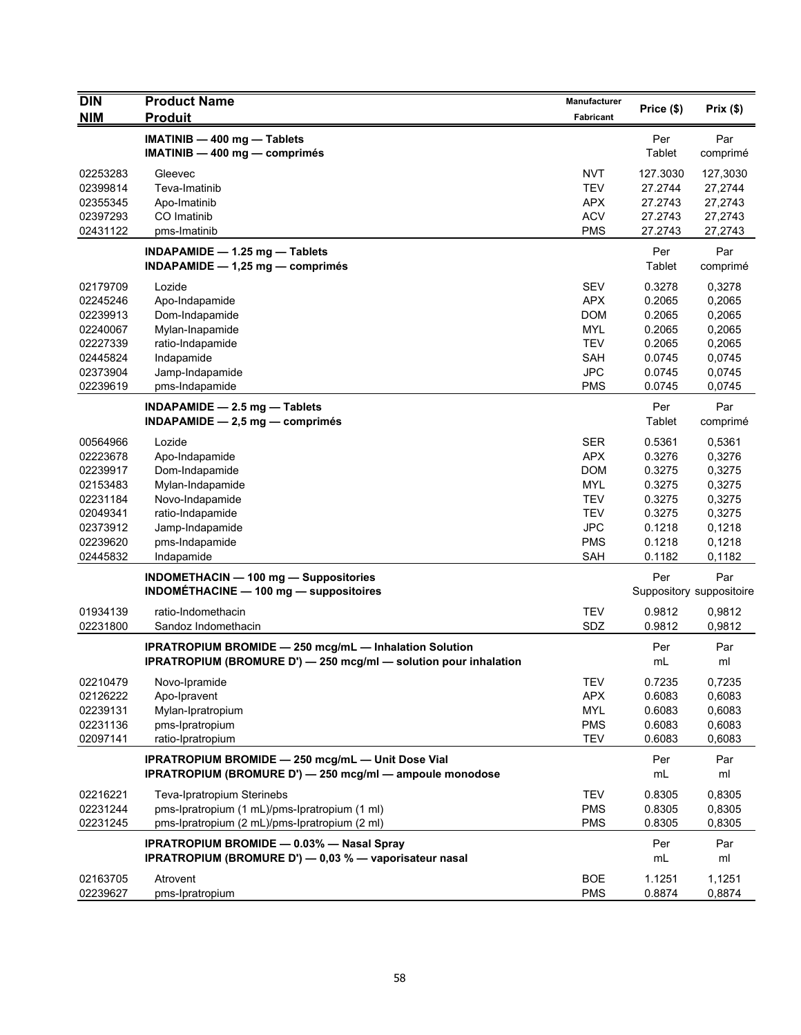| DIN<br>NIM | Product Name<br>Produit | Manufacturer<br>Fabricant | Price ($) | Prix ($) |
|---|---|---|---|---|
| | **IMATINIB — 400 mg — Tablets**<br>**IMATINIB — 400 mg — comprimés** | | Per Tablet | Par comprimé |
| 02253283 | Gleevec | NVT | 127.3030 | 127,3030 |
| 02399814 | Teva-Imatinib | TEV | 27.2744 | 27,2744 |
| 02355345 | Apo-Imatinib | APX | 27.2743 | 27,2743 |
| 02397293 | CO Imatinib | ACV | 27.2743 | 27,2743 |
| 02431122 | pms-Imatinib | PMS | 27.2743 | 27,2743 |
| | **INDAPAMIDE — 1.25 mg — Tablets**<br>**INDAPAMIDE — 1,25 mg — comprimés** | | Per Tablet | Par comprimé |
| 02179709 | Lozide | SEV | 0.3278 | 0,3278 |
| 02245246 | Apo-Indapamide | APX | 0.2065 | 0,2065 |
| 02239913 | Dom-Indapamide | DOM | 0.2065 | 0,2065 |
| 02240067 | Mylan-Inapamide | MYL | 0.2065 | 0,2065 |
| 02227339 | ratio-Indapamide | TEV | 0.2065 | 0,2065 |
| 02445824 | Indapamide | SAH | 0.0745 | 0,0745 |
| 02373904 | Jamp-Indapamide | JPC | 0.0745 | 0,0745 |
| 02239619 | pms-Indapamide | PMS | 0.0745 | 0,0745 |
| | **INDAPAMIDE — 2.5 mg — Tablets**<br>**INDAPAMIDE — 2,5 mg — comprimés** | | Per Tablet | Par comprimé |
| 00564966 | Lozide | SER | 0.5361 | 0,5361 |
| 02223678 | Apo-Indapamide | APX | 0.3276 | 0,3276 |
| 02239917 | Dom-Indapamide | DOM | 0.3275 | 0,3275 |
| 02153483 | Mylan-Indapamide | MYL | 0.3275 | 0,3275 |
| 02231184 | Novo-Indapamide | TEV | 0.3275 | 0,3275 |
| 02049341 | ratio-Indapamide | TEV | 0.3275 | 0,3275 |
| 02373912 | Jamp-Indapamide | JPC | 0.1218 | 0,1218 |
| 02239620 | pms-Indapamide | PMS | 0.1218 | 0,1218 |
| 02445832 | Indapamide | SAH | 0.1182 | 0,1182 |
| | **INDOMETHACIN — 100 mg — Suppositories**<br>**INDOMÉTHACINE — 100 mg — suppositoires** | | Per Suppository | Par suppositoire |
| 01934139 | ratio-Indomethacin | TEV | 0.9812 | 0,9812 |
| 02231800 | Sandoz Indomethacin | SDZ | 0.9812 | 0,9812 |
| | **IPRATROPIUM BROMIDE — 250 mcg/mL — Inhalation Solution**<br>**IPRATROPIUM (BROMURE D') — 250 mcg/ml — solution pour inhalation** | | Per mL | Par ml |
| 02210479 | Novo-Ipramide | TEV | 0.7235 | 0,7235 |
| 02126222 | Apo-Ipravent | APX | 0.6083 | 0,6083 |
| 02239131 | Mylan-Ipratropium | MYL | 0.6083 | 0,6083 |
| 02231136 | pms-Ipratropium | PMS | 0.6083 | 0,6083 |
| 02097141 | ratio-Ipratropium | TEV | 0.6083 | 0,6083 |
| | **IPRATROPIUM BROMIDE — 250 mcg/mL — Unit Dose Vial**<br>**IPRATROPIUM (BROMURE D') — 250 mcg/ml — ampoule monodose** | | Per mL | Par ml |
| 02216221 | Teva-Ipratropium Sterinebs | TEV | 0.8305 | 0,8305 |
| 02231244 | pms-Ipratropium (1 mL)/pms-Ipratropium (1 ml) | PMS | 0.8305 | 0,8305 |
| 02231245 | pms-Ipratropium (2 mL)/pms-Ipratropium (2 ml) | PMS | 0.8305 | 0,8305 |
| | **IPRATROPIUM BROMIDE — 0.03% — Nasal Spray**<br>**IPRATROPIUM (BROMURE D') — 0,03 % — vaporisateur nasal** | | Per mL | Par ml |
| 02163705 | Atrovent | BOE | 1.1251 | 1,1251 |
| 02239627 | pms-Ipratropium | PMS | 0.8874 | 0,8874 |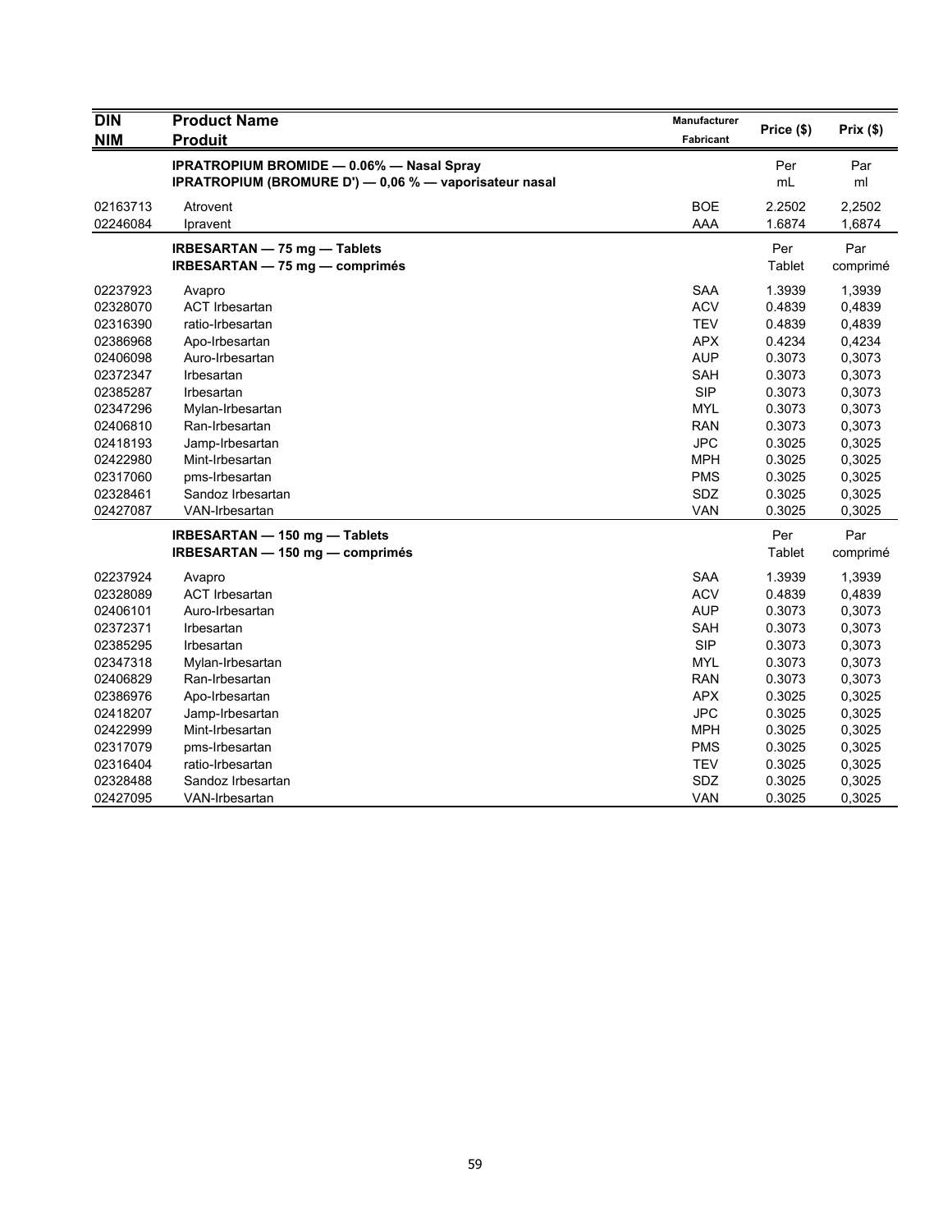| DIN<br>NIM | Product Name<br>Produit | Manufacturer<br>Fabricant | Price ($) | Prix ($) |
|---|---|---|---|---|
| | **IPRATROPIUM BROMIDE — 0.06% — Nasal Spray**<br>**IPRATROPIUM (BROMURE D') — 0,06 % — vaporisateur nasal** | | Per mL | Par ml |
| 02163713 | Atrovent | BOE | 2.2502 | 2,2502 |
| 02246084 | Ipravent | AAA | 1.6874 | 1,6874 |
| | **IRBESARTAN — 75 mg — Tablets**<br>**IRBESARTAN — 75 mg — comprimés** | | Per Tablet | Par comprimé |
| 02237923 | Avapro | SAA | 1.3939 | 1,3939 |
| 02328070 | ACT Irbesartan | ACV | 0.4839 | 0,4839 |
| 02316390 | ratio-Irbesartan | TEV | 0.4839 | 0,4839 |
| 02386968 | Apo-Irbesartan | APX | 0.4234 | 0,4234 |
| 02406098 | Auro-Irbesartan | AUP | 0.3073 | 0,3073 |
| 02372347 | Irbesartan | SAH | 0.3073 | 0,3073 |
| 02385287 | Irbesartan | SIP | 0.3073 | 0,3073 |
| 02347296 | Mylan-Irbesartan | MYL | 0.3073 | 0,3073 |
| 02406810 | Ran-Irbesartan | RAN | 0.3073 | 0,3073 |
| 02418193 | Jamp-Irbesartan | JPC | 0.3025 | 0,3025 |
| 02422980 | Mint-Irbesartan | MPH | 0.3025 | 0,3025 |
| 02317060 | pms-Irbesartan | PMS | 0.3025 | 0,3025 |
| 02328461 | Sandoz Irbesartan | SDZ | 0.3025 | 0,3025 |
| 02427087 | VAN-Irbesartan | VAN | 0.3025 | 0,3025 |
| | **IRBESARTAN — 150 mg — Tablets**<br>**IRBESARTAN — 150 mg — comprimés** | | Per Tablet | Par comprimé |
| 02237924 | Avapro | SAA | 1.3939 | 1,3939 |
| 02328089 | ACT Irbesartan | ACV | 0.4839 | 0,4839 |
| 02406101 | Auro-Irbesartan | AUP | 0.3073 | 0,3073 |
| 02372371 | Irbesartan | SAH | 0.3073 | 0,3073 |
| 02385295 | Irbesartan | SIP | 0.3073 | 0,3073 |
| 02347318 | Mylan-Irbesartan | MYL | 0.3073 | 0,3073 |
| 02406829 | Ran-Irbesartan | RAN | 0.3073 | 0,3073 |
| 02386976 | Apo-Irbesartan | APX | 0.3025 | 0,3025 |
| 02418207 | Jamp-Irbesartan | JPC | 0.3025 | 0,3025 |
| 02422999 | Mint-Irbesartan | MPH | 0.3025 | 0,3025 |
| 02317079 | pms-Irbesartan | PMS | 0.3025 | 0,3025 |
| 02316404 | ratio-Irbesartan | TEV | 0.3025 | 0,3025 |
| 02328488 | Sandoz Irbesartan | SDZ | 0.3025 | 0,3025 |
| 02427095 | VAN-Irbesartan | VAN | 0.3025 | 0,3025 |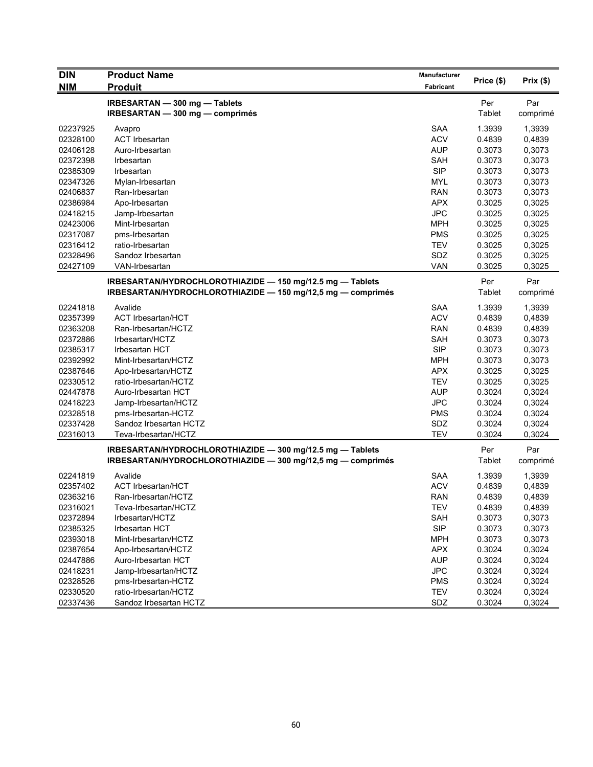| DIN<br>NIM | Product Name<br>Produit | Manufacturer<br>Fabricant | Price ($) | Prix ($) |
|---|---|---|---|---|
| | **IRBESARTAN — 300 mg — Tablets**<br>**IRBESARTAN — 300 mg — comprimés** | | Per<br>Tablet | Par<br>comprimé |
| 02237925 | Avapro | SAA | 1.3939 | 1,3939 |
| 02328100 | ACT Irbesartan | ACV | 0.4839 | 0,4839 |
| 02406128 | Auro-Irbesartan | AUP | 0.3073 | 0,3073 |
| 02372398 | Irbesartan | SAH | 0.3073 | 0,3073 |
| 02385309 | Irbesartan | SIP | 0.3073 | 0,3073 |
| 02347326 | Mylan-Irbesartan | MYL | 0.3073 | 0,3073 |
| 02406837 | Ran-Irbesartan | RAN | 0.3073 | 0,3073 |
| 02386984 | Apo-Irbesartan | APX | 0.3025 | 0,3025 |
| 02418215 | Jamp-Irbesartan | JPC | 0.3025 | 0,3025 |
| 02423006 | Mint-Irbesartan | MPH | 0.3025 | 0,3025 |
| 02317087 | pms-Irbesartan | PMS | 0.3025 | 0,3025 |
| 02316412 | ratio-Irbesartan | TEV | 0.3025 | 0,3025 |
| 02328496 | Sandoz Irbesartan | SDZ | 0.3025 | 0,3025 |
| 02427109 | VAN-Irbesartan | VAN | 0.3025 | 0,3025 |
| | **IRBESARTAN/HYDROCHLOROTHIAZIDE — 150 mg/12.5 mg — Tablets**<br>**IRBESARTAN/HYDROCHLOROTHIAZIDE — 150 mg/12,5 mg — comprimés** | | Per<br>Tablet | Par<br>comprimé |
| 02241818 | Avalide | SAA | 1.3939 | 1,3939 |
| 02357399 | ACT Irbesartan/HCT | ACV | 0.4839 | 0,4839 |
| 02363208 | Ran-Irbesartan/HCTZ | RAN | 0.4839 | 0,4839 |
| 02372886 | Irbesartan/HCTZ | SAH | 0.3073 | 0,3073 |
| 02385317 | Irbesartan HCT | SIP | 0.3073 | 0,3073 |
| 02392992 | Mint-Irbesartan/HCTZ | MPH | 0.3073 | 0,3073 |
| 02387646 | Apo-Irbesartan/HCTZ | APX | 0.3025 | 0,3025 |
| 02330512 | ratio-Irbesartan/HCTZ | TEV | 0.3025 | 0,3025 |
| 02447878 | Auro-Irbesartan HCT | AUP | 0.3024 | 0,3024 |
| 02418223 | Jamp-Irbesartan/HCTZ | JPC | 0.3024 | 0,3024 |
| 02328518 | pms-Irbesartan-HCTZ | PMS | 0.3024 | 0,3024 |
| 02337428 | Sandoz Irbesartan HCTZ | SDZ | 0.3024 | 0,3024 |
| 02316013 | Teva-Irbesartan/HCTZ | TEV | 0.3024 | 0,3024 |
| | **IRBESARTAN/HYDROCHLOROTHIAZIDE — 300 mg/12.5 mg — Tablets**<br>**IRBESARTAN/HYDROCHLOROTHIAZIDE — 300 mg/12,5 mg — comprimés** | | Per<br>Tablet | Par<br>comprimé |
| 02241819 | Avalide | SAA | 1.3939 | 1,3939 |
| 02357402 | ACT Irbesartan/HCT | ACV | 0.4839 | 0,4839 |
| 02363216 | Ran-Irbesartan/HCTZ | RAN | 0.4839 | 0,4839 |
| 02316021 | Teva-Irbesartan/HCTZ | TEV | 0.4839 | 0,4839 |
| 02372894 | Irbesartan/HCTZ | SAH | 0.3073 | 0,3073 |
| 02385325 | Irbesartan HCT | SIP | 0.3073 | 0,3073 |
| 02393018 | Mint-Irbesartan/HCTZ | MPH | 0.3073 | 0,3073 |
| 02387654 | Apo-Irbesartan/HCTZ | APX | 0.3024 | 0,3024 |
| 02447886 | Auro-Irbesartan HCT | AUP | 0.3024 | 0,3024 |
| 02418231 | Jamp-Irbesartan/HCTZ | JPC | 0.3024 | 0,3024 |
| 02328526 | pms-Irbesartan-HCTZ | PMS | 0.3024 | 0,3024 |
| 02330520 | ratio-Irbesartan/HCTZ | TEV | 0.3024 | 0,3024 |
| 02337436 | Sandoz Irbesartan HCTZ | SDZ | 0.3024 | 0,3024 |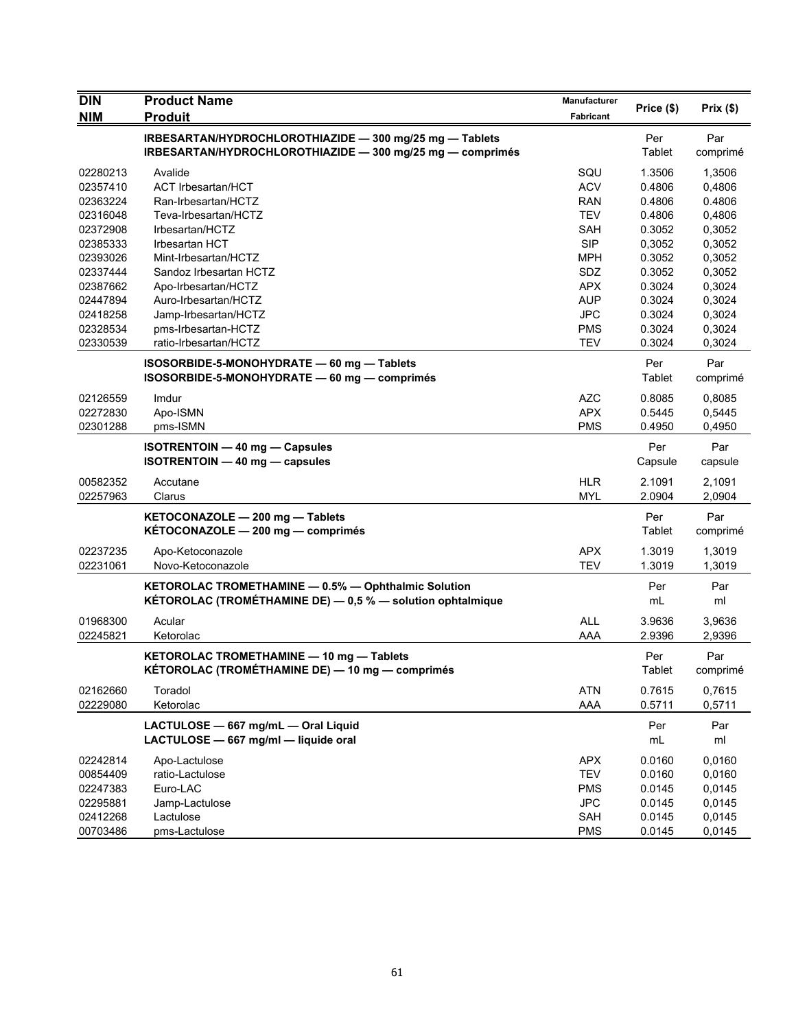| DIN<br>NIM | Product Name<br>Produit | Manufacturer<br>Fabricant | Price ($) | Prix ($) |
|---|---|---|---|---|
| | **IRBESARTAN/HYDROCHLOROTHIAZIDE — 300 mg/25 mg — Tablets**<br>**IRBESARTAN/HYDROCHLOROTHIAZIDE — 300 mg/25 mg — comprimés** | | Per Tablet | Par comprimé |
| 02280213 | Avalide | SQU | 1.3506 | 1,3506 |
| 02357410 | ACT Irbesartan/HCT | ACV | 0.4806 | 0,4806 |
| 02363224 | Ran-Irbesartan/HCTZ | RAN | 0.4806 | 0.4806 |
| 02316048 | Teva-Irbesartan/HCTZ | TEV | 0.4806 | 0,4806 |
| 02372908 | Irbesartan/HCTZ | SAH | 0.3052 | 0,3052 |
| 02385333 | Irbesartan HCT | SIP | 0,3052 | 0,3052 |
| 02393026 | Mint-Irbesartan/HCTZ | MPH | 0.3052 | 0,3052 |
| 02337444 | Sandoz Irbesartan HCTZ | SDZ | 0.3052 | 0,3052 |
| 02387662 | Apo-Irbesartan/HCTZ | APX | 0.3024 | 0,3024 |
| 02447894 | Auro-Irbesartan/HCTZ | AUP | 0.3024 | 0,3024 |
| 02418258 | Jamp-Irbesartan/HCTZ | JPC | 0.3024 | 0,3024 |
| 02328534 | pms-Irbesartan-HCTZ | PMS | 0.3024 | 0,3024 |
| 02330539 | ratio-Irbesartan/HCTZ | TEV | 0.3024 | 0,3024 |
| | **ISOSORBIDE-5-MONOHYDRATE — 60 mg — Tablets**<br>**ISOSORBIDE-5-MONOHYDRATE — 60 mg — comprimés** | | Per Tablet | Par comprimé |
| 02126559 | Imdur | AZC | 0.8085 | 0,8085 |
| 02272830 | Apo-ISMN | APX | 0.5445 | 0,5445 |
| 02301288 | pms-ISMN | PMS | 0.4950 | 0,4950 |
| | **ISOTRENTOIN — 40 mg — Capsules**<br>**ISOTRENTOIN — 40 mg — capsules** | | Per Capsule | Par capsule |
| 00582352 | Accutane | HLR | 2.1091 | 2,1091 |
| 02257963 | Clarus | MYL | 2.0904 | 2,0904 |
| | **KETOCONAZOLE — 200 mg — Tablets**<br>**KÉTOCONAZOLE — 200 mg — comprimés** | | Per Tablet | Par comprimé |
| 02237235 | Apo-Ketoconazole | APX | 1.3019 | 1,3019 |
| 02231061 | Novo-Ketoconazole | TEV | 1.3019 | 1,3019 |
| | **KETOROLAC TROMETHAMINE — 0.5% — Ophthalmic Solution**<br>**KÉTOROLAC (TROMÉTHAMINE DE) — 0,5 % — solution ophtalmique** | | Per mL | Par ml |
| 01968300 | Acular | ALL | 3.9636 | 3,9636 |
| 02245821 | Ketorolac | AAA | 2.9396 | 2,9396 |
| | **KETOROLAC TROMETHAMINE — 10 mg — Tablets**<br>**KÉTOROLAC (TROMÉTHAMINE DE) — 10 mg — comprimés** | | Per Tablet | Par comprimé |
| 02162660 | Toradol | ATN | 0.7615 | 0,7615 |
| 02229080 | Ketorolac | AAA | 0.5711 | 0,5711 |
| | **LACTULOSE — 667 mg/mL — Oral Liquid**<br>**LACTULOSE — 667 mg/ml — liquide oral** | | Per mL | Par ml |
| 02242814 | Apo-Lactulose | APX | 0.0160 | 0,0160 |
| 00854409 | ratio-Lactulose | TEV | 0.0160 | 0,0160 |
| 02247383 | Euro-LAC | PMS | 0.0145 | 0,0145 |
| 02295881 | Jamp-Lactulose | JPC | 0.0145 | 0,0145 |
| 02412268 | Lactulose | SAH | 0.0145 | 0,0145 |
| 00703486 | pms-Lactulose | PMS | 0.0145 | 0,0145 |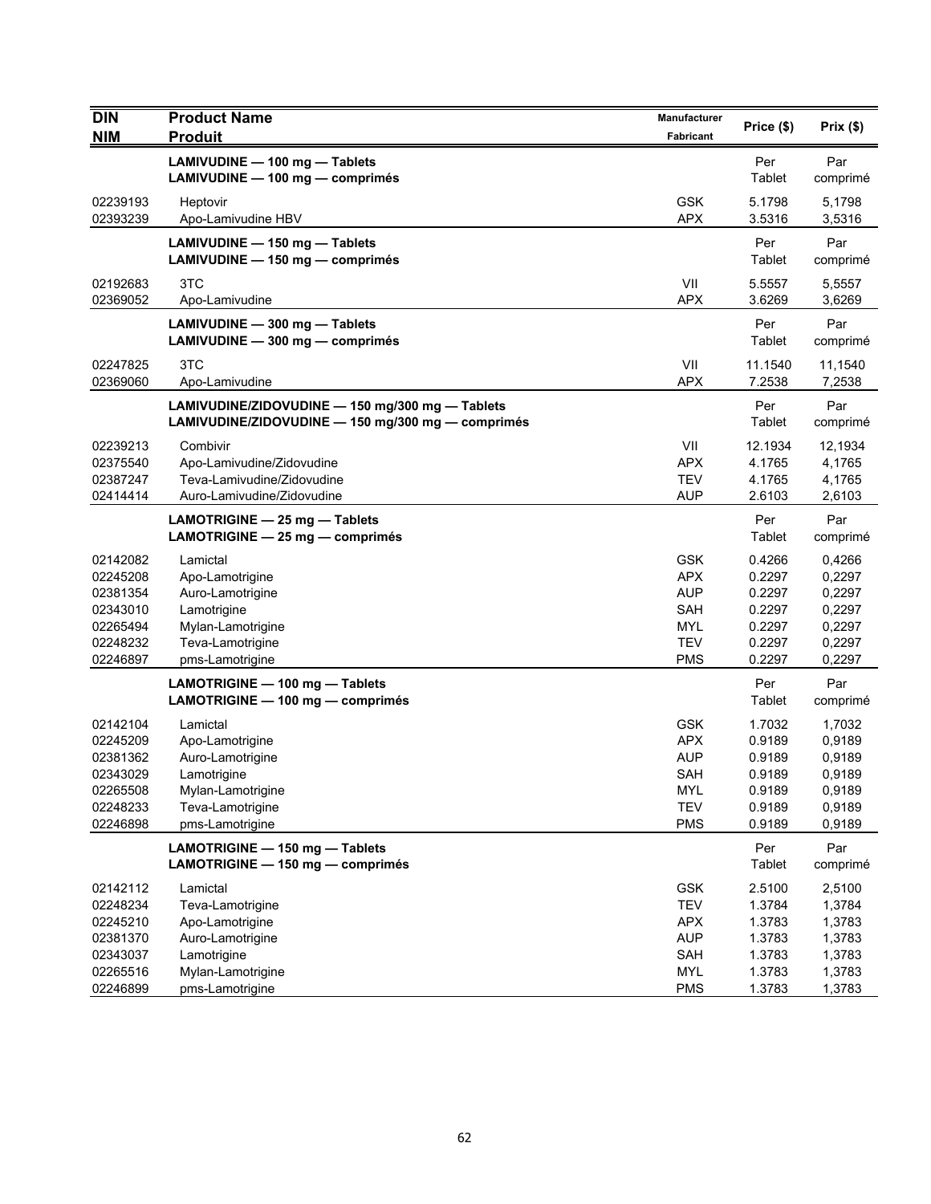| DIN<br>NIM | Product Name<br>Produit | Manufacturer<br>Fabricant | Price ($) | Prix ($) |
|---|---|---|---|---|
| | **LAMIVUDINE — 100 mg — Tablets**<br>**LAMIVUDINE — 100 mg — comprimés** | | Per Tablet | Par comprimé |
| 02239193 | Heptovir | GSK | 5.1798 | 5,1798 |
| 02393239 | Apo-Lamivudine HBV | APX | 3.5316 | 3,5316 |
| | **LAMIVUDINE — 150 mg — Tablets**<br>**LAMIVUDINE — 150 mg — comprimés** | | Per Tablet | Par comprimé |
| 02192683 | 3TC | VII | 5.5557 | 5,5557 |
| 02369052 | Apo-Lamivudine | APX | 3.6269 | 3,6269 |
| | **LAMIVUDINE — 300 mg — Tablets**<br>**LAMIVUDINE — 300 mg — comprimés** | | Per Tablet | Par comprimé |
| 02247825 | 3TC | VII | 11.1540 | 11,1540 |
| 02369060 | Apo-Lamivudine | APX | 7.2538 | 7,2538 |
| | **LAMIVUDINE/ZIDOVUDINE — 150 mg/300 mg — Tablets**<br>**LAMIVUDINE/ZIDOVUDINE — 150 mg/300 mg — comprimés** | | Per Tablet | Par comprimé |
| 02239213 | Combivir | VII | 12.1934 | 12,1934 |
| 02375540 | Apo-Lamivudine/Zidovudine | APX | 4.1765 | 4,1765 |
| 02387247 | Teva-Lamivudine/Zidovudine | TEV | 4.1765 | 4,1765 |
| 02414414 | Auro-Lamivudine/Zidovudine | AUP | 2.6103 | 2,6103 |
| | **LAMOTRIGINE — 25 mg — Tablets**<br>**LAMOTRIGINE — 25 mg — comprimés** | | Per Tablet | Par comprimé |
| 02142082 | Lamictal | GSK | 0.4266 | 0,4266 |
| 02245208 | Apo-Lamotrigine | APX | 0.2297 | 0,2297 |
| 02381354 | Auro-Lamotrigine | AUP | 0.2297 | 0,2297 |
| 02343010 | Lamotrigine | SAH | 0.2297 | 0,2297 |
| 02265494 | Mylan-Lamotrigine | MYL | 0.2297 | 0,2297 |
| 02248232 | Teva-Lamotrigine | TEV | 0.2297 | 0,2297 |
| 02246897 | pms-Lamotrigine | PMS | 0.2297 | 0,2297 |
| | **LAMOTRIGINE — 100 mg — Tablets**<br>**LAMOTRIGINE — 100 mg — comprimés** | | Per Tablet | Par comprimé |
| 02142104 | Lamictal | GSK | 1.7032 | 1,7032 |
| 02245209 | Apo-Lamotrigine | APX | 0.9189 | 0,9189 |
| 02381362 | Auro-Lamotrigine | AUP | 0.9189 | 0,9189 |
| 02343029 | Lamotrigine | SAH | 0.9189 | 0,9189 |
| 02265508 | Mylan-Lamotrigine | MYL | 0.9189 | 0,9189 |
| 02248233 | Teva-Lamotrigine | TEV | 0.9189 | 0,9189 |
| 02246898 | pms-Lamotrigine | PMS | 0.9189 | 0,9189 |
| | **LAMOTRIGINE — 150 mg — Tablets**<br>**LAMOTRIGINE — 150 mg — comprimés** | | Per Tablet | Par comprimé |
| 02142112 | Lamictal | GSK | 2.5100 | 2,5100 |
| 02248234 | Teva-Lamotrigine | TEV | 1.3784 | 1,3784 |
| 02245210 | Apo-Lamotrigine | APX | 1.3783 | 1,3783 |
| 02381370 | Auro-Lamotrigine | AUP | 1.3783 | 1,3783 |
| 02343037 | Lamotrigine | SAH | 1.3783 | 1,3783 |
| 02265516 | Mylan-Lamotrigine | MYL | 1.3783 | 1,3783 |
| 02246899 | pms-Lamotrigine | PMS | 1.3783 | 1,3783 |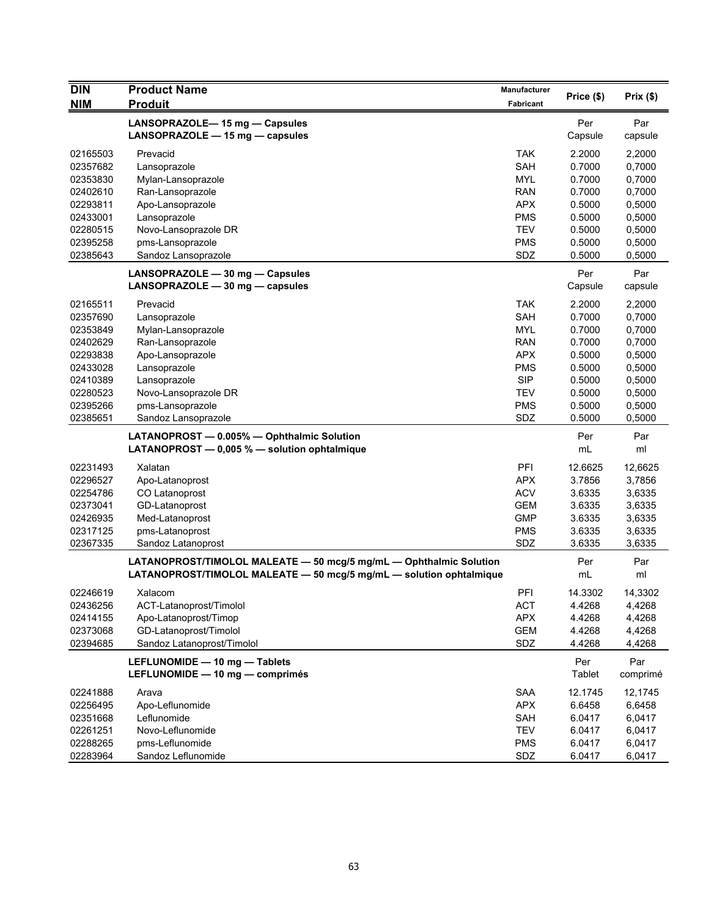| DIN<br>NIM | Product Name<br>Produit | Manufacturer<br>Fabricant | Price ($) | Prix ($) |
|---|---|---|---|---|
| | **LANSOPRAZOLE— 15 mg — Capsules**<br>**LANSOPRAZOLE — 15 mg — capsules** | | Per Capsule | Par capsule |
| 02165503 | Prevacid | TAK | 2.2000 | 2,2000 |
| 02357682 | Lansoprazole | SAH | 0.7000 | 0,7000 |
| 02353830 | Mylan-Lansoprazole | MYL | 0.7000 | 0,7000 |
| 02402610 | Ran-Lansoprazole | RAN | 0.7000 | 0,7000 |
| 02293811 | Apo-Lansoprazole | APX | 0.5000 | 0,5000 |
| 02433001 | Lansoprazole | PMS | 0.5000 | 0,5000 |
| 02280515 | Novo-Lansoprazole DR | TEV | 0.5000 | 0,5000 |
| 02395258 | pms-Lansoprazole | PMS | 0.5000 | 0,5000 |
| 02385643 | Sandoz Lansoprazole | SDZ | 0.5000 | 0,5000 |
| | **LANSOPRAZOLE — 30 mg — Capsules**<br>**LANSOPRAZOLE — 30 mg — capsules** | | Per Capsule | Par capsule |
| 02165511 | Prevacid | TAK | 2.2000 | 2,2000 |
| 02357690 | Lansoprazole | SAH | 0.7000 | 0,7000 |
| 02353849 | Mylan-Lansoprazole | MYL | 0.7000 | 0,7000 |
| 02402629 | Ran-Lansoprazole | RAN | 0.7000 | 0,7000 |
| 02293838 | Apo-Lansoprazole | APX | 0.5000 | 0,5000 |
| 02433028 | Lansoprazole | PMS | 0.5000 | 0,5000 |
| 02410389 | Lansoprazole | SIP | 0.5000 | 0,5000 |
| 02280523 | Novo-Lansoprazole DR | TEV | 0.5000 | 0,5000 |
| 02395266 | pms-Lansoprazole | PMS | 0.5000 | 0,5000 |
| 02385651 | Sandoz Lansoprazole | SDZ | 0.5000 | 0,5000 |
| | **LATANOPROST — 0.005% — Ophthalmic Solution**<br>**LATANOPROST — 0,005 % — solution ophtalmique** | | Per mL | Par ml |
| 02231493 | Xalatan | PFI | 12.6625 | 12,6625 |
| 02296527 | Apo-Latanoprost | APX | 3.7856 | 3,7856 |
| 02254786 | CO Latanoprost | ACV | 3.6335 | 3,6335 |
| 02373041 | GD-Latanoprost | GEM | 3.6335 | 3,6335 |
| 02426935 | Med-Latanoprost | GMP | 3.6335 | 3,6335 |
| 02317125 | pms-Latanoprost | PMS | 3.6335 | 3,6335 |
| 02367335 | Sandoz Latanoprost | SDZ | 3.6335 | 3,6335 |
| | **LATANOPROST/TIMOLOL MALEATE — 50 mcg/5 mg/mL — Ophthalmic Solution**<br>**LATANOPROST/TIMOLOL MALEATE — 50 mcg/5 mg/mL — solution ophtalmique** | | Per mL | Par ml |
| 02246619 | Xalacom | PFI | 14.3302 | 14,3302 |
| 02436256 | ACT-Latanoprost/Timolol | ACT | 4.4268 | 4,4268 |
| 02414155 | Apo-Latanoprost/Timop | APX | 4.4268 | 4,4268 |
| 02373068 | GD-Latanoprost/Timolol | GEM | 4.4268 | 4,4268 |
| 02394685 | Sandoz Latanoprost/Timolol | SDZ | 4.4268 | 4,4268 |
| | **LEFLUNOMIDE — 10 mg — Tablets**<br>**LEFLUNOMIDE — 10 mg — comprimés** | | Per Tablet | Par comprimé |
| 02241888 | Arava | SAA | 12.1745 | 12,1745 |
| 02256495 | Apo-Leflunomide | APX | 6.6458 | 6,6458 |
| 02351668 | Leflunomide | SAH | 6.0417 | 6,0417 |
| 02261251 | Novo-Leflunomide | TEV | 6.0417 | 6,0417 |
| 02288265 | pms-Leflunomide | PMS | 6.0417 | 6,0417 |
| 02283964 | Sandoz Leflunomide | SDZ | 6.0417 | 6,0417 |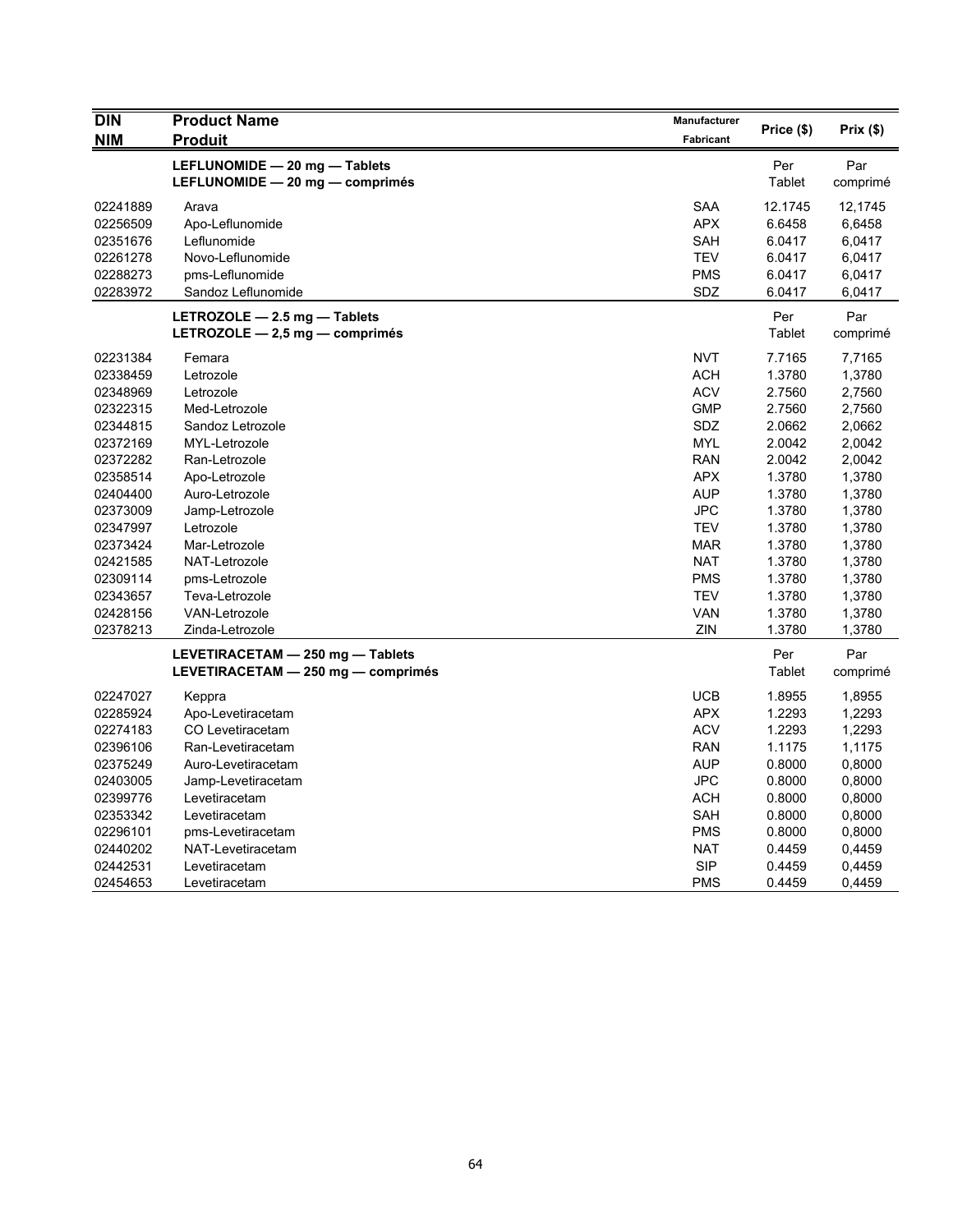| DIN<br>NIM | Product Name<br>Produit | Manufacturer<br>Fabricant | Price ($) | Prix ($) |
|---|---|---|---|---|
| | **LEFLUNOMIDE — 20 mg — Tablets**<br>**LEFLUNOMIDE — 20 mg — comprimés** | | Per Tablet | Par comprimé |
| 02241889 | Arava | SAA | 12.1745 | 12,1745 |
| 02256509 | Apo-Leflunomide | APX | 6.6458 | 6,6458 |
| 02351676 | Leflunomide | SAH | 6.0417 | 6,0417 |
| 02261278 | Novo-Leflunomide | TEV | 6.0417 | 6,0417 |
| 02288273 | pms-Leflunomide | PMS | 6.0417 | 6,0417 |
| 02283972 | Sandoz Leflunomide | SDZ | 6.0417 | 6,0417 |
| | **LETROZOLE — 2.5 mg — Tablets**<br>**LETROZOLE — 2,5 mg — comprimés** | | Per Tablet | Par comprimé |
| 02231384 | Femara | NVT | 7.7165 | 7,7165 |
| 02338459 | Letrozole | ACH | 1.3780 | 1,3780 |
| 02348969 | Letrozole | ACV | 2.7560 | 2,7560 |
| 02322315 | Med-Letrozole | GMP | 2.7560 | 2,7560 |
| 02344815 | Sandoz Letrozole | SDZ | 2.0662 | 2,0662 |
| 02372169 | MYL-Letrozole | MYL | 2.0042 | 2,0042 |
| 02372282 | Ran-Letrozole | RAN | 2.0042 | 2,0042 |
| 02358514 | Apo-Letrozole | APX | 1.3780 | 1,3780 |
| 02404400 | Auro-Letrozole | AUP | 1.3780 | 1,3780 |
| 02373009 | Jamp-Letrozole | JPC | 1.3780 | 1,3780 |
| 02347997 | Letrozole | TEV | 1.3780 | 1,3780 |
| 02373424 | Mar-Letrozole | MAR | 1.3780 | 1,3780 |
| 02421585 | NAT-Letrozole | NAT | 1.3780 | 1,3780 |
| 02309114 | pms-Letrozole | PMS | 1.3780 | 1,3780 |
| 02343657 | Teva-Letrozole | TEV | 1.3780 | 1,3780 |
| 02428156 | VAN-Letrozole | VAN | 1.3780 | 1,3780 |
| 02378213 | Zinda-Letrozole | ZIN | 1.3780 | 1,3780 |
| | **LEVETIRACETAM — 250 mg — Tablets**<br>**LEVETIRACETAM — 250 mg — comprimés** | | Per Tablet | Par comprimé |
| 02247027 | Keppra | UCB | 1.8955 | 1,8955 |
| 02285924 | Apo-Levetiracetam | APX | 1.2293 | 1,2293 |
| 02274183 | CO Levetiracetam | ACV | 1.2293 | 1,2293 |
| 02396106 | Ran-Levetiracetam | RAN | 1.1175 | 1,1175 |
| 02375249 | Auro-Levetiracetam | AUP | 0.8000 | 0,8000 |
| 02403005 | Jamp-Levetiracetam | JPC | 0.8000 | 0,8000 |
| 02399776 | Levetiracetam | ACH | 0.8000 | 0,8000 |
| 02353342 | Levetiracetam | SAH | 0.8000 | 0,8000 |
| 02296101 | pms-Levetiracetam | PMS | 0.8000 | 0,8000 |
| 02440202 | NAT-Levetiracetam | NAT | 0.4459 | 0,4459 |
| 02442531 | Levetiracetam | SIP | 0.4459 | 0,4459 |
| 02454653 | Levetiracetam | PMS | 0.4459 | 0,4459 |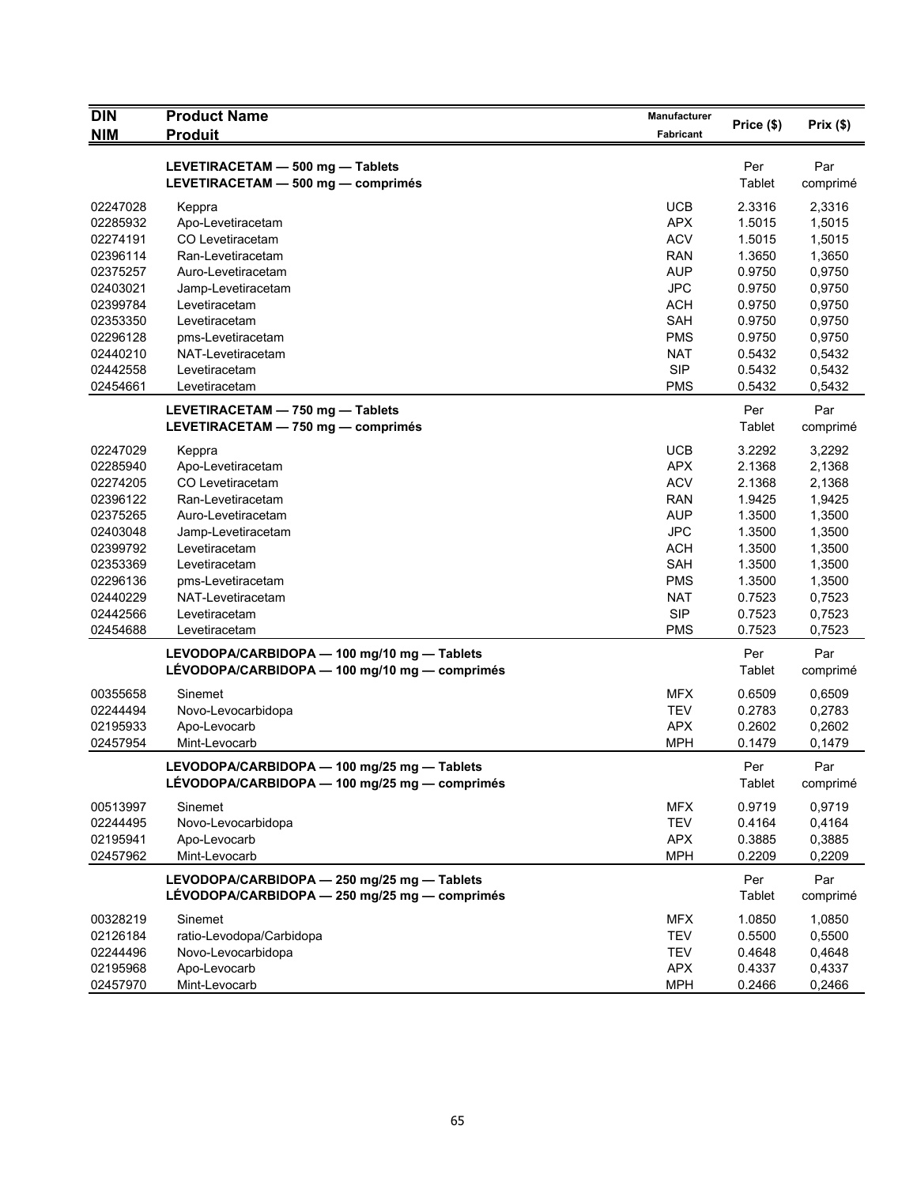| DIN<br>NIM | Product Name<br>Produit | Manufacturer<br>Fabricant | Price ($) | Prix ($) |
|---|---|---|---|---|
| | **LEVETIRACETAM — 500 mg — Tablets**<br>**LEVETIRACETAM — 500 mg — comprimés** | | Per Tablet | Par comprimé |
| 02247028 | Keppra | UCB | 2.3316 | 2,3316 |
| 02285932 | Apo-Levetiracetam | APX | 1.5015 | 1,5015 |
| 02274191 | CO Levetiracetam | ACV | 1.5015 | 1,5015 |
| 02396114 | Ran-Levetiracetam | RAN | 1.3650 | 1,3650 |
| 02375257 | Auro-Levetiracetam | AUP | 0.9750 | 0,9750 |
| 02403021 | Jamp-Levetiracetam | JPC | 0.9750 | 0,9750 |
| 02399784 | Levetiracetam | ACH | 0.9750 | 0,9750 |
| 02353350 | Levetiracetam | SAH | 0.9750 | 0,9750 |
| 02296128 | pms-Levetiracetam | PMS | 0.9750 | 0,9750 |
| 02440210 | NAT-Levetiracetam | NAT | 0.5432 | 0,5432 |
| 02442558 | Levetiracetam | SIP | 0.5432 | 0,5432 |
| 02454661 | Levetiracetam | PMS | 0.5432 | 0,5432 |
| | **LEVETIRACETAM — 750 mg — Tablets**<br>**LEVETIRACETAM — 750 mg — comprimés** | | Per Tablet | Par comprimé |
| 02247029 | Keppra | UCB | 3.2292 | 3,2292 |
| 02285940 | Apo-Levetiracetam | APX | 2.1368 | 2,1368 |
| 02274205 | CO Levetiracetam | ACV | 2.1368 | 2,1368 |
| 02396122 | Ran-Levetiracetam | RAN | 1.9425 | 1,9425 |
| 02375265 | Auro-Levetiracetam | AUP | 1.3500 | 1,3500 |
| 02403048 | Jamp-Levetiracetam | JPC | 1.3500 | 1,3500 |
| 02399792 | Levetiracetam | ACH | 1.3500 | 1,3500 |
| 02353369 | Levetiracetam | SAH | 1.3500 | 1,3500 |
| 02296136 | pms-Levetiracetam | PMS | 1.3500 | 1,3500 |
| 02440229 | NAT-Levetiracetam | NAT | 0.7523 | 0,7523 |
| 02442566 | Levetiracetam | SIP | 0.7523 | 0,7523 |
| 02454688 | Levetiracetam | PMS | 0.7523 | 0,7523 |
| | **LEVODOPA/CARBIDOPA — 100 mg/10 mg — Tablets**<br>**LÉVODOPA/CARBIDOPA — 100 mg/10 mg — comprimés** | | Per Tablet | Par comprimé |
| 00355658 | Sinemet | MFX | 0.6509 | 0,6509 |
| 02244494 | Novo-Levocarbidopa | TEV | 0.2783 | 0,2783 |
| 02195933 | Apo-Levocarb | APX | 0.2602 | 0,2602 |
| 02457954 | Mint-Levocarb | MPH | 0.1479 | 0,1479 |
| | **LEVODOPA/CARBIDOPA — 100 mg/25 mg — Tablets**<br>**LÉVODOPA/CARBIDOPA — 100 mg/25 mg — comprimés** | | Per Tablet | Par comprimé |
| 00513997 | Sinemet | MFX | 0.9719 | 0,9719 |
| 02244495 | Novo-Levocarbidopa | TEV | 0.4164 | 0,4164 |
| 02195941 | Apo-Levocarb | APX | 0.3885 | 0,3885 |
| 02457962 | Mint-Levocarb | MPH | 0.2209 | 0,2209 |
| | **LEVODOPA/CARBIDOPA — 250 mg/25 mg — Tablets**<br>**LÉVODOPA/CARBIDOPA — 250 mg/25 mg — comprimés** | | Per Tablet | Par comprimé |
| 00328219 | Sinemet | MFX | 1.0850 | 1,0850 |
| 02126184 | ratio-Levodopa/Carbidopa | TEV | 0.5500 | 0,5500 |
| 02244496 | Novo-Levocarbidopa | TEV | 0.4648 | 0,4648 |
| 02195968 | Apo-Levocarb | APX | 0.4337 | 0,4337 |
| 02457970 | Mint-Levocarb | MPH | 0.2466 | 0,2466 |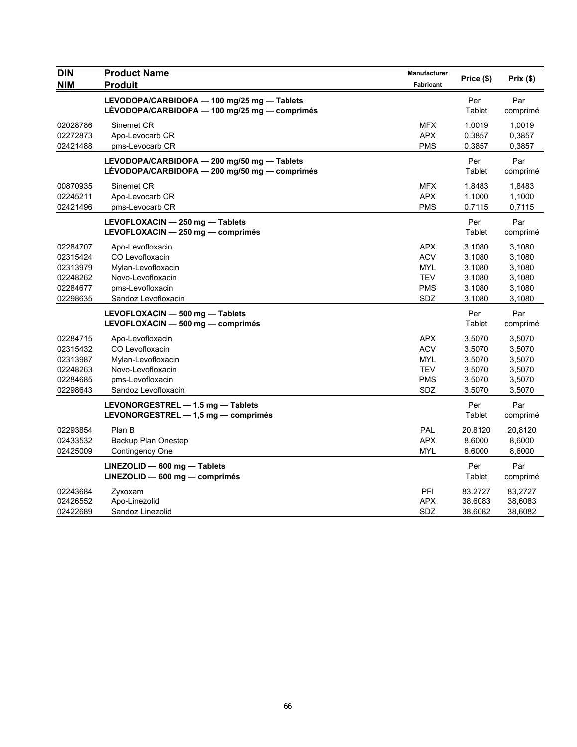| DIN<br>NIM | Product Name<br>Produit | Manufacturer<br>Fabricant | Price ($) | Prix ($) |
|---|---|---|---|---|
| | **LEVODOPA/CARBIDOPA — 100 mg/25 mg — Tablets**<br>**LÉVODOPA/CARBIDOPA — 100 mg/25 mg — comprimés** | | Per Tablet | Par comprimé |
| 02028786 | Sinemet CR | MFX | 1.0019 | 1,0019 |
| 02272873 | Apo-Levocarb CR | APX | 0.3857 | 0,3857 |
| 02421488 | pms-Levocarb CR | PMS | 0.3857 | 0,3857 |
| | **LEVODOPA/CARBIDOPA — 200 mg/50 mg — Tablets**<br>**LÉVODOPA/CARBIDOPA — 200 mg/50 mg — comprimés** | | Per Tablet | Par comprimé |
| 00870935 | Sinemet CR | MFX | 1.8483 | 1,8483 |
| 02245211 | Apo-Levocarb CR | APX | 1.1000 | 1,1000 |
| 02421496 | pms-Levocarb CR | PMS | 0.7115 | 0,7115 |
| | **LEVOFLOXACIN — 250 mg — Tablets**<br>**LEVOFLOXACIN — 250 mg — comprimés** | | Per Tablet | Par comprimé |
| 02284707 | Apo-Levofloxacin | APX | 3.1080 | 3,1080 |
| 02315424 | CO Levofloxacin | ACV | 3.1080 | 3,1080 |
| 02313979 | Mylan-Levofloxacin | MYL | 3.1080 | 3,1080 |
| 02248262 | Novo-Levofloxacin | TEV | 3.1080 | 3,1080 |
| 02284677 | pms-Levofloxacin | PMS | 3.1080 | 3,1080 |
| 02298635 | Sandoz Levofloxacin | SDZ | 3.1080 | 3,1080 |
| | **LEVOFLOXACIN — 500 mg — Tablets**<br>**LEVOFLOXACIN — 500 mg — comprimés** | | Per Tablet | Par comprimé |
| 02284715 | Apo-Levofloxacin | APX | 3.5070 | 3,5070 |
| 02315432 | CO Levofloxacin | ACV | 3.5070 | 3,5070 |
| 02313987 | Mylan-Levofloxacin | MYL | 3.5070 | 3,5070 |
| 02248263 | Novo-Levofloxacin | TEV | 3.5070 | 3,5070 |
| 02284685 | pms-Levofloxacin | PMS | 3.5070 | 3,5070 |
| 02298643 | Sandoz Levofloxacin | SDZ | 3.5070 | 3,5070 |
| | **LEVONORGESTREL — 1.5 mg — Tablets**<br>**LEVONORGESTREL — 1,5 mg — comprimés** | | Per Tablet | Par comprimé |
| 02293854 | Plan B | PAL | 20.8120 | 20,8120 |
| 02433532 | Backup Plan Onestep | APX | 8.6000 | 8,6000 |
| 02425009 | Contingency One | MYL | 8.6000 | 8,6000 |
| | **LINEZOLID — 600 mg — Tablets**<br>**LINEZOLID — 600 mg — comprimés** | | Per Tablet | Par comprimé |
| 02243684 | Zyxoxam | PFI | 83.2727 | 83,2727 |
| 02426552 | Apo-Linezolid | APX | 38.6083 | 38,6083 |
| 02422689 | Sandoz Linezolid | SDZ | 38.6082 | 38,6082 |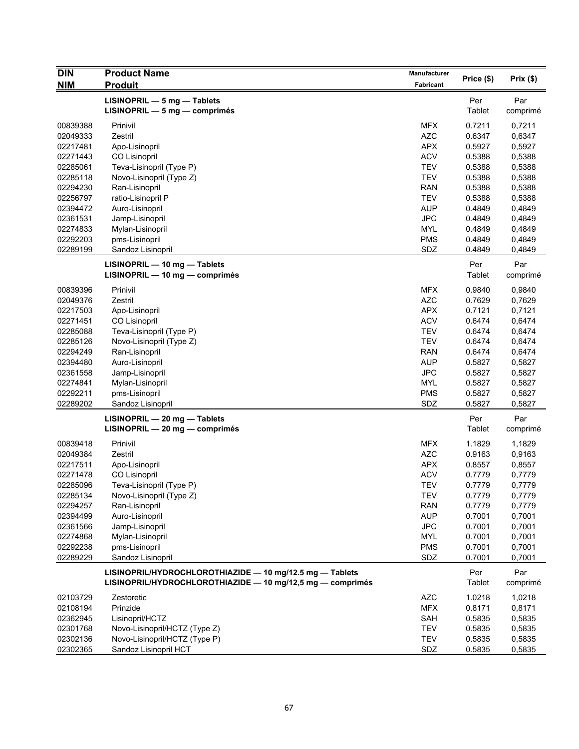| DIN<br>NIM | Product Name<br>Produit | Manufacturer<br>Fabricant | Price ($) | Prix ($) |
|---|---|---|---|---|
| | **LISINOPRIL — 5 mg — Tablets**<br>**LISINOPRIL — 5 mg — comprimés** | | Per Tablet | Par comprimé |
| 00839388 | Prinivil | MFX | 0.7211 | 0,7211 |
| 02049333 | Zestril | AZC | 0.6347 | 0,6347 |
| 02217481 | Apo-Lisinopril | APX | 0.5927 | 0,5927 |
| 02271443 | CO Lisinopril | ACV | 0.5388 | 0,5388 |
| 02285061 | Teva-Lisinopril (Type P) | TEV | 0.5388 | 0,5388 |
| 02285118 | Novo-Lisinopril (Type Z) | TEV | 0.5388 | 0,5388 |
| 02294230 | Ran-Lisinopril | RAN | 0.5388 | 0,5388 |
| 02256797 | ratio-Lisinopril P | TEV | 0.5388 | 0,5388 |
| 02394472 | Auro-Lisinopril | AUP | 0.4849 | 0,4849 |
| 02361531 | Jamp-Lisinopril | JPC | 0.4849 | 0,4849 |
| 02274833 | Mylan-Lisinopril | MYL | 0.4849 | 0,4849 |
| 02292203 | pms-Lisinopril | PMS | 0.4849 | 0,4849 |
| 02289199 | Sandoz Lisinopril | SDZ | 0.4849 | 0,4849 |
| | **LISINOPRIL — 10 mg — Tablets**<br>**LISINOPRIL — 10 mg — comprimés** | | Per Tablet | Par comprimé |
| 00839396 | Prinivil | MFX | 0.9840 | 0,9840 |
| 02049376 | Zestril | AZC | 0.7629 | 0,7629 |
| 02217503 | Apo-Lisinopril | APX | 0.7121 | 0,7121 |
| 02271451 | CO Lisinopril | ACV | 0.6474 | 0,6474 |
| 02285088 | Teva-Lisinopril (Type P) | TEV | 0.6474 | 0,6474 |
| 02285126 | Novo-Lisinopril (Type Z) | TEV | 0.6474 | 0,6474 |
| 02294249 | Ran-Lisinopril | RAN | 0.6474 | 0,6474 |
| 02394480 | Auro-Lisinopril | AUP | 0.5827 | 0,5827 |
| 02361558 | Jamp-Lisinopril | JPC | 0.5827 | 0,5827 |
| 02274841 | Mylan-Lisinopril | MYL | 0.5827 | 0,5827 |
| 02292211 | pms-Lisinopril | PMS | 0.5827 | 0,5827 |
| 02289202 | Sandoz Lisinopril | SDZ | 0.5827 | 0,5827 |
| | **LISINOPRIL — 20 mg — Tablets**<br>**LISINOPRIL — 20 mg — comprimés** | | Per Tablet | Par comprimé |
| 00839418 | Prinivil | MFX | 1.1829 | 1,1829 |
| 02049384 | Zestril | AZC | 0.9163 | 0,9163 |
| 02217511 | Apo-Lisinopril | APX | 0.8557 | 0,8557 |
| 02271478 | CO Lisinopril | ACV | 0.7779 | 0,7779 |
| 02285096 | Teva-Lisinopril (Type P) | TEV | 0.7779 | 0,7779 |
| 02285134 | Novo-Lisinopril (Type Z) | TEV | 0.7779 | 0,7779 |
| 02294257 | Ran-Lisinopril | RAN | 0.7779 | 0,7779 |
| 02394499 | Auro-Lisinopril | AUP | 0.7001 | 0,7001 |
| 02361566 | Jamp-Lisinopril | JPC | 0.7001 | 0,7001 |
| 02274868 | Mylan-Lisinopril | MYL | 0.7001 | 0,7001 |
| 02292238 | pms-Lisinopril | PMS | 0.7001 | 0,7001 |
| 02289229 | Sandoz Lisinopril | SDZ | 0.7001 | 0,7001 |
| | **LISINOPRIL/HYDROCHLOROTHIAZIDE — 10 mg/12.5 mg — Tablets**<br>**LISINOPRIL/HYDROCHLOROTHIAZIDE — 10 mg/12,5 mg — comprimés** | | Per Tablet | Par comprimé |
| 02103729 | Zestoretic | AZC | 1.0218 | 1,0218 |
| 02108194 | Prinzide | MFX | 0.8171 | 0,8171 |
| 02362945 | Lisinopril/HCTZ | SAH | 0.5835 | 0,5835 |
| 02301768 | Novo-Lisinopril/HCTZ (Type Z) | TEV | 0.5835 | 0,5835 |
| 02302136 | Novo-Lisinopril/HCTZ (Type P) | TEV | 0.5835 | 0,5835 |
| 02302365 | Sandoz Lisinopril HCT | SDZ | 0.5835 | 0,5835 |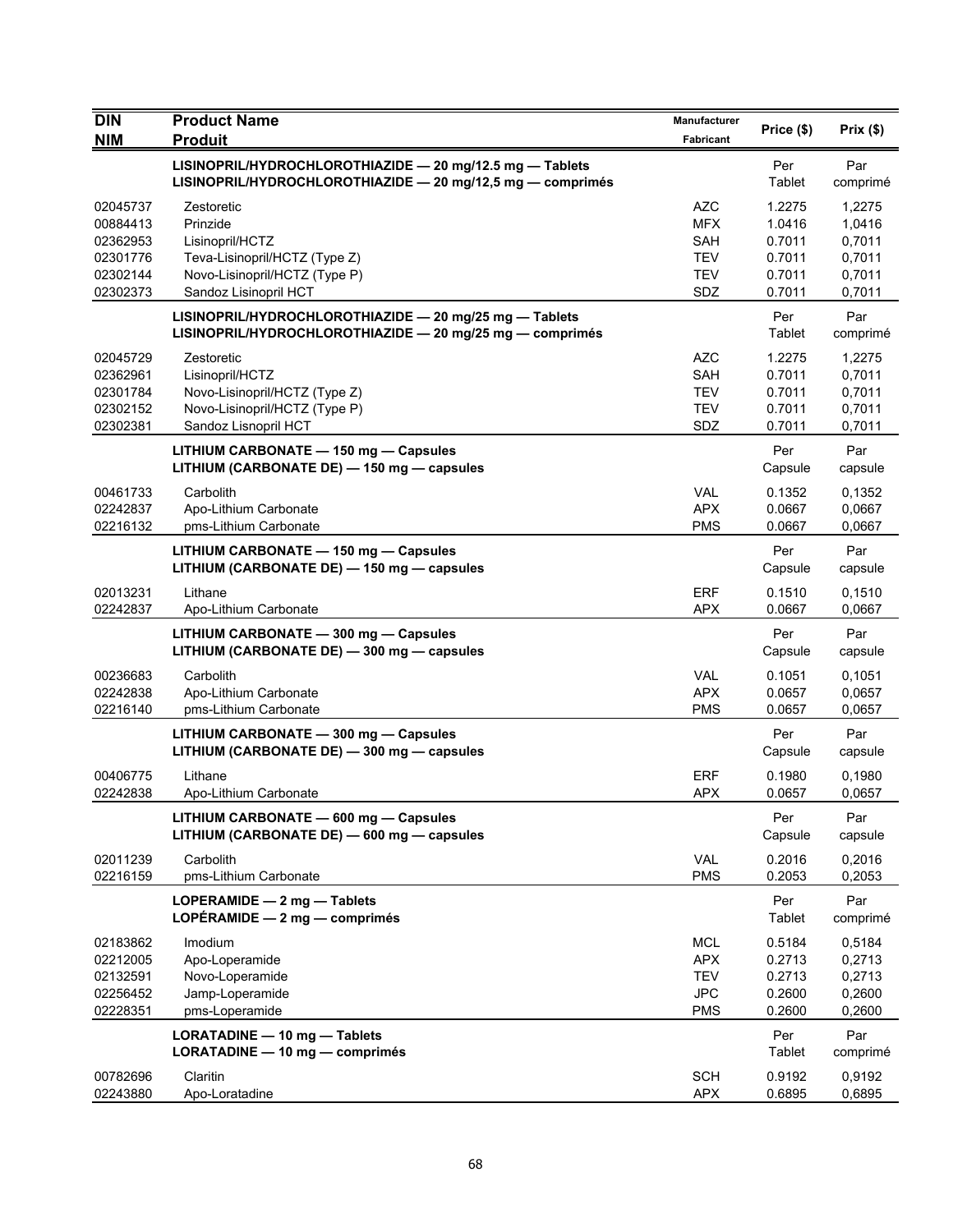| DIN<br>NIM | Product Name<br>Produit | Manufacturer<br>Fabricant | Price ($) | Prix ($) |
|---|---|---|---|---|
| | **LISINOPRIL/HYDROCHLOROTHIAZIDE — 20 mg/12.5 mg — Tablets**<br>**LISINOPRIL/HYDROCHLOROTHIAZIDE — 20 mg/12,5 mg — comprimés** | | Per Tablet | Par comprimé |
| 02045737 | Zestoretic | AZC | 1.2275 | 1,2275 |
| 00884413 | Prinzide | MFX | 1.0416 | 1,0416 |
| 02362953 | Lisinopril/HCTZ | SAH | 0.7011 | 0,7011 |
| 02301776 | Teva-Lisinopril/HCTZ (Type Z) | TEV | 0.7011 | 0,7011 |
| 02302144 | Novo-Lisinopril/HCTZ (Type P) | TEV | 0.7011 | 0,7011 |
| 02302373 | Sandoz Lisinopril HCT | SDZ | 0.7011 | 0,7011 |
| | **LISINOPRIL/HYDROCHLOROTHIAZIDE — 20 mg/25 mg — Tablets**<br>**LISINOPRIL/HYDROCHLOROTHIAZIDE — 20 mg/25 mg — comprimés** | | Per Tablet | Par comprimé |
| 02045729 | Zestoretic | AZC | 1.2275 | 1,2275 |
| 02362961 | Lisinopril/HCTZ | SAH | 0.7011 | 0,7011 |
| 02301784 | Novo-Lisinopril/HCTZ (Type Z) | TEV | 0.7011 | 0,7011 |
| 02302152 | Novo-Lisinopril/HCTZ (Type P) | TEV | 0.7011 | 0,7011 |
| 02302381 | Sandoz Lisnopril HCT | SDZ | 0.7011 | 0,7011 |
| | **LITHIUM CARBONATE — 150 mg — Capsules**<br>**LITHIUM (CARBONATE DE) — 150 mg — capsules** | | Per Capsule | Par capsule |
| 00461733 | Carbolith | VAL | 0.1352 | 0,1352 |
| 02242837 | Apo-Lithium Carbonate | APX | 0.0667 | 0,0667 |
| 02216132 | pms-Lithium Carbonate | PMS | 0.0667 | 0,0667 |
| | **LITHIUM CARBONATE — 150 mg — Capsules**<br>**LITHIUM (CARBONATE DE) — 150 mg — capsules** | | Per Capsule | Par capsule |
| 02013231 | Lithane | ERF | 0.1510 | 0,1510 |
| 02242837 | Apo-Lithium Carbonate | APX | 0.0667 | 0,0667 |
| | **LITHIUM CARBONATE — 300 mg — Capsules**<br>**LITHIUM (CARBONATE DE) — 300 mg — capsules** | | Per Capsule | Par capsule |
| 00236683 | Carbolith | VAL | 0.1051 | 0,1051 |
| 02242838 | Apo-Lithium Carbonate | APX | 0.0657 | 0,0657 |
| 02216140 | pms-Lithium Carbonate | PMS | 0.0657 | 0,0657 |
| | **LITHIUM CARBONATE — 300 mg — Capsules**<br>**LITHIUM (CARBONATE DE) — 300 mg — capsules** | | Per Capsule | Par capsule |
| 00406775 | Lithane | ERF | 0.1980 | 0,1980 |
| 02242838 | Apo-Lithium Carbonate | APX | 0.0657 | 0,0657 |
| | **LITHIUM CARBONATE — 600 mg — Capsules**<br>**LITHIUM (CARBONATE DE) — 600 mg — capsules** | | Per Capsule | Par capsule |
| 02011239 | Carbolith | VAL | 0.2016 | 0,2016 |
| 02216159 | pms-Lithium Carbonate | PMS | 0.2053 | 0,2053 |
| | **LOPERAMIDE — 2 mg — Tablets**<br>**LOPÉRAMIDE — 2 mg — comprimés** | | Per Tablet | Par comprimé |
| 02183862 | Imodium | MCL | 0.5184 | 0,5184 |
| 02212005 | Apo-Loperamide | APX | 0.2713 | 0,2713 |
| 02132591 | Novo-Loperamide | TEV | 0.2713 | 0,2713 |
| 02256452 | Jamp-Loperamide | JPC | 0.2600 | 0,2600 |
| 02228351 | pms-Loperamide | PMS | 0.2600 | 0,2600 |
| | **LORATADINE — 10 mg — Tablets**<br>**LORATADINE — 10 mg — comprimés** | | Per Tablet | Par comprimé |
| 00782696 | Claritin | SCH | 0.9192 | 0,9192 |
| 02243880 | Apo-Loratadine | APX | 0.6895 | 0,6895 |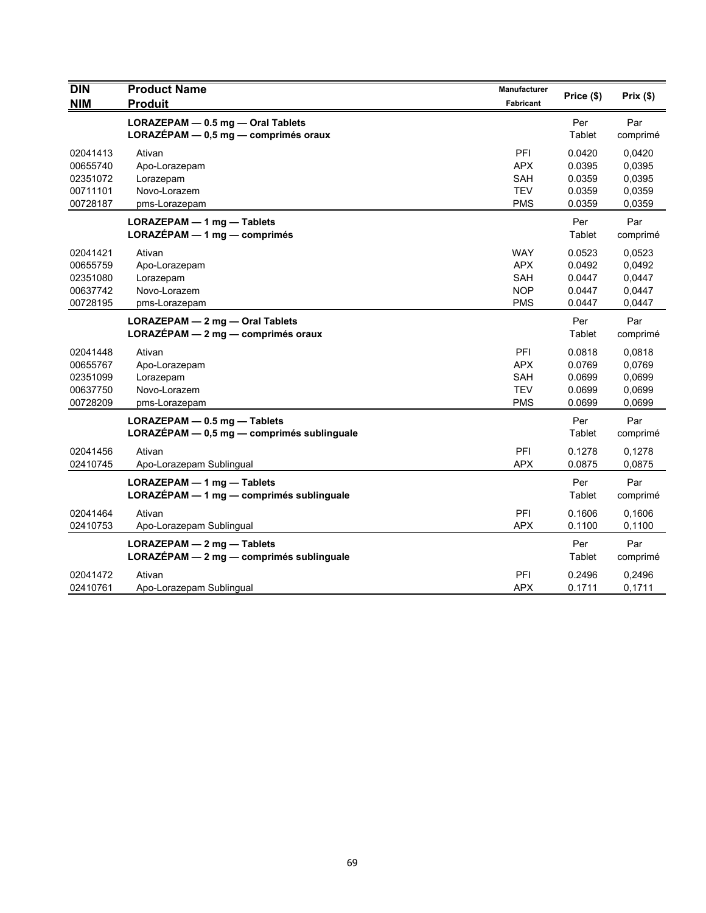| DIN<br>NIM | Product Name<br>Produit | Manufacturer<br>Fabricant | Price ($) | Prix ($) |
|---|---|---|---|---|
| | **LORAZEPAM — 0.5 mg — Oral Tablets**<br>**LORAZÉPAM — 0,5 mg — comprimés oraux** | | Per Tablet | Par comprimé |
| 02041413 | Ativan | PFI | 0.0420 | 0,0420 |
| 00655740 | Apo-Lorazepam | APX | 0.0395 | 0,0395 |
| 02351072 | Lorazepam | SAH | 0.0359 | 0,0395 |
| 00711101 | Novo-Lorazem | TEV | 0.0359 | 0,0359 |
| 00728187 | pms-Lorazepam | PMS | 0.0359 | 0,0359 |
| | **LORAZEPAM — 1 mg — Tablets**<br>**LORAZÉPAM — 1 mg — comprimés** | | Per Tablet | Par comprimé |
| 02041421 | Ativan | WAY | 0.0523 | 0,0523 |
| 00655759 | Apo-Lorazepam | APX | 0.0492 | 0,0492 |
| 02351080 | Lorazepam | SAH | 0.0447 | 0,0447 |
| 00637742 | Novo-Lorazem | NOP | 0.0447 | 0,0447 |
| 00728195 | pms-Lorazepam | PMS | 0.0447 | 0,0447 |
| | **LORAZEPAM — 2 mg — Oral Tablets**<br>**LORAZÉPAM — 2 mg — comprimés oraux** | | Per Tablet | Par comprimé |
| 02041448 | Ativan | PFI | 0.0818 | 0,0818 |
| 00655767 | Apo-Lorazepam | APX | 0.0769 | 0,0769 |
| 02351099 | Lorazepam | SAH | 0.0699 | 0,0699 |
| 00637750 | Novo-Lorazem | TEV | 0.0699 | 0,0699 |
| 00728209 | pms-Lorazepam | PMS | 0.0699 | 0,0699 |
| | **LORAZEPAM — 0.5 mg — Tablets**<br>**LORAZÉPAM — 0,5 mg — comprimés sublinguale** | | Per Tablet | Par comprimé |
| 02041456 | Ativan | PFI | 0.1278 | 0,1278 |
| 02410745 | Apo-Lorazepam Sublingual | APX | 0.0875 | 0,0875 |
| | **LORAZEPAM — 1 mg — Tablets**<br>**LORAZÉPAM — 1 mg — comprimés sublinguale** | | Per Tablet | Par comprimé |
| 02041464 | Ativan | PFI | 0.1606 | 0,1606 |
| 02410753 | Apo-Lorazepam Sublingual | APX | 0.1100 | 0,1100 |
| | **LORAZEPAM — 2 mg — Tablets**<br>**LORAZÉPAM — 2 mg — comprimés sublinguale** | | Per Tablet | Par comprimé |
| 02041472 | Ativan | PFI | 0.2496 | 0,2496 |
| 02410761 | Apo-Lorazepam Sublingual | APX | 0.1711 | 0,1711 |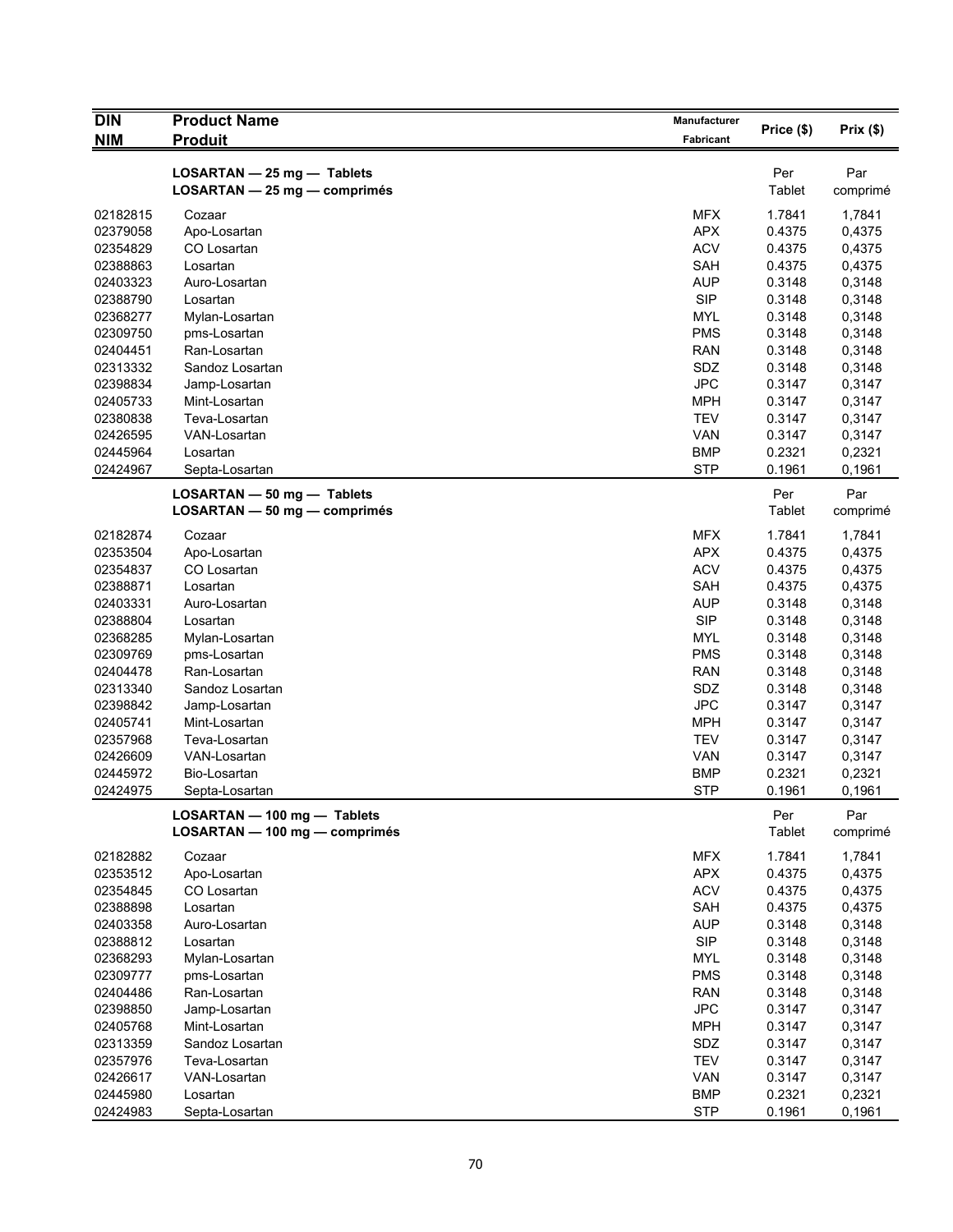| DIN<br>NIM | Product Name<br>Produit | Manufacturer<br>Fabricant | Price ($) | Prix ($) |
|---|---|---|---|---|
| | **LOSARTAN — 25 mg — Tablets**<br>**LOSARTAN — 25 mg — comprimés** | | Per<br>Tablet | Par<br>comprimé |
| 02182815 | Cozaar | MFX | 1.7841 | 1,7841 |
| 02379058 | Apo-Losartan | APX | 0.4375 | 0,4375 |
| 02354829 | CO Losartan | ACV | 0.4375 | 0,4375 |
| 02388863 | Losartan | SAH | 0.4375 | 0,4375 |
| 02403323 | Auro-Losartan | AUP | 0.3148 | 0,3148 |
| 02388790 | Losartan | SIP | 0.3148 | 0,3148 |
| 02368277 | Mylan-Losartan | MYL | 0.3148 | 0,3148 |
| 02309750 | pms-Losartan | PMS | 0.3148 | 0,3148 |
| 02404451 | Ran-Losartan | RAN | 0.3148 | 0,3148 |
| 02313332 | Sandoz Losartan | SDZ | 0.3148 | 0,3148 |
| 02398834 | Jamp-Losartan | JPC | 0.3147 | 0,3147 |
| 02405733 | Mint-Losartan | MPH | 0.3147 | 0,3147 |
| 02380838 | Teva-Losartan | TEV | 0.3147 | 0,3147 |
| 02426595 | VAN-Losartan | VAN | 0.3147 | 0,3147 |
| 02445964 | Losartan | BMP | 0.2321 | 0,2321 |
| 02424967 | Septa-Losartan | STP | 0.1961 | 0,1961 |
| | **LOSARTAN — 50 mg — Tablets**<br>**LOSARTAN — 50 mg — comprimés** | | Per<br>Tablet | Par<br>comprimé |
| 02182874 | Cozaar | MFX | 1.7841 | 1,7841 |
| 02353504 | Apo-Losartan | APX | 0.4375 | 0,4375 |
| 02354837 | CO Losartan | ACV | 0.4375 | 0,4375 |
| 02388871 | Losartan | SAH | 0.4375 | 0,4375 |
| 02403331 | Auro-Losartan | AUP | 0.3148 | 0,3148 |
| 02388804 | Losartan | SIP | 0.3148 | 0,3148 |
| 02368285 | Mylan-Losartan | MYL | 0.3148 | 0,3148 |
| 02309769 | pms-Losartan | PMS | 0.3148 | 0,3148 |
| 02404478 | Ran-Losartan | RAN | 0.3148 | 0,3148 |
| 02313340 | Sandoz Losartan | SDZ | 0.3148 | 0,3148 |
| 02398842 | Jamp-Losartan | JPC | 0.3147 | 0,3147 |
| 02405741 | Mint-Losartan | MPH | 0.3147 | 0,3147 |
| 02357968 | Teva-Losartan | TEV | 0.3147 | 0,3147 |
| 02426609 | VAN-Losartan | VAN | 0.3147 | 0,3147 |
| 02445972 | Bio-Losartan | BMP | 0.2321 | 0,2321 |
| 02424975 | Septa-Losartan | STP | 0.1961 | 0,1961 |
| | **LOSARTAN — 100 mg — Tablets**<br>**LOSARTAN — 100 mg — comprimés** | | Per<br>Tablet | Par<br>comprimé |
| 02182882 | Cozaar | MFX | 1.7841 | 1,7841 |
| 02353512 | Apo-Losartan | APX | 0.4375 | 0,4375 |
| 02354845 | CO Losartan | ACV | 0.4375 | 0,4375 |
| 02388898 | Losartan | SAH | 0.4375 | 0,4375 |
| 02403358 | Auro-Losartan | AUP | 0.3148 | 0,3148 |
| 02388812 | Losartan | SIP | 0.3148 | 0,3148 |
| 02368293 | Mylan-Losartan | MYL | 0.3148 | 0,3148 |
| 02309777 | pms-Losartan | PMS | 0.3148 | 0,3148 |
| 02404486 | Ran-Losartan | RAN | 0.3148 | 0,3148 |
| 02398850 | Jamp-Losartan | JPC | 0.3147 | 0,3147 |
| 02405768 | Mint-Losartan | MPH | 0.3147 | 0,3147 |
| 02313359 | Sandoz Losartan | SDZ | 0.3147 | 0,3147 |
| 02357976 | Teva-Losartan | TEV | 0.3147 | 0,3147 |
| 02426617 | VAN-Losartan | VAN | 0.3147 | 0,3147 |
| 02445980 | Losartan | BMP | 0.2321 | 0,2321 |
| 02424983 | Septa-Losartan | STP | 0.1961 | 0,1961 |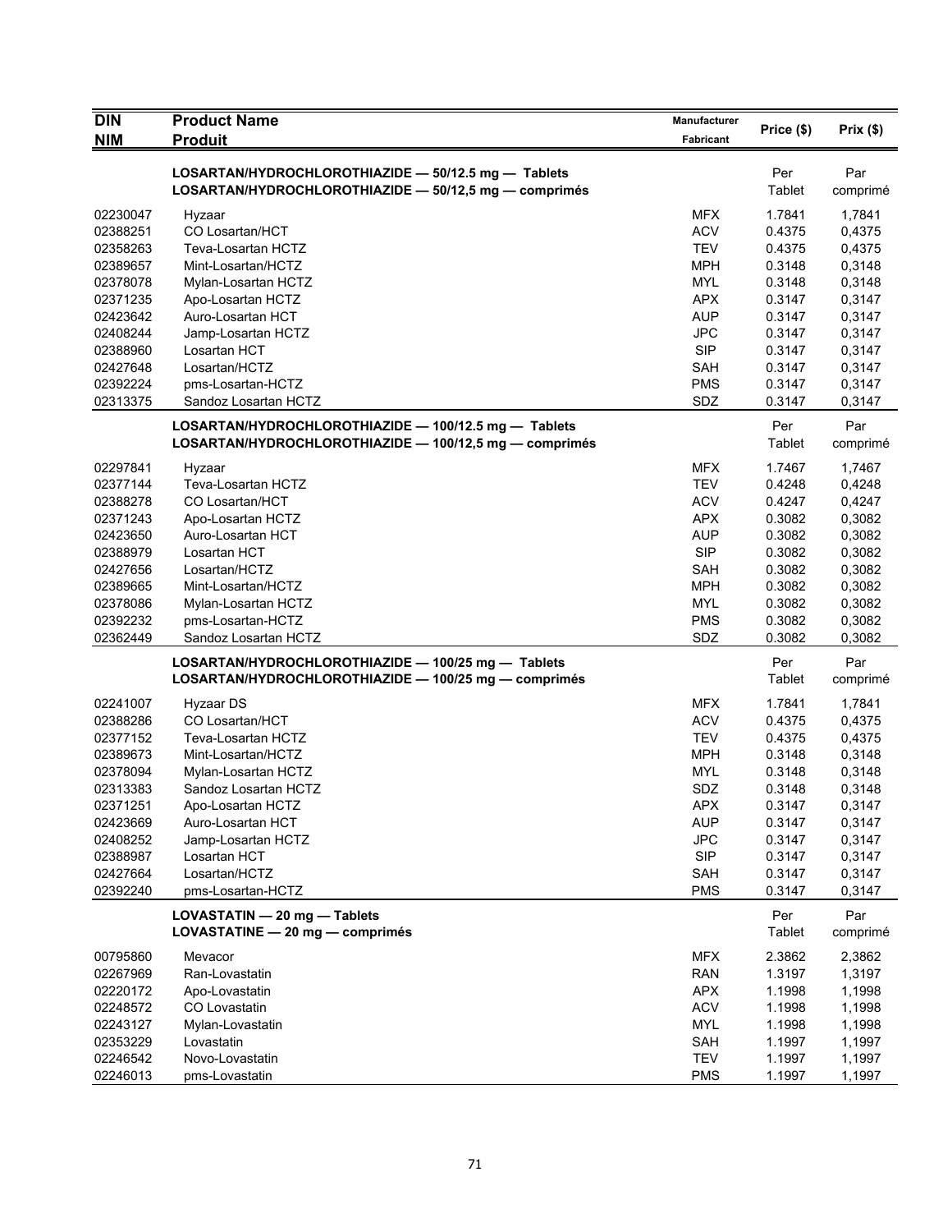| DIN<br>NIM | Product Name<br>Produit | Manufacturer<br>Fabricant | Price ($) | Prix ($) |
|---|---|---|---|---|
| | **LOSARTAN/HYDROCHLOROTHIAZIDE — 50/12.5 mg — Tablets**<br>**LOSARTAN/HYDROCHLOROTHIAZIDE — 50/12,5 mg — comprimés** | | Per<br>Tablet | Par<br>comprimé |
| 02230047 | Hyzaar | MFX | 1.7841 | 1,7841 |
| 02388251 | CO Losartan/HCT | ACV | 0.4375 | 0,4375 |
| 02358263 | Teva-Losartan HCTZ | TEV | 0.4375 | 0,4375 |
| 02389657 | Mint-Losartan/HCTZ | MPH | 0.3148 | 0,3148 |
| 02378078 | Mylan-Losartan HCTZ | MYL | 0.3148 | 0,3148 |
| 02371235 | Apo-Losartan HCTZ | APX | 0.3147 | 0,3147 |
| 02423642 | Auro-Losartan HCT | AUP | 0.3147 | 0,3147 |
| 02408244 | Jamp-Losartan HCTZ | JPC | 0.3147 | 0,3147 |
| 02388960 | Losartan HCT | SIP | 0.3147 | 0,3147 |
| 02427648 | Losartan/HCTZ | SAH | 0.3147 | 0,3147 |
| 02392224 | pms-Losartan-HCTZ | PMS | 0.3147 | 0,3147 |
| 02313375 | Sandoz Losartan HCTZ | SDZ | 0.3147 | 0,3147 |
| | **LOSARTAN/HYDROCHLOROTHIAZIDE — 100/12.5 mg — Tablets**<br>**LOSARTAN/HYDROCHLOROTHIAZIDE — 100/12,5 mg — comprimés** | | Per<br>Tablet | Par<br>comprimé |
| 02297841 | Hyzaar | MFX | 1.7467 | 1,7467 |
| 02377144 | Teva-Losartan HCTZ | TEV | 0.4248 | 0,4248 |
| 02388278 | CO Losartan/HCT | ACV | 0.4247 | 0,4247 |
| 02371243 | Apo-Losartan HCTZ | APX | 0.3082 | 0,3082 |
| 02423650 | Auro-Losartan HCT | AUP | 0.3082 | 0,3082 |
| 02388979 | Losartan HCT | SIP | 0.3082 | 0,3082 |
| 02427656 | Losartan/HCTZ | SAH | 0.3082 | 0,3082 |
| 02389665 | Mint-Losartan/HCTZ | MPH | 0.3082 | 0,3082 |
| 02378086 | Mylan-Losartan HCTZ | MYL | 0.3082 | 0,3082 |
| 02392232 | pms-Losartan-HCTZ | PMS | 0.3082 | 0,3082 |
| 02362449 | Sandoz Losartan HCTZ | SDZ | 0.3082 | 0,3082 |
| | **LOSARTAN/HYDROCHLOROTHIAZIDE — 100/25 mg — Tablets**<br>**LOSARTAN/HYDROCHLOROTHIAZIDE — 100/25 mg — comprimés** | | Per<br>Tablet | Par<br>comprimé |
| 02241007 | Hyzaar DS | MFX | 1.7841 | 1,7841 |
| 02388286 | CO Losartan/HCT | ACV | 0.4375 | 0,4375 |
| 02377152 | Teva-Losartan HCTZ | TEV | 0.4375 | 0,4375 |
| 02389673 | Mint-Losartan/HCTZ | MPH | 0.3148 | 0,3148 |
| 02378094 | Mylan-Losartan HCTZ | MYL | 0.3148 | 0,3148 |
| 02313383 | Sandoz Losartan HCTZ | SDZ | 0.3148 | 0,3148 |
| 02371251 | Apo-Losartan HCTZ | APX | 0.3147 | 0,3147 |
| 02423669 | Auro-Losartan HCT | AUP | 0.3147 | 0,3147 |
| 02408252 | Jamp-Losartan HCTZ | JPC | 0.3147 | 0,3147 |
| 02388987 | Losartan HCT | SIP | 0.3147 | 0,3147 |
| 02427664 | Losartan/HCTZ | SAH | 0.3147 | 0,3147 |
| 02392240 | pms-Losartan-HCTZ | PMS | 0.3147 | 0,3147 |
| | **LOVASTATIN — 20 mg — Tablets**<br>**LOVASTATINE — 20 mg — comprimés** | | Per<br>Tablet | Par<br>comprimé |
| 00795860 | Mevacor | MFX | 2.3862 | 2,3862 |
| 02267969 | Ran-Lovastatin | RAN | 1.3197 | 1,3197 |
| 02220172 | Apo-Lovastatin | APX | 1.1998 | 1,1998 |
| 02248572 | CO Lovastatin | ACV | 1.1998 | 1,1998 |
| 02243127 | Mylan-Lovastatin | MYL | 1.1998 | 1,1998 |
| 02353229 | Lovastatin | SAH | 1.1997 | 1,1997 |
| 02246542 | Novo-Lovastatin | TEV | 1.1997 | 1,1997 |
| 02246013 | pms-Lovastatin | PMS | 1.1997 | 1,1997 |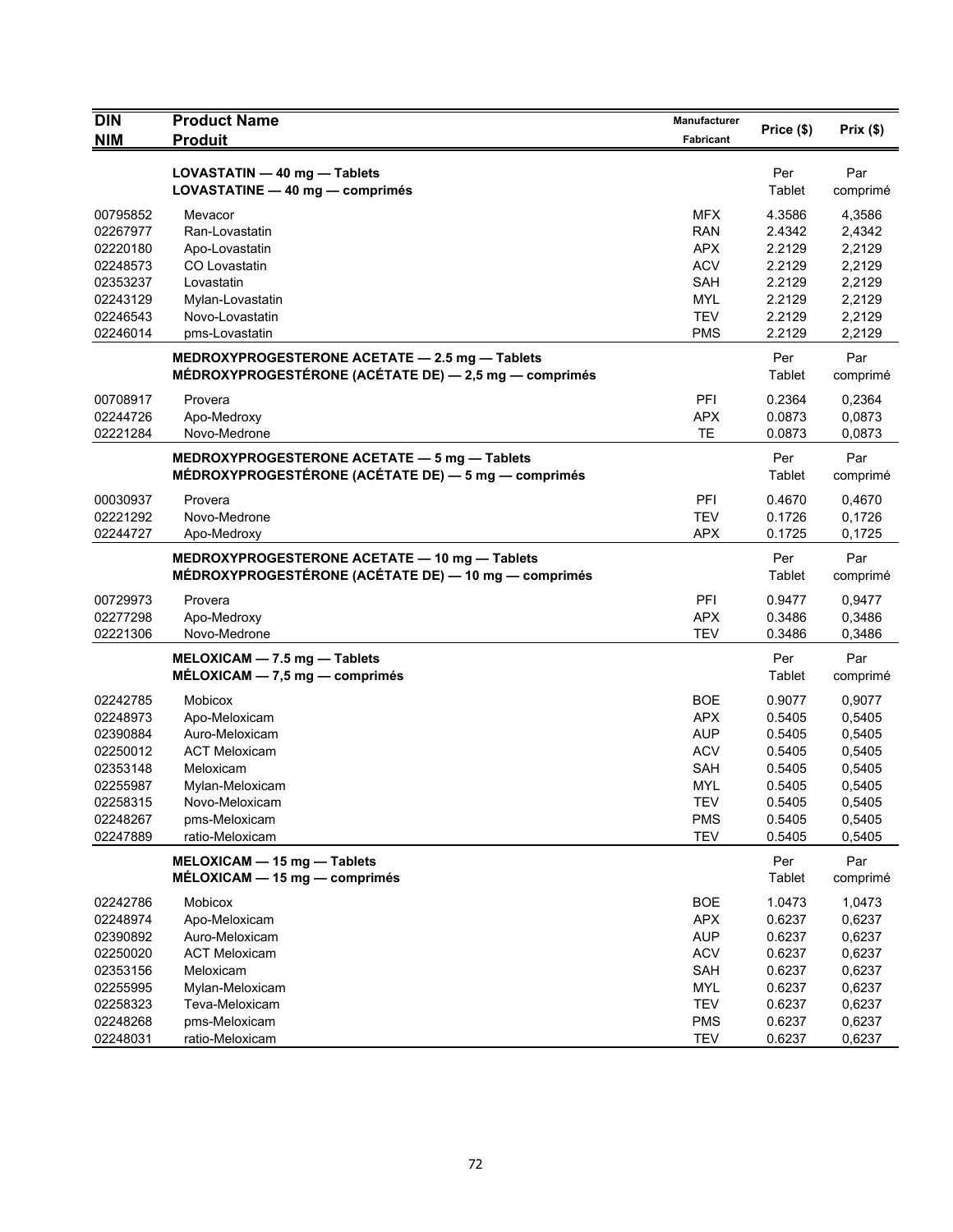| DIN<br>NIM | Product Name<br>Produit | Manufacturer<br>Fabricant | Price ($) | Prix ($) |
|---|---|---|---|---|
| | **LOVASTATIN — 40 mg — Tablets**<br>**LOVASTATINE — 40 mg — comprimés** | | Per Tablet | Par comprimé |
| 00795852 | Mevacor | MFX | 4.3586 | 4,3586 |
| 02267977 | Ran-Lovastatin | RAN | 2.4342 | 2,4342 |
| 02220180 | Apo-Lovastatin | APX | 2.2129 | 2,2129 |
| 02248573 | CO Lovastatin | ACV | 2.2129 | 2,2129 |
| 02353237 | Lovastatin | SAH | 2.2129 | 2,2129 |
| 02243129 | Mylan-Lovastatin | MYL | 2.2129 | 2,2129 |
| 02246543 | Novo-Lovastatin | TEV | 2.2129 | 2,2129 |
| 02246014 | pms-Lovastatin | PMS | 2.2129 | 2,2129 |
| | **MEDROXYPROGESTERONE ACETATE — 2.5 mg — Tablets**<br>**MÉDROXYPROGESTÉRONE (ACÉTATE DE) — 2,5 mg — comprimés** | | Per Tablet | Par comprimé |
| 00708917 | Provera | PFI | 0.2364 | 0,2364 |
| 02244726 | Apo-Medroxy | APX | 0.0873 | 0,0873 |
| 02221284 | Novo-Medrone | TE | 0.0873 | 0,0873 |
| | **MEDROXYPROGESTERONE ACETATE — 5 mg — Tablets**<br>**MÉDROXYPROGESTÉRONE (ACÉTATE DE) — 5 mg — comprimés** | | Per Tablet | Par comprimé |
| 00030937 | Provera | PFI | 0.4670 | 0,4670 |
| 02221292 | Novo-Medrone | TEV | 0.1726 | 0,1726 |
| 02244727 | Apo-Medroxy | APX | 0.1725 | 0,1725 |
| | **MEDROXYPROGESTERONE ACETATE — 10 mg — Tablets**<br>**MÉDROXYPROGESTÉRONE (ACÉTATE DE) — 10 mg — comprimés** | | Per Tablet | Par comprimé |
| 00729973 | Provera | PFI | 0.9477 | 0,9477 |
| 02277298 | Apo-Medroxy | APX | 0.3486 | 0,3486 |
| 02221306 | Novo-Medrone | TEV | 0.3486 | 0,3486 |
| | **MELOXICAM — 7.5 mg — Tablets**<br>**MÉLOXICAM — 7,5 mg — comprimés** | | Per Tablet | Par comprimé |
| 02242785 | Mobicox | BOE | 0.9077 | 0,9077 |
| 02248973 | Apo-Meloxicam | APX | 0.5405 | 0,5405 |
| 02390884 | Auro-Meloxicam | AUP | 0.5405 | 0,5405 |
| 02250012 | ACT Meloxicam | ACV | 0.5405 | 0,5405 |
| 02353148 | Meloxicam | SAH | 0.5405 | 0,5405 |
| 02255987 | Mylan-Meloxicam | MYL | 0.5405 | 0,5405 |
| 02258315 | Novo-Meloxicam | TEV | 0.5405 | 0,5405 |
| 02248267 | pms-Meloxicam | PMS | 0.5405 | 0,5405 |
| 02247889 | ratio-Meloxicam | TEV | 0.5405 | 0,5405 |
| | **MELOXICAM — 15 mg — Tablets**<br>**MÉLOXICAM — 15 mg — comprimés** | | Per Tablet | Par comprimé |
| 02242786 | Mobicox | BOE | 1.0473 | 1,0473 |
| 02248974 | Apo-Meloxicam | APX | 0.6237 | 0,6237 |
| 02390892 | Auro-Meloxicam | AUP | 0.6237 | 0,6237 |
| 02250020 | ACT Meloxicam | ACV | 0.6237 | 0,6237 |
| 02353156 | Meloxicam | SAH | 0.6237 | 0,6237 |
| 02255995 | Mylan-Meloxicam | MYL | 0.6237 | 0,6237 |
| 02258323 | Teva-Meloxicam | TEV | 0.6237 | 0,6237 |
| 02248268 | pms-Meloxicam | PMS | 0.6237 | 0,6237 |
| 02248031 | ratio-Meloxicam | TEV | 0.6237 | 0,6237 |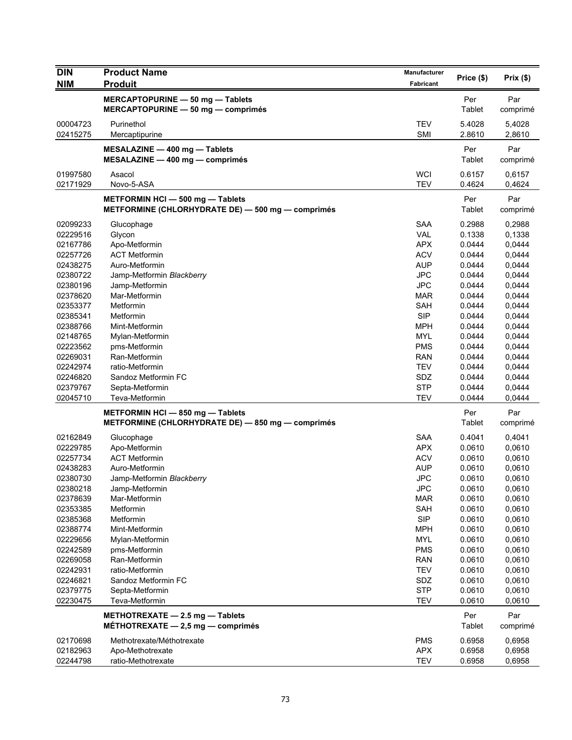| DIN<br>NIM | Product Name<br>Produit | Manufacturer<br>Fabricant | Price ($) | Prix ($) |
|---|---|---|---|---|
| | **MERCAPTOPURINE — 50 mg — Tablets**<br>**MERCAPTOPURINE — 50 mg — comprimés** | | Per Tablet | Par comprimé |
| 00004723 | Purinethol | TEV | 5.4028 | 5,4028 |
| 02415275 | Mercaptipurine | SMI | 2.8610 | 2,8610 |
| | **MESALAZINE — 400 mg — Tablets**<br>**MESALAZINE — 400 mg — comprimés** | | Per Tablet | Par comprimé |
| 01997580 | Asacol | WCI | 0.6157 | 0,6157 |
| 02171929 | Novo-5-ASA | TEV | 0.4624 | 0,4624 |
| | **METFORMIN HCl — 500 mg — Tablets**<br>**METFORMINE (CHLORHYDRATE DE) — 500 mg — comprimés** | | Per Tablet | Par comprimé |
| 02099233 | Glucophage | SAA | 0.2988 | 0,2988 |
| 02229516 | Glycon | VAL | 0.1338 | 0,1338 |
| 02167786 | Apo-Metformin | APX | 0.0444 | 0,0444 |
| 02257726 | ACT Metformin | ACV | 0.0444 | 0,0444 |
| 02438275 | Auro-Metformin | AUP | 0.0444 | 0,0444 |
| 02380722 | Jamp-Metformin *Blackberry* | JPC | 0.0444 | 0,0444 |
| 02380196 | Jamp-Metformin | JPC | 0.0444 | 0,0444 |
| 02378620 | Mar-Metformin | MAR | 0.0444 | 0,0444 |
| 02353377 | Metformin | SAH | 0.0444 | 0,0444 |
| 02385341 | Metformin | SIP | 0.0444 | 0,0444 |
| 02388766 | Mint-Metformin | MPH | 0.0444 | 0,0444 |
| 02148765 | Mylan-Metformin | MYL | 0.0444 | 0,0444 |
| 02223562 | pms-Metformin | PMS | 0.0444 | 0,0444 |
| 02269031 | Ran-Metformin | RAN | 0.0444 | 0,0444 |
| 02242974 | ratio-Metformin | TEV | 0.0444 | 0,0444 |
| 02246820 | Sandoz Metformin FC | SDZ | 0.0444 | 0,0444 |
| 02379767 | Septa-Metformin | STP | 0.0444 | 0,0444 |
| 02045710 | Teva-Metformin | TEV | 0.0444 | 0,0444 |
| | **METFORMIN HCl — 850 mg — Tablets**<br>**METFORMINE (CHLORHYDRATE DE) — 850 mg — comprimés** | | Per Tablet | Par comprimé |
| 02162849 | Glucophage | SAA | 0.4041 | 0,4041 |
| 02229785 | Apo-Metformin | APX | 0.0610 | 0,0610 |
| 02257734 | ACT Metformin | ACV | 0.0610 | 0,0610 |
| 02438283 | Auro-Metformin | AUP | 0.0610 | 0,0610 |
| 02380730 | Jamp-Metformin *Blackberry* | JPC | 0.0610 | 0,0610 |
| 02380218 | Jamp-Metformin | JPC | 0.0610 | 0,0610 |
| 02378639 | Mar-Metformin | MAR | 0.0610 | 0,0610 |
| 02353385 | Metformin | SAH | 0.0610 | 0,0610 |
| 02385368 | Metformin | SIP | 0.0610 | 0,0610 |
| 02388774 | Mint-Metformin | MPH | 0.0610 | 0,0610 |
| 02229656 | Mylan-Metformin | MYL | 0.0610 | 0,0610 |
| 02242589 | pms-Metformin | PMS | 0.0610 | 0,0610 |
| 02269058 | Ran-Metformin | RAN | 0.0610 | 0,0610 |
| 02242931 | ratio-Metformin | TEV | 0.0610 | 0,0610 |
| 02246821 | Sandoz Metformin FC | SDZ | 0.0610 | 0,0610 |
| 02379775 | Septa-Metformin | STP | 0.0610 | 0,0610 |
| 02230475 | Teva-Metformin | TEV | 0.0610 | 0,0610 |
| | **METHOTREXATE — 2.5 mg — Tablets**<br>**MÉTHOTREXATE — 2,5 mg — comprimés** | | Per Tablet | Par comprimé |
| 02170698 | Methotrexate/Méthotrexate | PMS | 0.6958 | 0,6958 |
| 02182963 | Apo-Methotrexate | APX | 0.6958 | 0,6958 |
| 02244798 | ratio-Methotrexate | TEV | 0.6958 | 0,6958 |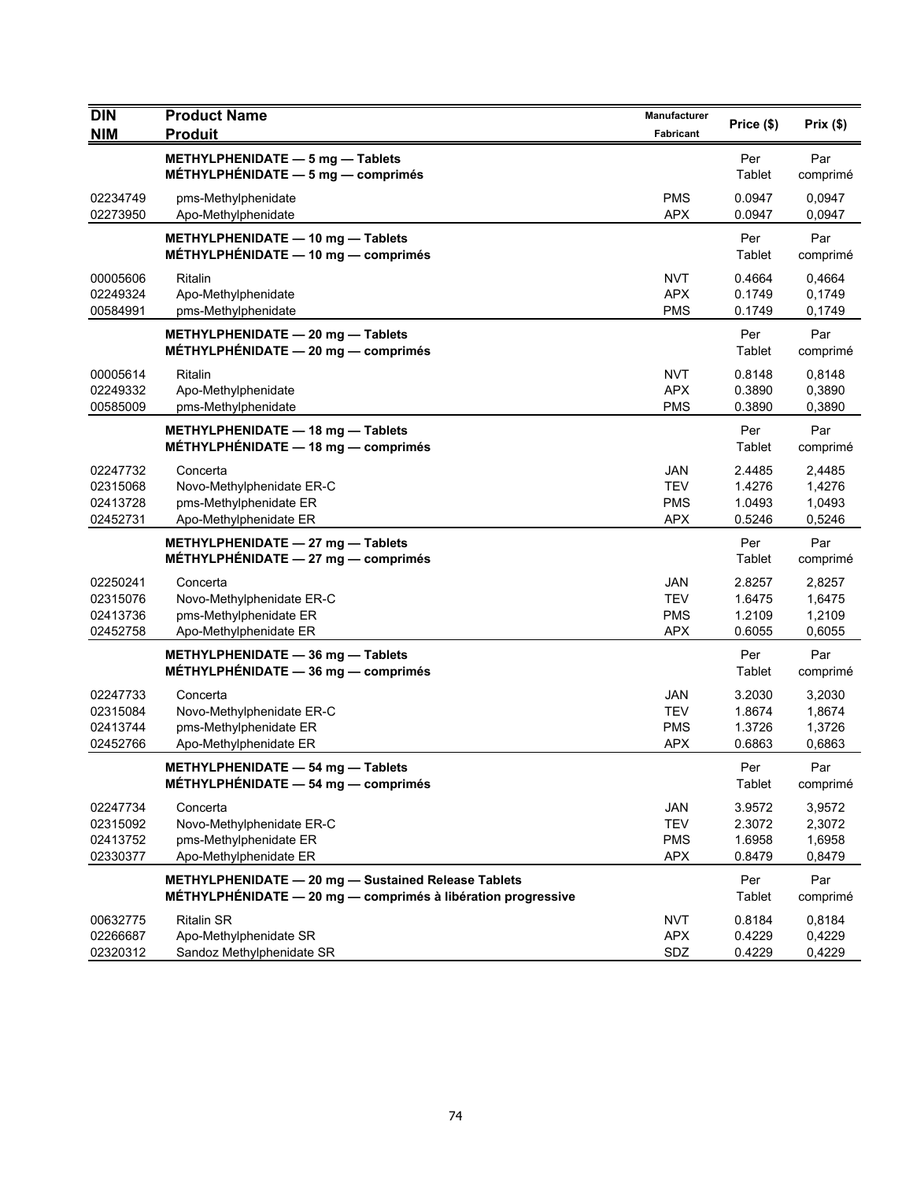| DIN<br>NIM | Product Name<br>Produit | Manufacturer<br>Fabricant | Price ($) | Prix ($) |
|---|---|---|---|---|
| | **METHYLPHENIDATE — 5 mg — Tablets**<br>**MÉTHYLPHÉNIDATE — 5 mg — comprimés** | | Per Tablet | Par comprimé |
| 02234749 | pms-Methylphenidate | PMS | 0.0947 | 0,0947 |
| 02273950 | Apo-Methylphenidate | APX | 0.0947 | 0,0947 |
| | **METHYLPHENIDATE — 10 mg — Tablets**<br>**MÉTHYLPHÉNIDATE — 10 mg — comprimés** | | Per Tablet | Par comprimé |
| 00005606 | Ritalin | NVT | 0.4664 | 0,4664 |
| 02249324 | Apo-Methylphenidate | APX | 0.1749 | 0,1749 |
| 00584991 | pms-Methylphenidate | PMS | 0.1749 | 0,1749 |
| | **METHYLPHENIDATE — 20 mg — Tablets**<br>**MÉTHYLPHÉNIDATE — 20 mg — comprimés** | | Per Tablet | Par comprimé |
| 00005614 | Ritalin | NVT | 0.8148 | 0,8148 |
| 02249332 | Apo-Methylphenidate | APX | 0.3890 | 0,3890 |
| 00585009 | pms-Methylphenidate | PMS | 0.3890 | 0,3890 |
| | **METHYLPHENIDATE — 18 mg — Tablets**<br>**MÉTHYLPHÉNIDATE — 18 mg — comprimés** | | Per Tablet | Par comprimé |
| 02247732 | Concerta | JAN | 2.4485 | 2,4485 |
| 02315068 | Novo-Methylphenidate ER-C | TEV | 1.4276 | 1,4276 |
| 02413728 | pms-Methylphenidate ER | PMS | 1.0493 | 1,0493 |
| 02452731 | Apo-Methylphenidate ER | APX | 0.5246 | 0,5246 |
| | **METHYLPHENIDATE — 27 mg — Tablets**<br>**MÉTHYLPHÉNIDATE — 27 mg — comprimés** | | Per Tablet | Par comprimé |
| 02250241 | Concerta | JAN | 2.8257 | 2,8257 |
| 02315076 | Novo-Methylphenidate ER-C | TEV | 1.6475 | 1,6475 |
| 02413736 | pms-Methylphenidate ER | PMS | 1.2109 | 1,2109 |
| 02452758 | Apo-Methylphenidate ER | APX | 0.6055 | 0,6055 |
| | **METHYLPHENIDATE — 36 mg — Tablets**<br>**MÉTHYLPHÉNIDATE — 36 mg — comprimés** | | Per Tablet | Par comprimé |
| 02247733 | Concerta | JAN | 3.2030 | 3,2030 |
| 02315084 | Novo-Methylphenidate ER-C | TEV | 1.8674 | 1,8674 |
| 02413744 | pms-Methylphenidate ER | PMS | 1.3726 | 1,3726 |
| 02452766 | Apo-Methylphenidate ER | APX | 0.6863 | 0,6863 |
| | **METHYLPHENIDATE — 54 mg — Tablets**<br>**MÉTHYLPHÉNIDATE — 54 mg — comprimés** | | Per Tablet | Par comprimé |
| 02247734 | Concerta | JAN | 3.9572 | 3,9572 |
| 02315092 | Novo-Methylphenidate ER-C | TEV | 2.3072 | 2,3072 |
| 02413752 | pms-Methylphenidate ER | PMS | 1.6958 | 1,6958 |
| 02330377 | Apo-Methylphenidate ER | APX | 0.8479 | 0,8479 |
| | **METHYLPHENIDATE — 20 mg — Sustained Release Tablets**<br>**MÉTHYLPHÉNIDATE — 20 mg — comprimés à libération progressive** | | Per Tablet | Par comprimé |
| 00632775 | Ritalin SR | NVT | 0.8184 | 0,8184 |
| 02266687 | Apo-Methylphenidate SR | APX | 0.4229 | 0,4229 |
| 02320312 | Sandoz Methylphenidate SR | SDZ | 0.4229 | 0,4229 |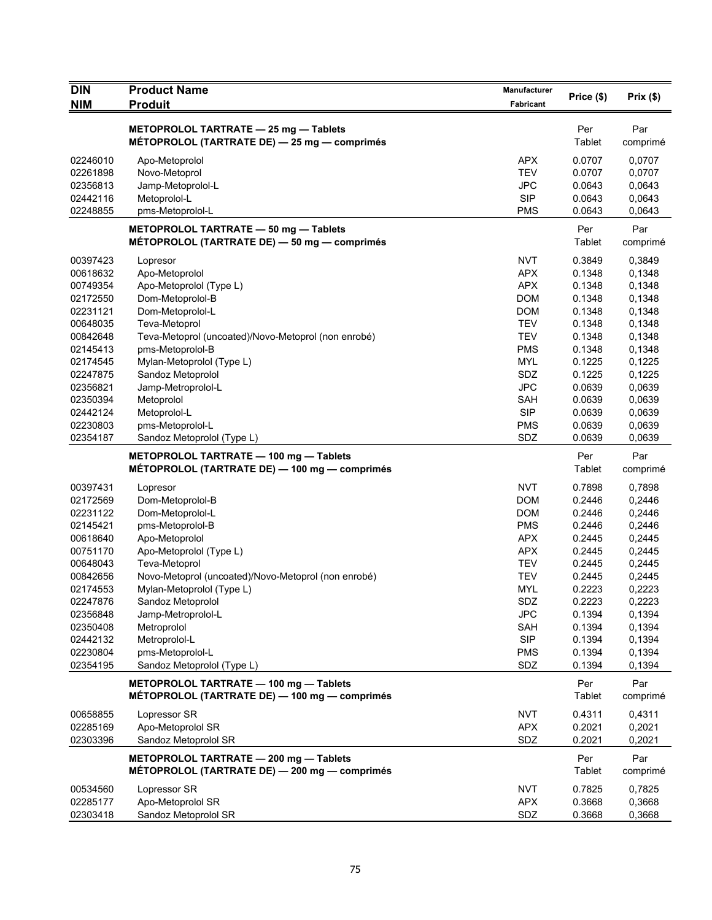| DIN<br>NIM | Product Name<br>Produit | Manufacturer<br>Fabricant | Price ($) | Prix ($) |
|---|---|---|---|---|
| | **METOPROLOL TARTRATE — 25 mg — Tablets**<br>**MÉTOPROLOL (TARTRATE DE) — 25 mg — comprimés** | | Per Tablet | Par comprimé |
| 02246010 | Apo-Metoprolol | APX | 0.0707 | 0,0707 |
| 02261898 | Novo-Metoprol | TEV | 0.0707 | 0,0707 |
| 02356813 | Jamp-Metoprolol-L | JPC | 0.0643 | 0,0643 |
| 02442116 | Metoprolol-L | SIP | 0.0643 | 0,0643 |
| 02248855 | pms-Metoprolol-L | PMS | 0.0643 | 0,0643 |
| | **METOPROLOL TARTRATE — 50 mg — Tablets**<br>**MÉTOPROLOL (TARTRATE DE) — 50 mg — comprimés** | | Per Tablet | Par comprimé |
| 00397423 | Lopresor | NVT | 0.3849 | 0,3849 |
| 00618632 | Apo-Metoprolol | APX | 0.1348 | 0,1348 |
| 00749354 | Apo-Metoprolol (Type L) | APX | 0.1348 | 0,1348 |
| 02172550 | Dom-Metoprolol-B | DOM | 0.1348 | 0,1348 |
| 02231121 | Dom-Metoprolol-L | DOM | 0.1348 | 0,1348 |
| 00648035 | Teva-Metoprol | TEV | 0.1348 | 0,1348 |
| 00842648 | Teva-Metoprol (uncoated)/Novo-Metoprol (non enrobé) | TEV | 0.1348 | 0,1348 |
| 02145413 | pms-Metoprolol-B | PMS | 0.1348 | 0,1348 |
| 02174545 | Mylan-Metoprolol (Type L) | MYL | 0.1225 | 0,1225 |
| 02247875 | Sandoz Metoprolol | SDZ | 0.1225 | 0,1225 |
| 02356821 | Jamp-Metroprolol-L | JPC | 0.0639 | 0,0639 |
| 02350394 | Metoprolol | SAH | 0.0639 | 0,0639 |
| 02442124 | Metoprolol-L | SIP | 0.0639 | 0,0639 |
| 02230803 | pms-Metoprolol-L | PMS | 0.0639 | 0,0639 |
| 02354187 | Sandoz Metoprolol (Type L) | SDZ | 0.0639 | 0,0639 |
| | **METOPROLOL TARTRATE — 100 mg — Tablets**<br>**MÉTOPROLOL (TARTRATE DE) — 100 mg — comprimés** | | Per Tablet | Par comprimé |
| 00397431 | Lopresor | NVT | 0.7898 | 0,7898 |
| 02172569 | Dom-Metoprolol-B | DOM | 0.2446 | 0,2446 |
| 02231122 | Dom-Metoprolol-L | DOM | 0.2446 | 0,2446 |
| 02145421 | pms-Metoprolol-B | PMS | 0.2446 | 0,2446 |
| 00618640 | Apo-Metoprolol | APX | 0.2445 | 0,2445 |
| 00751170 | Apo-Metoprolol (Type L) | APX | 0.2445 | 0,2445 |
| 00648043 | Teva-Metoprol | TEV | 0.2445 | 0,2445 |
| 00842656 | Novo-Metoprol (uncoated)/Novo-Metoprol (non enrobé) | TEV | 0.2445 | 0,2445 |
| 02174553 | Mylan-Metoprolol (Type L) | MYL | 0.2223 | 0,2223 |
| 02247876 | Sandoz Metoprolol | SDZ | 0.2223 | 0,2223 |
| 02356848 | Jamp-Metroprolol-L | JPC | 0.1394 | 0,1394 |
| 02350408 | Metroprolol | SAH | 0.1394 | 0,1394 |
| 02442132 | Metroprolol-L | SIP | 0.1394 | 0,1394 |
| 02230804 | pms-Metoprolol-L | PMS | 0.1394 | 0,1394 |
| 02354195 | Sandoz Metoprolol (Type L) | SDZ | 0.1394 | 0,1394 |
| | **METOPROLOL TARTRATE — 100 mg — Tablets**<br>**MÉTOPROLOL (TARTRATE DE) — 100 mg — comprimés** | | Per Tablet | Par comprimé |
| 00658855 | Lopressor SR | NVT | 0.4311 | 0,4311 |
| 02285169 | Apo-Metoprolol SR | APX | 0.2021 | 0,2021 |
| 02303396 | Sandoz Metoprolol SR | SDZ | 0.2021 | 0,2021 |
| | **METOPROLOL TARTRATE — 200 mg — Tablets**<br>**MÉTOPROLOL (TARTRATE DE) — 200 mg — comprimés** | | Per Tablet | Par comprimé |
| 00534560 | Lopressor SR | NVT | 0.7825 | 0,7825 |
| 02285177 | Apo-Metoprolol SR | APX | 0.3668 | 0,3668 |
| 02303418 | Sandoz Metoprolol SR | SDZ | 0.3668 | 0,3668 |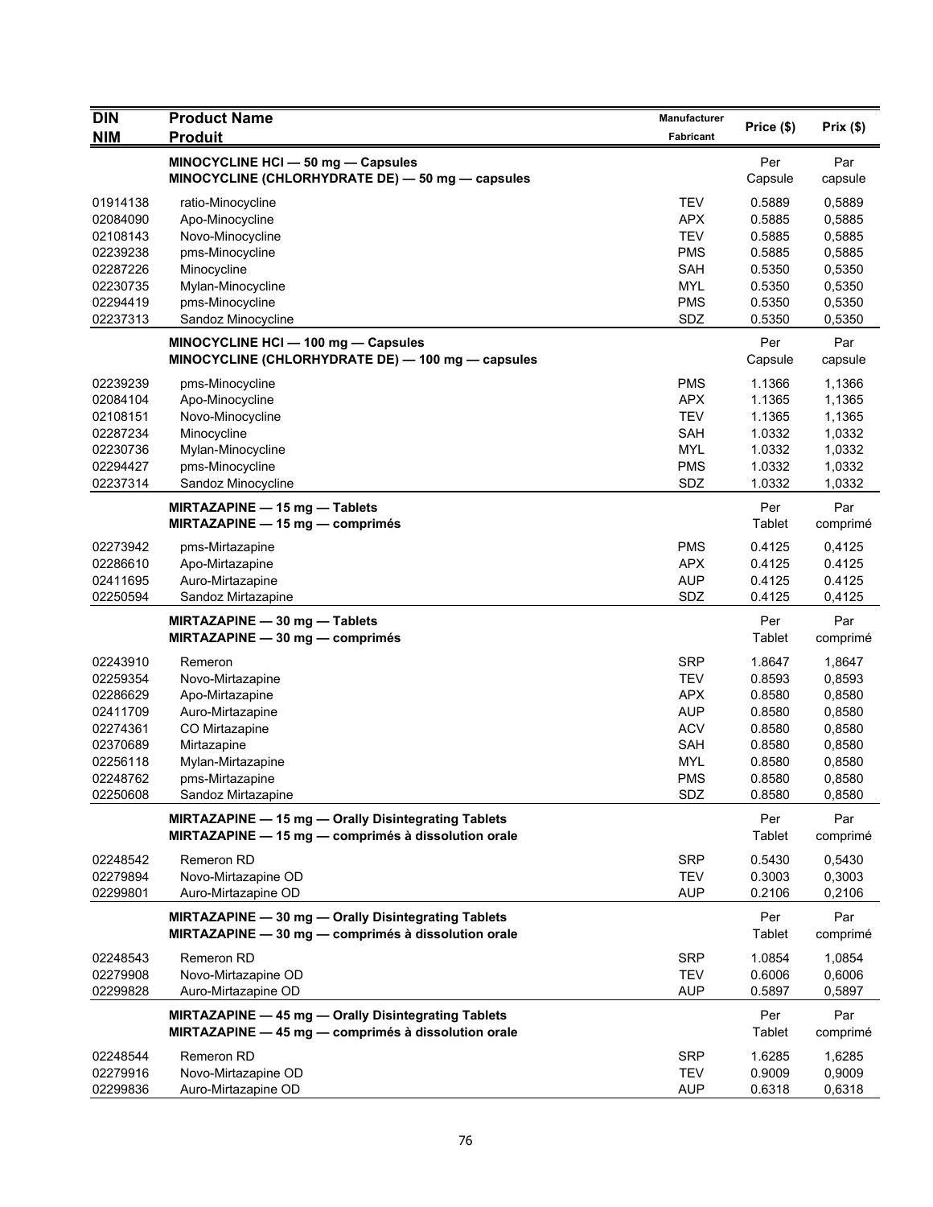| DIN<br>NIM | Product Name<br>Produit | Manufacturer<br>Fabricant | Price ($) | Prix ($) |
|---|---|---|---|---|
| | **MINOCYCLINE HCl — 50 mg — Capsules**<br>**MINOCYCLINE (CHLORHYDRATE DE) — 50 mg — capsules** | | Per Capsule | Par capsule |
| 01914138 | ratio-Minocycline | TEV | 0.5889 | 0,5889 |
| 02084090 | Apo-Minocycline | APX | 0.5885 | 0,5885 |
| 02108143 | Novo-Minocycline | TEV | 0.5885 | 0,5885 |
| 02239238 | pms-Minocycline | PMS | 0.5885 | 0,5885 |
| 02287226 | Minocycline | SAH | 0.5350 | 0,5350 |
| 02230735 | Mylan-Minocycline | MYL | 0.5350 | 0,5350 |
| 02294419 | pms-Minocycline | PMS | 0.5350 | 0,5350 |
| 02237313 | Sandoz Minocycline | SDZ | 0.5350 | 0,5350 |
| | **MINOCYCLINE HCl — 100 mg — Capsules**<br>**MINOCYCLINE (CHLORHYDRATE DE) — 100 mg — capsules** | | Per Capsule | Par capsule |
| 02239239 | pms-Minocycline | PMS | 1.1366 | 1,1366 |
| 02084104 | Apo-Minocycline | APX | 1.1365 | 1,1365 |
| 02108151 | Novo-Minocycline | TEV | 1.1365 | 1,1365 |
| 02287234 | Minocycline | SAH | 1.0332 | 1,0332 |
| 02230736 | Mylan-Minocycline | MYL | 1.0332 | 1,0332 |
| 02294427 | pms-Minocycline | PMS | 1.0332 | 1,0332 |
| 02237314 | Sandoz Minocycline | SDZ | 1.0332 | 1,0332 |
| | **MIRTAZAPINE — 15 mg — Tablets**<br>**MIRTAZAPINE — 15 mg — comprimés** | | Per Tablet | Par comprimé |
| 02273942 | pms-Mirtazapine | PMS | 0.4125 | 0,4125 |
| 02286610 | Apo-Mirtazapine | APX | 0.4125 | 0.4125 |
| 02411695 | Auro-Mirtazapine | AUP | 0.4125 | 0.4125 |
| 02250594 | Sandoz Mirtazapine | SDZ | 0.4125 | 0,4125 |
| | **MIRTAZAPINE — 30 mg — Tablets**<br>**MIRTAZAPINE — 30 mg — comprimés** | | Per Tablet | Par comprimé |
| 02243910 | Remeron | SRP | 1.8647 | 1,8647 |
| 02259354 | Novo-Mirtazapine | TEV | 0.8593 | 0,8593 |
| 02286629 | Apo-Mirtazapine | APX | 0.8580 | 0,8580 |
| 02411709 | Auro-Mirtazapine | AUP | 0.8580 | 0,8580 |
| 02274361 | CO Mirtazapine | ACV | 0.8580 | 0,8580 |
| 02370689 | Mirtazapine | SAH | 0.8580 | 0,8580 |
| 02256118 | Mylan-Mirtazapine | MYL | 0.8580 | 0,8580 |
| 02248762 | pms-Mirtazapine | PMS | 0.8580 | 0,8580 |
| 02250608 | Sandoz Mirtazapine | SDZ | 0.8580 | 0,8580 |
| | **MIRTAZAPINE — 15 mg — Orally Disintegrating Tablets**<br>**MIRTAZAPINE — 15 mg — comprimés à dissolution orale** | | Per Tablet | Par comprimé |
| 02248542 | Remeron RD | SRP | 0.5430 | 0,5430 |
| 02279894 | Novo-Mirtazapine OD | TEV | 0.3003 | 0,3003 |
| 02299801 | Auro-Mirtazapine OD | AUP | 0.2106 | 0,2106 |
| | **MIRTAZAPINE — 30 mg — Orally Disintegrating Tablets**<br>**MIRTAZAPINE — 30 mg — comprimés à dissolution orale** | | Per Tablet | Par comprimé |
| 02248543 | Remeron RD | SRP | 1.0854 | 1,0854 |
| 02279908 | Novo-Mirtazapine OD | TEV | 0.6006 | 0,6006 |
| 02299828 | Auro-Mirtazapine OD | AUP | 0.5897 | 0,5897 |
| | **MIRTAZAPINE — 45 mg — Orally Disintegrating Tablets**<br>**MIRTAZAPINE — 45 mg — comprimés à dissolution orale** | | Per Tablet | Par comprimé |
| 02248544 | Remeron RD | SRP | 1.6285 | 1,6285 |
| 02279916 | Novo-Mirtazapine OD | TEV | 0.9009 | 0,9009 |
| 02299836 | Auro-Mirtazapine OD | AUP | 0.6318 | 0,6318 |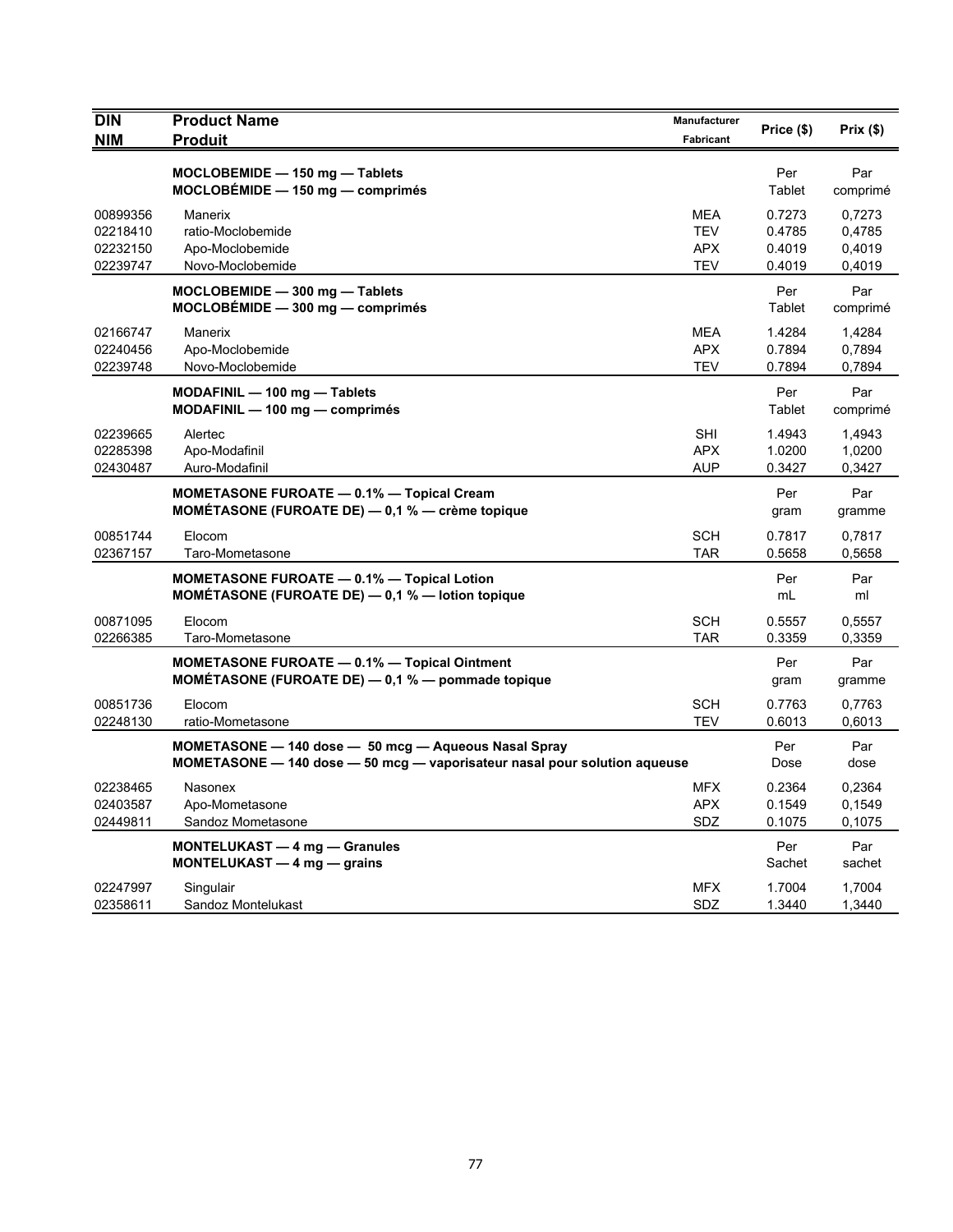| DIN<br>NIM | Product Name<br>Produit | Manufacturer<br>Fabricant | Price ($) | Prix ($) |
|---|---|---|---|---|
| | **MOCLOBEMIDE — 150 mg — Tablets**<br>**MOCLOBÉMIDE — 150 mg — comprimés** | | Per Tablet | Par comprimé |
| 00899356 | Manerix | MEA | 0.7273 | 0,7273 |
| 02218410 | ratio-Moclobemide | TEV | 0.4785 | 0,4785 |
| 02232150 | Apo-Moclobemide | APX | 0.4019 | 0,4019 |
| 02239747 | Novo-Moclobemide | TEV | 0.4019 | 0,4019 |
| | **MOCLOBEMIDE — 300 mg — Tablets**<br>**MOCLOBÉMIDE — 300 mg — comprimés** | | Per Tablet | Par comprimé |
| 02166747 | Manerix | MEA | 1.4284 | 1,4284 |
| 02240456 | Apo-Moclobemide | APX | 0.7894 | 0,7894 |
| 02239748 | Novo-Moclobemide | TEV | 0.7894 | 0,7894 |
| | **MODAFINIL — 100 mg — Tablets**<br>**MODAFINIL — 100 mg — comprimés** | | Per Tablet | Par comprimé |
| 02239665 | Alertec | SHI | 1.4943 | 1,4943 |
| 02285398 | Apo-Modafinil | APX | 1.0200 | 1,0200 |
| 02430487 | Auro-Modafinil | AUP | 0.3427 | 0,3427 |
| | **MOMETASONE FUROATE — 0.1% — Topical Cream**<br>**MOMÉTASONE (FUROATE DE) — 0,1 % — crème topique** | | Per gram | Par gramme |
| 00851744 | Elocom | SCH | 0.7817 | 0,7817 |
| 02367157 | Taro-Mometasone | TAR | 0.5658 | 0,5658 |
| | **MOMETASONE FUROATE — 0.1% — Topical Lotion**<br>**MOMÉTASONE (FUROATE DE) — 0,1 % — lotion topique** | | Per mL | Par ml |
| 00871095 | Elocom | SCH | 0.5557 | 0,5557 |
| 02266385 | Taro-Mometasone | TAR | 0.3359 | 0,3359 |
| | **MOMETASONE FUROATE — 0.1% — Topical Ointment**<br>**MOMÉTASONE (FUROATE DE) — 0,1 % — pommade topique** | | Per gram | Par gramme |
| 00851736 | Elocom | SCH | 0.7763 | 0,7763 |
| 02248130 | ratio-Mometasone | TEV | 0.6013 | 0,6013 |
| | **MOMETASONE — 140 dose — 50 mcg — Aqueous Nasal Spray**<br>**MOMETASONE — 140 dose — 50 mcg — vaporisateur nasal pour solution aqueuse** | | Per Dose | Par dose |
| 02238465 | Nasonex | MFX | 0.2364 | 0,2364 |
| 02403587 | Apo-Mometasone | APX | 0.1549 | 0,1549 |
| 02449811 | Sandoz Mometasone | SDZ | 0.1075 | 0,1075 |
| | **MONTELUKAST — 4 mg — Granules**<br>**MONTELUKAST — 4 mg — grains** | | Per Sachet | Par sachet |
| 02247997 | Singulair | MFX | 1.7004 | 1,7004 |
| 02358611 | Sandoz Montelukast | SDZ | 1.3440 | 1,3440 |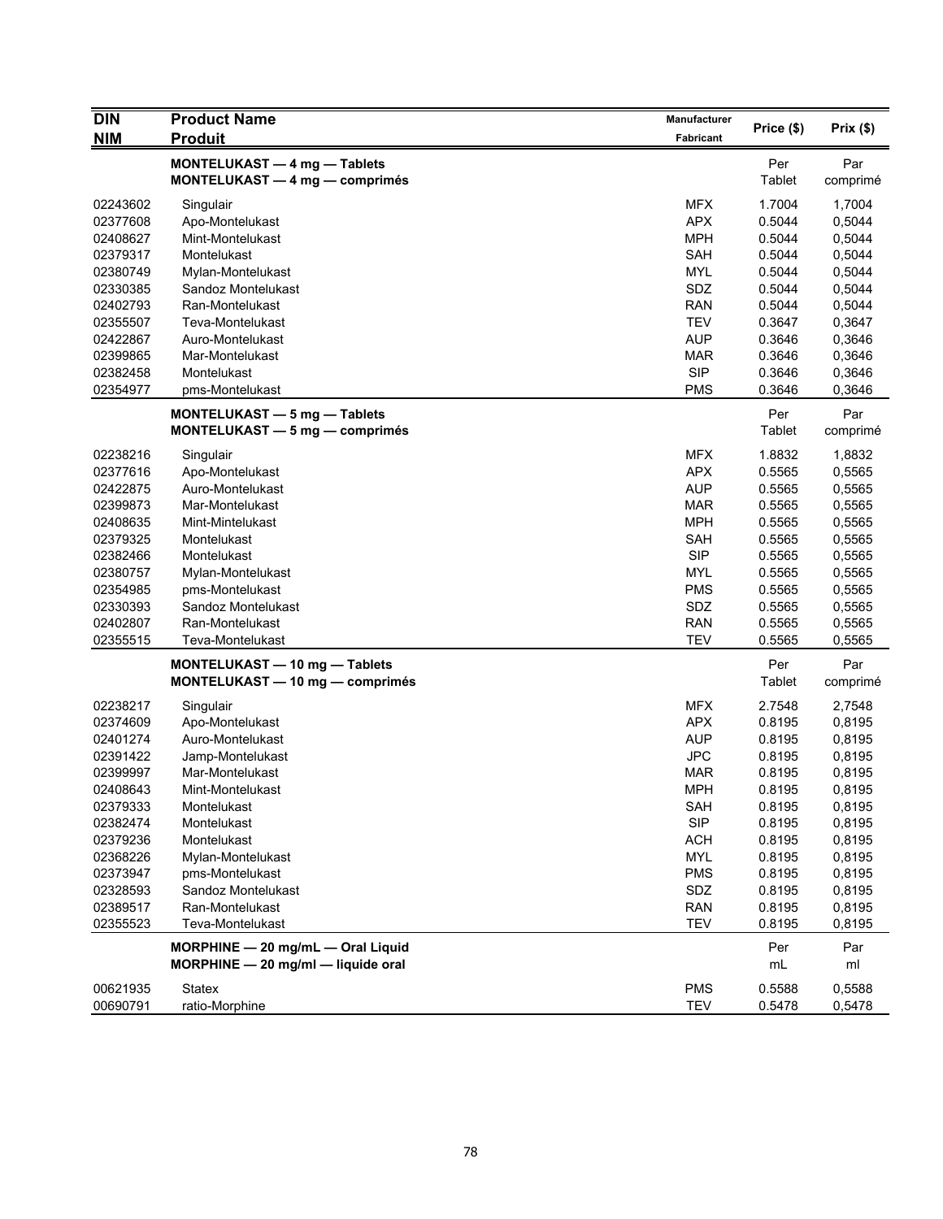| DIN<br>NIM | Product Name<br>Produit | Manufacturer<br>Fabricant | Price ($) | Prix ($) |
|---|---|---|---|---|
| | **MONTELUKAST — 4 mg — Tablets**<br>**MONTELUKAST — 4 mg — comprimés** | | Per<br>Tablet | Par<br>comprimé |
| 02243602 | Singulair | MFX | 1.7004 | 1,7004 |
| 02377608 | Apo-Montelukast | APX | 0.5044 | 0,5044 |
| 02408627 | Mint-Montelukast | MPH | 0.5044 | 0,5044 |
| 02379317 | Montelukast | SAH | 0.5044 | 0,5044 |
| 02380749 | Mylan-Montelukast | MYL | 0.5044 | 0,5044 |
| 02330385 | Sandoz Montelukast | SDZ | 0.5044 | 0,5044 |
| 02402793 | Ran-Montelukast | RAN | 0.5044 | 0,5044 |
| 02355507 | Teva-Montelukast | TEV | 0.3647 | 0,3647 |
| 02422867 | Auro-Montelukast | AUP | 0.3646 | 0,3646 |
| 02399865 | Mar-Montelukast | MAR | 0.3646 | 0,3646 |
| 02382458 | Montelukast | SIP | 0.3646 | 0,3646 |
| 02354977 | pms-Montelukast | PMS | 0.3646 | 0,3646 |
| | **MONTELUKAST — 5 mg — Tablets**<br>**MONTELUKAST — 5 mg — comprimés** | | Per<br>Tablet | Par<br>comprimé |
| 02238216 | Singulair | MFX | 1.8832 | 1,8832 |
| 02377616 | Apo-Montelukast | APX | 0.5565 | 0,5565 |
| 02422875 | Auro-Montelukast | AUP | 0.5565 | 0,5565 |
| 02399873 | Mar-Montelukast | MAR | 0.5565 | 0,5565 |
| 02408635 | Mint-Mintelukast | MPH | 0.5565 | 0,5565 |
| 02379325 | Montelukast | SAH | 0.5565 | 0,5565 |
| 02382466 | Montelukast | SIP | 0.5565 | 0,5565 |
| 02380757 | Mylan-Montelukast | MYL | 0.5565 | 0,5565 |
| 02354985 | pms-Montelukast | PMS | 0.5565 | 0,5565 |
| 02330393 | Sandoz Montelukast | SDZ | 0.5565 | 0,5565 |
| 02402807 | Ran-Montelukast | RAN | 0.5565 | 0,5565 |
| 02355515 | Teva-Montelukast | TEV | 0.5565 | 0,5565 |
| | **MONTELUKAST — 10 mg — Tablets**<br>**MONTELUKAST — 10 mg — comprimés** | | Per<br>Tablet | Par<br>comprimé |
| 02238217 | Singulair | MFX | 2.7548 | 2,7548 |
| 02374609 | Apo-Montelukast | APX | 0.8195 | 0,8195 |
| 02401274 | Auro-Montelukast | AUP | 0.8195 | 0,8195 |
| 02391422 | Jamp-Montelukast | JPC | 0.8195 | 0,8195 |
| 02399997 | Mar-Montelukast | MAR | 0.8195 | 0,8195 |
| 02408643 | Mint-Montelukast | MPH | 0.8195 | 0,8195 |
| 02379333 | Montelukast | SAH | 0.8195 | 0,8195 |
| 02382474 | Montelukast | SIP | 0.8195 | 0,8195 |
| 02379236 | Montelukast | ACH | 0.8195 | 0,8195 |
| 02368226 | Mylan-Montelukast | MYL | 0.8195 | 0,8195 |
| 02373947 | pms-Montelukast | PMS | 0.8195 | 0,8195 |
| 02328593 | Sandoz Montelukast | SDZ | 0.8195 | 0,8195 |
| 02389517 | Ran-Montelukast | RAN | 0.8195 | 0,8195 |
| 02355523 | Teva-Montelukast | TEV | 0.8195 | 0,8195 |
| | **MORPHINE — 20 mg/mL — Oral Liquid**<br>**MORPHINE — 20 mg/ml — liquide oral** | | Per<br>mL | Par<br>ml |
| 00621935 | Statex | PMS | 0.5588 | 0,5588 |
| 00690791 | ratio-Morphine | TEV | 0.5478 | 0,5478 |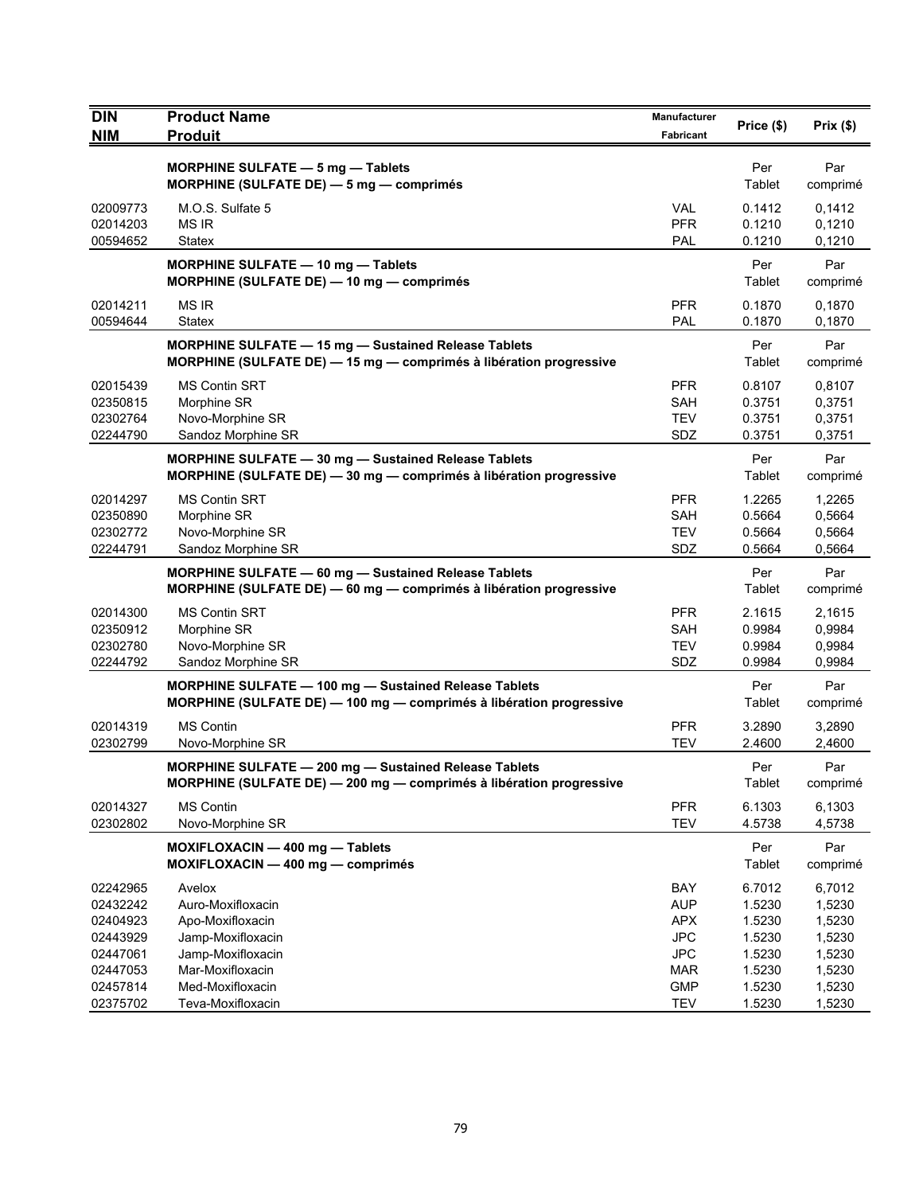| DIN<br>NIM | Product Name<br>Produit | Manufacturer<br>Fabricant | Price ($) | Prix ($) |
|---|---|---|---|---|
| | **MORPHINE SULFATE — 5 mg — Tablets**<br>**MORPHINE (SULFATE DE) — 5 mg — comprimés** | | Per Tablet | Par comprimé |
| 02009773 | M.O.S. Sulfate 5 | VAL | 0.1412 | 0,1412 |
| 02014203 | MS IR | PFR | 0.1210 | 0,1210 |
| 00594652 | Statex | PAL | 0.1210 | 0,1210 |
| | **MORPHINE SULFATE — 10 mg — Tablets**<br>**MORPHINE (SULFATE DE) — 10 mg — comprimés** | | Per Tablet | Par comprimé |
| 02014211 | MS IR | PFR | 0.1870 | 0,1870 |
| 00594644 | Statex | PAL | 0.1870 | 0,1870 |
| | **MORPHINE SULFATE — 15 mg — Sustained Release Tablets**<br>**MORPHINE (SULFATE DE) — 15 mg — comprimés à libération progressive** | | Per Tablet | Par comprimé |
| 02015439 | MS Contin SRT | PFR | 0.8107 | 0,8107 |
| 02350815 | Morphine SR | SAH | 0.3751 | 0,3751 |
| 02302764 | Novo-Morphine SR | TEV | 0.3751 | 0,3751 |
| 02244790 | Sandoz Morphine SR | SDZ | 0.3751 | 0,3751 |
| | **MORPHINE SULFATE — 30 mg — Sustained Release Tablets**<br>**MORPHINE (SULFATE DE) — 30 mg — comprimés à libération progressive** | | Per Tablet | Par comprimé |
| 02014297 | MS Contin SRT | PFR | 1.2265 | 1,2265 |
| 02350890 | Morphine SR | SAH | 0.5664 | 0,5664 |
| 02302772 | Novo-Morphine SR | TEV | 0.5664 | 0,5664 |
| 02244791 | Sandoz Morphine SR | SDZ | 0.5664 | 0,5664 |
| | **MORPHINE SULFATE — 60 mg — Sustained Release Tablets**<br>**MORPHINE (SULFATE DE) — 60 mg — comprimés à libération progressive** | | Per Tablet | Par comprimé |
| 02014300 | MS Contin SRT | PFR | 2.1615 | 2,1615 |
| 02350912 | Morphine SR | SAH | 0.9984 | 0,9984 |
| 02302780 | Novo-Morphine SR | TEV | 0.9984 | 0,9984 |
| 02244792 | Sandoz Morphine SR | SDZ | 0.9984 | 0,9984 |
| | **MORPHINE SULFATE — 100 mg — Sustained Release Tablets**<br>**MORPHINE (SULFATE DE) — 100 mg — comprimés à libération progressive** | | Per Tablet | Par comprimé |
| 02014319 | MS Contin | PFR | 3.2890 | 3,2890 |
| 02302799 | Novo-Morphine SR | TEV | 2.4600 | 2,4600 |
| | **MORPHINE SULFATE — 200 mg — Sustained Release Tablets**<br>**MORPHINE (SULFATE DE) — 200 mg — comprimés à libération progressive** | | Per Tablet | Par comprimé |
| 02014327 | MS Contin | PFR | 6.1303 | 6,1303 |
| 02302802 | Novo-Morphine SR | TEV | 4.5738 | 4,5738 |
| | **MOXIFLOXACIN — 400 mg — Tablets**<br>**MOXIFLOXACIN — 400 mg — comprimés** | | Per Tablet | Par comprimé |
| 02242965 | Avelox | BAY | 6.7012 | 6,7012 |
| 02432242 | Auro-Moxifloxacin | AUP | 1.5230 | 1,5230 |
| 02404923 | Apo-Moxifloxacin | APX | 1.5230 | 1,5230 |
| 02443929 | Jamp-Moxifloxacin | JPC | 1.5230 | 1,5230 |
| 02447061 | Jamp-Moxifloxacin | JPC | 1.5230 | 1,5230 |
| 02447053 | Mar-Moxifloxacin | MAR | 1.5230 | 1,5230 |
| 02457814 | Med-Moxifloxacin | GMP | 1.5230 | 1,5230 |
| 02375702 | Teva-Moxifloxacin | TEV | 1.5230 | 1,5230 |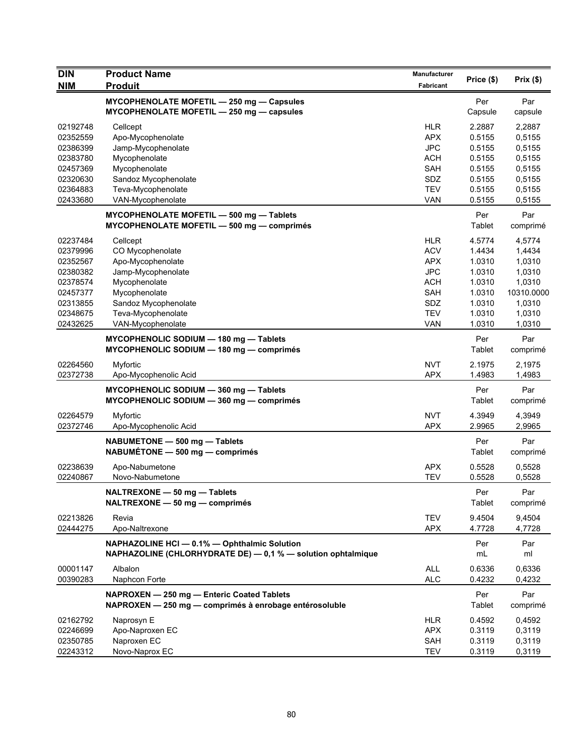| DIN<br>NIM | Product Name<br>Produit | Manufacturer<br>Fabricant | Price ($) | Prix ($) |
|---|---|---|---|---|
| | **MYCOPHENOLATE MOFETIL — 250 mg — Capsules**<br>**MYCOPHENOLATE MOFETIL — 250 mg — capsules** | | Per Capsule | Par capsule |
| 02192748 | Cellcept | HLR | 2.2887 | 2,2887 |
| 02352559 | Apo-Mycophenolate | APX | 0.5155 | 0,5155 |
| 02386399 | Jamp-Mycophenolate | JPC | 0.5155 | 0,5155 |
| 02383780 | Mycophenolate | ACH | 0.5155 | 0,5155 |
| 02457369 | Mycophenolate | SAH | 0.5155 | 0,5155 |
| 02320630 | Sandoz Mycophenolate | SDZ | 0.5155 | 0,5155 |
| 02364883 | Teva-Mycophenolate | TEV | 0.5155 | 0,5155 |
| 02433680 | VAN-Mycophenolate | VAN | 0.5155 | 0,5155 |
| | **MYCOPHENOLATE MOFETIL — 500 mg — Tablets**<br>**MYCOPHENOLATE MOFETIL — 500 mg — comprimés** | | Per Tablet | Par comprimé |
| 02237484 | Cellcept | HLR | 4.5774 | 4,5774 |
| 02379996 | CO Mycophenolate | ACV | 1.4434 | 1,4434 |
| 02352567 | Apo-Mycophenolate | APX | 1.0310 | 1,0310 |
| 02380382 | Jamp-Mycophenolate | JPC | 1.0310 | 1,0310 |
| 02378574 | Mycophenolate | ACH | 1.0310 | 1,0310 |
| 02457377 | Mycophenolate | SAH | 1.0310 | 10310.0000 |
| 02313855 | Sandoz Mycophenolate | SDZ | 1.0310 | 1,0310 |
| 02348675 | Teva-Mycophenolate | TEV | 1.0310 | 1,0310 |
| 02432625 | VAN-Mycophenolate | VAN | 1.0310 | 1,0310 |
| | **MYCOPHENOLIC SODIUM — 180 mg — Tablets**<br>**MYCOPHENOLIC SODIUM — 180 mg — comprimés** | | Per Tablet | Par comprimé |
| 02264560 | Myfortic | NVT | 2.1975 | 2,1975 |
| 02372738 | Apo-Mycophenolic Acid | APX | 1.4983 | 1,4983 |
| | **MYCOPHENOLIC SODIUM — 360 mg — Tablets**<br>**MYCOPHENOLIC SODIUM — 360 mg — comprimés** | | Per Tablet | Par comprimé |
| 02264579 | Myfortic | NVT | 4.3949 | 4,3949 |
| 02372746 | Apo-Mycophenolic Acid | APX | 2.9965 | 2,9965 |
| | **NABUMETONE — 500 mg — Tablets**<br>**NABUMÉTONE — 500 mg — comprimés** | | Per Tablet | Par comprimé |
| 02238639 | Apo-Nabumetone | APX | 0.5528 | 0,5528 |
| 02240867 | Novo-Nabumetone | TEV | 0.5528 | 0,5528 |
| | **NALTREXONE — 50 mg — Tablets**<br>**NALTREXONE — 50 mg — comprimés** | | Per Tablet | Par comprimé |
| 02213826 | Revia | TEV | 9.4504 | 9,4504 |
| 02444275 | Apo-Naltrexone | APX | 4.7728 | 4,7728 |
| | **NAPHAZOLINE HCl — 0.1% — Ophthalmic Solution**<br>**NAPHAZOLINE (CHLORHYDRATE DE) — 0,1 % — solution ophtalmique** | | Per mL | Par ml |
| 00001147 | Albalon | ALL | 0.6336 | 0,6336 |
| 00390283 | Naphcon Forte | ALC | 0.4232 | 0,4232 |
| | **NAPROXEN — 250 mg — Enteric Coated Tablets**<br>**NAPROXEN — 250 mg — comprimés à enrobage entérosoluble** | | Per Tablet | Par comprimé |
| 02162792 | Naprosyn E | HLR | 0.4592 | 0,4592 |
| 02246699 | Apo-Naproxen EC | APX | 0.3119 | 0,3119 |
| 02350785 | Naproxen EC | SAH | 0.3119 | 0,3119 |
| 02243312 | Novo-Naprox EC | TEV | 0.3119 | 0,3119 |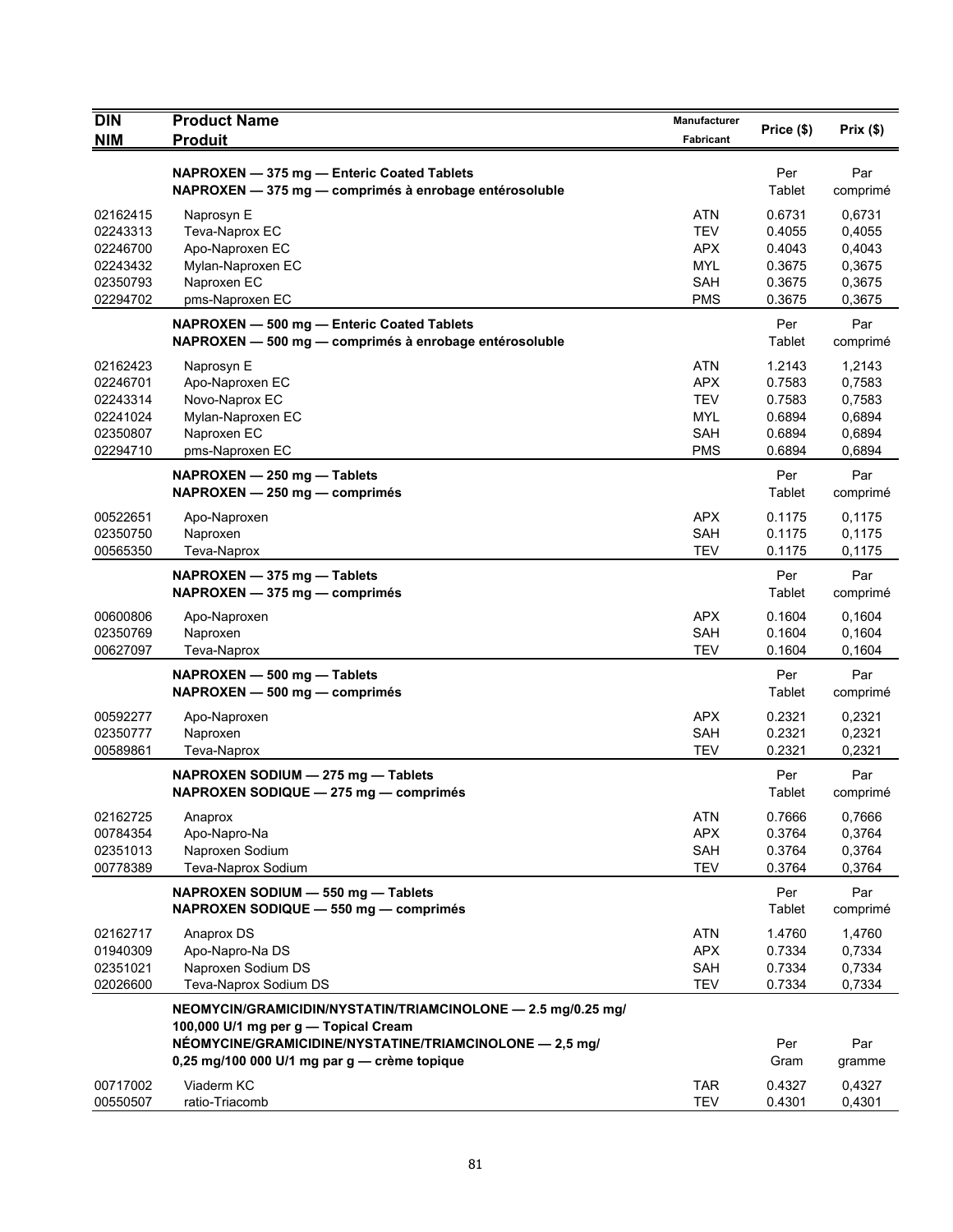| DIN<br>NIM | Product Name<br>Produit | Manufacturer<br>Fabricant | Price ($) | Prix ($) |
|---|---|---|---|---|
| | **NAPROXEN — 375 mg — Enteric Coated Tablets**<br>**NAPROXEN — 375 mg — comprimés à enrobage entérosoluble** | | Per<br>Tablet | Par<br>comprimé |
| 02162415 | Naprosyn E | ATN | 0.6731 | 0,6731 |
| 02243313 | Teva-Naprox EC | TEV | 0.4055 | 0,4055 |
| 02246700 | Apo-Naproxen EC | APX | 0.4043 | 0,4043 |
| 02243432 | Mylan-Naproxen EC | MYL | 0.3675 | 0,3675 |
| 02350793 | Naproxen EC | SAH | 0.3675 | 0,3675 |
| 02294702 | pms-Naproxen EC | PMS | 0.3675 | 0,3675 |
| | **NAPROXEN — 500 mg — Enteric Coated Tablets**<br>**NAPROXEN — 500 mg — comprimés à enrobage entérosoluble** | | Per<br>Tablet | Par<br>comprimé |
| 02162423 | Naprosyn E | ATN | 1.2143 | 1,2143 |
| 02246701 | Apo-Naproxen EC | APX | 0.7583 | 0,7583 |
| 02243314 | Novo-Naprox EC | TEV | 0.7583 | 0,7583 |
| 02241024 | Mylan-Naproxen EC | MYL | 0.6894 | 0,6894 |
| 02350807 | Naproxen EC | SAH | 0.6894 | 0,6894 |
| 02294710 | pms-Naproxen EC | PMS | 0.6894 | 0,6894 |
| | **NAPROXEN — 250 mg — Tablets**<br>**NAPROXEN — 250 mg — comprimés** | | Per<br>Tablet | Par<br>comprimé |
| 00522651 | Apo-Naproxen | APX | 0.1175 | 0,1175 |
| 02350750 | Naproxen | SAH | 0.1175 | 0,1175 |
| 00565350 | Teva-Naprox | TEV | 0.1175 | 0,1175 |
| | **NAPROXEN — 375 mg — Tablets**<br>**NAPROXEN — 375 mg — comprimés** | | Per<br>Tablet | Par<br>comprimé |
| 00600806 | Apo-Naproxen | APX | 0.1604 | 0,1604 |
| 02350769 | Naproxen | SAH | 0.1604 | 0,1604 |
| 00627097 | Teva-Naprox | TEV | 0.1604 | 0,1604 |
| | **NAPROXEN — 500 mg — Tablets**<br>**NAPROXEN — 500 mg — comprimés** | | Per<br>Tablet | Par<br>comprimé |
| 00592277 | Apo-Naproxen | APX | 0.2321 | 0,2321 |
| 02350777 | Naproxen | SAH | 0.2321 | 0,2321 |
| 00589861 | Teva-Naprox | TEV | 0.2321 | 0,2321 |
| | **NAPROXEN SODIUM — 275 mg — Tablets**<br>**NAPROXEN SODIQUE — 275 mg — comprimés** | | Per<br>Tablet | Par<br>comprimé |
| 02162725 | Anaprox | ATN | 0.7666 | 0,7666 |
| 00784354 | Apo-Napro-Na | APX | 0.3764 | 0,3764 |
| 02351013 | Naproxen Sodium | SAH | 0.3764 | 0,3764 |
| 00778389 | Teva-Naprox Sodium | TEV | 0.3764 | 0,3764 |
| | **NAPROXEN SODIUM — 550 mg — Tablets**<br>**NAPROXEN SODIQUE — 550 mg — comprimés** | | Per<br>Tablet | Par<br>comprimé |
| 02162717 | Anaprox DS | ATN | 1.4760 | 1,4760 |
| 01940309 | Apo-Napro-Na DS | APX | 0.7334 | 0,7334 |
| 02351021 | Naproxen Sodium DS | SAH | 0.7334 | 0,7334 |
| 02026600 | Teva-Naprox Sodium DS | TEV | 0.7334 | 0,7334 |
| | **NEOMYCIN/GRAMICIDIN/NYSTATIN/TRIAMCINOLONE — 2.5 mg/0.25 mg/ 100,000 U/1 mg per g — Topical Cream**<br>**NÉOMYCINE/GRAMICIDINE/NYSTATINE/TRIAMCINOLONE — 2,5 mg/ 0,25 mg/100 000 U/1 mg par g — crème topique** | | Per<br>Gram | Par<br>gramme |
| 00717002 | Viaderm KC | TAR | 0.4327 | 0,4327 |
| 00550507 | ratio-Triacomb | TEV | 0.4301 | 0,4301 |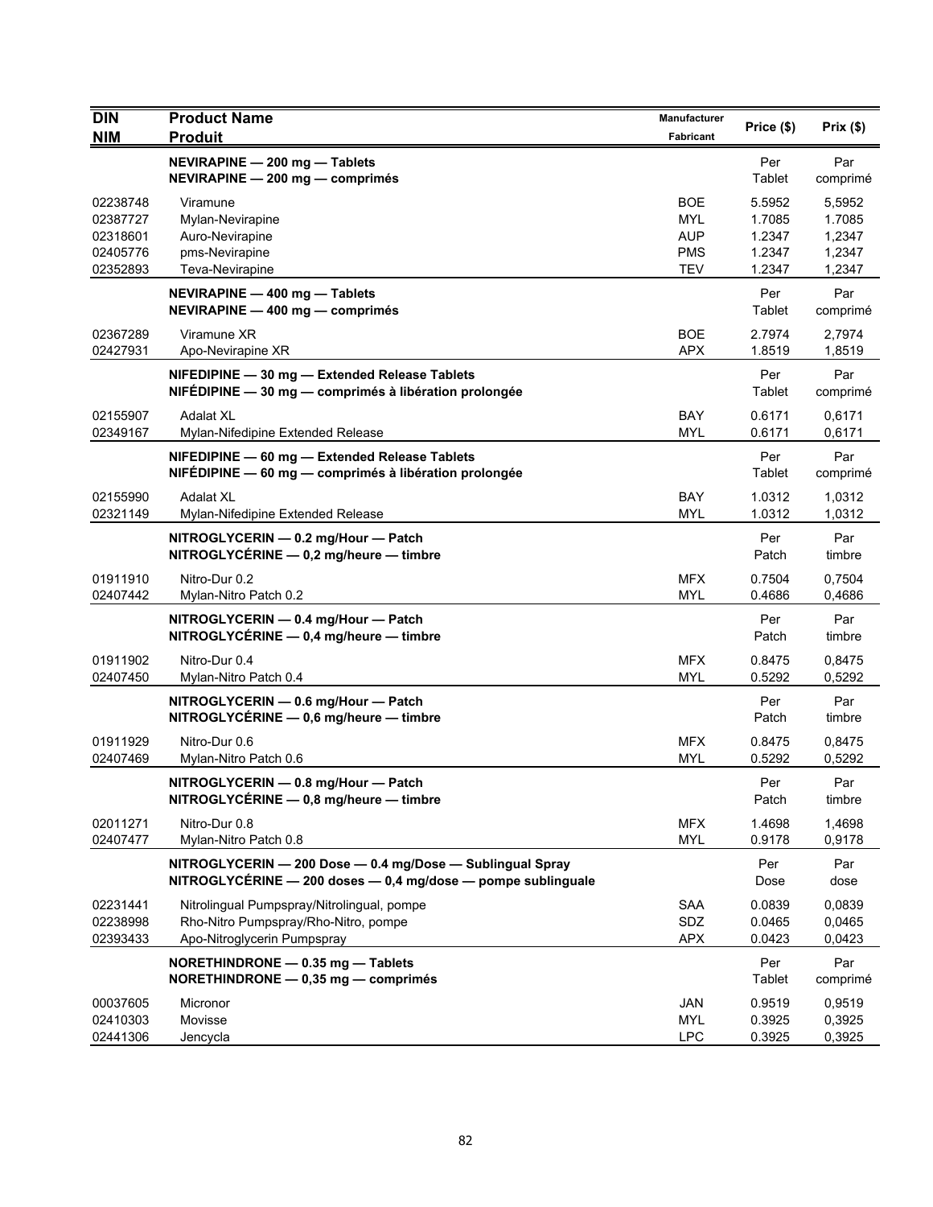| DIN<br>NIM | Product Name<br>Produit | Manufacturer<br>Fabricant | Price ($) | Prix ($) |
|---|---|---|---|---|
| | **NEVIRAPINE — 200 mg — Tablets**<br>**NEVIRAPINE — 200 mg — comprimés** | | Per Tablet | Par comprimé |
| 02238748 | Viramune | BOE | 5.5952 | 5,5952 |
| 02387727 | Mylan-Nevirapine | MYL | 1.7085 | 1.7085 |
| 02318601 | Auro-Nevirapine | AUP | 1.2347 | 1,2347 |
| 02405776 | pms-Nevirapine | PMS | 1.2347 | 1,2347 |
| 02352893 | Teva-Nevirapine | TEV | 1.2347 | 1,2347 |
| | **NEVIRAPINE — 400 mg — Tablets**<br>**NEVIRAPINE — 400 mg — comprimés** | | Per Tablet | Par comprimé |
| 02367289 | Viramune XR | BOE | 2.7974 | 2,7974 |
| 02427931 | Apo-Nevirapine XR | APX | 1.8519 | 1,8519 |
| | **NIFEDIPINE — 30 mg — Extended Release Tablets**<br>**NIFÉDIPINE — 30 mg — comprimés à libération prolongée** | | Per Tablet | Par comprimé |
| 02155907 | Adalat XL | BAY | 0.6171 | 0,6171 |
| 02349167 | Mylan-Nifedipine Extended Release | MYL | 0.6171 | 0,6171 |
| | **NIFEDIPINE — 60 mg — Extended Release Tablets**<br>**NIFÉDIPINE — 60 mg — comprimés à libération prolongée** | | Per Tablet | Par comprimé |
| 02155990 | Adalat XL | BAY | 1.0312 | 1,0312 |
| 02321149 | Mylan-Nifedipine Extended Release | MYL | 1.0312 | 1,0312 |
| | **NITROGLYCERIN — 0.2 mg/Hour — Patch**<br>**NITROGLYCÉRINE — 0,2 mg/heure — timbre** | | Per Patch | Par timbre |
| 01911910 | Nitro-Dur 0.2 | MFX | 0.7504 | 0,7504 |
| 02407442 | Mylan-Nitro Patch 0.2 | MYL | 0.4686 | 0,4686 |
| | **NITROGLYCERIN — 0.4 mg/Hour — Patch**<br>**NITROGLYCÉRINE — 0,4 mg/heure — timbre** | | Per Patch | Par timbre |
| 01911902 | Nitro-Dur 0.4 | MFX | 0.8475 | 0,8475 |
| 02407450 | Mylan-Nitro Patch 0.4 | MYL | 0.5292 | 0,5292 |
| | **NITROGLYCERIN — 0.6 mg/Hour — Patch**<br>**NITROGLYCÉRINE — 0,6 mg/heure — timbre** | | Per Patch | Par timbre |
| 01911929 | Nitro-Dur 0.6 | MFX | 0.8475 | 0,8475 |
| 02407469 | Mylan-Nitro Patch 0.6 | MYL | 0.5292 | 0,5292 |
| | **NITROGLYCERIN — 0.8 mg/Hour — Patch**<br>**NITROGLYCÉRINE — 0,8 mg/heure — timbre** | | Per Patch | Par timbre |
| 02011271 | Nitro-Dur 0.8 | MFX | 1.4698 | 1,4698 |
| 02407477 | Mylan-Nitro Patch 0.8 | MYL | 0.9178 | 0,9178 |
| | **NITROGLYCERIN — 200 Dose — 0.4 mg/Dose — Sublingual Spray**<br>**NITROGLYCÉRINE — 200 doses — 0,4 mg/dose — pompe sublinguale** | | Per Dose | Par dose |
| 02231441 | Nitrolingual Pumpspray/Nitrolingual, pompe | SAA | 0.0839 | 0,0839 |
| 02238998 | Rho-Nitro Pumpspray/Rho-Nitro, pompe | SDZ | 0.0465 | 0,0465 |
| 02393433 | Apo-Nitroglycerin Pumpspray | APX | 0.0423 | 0,0423 |
| | **NORETHINDRONE — 0.35 mg — Tablets**<br>**NORETHINDRONE — 0,35 mg — comprimés** | | Per Tablet | Par comprimé |
| 00037605 | Micronor | JAN | 0.9519 | 0,9519 |
| 02410303 | Movisse | MYL | 0.3925 | 0,3925 |
| 02441306 | Jencycla | LPC | 0.3925 | 0,3925 |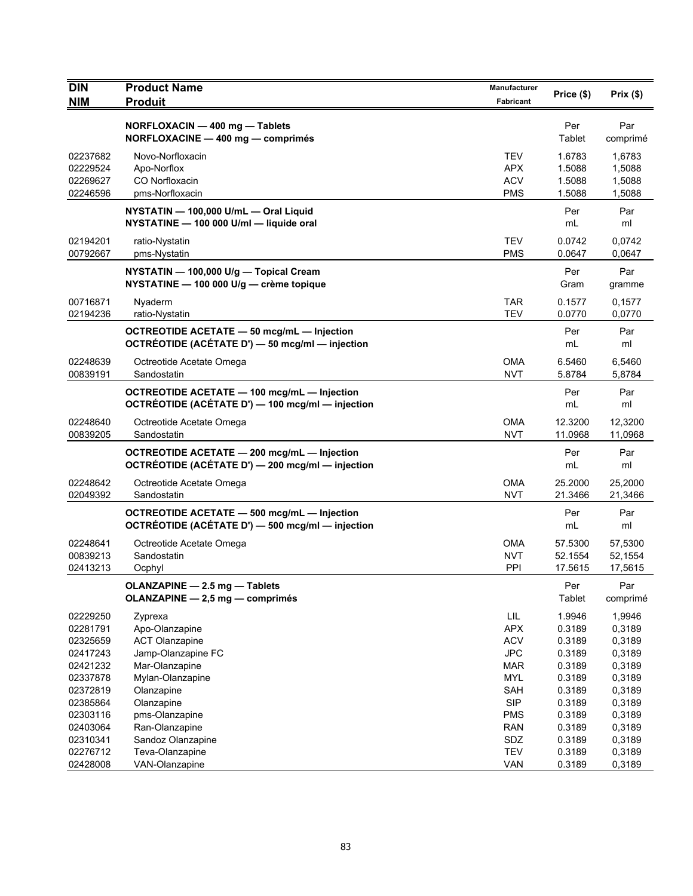| DIN<br>NIM | Product Name<br>Produit | Manufacturer<br>Fabricant | Price ($) | Prix ($) |
|---|---|---|---|---|
| | **NORFLOXACIN — 400 mg — Tablets**<br>**NORFLOXACINE — 400 mg — comprimés** | | Per Tablet | Par comprimé |
| 02237682 | Novo-Norfloxacin | TEV | 1.6783 | 1,6783 |
| 02229524 | Apo-Norflox | APX | 1.5088 | 1,5088 |
| 02269627 | CO Norfloxacin | ACV | 1.5088 | 1,5088 |
| 02246596 | pms-Norfloxacin | PMS | 1.5088 | 1,5088 |
| | **NYSTATIN — 100,000 U/mL — Oral Liquid**<br>**NYSTATINE — 100 000 U/ml — liquide oral** | | Per mL | Par ml |
| 02194201 | ratio-Nystatin | TEV | 0.0742 | 0,0742 |
| 00792667 | pms-Nystatin | PMS | 0.0647 | 0,0647 |
| | **NYSTATIN — 100,000 U/g — Topical Cream**<br>**NYSTATINE — 100 000 U/g — crème topique** | | Per Gram | Par gramme |
| 00716871 | Nyaderm | TAR | 0.1577 | 0,1577 |
| 02194236 | ratio-Nystatin | TEV | 0.0770 | 0,0770 |
| | **OCTREOTIDE ACETATE — 50 mcg/mL — Injection**<br>**OCTRÉOTIDE (ACÉTATE D') — 50 mcg/ml — injection** | | Per mL | Par ml |
| 02248639 | Octreotide Acetate Omega | OMA | 6.5460 | 6,5460 |
| 00839191 | Sandostatin | NVT | 5.8784 | 5,8784 |
| | **OCTREOTIDE ACETATE — 100 mcg/mL — Injection**<br>**OCTRÉOTIDE (ACÉTATE D') — 100 mcg/ml — injection** | | Per mL | Par ml |
| 02248640 | Octreotide Acetate Omega | OMA | 12.3200 | 12,3200 |
| 00839205 | Sandostatin | NVT | 11.0968 | 11,0968 |
| | **OCTREOTIDE ACETATE — 200 mcg/mL — Injection**<br>**OCTRÉOTIDE (ACÉTATE D') — 200 mcg/ml — injection** | | Per mL | Par ml |
| 02248642 | Octreotide Acetate Omega | OMA | 25.2000 | 25,2000 |
| 02049392 | Sandostatin | NVT | 21.3466 | 21,3466 |
| | **OCTREOTIDE ACETATE — 500 mcg/mL — Injection**<br>**OCTRÉOTIDE (ACÉTATE D') — 500 mcg/ml — injection** | | Per mL | Par ml |
| 02248641 | Octreotide Acetate Omega | OMA | 57.5300 | 57,5300 |
| 00839213 | Sandostatin | NVT | 52.1554 | 52,1554 |
| 02413213 | Ocphyl | PPI | 17.5615 | 17,5615 |
| | **OLANZAPINE — 2.5 mg — Tablets**<br>**OLANZAPINE — 2,5 mg — comprimés** | | Per Tablet | Par comprimé |
| 02229250 | Zyprexa | LIL | 1.9946 | 1,9946 |
| 02281791 | Apo-Olanzapine | APX | 0.3189 | 0,3189 |
| 02325659 | ACT Olanzapine | ACV | 0.3189 | 0,3189 |
| 02417243 | Jamp-Olanzapine FC | JPC | 0.3189 | 0,3189 |
| 02421232 | Mar-Olanzapine | MAR | 0.3189 | 0,3189 |
| 02337878 | Mylan-Olanzapine | MYL | 0.3189 | 0,3189 |
| 02372819 | Olanzapine | SAH | 0.3189 | 0,3189 |
| 02385864 | Olanzapine | SIP | 0.3189 | 0,3189 |
| 02303116 | pms-Olanzapine | PMS | 0.3189 | 0,3189 |
| 02403064 | Ran-Olanzapine | RAN | 0.3189 | 0,3189 |
| 02310341 | Sandoz Olanzapine | SDZ | 0.3189 | 0,3189 |
| 02276712 | Teva-Olanzapine | TEV | 0.3189 | 0,3189 |
| 02428008 | VAN-Olanzapine | VAN | 0.3189 | 0,3189 |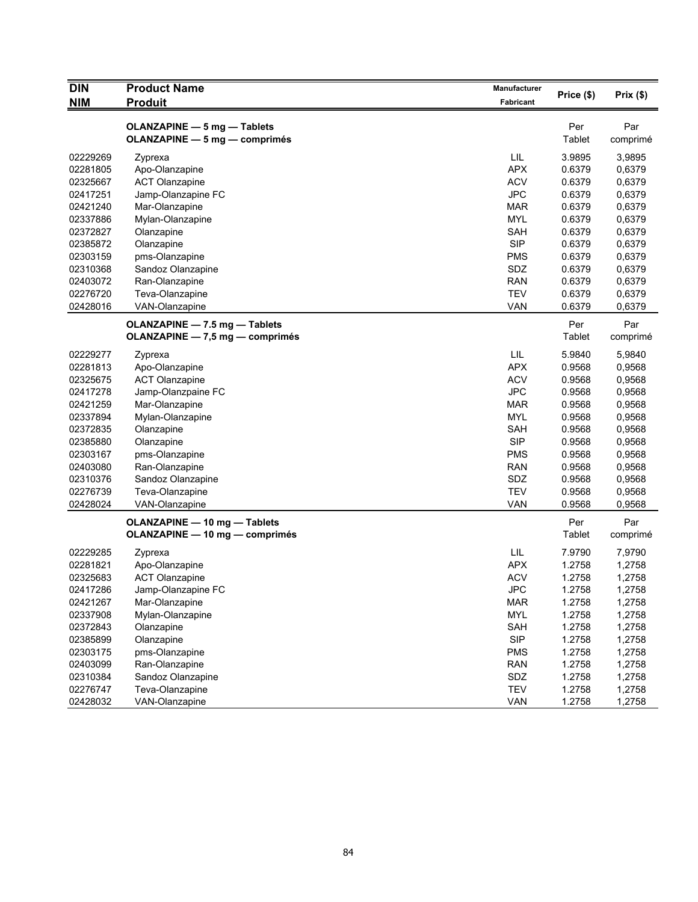| DIN<br>NIM | Product Name<br>Produit | Manufacturer<br>Fabricant | Price ($) | Prix ($) |
|---|---|---|---|---|
| | **OLANZAPINE — 5 mg — Tablets**<br>**OLANZAPINE — 5 mg — comprimés** | | Per Tablet | Par comprimé |
| 02229269 | Zyprexa | LIL | 3.9895 | 3,9895 |
| 02281805 | Apo-Olanzapine | APX | 0.6379 | 0,6379 |
| 02325667 | ACT Olanzapine | ACV | 0.6379 | 0,6379 |
| 02417251 | Jamp-Olanzapine FC | JPC | 0.6379 | 0,6379 |
| 02421240 | Mar-Olanzapine | MAR | 0.6379 | 0,6379 |
| 02337886 | Mylan-Olanzapine | MYL | 0.6379 | 0,6379 |
| 02372827 | Olanzapine | SAH | 0.6379 | 0,6379 |
| 02385872 | Olanzapine | SIP | 0.6379 | 0,6379 |
| 02303159 | pms-Olanzapine | PMS | 0.6379 | 0,6379 |
| 02310368 | Sandoz Olanzapine | SDZ | 0.6379 | 0,6379 |
| 02403072 | Ran-Olanzapine | RAN | 0.6379 | 0,6379 |
| 02276720 | Teva-Olanzapine | TEV | 0.6379 | 0,6379 |
| 02428016 | VAN-Olanzapine | VAN | 0.6379 | 0,6379 |
| | **OLANZAPINE — 7.5 mg — Tablets**<br>**OLANZAPINE — 7,5 mg — comprimés** | | Per Tablet | Par comprimé |
| 02229277 | Zyprexa | LIL | 5.9840 | 5,9840 |
| 02281813 | Apo-Olanzapine | APX | 0.9568 | 0,9568 |
| 02325675 | ACT Olanzapine | ACV | 0.9568 | 0,9568 |
| 02417278 | Jamp-Olanzpaine FC | JPC | 0.9568 | 0,9568 |
| 02421259 | Mar-Olanzapine | MAR | 0.9568 | 0,9568 |
| 02337894 | Mylan-Olanzapine | MYL | 0.9568 | 0,9568 |
| 02372835 | Olanzapine | SAH | 0.9568 | 0,9568 |
| 02385880 | Olanzapine | SIP | 0.9568 | 0,9568 |
| 02303167 | pms-Olanzapine | PMS | 0.9568 | 0,9568 |
| 02403080 | Ran-Olanzapine | RAN | 0.9568 | 0,9568 |
| 02310376 | Sandoz Olanzapine | SDZ | 0.9568 | 0,9568 |
| 02276739 | Teva-Olanzapine | TEV | 0.9568 | 0,9568 |
| 02428024 | VAN-Olanzapine | VAN | 0.9568 | 0,9568 |
| | **OLANZAPINE — 10 mg — Tablets**<br>**OLANZAPINE — 10 mg — comprimés** | | Per Tablet | Par comprimé |
| 02229285 | Zyprexa | LIL | 7.9790 | 7,9790 |
| 02281821 | Apo-Olanzapine | APX | 1.2758 | 1,2758 |
| 02325683 | ACT Olanzapine | ACV | 1.2758 | 1,2758 |
| 02417286 | Jamp-Olanzapine FC | JPC | 1.2758 | 1,2758 |
| 02421267 | Mar-Olanzapine | MAR | 1.2758 | 1,2758 |
| 02337908 | Mylan-Olanzapine | MYL | 1.2758 | 1,2758 |
| 02372843 | Olanzapine | SAH | 1.2758 | 1,2758 |
| 02385899 | Olanzapine | SIP | 1.2758 | 1,2758 |
| 02303175 | pms-Olanzapine | PMS | 1.2758 | 1,2758 |
| 02403099 | Ran-Olanzapine | RAN | 1.2758 | 1,2758 |
| 02310384 | Sandoz Olanzapine | SDZ | 1.2758 | 1,2758 |
| 02276747 | Teva-Olanzapine | TEV | 1.2758 | 1,2758 |
| 02428032 | VAN-Olanzapine | VAN | 1.2758 | 1,2758 |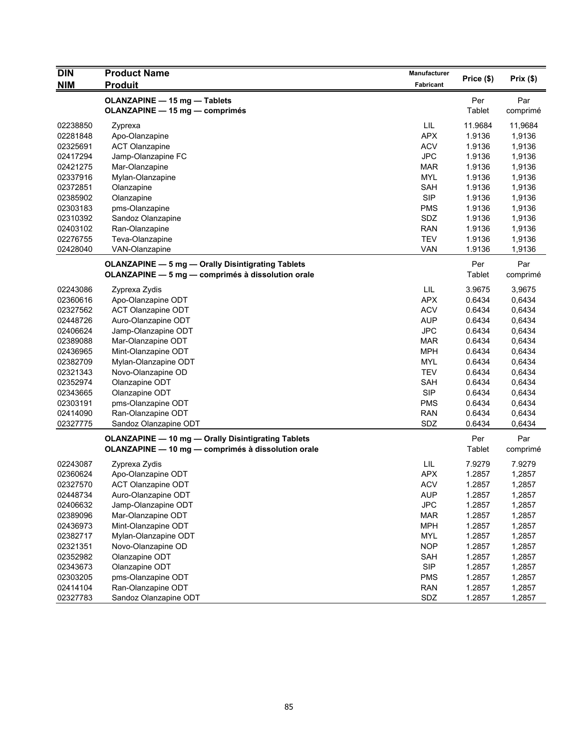| DIN<br>NIM | Product Name<br>Produit | Manufacturer<br>Fabricant | Price ($) | Prix ($) |
|---|---|---|---|---|
| | **OLANZAPINE — 15 mg — Tablets**<br>**OLANZAPINE — 15 mg — comprimés** | | Per Tablet | Par comprimé |
| 02238850 | Zyprexa | LIL | 11.9684 | 11,9684 |
| 02281848 | Apo-Olanzapine | APX | 1.9136 | 1,9136 |
| 02325691 | ACT Olanzapine | ACV | 1.9136 | 1,9136 |
| 02417294 | Jamp-Olanzapine FC | JPC | 1.9136 | 1,9136 |
| 02421275 | Mar-Olanzapine | MAR | 1.9136 | 1,9136 |
| 02337916 | Mylan-Olanzapine | MYL | 1.9136 | 1,9136 |
| 02372851 | Olanzapine | SAH | 1.9136 | 1,9136 |
| 02385902 | Olanzapine | SIP | 1.9136 | 1,9136 |
| 02303183 | pms-Olanzapine | PMS | 1.9136 | 1,9136 |
| 02310392 | Sandoz Olanzapine | SDZ | 1.9136 | 1,9136 |
| 02403102 | Ran-Olanzapine | RAN | 1.9136 | 1,9136 |
| 02276755 | Teva-Olanzapine | TEV | 1.9136 | 1,9136 |
| 02428040 | VAN-Olanzapine | VAN | 1.9136 | 1,9136 |
| | **OLANZAPINE — 5 mg — Orally Disintigrating Tablets**<br>**OLANZAPINE — 5 mg — comprimés à dissolution orale** | | Per Tablet | Par comprimé |
| 02243086 | Zyprexa Zydis | LIL | 3.9675 | 3,9675 |
| 02360616 | Apo-Olanzapine ODT | APX | 0.6434 | 0,6434 |
| 02327562 | ACT Olanzapine ODT | ACV | 0.6434 | 0,6434 |
| 02448726 | Auro-Olanzapine ODT | AUP | 0.6434 | 0,6434 |
| 02406624 | Jamp-Olanzapine ODT | JPC | 0.6434 | 0,6434 |
| 02389088 | Mar-Olanzapine ODT | MAR | 0.6434 | 0,6434 |
| 02436965 | Mint-Olanzapine ODT | MPH | 0.6434 | 0,6434 |
| 02382709 | Mylan-Olanzapine ODT | MYL | 0.6434 | 0,6434 |
| 02321343 | Novo-Olanzapine OD | TEV | 0.6434 | 0,6434 |
| 02352974 | Olanzapine ODT | SAH | 0.6434 | 0,6434 |
| 02343665 | Olanzapine ODT | SIP | 0.6434 | 0,6434 |
| 02303191 | pms-Olanzapine ODT | PMS | 0.6434 | 0,6434 |
| 02414090 | Ran-Olanzapine ODT | RAN | 0.6434 | 0,6434 |
| 02327775 | Sandoz Olanzapine ODT | SDZ | 0.6434 | 0,6434 |
| | **OLANZAPINE — 10 mg — Orally Disintigrating Tablets**<br>**OLANZAPINE — 10 mg — comprimés à dissolution orale** | | Per Tablet | Par comprimé |
| 02243087 | Zyprexa Zydis | LIL | 7.9279 | 7.9279 |
| 02360624 | Apo-Olanzapine ODT | APX | 1.2857 | 1,2857 |
| 02327570 | ACT Olanzapine ODT | ACV | 1.2857 | 1,2857 |
| 02448734 | Auro-Olanzapine ODT | AUP | 1.2857 | 1,2857 |
| 02406632 | Jamp-Olanzapine ODT | JPC | 1.2857 | 1,2857 |
| 02389096 | Mar-Olanzapine ODT | MAR | 1.2857 | 1,2857 |
| 02436973 | Mint-Olanzapine ODT | MPH | 1.2857 | 1,2857 |
| 02382717 | Mylan-Olanzapine ODT | MYL | 1.2857 | 1,2857 |
| 02321351 | Novo-Olanzapine OD | NOP | 1.2857 | 1,2857 |
| 02352982 | Olanzapine ODT | SAH | 1.2857 | 1,2857 |
| 02343673 | Olanzapine ODT | SIP | 1.2857 | 1,2857 |
| 02303205 | pms-Olanzapine ODT | PMS | 1.2857 | 1,2857 |
| 02414104 | Ran-Olanzapine ODT | RAN | 1.2857 | 1,2857 |
| 02327783 | Sandoz Olanzapine ODT | SDZ | 1.2857 | 1,2857 |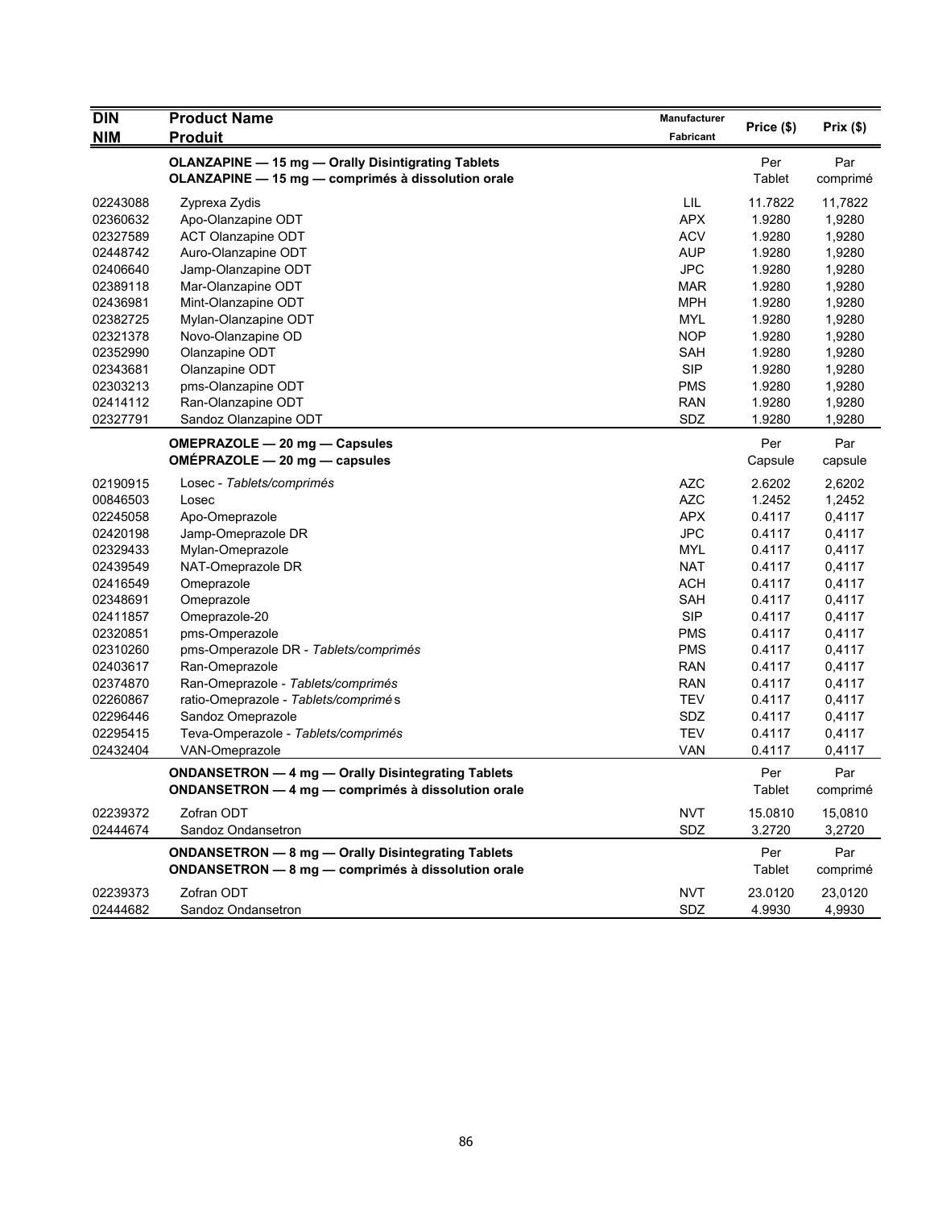| DIN<br>NIM | Product Name<br>Produit | Manufacturer<br>Fabricant | Price ($) | Prix ($) |
|---|---|---|---|---|
| | **OLANZAPINE — 15 mg — Orally Disintigrating Tablets**<br>**OLANZAPINE — 15 mg — comprimés à dissolution orale** | | Per Tablet | Par comprimé |
| 02243088 | Zyprexa Zydis | LIL | 11.7822 | 11,7822 |
| 02360632 | Apo-Olanzapine ODT | APX | 1.9280 | 1,9280 |
| 02327589 | ACT Olanzapine ODT | ACV | 1.9280 | 1,9280 |
| 02448742 | Auro-Olanzapine ODT | AUP | 1.9280 | 1,9280 |
| 02406640 | Jamp-Olanzapine ODT | JPC | 1.9280 | 1,9280 |
| 02389118 | Mar-Olanzapine ODT | MAR | 1.9280 | 1,9280 |
| 02436981 | Mint-Olanzapine ODT | MPH | 1.9280 | 1,9280 |
| 02382725 | Mylan-Olanzapine ODT | MYL | 1.9280 | 1,9280 |
| 02321378 | Novo-Olanzapine OD | NOP | 1.9280 | 1,9280 |
| 02352990 | Olanzapine ODT | SAH | 1.9280 | 1,9280 |
| 02343681 | Olanzapine ODT | SIP | 1.9280 | 1,9280 |
| 02303213 | pms-Olanzapine ODT | PMS | 1.9280 | 1,9280 |
| 02414112 | Ran-Olanzapine ODT | RAN | 1.9280 | 1,9280 |
| 02327791 | Sandoz Olanzapine ODT | SDZ | 1.9280 | 1,9280 |
| | **OMEPRAZOLE — 20 mg — Capsules**<br>**OMÉPRAZOLE — 20 mg — capsules** | | Per Capsule | Par capsule |
| 02190915 | Losec - *Tablets/comprimés* | AZC | 2.6202 | 2,6202 |
| 00846503 | Losec | AZC | 1.2452 | 1,2452 |
| 02245058 | Apo-Omeprazole | APX | 0.4117 | 0,4117 |
| 02420198 | Jamp-Omeprazole DR | JPC | 0.4117 | 0,4117 |
| 02329433 | Mylan-Omeprazole | MYL | 0.4117 | 0,4117 |
| 02439549 | NAT-Omeprazole DR | NAT | 0.4117 | 0,4117 |
| 02416549 | Omeprazole | ACH | 0.4117 | 0,4117 |
| 02348691 | Omeprazole | SAH | 0.4117 | 0,4117 |
| 02411857 | Omeprazole-20 | SIP | 0.4117 | 0,4117 |
| 02320851 | pms-Omperazole | PMS | 0.4117 | 0,4117 |
| 02310260 | pms-Omperazole DR - *Tablets/comprimés* | PMS | 0.4117 | 0,4117 |
| 02403617 | Ran-Omeprazole | RAN | 0.4117 | 0,4117 |
| 02374870 | Ran-Omeprazole - *Tablets/comprimés* | RAN | 0.4117 | 0,4117 |
| 02260867 | ratio-Omeprazole - *Tablets/comprimés* | TEV | 0.4117 | 0,4117 |
| 02296446 | Sandoz Omeprazole | SDZ | 0.4117 | 0,4117 |
| 02295415 | Teva-Omperazole - *Tablets/comprimés* | TEV | 0.4117 | 0,4117 |
| 02432404 | VAN-Omeprazole | VAN | 0.4117 | 0,4117 |
| | **ONDANSETRON — 4 mg — Orally Disintegrating Tablets**<br>**ONDANSETRON — 4 mg — comprimés à dissolution orale** | | Per Tablet | Par comprimé |
| 02239372 | Zofran ODT | NVT | 15.0810 | 15,0810 |
| 02444674 | Sandoz Ondansetron | SDZ | 3.2720 | 3,2720 |
| | **ONDANSETRON — 8 mg — Orally Disintegrating Tablets**<br>**ONDANSETRON — 8 mg — comprimés à dissolution orale** | | Per Tablet | Par comprimé |
| 02239373 | Zofran ODT | NVT | 23.0120 | 23,0120 |
| 02444682 | Sandoz Ondansetron | SDZ | 4.9930 | 4,9930 |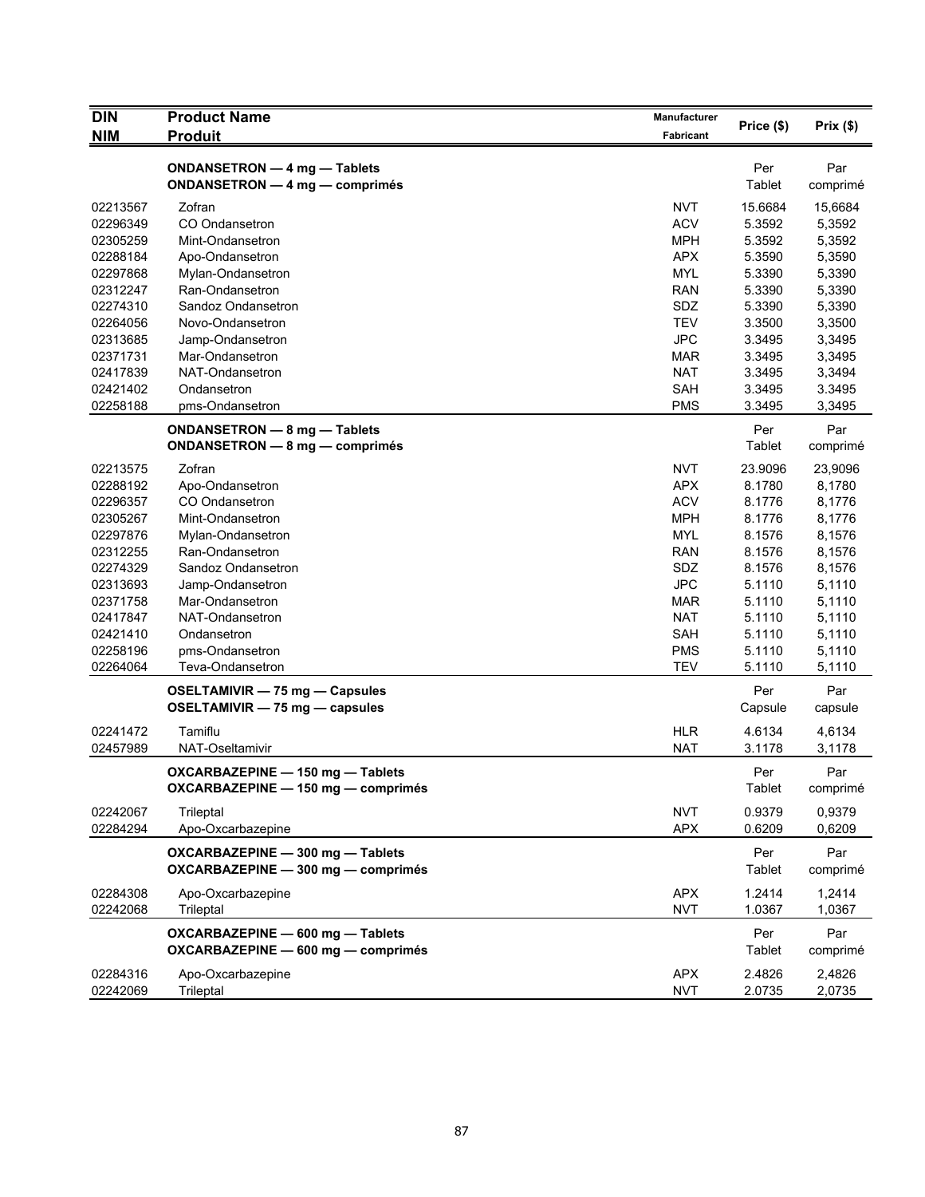| DIN<br>NIM | Product Name<br>Produit | Manufacturer<br>Fabricant | Price ($) | Prix ($) |
|---|---|---|---|---|
| | **ONDANSETRON — 4 mg — Tablets**<br>**ONDANSETRON — 4 mg — comprimés** | | Per Tablet | Par comprimé |
| 02213567 | Zofran | NVT | 15.6684 | 15,6684 |
| 02296349 | CO Ondansetron | ACV | 5.3592 | 5,3592 |
| 02305259 | Mint-Ondansetron | MPH | 5.3592 | 5,3592 |
| 02288184 | Apo-Ondansetron | APX | 5.3590 | 5,3590 |
| 02297868 | Mylan-Ondansetron | MYL | 5.3390 | 5,3390 |
| 02312247 | Ran-Ondansetron | RAN | 5.3390 | 5,3390 |
| 02274310 | Sandoz Ondansetron | SDZ | 5.3390 | 5,3390 |
| 02264056 | Novo-Ondansetron | TEV | 3.3500 | 3,3500 |
| 02313685 | Jamp-Ondansetron | JPC | 3.3495 | 3,3495 |
| 02371731 | Mar-Ondansetron | MAR | 3.3495 | 3,3495 |
| 02417839 | NAT-Ondansetron | NAT | 3.3495 | 3,3494 |
| 02421402 | Ondansetron | SAH | 3.3495 | 3.3495 |
| 02258188 | pms-Ondansetron | PMS | 3.3495 | 3,3495 |
| | **ONDANSETRON — 8 mg — Tablets**<br>**ONDANSETRON — 8 mg — comprimés** | | Per Tablet | Par comprimé |
| 02213575 | Zofran | NVT | 23.9096 | 23,9096 |
| 02288192 | Apo-Ondansetron | APX | 8.1780 | 8,1780 |
| 02296357 | CO Ondansetron | ACV | 8.1776 | 8,1776 |
| 02305267 | Mint-Ondansetron | MPH | 8.1776 | 8,1776 |
| 02297876 | Mylan-Ondansetron | MYL | 8.1576 | 8,1576 |
| 02312255 | Ran-Ondansetron | RAN | 8.1576 | 8,1576 |
| 02274329 | Sandoz Ondansetron | SDZ | 8.1576 | 8,1576 |
| 02313693 | Jamp-Ondansetron | JPC | 5.1110 | 5,1110 |
| 02371758 | Mar-Ondansetron | MAR | 5.1110 | 5,1110 |
| 02417847 | NAT-Ondansetron | NAT | 5.1110 | 5,1110 |
| 02421410 | Ondansetron | SAH | 5.1110 | 5,1110 |
| 02258196 | pms-Ondansetron | PMS | 5.1110 | 5,1110 |
| 02264064 | Teva-Ondansetron | TEV | 5.1110 | 5,1110 |
| | **OSELTAMIVIR — 75 mg — Capsules**<br>**OSELTAMIVIR — 75 mg — capsules** | | Per Capsule | Par capsule |
| 02241472 | Tamiflu | HLR | 4.6134 | 4,6134 |
| 02457989 | NAT-Oseltamivir | NAT | 3.1178 | 3,1178 |
| | **OXCARBAZEPINE — 150 mg — Tablets**<br>**OXCARBAZEPINE — 150 mg — comprimés** | | Per Tablet | Par comprimé |
| 02242067 | Trileptal | NVT | 0.9379 | 0,9379 |
| 02284294 | Apo-Oxcarbazepine | APX | 0.6209 | 0,6209 |
| | **OXCARBAZEPINE — 300 mg — Tablets**<br>**OXCARBAZEPINE — 300 mg — comprimés** | | Per Tablet | Par comprimé |
| 02284308 | Apo-Oxcarbazepine | APX | 1.2414 | 1,2414 |
| 02242068 | Trileptal | NVT | 1.0367 | 1,0367 |
| | **OXCARBAZEPINE — 600 mg — Tablets**<br>**OXCARBAZEPINE — 600 mg — comprimés** | | Per Tablet | Par comprimé |
| 02284316 | Apo-Oxcarbazepine | APX | 2.4826 | 2,4826 |
| 02242069 | Trileptal | NVT | 2.0735 | 2,0735 |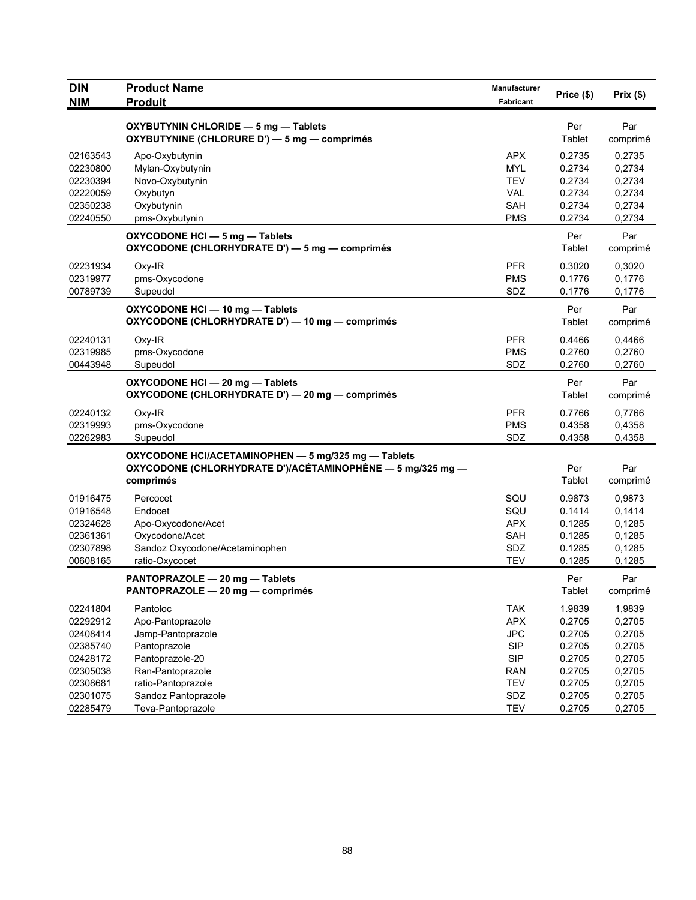| DIN<br>NIM | Product Name<br>Produit | Manufacturer<br>Fabricant | Price ($) | Prix ($) |
|---|---|---|---|---|
| | **OXYBUTYNIN CHLORIDE — 5 mg — Tablets**<br>**OXYBUTYNINE (CHLORURE D') — 5 mg — comprimés** | | Per Tablet | Par comprimé |
| 02163543 | Apo-Oxybutynin | APX | 0.2735 | 0,2735 |
| 02230800 | Mylan-Oxybutynin | MYL | 0.2734 | 0,2734 |
| 02230394 | Novo-Oxybutynin | TEV | 0.2734 | 0,2734 |
| 02220059 | Oxybutyn | VAL | 0.2734 | 0,2734 |
| 02350238 | Oxybutynin | SAH | 0.2734 | 0,2734 |
| 02240550 | pms-Oxybutynin | PMS | 0.2734 | 0,2734 |
| | **OXYCODONE HCl — 5 mg — Tablets**<br>**OXYCODONE (CHLORHYDRATE D') — 5 mg — comprimés** | | Per Tablet | Par comprimé |
| 02231934 | Oxy-IR | PFR | 0.3020 | 0,3020 |
| 02319977 | pms-Oxycodone | PMS | 0.1776 | 0,1776 |
| 00789739 | Supeudol | SDZ | 0.1776 | 0,1776 |
| | **OXYCODONE HCl — 10 mg — Tablets**<br>**OXYCODONE (CHLORHYDRATE D') — 10 mg — comprimés** | | Per Tablet | Par comprimé |
| 02240131 | Oxy-IR | PFR | 0.4466 | 0,4466 |
| 02319985 | pms-Oxycodone | PMS | 0.2760 | 0,2760 |
| 00443948 | Supeudol | SDZ | 0.2760 | 0,2760 |
| | **OXYCODONE HCl — 20 mg — Tablets**<br>**OXYCODONE (CHLORHYDRATE D') — 20 mg — comprimés** | | Per Tablet | Par comprimé |
| 02240132 | Oxy-IR | PFR | 0.7766 | 0,7766 |
| 02319993 | pms-Oxycodone | PMS | 0.4358 | 0,4358 |
| 02262983 | Supeudol | SDZ | 0.4358 | 0,4358 |
| | **OXYCODONE HCl/ACETAMINOPHEN — 5 mg/325 mg — Tablets**<br>**OXYCODONE (CHLORHYDRATE D')/ACÉTAMINOPHÈNE — 5 mg/325 mg — comprimés** | | Per Tablet | Par comprimé |
| 01916475 | Percocet | SQU | 0.9873 | 0,9873 |
| 01916548 | Endocet | SQU | 0.1414 | 0,1414 |
| 02324628 | Apo-Oxycodone/Acet | APX | 0.1285 | 0,1285 |
| 02361361 | Oxycodone/Acet | SAH | 0.1285 | 0,1285 |
| 02307898 | Sandoz Oxycodone/Acetaminophen | SDZ | 0.1285 | 0,1285 |
| 00608165 | ratio-Oxycocet | TEV | 0.1285 | 0,1285 |
| | **PANTOPRAZOLE — 20 mg — Tablets**<br>**PANTOPRAZOLE — 20 mg — comprimés** | | Per Tablet | Par comprimé |
| 02241804 | Pantoloc | TAK | 1.9839 | 1,9839 |
| 02292912 | Apo-Pantoprazole | APX | 0.2705 | 0,2705 |
| 02408414 | Jamp-Pantoprazole | JPC | 0.2705 | 0,2705 |
| 02385740 | Pantoprazole | SIP | 0.2705 | 0,2705 |
| 02428172 | Pantoprazole-20 | SIP | 0.2705 | 0,2705 |
| 02305038 | Ran-Pantoprazole | RAN | 0.2705 | 0,2705 |
| 02308681 | ratio-Pantoprazole | TEV | 0.2705 | 0,2705 |
| 02301075 | Sandoz Pantoprazole | SDZ | 0.2705 | 0,2705 |
| 02285479 | Teva-Pantoprazole | TEV | 0.2705 | 0,2705 |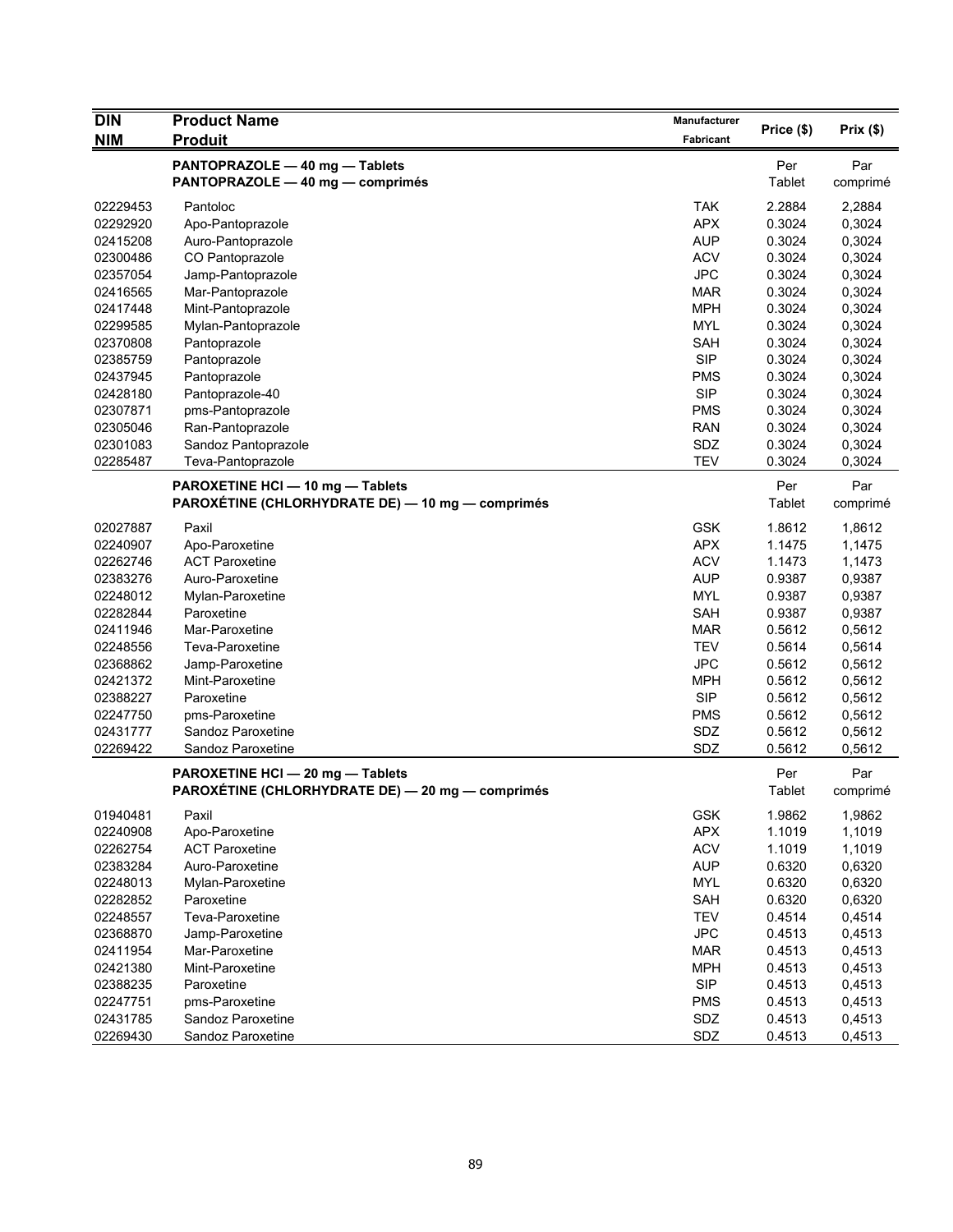| DIN<br>NIM | Product Name<br>Produit | Manufacturer<br>Fabricant | Price ($) | Prix ($) |
|---|---|---|---|---|
| | **PANTOPRAZOLE — 40 mg — Tablets**<br>**PANTOPRAZOLE — 40 mg — comprimés** | | Per<br>Tablet | Par<br>comprimé |
| 02229453 | Pantoloc | TAK | 2.2884 | 2,2884 |
| 02292920 | Apo-Pantoprazole | APX | 0.3024 | 0,3024 |
| 02415208 | Auro-Pantoprazole | AUP | 0.3024 | 0,3024 |
| 02300486 | CO Pantoprazole | ACV | 0.3024 | 0,3024 |
| 02357054 | Jamp-Pantoprazole | JPC | 0.3024 | 0,3024 |
| 02416565 | Mar-Pantoprazole | MAR | 0.3024 | 0,3024 |
| 02417448 | Mint-Pantoprazole | MPH | 0.3024 | 0,3024 |
| 02299585 | Mylan-Pantoprazole | MYL | 0.3024 | 0,3024 |
| 02370808 | Pantoprazole | SAH | 0.3024 | 0,3024 |
| 02385759 | Pantoprazole | SIP | 0.3024 | 0,3024 |
| 02437945 | Pantoprazole | PMS | 0.3024 | 0,3024 |
| 02428180 | Pantoprazole-40 | SIP | 0.3024 | 0,3024 |
| 02307871 | pms-Pantoprazole | PMS | 0.3024 | 0,3024 |
| 02305046 | Ran-Pantoprazole | RAN | 0.3024 | 0,3024 |
| 02301083 | Sandoz Pantoprazole | SDZ | 0.3024 | 0,3024 |
| 02285487 | Teva-Pantoprazole | TEV | 0.3024 | 0,3024 |
| | **PAROXETINE HCl — 10 mg — Tablets**<br>**PAROXÉTINE (CHLORHYDRATE DE) — 10 mg — comprimés** | | Per<br>Tablet | Par<br>comprimé |
| 02027887 | Paxil | GSK | 1.8612 | 1,8612 |
| 02240907 | Apo-Paroxetine | APX | 1.1475 | 1,1475 |
| 02262746 | ACT Paroxetine | ACV | 1.1473 | 1,1473 |
| 02383276 | Auro-Paroxetine | AUP | 0.9387 | 0,9387 |
| 02248012 | Mylan-Paroxetine | MYL | 0.9387 | 0,9387 |
| 02282844 | Paroxetine | SAH | 0.9387 | 0,9387 |
| 02411946 | Mar-Paroxetine | MAR | 0.5612 | 0,5612 |
| 02248556 | Teva-Paroxetine | TEV | 0.5614 | 0,5614 |
| 02368862 | Jamp-Paroxetine | JPC | 0.5612 | 0,5612 |
| 02421372 | Mint-Paroxetine | MPH | 0.5612 | 0,5612 |
| 02388227 | Paroxetine | SIP | 0.5612 | 0,5612 |
| 02247750 | pms-Paroxetine | PMS | 0.5612 | 0,5612 |
| 02431777 | Sandoz Paroxetine | SDZ | 0.5612 | 0,5612 |
| 02269422 | Sandoz Paroxetine | SDZ | 0.5612 | 0,5612 |
| | **PAROXETINE HCl — 20 mg — Tablets**<br>**PAROXÉTINE (CHLORHYDRATE DE) — 20 mg — comprimés** | | Per<br>Tablet | Par<br>comprimé |
| 01940481 | Paxil | GSK | 1.9862 | 1,9862 |
| 02240908 | Apo-Paroxetine | APX | 1.1019 | 1,1019 |
| 02262754 | ACT Paroxetine | ACV | 1.1019 | 1,1019 |
| 02383284 | Auro-Paroxetine | AUP | 0.6320 | 0,6320 |
| 02248013 | Mylan-Paroxetine | MYL | 0.6320 | 0,6320 |
| 02282852 | Paroxetine | SAH | 0.6320 | 0,6320 |
| 02248557 | Teva-Paroxetine | TEV | 0.4514 | 0,4514 |
| 02368870 | Jamp-Paroxetine | JPC | 0.4513 | 0,4513 |
| 02411954 | Mar-Paroxetine | MAR | 0.4513 | 0,4513 |
| 02421380 | Mint-Paroxetine | MPH | 0.4513 | 0,4513 |
| 02388235 | Paroxetine | SIP | 0.4513 | 0,4513 |
| 02247751 | pms-Paroxetine | PMS | 0.4513 | 0,4513 |
| 02431785 | Sandoz Paroxetine | SDZ | 0.4513 | 0,4513 |
| 02269430 | Sandoz Paroxetine | SDZ | 0.4513 | 0,4513 |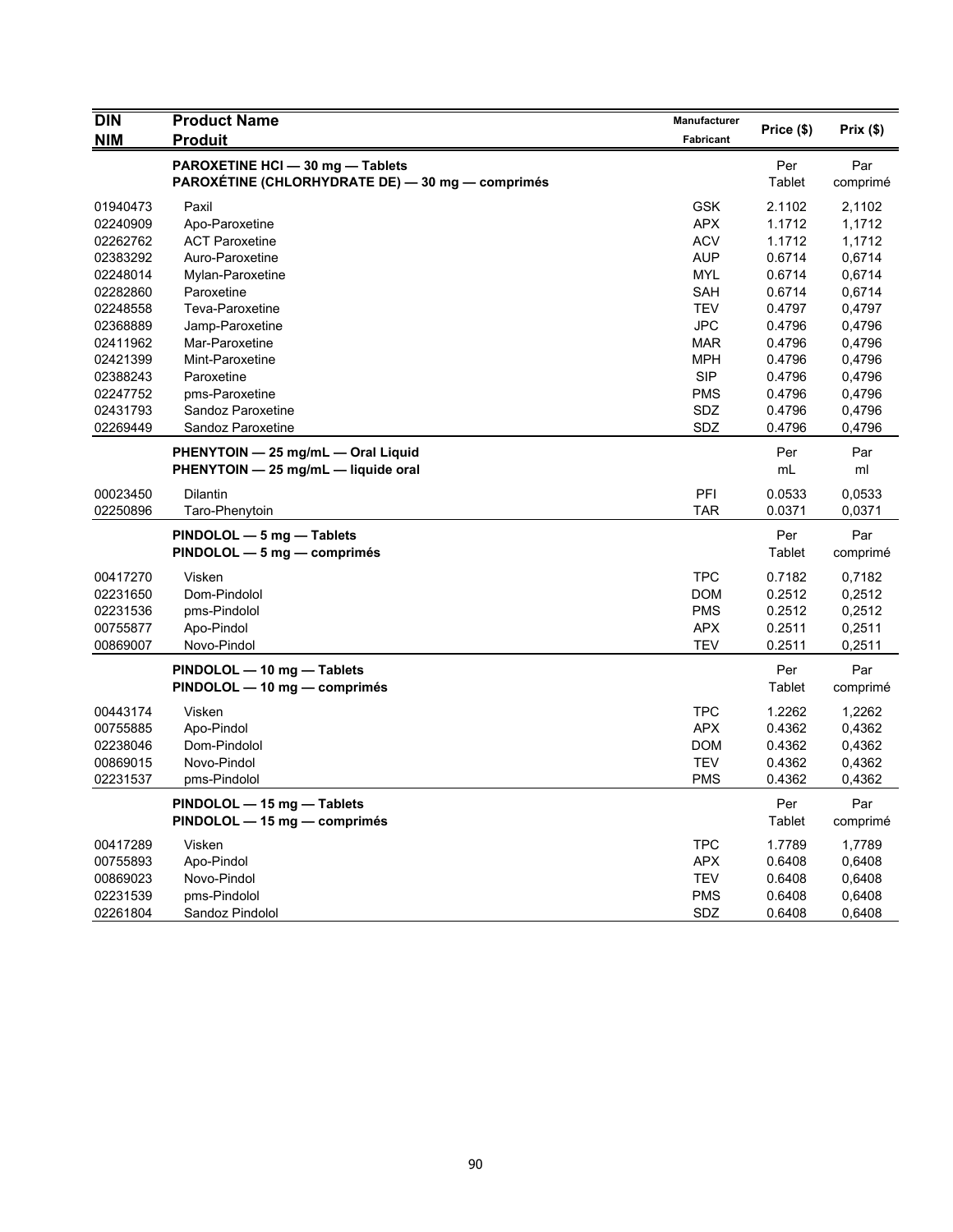| DIN<br>NIM | Product Name<br>Produit | Manufacturer<br>Fabricant | Price ($) | Prix ($) |
|---|---|---|---|---|
| | **PAROXETINE HCl — 30 mg — Tablets**<br>**PAROXÉTINE (CHLORHYDRATE DE) — 30 mg — comprimés** | | Per Tablet | Par comprimé |
| 01940473 | Paxil | GSK | 2.1102 | 2,1102 |
| 02240909 | Apo-Paroxetine | APX | 1.1712 | 1,1712 |
| 02262762 | ACT Paroxetine | ACV | 1.1712 | 1,1712 |
| 02383292 | Auro-Paroxetine | AUP | 0.6714 | 0,6714 |
| 02248014 | Mylan-Paroxetine | MYL | 0.6714 | 0,6714 |
| 02282860 | Paroxetine | SAH | 0.6714 | 0,6714 |
| 02248558 | Teva-Paroxetine | TEV | 0.4797 | 0,4797 |
| 02368889 | Jamp-Paroxetine | JPC | 0.4796 | 0,4796 |
| 02411962 | Mar-Paroxetine | MAR | 0.4796 | 0,4796 |
| 02421399 | Mint-Paroxetine | MPH | 0.4796 | 0,4796 |
| 02388243 | Paroxetine | SIP | 0.4796 | 0,4796 |
| 02247752 | pms-Paroxetine | PMS | 0.4796 | 0,4796 |
| 02431793 | Sandoz Paroxetine | SDZ | 0.4796 | 0,4796 |
| 02269449 | Sandoz Paroxetine | SDZ | 0.4796 | 0,4796 |
| | **PHENYTOIN — 25 mg/mL — Oral Liquid**<br>**PHENYTOIN — 25 mg/mL — liquide oral** | | Per mL | Par ml |
| 00023450 | Dilantin | PFI | 0.0533 | 0,0533 |
| 02250896 | Taro-Phenytoin | TAR | 0.0371 | 0,0371 |
| | **PINDOLOL — 5 mg — Tablets**<br>**PINDOLOL — 5 mg — comprimés** | | Per Tablet | Par comprimé |
| 00417270 | Visken | TPC | 0.7182 | 0,7182 |
| 02231650 | Dom-Pindolol | DOM | 0.2512 | 0,2512 |
| 02231536 | pms-Pindolol | PMS | 0.2512 | 0,2512 |
| 00755877 | Apo-Pindol | APX | 0.2511 | 0,2511 |
| 00869007 | Novo-Pindol | TEV | 0.2511 | 0,2511 |
| | **PINDOLOL — 10 mg — Tablets**<br>**PINDOLOL — 10 mg — comprimés** | | Per Tablet | Par comprimé |
| 00443174 | Visken | TPC | 1.2262 | 1,2262 |
| 00755885 | Apo-Pindol | APX | 0.4362 | 0,4362 |
| 02238046 | Dom-Pindolol | DOM | 0.4362 | 0,4362 |
| 00869015 | Novo-Pindol | TEV | 0.4362 | 0,4362 |
| 02231537 | pms-Pindolol | PMS | 0.4362 | 0,4362 |
| | **PINDOLOL — 15 mg — Tablets**<br>**PINDOLOL — 15 mg — comprimés** | | Per Tablet | Par comprimé |
| 00417289 | Visken | TPC | 1.7789 | 1,7789 |
| 00755893 | Apo-Pindol | APX | 0.6408 | 0,6408 |
| 00869023 | Novo-Pindol | TEV | 0.6408 | 0,6408 |
| 02231539 | pms-Pindolol | PMS | 0.6408 | 0,6408 |
| 02261804 | Sandoz Pindolol | SDZ | 0.6408 | 0,6408 |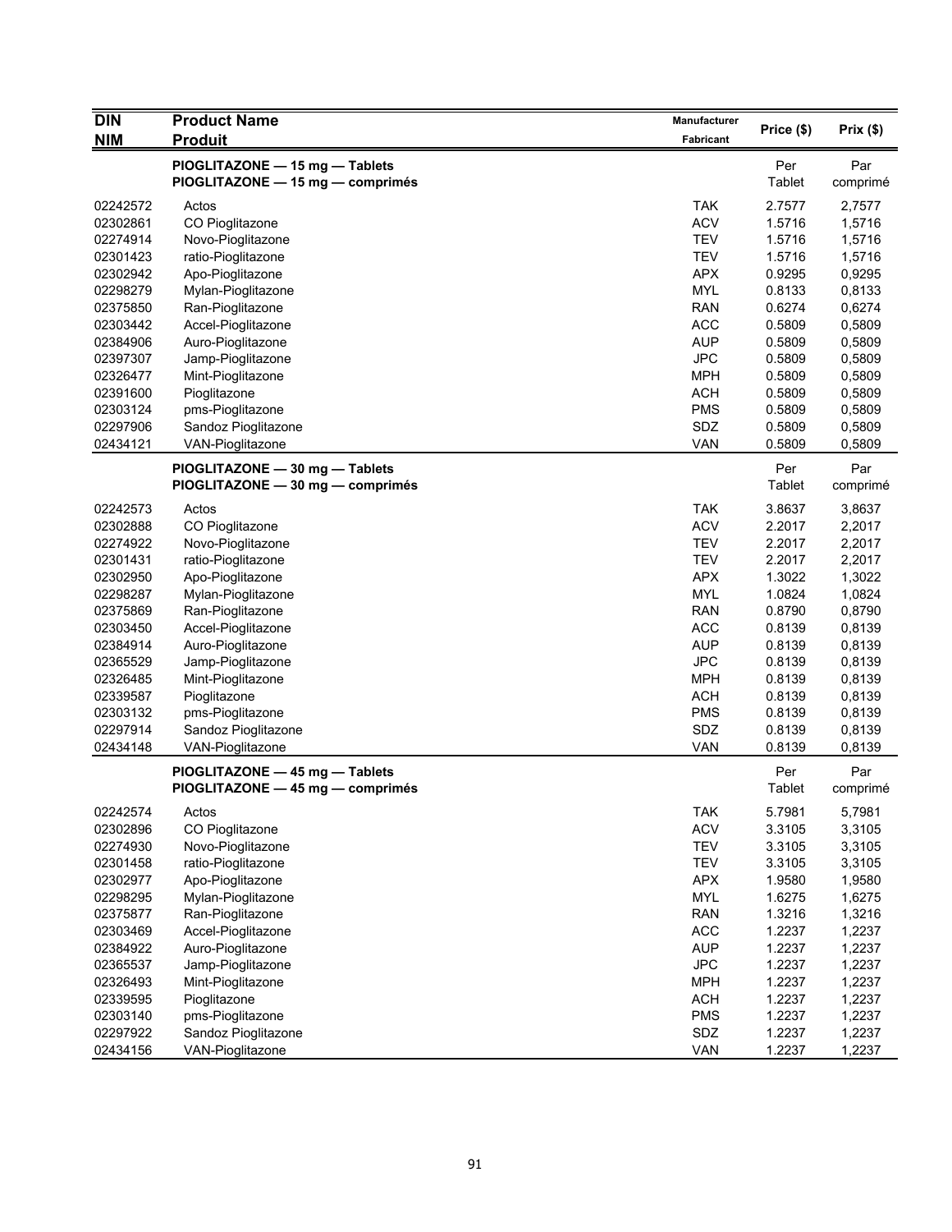| DIN<br>NIM | Product Name<br>Produit | Manufacturer<br>Fabricant | Price ($) | Prix ($) |
|---|---|---|---|---|
| | **PIOGLITAZONE — 15 mg — Tablets**<br>**PIOGLITAZONE — 15 mg — comprimés** | | Per Tablet | Par comprimé |
| 02242572 | Actos | TAK | 2.7577 | 2,7577 |
| 02302861 | CO Pioglitazone | ACV | 1.5716 | 1,5716 |
| 02274914 | Novo-Pioglitazone | TEV | 1.5716 | 1,5716 |
| 02301423 | ratio-Pioglitazone | TEV | 1.5716 | 1,5716 |
| 02302942 | Apo-Pioglitazone | APX | 0.9295 | 0,9295 |
| 02298279 | Mylan-Pioglitazone | MYL | 0.8133 | 0,8133 |
| 02375850 | Ran-Pioglitazone | RAN | 0.6274 | 0,6274 |
| 02303442 | Accel-Pioglitazone | ACC | 0.5809 | 0,5809 |
| 02384906 | Auro-Pioglitazone | AUP | 0.5809 | 0,5809 |
| 02397307 | Jamp-Pioglitazone | JPC | 0.5809 | 0,5809 |
| 02326477 | Mint-Pioglitazone | MPH | 0.5809 | 0,5809 |
| 02391600 | Pioglitazone | ACH | 0.5809 | 0,5809 |
| 02303124 | pms-Pioglitazone | PMS | 0.5809 | 0,5809 |
| 02297906 | Sandoz Pioglitazone | SDZ | 0.5809 | 0,5809 |
| 02434121 | VAN-Pioglitazone | VAN | 0.5809 | 0,5809 |
| | **PIOGLITAZONE — 30 mg — Tablets**<br>**PIOGLITAZONE — 30 mg — comprimés** | | Per Tablet | Par comprimé |
| 02242573 | Actos | TAK | 3.8637 | 3,8637 |
| 02302888 | CO Pioglitazone | ACV | 2.2017 | 2,2017 |
| 02274922 | Novo-Pioglitazone | TEV | 2.2017 | 2,2017 |
| 02301431 | ratio-Pioglitazone | TEV | 2.2017 | 2,2017 |
| 02302950 | Apo-Pioglitazone | APX | 1.3022 | 1,3022 |
| 02298287 | Mylan-Pioglitazone | MYL | 1.0824 | 1,0824 |
| 02375869 | Ran-Pioglitazone | RAN | 0.8790 | 0,8790 |
| 02303450 | Accel-Pioglitazone | ACC | 0.8139 | 0,8139 |
| 02384914 | Auro-Pioglitazone | AUP | 0.8139 | 0,8139 |
| 02365529 | Jamp-Pioglitazone | JPC | 0.8139 | 0,8139 |
| 02326485 | Mint-Pioglitazone | MPH | 0.8139 | 0,8139 |
| 02339587 | Pioglitazone | ACH | 0.8139 | 0,8139 |
| 02303132 | pms-Pioglitazone | PMS | 0.8139 | 0,8139 |
| 02297914 | Sandoz Pioglitazone | SDZ | 0.8139 | 0,8139 |
| 02434148 | VAN-Pioglitazone | VAN | 0.8139 | 0,8139 |
| | **PIOGLITAZONE — 45 mg — Tablets**<br>**PIOGLITAZONE — 45 mg — comprimés** | | Per Tablet | Par comprimé |
| 02242574 | Actos | TAK | 5.7981 | 5,7981 |
| 02302896 | CO Pioglitazone | ACV | 3.3105 | 3,3105 |
| 02274930 | Novo-Pioglitazone | TEV | 3.3105 | 3,3105 |
| 02301458 | ratio-Pioglitazone | TEV | 3.3105 | 3,3105 |
| 02302977 | Apo-Pioglitazone | APX | 1.9580 | 1,9580 |
| 02298295 | Mylan-Pioglitazone | MYL | 1.6275 | 1,6275 |
| 02375877 | Ran-Pioglitazone | RAN | 1.3216 | 1,3216 |
| 02303469 | Accel-Pioglitazone | ACC | 1.2237 | 1,2237 |
| 02384922 | Auro-Pioglitazone | AUP | 1.2237 | 1,2237 |
| 02365537 | Jamp-Pioglitazone | JPC | 1.2237 | 1,2237 |
| 02326493 | Mint-Pioglitazone | MPH | 1.2237 | 1,2237 |
| 02339595 | Pioglitazone | ACH | 1.2237 | 1,2237 |
| 02303140 | pms-Pioglitazone | PMS | 1.2237 | 1,2237 |
| 02297922 | Sandoz Pioglitazone | SDZ | 1.2237 | 1,2237 |
| 02434156 | VAN-Pioglitazone | VAN | 1.2237 | 1,2237 |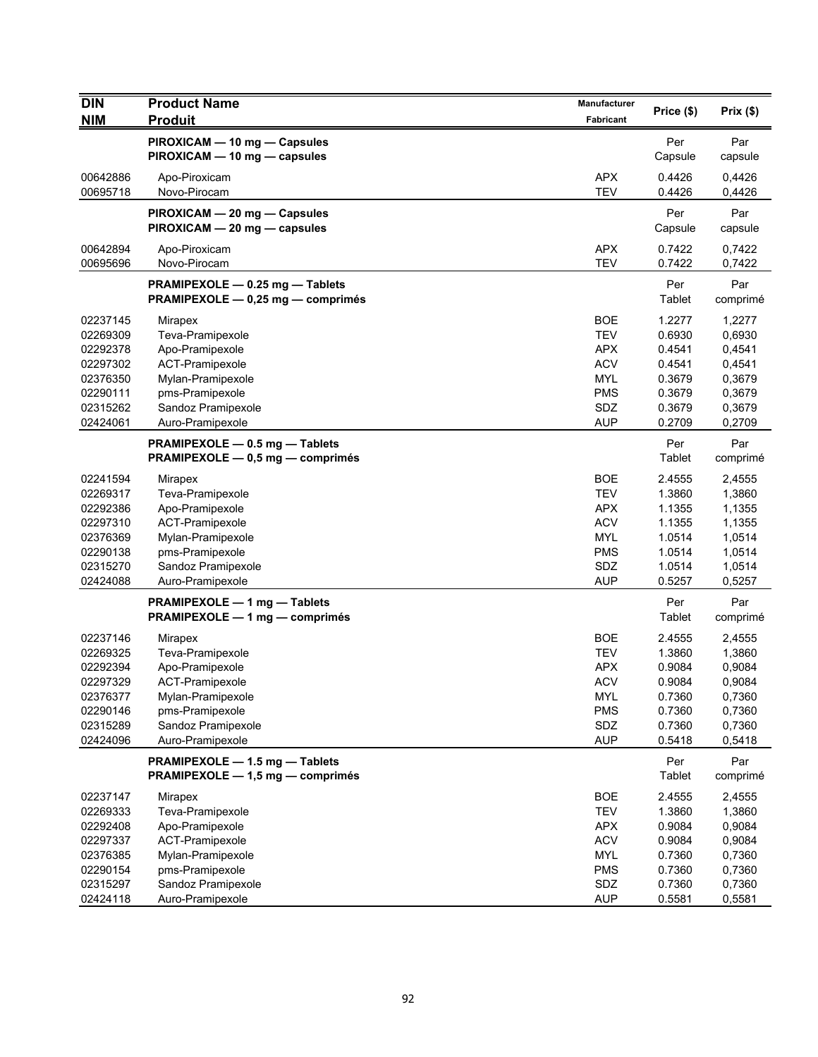| DIN<br>NIM | Product Name<br>Produit | Manufacturer<br>Fabricant | Price ($) | Prix ($) |
|---|---|---|---|---|
| | **PIROXICAM — 10 mg — Capsules**<br>**PIROXICAM — 10 mg — capsules** | | Per Capsule | Par capsule |
| 00642886 | Apo-Piroxicam | APX | 0.4426 | 0,4426 |
| 00695718 | Novo-Pirocam | TEV | 0.4426 | 0,4426 |
| | **PIROXICAM — 20 mg — Capsules**<br>**PIROXICAM — 20 mg — capsules** | | Per Capsule | Par capsule |
| 00642894 | Apo-Piroxicam | APX | 0.7422 | 0,7422 |
| 00695696 | Novo-Pirocam | TEV | 0.7422 | 0,7422 |
| | **PRAMIPEXOLE — 0.25 mg — Tablets**<br>**PRAMIPEXOLE — 0,25 mg — comprimés** | | Per Tablet | Par comprimé |
| 02237145 | Mirapex | BOE | 1.2277 | 1,2277 |
| 02269309 | Teva-Pramipexole | TEV | 0.6930 | 0,6930 |
| 02292378 | Apo-Pramipexole | APX | 0.4541 | 0,4541 |
| 02297302 | ACT-Pramipexole | ACV | 0.4541 | 0,4541 |
| 02376350 | Mylan-Pramipexole | MYL | 0.3679 | 0,3679 |
| 02290111 | pms-Pramipexole | PMS | 0.3679 | 0,3679 |
| 02315262 | Sandoz Pramipexole | SDZ | 0.3679 | 0,3679 |
| 02424061 | Auro-Pramipexole | AUP | 0.2709 | 0,2709 |
| | **PRAMIPEXOLE — 0.5 mg — Tablets**<br>**PRAMIPEXOLE — 0,5 mg — comprimés** | | Per Tablet | Par comprimé |
| 02241594 | Mirapex | BOE | 2.4555 | 2,4555 |
| 02269317 | Teva-Pramipexole | TEV | 1.3860 | 1,3860 |
| 02292386 | Apo-Pramipexole | APX | 1.1355 | 1,1355 |
| 02297310 | ACT-Pramipexole | ACV | 1.1355 | 1,1355 |
| 02376369 | Mylan-Pramipexole | MYL | 1.0514 | 1,0514 |
| 02290138 | pms-Pramipexole | PMS | 1.0514 | 1,0514 |
| 02315270 | Sandoz Pramipexole | SDZ | 1.0514 | 1,0514 |
| 02424088 | Auro-Pramipexole | AUP | 0.5257 | 0,5257 |
| | **PRAMIPEXOLE — 1 mg — Tablets**<br>**PRAMIPEXOLE — 1 mg — comprimés** | | Per Tablet | Par comprimé |
| 02237146 | Mirapex | BOE | 2.4555 | 2,4555 |
| 02269325 | Teva-Pramipexole | TEV | 1.3860 | 1,3860 |
| 02292394 | Apo-Pramipexole | APX | 0.9084 | 0,9084 |
| 02297329 | ACT-Pramipexole | ACV | 0.9084 | 0,9084 |
| 02376377 | Mylan-Pramipexole | MYL | 0.7360 | 0,7360 |
| 02290146 | pms-Pramipexole | PMS | 0.7360 | 0,7360 |
| 02315289 | Sandoz Pramipexole | SDZ | 0.7360 | 0,7360 |
| 02424096 | Auro-Pramipexole | AUP | 0.5418 | 0,5418 |
| | **PRAMIPEXOLE — 1.5 mg — Tablets**<br>**PRAMIPEXOLE — 1,5 mg — comprimés** | | Per Tablet | Par comprimé |
| 02237147 | Mirapex | BOE | 2.4555 | 2,4555 |
| 02269333 | Teva-Pramipexole | TEV | 1.3860 | 1,3860 |
| 02292408 | Apo-Pramipexole | APX | 0.9084 | 0,9084 |
| 02297337 | ACT-Pramipexole | ACV | 0.9084 | 0,9084 |
| 02376385 | Mylan-Pramipexole | MYL | 0.7360 | 0,7360 |
| 02290154 | pms-Pramipexole | PMS | 0.7360 | 0,7360 |
| 02315297 | Sandoz Pramipexole | SDZ | 0.7360 | 0,7360 |
| 02424118 | Auro-Pramipexole | AUP | 0.5581 | 0,5581 |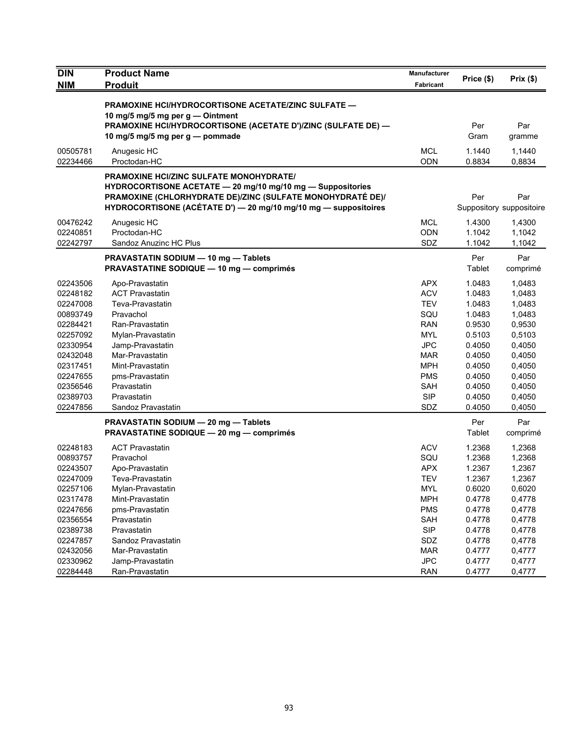| DIN<br>NIM | Product Name<br>Produit | Manufacturer<br>Fabricant | Price ($) | Prix ($) |
|---|---|---|---|---|
| | **PRAMOXINE HCl/HYDROCORTISONE ACETATE/ZINC SULFATE — 10 mg/5 mg/5 mg per g — Ointment**<br>**PRAMOXINE HCl/HYDROCORTISONE (ACETATE D')/ZINC (SULFATE DE) — 10 mg/5 mg/5 mg per g — pommade** | | Per Gram | Par gramme |
| 00505781 | Anugesic HC | MCL | 1.1440 | 1,1440 |
| 02234466 | Proctodan-HC | ODN | 0.8834 | 0,8834 |
| | **PRAMOXINE HCl/ZINC SULFATE MONOHYDRATE/ HYDROCORTISONE ACETATE — 20 mg/10 mg/10 mg — Suppositories**<br>**PRAMOXINE (CHLORHYDRATE DE)/ZINC (SULFATE MONOHYDRATÉ DE)/ HYDROCORTISONE (ACÉTATE D') — 20 mg/10 mg/10 mg — suppositoires** | | Per Suppository | Par suppositoire |
| 00476242 | Anugesic HC | MCL | 1.4300 | 1,4300 |
| 02240851 | Proctodan-HC | ODN | 1.1042 | 1,1042 |
| 02242797 | Sandoz Anuzinc HC Plus | SDZ | 1.1042 | 1,1042 |
| | **PRAVASTATIN SODIUM — 10 mg — Tablets**<br>**PRAVASTATINE SODIQUE — 10 mg — comprimés** | | Per Tablet | Par comprimé |
| 02243506 | Apo-Pravastatin | APX | 1.0483 | 1,0483 |
| 02248182 | ACT Pravastatin | ACV | 1.0483 | 1,0483 |
| 02247008 | Teva-Pravastatin | TEV | 1.0483 | 1,0483 |
| 00893749 | Pravachol | SQU | 1.0483 | 1,0483 |
| 02284421 | Ran-Pravastatin | RAN | 0.9530 | 0,9530 |
| 02257092 | Mylan-Pravastatin | MYL | 0.5103 | 0,5103 |
| 02330954 | Jamp-Pravastatin | JPC | 0.4050 | 0,4050 |
| 02432048 | Mar-Pravastatin | MAR | 0.4050 | 0,4050 |
| 02317451 | Mint-Pravastatin | MPH | 0.4050 | 0,4050 |
| 02247655 | pms-Pravastatin | PMS | 0.4050 | 0,4050 |
| 02356546 | Pravastatin | SAH | 0.4050 | 0,4050 |
| 02389703 | Pravastatin | SIP | 0.4050 | 0,4050 |
| 02247856 | Sandoz Pravastatin | SDZ | 0.4050 | 0,4050 |
| | **PRAVASTATIN SODIUM — 20 mg — Tablets**<br>**PRAVASTATINE SODIQUE — 20 mg — comprimés** | | Per Tablet | Par comprimé |
| 02248183 | ACT Pravastatin | ACV | 1.2368 | 1,2368 |
| 00893757 | Pravachol | SQU | 1.2368 | 1,2368 |
| 02243507 | Apo-Pravastatin | APX | 1.2367 | 1,2367 |
| 02247009 | Teva-Pravastatin | TEV | 1.2367 | 1,2367 |
| 02257106 | Mylan-Pravastatin | MYL | 0.6020 | 0,6020 |
| 02317478 | Mint-Pravastatin | MPH | 0.4778 | 0,4778 |
| 02247656 | pms-Pravastatin | PMS | 0.4778 | 0,4778 |
| 02356554 | Pravastatin | SAH | 0.4778 | 0,4778 |
| 02389738 | Pravastatin | SIP | 0.4778 | 0,4778 |
| 02247857 | Sandoz Pravastatin | SDZ | 0.4778 | 0,4778 |
| 02432056 | Mar-Pravastatin | MAR | 0.4777 | 0,4777 |
| 02330962 | Jamp-Pravastatin | JPC | 0.4777 | 0,4777 |
| 02284448 | Ran-Pravastatin | RAN | 0.4777 | 0,4777 |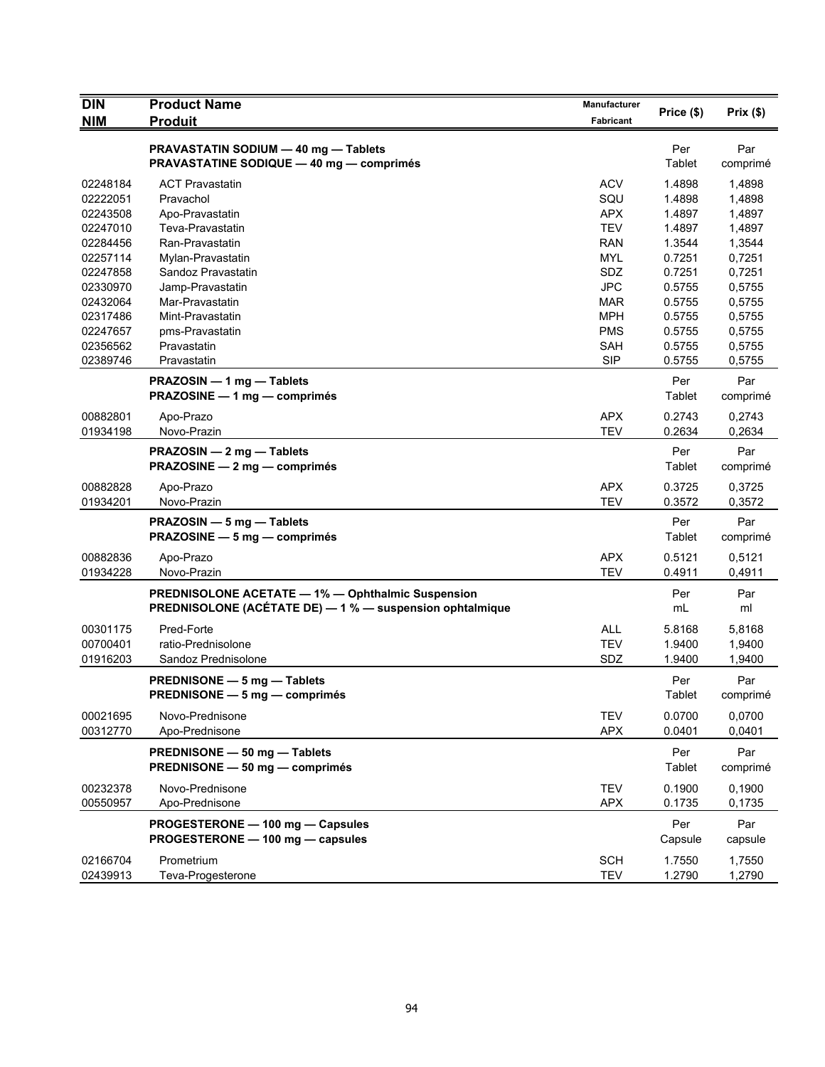| DIN<br>NIM | Product Name<br>Produit | Manufacturer<br>Fabricant | Price ($) | Prix ($) |
|---|---|---|---|---|
| | **PRAVASTATIN SODIUM — 40 mg — Tablets**<br>**PRAVASTATINE SODIQUE — 40 mg — comprimés** | | Per<br>Tablet | Par<br>comprimé |
| 02248184 | ACT Pravastatin | ACV | 1.4898 | 1,4898 |
| 02222051 | Pravachol | SQU | 1.4898 | 1,4898 |
| 02243508 | Apo-Pravastatin | APX | 1.4897 | 1,4897 |
| 02247010 | Teva-Pravastatin | TEV | 1.4897 | 1,4897 |
| 02284456 | Ran-Pravastatin | RAN | 1.3544 | 1,3544 |
| 02257114 | Mylan-Pravastatin | MYL | 0.7251 | 0,7251 |
| 02247858 | Sandoz Pravastatin | SDZ | 0.7251 | 0,7251 |
| 02330970 | Jamp-Pravastatin | JPC | 0.5755 | 0,5755 |
| 02432064 | Mar-Pravastatin | MAR | 0.5755 | 0,5755 |
| 02317486 | Mint-Pravastatin | MPH | 0.5755 | 0,5755 |
| 02247657 | pms-Pravastatin | PMS | 0.5755 | 0,5755 |
| 02356562 | Pravastatin | SAH | 0.5755 | 0,5755 |
| 02389746 | Pravastatin | SIP | 0.5755 | 0,5755 |
| | **PRAZOSIN — 1 mg — Tablets**<br>**PRAZOSINE — 1 mg — comprimés** | | Per<br>Tablet | Par<br>comprimé |
| 00882801 | Apo-Prazo | APX | 0.2743 | 0,2743 |
| 01934198 | Novo-Prazin | TEV | 0.2634 | 0,2634 |
| | **PRAZOSIN — 2 mg — Tablets**<br>**PRAZOSINE — 2 mg — comprimés** | | Per<br>Tablet | Par<br>comprimé |
| 00882828 | Apo-Prazo | APX | 0.3725 | 0,3725 |
| 01934201 | Novo-Prazin | TEV | 0.3572 | 0,3572 |
| | **PRAZOSIN — 5 mg — Tablets**<br>**PRAZOSINE — 5 mg — comprimés** | | Per<br>Tablet | Par<br>comprimé |
| 00882836 | Apo-Prazo | APX | 0.5121 | 0,5121 |
| 01934228 | Novo-Prazin | TEV | 0.4911 | 0,4911 |
| | **PREDNISOLONE ACETATE — 1% — Ophthalmic Suspension**<br>**PREDNISOLONE (ACÉTATE DE) — 1 % — suspension ophtalmique** | | Per<br>mL | Par<br>ml |
| 00301175 | Pred-Forte | ALL | 5.8168 | 5,8168 |
| 00700401 | ratio-Prednisolone | TEV | 1.9400 | 1,9400 |
| 01916203 | Sandoz Prednisolone | SDZ | 1.9400 | 1,9400 |
| | **PREDNISONE — 5 mg — Tablets**<br>**PREDNISONE — 5 mg — comprimés** | | Per<br>Tablet | Par<br>comprimé |
| 00021695 | Novo-Prednisone | TEV | 0.0700 | 0,0700 |
| 00312770 | Apo-Prednisone | APX | 0.0401 | 0,0401 |
| | **PREDNISONE — 50 mg — Tablets**<br>**PREDNISONE — 50 mg — comprimés** | | Per<br>Tablet | Par<br>comprimé |
| 00232378 | Novo-Prednisone | TEV | 0.1900 | 0,1900 |
| 00550957 | Apo-Prednisone | APX | 0.1735 | 0,1735 |
| | **PROGESTERONE — 100 mg — Capsules**<br>**PROGESTERONE — 100 mg — capsules** | | Per<br>Capsule | Par<br>capsule |
| 02166704 | Prometrium | SCH | 1.7550 | 1,7550 |
| 02439913 | Teva-Progesterone | TEV | 1.2790 | 1,2790 |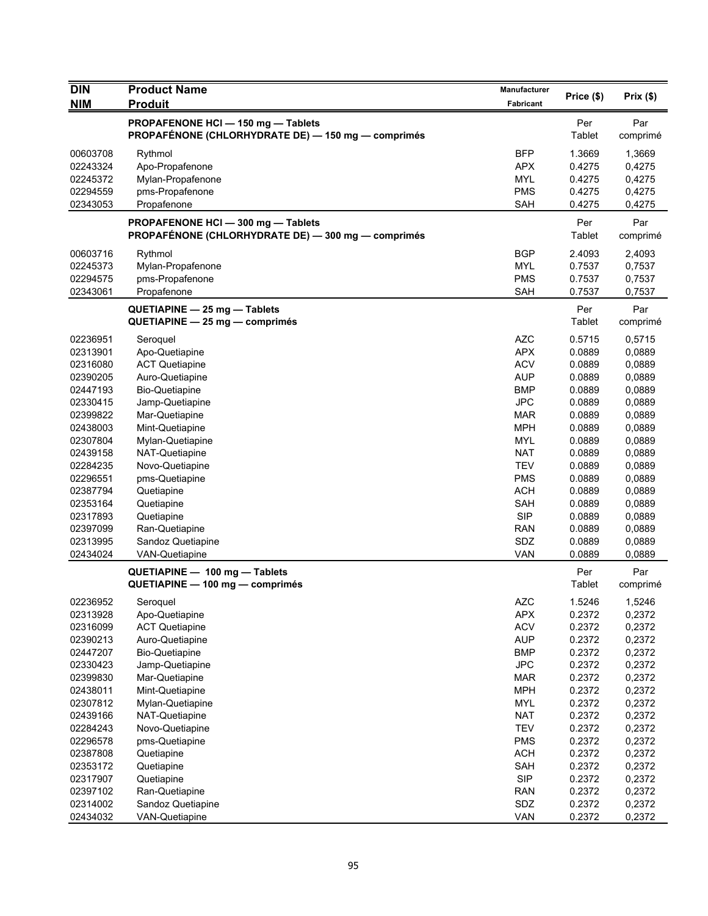| DIN<br>NIM | Product Name<br>Produit | Manufacturer<br>Fabricant | Price ($) | Prix ($) |
|---|---|---|---|---|
| | **PROPAFENONE HCl — 150 mg — Tablets**<br>**PROPAFÉNONE (CHLORHYDRATE DE) — 150 mg — comprimés** | | Per Tablet | Par comprimé |
| 00603708 | Rythmol | BFP | 1.3669 | 1,3669 |
| 02243324 | Apo-Propafenone | APX | 0.4275 | 0,4275 |
| 02245372 | Mylan-Propafenone | MYL | 0.4275 | 0,4275 |
| 02294559 | pms-Propafenone | PMS | 0.4275 | 0,4275 |
| 02343053 | Propafenone | SAH | 0.4275 | 0,4275 |
| | **PROPAFENONE HCl — 300 mg — Tablets**<br>**PROPAFÉNONE (CHLORHYDRATE DE) — 300 mg — comprimés** | | Per Tablet | Par comprimé |
| 00603716 | Rythmol | BGP | 2.4093 | 2,4093 |
| 02245373 | Mylan-Propafenone | MYL | 0.7537 | 0,7537 |
| 02294575 | pms-Propafenone | PMS | 0.7537 | 0,7537 |
| 02343061 | Propafenone | SAH | 0.7537 | 0,7537 |
| | **QUETIAPINE — 25 mg — Tablets**<br>**QUETIAPINE — 25 mg — comprimés** | | Per Tablet | Par comprimé |
| 02236951 | Seroquel | AZC | 0.5715 | 0,5715 |
| 02313901 | Apo-Quetiapine | APX | 0.0889 | 0,0889 |
| 02316080 | ACT Quetiapine | ACV | 0.0889 | 0,0889 |
| 02390205 | Auro-Quetiapine | AUP | 0.0889 | 0,0889 |
| 02447193 | Bio-Quetiapine | BMP | 0.0889 | 0,0889 |
| 02330415 | Jamp-Quetiapine | JPC | 0.0889 | 0,0889 |
| 02399822 | Mar-Quetiapine | MAR | 0.0889 | 0,0889 |
| 02438003 | Mint-Quetiapine | MPH | 0.0889 | 0,0889 |
| 02307804 | Mylan-Quetiapine | MYL | 0.0889 | 0,0889 |
| 02439158 | NAT-Quetiapine | NAT | 0.0889 | 0,0889 |
| 02284235 | Novo-Quetiapine | TEV | 0.0889 | 0,0889 |
| 02296551 | pms-Quetiapine | PMS | 0.0889 | 0,0889 |
| 02387794 | Quetiapine | ACH | 0.0889 | 0,0889 |
| 02353164 | Quetiapine | SAH | 0.0889 | 0,0889 |
| 02317893 | Quetiapine | SIP | 0.0889 | 0,0889 |
| 02397099 | Ran-Quetiapine | RAN | 0.0889 | 0,0889 |
| 02313995 | Sandoz Quetiapine | SDZ | 0.0889 | 0,0889 |
| 02434024 | VAN-Quetiapine | VAN | 0.0889 | 0,0889 |
| | **QUETIAPINE — 100 mg — Tablets**<br>**QUETIAPINE — 100 mg — comprimés** | | Per Tablet | Par comprimé |
| 02236952 | Seroquel | AZC | 1.5246 | 1,5246 |
| 02313928 | Apo-Quetiapine | APX | 0.2372 | 0,2372 |
| 02316099 | ACT Quetiapine | ACV | 0.2372 | 0,2372 |
| 02390213 | Auro-Quetiapine | AUP | 0.2372 | 0,2372 |
| 02447207 | Bio-Quetiapine | BMP | 0.2372 | 0,2372 |
| 02330423 | Jamp-Quetiapine | JPC | 0.2372 | 0,2372 |
| 02399830 | Mar-Quetiapine | MAR | 0.2372 | 0,2372 |
| 02438011 | Mint-Quetiapine | MPH | 0.2372 | 0,2372 |
| 02307812 | Mylan-Quetiapine | MYL | 0.2372 | 0,2372 |
| 02439166 | NAT-Quetiapine | NAT | 0.2372 | 0,2372 |
| 02284243 | Novo-Quetiapine | TEV | 0.2372 | 0,2372 |
| 02296578 | pms-Quetiapine | PMS | 0.2372 | 0,2372 |
| 02387808 | Quetiapine | ACH | 0.2372 | 0,2372 |
| 02353172 | Quetiapine | SAH | 0.2372 | 0,2372 |
| 02317907 | Quetiapine | SIP | 0.2372 | 0,2372 |
| 02397102 | Ran-Quetiapine | RAN | 0.2372 | 0,2372 |
| 02314002 | Sandoz Quetiapine | SDZ | 0.2372 | 0,2372 |
| 02434032 | VAN-Quetiapine | VAN | 0.2372 | 0,2372 |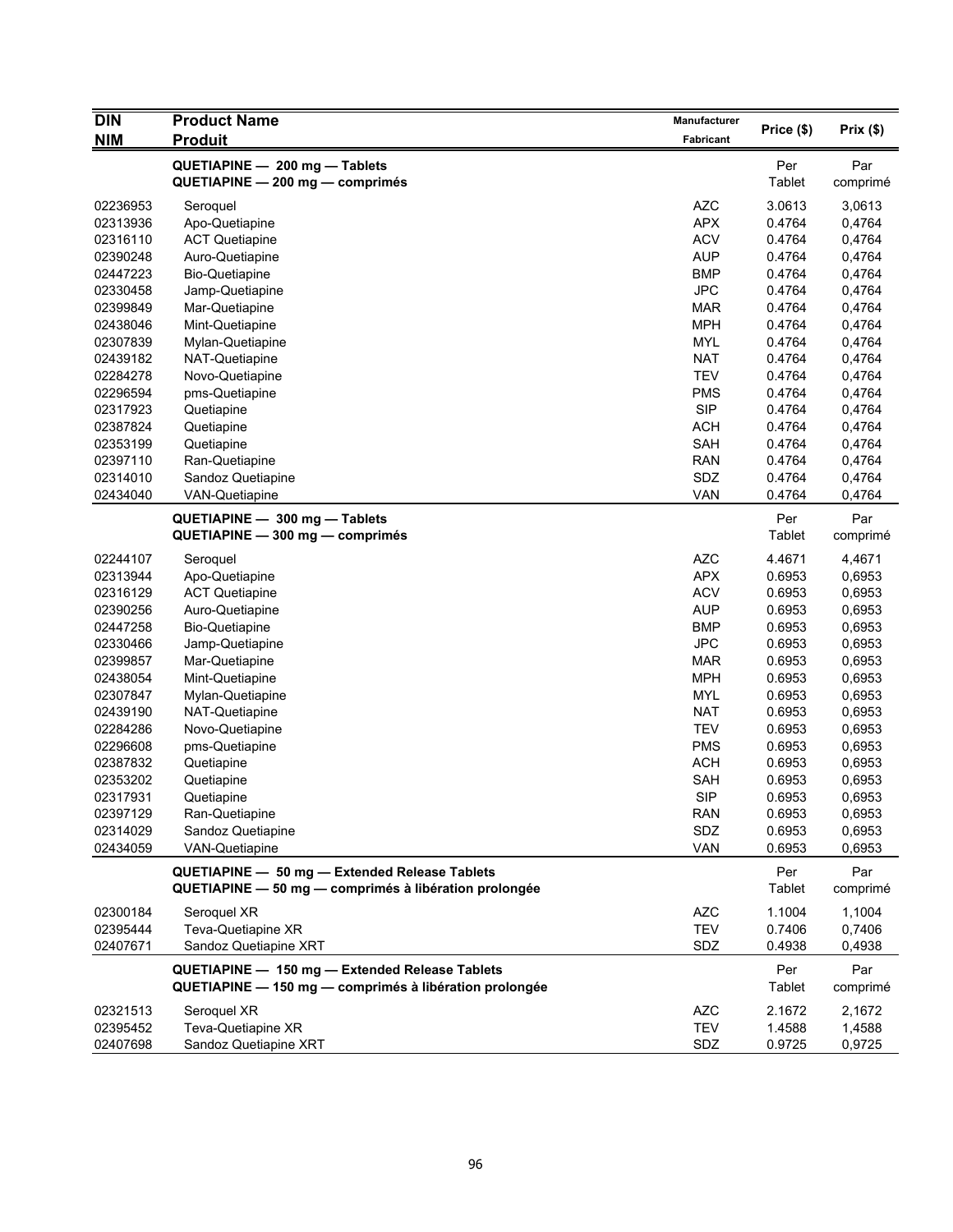| DIN<br>NIM | Product Name<br>Produit | Manufacturer<br>Fabricant | Price ($) | Prix ($) |
|---|---|---|---|---|
| | **QUETIAPINE — 200 mg — Tablets**<br>**QUETIAPINE — 200 mg — comprimés** | | Per Tablet | Par comprimé |
| 02236953 | Seroquel | AZC | 3.0613 | 3,0613 |
| 02313936 | Apo-Quetiapine | APX | 0.4764 | 0,4764 |
| 02316110 | ACT Quetiapine | ACV | 0.4764 | 0,4764 |
| 02390248 | Auro-Quetiapine | AUP | 0.4764 | 0,4764 |
| 02447223 | Bio-Quetiapine | BMP | 0.4764 | 0,4764 |
| 02330458 | Jamp-Quetiapine | JPC | 0.4764 | 0,4764 |
| 02399849 | Mar-Quetiapine | MAR | 0.4764 | 0,4764 |
| 02438046 | Mint-Quetiapine | MPH | 0.4764 | 0,4764 |
| 02307839 | Mylan-Quetiapine | MYL | 0.4764 | 0,4764 |
| 02439182 | NAT-Quetiapine | NAT | 0.4764 | 0,4764 |
| 02284278 | Novo-Quetiapine | TEV | 0.4764 | 0,4764 |
| 02296594 | pms-Quetiapine | PMS | 0.4764 | 0,4764 |
| 02317923 | Quetiapine | SIP | 0.4764 | 0,4764 |
| 02387824 | Quetiapine | ACH | 0.4764 | 0,4764 |
| 02353199 | Quetiapine | SAH | 0.4764 | 0,4764 |
| 02397110 | Ran-Quetiapine | RAN | 0.4764 | 0,4764 |
| 02314010 | Sandoz Quetiapine | SDZ | 0.4764 | 0,4764 |
| 02434040 | VAN-Quetiapine | VAN | 0.4764 | 0,4764 |
| | **QUETIAPINE — 300 mg — Tablets**<br>**QUETIAPINE — 300 mg — comprimés** | | Per Tablet | Par comprimé |
| 02244107 | Seroquel | AZC | 4.4671 | 4,4671 |
| 02313944 | Apo-Quetiapine | APX | 0.6953 | 0,6953 |
| 02316129 | ACT Quetiapine | ACV | 0.6953 | 0,6953 |
| 02390256 | Auro-Quetiapine | AUP | 0.6953 | 0,6953 |
| 02447258 | Bio-Quetiapine | BMP | 0.6953 | 0,6953 |
| 02330466 | Jamp-Quetiapine | JPC | 0.6953 | 0,6953 |
| 02399857 | Mar-Quetiapine | MAR | 0.6953 | 0,6953 |
| 02438054 | Mint-Quetiapine | MPH | 0.6953 | 0,6953 |
| 02307847 | Mylan-Quetiapine | MYL | 0.6953 | 0,6953 |
| 02439190 | NAT-Quetiapine | NAT | 0.6953 | 0,6953 |
| 02284286 | Novo-Quetiapine | TEV | 0.6953 | 0,6953 |
| 02296608 | pms-Quetiapine | PMS | 0.6953 | 0,6953 |
| 02387832 | Quetiapine | ACH | 0.6953 | 0,6953 |
| 02353202 | Quetiapine | SAH | 0.6953 | 0,6953 |
| 02317931 | Quetiapine | SIP | 0.6953 | 0,6953 |
| 02397129 | Ran-Quetiapine | RAN | 0.6953 | 0,6953 |
| 02314029 | Sandoz Quetiapine | SDZ | 0.6953 | 0,6953 |
| 02434059 | VAN-Quetiapine | VAN | 0.6953 | 0,6953 |
| | **QUETIAPINE — 50 mg — Extended Release Tablets**<br>**QUETIAPINE — 50 mg — comprimés à libération prolongée** | | Per Tablet | Par comprimé |
| 02300184 | Seroquel XR | AZC | 1.1004 | 1,1004 |
| 02395444 | Teva-Quetiapine XR | TEV | 0.7406 | 0,7406 |
| 02407671 | Sandoz Quetiapine XRT | SDZ | 0.4938 | 0,4938 |
| | **QUETIAPINE — 150 mg — Extended Release Tablets**<br>**QUETIAPINE — 150 mg — comprimés à libération prolongée** | | Per Tablet | Par comprimé |
| 02321513 | Seroquel XR | AZC | 2.1672 | 2,1672 |
| 02395452 | Teva-Quetiapine XR | TEV | 1.4588 | 1,4588 |
| 02407698 | Sandoz Quetiapine XRT | SDZ | 0.9725 | 0,9725 |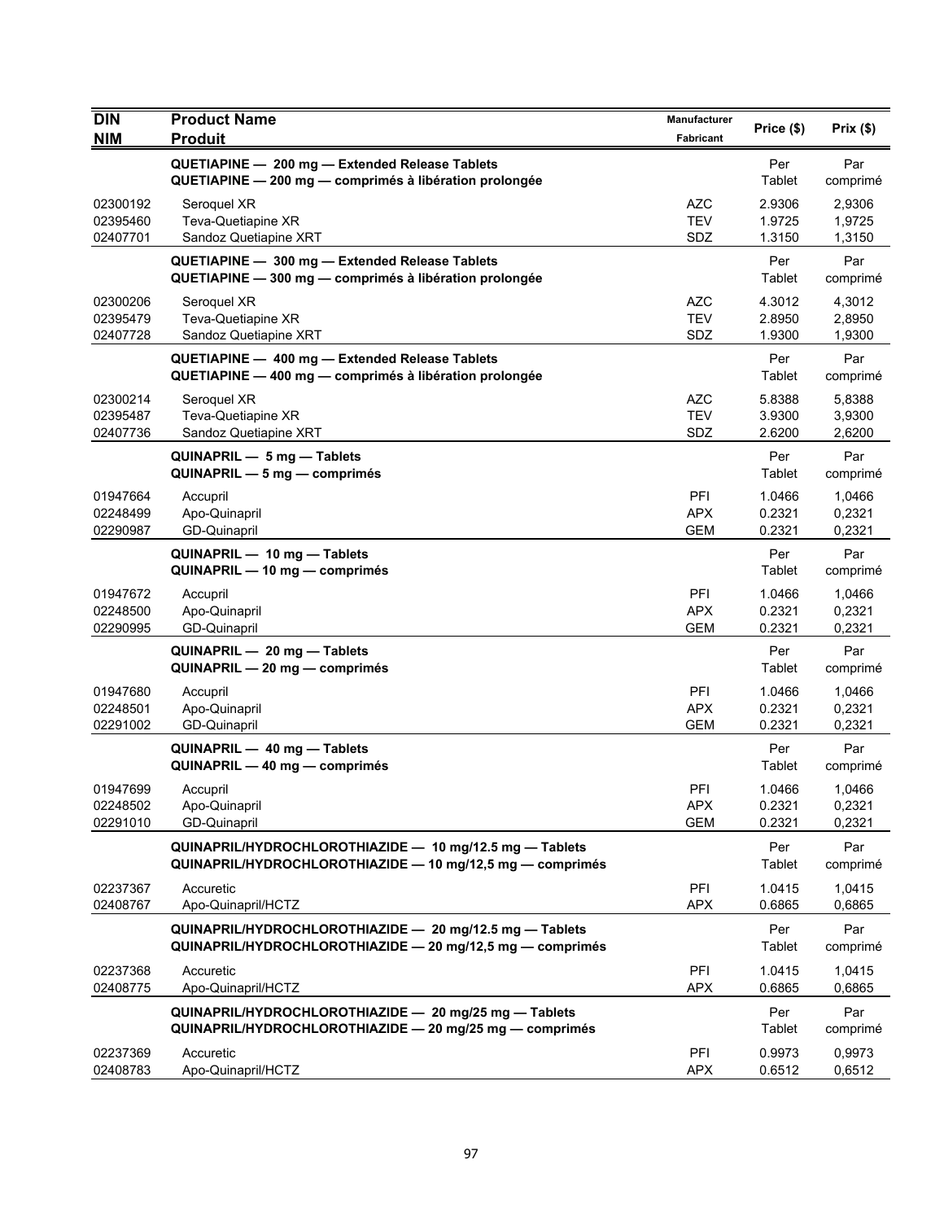| DIN<br>NIM | Product Name<br>Produit | Manufacturer<br>Fabricant | Price ($) | Prix ($) |
|---|---|---|---|---|
| | **QUETIAPINE — 200 mg — Extended Release Tablets**<br>**QUETIAPINE — 200 mg — comprimés à libération prolongée** | | Per Tablet | Par comprimé |
| 02300192 | Seroquel XR | AZC | 2.9306 | 2,9306 |
| 02395460 | Teva-Quetiapine XR | TEV | 1.9725 | 1,9725 |
| 02407701 | Sandoz Quetiapine XRT | SDZ | 1.3150 | 1,3150 |
| | **QUETIAPINE — 300 mg — Extended Release Tablets**<br>**QUETIAPINE — 300 mg — comprimés à libération prolongée** | | Per Tablet | Par comprimé |
| 02300206 | Seroquel XR | AZC | 4.3012 | 4,3012 |
| 02395479 | Teva-Quetiapine XR | TEV | 2.8950 | 2,8950 |
| 02407728 | Sandoz Quetiapine XRT | SDZ | 1.9300 | 1,9300 |
| | **QUETIAPINE — 400 mg — Extended Release Tablets**<br>**QUETIAPINE — 400 mg — comprimés à libération prolongée** | | Per Tablet | Par comprimé |
| 02300214 | Seroquel XR | AZC | 5.8388 | 5,8388 |
| 02395487 | Teva-Quetiapine XR | TEV | 3.9300 | 3,9300 |
| 02407736 | Sandoz Quetiapine XRT | SDZ | 2.6200 | 2,6200 |
| | **QUINAPRIL — 5 mg — Tablets**<br>**QUINAPRIL — 5 mg — comprimés** | | Per Tablet | Par comprimé |
| 01947664 | Accupril | PFI | 1.0466 | 1,0466 |
| 02248499 | Apo-Quinapril | APX | 0.2321 | 0,2321 |
| 02290987 | GD-Quinapril | GEM | 0.2321 | 0,2321 |
| | **QUINAPRIL — 10 mg — Tablets**<br>**QUINAPRIL — 10 mg — comprimés** | | Per Tablet | Par comprimé |
| 01947672 | Accupril | PFI | 1.0466 | 1,0466 |
| 02248500 | Apo-Quinapril | APX | 0.2321 | 0,2321 |
| 02290995 | GD-Quinapril | GEM | 0.2321 | 0,2321 |
| | **QUINAPRIL — 20 mg — Tablets**<br>**QUINAPRIL — 20 mg — comprimés** | | Per Tablet | Par comprimé |
| 01947680 | Accupril | PFI | 1.0466 | 1,0466 |
| 02248501 | Apo-Quinapril | APX | 0.2321 | 0,2321 |
| 02291002 | GD-Quinapril | GEM | 0.2321 | 0,2321 |
| | **QUINAPRIL — 40 mg — Tablets**<br>**QUINAPRIL — 40 mg — comprimés** | | Per Tablet | Par comprimé |
| 01947699 | Accupril | PFI | 1.0466 | 1,0466 |
| 02248502 | Apo-Quinapril | APX | 0.2321 | 0,2321 |
| 02291010 | GD-Quinapril | GEM | 0.2321 | 0,2321 |
| | **QUINAPRIL/HYDROCHLOROTHIAZIDE — 10 mg/12.5 mg — Tablets**<br>**QUINAPRIL/HYDROCHLOROTHIAZIDE — 10 mg/12,5 mg — comprimés** | | Per Tablet | Par comprimé |
| 02237367 | Accuretic | PFI | 1.0415 | 1,0415 |
| 02408767 | Apo-Quinapril/HCTZ | APX | 0.6865 | 0,6865 |
| | **QUINAPRIL/HYDROCHLOROTHIAZIDE — 20 mg/12.5 mg — Tablets**<br>**QUINAPRIL/HYDROCHLOROTHIAZIDE — 20 mg/12,5 mg — comprimés** | | Per Tablet | Par comprimé |
| 02237368 | Accuretic | PFI | 1.0415 | 1,0415 |
| 02408775 | Apo-Quinapril/HCTZ | APX | 0.6865 | 0,6865 |
| | **QUINAPRIL/HYDROCHLOROTHIAZIDE — 20 mg/25 mg — Tablets**<br>**QUINAPRIL/HYDROCHLOROTHIAZIDE — 20 mg/25 mg — comprimés** | | Per Tablet | Par comprimé |
| 02237369 | Accuretic | PFI | 0.9973 | 0,9973 |
| 02408783 | Apo-Quinapril/HCTZ | APX | 0.6512 | 0,6512 |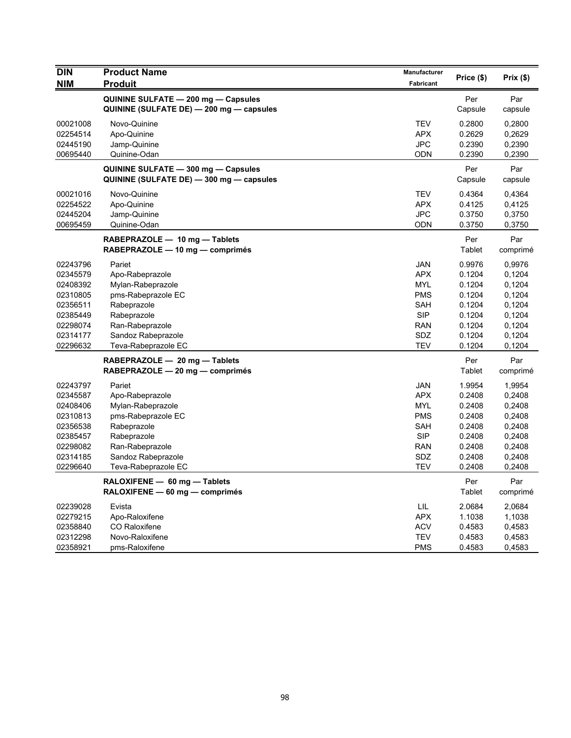| DIN<br>NIM | Product Name<br>Produit | Manufacturer<br>Fabricant | Price ($) | Prix ($) |
|---|---|---|---|---|
| | **QUININE SULFATE — 200 mg — Capsules**<br>**QUININE (SULFATE DE) — 200 mg — capsules** | | Per Capsule | Par capsule |
| 00021008 | Novo-Quinine | TEV | 0.2800 | 0,2800 |
| 02254514 | Apo-Quinine | APX | 0.2629 | 0,2629 |
| 02445190 | Jamp-Quinine | JPC | 0.2390 | 0,2390 |
| 00695440 | Quinine-Odan | ODN | 0.2390 | 0,2390 |
| | **QUININE SULFATE — 300 mg — Capsules**<br>**QUININE (SULFATE DE) — 300 mg — capsules** | | Per Capsule | Par capsule |
| 00021016 | Novo-Quinine | TEV | 0.4364 | 0,4364 |
| 02254522 | Apo-Quinine | APX | 0.4125 | 0,4125 |
| 02445204 | Jamp-Quinine | JPC | 0.3750 | 0,3750 |
| 00695459 | Quinine-Odan | ODN | 0.3750 | 0,3750 |
| | **RABEPRAZOLE — 10 mg — Tablets**<br>**RABEPRAZOLE — 10 mg — comprimés** | | Per Tablet | Par comprimé |
| 02243796 | Pariet | JAN | 0.9976 | 0,9976 |
| 02345579 | Apo-Rabeprazole | APX | 0.1204 | 0,1204 |
| 02408392 | Mylan-Rabeprazole | MYL | 0.1204 | 0,1204 |
| 02310805 | pms-Rabeprazole EC | PMS | 0.1204 | 0,1204 |
| 02356511 | Rabeprazole | SAH | 0.1204 | 0,1204 |
| 02385449 | Rabeprazole | SIP | 0.1204 | 0,1204 |
| 02298074 | Ran-Rabeprazole | RAN | 0.1204 | 0,1204 |
| 02314177 | Sandoz Rabeprazole | SDZ | 0.1204 | 0,1204 |
| 02296632 | Teva-Rabeprazole EC | TEV | 0.1204 | 0,1204 |
| | **RABEPRAZOLE — 20 mg — Tablets**<br>**RABEPRAZOLE — 20 mg — comprimés** | | Per Tablet | Par comprimé |
| 02243797 | Pariet | JAN | 1.9954 | 1,9954 |
| 02345587 | Apo-Rabeprazole | APX | 0.2408 | 0,2408 |
| 02408406 | Mylan-Rabeprazole | MYL | 0.2408 | 0,2408 |
| 02310813 | pms-Rabeprazole EC | PMS | 0.2408 | 0,2408 |
| 02356538 | Rabeprazole | SAH | 0.2408 | 0,2408 |
| 02385457 | Rabeprazole | SIP | 0.2408 | 0,2408 |
| 02298082 | Ran-Rabeprazole | RAN | 0.2408 | 0,2408 |
| 02314185 | Sandoz Rabeprazole | SDZ | 0.2408 | 0,2408 |
| 02296640 | Teva-Rabeprazole EC | TEV | 0.2408 | 0,2408 |
| | **RALOXIFENE — 60 mg — Tablets**<br>**RALOXIFENE — 60 mg — comprimés** | | Per Tablet | Par comprimé |
| 02239028 | Evista | LIL | 2.0684 | 2,0684 |
| 02279215 | Apo-Raloxifene | APX | 1.1038 | 1,1038 |
| 02358840 | CO Raloxifene | ACV | 0.4583 | 0,4583 |
| 02312298 | Novo-Raloxifene | TEV | 0.4583 | 0,4583 |
| 02358921 | pms-Raloxifene | PMS | 0.4583 | 0,4583 |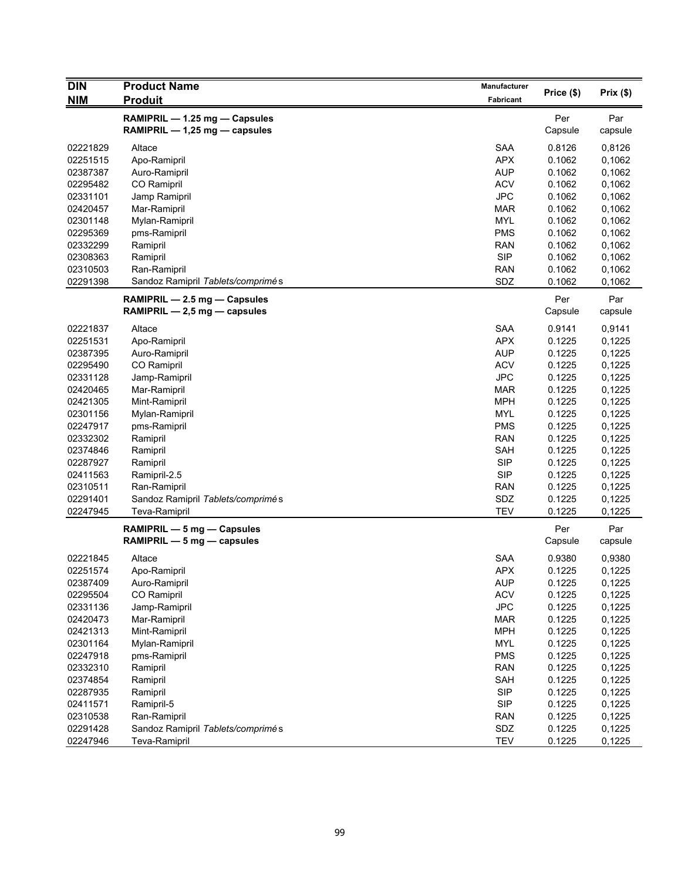| DIN<br>NIM | Product Name<br>Produit | Manufacturer<br>Fabricant | Price ($) | Prix ($) |
|---|---|---|---|---|
| | **RAMIPRIL — 1.25 mg — Capsules**<br>**RAMIPRIL — 1,25 mg — capsules** | | Per Capsule | Par capsule |
| 02221829 | Altace | SAA | 0.8126 | 0,8126 |
| 02251515 | Apo-Ramipril | APX | 0.1062 | 0,1062 |
| 02387387 | Auro-Ramipril | AUP | 0.1062 | 0,1062 |
| 02295482 | CO Ramipril | ACV | 0.1062 | 0,1062 |
| 02331101 | Jamp Ramipril | JPC | 0.1062 | 0,1062 |
| 02420457 | Mar-Ramipril | MAR | 0.1062 | 0,1062 |
| 02301148 | Mylan-Ramipril | MYL | 0.1062 | 0,1062 |
| 02295369 | pms-Ramipril | PMS | 0.1062 | 0,1062 |
| 02332299 | Ramipril | RAN | 0.1062 | 0,1062 |
| 02308363 | Ramipril | SIP | 0.1062 | 0,1062 |
| 02310503 | Ran-Ramipril | RAN | 0.1062 | 0,1062 |
| 02291398 | Sandoz Ramipril *Tablets/comprimés* | SDZ | 0.1062 | 0,1062 |
| | **RAMIPRIL — 2.5 mg — Capsules**<br>**RAMIPRIL — 2,5 mg — capsules** | | Per Capsule | Par capsule |
| 02221837 | Altace | SAA | 0.9141 | 0,9141 |
| 02251531 | Apo-Ramipril | APX | 0.1225 | 0,1225 |
| 02387395 | Auro-Ramipril | AUP | 0.1225 | 0,1225 |
| 02295490 | CO Ramipril | ACV | 0.1225 | 0,1225 |
| 02331128 | Jamp-Ramipril | JPC | 0.1225 | 0,1225 |
| 02420465 | Mar-Ramipril | MAR | 0.1225 | 0,1225 |
| 02421305 | Mint-Ramipril | MPH | 0.1225 | 0,1225 |
| 02301156 | Mylan-Ramipril | MYL | 0.1225 | 0,1225 |
| 02247917 | pms-Ramipril | PMS | 0.1225 | 0,1225 |
| 02332302 | Ramipril | RAN | 0.1225 | 0,1225 |
| 02374846 | Ramipril | SAH | 0.1225 | 0,1225 |
| 02287927 | Ramipril | SIP | 0.1225 | 0,1225 |
| 02411563 | Ramipril-2.5 | SIP | 0.1225 | 0,1225 |
| 02310511 | Ran-Ramipril | RAN | 0.1225 | 0,1225 |
| 02291401 | Sandoz Ramipril *Tablets/comprimés* | SDZ | 0.1225 | 0,1225 |
| 02247945 | Teva-Ramipril | TEV | 0.1225 | 0,1225 |
| | **RAMIPRIL — 5 mg — Capsules**<br>**RAMIPRIL — 5 mg — capsules** | | Per Capsule | Par capsule |
| 02221845 | Altace | SAA | 0.9380 | 0,9380 |
| 02251574 | Apo-Ramipril | APX | 0.1225 | 0,1225 |
| 02387409 | Auro-Ramipril | AUP | 0.1225 | 0,1225 |
| 02295504 | CO Ramipril | ACV | 0.1225 | 0,1225 |
| 02331136 | Jamp-Ramipril | JPC | 0.1225 | 0,1225 |
| 02420473 | Mar-Ramipril | MAR | 0.1225 | 0,1225 |
| 02421313 | Mint-Ramipril | MPH | 0.1225 | 0,1225 |
| 02301164 | Mylan-Ramipril | MYL | 0.1225 | 0,1225 |
| 02247918 | pms-Ramipril | PMS | 0.1225 | 0,1225 |
| 02332310 | Ramipril | RAN | 0.1225 | 0,1225 |
| 02374854 | Ramipril | SAH | 0.1225 | 0,1225 |
| 02287935 | Ramipril | SIP | 0.1225 | 0,1225 |
| 02411571 | Ramipril-5 | SIP | 0.1225 | 0,1225 |
| 02310538 | Ran-Ramipril | RAN | 0.1225 | 0,1225 |
| 02291428 | Sandoz Ramipril *Tablets/comprimés* | SDZ | 0.1225 | 0,1225 |
| 02247946 | Teva-Ramipril | TEV | 0.1225 | 0,1225 |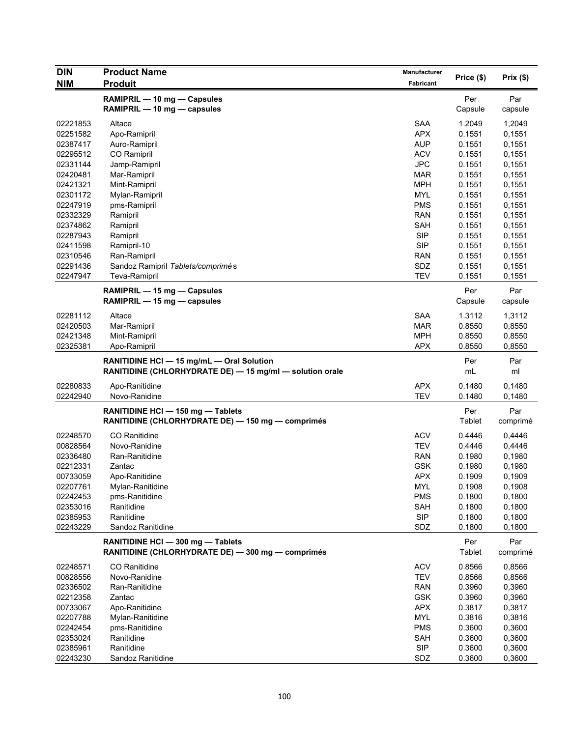| DIN<br>NIM | Product Name<br>Produit | Manufacturer<br>Fabricant | Price ($) | Prix ($) |
|---|---|---|---|---|
| | **RAMIPRIL — 10 mg — Capsules**<br>**RAMIPRIL — 10 mg — capsules** | | Per<br>Capsule | Par<br>capsule |
| 02221853 | Altace | SAA | 1.2049 | 1,2049 |
| 02251582 | Apo-Ramipril | APX | 0.1551 | 0,1551 |
| 02387417 | Auro-Ramipril | AUP | 0.1551 | 0,1551 |
| 02295512 | CO Ramipril | ACV | 0.1551 | 0,1551 |
| 02331144 | Jamp-Ramipril | JPC | 0.1551 | 0,1551 |
| 02420481 | Mar-Ramipril | MAR | 0.1551 | 0,1551 |
| 02421321 | Mint-Ramipril | MPH | 0.1551 | 0,1551 |
| 02301172 | Mylan-Ramipril | MYL | 0.1551 | 0,1551 |
| 02247919 | pms-Ramipril | PMS | 0.1551 | 0,1551 |
| 02332329 | Ramipril | RAN | 0.1551 | 0,1551 |
| 02374862 | Ramipril | SAH | 0.1551 | 0,1551 |
| 02287943 | Ramipril | SIP | 0.1551 | 0,1551 |
| 02411598 | Ramipril-10 | SIP | 0.1551 | 0,1551 |
| 02310546 | Ran-Ramipril | RAN | 0.1551 | 0,1551 |
| 02291436 | Sandoz Ramipril *Tablets/comprimés* | SDZ | 0.1551 | 0,1551 |
| 02247947 | Teva-Ramipril | TEV | 0.1551 | 0,1551 |
| | **RAMIPRIL — 15 mg — Capsules**<br>**RAMIPRIL — 15 mg — capsules** | | Per<br>Capsule | Par<br>capsule |
| 02281112 | Altace | SAA | 1.3112 | 1,3112 |
| 02420503 | Mar-Ramipril | MAR | 0.8550 | 0,8550 |
| 02421348 | Mint-Ramipril | MPH | 0.8550 | 0,8550 |
| 02325381 | Apo-Ramipril | APX | 0.8550 | 0,8550 |
| | **RANITIDINE HCl — 15 mg/mL — Oral Solution**<br>**RANITIDINE (CHLORHYDRATE DE) — 15 mg/ml — solution orale** | | Per<br>mL | Par<br>ml |
| 02280833 | Apo-Ranitidine | APX | 0.1480 | 0,1480 |
| 02242940 | Novo-Ranidine | TEV | 0.1480 | 0,1480 |
| | **RANITIDINE HCl — 150 mg — Tablets**<br>**RANITIDINE (CHLORHYDRATE DE) — 150 mg — comprimés** | | Per<br>Tablet | Par<br>comprimé |
| 02248570 | CO Ranitidine | ACV | 0.4446 | 0,4446 |
| 00828564 | Novo-Ranidine | TEV | 0.4446 | 0,4446 |
| 02336480 | Ran-Ranitidine | RAN | 0.1980 | 0,1980 |
| 02212331 | Zantac | GSK | 0.1980 | 0,1980 |
| 00733059 | Apo-Ranitidine | APX | 0.1909 | 0,1909 |
| 02207761 | Mylan-Ranitidine | MYL | 0.1908 | 0,1908 |
| 02242453 | pms-Ranitidine | PMS | 0.1800 | 0,1800 |
| 02353016 | Ranitidine | SAH | 0.1800 | 0,1800 |
| 02385953 | Ranitidine | SIP | 0.1800 | 0,1800 |
| 02243229 | Sandoz Ranitidine | SDZ | 0.1800 | 0,1800 |
| | **RANITIDINE HCl — 300 mg — Tablets**<br>**RANITIDINE (CHLORHYDRATE DE) — 300 mg — comprimés** | | Per<br>Tablet | Par<br>comprimé |
| 02248571 | CO Ranitidine | ACV | 0.8566 | 0,8566 |
| 00828556 | Novo-Ranidine | TEV | 0.8566 | 0,8566 |
| 02336502 | Ran-Ranitidine | RAN | 0.3960 | 0,3960 |
| 02212358 | Zantac | GSK | 0.3960 | 0,3960 |
| 00733067 | Apo-Ranitidine | APX | 0.3817 | 0,3817 |
| 02207788 | Mylan-Ranitidine | MYL | 0.3816 | 0,3816 |
| 02242454 | pms-Ranitidine | PMS | 0.3600 | 0,3600 |
| 02353024 | Ranitidine | SAH | 0.3600 | 0,3600 |
| 02385961 | Ranitidine | SIP | 0.3600 | 0,3600 |
| 02243230 | Sandoz Ranitidine | SDZ | 0.3600 | 0,3600 |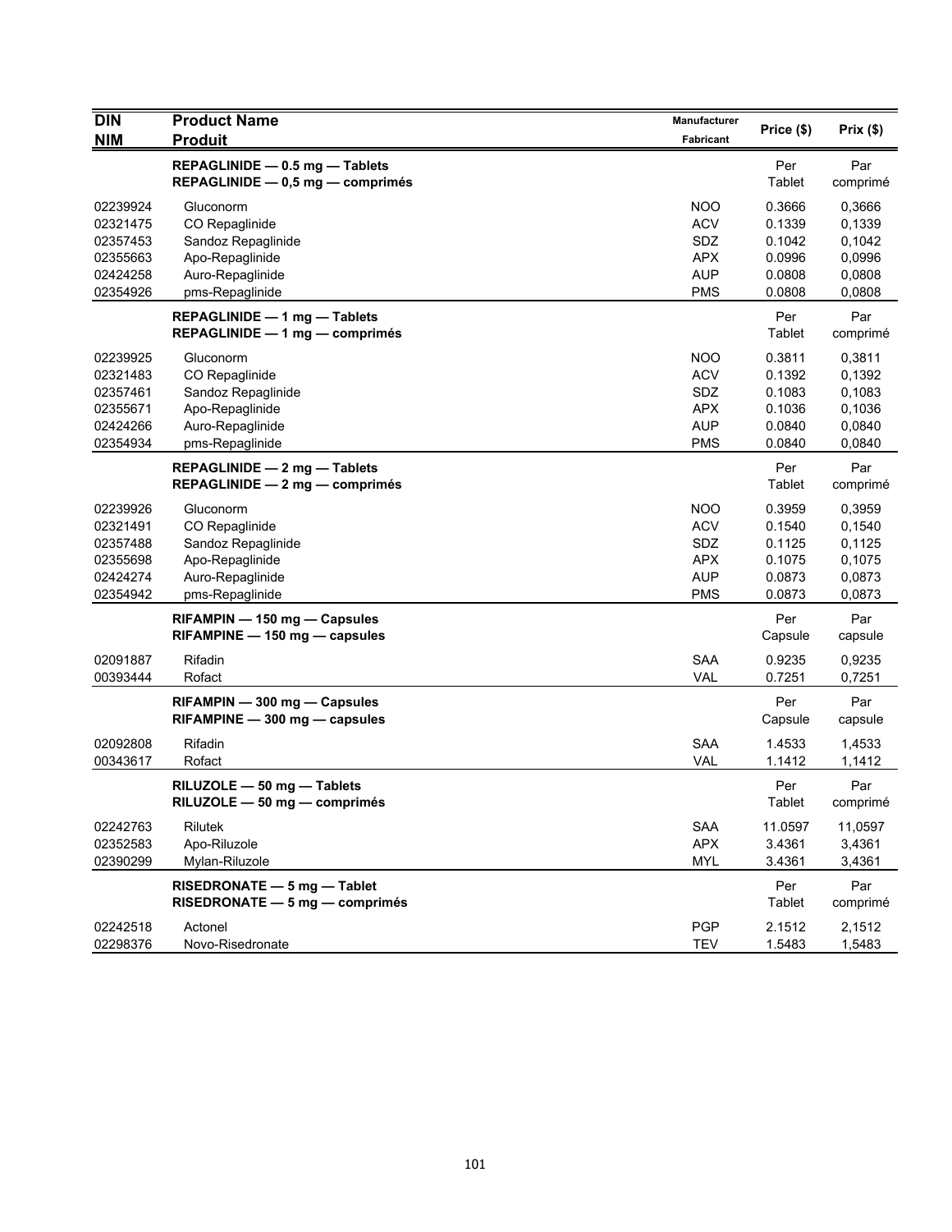| DIN<br>NIM | Product Name<br>Produit | Manufacturer<br>Fabricant | Price ($) | Prix ($) |
|---|---|---|---|---|
| | **REPAGLINIDE — 0.5 mg — Tablets**<br>**REPAGLINIDE — 0,5 mg — comprimés** | | Per Tablet | Par comprimé |
| 02239924 | Gluconorm | NOO | 0.3666 | 0,3666 |
| 02321475 | CO Repaglinide | ACV | 0.1339 | 0,1339 |
| 02357453 | Sandoz Repaglinide | SDZ | 0.1042 | 0,1042 |
| 02355663 | Apo-Repaglinide | APX | 0.0996 | 0,0996 |
| 02424258 | Auro-Repaglinide | AUP | 0.0808 | 0,0808 |
| 02354926 | pms-Repaglinide | PMS | 0.0808 | 0,0808 |
| | **REPAGLINIDE — 1 mg — Tablets**<br>**REPAGLINIDE — 1 mg — comprimés** | | Per Tablet | Par comprimé |
| 02239925 | Gluconorm | NOO | 0.3811 | 0,3811 |
| 02321483 | CO Repaglinide | ACV | 0.1392 | 0,1392 |
| 02357461 | Sandoz Repaglinide | SDZ | 0.1083 | 0,1083 |
| 02355671 | Apo-Repaglinide | APX | 0.1036 | 0,1036 |
| 02424266 | Auro-Repaglinide | AUP | 0.0840 | 0,0840 |
| 02354934 | pms-Repaglinide | PMS | 0.0840 | 0,0840 |
| | **REPAGLINIDE — 2 mg — Tablets**<br>**REPAGLINIDE — 2 mg — comprimés** | | Per Tablet | Par comprimé |
| 02239926 | Gluconorm | NOO | 0.3959 | 0,3959 |
| 02321491 | CO Repaglinide | ACV | 0.1540 | 0,1540 |
| 02357488 | Sandoz Repaglinide | SDZ | 0.1125 | 0,1125 |
| 02355698 | Apo-Repaglinide | APX | 0.1075 | 0,1075 |
| 02424274 | Auro-Repaglinide | AUP | 0.0873 | 0,0873 |
| 02354942 | pms-Repaglinide | PMS | 0.0873 | 0,0873 |
| | **RIFAMPIN — 150 mg — Capsules**<br>**RIFAMPINE — 150 mg — capsules** | | Per Capsule | Par capsule |
| 02091887 | Rifadin | SAA | 0.9235 | 0,9235 |
| 00393444 | Rofact | VAL | 0.7251 | 0,7251 |
| | **RIFAMPIN — 300 mg — Capsules**<br>**RIFAMPINE — 300 mg — capsules** | | Per Capsule | Par capsule |
| 02092808 | Rifadin | SAA | 1.4533 | 1,4533 |
| 00343617 | Rofact | VAL | 1.1412 | 1,1412 |
| | **RILUZOLE — 50 mg — Tablets**<br>**RILUZOLE — 50 mg — comprimés** | | Per Tablet | Par comprimé |
| 02242763 | Rilutek | SAA | 11.0597 | 11,0597 |
| 02352583 | Apo-Riluzole | APX | 3.4361 | 3,4361 |
| 02390299 | Mylan-Riluzole | MYL | 3.4361 | 3,4361 |
| | **RISEDRONATE — 5 mg — Tablet**<br>**RISEDRONATE — 5 mg — comprimés** | | Per Tablet | Par comprimé |
| 02242518 | Actonel | PGP | 2.1512 | 2,1512 |
| 02298376 | Novo-Risedronate | TEV | 1.5483 | 1,5483 |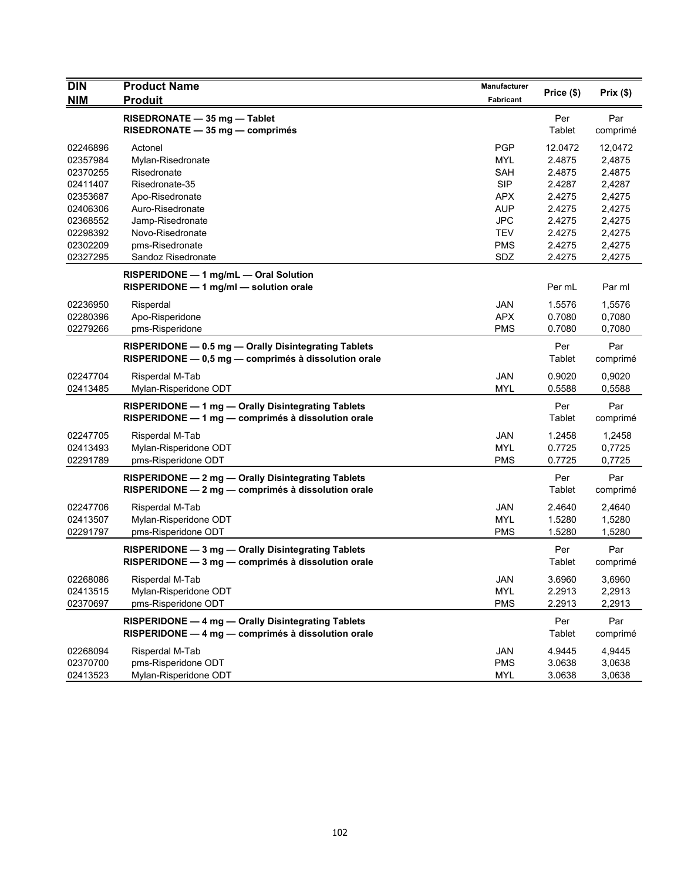| DIN<br>NIM | Product Name<br>Produit | Manufacturer<br>Fabricant | Price ($) | Prix ($) |
|---|---|---|---|---|
| | **RISEDRONATE — 35 mg — Tablet**<br>**RISEDRONATE — 35 mg — comprimés** | | Per Tablet | Par comprimé |
| 02246896 | Actonel | PGP | 12.0472 | 12,0472 |
| 02357984 | Mylan-Risedronate | MYL | 2.4875 | 2,4875 |
| 02370255 | Risedronate | SAH | 2.4875 | 2.4875 |
| 02411407 | Risedronate-35 | SIP | 2.4287 | 2,4287 |
| 02353687 | Apo-Risedronate | APX | 2.4275 | 2,4275 |
| 02406306 | Auro-Risedronate | AUP | 2.4275 | 2,4275 |
| 02368552 | Jamp-Risedronate | JPC | 2.4275 | 2,4275 |
| 02298392 | Novo-Risedronate | TEV | 2.4275 | 2,4275 |
| 02302209 | pms-Risedronate | PMS | 2.4275 | 2,4275 |
| 02327295 | Sandoz Risedronate | SDZ | 2.4275 | 2,4275 |
| | **RISPERIDONE — 1 mg/mL — Oral Solution**<br>**RISPERIDONE — 1 mg/ml — solution orale** | | Per mL | Par ml |
| 02236950 | Risperdal | JAN | 1.5576 | 1,5576 |
| 02280396 | Apo-Risperidone | APX | 0.7080 | 0,7080 |
| 02279266 | pms-Risperidone | PMS | 0.7080 | 0,7080 |
| | **RISPERIDONE — 0.5 mg — Orally Disintegrating Tablets**<br>**RISPERIDONE — 0,5 mg — comprimés à dissolution orale** | | Per Tablet | Par comprimé |
| 02247704 | Risperdal M-Tab | JAN | 0.9020 | 0,9020 |
| 02413485 | Mylan-Risperidone ODT | MYL | 0.5588 | 0,5588 |
| | **RISPERIDONE — 1 mg — Orally Disintegrating Tablets**<br>**RISPERIDONE — 1 mg — comprimés à dissolution orale** | | Per Tablet | Par comprimé |
| 02247705 | Risperdal M-Tab | JAN | 1.2458 | 1,2458 |
| 02413493 | Mylan-Risperidone ODT | MYL | 0.7725 | 0,7725 |
| 02291789 | pms-Risperidone ODT | PMS | 0.7725 | 0,7725 |
| | **RISPERIDONE — 2 mg — Orally Disintegrating Tablets**<br>**RISPERIDONE — 2 mg — comprimés à dissolution orale** | | Per Tablet | Par comprimé |
| 02247706 | Risperdal M-Tab | JAN | 2.4640 | 2,4640 |
| 02413507 | Mylan-Risperidone ODT | MYL | 1.5280 | 1,5280 |
| 02291797 | pms-Risperidone ODT | PMS | 1.5280 | 1,5280 |
| | **RISPERIDONE — 3 mg — Orally Disintegrating Tablets**<br>**RISPERIDONE — 3 mg — comprimés à dissolution orale** | | Per Tablet | Par comprimé |
| 02268086 | Risperdal M-Tab | JAN | 3.6960 | 3,6960 |
| 02413515 | Mylan-Risperidone ODT | MYL | 2.2913 | 2,2913 |
| 02370697 | pms-Risperidone ODT | PMS | 2.2913 | 2,2913 |
| | **RISPERIDONE — 4 mg — Orally Disintegrating Tablets**<br>**RISPERIDONE — 4 mg — comprimés à dissolution orale** | | Per Tablet | Par comprimé |
| 02268094 | Risperdal M-Tab | JAN | 4.9445 | 4,9445 |
| 02370700 | pms-Risperidone ODT | PMS | 3.0638 | 3,0638 |
| 02413523 | Mylan-Risperidone ODT | MYL | 3.0638 | 3,0638 |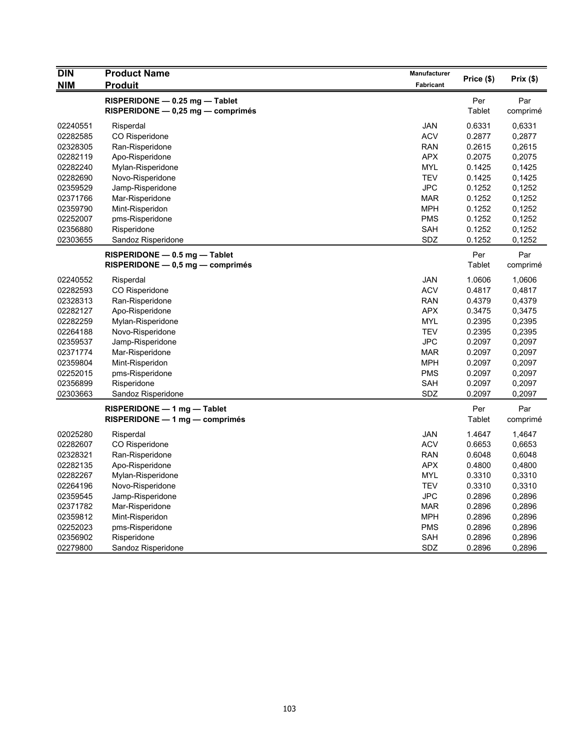| DIN<br>NIM | Product Name<br>Produit | Manufacturer<br>Fabricant | Price ($) | Prix ($) |
|---|---|---|---|---|
| | **RISPERIDONE — 0.25 mg — Tablet**<br>**RISPERIDONE — 0,25 mg — comprimés** | | Per Tablet | Par comprimé |
| 02240551 | Risperdal | JAN | 0.6331 | 0,6331 |
| 02282585 | CO Risperidone | ACV | 0.2877 | 0,2877 |
| 02328305 | Ran-Risperidone | RAN | 0.2615 | 0,2615 |
| 02282119 | Apo-Risperidone | APX | 0.2075 | 0,2075 |
| 02282240 | Mylan-Risperidone | MYL | 0.1425 | 0,1425 |
| 02282690 | Novo-Risperidone | TEV | 0.1425 | 0,1425 |
| 02359529 | Jamp-Risperidone | JPC | 0.1252 | 0,1252 |
| 02371766 | Mar-Risperidone | MAR | 0.1252 | 0,1252 |
| 02359790 | Mint-Risperidon | MPH | 0.1252 | 0,1252 |
| 02252007 | pms-Risperidone | PMS | 0.1252 | 0,1252 |
| 02356880 | Risperidone | SAH | 0.1252 | 0,1252 |
| 02303655 | Sandoz Risperidone | SDZ | 0.1252 | 0,1252 |
| | **RISPERIDONE — 0.5 mg — Tablet**<br>**RISPERIDONE — 0,5 mg — comprimés** | | Per Tablet | Par comprimé |
| 02240552 | Risperdal | JAN | 1.0606 | 1,0606 |
| 02282593 | CO Risperidone | ACV | 0.4817 | 0,4817 |
| 02328313 | Ran-Risperidone | RAN | 0.4379 | 0,4379 |
| 02282127 | Apo-Risperidone | APX | 0.3475 | 0,3475 |
| 02282259 | Mylan-Risperidone | MYL | 0.2395 | 0,2395 |
| 02264188 | Novo-Risperidone | TEV | 0.2395 | 0,2395 |
| 02359537 | Jamp-Risperidone | JPC | 0.2097 | 0,2097 |
| 02371774 | Mar-Risperidone | MAR | 0.2097 | 0,2097 |
| 02359804 | Mint-Risperidon | MPH | 0.2097 | 0,2097 |
| 02252015 | pms-Risperidone | PMS | 0.2097 | 0,2097 |
| 02356899 | Risperidone | SAH | 0.2097 | 0,2097 |
| 02303663 | Sandoz Risperidone | SDZ | 0.2097 | 0,2097 |
| | **RISPERIDONE — 1 mg — Tablet**<br>**RISPERIDONE — 1 mg — comprimés** | | Per Tablet | Par comprimé |
| 02025280 | Risperdal | JAN | 1.4647 | 1,4647 |
| 02282607 | CO Risperidone | ACV | 0.6653 | 0,6653 |
| 02328321 | Ran-Risperidone | RAN | 0.6048 | 0,6048 |
| 02282135 | Apo-Risperidone | APX | 0.4800 | 0,4800 |
| 02282267 | Mylan-Risperidone | MYL | 0.3310 | 0,3310 |
| 02264196 | Novo-Risperidone | TEV | 0.3310 | 0,3310 |
| 02359545 | Jamp-Risperidone | JPC | 0.2896 | 0,2896 |
| 02371782 | Mar-Risperidone | MAR | 0.2896 | 0,2896 |
| 02359812 | Mint-Risperidon | MPH | 0.2896 | 0,2896 |
| 02252023 | pms-Risperidone | PMS | 0.2896 | 0,2896 |
| 02356902 | Risperidone | SAH | 0.2896 | 0,2896 |
| 02279800 | Sandoz Risperidone | SDZ | 0.2896 | 0,2896 |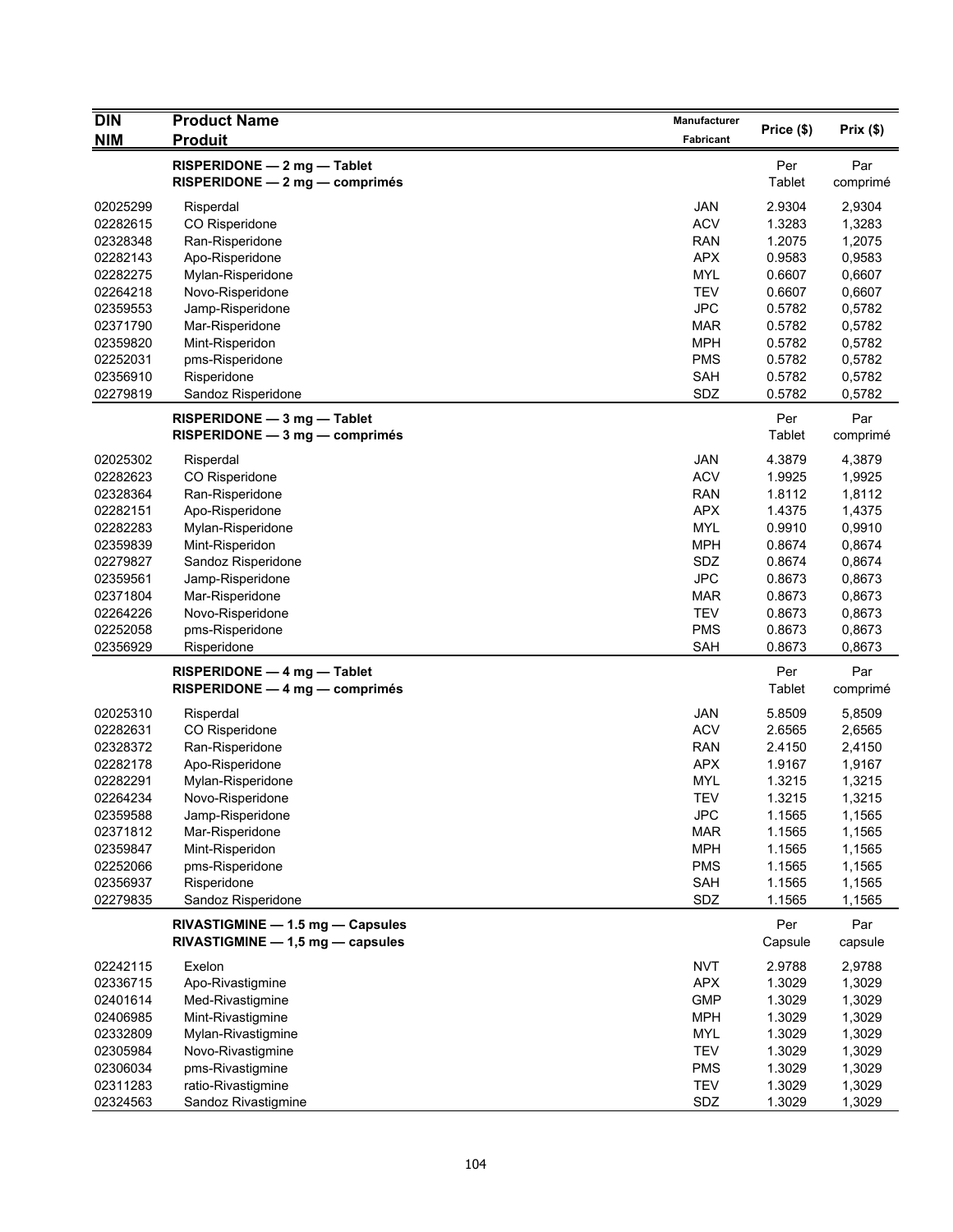| DIN<br>NIM | Product Name<br>Produit | Manufacturer<br>Fabricant | Price ($) | Prix ($) |
|---|---|---|---|---|
| | **RISPERIDONE — 2 mg — Tablet**<br>**RISPERIDONE — 2 mg — comprimés** | | Per Tablet | Par comprimé |
| 02025299 | Risperdal | JAN | 2.9304 | 2,9304 |
| 02282615 | CO Risperidone | ACV | 1.3283 | 1,3283 |
| 02328348 | Ran-Risperidone | RAN | 1.2075 | 1,2075 |
| 02282143 | Apo-Risperidone | APX | 0.9583 | 0,9583 |
| 02282275 | Mylan-Risperidone | MYL | 0.6607 | 0,6607 |
| 02264218 | Novo-Risperidone | TEV | 0.6607 | 0,6607 |
| 02359553 | Jamp-Risperidone | JPC | 0.5782 | 0,5782 |
| 02371790 | Mar-Risperidone | MAR | 0.5782 | 0,5782 |
| 02359820 | Mint-Risperidon | MPH | 0.5782 | 0,5782 |
| 02252031 | pms-Risperidone | PMS | 0.5782 | 0,5782 |
| 02356910 | Risperidone | SAH | 0.5782 | 0,5782 |
| 02279819 | Sandoz Risperidone | SDZ | 0.5782 | 0,5782 |
| | **RISPERIDONE — 3 mg — Tablet**<br>**RISPERIDONE — 3 mg — comprimés** | | Per Tablet | Par comprimé |
| 02025302 | Risperdal | JAN | 4.3879 | 4,3879 |
| 02282623 | CO Risperidone | ACV | 1.9925 | 1,9925 |
| 02328364 | Ran-Risperidone | RAN | 1.8112 | 1,8112 |
| 02282151 | Apo-Risperidone | APX | 1.4375 | 1,4375 |
| 02282283 | Mylan-Risperidone | MYL | 0.9910 | 0,9910 |
| 02359839 | Mint-Risperidon | MPH | 0.8674 | 0,8674 |
| 02279827 | Sandoz Risperidone | SDZ | 0.8674 | 0,8674 |
| 02359561 | Jamp-Risperidone | JPC | 0.8673 | 0,8673 |
| 02371804 | Mar-Risperidone | MAR | 0.8673 | 0,8673 |
| 02264226 | Novo-Risperidone | TEV | 0.8673 | 0,8673 |
| 02252058 | pms-Risperidone | PMS | 0.8673 | 0,8673 |
| 02356929 | Risperidone | SAH | 0.8673 | 0,8673 |
| | **RISPERIDONE — 4 mg — Tablet**<br>**RISPERIDONE — 4 mg — comprimés** | | Per Tablet | Par comprimé |
| 02025310 | Risperdal | JAN | 5.8509 | 5,8509 |
| 02282631 | CO Risperidone | ACV | 2.6565 | 2,6565 |
| 02328372 | Ran-Risperidone | RAN | 2.4150 | 2,4150 |
| 02282178 | Apo-Risperidone | APX | 1.9167 | 1,9167 |
| 02282291 | Mylan-Risperidone | MYL | 1.3215 | 1,3215 |
| 02264234 | Novo-Risperidone | TEV | 1.3215 | 1,3215 |
| 02359588 | Jamp-Risperidone | JPC | 1.1565 | 1,1565 |
| 02371812 | Mar-Risperidone | MAR | 1.1565 | 1,1565 |
| 02359847 | Mint-Risperidon | MPH | 1.1565 | 1,1565 |
| 02252066 | pms-Risperidone | PMS | 1.1565 | 1,1565 |
| 02356937 | Risperidone | SAH | 1.1565 | 1,1565 |
| 02279835 | Sandoz Risperidone | SDZ | 1.1565 | 1,1565 |
| | **RIVASTIGMINE — 1.5 mg — Capsules**<br>**RIVASTIGMINE — 1,5 mg — capsules** | | Per Capsule | Par capsule |
| 02242115 | Exelon | NVT | 2.9788 | 2,9788 |
| 02336715 | Apo-Rivastigmine | APX | 1.3029 | 1,3029 |
| 02401614 | Med-Rivastigmine | GMP | 1.3029 | 1,3029 |
| 02406985 | Mint-Rivastigmine | MPH | 1.3029 | 1,3029 |
| 02332809 | Mylan-Rivastigmine | MYL | 1.3029 | 1,3029 |
| 02305984 | Novo-Rivastigmine | TEV | 1.3029 | 1,3029 |
| 02306034 | pms-Rivastigmine | PMS | 1.3029 | 1,3029 |
| 02311283 | ratio-Rivastigmine | TEV | 1.3029 | 1,3029 |
| 02324563 | Sandoz Rivastigmine | SDZ | 1.3029 | 1,3029 |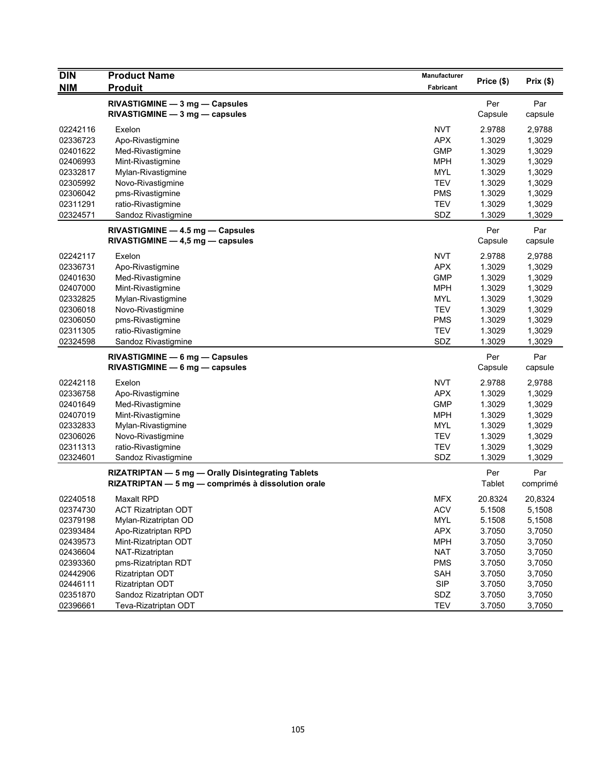| DIN<br>NIM | Product Name<br>Produit | Manufacturer<br>Fabricant | Price ($) | Prix ($) |
|---|---|---|---|---|
| | **RIVASTIGMINE — 3 mg — Capsules**<br>**RIVASTIGMINE — 3 mg — capsules** | | Per<br>Capsule | Par<br>capsule |
| 02242116 | Exelon | NVT | 2.9788 | 2,9788 |
| 02336723 | Apo-Rivastigmine | APX | 1.3029 | 1,3029 |
| 02401622 | Med-Rivastigmine | GMP | 1.3029 | 1,3029 |
| 02406993 | Mint-Rivastigmine | MPH | 1.3029 | 1,3029 |
| 02332817 | Mylan-Rivastigmine | MYL | 1.3029 | 1,3029 |
| 02305992 | Novo-Rivastigmine | TEV | 1.3029 | 1,3029 |
| 02306042 | pms-Rivastigmine | PMS | 1.3029 | 1,3029 |
| 02311291 | ratio-Rivastigmine | TEV | 1.3029 | 1,3029 |
| 02324571 | Sandoz Rivastigmine | SDZ | 1.3029 | 1,3029 |
| | **RIVASTIGMINE — 4.5 mg — Capsules**<br>**RIVASTIGMINE — 4,5 mg — capsules** | | Per<br>Capsule | Par<br>capsule |
| 02242117 | Exelon | NVT | 2.9788 | 2,9788 |
| 02336731 | Apo-Rivastigmine | APX | 1.3029 | 1,3029 |
| 02401630 | Med-Rivastigmine | GMP | 1.3029 | 1,3029 |
| 02407000 | Mint-Rivastigmine | MPH | 1.3029 | 1,3029 |
| 02332825 | Mylan-Rivastigmine | MYL | 1.3029 | 1,3029 |
| 02306018 | Novo-Rivastigmine | TEV | 1.3029 | 1,3029 |
| 02306050 | pms-Rivastigmine | PMS | 1.3029 | 1,3029 |
| 02311305 | ratio-Rivastigmine | TEV | 1.3029 | 1,3029 |
| 02324598 | Sandoz Rivastigmine | SDZ | 1.3029 | 1,3029 |
| | **RIVASTIGMINE — 6 mg — Capsules**<br>**RIVASTIGMINE — 6 mg — capsules** | | Per<br>Capsule | Par<br>capsule |
| 02242118 | Exelon | NVT | 2.9788 | 2,9788 |
| 02336758 | Apo-Rivastigmine | APX | 1.3029 | 1,3029 |
| 02401649 | Med-Rivastigmine | GMP | 1.3029 | 1,3029 |
| 02407019 | Mint-Rivastigmine | MPH | 1.3029 | 1,3029 |
| 02332833 | Mylan-Rivastigmine | MYL | 1.3029 | 1,3029 |
| 02306026 | Novo-Rivastigmine | TEV | 1.3029 | 1,3029 |
| 02311313 | ratio-Rivastigmine | TEV | 1.3029 | 1,3029 |
| 02324601 | Sandoz Rivastigmine | SDZ | 1.3029 | 1,3029 |
| | **RIZATRIPTAN — 5 mg — Orally Disintegrating Tablets**<br>**RIZATRIPTAN — 5 mg — comprimés à dissolution orale** | | Per<br>Tablet | Par<br>comprimé |
| 02240518 | Maxalt RPD | MFX | 20.8324 | 20,8324 |
| 02374730 | ACT Rizatriptan ODT | ACV | 5.1508 | 5,1508 |
| 02379198 | Mylan-Rizatriptan OD | MYL | 5.1508 | 5,1508 |
| 02393484 | Apo-Rizatriptan RPD | APX | 3.7050 | 3,7050 |
| 02439573 | Mint-Rizatriptan ODT | MPH | 3.7050 | 3,7050 |
| 02436604 | NAT-Rizatriptan | NAT | 3.7050 | 3,7050 |
| 02393360 | pms-Rizatriptan RDT | PMS | 3.7050 | 3,7050 |
| 02442906 | Rizatriptan ODT | SAH | 3.7050 | 3,7050 |
| 02446111 | Rizatriptan ODT | SIP | 3.7050 | 3,7050 |
| 02351870 | Sandoz Rizatriptan ODT | SDZ | 3.7050 | 3,7050 |
| 02396661 | Teva-Rizatriptan ODT | TEV | 3.7050 | 3,7050 |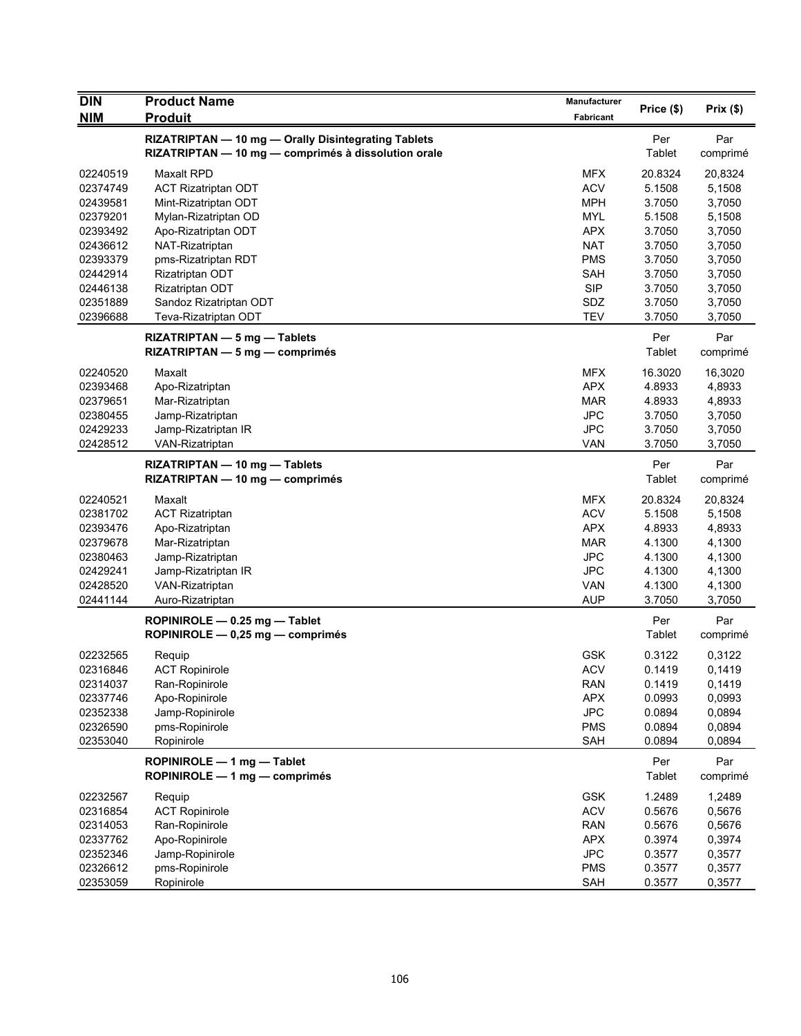| DIN<br>NIM | Product Name<br>Produit | Manufacturer<br>Fabricant | Price ($) | Prix ($) |
|---|---|---|---|---|
| | **RIZATRIPTAN — 10 mg — Orally Disintegrating Tablets**<br>**RIZATRIPTAN — 10 mg — comprimés à dissolution orale** | | Per Tablet | Par comprimé |
| 02240519 | Maxalt RPD | MFX | 20.8324 | 20,8324 |
| 02374749 | ACT Rizatriptan ODT | ACV | 5.1508 | 5,1508 |
| 02439581 | Mint-Rizatriptan ODT | MPH | 3.7050 | 3,7050 |
| 02379201 | Mylan-Rizatriptan OD | MYL | 5.1508 | 5,1508 |
| 02393492 | Apo-Rizatriptan ODT | APX | 3.7050 | 3,7050 |
| 02436612 | NAT-Rizatriptan | NAT | 3.7050 | 3,7050 |
| 02393379 | pms-Rizatriptan RDT | PMS | 3.7050 | 3,7050 |
| 02442914 | Rizatriptan ODT | SAH | 3.7050 | 3,7050 |
| 02446138 | Rizatriptan ODT | SIP | 3.7050 | 3,7050 |
| 02351889 | Sandoz Rizatriptan ODT | SDZ | 3.7050 | 3,7050 |
| 02396688 | Teva-Rizatriptan ODT | TEV | 3.7050 | 3,7050 |
| | **RIZATRIPTAN — 5 mg — Tablets**<br>**RIZATRIPTAN — 5 mg — comprimés** | | Per Tablet | Par comprimé |
| 02240520 | Maxalt | MFX | 16.3020 | 16,3020 |
| 02393468 | Apo-Rizatriptan | APX | 4.8933 | 4,8933 |
| 02379651 | Mar-Rizatriptan | MAR | 4.8933 | 4,8933 |
| 02380455 | Jamp-Rizatriptan | JPC | 3.7050 | 3,7050 |
| 02429233 | Jamp-Rizatriptan IR | JPC | 3.7050 | 3,7050 |
| 02428512 | VAN-Rizatriptan | VAN | 3.7050 | 3,7050 |
| | **RIZATRIPTAN — 10 mg — Tablets**<br>**RIZATRIPTAN — 10 mg — comprimés** | | Per Tablet | Par comprimé |
| 02240521 | Maxalt | MFX | 20.8324 | 20,8324 |
| 02381702 | ACT Rizatriptan | ACV | 5.1508 | 5,1508 |
| 02393476 | Apo-Rizatriptan | APX | 4.8933 | 4,8933 |
| 02379678 | Mar-Rizatriptan | MAR | 4.1300 | 4,1300 |
| 02380463 | Jamp-Rizatriptan | JPC | 4.1300 | 4,1300 |
| 02429241 | Jamp-Rizatriptan IR | JPC | 4.1300 | 4,1300 |
| 02428520 | VAN-Rizatriptan | VAN | 4.1300 | 4,1300 |
| 02441144 | Auro-Rizatriptan | AUP | 3.7050 | 3,7050 |
| | **ROPINIROLE — 0.25 mg — Tablet**<br>**ROPINIROLE — 0,25 mg — comprimés** | | Per Tablet | Par comprimé |
| 02232565 | Requip | GSK | 0.3122 | 0,3122 |
| 02316846 | ACT Ropinirole | ACV | 0.1419 | 0,1419 |
| 02314037 | Ran-Ropinirole | RAN | 0.1419 | 0,1419 |
| 02337746 | Apo-Ropinirole | APX | 0.0993 | 0,0993 |
| 02352338 | Jamp-Ropinirole | JPC | 0.0894 | 0,0894 |
| 02326590 | pms-Ropinirole | PMS | 0.0894 | 0,0894 |
| 02353040 | Ropinirole | SAH | 0.0894 | 0,0894 |
| | **ROPINIROLE — 1 mg — Tablet**<br>**ROPINIROLE — 1 mg — comprimés** | | Per Tablet | Par comprimé |
| 02232567 | Requip | GSK | 1.2489 | 1,2489 |
| 02316854 | ACT Ropinirole | ACV | 0.5676 | 0,5676 |
| 02314053 | Ran-Ropinirole | RAN | 0.5676 | 0,5676 |
| 02337762 | Apo-Ropinirole | APX | 0.3974 | 0,3974 |
| 02352346 | Jamp-Ropinirole | JPC | 0.3577 | 0,3577 |
| 02326612 | pms-Ropinirole | PMS | 0.3577 | 0,3577 |
| 02353059 | Ropinirole | SAH | 0.3577 | 0,3577 |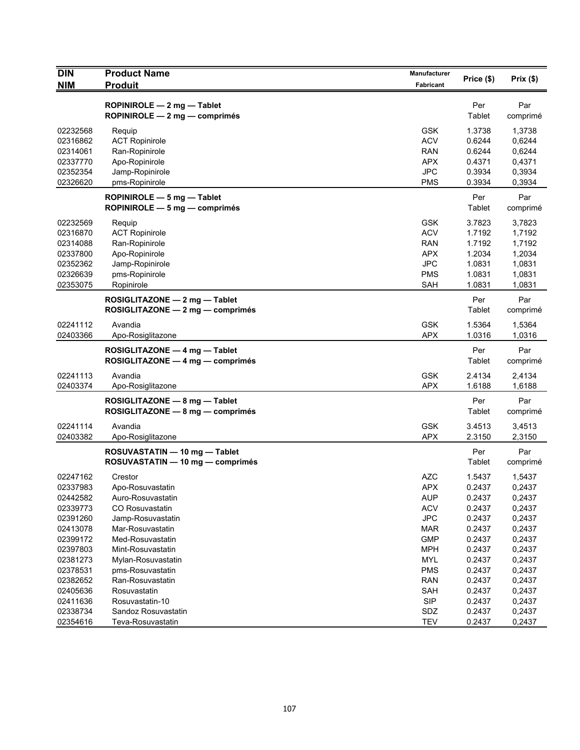| DIN<br>NIM | Product Name<br>Produit | Manufacturer<br>Fabricant | Price ($) | Prix ($) |
|---|---|---|---|---|
| | **ROPINIROLE — 2 mg — Tablet**<br>**ROPINIROLE — 2 mg — comprimés** | | Per Tablet | Par comprimé |
| 02232568 | Requip | GSK | 1.3738 | 1,3738 |
| 02316862 | ACT Ropinirole | ACV | 0.6244 | 0,6244 |
| 02314061 | Ran-Ropinirole | RAN | 0.6244 | 0,6244 |
| 02337770 | Apo-Ropinirole | APX | 0.4371 | 0,4371 |
| 02352354 | Jamp-Ropinirole | JPC | 0.3934 | 0,3934 |
| 02326620 | pms-Ropinirole | PMS | 0.3934 | 0,3934 |
| | **ROPINIROLE — 5 mg — Tablet**<br>**ROPINIROLE — 5 mg — comprimés** | | Per Tablet | Par comprimé |
| 02232569 | Requip | GSK | 3.7823 | 3,7823 |
| 02316870 | ACT Ropinirole | ACV | 1.7192 | 1,7192 |
| 02314088 | Ran-Ropinirole | RAN | 1.7192 | 1,7192 |
| 02337800 | Apo-Ropinirole | APX | 1.2034 | 1,2034 |
| 02352362 | Jamp-Ropinirole | JPC | 1.0831 | 1,0831 |
| 02326639 | pms-Ropinirole | PMS | 1.0831 | 1,0831 |
| 02353075 | Ropinirole | SAH | 1.0831 | 1,0831 |
| | **ROSIGLITAZONE — 2 mg — Tablet**<br>**ROSIGLITAZONE — 2 mg — comprimés** | | Per Tablet | Par comprimé |
| 02241112 | Avandia | GSK | 1.5364 | 1,5364 |
| 02403366 | Apo-Rosiglitazone | APX | 1.0316 | 1,0316 |
| | **ROSIGLITAZONE — 4 mg — Tablet**<br>**ROSIGLITAZONE — 4 mg — comprimés** | | Per Tablet | Par comprimé |
| 02241113 | Avandia | GSK | 2.4134 | 2,4134 |
| 02403374 | Apo-Rosiglitazone | APX | 1.6188 | 1,6188 |
| | **ROSIGLITAZONE — 8 mg — Tablet**<br>**ROSIGLITAZONE — 8 mg — comprimés** | | Per Tablet | Par comprimé |
| 02241114 | Avandia | GSK | 3.4513 | 3,4513 |
| 02403382 | Apo-Rosiglitazone | APX | 2.3150 | 2,3150 |
| | **ROSUVASTATIN — 10 mg — Tablet**<br>**ROSUVASTATIN — 10 mg — comprimés** | | Per Tablet | Par comprimé |
| 02247162 | Crestor | AZC | 1.5437 | 1,5437 |
| 02337983 | Apo-Rosuvastatin | APX | 0.2437 | 0,2437 |
| 02442582 | Auro-Rosuvastatin | AUP | 0.2437 | 0,2437 |
| 02339773 | CO Rosuvastatin | ACV | 0.2437 | 0,2437 |
| 02391260 | Jamp-Rosuvastatin | JPC | 0.2437 | 0,2437 |
| 02413078 | Mar-Rosuvastatin | MAR | 0.2437 | 0,2437 |
| 02399172 | Med-Rosuvastatin | GMP | 0.2437 | 0,2437 |
| 02397803 | Mint-Rosuvastatin | MPH | 0.2437 | 0,2437 |
| 02381273 | Mylan-Rosuvastatin | MYL | 0.2437 | 0,2437 |
| 02378531 | pms-Rosuvastatin | PMS | 0.2437 | 0,2437 |
| 02382652 | Ran-Rosuvastatin | RAN | 0.2437 | 0,2437 |
| 02405636 | Rosuvastatin | SAH | 0.2437 | 0,2437 |
| 02411636 | Rosuvastatin-10 | SIP | 0.2437 | 0,2437 |
| 02338734 | Sandoz Rosuvastatin | SDZ | 0.2437 | 0,2437 |
| 02354616 | Teva-Rosuvastatin | TEV | 0.2437 | 0,2437 |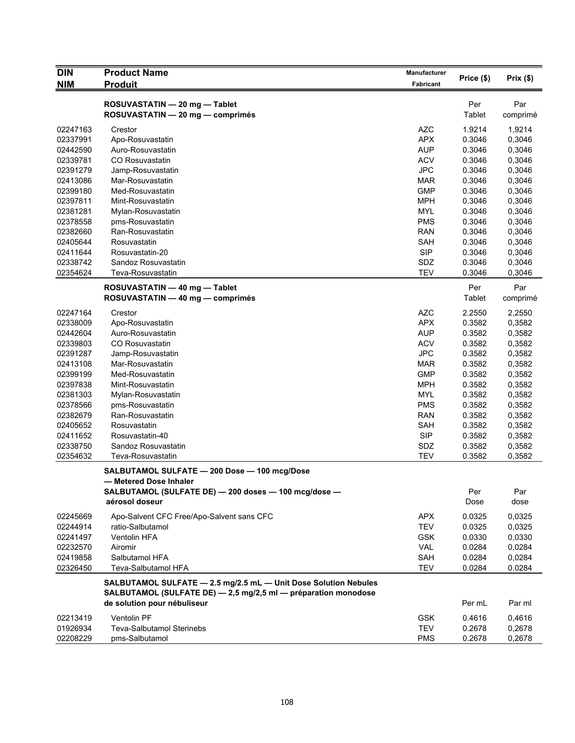| DIN<br>NIM | Product Name<br>Produit | Manufacturer<br>Fabricant | Price ($) | Prix ($) |
|---|---|---|---|---|
| | **ROSUVASTATIN — 20 mg — Tablet**<br>**ROSUVASTATIN — 20 mg — comprimés** | | Per Tablet | Par comprimé |
| 02247163 | Crestor | AZC | 1.9214 | 1,9214 |
| 02337991 | Apo-Rosuvastatin | APX | 0.3046 | 0,3046 |
| 02442590 | Auro-Rosuvastatin | AUP | 0.3046 | 0,3046 |
| 02339781 | CO Rosuvastatin | ACV | 0.3046 | 0,3046 |
| 02391279 | Jamp-Rosuvastatin | JPC | 0.3046 | 0,3046 |
| 02413086 | Mar-Rosuvastatin | MAR | 0.3046 | 0,3046 |
| 02399180 | Med-Rosuvastatin | GMP | 0.3046 | 0,3046 |
| 02397811 | Mint-Rosuvastatin | MPH | 0.3046 | 0,3046 |
| 02381281 | Mylan-Rosuvastatin | MYL | 0.3046 | 0,3046 |
| 02378558 | pms-Rosuvastatin | PMS | 0.3046 | 0,3046 |
| 02382660 | Ran-Rosuvastatin | RAN | 0.3046 | 0,3046 |
| 02405644 | Rosuvastatin | SAH | 0.3046 | 0,3046 |
| 02411644 | Rosuvastatin-20 | SIP | 0.3046 | 0,3046 |
| 02338742 | Sandoz Rosuvastatin | SDZ | 0.3046 | 0,3046 |
| 02354624 | Teva-Rosuvastatin | TEV | 0.3046 | 0,3046 |
| | **ROSUVASTATIN — 40 mg — Tablet**<br>**ROSUVASTATIN — 40 mg — comprimés** | | Per Tablet | Par comprimé |
| 02247164 | Crestor | AZC | 2.2550 | 2,2550 |
| 02338009 | Apo-Rosuvastatin | APX | 0.3582 | 0,3582 |
| 02442604 | Auro-Rosuvastatin | AUP | 0.3582 | 0,3582 |
| 02339803 | CO Rosuvastatin | ACV | 0.3582 | 0,3582 |
| 02391287 | Jamp-Rosuvastatin | JPC | 0.3582 | 0,3582 |
| 02413108 | Mar-Rosuvastatin | MAR | 0.3582 | 0,3582 |
| 02399199 | Med-Rosuvastatin | GMP | 0.3582 | 0,3582 |
| 02397838 | Mint-Rosuvastatin | MPH | 0.3582 | 0,3582 |
| 02381303 | Mylan-Rosuvastatin | MYL | 0.3582 | 0,3582 |
| 02378566 | pms-Rosuvastatin | PMS | 0.3582 | 0,3582 |
| 02382679 | Ran-Rosuvastatin | RAN | 0.3582 | 0,3582 |
| 02405652 | Rosuvastatin | SAH | 0.3582 | 0,3582 |
| 02411652 | Rosuvastatin-40 | SIP | 0.3582 | 0,3582 |
| 02338750 | Sandoz Rosuvastatin | SDZ | 0.3582 | 0,3582 |
| 02354632 | Teva-Rosuvastatin | TEV | 0.3582 | 0,3582 |
| | **SALBUTAMOL SULFATE — 200 Dose — 100 mcg/Dose — Metered Dose Inhaler**<br>**SALBUTAMOL (SULFATE DE) — 200 doses — 100 mcg/dose — aérosol doseur** | | Per Dose | Par dose |
| 02245669 | Apo-Salvent CFC Free/Apo-Salvent sans CFC | APX | 0.0325 | 0,0325 |
| 02244914 | ratio-Salbutamol | TEV | 0.0325 | 0,0325 |
| 02241497 | Ventolin HFA | GSK | 0.0330 | 0,0330 |
| 02232570 | Airomir | VAL | 0.0284 | 0,0284 |
| 02419858 | Salbutamol HFA | SAH | 0.0284 | 0,0284 |
| 02326450 | Teva-Salbutamol HFA | TEV | 0.0284 | 0.0284 |
| | **SALBUTAMOL SULFATE — 2.5 mg/2.5 mL — Unit Dose Solution Nebules**<br>**SALBUTAMOL (SULFATE DE) — 2,5 mg/2,5 ml — préparation monodose de solution pour nébuliseur** | | Per mL | Par ml |
| 02213419 | Ventolin PF | GSK | 0.4616 | 0,4616 |
| 01926934 | Teva-Salbutamol Sterinebs | TEV | 0.2678 | 0,2678 |
| 02208229 | pms-Salbutamol | PMS | 0.2678 | 0,2678 |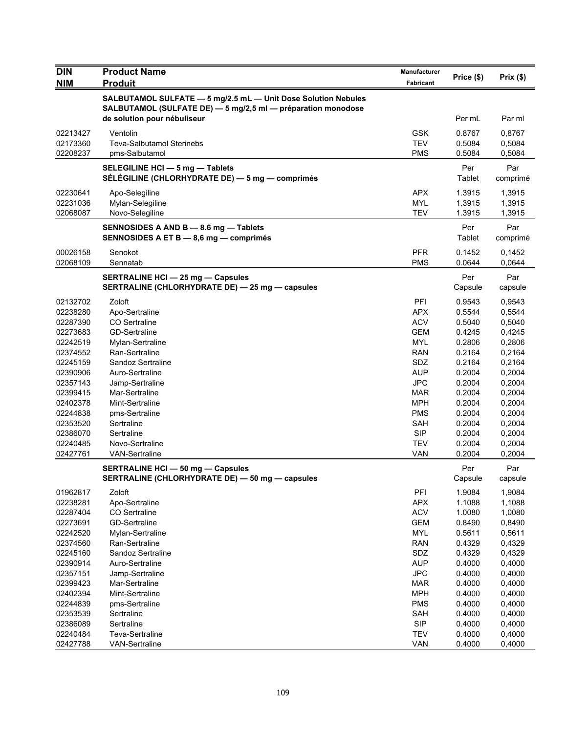| DIN<br>NIM | Product Name<br>Produit | Manufacturer<br>Fabricant | Price ($) | Prix ($) |
|---|---|---|---|---|
| | **SALBUTAMOL SULFATE — 5 mg/2.5 mL — Unit Dose Solution Nebules**<br>**SALBUTAMOL (SULFATE DE) — 5 mg/2,5 ml — préparation monodose de solution pour nébuliseur** | | Per mL | Par ml |
| 02213427 | Ventolin | GSK | 0.8767 | 0,8767 |
| 02173360 | Teva-Salbutamol Sterinebs | TEV | 0.5084 | 0,5084 |
| 02208237 | pms-Salbutamol | PMS | 0.5084 | 0,5084 |
| | **SELEGILINE HCl — 5 mg — Tablets**<br>**SÉLÉGILINE (CHLORHYDRATE DE) — 5 mg — comprimés** | | Per Tablet | Par comprimé |
| 02230641 | Apo-Selegiline | APX | 1.3915 | 1,3915 |
| 02231036 | Mylan-Selegiline | MYL | 1.3915 | 1,3915 |
| 02068087 | Novo-Selegiline | TEV | 1.3915 | 1,3915 |
| | **SENNOSIDES A AND B — 8.6 mg — Tablets**<br>**SENNOSIDES A ET B — 8,6 mg — comprimés** | | Per Tablet | Par comprimé |
| 00026158 | Senokot | PFR | 0.1452 | 0,1452 |
| 02068109 | Sennatab | PMS | 0.0644 | 0,0644 |
| | **SERTRALINE HCl — 25 mg — Capsules**<br>**SERTRALINE (CHLORHYDRATE DE) — 25 mg — capsules** | | Per Capsule | Par capsule |
| 02132702 | Zoloft | PFI | 0.9543 | 0,9543 |
| 02238280 | Apo-Sertraline | APX | 0.5544 | 0,5544 |
| 02287390 | CO Sertraline | ACV | 0.5040 | 0,5040 |
| 02273683 | GD-Sertraline | GEM | 0.4245 | 0,4245 |
| 02242519 | Mylan-Sertraline | MYL | 0.2806 | 0,2806 |
| 02374552 | Ran-Sertraline | RAN | 0.2164 | 0,2164 |
| 02245159 | Sandoz Sertraline | SDZ | 0.2164 | 0,2164 |
| 02390906 | Auro-Sertraline | AUP | 0.2004 | 0,2004 |
| 02357143 | Jamp-Sertraline | JPC | 0.2004 | 0,2004 |
| 02399415 | Mar-Sertraline | MAR | 0.2004 | 0,2004 |
| 02402378 | Mint-Sertraline | MPH | 0.2004 | 0,2004 |
| 02244838 | pms-Sertraline | PMS | 0.2004 | 0,2004 |
| 02353520 | Sertraline | SAH | 0.2004 | 0,2004 |
| 02386070 | Sertraline | SIP | 0.2004 | 0,2004 |
| 02240485 | Novo-Sertraline | TEV | 0.2004 | 0,2004 |
| 02427761 | VAN-Sertraline | VAN | 0.2004 | 0,2004 |
| | **SERTRALINE HCl — 50 mg — Capsules**<br>**SERTRALINE (CHLORHYDRATE DE) — 50 mg — capsules** | | Per Capsule | Par capsule |
| 01962817 | Zoloft | PFI | 1.9084 | 1,9084 |
| 02238281 | Apo-Sertraline | APX | 1.1088 | 1,1088 |
| 02287404 | CO Sertraline | ACV | 1.0080 | 1,0080 |
| 02273691 | GD-Sertraline | GEM | 0.8490 | 0,8490 |
| 02242520 | Mylan-Sertraline | MYL | 0.5611 | 0,5611 |
| 02374560 | Ran-Sertraline | RAN | 0.4329 | 0,4329 |
| 02245160 | Sandoz Sertraline | SDZ | 0.4329 | 0,4329 |
| 02390914 | Auro-Sertraline | AUP | 0.4000 | 0,4000 |
| 02357151 | Jamp-Sertraline | JPC | 0.4000 | 0,4000 |
| 02399423 | Mar-Sertraline | MAR | 0.4000 | 0,4000 |
| 02402394 | Mint-Sertraline | MPH | 0.4000 | 0,4000 |
| 02244839 | pms-Sertraline | PMS | 0.4000 | 0,4000 |
| 02353539 | Sertraline | SAH | 0.4000 | 0,4000 |
| 02386089 | Sertraline | SIP | 0.4000 | 0,4000 |
| 02240484 | Teva-Sertraline | TEV | 0.4000 | 0,4000 |
| 02427788 | VAN-Sertraline | VAN | 0.4000 | 0,4000 |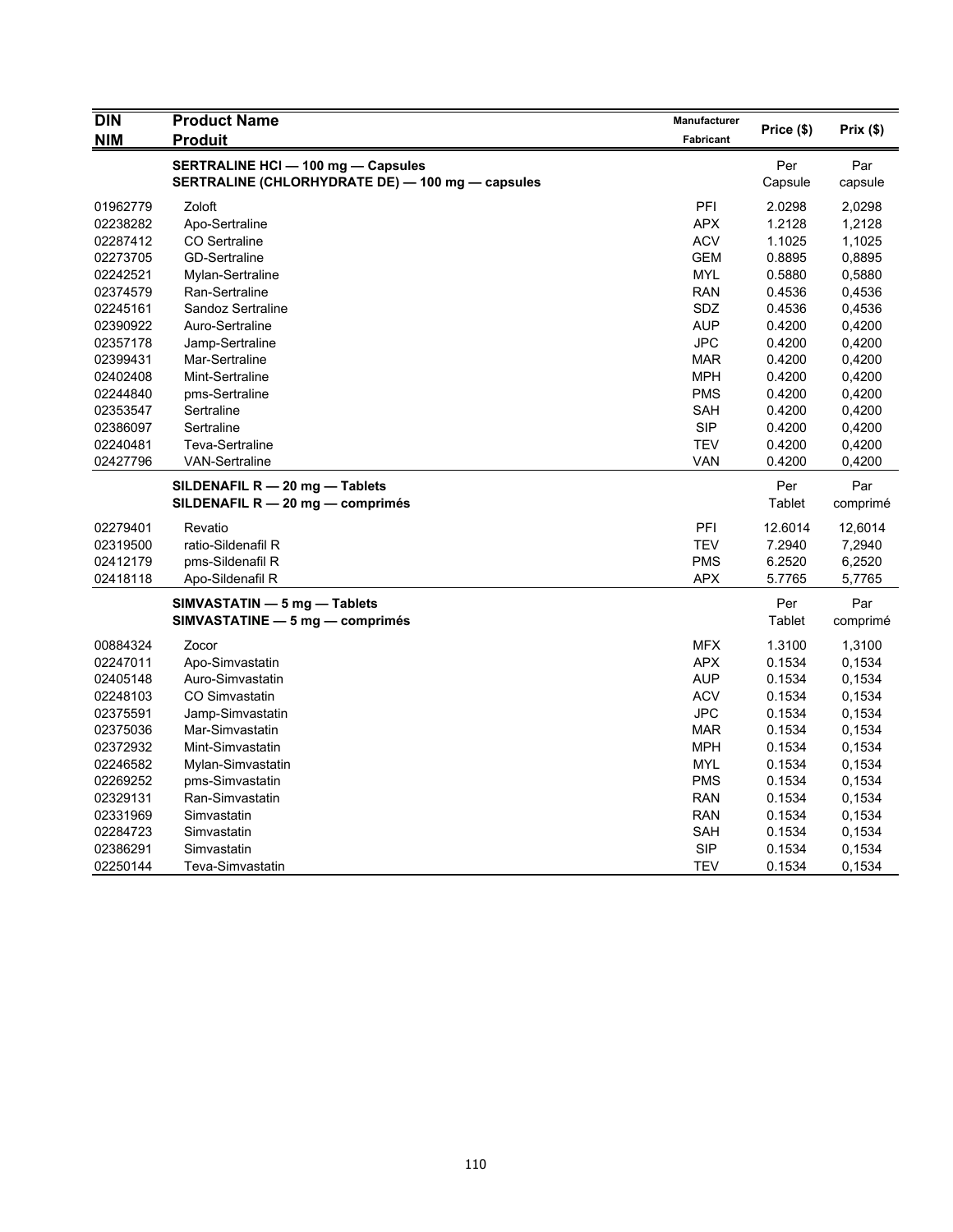| DIN<br>NIM | Product Name<br>Produit | Manufacturer<br>Fabricant | Price ($) | Prix ($) |
|---|---|---|---|---|
| | **SERTRALINE HCl — 100 mg — Capsules**<br>**SERTRALINE (CHLORHYDRATE DE) — 100 mg — capsules** | | Per Capsule | Par capsule |
| 01962779 | Zoloft | PFI | 2.0298 | 2,0298 |
| 02238282 | Apo-Sertraline | APX | 1.2128 | 1,2128 |
| 02287412 | CO Sertraline | ACV | 1.1025 | 1,1025 |
| 02273705 | GD-Sertraline | GEM | 0.8895 | 0,8895 |
| 02242521 | Mylan-Sertraline | MYL | 0.5880 | 0,5880 |
| 02374579 | Ran-Sertraline | RAN | 0.4536 | 0,4536 |
| 02245161 | Sandoz Sertraline | SDZ | 0.4536 | 0,4536 |
| 02390922 | Auro-Sertraline | AUP | 0.4200 | 0,4200 |
| 02357178 | Jamp-Sertraline | JPC | 0.4200 | 0,4200 |
| 02399431 | Mar-Sertraline | MAR | 0.4200 | 0,4200 |
| 02402408 | Mint-Sertraline | MPH | 0.4200 | 0,4200 |
| 02244840 | pms-Sertraline | PMS | 0.4200 | 0,4200 |
| 02353547 | Sertraline | SAH | 0.4200 | 0,4200 |
| 02386097 | Sertraline | SIP | 0.4200 | 0,4200 |
| 02240481 | Teva-Sertraline | TEV | 0.4200 | 0,4200 |
| 02427796 | VAN-Sertraline | VAN | 0.4200 | 0,4200 |
| | **SILDENAFIL R — 20 mg — Tablets**<br>**SILDENAFIL R — 20 mg — comprimés** | | Per Tablet | Par comprimé |
| 02279401 | Revatio | PFI | 12.6014 | 12,6014 |
| 02319500 | ratio-Sildenafil R | TEV | 7.2940 | 7,2940 |
| 02412179 | pms-Sildenafil R | PMS | 6.2520 | 6,2520 |
| 02418118 | Apo-Sildenafil R | APX | 5.7765 | 5,7765 |
| | **SIMVASTATIN — 5 mg — Tablets**<br>**SIMVASTATINE — 5 mg — comprimés** | | Per Tablet | Par comprimé |
| 00884324 | Zocor | MFX | 1.3100 | 1,3100 |
| 02247011 | Apo-Simvastatin | APX | 0.1534 | 0,1534 |
| 02405148 | Auro-Simvastatin | AUP | 0.1534 | 0,1534 |
| 02248103 | CO Simvastatin | ACV | 0.1534 | 0,1534 |
| 02375591 | Jamp-Simvastatin | JPC | 0.1534 | 0,1534 |
| 02375036 | Mar-Simvastatin | MAR | 0.1534 | 0,1534 |
| 02372932 | Mint-Simvastatin | MPH | 0.1534 | 0,1534 |
| 02246582 | Mylan-Simvastatin | MYL | 0.1534 | 0,1534 |
| 02269252 | pms-Simvastatin | PMS | 0.1534 | 0,1534 |
| 02329131 | Ran-Simvastatin | RAN | 0.1534 | 0,1534 |
| 02331969 | Simvastatin | RAN | 0.1534 | 0,1534 |
| 02284723 | Simvastatin | SAH | 0.1534 | 0,1534 |
| 02386291 | Simvastatin | SIP | 0.1534 | 0,1534 |
| 02250144 | Teva-Simvastatin | TEV | 0.1534 | 0,1534 |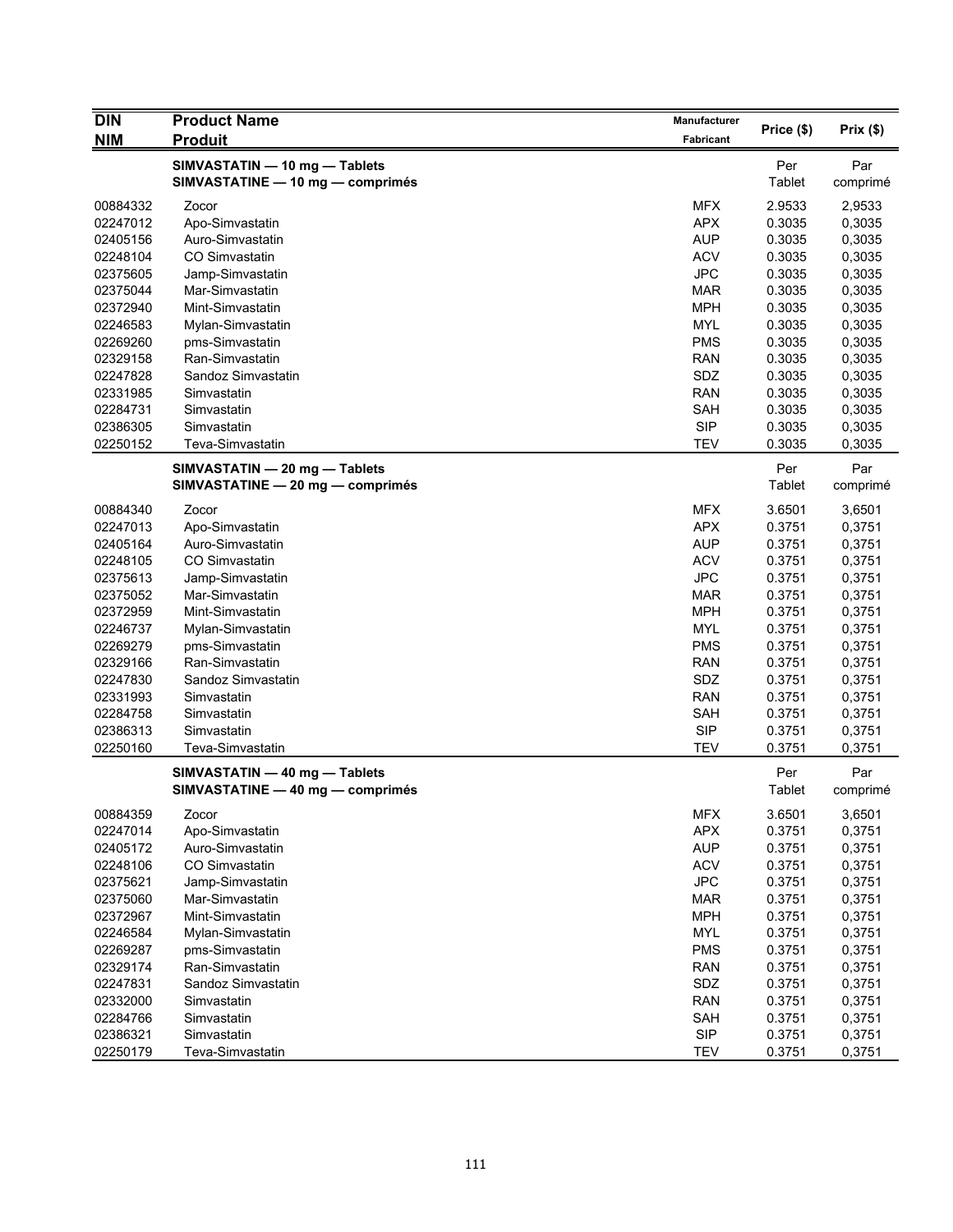| DIN<br>NIM | Product Name<br>Produit | Manufacturer<br>Fabricant | Price ($) | Prix ($) |
|---|---|---|---|---|
| | **SIMVASTATIN — 10 mg — Tablets**<br>**SIMVASTATINE — 10 mg — comprimés** | | Per Tablet | Par comprimé |
| 00884332 | Zocor | MFX | 2.9533 | 2,9533 |
| 02247012 | Apo-Simvastatin | APX | 0.3035 | 0,3035 |
| 02405156 | Auro-Simvastatin | AUP | 0.3035 | 0,3035 |
| 02248104 | CO Simvastatin | ACV | 0.3035 | 0,3035 |
| 02375605 | Jamp-Simvastatin | JPC | 0.3035 | 0,3035 |
| 02375044 | Mar-Simvastatin | MAR | 0.3035 | 0,3035 |
| 02372940 | Mint-Simvastatin | MPH | 0.3035 | 0,3035 |
| 02246583 | Mylan-Simvastatin | MYL | 0.3035 | 0,3035 |
| 02269260 | pms-Simvastatin | PMS | 0.3035 | 0,3035 |
| 02329158 | Ran-Simvastatin | RAN | 0.3035 | 0,3035 |
| 02247828 | Sandoz Simvastatin | SDZ | 0.3035 | 0,3035 |
| 02331985 | Simvastatin | RAN | 0.3035 | 0,3035 |
| 02284731 | Simvastatin | SAH | 0.3035 | 0,3035 |
| 02386305 | Simvastatin | SIP | 0.3035 | 0,3035 |
| 02250152 | Teva-Simvastatin | TEV | 0.3035 | 0,3035 |
| | **SIMVASTATIN — 20 mg — Tablets**<br>**SIMVASTATINE — 20 mg — comprimés** | | Per Tablet | Par comprimé |
| 00884340 | Zocor | MFX | 3.6501 | 3,6501 |
| 02247013 | Apo-Simvastatin | APX | 0.3751 | 0,3751 |
| 02405164 | Auro-Simvastatin | AUP | 0.3751 | 0,3751 |
| 02248105 | CO Simvastatin | ACV | 0.3751 | 0,3751 |
| 02375613 | Jamp-Simvastatin | JPC | 0.3751 | 0,3751 |
| 02375052 | Mar-Simvastatin | MAR | 0.3751 | 0,3751 |
| 02372959 | Mint-Simvastatin | MPH | 0.3751 | 0,3751 |
| 02246737 | Mylan-Simvastatin | MYL | 0.3751 | 0,3751 |
| 02269279 | pms-Simvastatin | PMS | 0.3751 | 0,3751 |
| 02329166 | Ran-Simvastatin | RAN | 0.3751 | 0,3751 |
| 02247830 | Sandoz Simvastatin | SDZ | 0.3751 | 0,3751 |
| 02331993 | Simvastatin | RAN | 0.3751 | 0,3751 |
| 02284758 | Simvastatin | SAH | 0.3751 | 0,3751 |
| 02386313 | Simvastatin | SIP | 0.3751 | 0,3751 |
| 02250160 | Teva-Simvastatin | TEV | 0.3751 | 0,3751 |
| | **SIMVASTATIN — 40 mg — Tablets**<br>**SIMVASTATINE — 40 mg — comprimés** | | Per Tablet | Par comprimé |
| 00884359 | Zocor | MFX | 3.6501 | 3,6501 |
| 02247014 | Apo-Simvastatin | APX | 0.3751 | 0,3751 |
| 02405172 | Auro-Simvastatin | AUP | 0.3751 | 0,3751 |
| 02248106 | CO Simvastatin | ACV | 0.3751 | 0,3751 |
| 02375621 | Jamp-Simvastatin | JPC | 0.3751 | 0,3751 |
| 02375060 | Mar-Simvastatin | MAR | 0.3751 | 0,3751 |
| 02372967 | Mint-Simvastatin | MPH | 0.3751 | 0,3751 |
| 02246584 | Mylan-Simvastatin | MYL | 0.3751 | 0,3751 |
| 02269287 | pms-Simvastatin | PMS | 0.3751 | 0,3751 |
| 02329174 | Ran-Simvastatin | RAN | 0.3751 | 0,3751 |
| 02247831 | Sandoz Simvastatin | SDZ | 0.3751 | 0,3751 |
| 02332000 | Simvastatin | RAN | 0.3751 | 0,3751 |
| 02284766 | Simvastatin | SAH | 0.3751 | 0,3751 |
| 02386321 | Simvastatin | SIP | 0.3751 | 0,3751 |
| 02250179 | Teva-Simvastatin | TEV | 0.3751 | 0,3751 |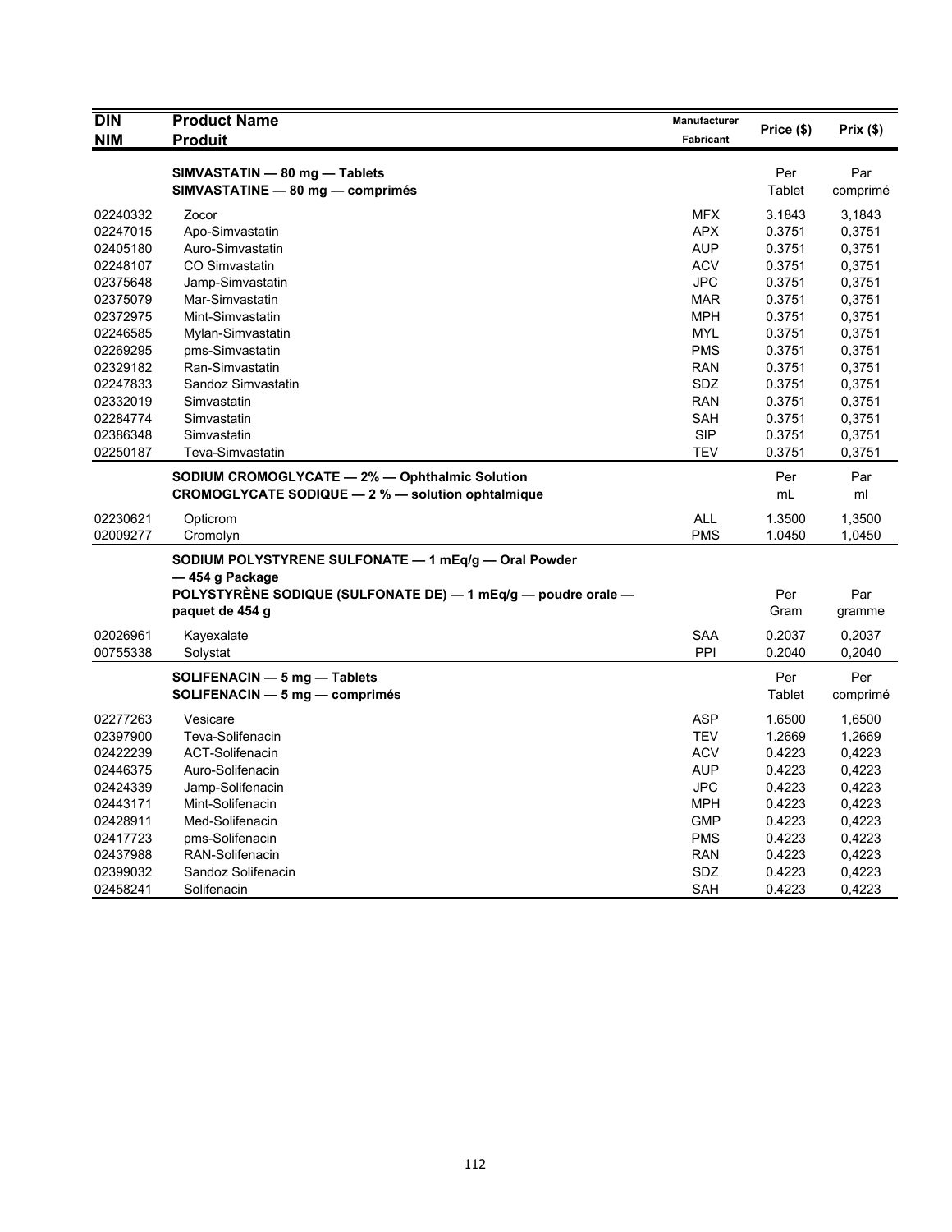| DIN<br>NIM | Product Name<br>Produit | Manufacturer<br>Fabricant | Price ($) | Prix ($) |
|---|---|---|---|---|
| | **SIMVASTATIN — 80 mg — Tablets**<br>**SIMVASTATINE — 80 mg — comprimés** | | Per<br>Tablet | Par<br>comprimé |
| 02240332 | Zocor | MFX | 3.1843 | 3,1843 |
| 02247015 | Apo-Simvastatin | APX | 0.3751 | 0,3751 |
| 02405180 | Auro-Simvastatin | AUP | 0.3751 | 0,3751 |
| 02248107 | CO Simvastatin | ACV | 0.3751 | 0,3751 |
| 02375648 | Jamp-Simvastatin | JPC | 0.3751 | 0,3751 |
| 02375079 | Mar-Simvastatin | MAR | 0.3751 | 0,3751 |
| 02372975 | Mint-Simvastatin | MPH | 0.3751 | 0,3751 |
| 02246585 | Mylan-Simvastatin | MYL | 0.3751 | 0,3751 |
| 02269295 | pms-Simvastatin | PMS | 0.3751 | 0,3751 |
| 02329182 | Ran-Simvastatin | RAN | 0.3751 | 0,3751 |
| 02247833 | Sandoz Simvastatin | SDZ | 0.3751 | 0,3751 |
| 02332019 | Simvastatin | RAN | 0.3751 | 0,3751 |
| 02284774 | Simvastatin | SAH | 0.3751 | 0,3751 |
| 02386348 | Simvastatin | SIP | 0.3751 | 0,3751 |
| 02250187 | Teva-Simvastatin | TEV | 0.3751 | 0,3751 |
| | **SODIUM CROMOGLYCATE — 2% — Ophthalmic Solution**<br>**CROMOGLYCATE SODIQUE — 2 % — solution ophtalmique** | | Per<br>mL | Par<br>ml |
| 02230621 | Opticrom | ALL | 1.3500 | 1,3500 |
| 02009277 | Cromolyn | PMS | 1.0450 | 1,0450 |
| | **SODIUM POLYSTYRENE SULFONATE — 1 mEq/g — Oral Powder — 454 g Package**<br>**POLYSTYRÈNE SODIQUE (SULFONATE DE) — 1 mEq/g — poudre orale — paquet de 454 g** | | Per<br>Gram | Par<br>gramme |
| 02026961 | Kayexalate | SAA | 0.2037 | 0,2037 |
| 00755338 | Solystat | PPI | 0.2040 | 0,2040 |
| | **SOLIFENACIN — 5 mg — Tablets**<br>**SOLIFENACIN — 5 mg — comprimés** | | Per<br>Tablet | Per<br>comprimé |
| 02277263 | Vesicare | ASP | 1.6500 | 1,6500 |
| 02397900 | Teva-Solifenacin | TEV | 1.2669 | 1,2669 |
| 02422239 | ACT-Solifenacin | ACV | 0.4223 | 0,4223 |
| 02446375 | Auro-Solifenacin | AUP | 0.4223 | 0,4223 |
| 02424339 | Jamp-Solifenacin | JPC | 0.4223 | 0,4223 |
| 02443171 | Mint-Solifenacin | MPH | 0.4223 | 0,4223 |
| 02428911 | Med-Solifenacin | GMP | 0.4223 | 0,4223 |
| 02417723 | pms-Solifenacin | PMS | 0.4223 | 0,4223 |
| 02437988 | RAN-Solifenacin | RAN | 0.4223 | 0,4223 |
| 02399032 | Sandoz Solifenacin | SDZ | 0.4223 | 0,4223 |
| 02458241 | Solifenacin | SAH | 0.4223 | 0,4223 |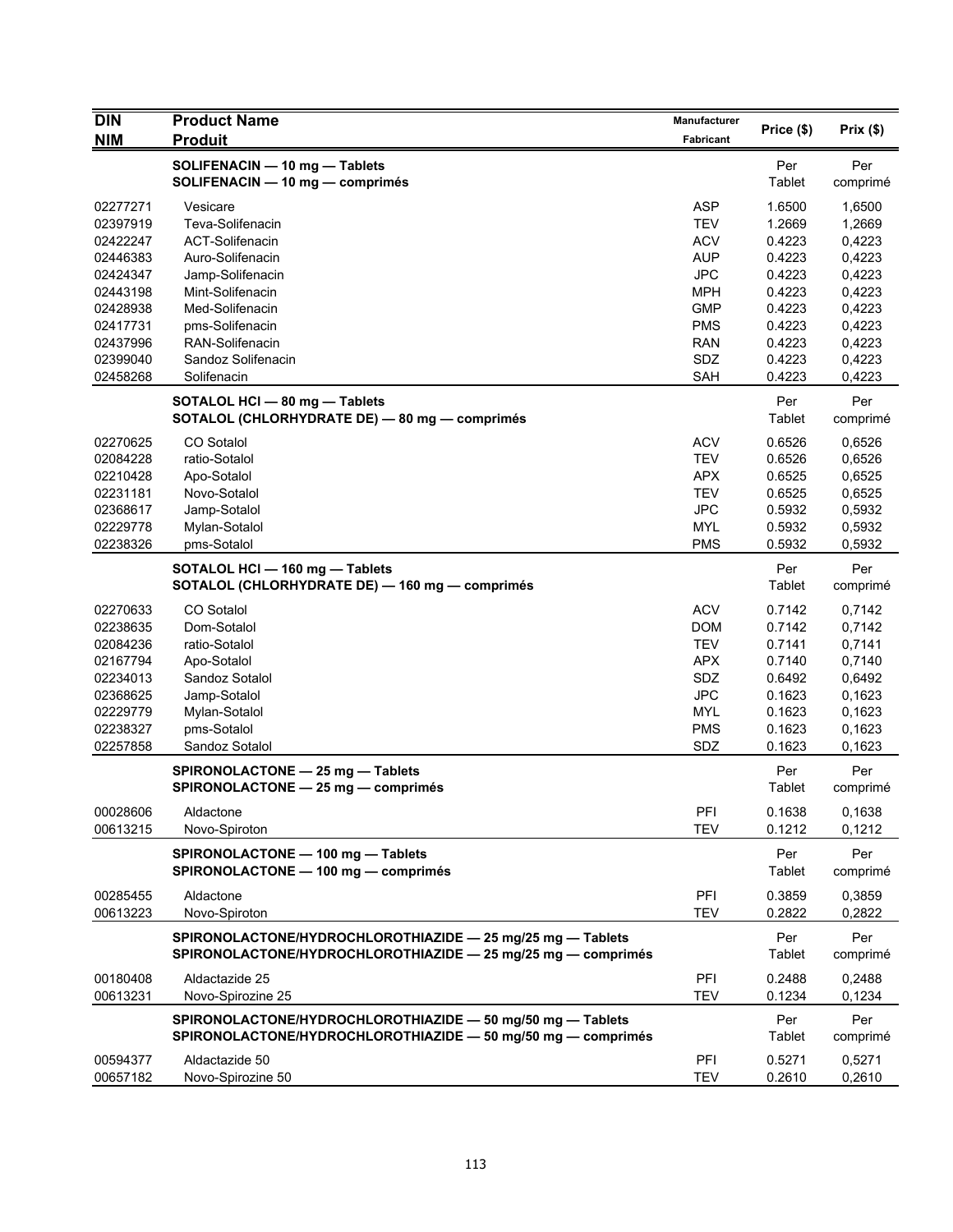| DIN<br>NIM | Product Name<br>Produit | Manufacturer<br>Fabricant | Price ($) | Prix ($) |
|---|---|---|---|---|
| | **SOLIFENACIN — 10 mg — Tablets**<br>**SOLIFENACIN — 10 mg — comprimés** | | Per Tablet | Per comprimé |
| 02277271 | Vesicare | ASP | 1.6500 | 1,6500 |
| 02397919 | Teva-Solifenacin | TEV | 1.2669 | 1,2669 |
| 02422247 | ACT-Solifenacin | ACV | 0.4223 | 0,4223 |
| 02446383 | Auro-Solifenacin | AUP | 0.4223 | 0,4223 |
| 02424347 | Jamp-Solifenacin | JPC | 0.4223 | 0,4223 |
| 02443198 | Mint-Solifenacin | MPH | 0.4223 | 0,4223 |
| 02428938 | Med-Solifenacin | GMP | 0.4223 | 0,4223 |
| 02417731 | pms-Solifenacin | PMS | 0.4223 | 0,4223 |
| 02437996 | RAN-Solifenacin | RAN | 0.4223 | 0,4223 |
| 02399040 | Sandoz Solifenacin | SDZ | 0.4223 | 0,4223 |
| 02458268 | Solifenacin | SAH | 0.4223 | 0,4223 |
| | **SOTALOL HCl — 80 mg — Tablets**<br>**SOTALOL (CHLORHYDRATE DE) — 80 mg — comprimés** | | Per Tablet | Per comprimé |
| 02270625 | CO Sotalol | ACV | 0.6526 | 0,6526 |
| 02084228 | ratio-Sotalol | TEV | 0.6526 | 0,6526 |
| 02210428 | Apo-Sotalol | APX | 0.6525 | 0,6525 |
| 02231181 | Novo-Sotalol | TEV | 0.6525 | 0,6525 |
| 02368617 | Jamp-Sotalol | JPC | 0.5932 | 0,5932 |
| 02229778 | Mylan-Sotalol | MYL | 0.5932 | 0,5932 |
| 02238326 | pms-Sotalol | PMS | 0.5932 | 0,5932 |
| | **SOTALOL HCl — 160 mg — Tablets**<br>**SOTALOL (CHLORHYDRATE DE) — 160 mg — comprimés** | | Per Tablet | Per comprimé |
| 02270633 | CO Sotalol | ACV | 0.7142 | 0,7142 |
| 02238635 | Dom-Sotalol | DOM | 0.7142 | 0,7142 |
| 02084236 | ratio-Sotalol | TEV | 0.7141 | 0,7141 |
| 02167794 | Apo-Sotalol | APX | 0.7140 | 0,7140 |
| 02234013 | Sandoz Sotalol | SDZ | 0.6492 | 0,6492 |
| 02368625 | Jamp-Sotalol | JPC | 0.1623 | 0,1623 |
| 02229779 | Mylan-Sotalol | MYL | 0.1623 | 0,1623 |
| 02238327 | pms-Sotalol | PMS | 0.1623 | 0,1623 |
| 02257858 | Sandoz Sotalol | SDZ | 0.1623 | 0,1623 |
| | **SPIRONOLACTONE — 25 mg — Tablets**<br>**SPIRONOLACTONE — 25 mg — comprimés** | | Per Tablet | Per comprimé |
| 00028606 | Aldactone | PFI | 0.1638 | 0,1638 |
| 00613215 | Novo-Spiroton | TEV | 0.1212 | 0,1212 |
| | **SPIRONOLACTONE — 100 mg — Tablets**<br>**SPIRONOLACTONE — 100 mg — comprimés** | | Per Tablet | Per comprimé |
| 00285455 | Aldactone | PFI | 0.3859 | 0,3859 |
| 00613223 | Novo-Spiroton | TEV | 0.2822 | 0,2822 |
| | **SPIRONOLACTONE/HYDROCHLOROTHIAZIDE — 25 mg/25 mg — Tablets**<br>**SPIRONOLACTONE/HYDROCHLOROTHIAZIDE — 25 mg/25 mg — comprimés** | | Per Tablet | Per comprimé |
| 00180408 | Aldactazide 25 | PFI | 0.2488 | 0,2488 |
| 00613231 | Novo-Spirozine 25 | TEV | 0.1234 | 0,1234 |
| | **SPIRONOLACTONE/HYDROCHLOROTHIAZIDE — 50 mg/50 mg — Tablets**<br>**SPIRONOLACTONE/HYDROCHLOROTHIAZIDE — 50 mg/50 mg — comprimés** | | Per Tablet | Per comprimé |
| 00594377 | Aldactazide 50 | PFI | 0.5271 | 0,5271 |
| 00657182 | Novo-Spirozine 50 | TEV | 0.2610 | 0,2610 |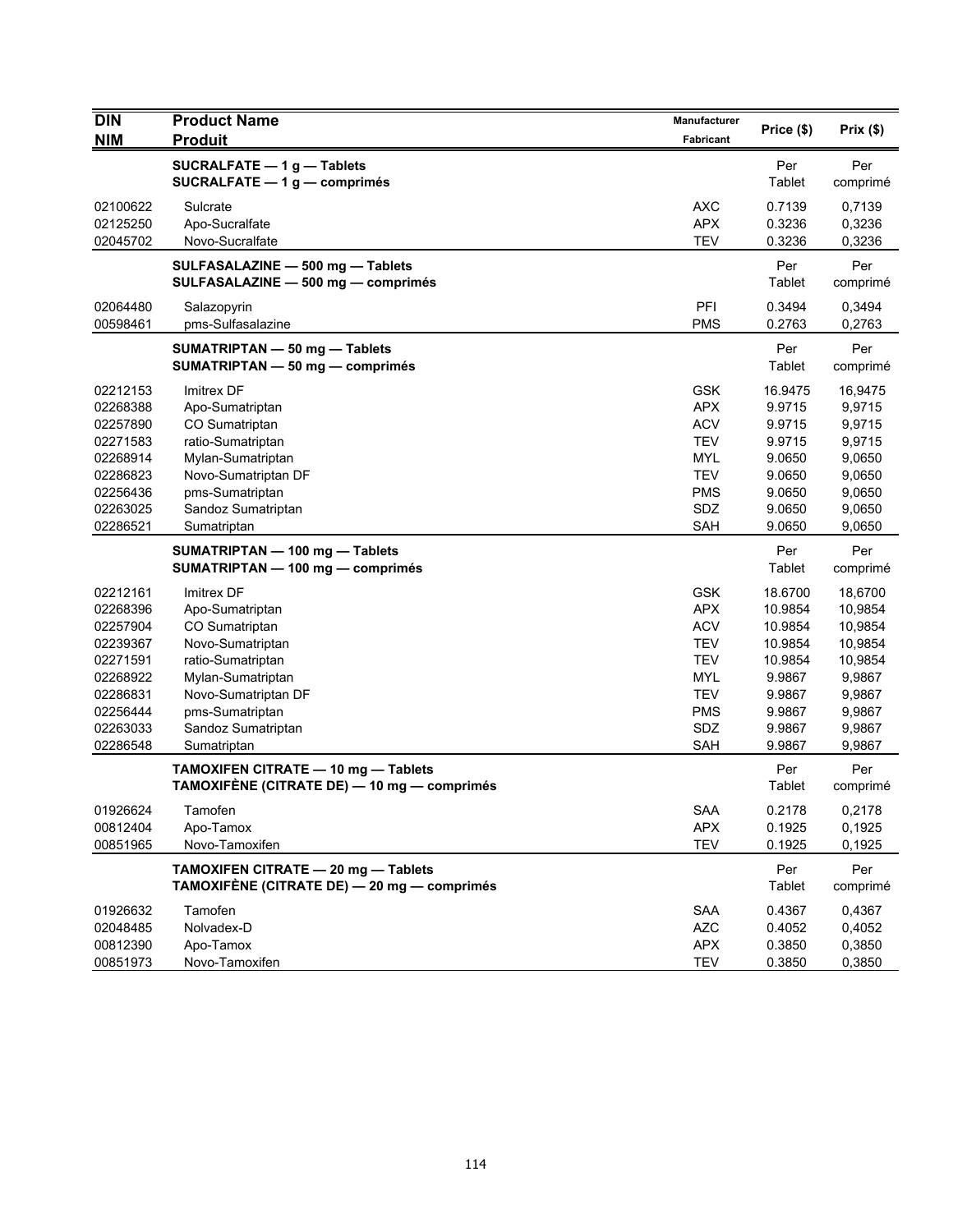| DIN<br>NIM | Product Name<br>Produit | Manufacturer<br>Fabricant | Price ($) | Prix ($) |
|---|---|---|---|---|
| | **SUCRALFATE — 1 g — Tablets**<br>**SUCRALFATE — 1 g — comprimés** | | Per Tablet | Per comprimé |
| 02100622 | Sulcrate | AXC | 0.7139 | 0,7139 |
| 02125250 | Apo-Sucralfate | APX | 0.3236 | 0,3236 |
| 02045702 | Novo-Sucralfate | TEV | 0.3236 | 0,3236 |
| | **SULFASALAZINE — 500 mg — Tablets**<br>**SULFASALAZINE — 500 mg — comprimés** | | Per Tablet | Per comprimé |
| 02064480 | Salazopyrin | PFI | 0.3494 | 0,3494 |
| 00598461 | pms-Sulfasalazine | PMS | 0.2763 | 0,2763 |
| | **SUMATRIPTAN — 50 mg — Tablets**<br>**SUMATRIPTAN — 50 mg — comprimés** | | Per Tablet | Per comprimé |
| 02212153 | Imitrex DF | GSK | 16.9475 | 16,9475 |
| 02268388 | Apo-Sumatriptan | APX | 9.9715 | 9,9715 |
| 02257890 | CO Sumatriptan | ACV | 9.9715 | 9,9715 |
| 02271583 | ratio-Sumatriptan | TEV | 9.9715 | 9,9715 |
| 02268914 | Mylan-Sumatriptan | MYL | 9.0650 | 9,0650 |
| 02286823 | Novo-Sumatriptan DF | TEV | 9.0650 | 9,0650 |
| 02256436 | pms-Sumatriptan | PMS | 9.0650 | 9,0650 |
| 02263025 | Sandoz Sumatriptan | SDZ | 9.0650 | 9,0650 |
| 02286521 | Sumatriptan | SAH | 9.0650 | 9,0650 |
| | **SUMATRIPTAN — 100 mg — Tablets**<br>**SUMATRIPTAN — 100 mg — comprimés** | | Per Tablet | Per comprimé |
| 02212161 | Imitrex DF | GSK | 18.6700 | 18,6700 |
| 02268396 | Apo-Sumatriptan | APX | 10.9854 | 10,9854 |
| 02257904 | CO Sumatriptan | ACV | 10.9854 | 10,9854 |
| 02239367 | Novo-Sumatriptan | TEV | 10.9854 | 10,9854 |
| 02271591 | ratio-Sumatriptan | TEV | 10.9854 | 10,9854 |
| 02268922 | Mylan-Sumatriptan | MYL | 9.9867 | 9,9867 |
| 02286831 | Novo-Sumatriptan DF | TEV | 9.9867 | 9,9867 |
| 02256444 | pms-Sumatriptan | PMS | 9.9867 | 9,9867 |
| 02263033 | Sandoz Sumatriptan | SDZ | 9.9867 | 9,9867 |
| 02286548 | Sumatriptan | SAH | 9.9867 | 9,9867 |
| | **TAMOXIFEN CITRATE — 10 mg — Tablets**<br>**TAMOXIFÈNE (CITRATE DE) — 10 mg — comprimés** | | Per Tablet | Per comprimé |
| 01926624 | Tamofen | SAA | 0.2178 | 0,2178 |
| 00812404 | Apo-Tamox | APX | 0.1925 | 0,1925 |
| 00851965 | Novo-Tamoxifen | TEV | 0.1925 | 0,1925 |
| | **TAMOXIFEN CITRATE — 20 mg — Tablets**<br>**TAMOXIFÈNE (CITRATE DE) — 20 mg — comprimés** | | Per Tablet | Per comprimé |
| 01926632 | Tamofen | SAA | 0.4367 | 0,4367 |
| 02048485 | Nolvadex-D | AZC | 0.4052 | 0,4052 |
| 00812390 | Apo-Tamox | APX | 0.3850 | 0,3850 |
| 00851973 | Novo-Tamoxifen | TEV | 0.3850 | 0,3850 |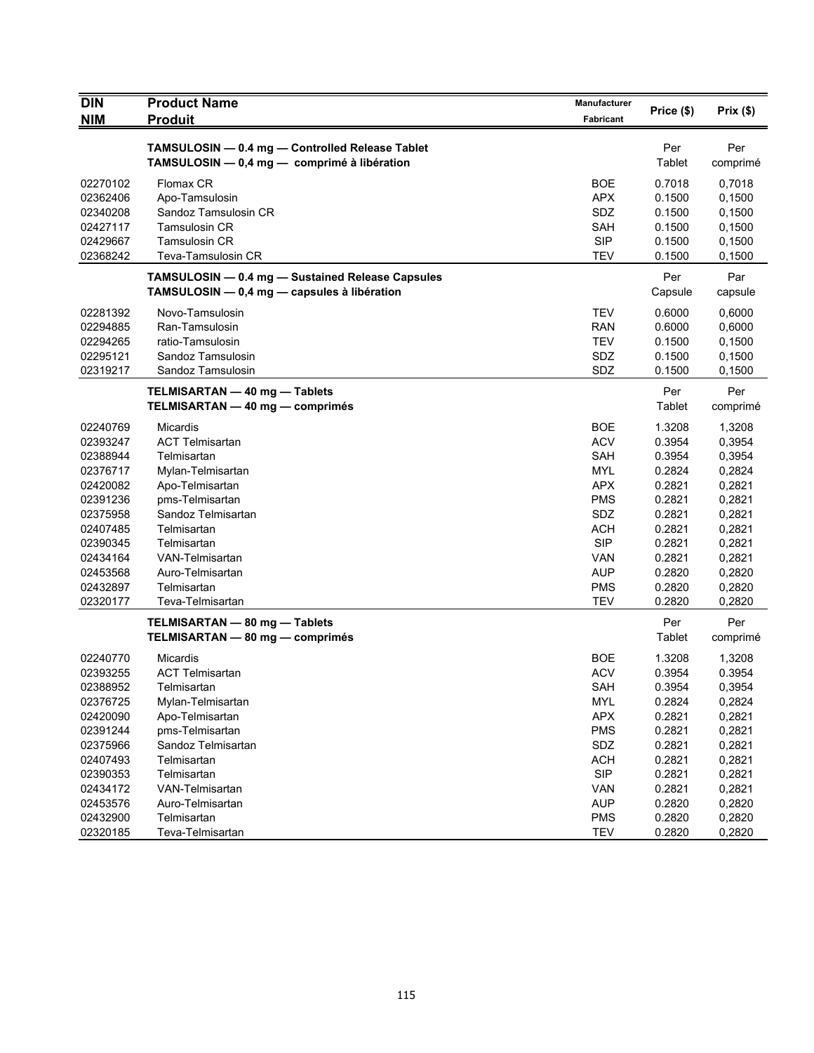| DIN<br>NIM | Product Name<br>Produit | Manufacturer<br>Fabricant | Price ($) | Prix ($) |
|---|---|---|---|---|
| | **TAMSULOSIN — 0.4 mg — Controlled Release Tablet**<br>**TAMSULOSIN — 0,4 mg — comprimé à libération** | | Per<br>Tablet | Per<br>comprimé |
| 02270102 | Flomax CR | BOE | 0.7018 | 0,7018 |
| 02362406 | Apo-Tamsulosin | APX | 0.1500 | 0,1500 |
| 02340208 | Sandoz Tamsulosin CR | SDZ | 0.1500 | 0,1500 |
| 02427117 | Tamsulosin CR | SAH | 0.1500 | 0,1500 |
| 02429667 | Tamsulosin CR | SIP | 0.1500 | 0,1500 |
| 02368242 | Teva-Tamsulosin CR | TEV | 0.1500 | 0,1500 |
| | **TAMSULOSIN — 0.4 mg — Sustained Release Capsules**<br>**TAMSULOSIN — 0,4 mg — capsules à libération** | | Per<br>Capsule | Par<br>capsule |
| 02281392 | Novo-Tamsulosin | TEV | 0.6000 | 0,6000 |
| 02294885 | Ran-Tamsulosin | RAN | 0.6000 | 0,6000 |
| 02294265 | ratio-Tamsulosin | TEV | 0.1500 | 0,1500 |
| 02295121 | Sandoz Tamsulosin | SDZ | 0.1500 | 0,1500 |
| 02319217 | Sandoz Tamsulosin | SDZ | 0.1500 | 0,1500 |
| | **TELMISARTAN — 40 mg — Tablets**<br>**TELMISARTAN — 40 mg — comprimés** | | Per<br>Tablet | Per<br>comprimé |
| 02240769 | Micardis | BOE | 1.3208 | 1,3208 |
| 02393247 | ACT Telmisartan | ACV | 0.3954 | 0,3954 |
| 02388944 | Telmisartan | SAH | 0.3954 | 0,3954 |
| 02376717 | Mylan-Telmisartan | MYL | 0.2824 | 0,2824 |
| 02420082 | Apo-Telmisartan | APX | 0.2821 | 0,2821 |
| 02391236 | pms-Telmisartan | PMS | 0.2821 | 0,2821 |
| 02375958 | Sandoz Telmisartan | SDZ | 0.2821 | 0,2821 |
| 02407485 | Telmisartan | ACH | 0.2821 | 0,2821 |
| 02390345 | Telmisartan | SIP | 0.2821 | 0,2821 |
| 02434164 | VAN-Telmisartan | VAN | 0.2821 | 0,2821 |
| 02453568 | Auro-Telmisartan | AUP | 0.2820 | 0,2820 |
| 02432897 | Telmisartan | PMS | 0.2820 | 0,2820 |
| 02320177 | Teva-Telmisartan | TEV | 0.2820 | 0,2820 |
| | **TELMISARTAN — 80 mg — Tablets**<br>**TELMISARTAN — 80 mg — comprimés** | | Per<br>Tablet | Per<br>comprimé |
| 02240770 | Micardis | BOE | 1.3208 | 1,3208 |
| 02393255 | ACT Telmisartan | ACV | 0.3954 | 0.3954 |
| 02388952 | Telmisartan | SAH | 0.3954 | 0,3954 |
| 02376725 | Mylan-Telmisartan | MYL | 0.2824 | 0,2824 |
| 02420090 | Apo-Telmisartan | APX | 0.2821 | 0,2821 |
| 02391244 | pms-Telmisartan | PMS | 0.2821 | 0,2821 |
| 02375966 | Sandoz Telmisartan | SDZ | 0.2821 | 0,2821 |
| 02407493 | Telmisartan | ACH | 0.2821 | 0,2821 |
| 02390353 | Telmisartan | SIP | 0.2821 | 0,2821 |
| 02434172 | VAN-Telmisartan | VAN | 0.2821 | 0,2821 |
| 02453576 | Auro-Telmisartan | AUP | 0.2820 | 0,2820 |
| 02432900 | Telmisartan | PMS | 0.2820 | 0,2820 |
| 02320185 | Teva-Telmisartan | TEV | 0.2820 | 0,2820 |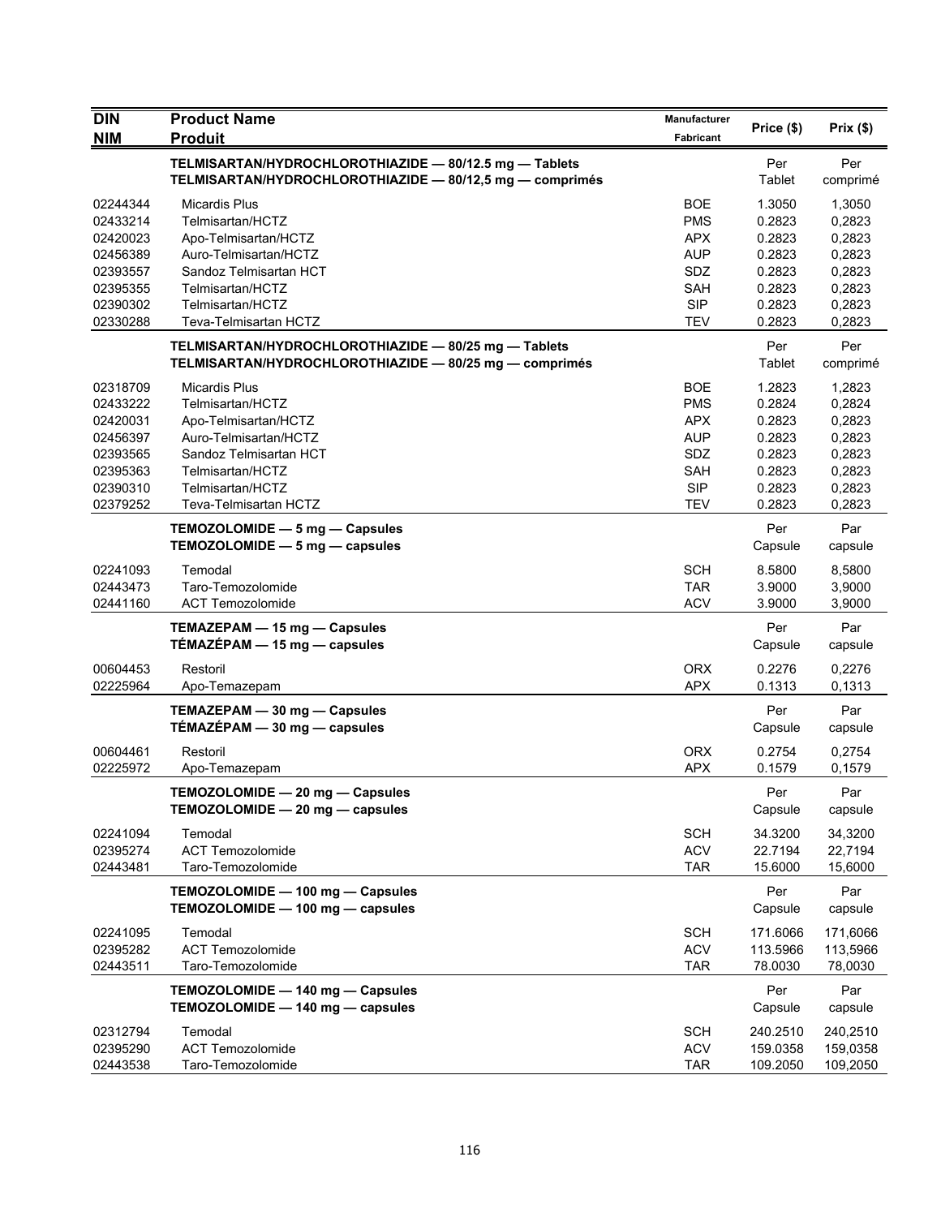| DIN<br>NIM | Product Name<br>Produit | Manufacturer<br>Fabricant | Price ($) | Prix ($) |
|---|---|---|---|---|
| | **TELMISARTAN/HYDROCHLOROTHIAZIDE — 80/12.5 mg — Tablets**<br>**TELMISARTAN/HYDROCHLOROTHIAZIDE — 80/12,5 mg — comprimés** | | Per Tablet | Per comprimé |
| 02244344 | Micardis Plus | BOE | 1.3050 | 1,3050 |
| 02433214 | Telmisartan/HCTZ | PMS | 0.2823 | 0,2823 |
| 02420023 | Apo-Telmisartan/HCTZ | APX | 0.2823 | 0,2823 |
| 02456389 | Auro-Telmisartan/HCTZ | AUP | 0.2823 | 0,2823 |
| 02393557 | Sandoz Telmisartan HCT | SDZ | 0.2823 | 0,2823 |
| 02395355 | Telmisartan/HCTZ | SAH | 0.2823 | 0,2823 |
| 02390302 | Telmisartan/HCTZ | SIP | 0.2823 | 0,2823 |
| 02330288 | Teva-Telmisartan HCTZ | TEV | 0.2823 | 0,2823 |
| | **TELMISARTAN/HYDROCHLOROTHIAZIDE — 80/25 mg — Tablets**<br>**TELMISARTAN/HYDROCHLOROTHIAZIDE — 80/25 mg — comprimés** | | Per Tablet | Per comprimé |
| 02318709 | Micardis Plus | BOE | 1.2823 | 1,2823 |
| 02433222 | Telmisartan/HCTZ | PMS | 0.2824 | 0,2824 |
| 02420031 | Apo-Telmisartan/HCTZ | APX | 0.2823 | 0,2823 |
| 02456397 | Auro-Telmisartan/HCTZ | AUP | 0.2823 | 0,2823 |
| 02393565 | Sandoz Telmisartan HCT | SDZ | 0.2823 | 0,2823 |
| 02395363 | Telmisartan/HCTZ | SAH | 0.2823 | 0,2823 |
| 02390310 | Telmisartan/HCTZ | SIP | 0.2823 | 0,2823 |
| 02379252 | Teva-Telmisartan HCTZ | TEV | 0.2823 | 0,2823 |
| | **TEMOZOLOMIDE — 5 mg — Capsules**<br>**TEMOZOLOMIDE — 5 mg — capsules** | | Per Capsule | Par capsule |
| 02241093 | Temodal | SCH | 8.5800 | 8,5800 |
| 02443473 | Taro-Temozolomide | TAR | 3.9000 | 3,9000 |
| 02441160 | ACT Temozolomide | ACV | 3.9000 | 3,9000 |
| | **TEMAZEPAM — 15 mg — Capsules**<br>**TÉMAZÉPAM — 15 mg — capsules** | | Per Capsule | Par capsule |
| 00604453 | Restoril | ORX | 0.2276 | 0,2276 |
| 02225964 | Apo-Temazepam | APX | 0.1313 | 0,1313 |
| | **TEMAZEPAM — 30 mg — Capsules**<br>**TÉMAZÉPAM — 30 mg — capsules** | | Per Capsule | Par capsule |
| 00604461 | Restoril | ORX | 0.2754 | 0,2754 |
| 02225972 | Apo-Temazepam | APX | 0.1579 | 0,1579 |
| | **TEMOZOLOMIDE — 20 mg — Capsules**<br>**TEMOZOLOMIDE — 20 mg — capsules** | | Per Capsule | Par capsule |
| 02241094 | Temodal | SCH | 34.3200 | 34,3200 |
| 02395274 | ACT Temozolomide | ACV | 22.7194 | 22,7194 |
| 02443481 | Taro-Temozolomide | TAR | 15.6000 | 15,6000 |
| | **TEMOZOLOMIDE — 100 mg — Capsules**<br>**TEMOZOLOMIDE — 100 mg — capsules** | | Per Capsule | Par capsule |
| 02241095 | Temodal | SCH | 171.6066 | 171,6066 |
| 02395282 | ACT Temozolomide | ACV | 113.5966 | 113,5966 |
| 02443511 | Taro-Temozolomide | TAR | 78.0030 | 78,0030 |
| | **TEMOZOLOMIDE — 140 mg — Capsules**<br>**TEMOZOLOMIDE — 140 mg — capsules** | | Per Capsule | Par capsule |
| 02312794 | Temodal | SCH | 240.2510 | 240,2510 |
| 02395290 | ACT Temozolomide | ACV | 159.0358 | 159,0358 |
| 02443538 | Taro-Temozolomide | TAR | 109.2050 | 109,2050 |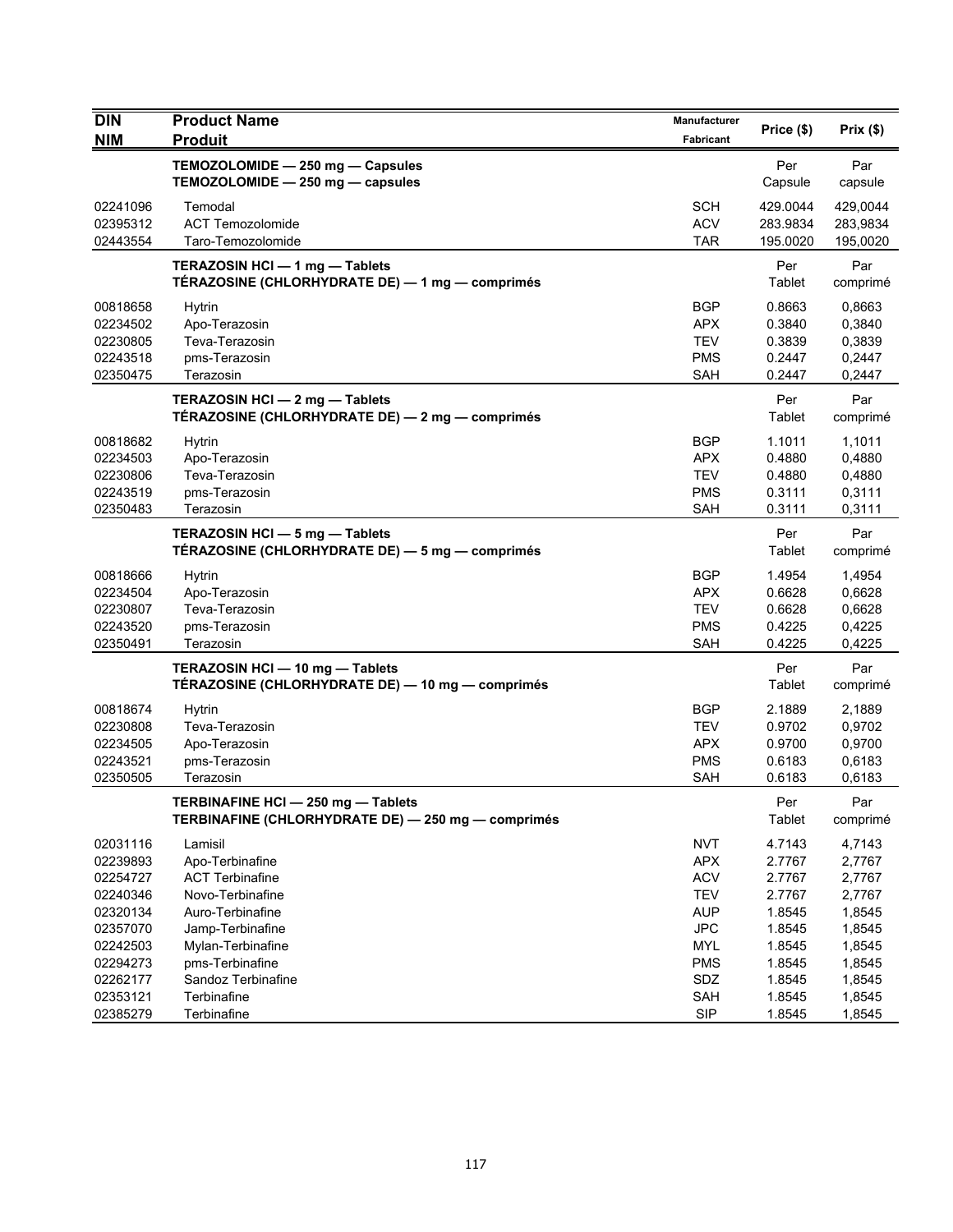| DIN<br>NIM | Product Name<br>Produit | Manufacturer<br>Fabricant | Price ($) | Prix ($) |
|---|---|---|---|---|
| | **TEMOZOLOMIDE — 250 mg — Capsules**<br>**TEMOZOLOMIDE — 250 mg — capsules** | | Per Capsule | Par capsule |
| 02241096 | Temodal | SCH | 429.0044 | 429,0044 |
| 02395312 | ACT Temozolomide | ACV | 283.9834 | 283,9834 |
| 02443554 | Taro-Temozolomide | TAR | 195.0020 | 195,0020 |
| | **TERAZOSIN HCl — 1 mg — Tablets**<br>**TÉRAZOSINE (CHLORHYDRATE DE) — 1 mg — comprimés** | | Per Tablet | Par comprimé |
| 00818658 | Hytrin | BGP | 0.8663 | 0,8663 |
| 02234502 | Apo-Terazosin | APX | 0.3840 | 0,3840 |
| 02230805 | Teva-Terazosin | TEV | 0.3839 | 0,3839 |
| 02243518 | pms-Terazosin | PMS | 0.2447 | 0,2447 |
| 02350475 | Terazosin | SAH | 0.2447 | 0,2447 |
| | **TERAZOSIN HCl — 2 mg — Tablets**<br>**TÉRAZOSINE (CHLORHYDRATE DE) — 2 mg — comprimés** | | Per Tablet | Par comprimé |
| 00818682 | Hytrin | BGP | 1.1011 | 1,1011 |
| 02234503 | Apo-Terazosin | APX | 0.4880 | 0,4880 |
| 02230806 | Teva-Terazosin | TEV | 0.4880 | 0,4880 |
| 02243519 | pms-Terazosin | PMS | 0.3111 | 0,3111 |
| 02350483 | Terazosin | SAH | 0.3111 | 0,3111 |
| | **TERAZOSIN HCl — 5 mg — Tablets**<br>**TÉRAZOSINE (CHLORHYDRATE DE) — 5 mg — comprimés** | | Per Tablet | Par comprimé |
| 00818666 | Hytrin | BGP | 1.4954 | 1,4954 |
| 02234504 | Apo-Terazosin | APX | 0.6628 | 0,6628 |
| 02230807 | Teva-Terazosin | TEV | 0.6628 | 0,6628 |
| 02243520 | pms-Terazosin | PMS | 0.4225 | 0,4225 |
| 02350491 | Terazosin | SAH | 0.4225 | 0,4225 |
| | **TERAZOSIN HCl — 10 mg — Tablets**<br>**TÉRAZOSINE (CHLORHYDRATE DE) — 10 mg — comprimés** | | Per Tablet | Par comprimé |
| 00818674 | Hytrin | BGP | 2.1889 | 2,1889 |
| 02230808 | Teva-Terazosin | TEV | 0.9702 | 0,9702 |
| 02234505 | Apo-Terazosin | APX | 0.9700 | 0,9700 |
| 02243521 | pms-Terazosin | PMS | 0.6183 | 0,6183 |
| 02350505 | Terazosin | SAH | 0.6183 | 0,6183 |
| | **TERBINAFINE HCl — 250 mg — Tablets**<br>**TERBINAFINE (CHLORHYDRATE DE) — 250 mg — comprimés** | | Per Tablet | Par comprimé |
| 02031116 | Lamisil | NVT | 4.7143 | 4,7143 |
| 02239893 | Apo-Terbinafine | APX | 2.7767 | 2,7767 |
| 02254727 | ACT Terbinafine | ACV | 2.7767 | 2,7767 |
| 02240346 | Novo-Terbinafine | TEV | 2.7767 | 2,7767 |
| 02320134 | Auro-Terbinafine | AUP | 1.8545 | 1,8545 |
| 02357070 | Jamp-Terbinafine | JPC | 1.8545 | 1,8545 |
| 02242503 | Mylan-Terbinafine | MYL | 1.8545 | 1,8545 |
| 02294273 | pms-Terbinafine | PMS | 1.8545 | 1,8545 |
| 02262177 | Sandoz Terbinafine | SDZ | 1.8545 | 1,8545 |
| 02353121 | Terbinafine | SAH | 1.8545 | 1,8545 |
| 02385279 | Terbinafine | SIP | 1.8545 | 1,8545 |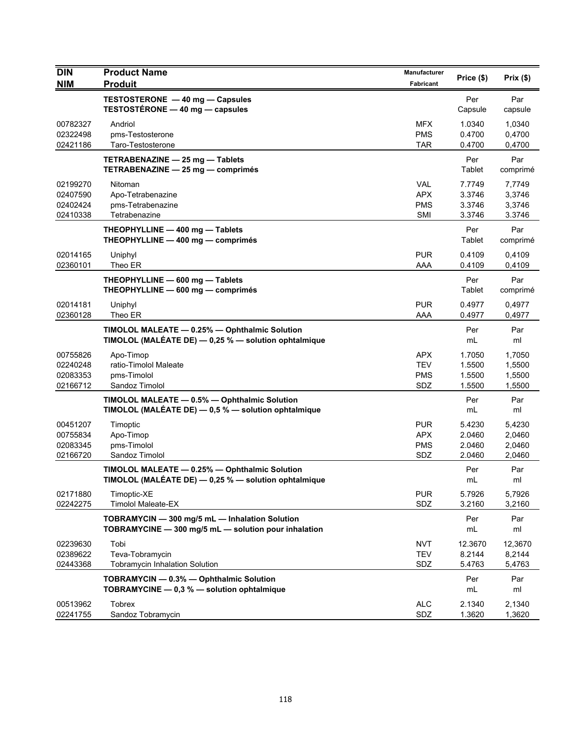| DIN<br>NIM | Product Name<br>Produit | Manufacturer<br>Fabricant | Price ($) | Prix ($) |
|---|---|---|---|---|
| | **TESTOSTERONE — 40 mg — Capsules**<br>**TESTOSTÉRONE — 40 mg — capsules** | | Per Capsule | Par capsule |
| 00782327 | Andriol | MFX | 1.0340 | 1,0340 |
| 02322498 | pms-Testosterone | PMS | 0.4700 | 0,4700 |
| 02421186 | Taro-Testosterone | TAR | 0.4700 | 0,4700 |
| | **TETRABENAZINE — 25 mg — Tablets**<br>**TETRABENAZINE — 25 mg — comprimés** | | Per Tablet | Par comprimé |
| 02199270 | Nitoman | VAL | 7.7749 | 7,7749 |
| 02407590 | Apo-Tetrabenazine | APX | 3.3746 | 3,3746 |
| 02402424 | pms-Tetrabenazine | PMS | 3.3746 | 3,3746 |
| 02410338 | Tetrabenazine | SMI | 3.3746 | 3.3746 |
| | **THEOPHYLLINE — 400 mg — Tablets**<br>**THEOPHYLLINE — 400 mg — comprimés** | | Per Tablet | Par comprimé |
| 02014165 | Uniphyl | PUR | 0.4109 | 0,4109 |
| 02360101 | Theo ER | AAA | 0.4109 | 0,4109 |
| | **THEOPHYLLINE — 600 mg — Tablets**<br>**THEOPHYLLINE — 600 mg — comprimés** | | Per Tablet | Par comprimé |
| 02014181 | Uniphyl | PUR | 0.4977 | 0,4977 |
| 02360128 | Theo ER | AAA | 0.4977 | 0,4977 |
| | **TIMOLOL MALEATE — 0.25% — Ophthalmic Solution**<br>**TIMOLOL (MALÉATE DE) — 0,25 % — solution ophtalmique** | | Per mL | Par ml |
| 00755826 | Apo-Timop | APX | 1.7050 | 1,7050 |
| 02240248 | ratio-Timolol Maleate | TEV | 1.5500 | 1,5500 |
| 02083353 | pms-Timolol | PMS | 1.5500 | 1,5500 |
| 02166712 | Sandoz Timolol | SDZ | 1.5500 | 1,5500 |
| | **TIMOLOL MALEATE — 0.5% — Ophthalmic Solution**<br>**TIMOLOL (MALÉATE DE) — 0,5 % — solution ophtalmique** | | Per mL | Par ml |
| 00451207 | Timoptic | PUR | 5.4230 | 5,4230 |
| 00755834 | Apo-Timop | APX | 2.0460 | 2,0460 |
| 02083345 | pms-Timolol | PMS | 2.0460 | 2,0460 |
| 02166720 | Sandoz Timolol | SDZ | 2.0460 | 2,0460 |
| | **TIMOLOL MALEATE — 0.25% — Ophthalmic Solution**<br>**TIMOLOL (MALÉATE DE) — 0,25 % — solution ophtalmique** | | Per mL | Par ml |
| 02171880 | Timoptic-XE | PUR | 5.7926 | 5,7926 |
| 02242275 | Timolol Maleate-EX | SDZ | 3.2160 | 3,2160 |
| | **TOBRAMYCIN — 300 mg/5 mL — Inhalation Solution**<br>**TOBRAMYCINE — 300 mg/5 mL — solution pour inhalation** | | Per mL | Par ml |
| 02239630 | Tobi | NVT | 12.3670 | 12,3670 |
| 02389622 | Teva-Tobramycin | TEV | 8.2144 | 8,2144 |
| 02443368 | Tobramycin Inhalation Solution | SDZ | 5.4763 | 5,4763 |
| | **TOBRAMYCIN — 0.3% — Ophthalmic Solution**<br>**TOBRAMYCINE — 0,3 % — solution ophtalmique** | | Per mL | Par ml |
| 00513962 | Tobrex | ALC | 2.1340 | 2,1340 |
| 02241755 | Sandoz Tobramycin | SDZ | 1.3620 | 1,3620 |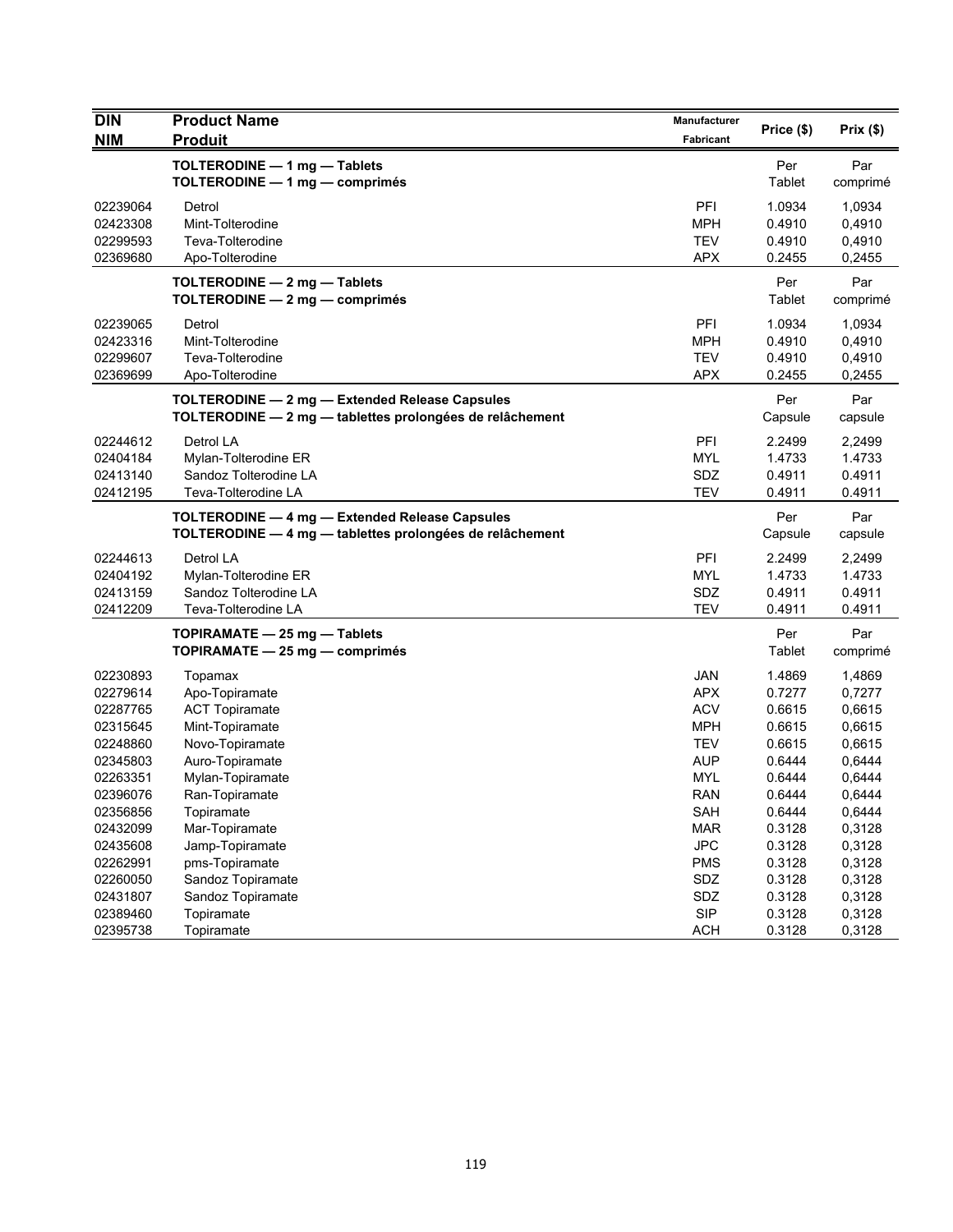| DIN<br>NIM | Product Name<br>Produit | Manufacturer<br>Fabricant | Price ($) | Prix ($) |
|---|---|---|---|---|
| | **TOLTERODINE — 1 mg — Tablets**<br>**TOLTERODINE — 1 mg — comprimés** | | Per<br>Tablet | Par<br>comprimé |
| 02239064 | Detrol | PFI | 1.0934 | 1,0934 |
| 02423308 | Mint-Tolterodine | MPH | 0.4910 | 0,4910 |
| 02299593 | Teva-Tolterodine | TEV | 0.4910 | 0,4910 |
| 02369680 | Apo-Tolterodine | APX | 0.2455 | 0,2455 |
| | **TOLTERODINE — 2 mg — Tablets**<br>**TOLTERODINE — 2 mg — comprimés** | | Per<br>Tablet | Par<br>comprimé |
| 02239065 | Detrol | PFI | 1.0934 | 1,0934 |
| 02423316 | Mint-Tolterodine | MPH | 0.4910 | 0,4910 |
| 02299607 | Teva-Tolterodine | TEV | 0.4910 | 0,4910 |
| 02369699 | Apo-Tolterodine | APX | 0.2455 | 0,2455 |
| | **TOLTERODINE — 2 mg — Extended Release Capsules**<br>**TOLTERODINE — 2 mg — tablettes prolongées de relâchement** | | Per<br>Capsule | Par<br>capsule |
| 02244612 | Detrol LA | PFI | 2.2499 | 2,2499 |
| 02404184 | Mylan-Tolterodine ER | MYL | 1.4733 | 1.4733 |
| 02413140 | Sandoz Tolterodine LA | SDZ | 0.4911 | 0.4911 |
| 02412195 | Teva-Tolterodine LA | TEV | 0.4911 | 0.4911 |
| | **TOLTERODINE — 4 mg — Extended Release Capsules**<br>**TOLTERODINE — 4 mg — tablettes prolongées de relâchement** | | Per<br>Capsule | Par<br>capsule |
| 02244613 | Detrol LA | PFI | 2.2499 | 2,2499 |
| 02404192 | Mylan-Tolterodine ER | MYL | 1.4733 | 1.4733 |
| 02413159 | Sandoz Tolterodine LA | SDZ | 0.4911 | 0.4911 |
| 02412209 | Teva-Tolterodine LA | TEV | 0.4911 | 0.4911 |
| | **TOPIRAMATE — 25 mg — Tablets**<br>**TOPIRAMATE — 25 mg — comprimés** | | Per<br>Tablet | Par<br>comprimé |
| 02230893 | Topamax | JAN | 1.4869 | 1,4869 |
| 02279614 | Apo-Topiramate | APX | 0.7277 | 0,7277 |
| 02287765 | ACT Topiramate | ACV | 0.6615 | 0,6615 |
| 02315645 | Mint-Topiramate | MPH | 0.6615 | 0,6615 |
| 02248860 | Novo-Topiramate | TEV | 0.6615 | 0,6615 |
| 02345803 | Auro-Topiramate | AUP | 0.6444 | 0,6444 |
| 02263351 | Mylan-Topiramate | MYL | 0.6444 | 0,6444 |
| 02396076 | Ran-Topiramate | RAN | 0.6444 | 0,6444 |
| 02356856 | Topiramate | SAH | 0.6444 | 0,6444 |
| 02432099 | Mar-Topiramate | MAR | 0.3128 | 0,3128 |
| 02435608 | Jamp-Topiramate | JPC | 0.3128 | 0,3128 |
| 02262991 | pms-Topiramate | PMS | 0.3128 | 0,3128 |
| 02260050 | Sandoz Topiramate | SDZ | 0.3128 | 0,3128 |
| 02431807 | Sandoz Topiramate | SDZ | 0.3128 | 0,3128 |
| 02389460 | Topiramate | SIP | 0.3128 | 0,3128 |
| 02395738 | Topiramate | ACH | 0.3128 | 0,3128 |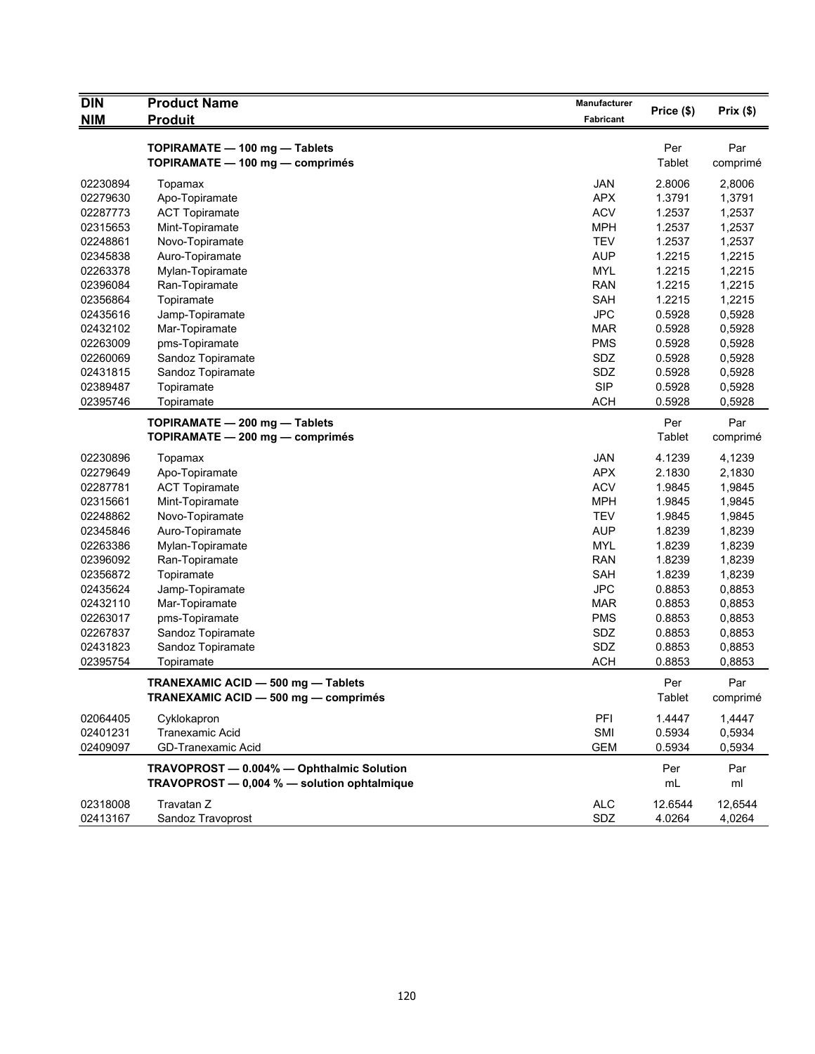| DIN<br>NIM | Product Name<br>Produit | Manufacturer<br>Fabricant | Price ($) | Prix ($) |
|---|---|---|---|---|
| | **TOPIRAMATE — 100 mg — Tablets**<br>**TOPIRAMATE — 100 mg — comprimés** | | Per Tablet | Par comprimé |
| 02230894 | Topamax | JAN | 2.8006 | 2,8006 |
| 02279630 | Apo-Topiramate | APX | 1.3791 | 1,3791 |
| 02287773 | ACT Topiramate | ACV | 1.2537 | 1,2537 |
| 02315653 | Mint-Topiramate | MPH | 1.2537 | 1,2537 |
| 02248861 | Novo-Topiramate | TEV | 1.2537 | 1,2537 |
| 02345838 | Auro-Topiramate | AUP | 1.2215 | 1,2215 |
| 02263378 | Mylan-Topiramate | MYL | 1.2215 | 1,2215 |
| 02396084 | Ran-Topiramate | RAN | 1.2215 | 1,2215 |
| 02356864 | Topiramate | SAH | 1.2215 | 1,2215 |
| 02435616 | Jamp-Topiramate | JPC | 0.5928 | 0,5928 |
| 02432102 | Mar-Topiramate | MAR | 0.5928 | 0,5928 |
| 02263009 | pms-Topiramate | PMS | 0.5928 | 0,5928 |
| 02260069 | Sandoz Topiramate | SDZ | 0.5928 | 0,5928 |
| 02431815 | Sandoz Topiramate | SDZ | 0.5928 | 0,5928 |
| 02389487 | Topiramate | SIP | 0.5928 | 0,5928 |
| 02395746 | Topiramate | ACH | 0.5928 | 0,5928 |
| | **TOPIRAMATE — 200 mg — Tablets**<br>**TOPIRAMATE — 200 mg — comprimés** | | Per Tablet | Par comprimé |
| 02230896 | Topamax | JAN | 4.1239 | 4,1239 |
| 02279649 | Apo-Topiramate | APX | 2.1830 | 2,1830 |
| 02287781 | ACT Topiramate | ACV | 1.9845 | 1,9845 |
| 02315661 | Mint-Topiramate | MPH | 1.9845 | 1,9845 |
| 02248862 | Novo-Topiramate | TEV | 1.9845 | 1,9845 |
| 02345846 | Auro-Topiramate | AUP | 1.8239 | 1,8239 |
| 02263386 | Mylan-Topiramate | MYL | 1.8239 | 1,8239 |
| 02396092 | Ran-Topiramate | RAN | 1.8239 | 1,8239 |
| 02356872 | Topiramate | SAH | 1.8239 | 1,8239 |
| 02435624 | Jamp-Topiramate | JPC | 0.8853 | 0,8853 |
| 02432110 | Mar-Topiramate | MAR | 0.8853 | 0,8853 |
| 02263017 | pms-Topiramate | PMS | 0.8853 | 0,8853 |
| 02267837 | Sandoz Topiramate | SDZ | 0.8853 | 0,8853 |
| 02431823 | Sandoz Topiramate | SDZ | 0.8853 | 0,8853 |
| 02395754 | Topiramate | ACH | 0.8853 | 0,8853 |
| | **TRANEXAMIC ACID — 500 mg — Tablets**<br>**TRANEXAMIC ACID — 500 mg — comprimés** | | Per Tablet | Par comprimé |
| 02064405 | Cyklokapron | PFI | 1.4447 | 1,4447 |
| 02401231 | Tranexamic Acid | SMI | 0.5934 | 0,5934 |
| 02409097 | GD-Tranexamic Acid | GEM | 0.5934 | 0,5934 |
| | **TRAVOPROST — 0.004% — Ophthalmic Solution**<br>**TRAVOPROST — 0,004 % — solution ophtalmique** | | Per mL | Par ml |
| 02318008 | Travatan Z | ALC | 12.6544 | 12,6544 |
| 02413167 | Sandoz Travoprost | SDZ | 4.0264 | 4,0264 |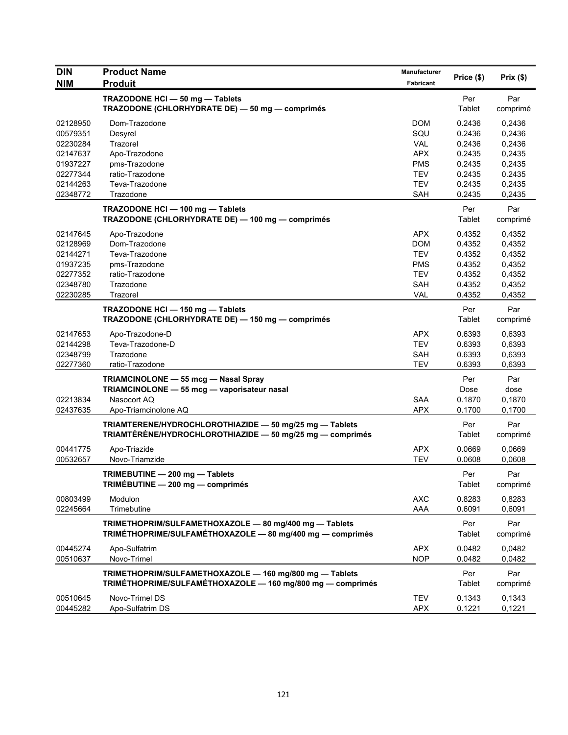| DIN<br>NIM | Product Name<br>Produit | Manufacturer<br>Fabricant | Price ($) | Prix ($) |
|---|---|---|---|---|
| | **TRAZODONE HCl — 50 mg — Tablets**<br>**TRAZODONE (CHLORHYDRATE DE) — 50 mg — comprimés** | | Per<br>Tablet | Par<br>comprimé |
| 02128950 | Dom-Trazodone | DOM | 0.2436 | 0,2436 |
| 00579351 | Desyrel | SQU | 0.2436 | 0,2436 |
| 02230284 | Trazorel | VAL | 0.2436 | 0,2436 |
| 02147637 | Apo-Trazodone | APX | 0.2435 | 0,2435 |
| 01937227 | pms-Trazodone | PMS | 0.2435 | 0,2435 |
| 02277344 | ratio-Trazodone | TEV | 0.2435 | 0.2435 |
| 02144263 | Teva-Trazodone | TEV | 0.2435 | 0,2435 |
| 02348772 | Trazodone | SAH | 0.2435 | 0,2435 |
| | **TRAZODONE HCl — 100 mg — Tablets**<br>**TRAZODONE (CHLORHYDRATE DE) — 100 mg — comprimés** | | Per<br>Tablet | Par<br>comprimé |
| 02147645 | Apo-Trazodone | APX | 0.4352 | 0,4352 |
| 02128969 | Dom-Trazodone | DOM | 0.4352 | 0,4352 |
| 02144271 | Teva-Trazodone | TEV | 0.4352 | 0,4352 |
| 01937235 | pms-Trazodone | PMS | 0.4352 | 0,4352 |
| 02277352 | ratio-Trazodone | TEV | 0.4352 | 0,4352 |
| 02348780 | Trazodone | SAH | 0.4352 | 0,4352 |
| 02230285 | Trazorel | VAL | 0.4352 | 0,4352 |
| | **TRAZODONE HCl — 150 mg — Tablets**<br>**TRAZODONE (CHLORHYDRATE DE) — 150 mg — comprimés** | | Per<br>Tablet | Par<br>comprimé |
| 02147653 | Apo-Trazodone-D | APX | 0.6393 | 0,6393 |
| 02144298 | Teva-Trazodone-D | TEV | 0.6393 | 0,6393 |
| 02348799 | Trazodone | SAH | 0.6393 | 0,6393 |
| 02277360 | ratio-Trazodone | TEV | 0.6393 | 0,6393 |
| | **TRIAMCINOLONE — 55 mcg — Nasal Spray**<br>**TRIAMCINOLONE — 55 mcg — vaporisateur nasal** | | Per<br>Dose | Par<br>dose |
| 02213834 | Nasocort AQ | SAA | 0.1870 | 0,1870 |
| 02437635 | Apo-Triamcinolone AQ | APX | 0.1700 | 0,1700 |
| | **TRIAMTERENE/HYDROCHLOROTHIAZIDE — 50 mg/25 mg — Tablets**<br>**TRIAMTÉRÈNE/HYDROCHLOROTHIAZIDE — 50 mg/25 mg — comprimés** | | Per<br>Tablet | Par<br>comprimé |
| 00441775 | Apo-Triazide | APX | 0.0669 | 0,0669 |
| 00532657 | Novo-Triamzide | TEV | 0.0608 | 0,0608 |
| | **TRIMEBUTINE — 200 mg — Tablets**<br>**TRIMÉBUTINE — 200 mg — comprimés** | | Per<br>Tablet | Par<br>comprimé |
| 00803499 | Modulon | AXC | 0.8283 | 0,8283 |
| 02245664 | Trimebutine | AAA | 0.6091 | 0,6091 |
| | **TRIMETHOPRIM/SULFAMETHOXAZOLE — 80 mg/400 mg — Tablets**<br>**TRIMÉTHOPRIME/SULFAMÉTHOXAZOLE — 80 mg/400 mg — comprimés** | | Per<br>Tablet | Par<br>comprimé |
| 00445274 | Apo-Sulfatrim | APX | 0.0482 | 0,0482 |
| 00510637 | Novo-Trimel | NOP | 0.0482 | 0,0482 |
| | **TRIMETHOPRIM/SULFAMETHOXAZOLE — 160 mg/800 mg — Tablets**<br>**TRIMÉTHOPRIME/SULFAMÉTHOXAZOLE — 160 mg/800 mg — comprimés** | | Per<br>Tablet | Par<br>comprimé |
| 00510645 | Novo-Trimel DS | TEV | 0.1343 | 0,1343 |
| 00445282 | Apo-Sulfatrim DS | APX | 0.1221 | 0,1221 |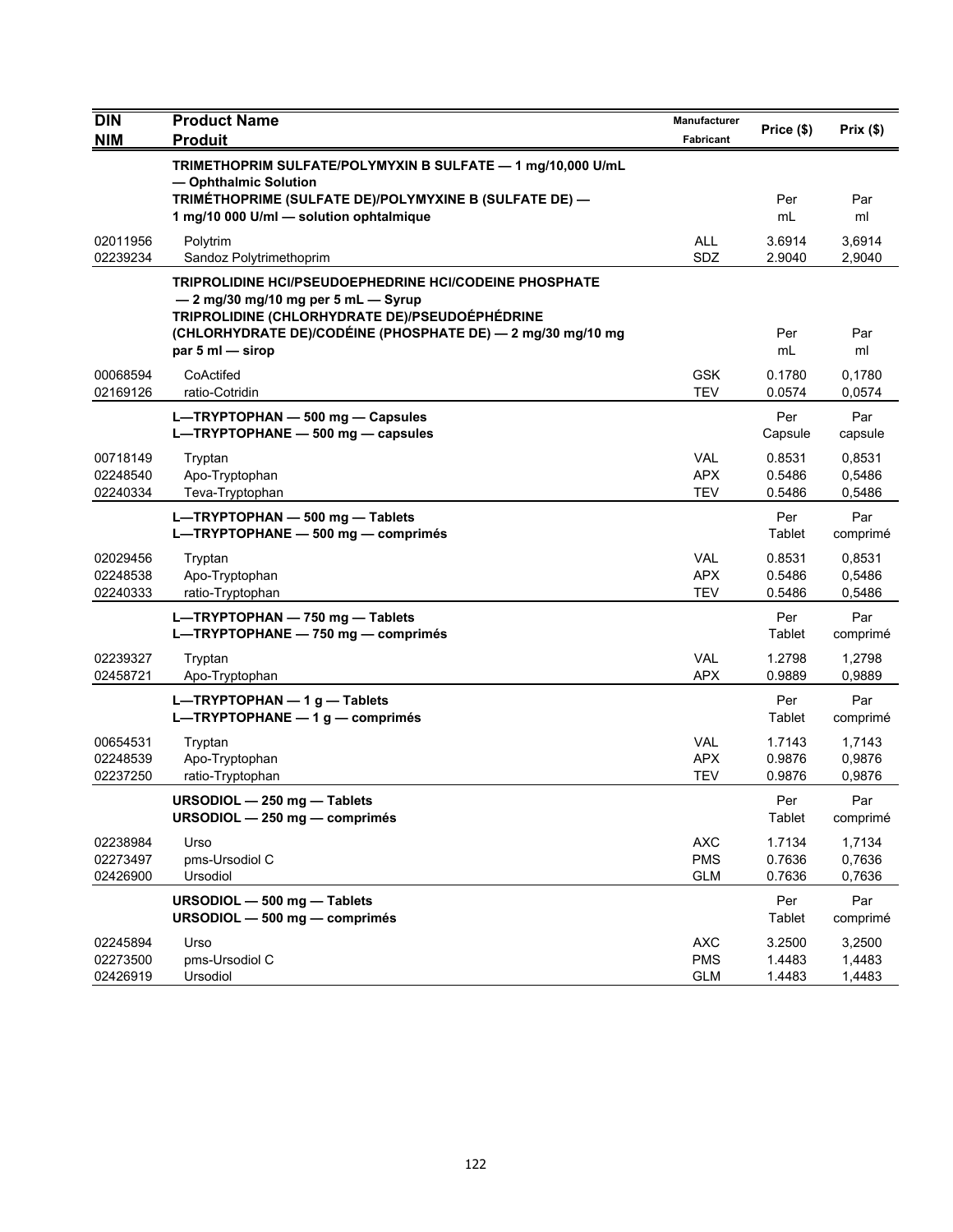| DIN<br>NIM | Product Name<br>Produit | Manufacturer<br>Fabricant | Price ($) | Prix ($) |
|---|---|---|---|---|
| | **TRIMETHOPRIM SULFATE/POLYMYXIN B SULFATE — 1 mg/10,000 U/mL — Ophthalmic Solution**<br>**TRIMÉTHOPRIME (SULFATE DE)/POLYMYXINE B (SULFATE DE) — 1 mg/10 000 U/ml — solution ophtalmique** | | Per mL | Par ml |
| 02011956 | Polytrim | ALL | 3.6914 | 3,6914 |
| 02239234 | Sandoz Polytrimethoprim | SDZ | 2.9040 | 2,9040 |
| | **TRIPROLIDINE HCl/PSEUDOEPHEDRINE HCl/CODEINE PHOSPHATE — 2 mg/30 mg/10 mg per 5 mL — Syrup**<br>**TRIPROLIDINE (CHLORHYDRATE DE)/PSEUDOÉPHÉDRINE (CHLORHYDRATE DE)/CODÉINE (PHOSPHATE DE) — 2 mg/30 mg/10 mg par 5 ml — sirop** | | Per mL | Par ml |
| 00068594 | CoActifed | GSK | 0.1780 | 0,1780 |
| 02169126 | ratio-Cotridin | TEV | 0.0574 | 0,0574 |
| | **L—TRYPTOPHAN — 500 mg — Capsules**<br>**L—TRYPTOPHANE — 500 mg — capsules** | | Per Capsule | Par capsule |
| 00718149 | Tryptan | VAL | 0.8531 | 0,8531 |
| 02248540 | Apo-Tryptophan | APX | 0.5486 | 0,5486 |
| 02240334 | Teva-Tryptophan | TEV | 0.5486 | 0,5486 |
| | **L—TRYPTOPHAN — 500 mg — Tablets**<br>**L—TRYPTOPHANE — 500 mg — comprimés** | | Per Tablet | Par comprimé |
| 02029456 | Tryptan | VAL | 0.8531 | 0,8531 |
| 02248538 | Apo-Tryptophan | APX | 0.5486 | 0,5486 |
| 02240333 | ratio-Tryptophan | TEV | 0.5486 | 0,5486 |
| | **L—TRYPTOPHAN — 750 mg — Tablets**<br>**L—TRYPTOPHANE — 750 mg — comprimés** | | Per Tablet | Par comprimé |
| 02239327 | Tryptan | VAL | 1.2798 | 1,2798 |
| 02458721 | Apo-Tryptophan | APX | 0.9889 | 0,9889 |
| | **L—TRYPTOPHAN — 1 g — Tablets**<br>**L—TRYPTOPHANE — 1 g — comprimés** | | Per Tablet | Par comprimé |
| 00654531 | Tryptan | VAL | 1.7143 | 1,7143 |
| 02248539 | Apo-Tryptophan | APX | 0.9876 | 0,9876 |
| 02237250 | ratio-Tryptophan | TEV | 0.9876 | 0,9876 |
| | **URSODIOL — 250 mg — Tablets**<br>**URSODIOL — 250 mg — comprimés** | | Per Tablet | Par comprimé |
| 02238984 | Urso | AXC | 1.7134 | 1,7134 |
| 02273497 | pms-Ursodiol C | PMS | 0.7636 | 0,7636 |
| 02426900 | Ursodiol | GLM | 0.7636 | 0,7636 |
| | **URSODIOL — 500 mg — Tablets**<br>**URSODIOL — 500 mg — comprimés** | | Per Tablet | Par comprimé |
| 02245894 | Urso | AXC | 3.2500 | 3,2500 |
| 02273500 | pms-Ursodiol C | PMS | 1.4483 | 1,4483 |
| 02426919 | Ursodiol | GLM | 1.4483 | 1,4483 |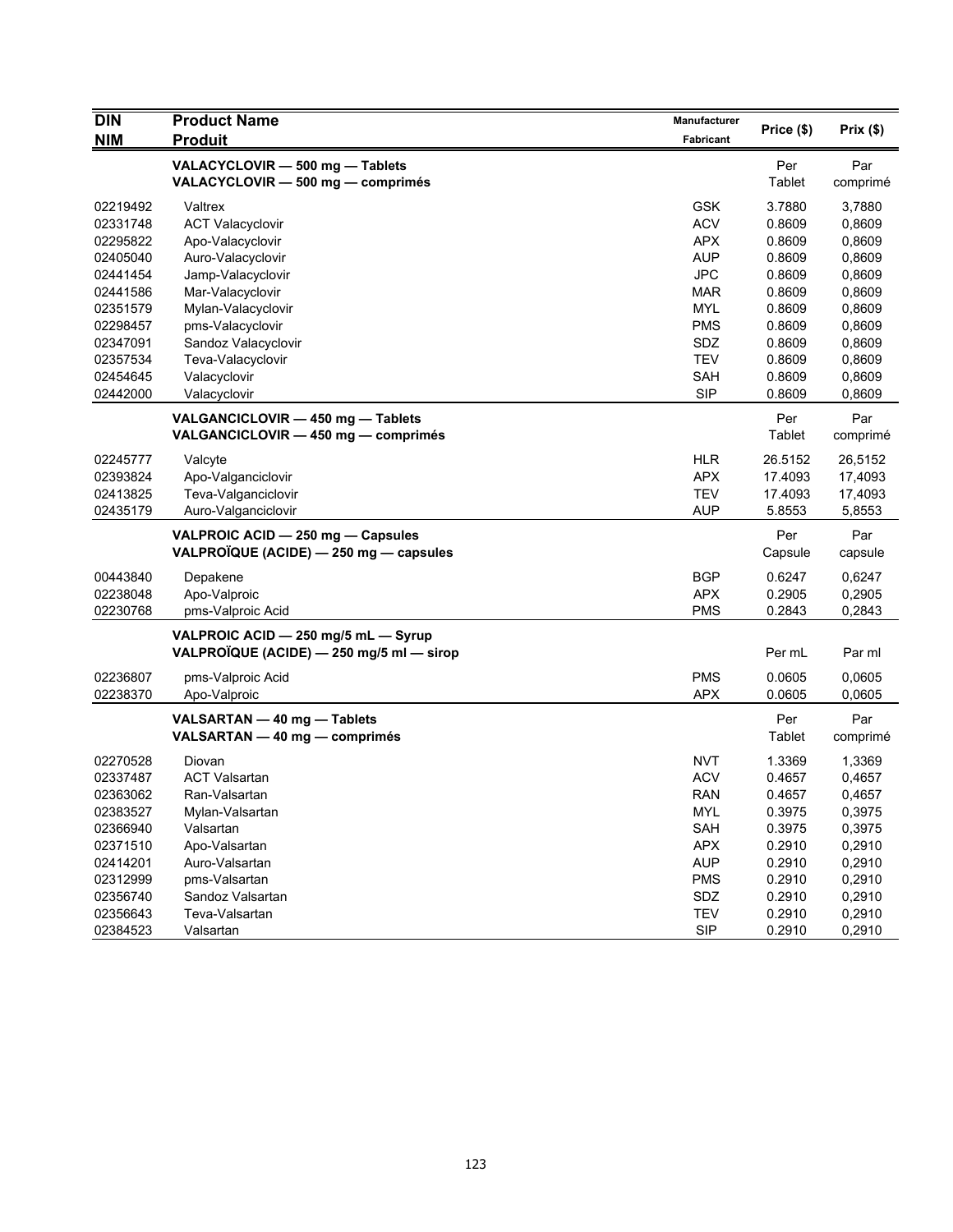| DIN<br>NIM | Product Name<br>Produit | Manufacturer<br>Fabricant | Price ($) | Prix ($) |
|---|---|---|---|---|
| | **VALACYCLOVIR — 500 mg — Tablets**<br>**VALACYCLOVIR — 500 mg — comprimés** | | Per Tablet | Par comprimé |
| 02219492 | Valtrex | GSK | 3.7880 | 3,7880 |
| 02331748 | ACT Valacyclovir | ACV | 0.8609 | 0,8609 |
| 02295822 | Apo-Valacyclovir | APX | 0.8609 | 0,8609 |
| 02405040 | Auro-Valacyclovir | AUP | 0.8609 | 0,8609 |
| 02441454 | Jamp-Valacyclovir | JPC | 0.8609 | 0,8609 |
| 02441586 | Mar-Valacyclovir | MAR | 0.8609 | 0,8609 |
| 02351579 | Mylan-Valacyclovir | MYL | 0.8609 | 0,8609 |
| 02298457 | pms-Valacyclovir | PMS | 0.8609 | 0,8609 |
| 02347091 | Sandoz Valacyclovir | SDZ | 0.8609 | 0,8609 |
| 02357534 | Teva-Valacyclovir | TEV | 0.8609 | 0,8609 |
| 02454645 | Valacyclovir | SAH | 0.8609 | 0,8609 |
| 02442000 | Valacyclovir | SIP | 0.8609 | 0,8609 |
| | **VALGANCICLOVIR — 450 mg — Tablets**<br>**VALGANCICLOVIR — 450 mg — comprimés** | | Per Tablet | Par comprimé |
| 02245777 | Valcyte | HLR | 26.5152 | 26,5152 |
| 02393824 | Apo-Valganciclovir | APX | 17.4093 | 17,4093 |
| 02413825 | Teva-Valganciclovir | TEV | 17.4093 | 17,4093 |
| 02435179 | Auro-Valganciclovir | AUP | 5.8553 | 5,8553 |
| | **VALPROIC ACID — 250 mg — Capsules**<br>**VALPROÏQUE (ACIDE) — 250 mg — capsules** | | Per Capsule | Par capsule |
| 00443840 | Depakene | BGP | 0.6247 | 0,6247 |
| 02238048 | Apo-Valproic | APX | 0.2905 | 0,2905 |
| 02230768 | pms-Valproic Acid | PMS | 0.2843 | 0,2843 |
| | **VALPROIC ACID — 250 mg/5 mL — Syrup**<br>**VALPROÏQUE (ACIDE) — 250 mg/5 ml — sirop** | | Per mL | Par ml |
| 02236807 | pms-Valproic Acid | PMS | 0.0605 | 0,0605 |
| 02238370 | Apo-Valproic | APX | 0.0605 | 0,0605 |
| | **VALSARTAN — 40 mg — Tablets**<br>**VALSARTAN — 40 mg — comprimés** | | Per Tablet | Par comprimé |
| 02270528 | Diovan | NVT | 1.3369 | 1,3369 |
| 02337487 | ACT Valsartan | ACV | 0.4657 | 0,4657 |
| 02363062 | Ran-Valsartan | RAN | 0.4657 | 0,4657 |
| 02383527 | Mylan-Valsartan | MYL | 0.3975 | 0,3975 |
| 02366940 | Valsartan | SAH | 0.3975 | 0,3975 |
| 02371510 | Apo-Valsartan | APX | 0.2910 | 0,2910 |
| 02414201 | Auro-Valsartan | AUP | 0.2910 | 0,2910 |
| 02312999 | pms-Valsartan | PMS | 0.2910 | 0,2910 |
| 02356740 | Sandoz Valsartan | SDZ | 0.2910 | 0,2910 |
| 02356643 | Teva-Valsartan | TEV | 0.2910 | 0,2910 |
| 02384523 | Valsartan | SIP | 0.2910 | 0,2910 |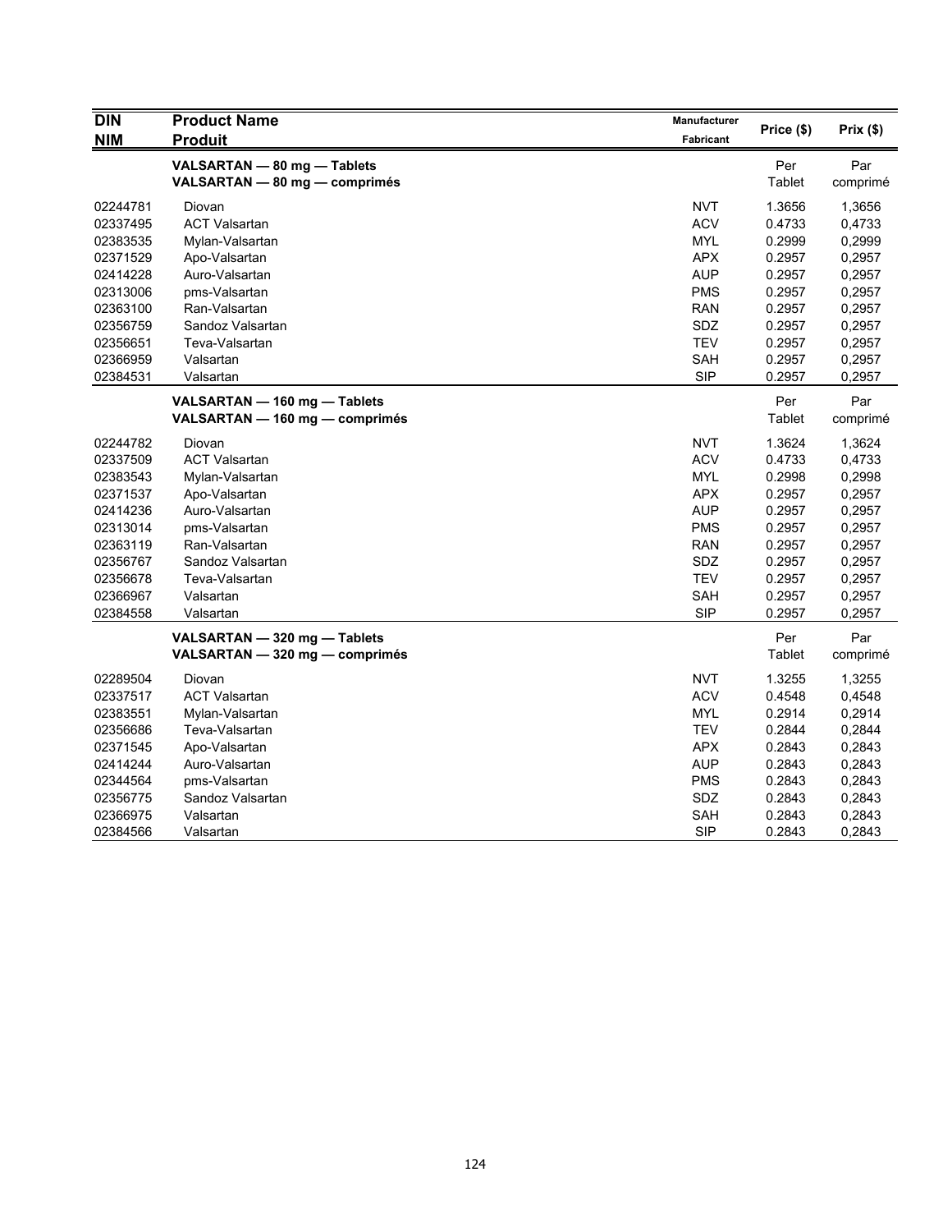| DIN<br>NIM | Product Name<br>Produit | Manufacturer<br>Fabricant | Price ($) | Prix ($) |
|---|---|---|---|---|
| | **VALSARTAN — 80 mg — Tablets**<br>**VALSARTAN — 80 mg — comprimés** | | Per Tablet | Par comprimé |
| 02244781 | Diovan | NVT | 1.3656 | 1,3656 |
| 02337495 | ACT Valsartan | ACV | 0.4733 | 0,4733 |
| 02383535 | Mylan-Valsartan | MYL | 0.2999 | 0,2999 |
| 02371529 | Apo-Valsartan | APX | 0.2957 | 0,2957 |
| 02414228 | Auro-Valsartan | AUP | 0.2957 | 0,2957 |
| 02313006 | pms-Valsartan | PMS | 0.2957 | 0,2957 |
| 02363100 | Ran-Valsartan | RAN | 0.2957 | 0,2957 |
| 02356759 | Sandoz Valsartan | SDZ | 0.2957 | 0,2957 |
| 02356651 | Teva-Valsartan | TEV | 0.2957 | 0,2957 |
| 02366959 | Valsartan | SAH | 0.2957 | 0,2957 |
| 02384531 | Valsartan | SIP | 0.2957 | 0,2957 |
| | **VALSARTAN — 160 mg — Tablets**<br>**VALSARTAN — 160 mg — comprimés** | | Per Tablet | Par comprimé |
| 02244782 | Diovan | NVT | 1.3624 | 1,3624 |
| 02337509 | ACT Valsartan | ACV | 0.4733 | 0,4733 |
| 02383543 | Mylan-Valsartan | MYL | 0.2998 | 0,2998 |
| 02371537 | Apo-Valsartan | APX | 0.2957 | 0,2957 |
| 02414236 | Auro-Valsartan | AUP | 0.2957 | 0,2957 |
| 02313014 | pms-Valsartan | PMS | 0.2957 | 0,2957 |
| 02363119 | Ran-Valsartan | RAN | 0.2957 | 0,2957 |
| 02356767 | Sandoz Valsartan | SDZ | 0.2957 | 0,2957 |
| 02356678 | Teva-Valsartan | TEV | 0.2957 | 0,2957 |
| 02366967 | Valsartan | SAH | 0.2957 | 0,2957 |
| 02384558 | Valsartan | SIP | 0.2957 | 0,2957 |
| | **VALSARTAN — 320 mg — Tablets**<br>**VALSARTAN — 320 mg — comprimés** | | Per Tablet | Par comprimé |
| 02289504 | Diovan | NVT | 1.3255 | 1,3255 |
| 02337517 | ACT Valsartan | ACV | 0.4548 | 0,4548 |
| 02383551 | Mylan-Valsartan | MYL | 0.2914 | 0,2914 |
| 02356686 | Teva-Valsartan | TEV | 0.2844 | 0,2844 |
| 02371545 | Apo-Valsartan | APX | 0.2843 | 0,2843 |
| 02414244 | Auro-Valsartan | AUP | 0.2843 | 0,2843 |
| 02344564 | pms-Valsartan | PMS | 0.2843 | 0,2843 |
| 02356775 | Sandoz Valsartan | SDZ | 0.2843 | 0,2843 |
| 02366975 | Valsartan | SAH | 0.2843 | 0,2843 |
| 02384566 | Valsartan | SIP | 0.2843 | 0,2843 |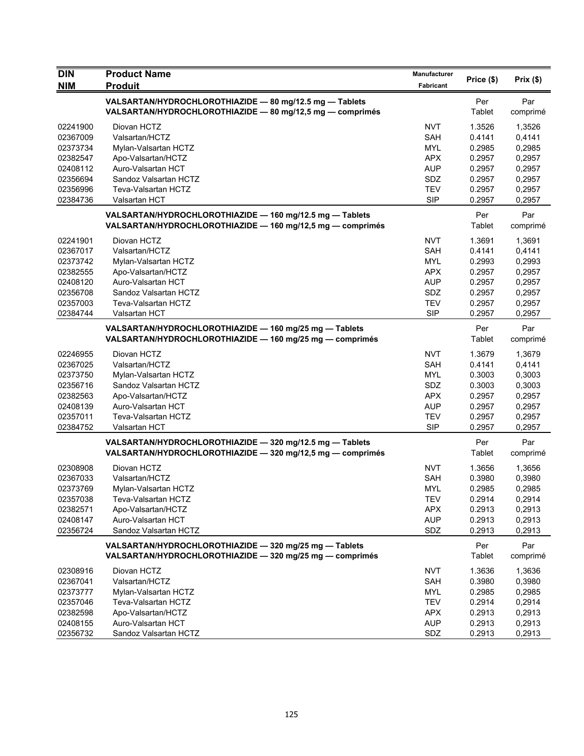| DIN<br>NIM | Product Name<br>Produit | Manufacturer<br>Fabricant | Price ($) | Prix ($) |
|---|---|---|---|---|
| | **VALSARTAN/HYDROCHLOROTHIAZIDE — 80 mg/12.5 mg — Tablets**<br>**VALSARTAN/HYDROCHLOROTHIAZIDE — 80 mg/12,5 mg — comprimés** | | Per Tablet | Par comprimé |
| 02241900 | Diovan HCTZ | NVT | 1.3526 | 1,3526 |
| 02367009 | Valsartan/HCTZ | SAH | 0.4141 | 0,4141 |
| 02373734 | Mylan-Valsartan HCTZ | MYL | 0.2985 | 0,2985 |
| 02382547 | Apo-Valsartan/HCTZ | APX | 0.2957 | 0,2957 |
| 02408112 | Auro-Valsartan HCT | AUP | 0.2957 | 0,2957 |
| 02356694 | Sandoz Valsartan HCTZ | SDZ | 0.2957 | 0,2957 |
| 02356996 | Teva-Valsartan HCTZ | TEV | 0.2957 | 0,2957 |
| 02384736 | Valsartan HCT | SIP | 0.2957 | 0,2957 |
| | **VALSARTAN/HYDROCHLOROTHIAZIDE — 160 mg/12.5 mg — Tablets**<br>**VALSARTAN/HYDROCHLOROTHIAZIDE — 160 mg/12,5 mg — comprimés** | | Per Tablet | Par comprimé |
| 02241901 | Diovan HCTZ | NVT | 1.3691 | 1,3691 |
| 02367017 | Valsartan/HCTZ | SAH | 0.4141 | 0,4141 |
| 02373742 | Mylan-Valsartan HCTZ | MYL | 0.2993 | 0,2993 |
| 02382555 | Apo-Valsartan/HCTZ | APX | 0.2957 | 0,2957 |
| 02408120 | Auro-Valsartan HCT | AUP | 0.2957 | 0,2957 |
| 02356708 | Sandoz Valsartan HCTZ | SDZ | 0.2957 | 0,2957 |
| 02357003 | Teva-Valsartan HCTZ | TEV | 0.2957 | 0,2957 |
| 02384744 | Valsartan HCT | SIP | 0.2957 | 0,2957 |
| | **VALSARTAN/HYDROCHLOROTHIAZIDE — 160 mg/25 mg — Tablets**<br>**VALSARTAN/HYDROCHLOROTHIAZIDE — 160 mg/25 mg — comprimés** | | Per Tablet | Par comprimé |
| 02246955 | Diovan HCTZ | NVT | 1.3679 | 1,3679 |
| 02367025 | Valsartan/HCTZ | SAH | 0.4141 | 0,4141 |
| 02373750 | Mylan-Valsartan HCTZ | MYL | 0.3003 | 0,3003 |
| 02356716 | Sandoz Valsartan HCTZ | SDZ | 0.3003 | 0,3003 |
| 02382563 | Apo-Valsartan/HCTZ | APX | 0.2957 | 0,2957 |
| 02408139 | Auro-Valsartan HCT | AUP | 0.2957 | 0,2957 |
| 02357011 | Teva-Valsartan HCTZ | TEV | 0.2957 | 0,2957 |
| 02384752 | Valsartan HCT | SIP | 0.2957 | 0,2957 |
| | **VALSARTAN/HYDROCHLOROTHIAZIDE — 320 mg/12.5 mg — Tablets**<br>**VALSARTAN/HYDROCHLOROTHIAZIDE — 320 mg/12,5 mg — comprimés** | | Per Tablet | Par comprimé |
| 02308908 | Diovan HCTZ | NVT | 1.3656 | 1,3656 |
| 02367033 | Valsartan/HCTZ | SAH | 0.3980 | 0,3980 |
| 02373769 | Mylan-Valsartan HCTZ | MYL | 0.2985 | 0,2985 |
| 02357038 | Teva-Valsartan HCTZ | TEV | 0.2914 | 0,2914 |
| 02382571 | Apo-Valsartan/HCTZ | APX | 0.2913 | 0,2913 |
| 02408147 | Auro-Valsartan HCT | AUP | 0.2913 | 0,2913 |
| 02356724 | Sandoz Valsartan HCTZ | SDZ | 0.2913 | 0,2913 |
| | **VALSARTAN/HYDROCHLOROTHIAZIDE — 320 mg/25 mg — Tablets**<br>**VALSARTAN/HYDROCHLOROTHIAZIDE — 320 mg/25 mg — comprimés** | | Per Tablet | Par comprimé |
| 02308916 | Diovan HCTZ | NVT | 1.3636 | 1,3636 |
| 02367041 | Valsartan/HCTZ | SAH | 0.3980 | 0,3980 |
| 02373777 | Mylan-Valsartan HCTZ | MYL | 0.2985 | 0,2985 |
| 02357046 | Teva-Valsartan HCTZ | TEV | 0.2914 | 0,2914 |
| 02382598 | Apo-Valsartan/HCTZ | APX | 0.2913 | 0,2913 |
| 02408155 | Auro-Valsartan HCT | AUP | 0.2913 | 0,2913 |
| 02356732 | Sandoz Valsartan HCTZ | SDZ | 0.2913 | 0,2913 |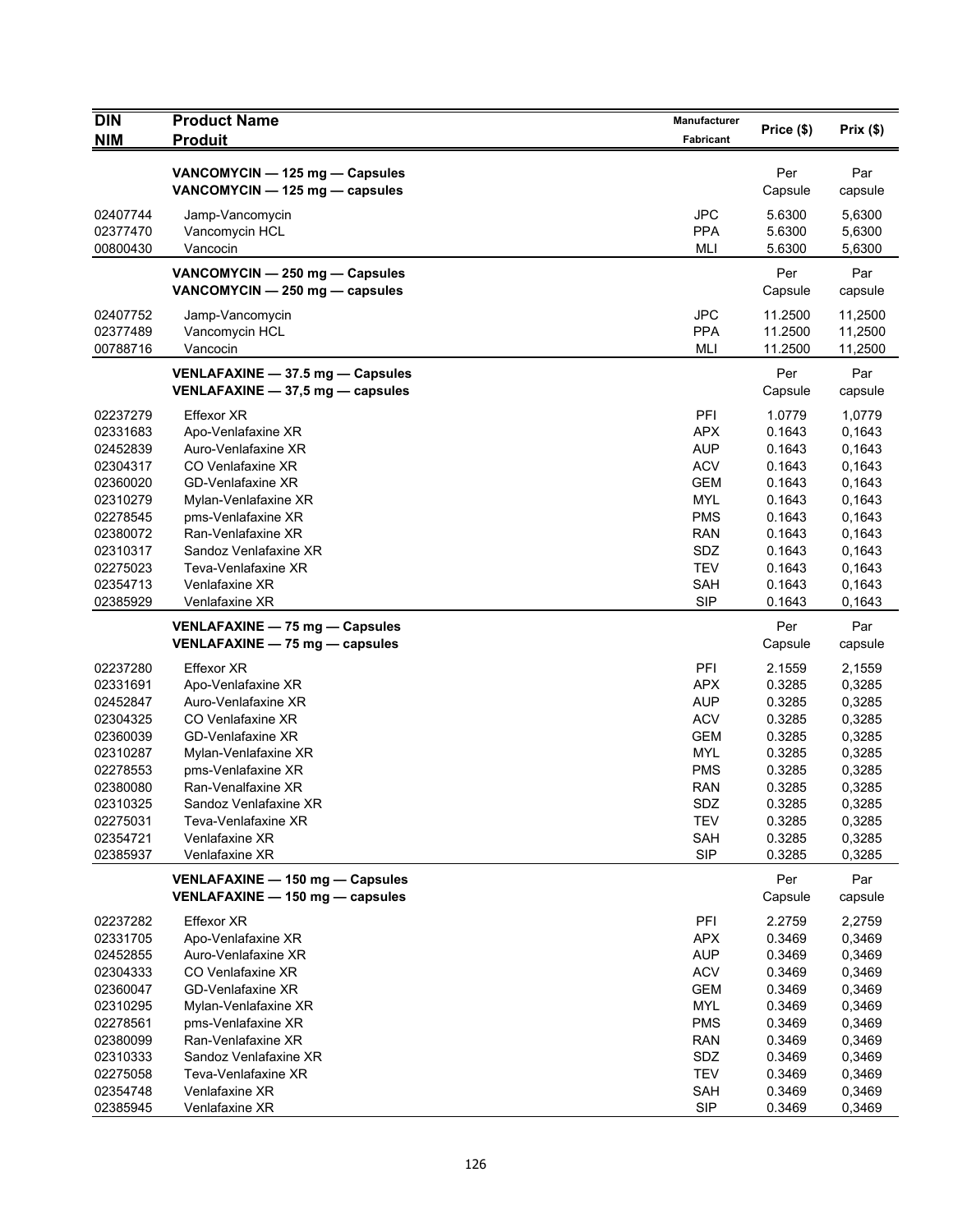| DIN<br>NIM | Product Name<br>Produit | Manufacturer<br>Fabricant | Price ($) | Prix ($) |
|---|---|---|---|---|
| | **VANCOMYCIN — 125 mg — Capsules**<br>**VANCOMYCIN — 125 mg — capsules** | | Per<br>Capsule | Par<br>capsule |
| 02407744 | Jamp-Vancomycin | JPC | 5.6300 | 5,6300 |
| 02377470 | Vancomycin HCL | PPA | 5.6300 | 5,6300 |
| 00800430 | Vancocin | MLI | 5.6300 | 5,6300 |
| | **VANCOMYCIN — 250 mg — Capsules**<br>**VANCOMYCIN — 250 mg — capsules** | | Per<br>Capsule | Par<br>capsule |
| 02407752 | Jamp-Vancomycin | JPC | 11.2500 | 11,2500 |
| 02377489 | Vancomycin HCL | PPA | 11.2500 | 11,2500 |
| 00788716 | Vancocin | MLI | 11.2500 | 11,2500 |
| | **VENLAFAXINE — 37.5 mg — Capsules**<br>**VENLAFAXINE — 37,5 mg — capsules** | | Per<br>Capsule | Par<br>capsule |
| 02237279 | Effexor XR | PFI | 1.0779 | 1,0779 |
| 02331683 | Apo-Venlafaxine XR | APX | 0.1643 | 0,1643 |
| 02452839 | Auro-Venlafaxine XR | AUP | 0.1643 | 0,1643 |
| 02304317 | CO Venlafaxine XR | ACV | 0.1643 | 0,1643 |
| 02360020 | GD-Venlafaxine XR | GEM | 0.1643 | 0,1643 |
| 02310279 | Mylan-Venlafaxine XR | MYL | 0.1643 | 0,1643 |
| 02278545 | pms-Venlafaxine XR | PMS | 0.1643 | 0,1643 |
| 02380072 | Ran-Venlafaxine XR | RAN | 0.1643 | 0,1643 |
| 02310317 | Sandoz Venlafaxine XR | SDZ | 0.1643 | 0,1643 |
| 02275023 | Teva-Venlafaxine XR | TEV | 0.1643 | 0,1643 |
| 02354713 | Venlafaxine XR | SAH | 0.1643 | 0,1643 |
| 02385929 | Venlafaxine XR | SIP | 0.1643 | 0,1643 |
| | **VENLAFAXINE — 75 mg — Capsules**<br>**VENLAFAXINE — 75 mg — capsules** | | Per<br>Capsule | Par<br>capsule |
| 02237280 | Effexor XR | PFI | 2.1559 | 2,1559 |
| 02331691 | Apo-Venlafaxine XR | APX | 0.3285 | 0,3285 |
| 02452847 | Auro-Venlafaxine XR | AUP | 0.3285 | 0,3285 |
| 02304325 | CO Venlafaxine XR | ACV | 0.3285 | 0,3285 |
| 02360039 | GD-Venlafaxine XR | GEM | 0.3285 | 0,3285 |
| 02310287 | Mylan-Venlafaxine XR | MYL | 0.3285 | 0,3285 |
| 02278553 | pms-Venlafaxine XR | PMS | 0.3285 | 0,3285 |
| 02380080 | Ran-Venalfaxine XR | RAN | 0.3285 | 0,3285 |
| 02310325 | Sandoz Venlafaxine XR | SDZ | 0.3285 | 0,3285 |
| 02275031 | Teva-Venlafaxine XR | TEV | 0.3285 | 0,3285 |
| 02354721 | Venlafaxine XR | SAH | 0.3285 | 0,3285 |
| 02385937 | Venlafaxine XR | SIP | 0.3285 | 0,3285 |
| | **VENLAFAXINE — 150 mg — Capsules**<br>**VENLAFAXINE — 150 mg — capsules** | | Per<br>Capsule | Par<br>capsule |
| 02237282 | Effexor XR | PFI | 2.2759 | 2,2759 |
| 02331705 | Apo-Venlafaxine XR | APX | 0.3469 | 0,3469 |
| 02452855 | Auro-Venlafaxine XR | AUP | 0.3469 | 0,3469 |
| 02304333 | CO Venlafaxine XR | ACV | 0.3469 | 0,3469 |
| 02360047 | GD-Venlafaxine XR | GEM | 0.3469 | 0,3469 |
| 02310295 | Mylan-Venlafaxine XR | MYL | 0.3469 | 0,3469 |
| 02278561 | pms-Venlafaxine XR | PMS | 0.3469 | 0,3469 |
| 02380099 | Ran-Venlafaxine XR | RAN | 0.3469 | 0,3469 |
| 02310333 | Sandoz Venlafaxine XR | SDZ | 0.3469 | 0,3469 |
| 02275058 | Teva-Venlafaxine XR | TEV | 0.3469 | 0,3469 |
| 02354748 | Venlafaxine XR | SAH | 0.3469 | 0,3469 |
| 02385945 | Venlafaxine XR | SIP | 0.3469 | 0,3469 |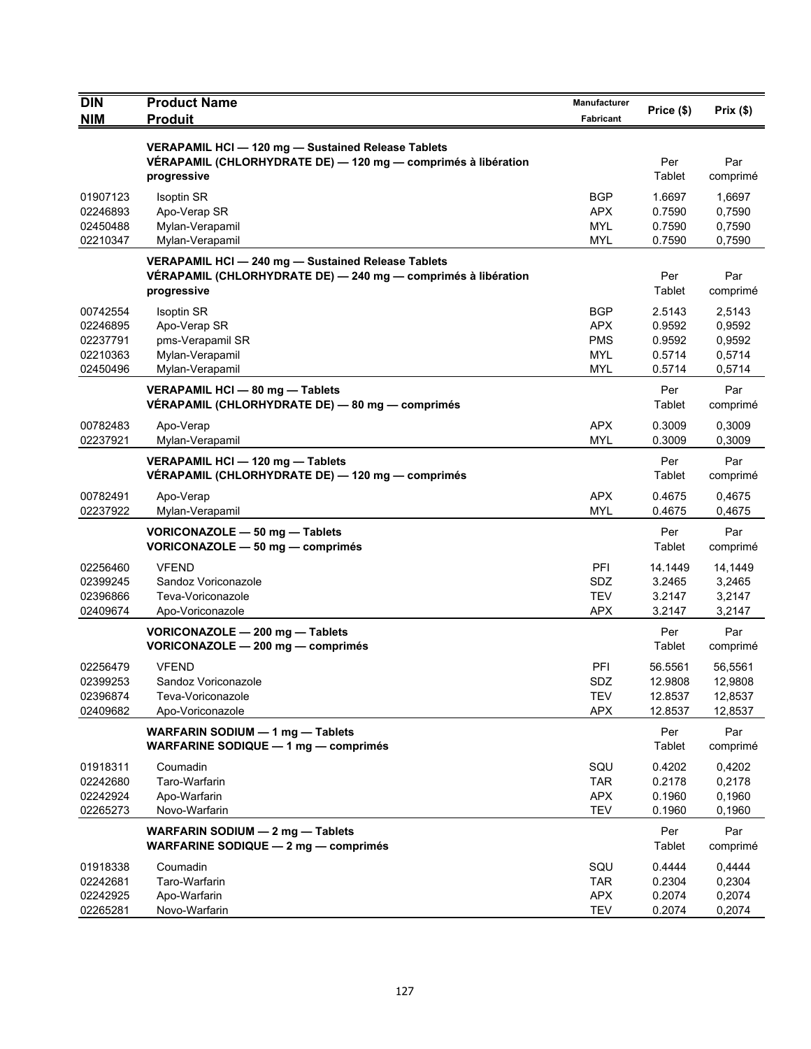| DIN<br>NIM | Product Name<br>Produit | Manufacturer<br>Fabricant | Price ($) | Prix ($) |
|---|---|---|---|---|
| | **VERAPAMIL HCl — 120 mg — Sustained Release Tablets**<br>**VÉRAPAMIL (CHLORHYDRATE DE) — 120 mg — comprimés à libération progressive** | | Per Tablet | Par comprimé |
| 01907123 | Isoptin SR | BGP | 1.6697 | 1,6697 |
| 02246893 | Apo-Verap SR | APX | 0.7590 | 0,7590 |
| 02450488 | Mylan-Verapamil | MYL | 0.7590 | 0,7590 |
| 02210347 | Mylan-Verapamil | MYL | 0.7590 | 0,7590 |
| | **VERAPAMIL HCl — 240 mg — Sustained Release Tablets**<br>**VÉRAPAMIL (CHLORHYDRATE DE) — 240 mg — comprimés à libération progressive** | | Per Tablet | Par comprimé |
| 00742554 | Isoptin SR | BGP | 2.5143 | 2,5143 |
| 02246895 | Apo-Verap SR | APX | 0.9592 | 0,9592 |
| 02237791 | pms-Verapamil SR | PMS | 0.9592 | 0,9592 |
| 02210363 | Mylan-Verapamil | MYL | 0.5714 | 0,5714 |
| 02450496 | Mylan-Verapamil | MYL | 0.5714 | 0,5714 |
| | **VERAPAMIL HCl — 80 mg — Tablets**<br>**VÉRAPAMIL (CHLORHYDRATE DE) — 80 mg — comprimés** | | Per Tablet | Par comprimé |
| 00782483 | Apo-Verap | APX | 0.3009 | 0,3009 |
| 02237921 | Mylan-Verapamil | MYL | 0.3009 | 0,3009 |
| | **VERAPAMIL HCl — 120 mg — Tablets**<br>**VÉRAPAMIL (CHLORHYDRATE DE) — 120 mg — comprimés** | | Per Tablet | Par comprimé |
| 00782491 | Apo-Verap | APX | 0.4675 | 0,4675 |
| 02237922 | Mylan-Verapamil | MYL | 0.4675 | 0,4675 |
| | **VORICONAZOLE — 50 mg — Tablets**<br>**VORICONAZOLE — 50 mg — comprimés** | | Per Tablet | Par comprimé |
| 02256460 | VFEND | PFI | 14.1449 | 14,1449 |
| 02399245 | Sandoz Voriconazole | SDZ | 3.2465 | 3,2465 |
| 02396866 | Teva-Voriconazole | TEV | 3.2147 | 3,2147 |
| 02409674 | Apo-Voriconazole | APX | 3.2147 | 3,2147 |
| | **VORICONAZOLE — 200 mg — Tablets**<br>**VORICONAZOLE — 200 mg — comprimés** | | Per Tablet | Par comprimé |
| 02256479 | VFEND | PFI | 56.5561 | 56,5561 |
| 02399253 | Sandoz Voriconazole | SDZ | 12.9808 | 12,9808 |
| 02396874 | Teva-Voriconazole | TEV | 12.8537 | 12,8537 |
| 02409682 | Apo-Voriconazole | APX | 12.8537 | 12,8537 |
| | **WARFARIN SODIUM — 1 mg — Tablets**<br>**WARFARINE SODIQUE — 1 mg — comprimés** | | Per Tablet | Par comprimé |
| 01918311 | Coumadin | SQU | 0.4202 | 0,4202 |
| 02242680 | Taro-Warfarin | TAR | 0.2178 | 0,2178 |
| 02242924 | Apo-Warfarin | APX | 0.1960 | 0,1960 |
| 02265273 | Novo-Warfarin | TEV | 0.1960 | 0,1960 |
| | **WARFARIN SODIUM — 2 mg — Tablets**<br>**WARFARINE SODIQUE — 2 mg — comprimés** | | Per Tablet | Par comprimé |
| 01918338 | Coumadin | SQU | 0.4444 | 0,4444 |
| 02242681 | Taro-Warfarin | TAR | 0.2304 | 0,2304 |
| 02242925 | Apo-Warfarin | APX | 0.2074 | 0,2074 |
| 02265281 | Novo-Warfarin | TEV | 0.2074 | 0,2074 |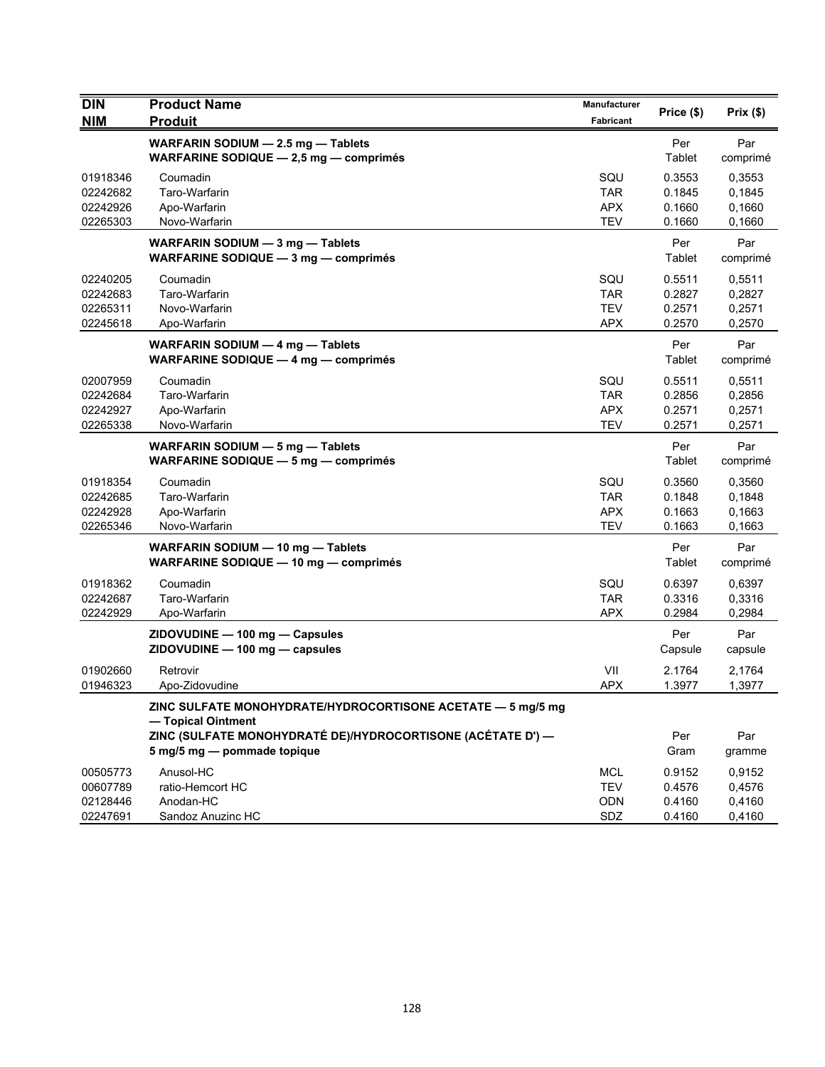| DIN<br>NIM | Product Name<br>Produit | Manufacturer<br>Fabricant | Price ($) | Prix ($) |
|---|---|---|---|---|
| | **WARFARIN SODIUM — 2.5 mg — Tablets**<br>**WARFARINE SODIQUE — 2,5 mg — comprimés** | | Per Tablet | Par comprimé |
| 01918346 | Coumadin | SQU | 0.3553 | 0,3553 |
| 02242682 | Taro-Warfarin | TAR | 0.1845 | 0,1845 |
| 02242926 | Apo-Warfarin | APX | 0.1660 | 0,1660 |
| 02265303 | Novo-Warfarin | TEV | 0.1660 | 0,1660 |
| | **WARFARIN SODIUM — 3 mg — Tablets**<br>**WARFARINE SODIQUE — 3 mg — comprimés** | | Per Tablet | Par comprimé |
| 02240205 | Coumadin | SQU | 0.5511 | 0,5511 |
| 02242683 | Taro-Warfarin | TAR | 0.2827 | 0,2827 |
| 02265311 | Novo-Warfarin | TEV | 0.2571 | 0,2571 |
| 02245618 | Apo-Warfarin | APX | 0.2570 | 0,2570 |
| | **WARFARIN SODIUM — 4 mg — Tablets**<br>**WARFARINE SODIQUE — 4 mg — comprimés** | | Per Tablet | Par comprimé |
| 02007959 | Coumadin | SQU | 0.5511 | 0,5511 |
| 02242684 | Taro-Warfarin | TAR | 0.2856 | 0,2856 |
| 02242927 | Apo-Warfarin | APX | 0.2571 | 0,2571 |
| 02265338 | Novo-Warfarin | TEV | 0.2571 | 0,2571 |
| | **WARFARIN SODIUM — 5 mg — Tablets**<br>**WARFARINE SODIQUE — 5 mg — comprimés** | | Per Tablet | Par comprimé |
| 01918354 | Coumadin | SQU | 0.3560 | 0,3560 |
| 02242685 | Taro-Warfarin | TAR | 0.1848 | 0,1848 |
| 02242928 | Apo-Warfarin | APX | 0.1663 | 0,1663 |
| 02265346 | Novo-Warfarin | TEV | 0.1663 | 0,1663 |
| | **WARFARIN SODIUM — 10 mg — Tablets**<br>**WARFARINE SODIQUE — 10 mg — comprimés** | | Per Tablet | Par comprimé |
| 01918362 | Coumadin | SQU | 0.6397 | 0,6397 |
| 02242687 | Taro-Warfarin | TAR | 0.3316 | 0,3316 |
| 02242929 | Apo-Warfarin | APX | 0.2984 | 0,2984 |
| | **ZIDOVUDINE — 100 mg — Capsules**<br>**ZIDOVUDINE — 100 mg — capsules** | | Per Capsule | Par capsule |
| 01902660 | Retrovir | VII | 2.1764 | 2,1764 |
| 01946323 | Apo-Zidovudine | APX | 1.3977 | 1,3977 |
| | **ZINC SULFATE MONOHYDRATE/HYDROCORTISONE ACETATE — 5 mg/5 mg — Topical Ointment**<br>**ZINC (SULFATE MONOHYDRATÉ DE)/HYDROCORTISONE (ACÉTATE D') — 5 mg/5 mg — pommade topique** | | Per Gram | Par gramme |
| 00505773 | Anusol-HC | MCL | 0.9152 | 0,9152 |
| 00607789 | ratio-Hemcort HC | TEV | 0.4576 | 0,4576 |
| 02128446 | Anodan-HC | ODN | 0.4160 | 0,4160 |
| 02247691 | Sandoz Anuzinc HC | SDZ | 0.4160 | 0,4160 |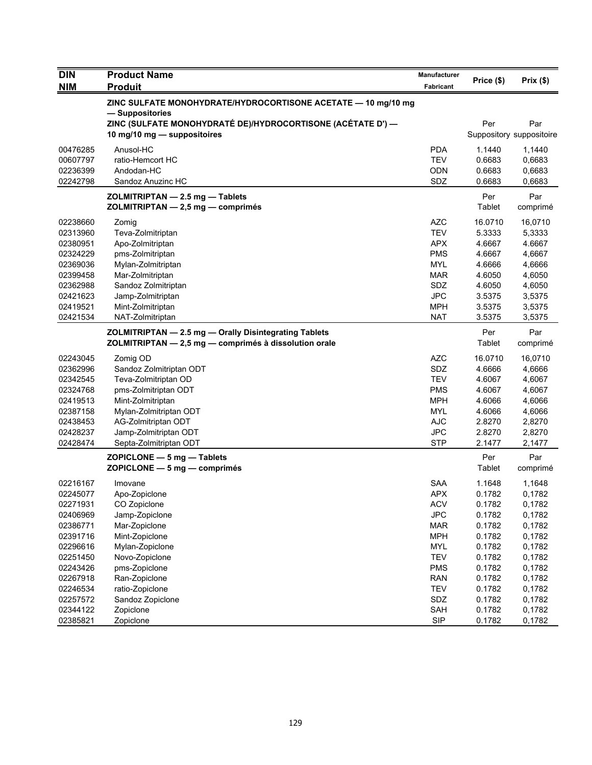| DIN<br>NIM | Product Name<br>Produit | Manufacturer<br>Fabricant | Price ($) | Prix ($) |
|---|---|---|---|---|
| | **ZINC SULFATE MONOHYDRATE/HYDROCORTISONE ACETATE — 10 mg/10 mg — Suppositories**<br>**ZINC (SULFATE MONOHYDRATÉ DE)/HYDROCORTISONE (ACÉTATE D') — 10 mg/10 mg — suppositoires** | | Per Suppository | Par suppositoire |
| 00476285 | Anusol-HC | PDA | 1.1440 | 1,1440 |
| 00607797 | ratio-Hemcort HC | TEV | 0.6683 | 0,6683 |
| 02236399 | Andodan-HC | ODN | 0.6683 | 0,6683 |
| 02242798 | Sandoz Anuzinc HC | SDZ | 0.6683 | 0,6683 |
| | **ZOLMITRIPTAN — 2.5 mg — Tablets**<br>**ZOLMITRIPTAN — 2,5 mg — comprimés** | | Per Tablet | Par comprimé |
| 02238660 | Zomig | AZC | 16.0710 | 16,0710 |
| 02313960 | Teva-Zolmitriptan | TEV | 5.3333 | 5,3333 |
| 02380951 | Apo-Zolmitriptan | APX | 4.6667 | 4.6667 |
| 02324229 | pms-Zolmitriptan | PMS | 4.6667 | 4,6667 |
| 02369036 | Mylan-Zolmitriptan | MYL | 4.6666 | 4,6666 |
| 02399458 | Mar-Zolmitriptan | MAR | 4.6050 | 4,6050 |
| 02362988 | Sandoz Zolmitriptan | SDZ | 4.6050 | 4,6050 |
| 02421623 | Jamp-Zolmitriptan | JPC | 3.5375 | 3,5375 |
| 02419521 | Mint-Zolmitriptan | MPH | 3.5375 | 3,5375 |
| 02421534 | NAT-Zolmitriptan | NAT | 3.5375 | 3,5375 |
| | **ZOLMITRIPTAN — 2.5 mg — Orally Disintegrating Tablets**<br>**ZOLMITRIPTAN — 2,5 mg — comprimés à dissolution orale** | | Per Tablet | Par comprimé |
| 02243045 | Zomig OD | AZC | 16.0710 | 16,0710 |
| 02362996 | Sandoz Zolmitriptan ODT | SDZ | 4.6666 | 4,6666 |
| 02342545 | Teva-Zolmitriptan OD | TEV | 4.6067 | 4,6067 |
| 02324768 | pms-Zolmitriptan ODT | PMS | 4.6067 | 4,6067 |
| 02419513 | Mint-Zolmitriptan | MPH | 4.6066 | 4,6066 |
| 02387158 | Mylan-Zolmitriptan ODT | MYL | 4.6066 | 4,6066 |
| 02438453 | AG-Zolmitriptan ODT | AJC | 2.8270 | 2,8270 |
| 02428237 | Jamp-Zolmitriptan ODT | JPC | 2.8270 | 2,8270 |
| 02428474 | Septa-Zolmitriptan ODT | STP | 2.1477 | 2,1477 |
| | **ZOPICLONE — 5 mg — Tablets**<br>**ZOPICLONE — 5 mg — comprimés** | | Per Tablet | Par comprimé |
| 02216167 | Imovane | SAA | 1.1648 | 1,1648 |
| 02245077 | Apo-Zopiclone | APX | 0.1782 | 0,1782 |
| 02271931 | CO Zopiclone | ACV | 0.1782 | 0,1782 |
| 02406969 | Jamp-Zopiclone | JPC | 0.1782 | 0,1782 |
| 02386771 | Mar-Zopiclone | MAR | 0.1782 | 0,1782 |
| 02391716 | Mint-Zopiclone | MPH | 0.1782 | 0,1782 |
| 02296616 | Mylan-Zopiclone | MYL | 0.1782 | 0,1782 |
| 02251450 | Novo-Zopiclone | TEV | 0.1782 | 0,1782 |
| 02243426 | pms-Zopiclone | PMS | 0.1782 | 0,1782 |
| 02267918 | Ran-Zopiclone | RAN | 0.1782 | 0,1782 |
| 02246534 | ratio-Zopiclone | TEV | 0.1782 | 0,1782 |
| 02257572 | Sandoz Zopiclone | SDZ | 0.1782 | 0,1782 |
| 02344122 | Zopiclone | SAH | 0.1782 | 0,1782 |
| 02385821 | Zopiclone | SIP | 0.1782 | 0,1782 |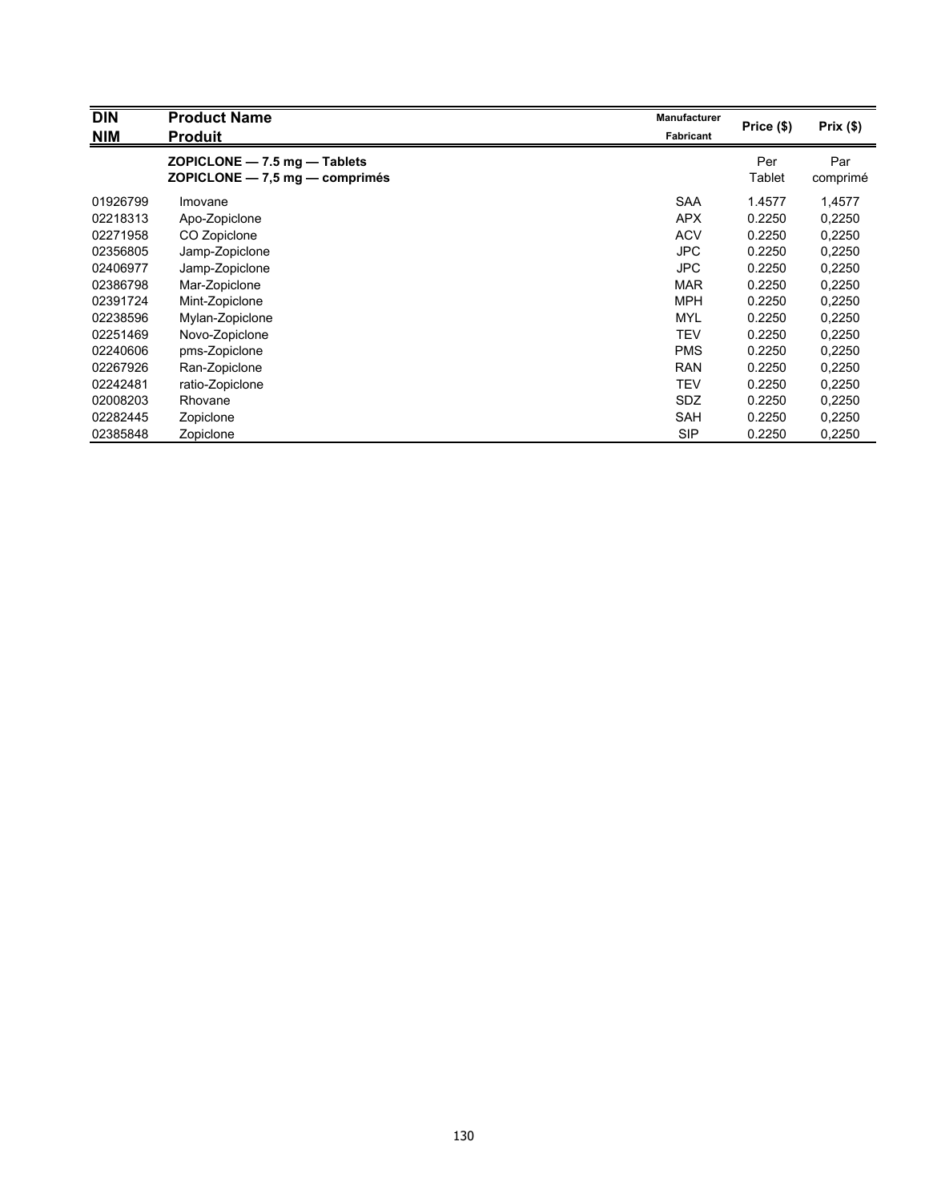| DIN<br>NIM | Product Name<br>Produit | Manufacturer<br>Fabricant | Price ($) | Prix ($) |
|---|---|---|---|---|
| | **ZOPICLONE — 7.5 mg — Tablets**<br>**ZOPICLONE — 7,5 mg — comprimés** | | Per Tablet | Par comprimé |
| 01926799 | Imovane | SAA | 1.4577 | 1,4577 |
| 02218313 | Apo-Zopiclone | APX | 0.2250 | 0,2250 |
| 02271958 | CO Zopiclone | ACV | 0.2250 | 0,2250 |
| 02356805 | Jamp-Zopiclone | JPC | 0.2250 | 0,2250 |
| 02406977 | Jamp-Zopiclone | JPC | 0.2250 | 0,2250 |
| 02386798 | Mar-Zopiclone | MAR | 0.2250 | 0,2250 |
| 02391724 | Mint-Zopiclone | MPH | 0.2250 | 0,2250 |
| 02238596 | Mylan-Zopiclone | MYL | 0.2250 | 0,2250 |
| 02251469 | Novo-Zopiclone | TEV | 0.2250 | 0,2250 |
| 02240606 | pms-Zopiclone | PMS | 0.2250 | 0,2250 |
| 02267926 | Ran-Zopiclone | RAN | 0.2250 | 0,2250 |
| 02242481 | ratio-Zopiclone | TEV | 0.2250 | 0,2250 |
| 02008203 | Rhovane | SDZ | 0.2250 | 0,2250 |
| 02282445 | Zopiclone | SAH | 0.2250 | 0,2250 |
| 02385848 | Zopiclone | SIP | 0.2250 | 0,2250 |